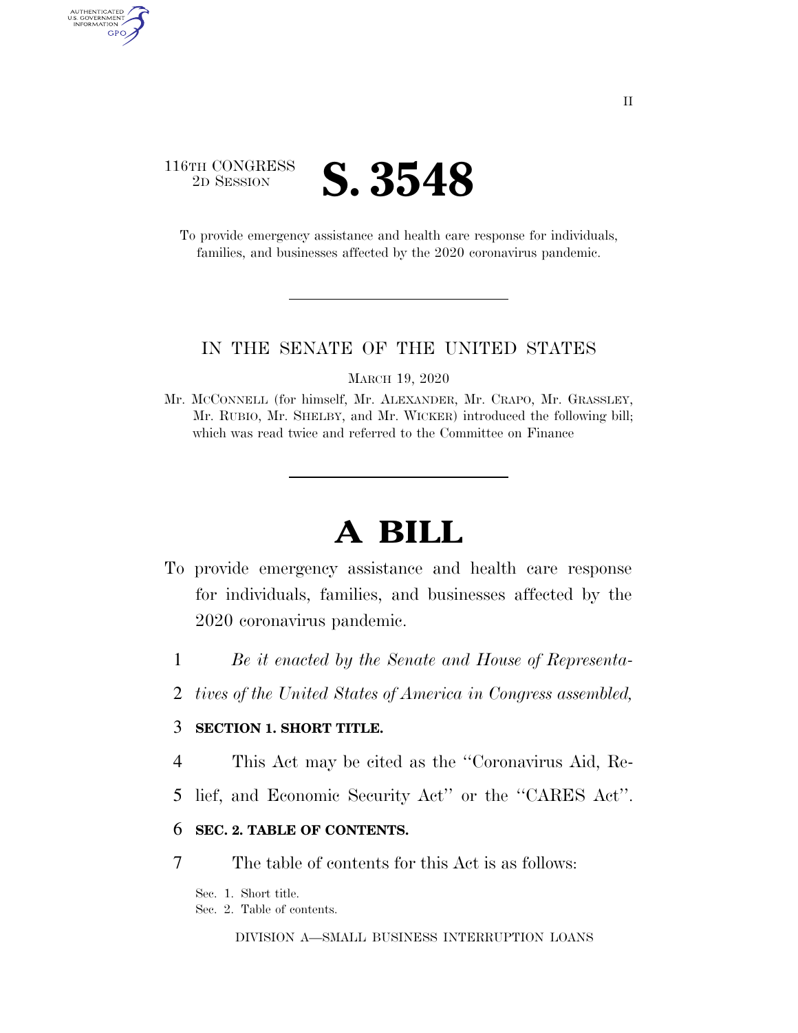116TH CONGRESS
2D SESSION

# S. 3548

To provide emergency assistance and health care response for individuals, families, and businesses affected by the 2020 coronavirus pandemic.

---

IN THE SENATE OF THE UNITED STATES

MARCH 19, 2020

Mr. MCCONNELL (for himself, Mr. ALEXANDER, Mr. CRAPO, Mr. GRASSLEY, Mr. RUBIO, Mr. SHELBY, and Mr. WICKER) introduced the following bill; which was read twice and referred to the Committee on Finance

---

# A BILL

To provide emergency assistance and health care response for individuals, families, and businesses affected by the 2020 coronavirus pandemic.

1 *Be it enacted by the Senate and House of Representa-*
2 *tives of the United States of America in Congress assembled,*

3 **SECTION 1. SHORT TITLE.**

4 This Act may be cited as the ''Coronavirus Aid, Re-
5 lief, and Economic Security Act'' or the ''CARES Act''.

6 **SEC. 2. TABLE OF CONTENTS.**

7 The table of contents for this Act is as follows:

Sec. 1. Short title.
Sec. 2. Table of contents.

DIVISION A—SMALL BUSINESS INTERRUPTION LOANS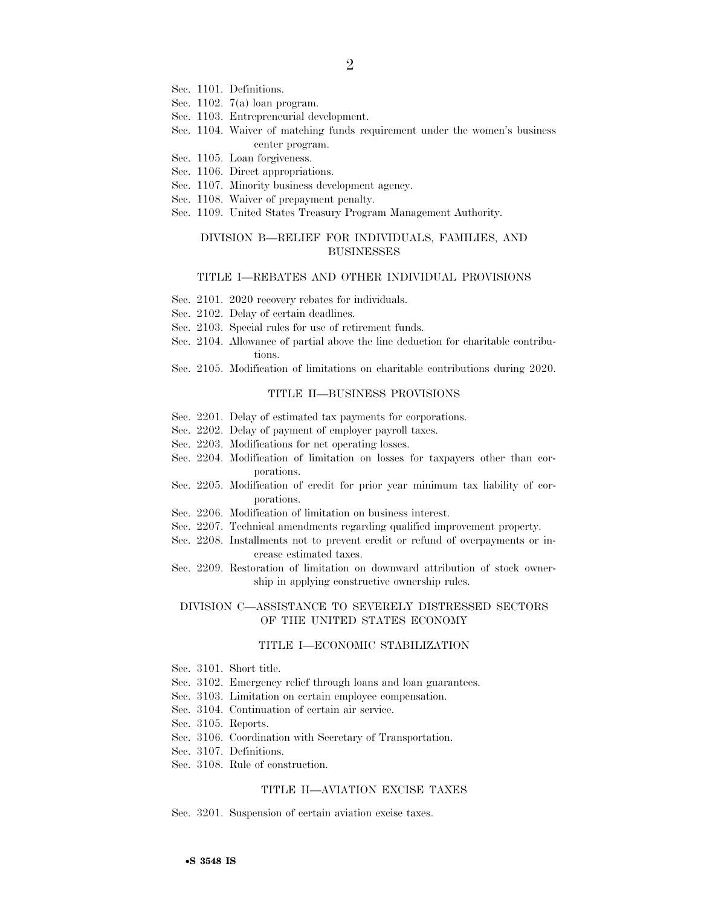Sec. 1101. Definitions.
Sec. 1102. 7(a) loan program.
Sec. 1103. Entrepreneurial development.
Sec. 1104. Waiver of matching funds requirement under the women's business center program.
Sec. 1105. Loan forgiveness.
Sec. 1106. Direct appropriations.
Sec. 1107. Minority business development agency.
Sec. 1108. Waiver of prepayment penalty.
Sec. 1109. United States Treasury Program Management Authority.

## DIVISION B—RELIEF FOR INDIVIDUALS, FAMILIES, AND BUSINESSES

### TITLE I—REBATES AND OTHER INDIVIDUAL PROVISIONS

Sec. 2101. 2020 recovery rebates for individuals.
Sec. 2102. Delay of certain deadlines.
Sec. 2103. Special rules for use of retirement funds.
Sec. 2104. Allowance of partial above the line deduction for charitable contributions.
Sec. 2105. Modification of limitations on charitable contributions during 2020.

### TITLE II—BUSINESS PROVISIONS

Sec. 2201. Delay of estimated tax payments for corporations.
Sec. 2202. Delay of payment of employer payroll taxes.
Sec. 2203. Modifications for net operating losses.
Sec. 2204. Modification of limitation on losses for taxpayers other than corporations.
Sec. 2205. Modification of credit for prior year minimum tax liability of corporations.
Sec. 2206. Modification of limitation on business interest.
Sec. 2207. Technical amendments regarding qualified improvement property.
Sec. 2208. Installments not to prevent credit or refund of overpayments or increase estimated taxes.
Sec. 2209. Restoration of limitation on downward attribution of stock ownership in applying constructive ownership rules.

## DIVISION C—ASSISTANCE TO SEVERELY DISTRESSED SECTORS OF THE UNITED STATES ECONOMY

### TITLE I—ECONOMIC STABILIZATION

Sec. 3101. Short title.
Sec. 3102. Emergency relief through loans and loan guarantees.
Sec. 3103. Limitation on certain employee compensation.
Sec. 3104. Continuation of certain air service.
Sec. 3105. Reports.
Sec. 3106. Coordination with Secretary of Transportation.
Sec. 3107. Definitions.
Sec. 3108. Rule of construction.

### TITLE II—AVIATION EXCISE TAXES

Sec. 3201. Suspension of certain aviation excise taxes.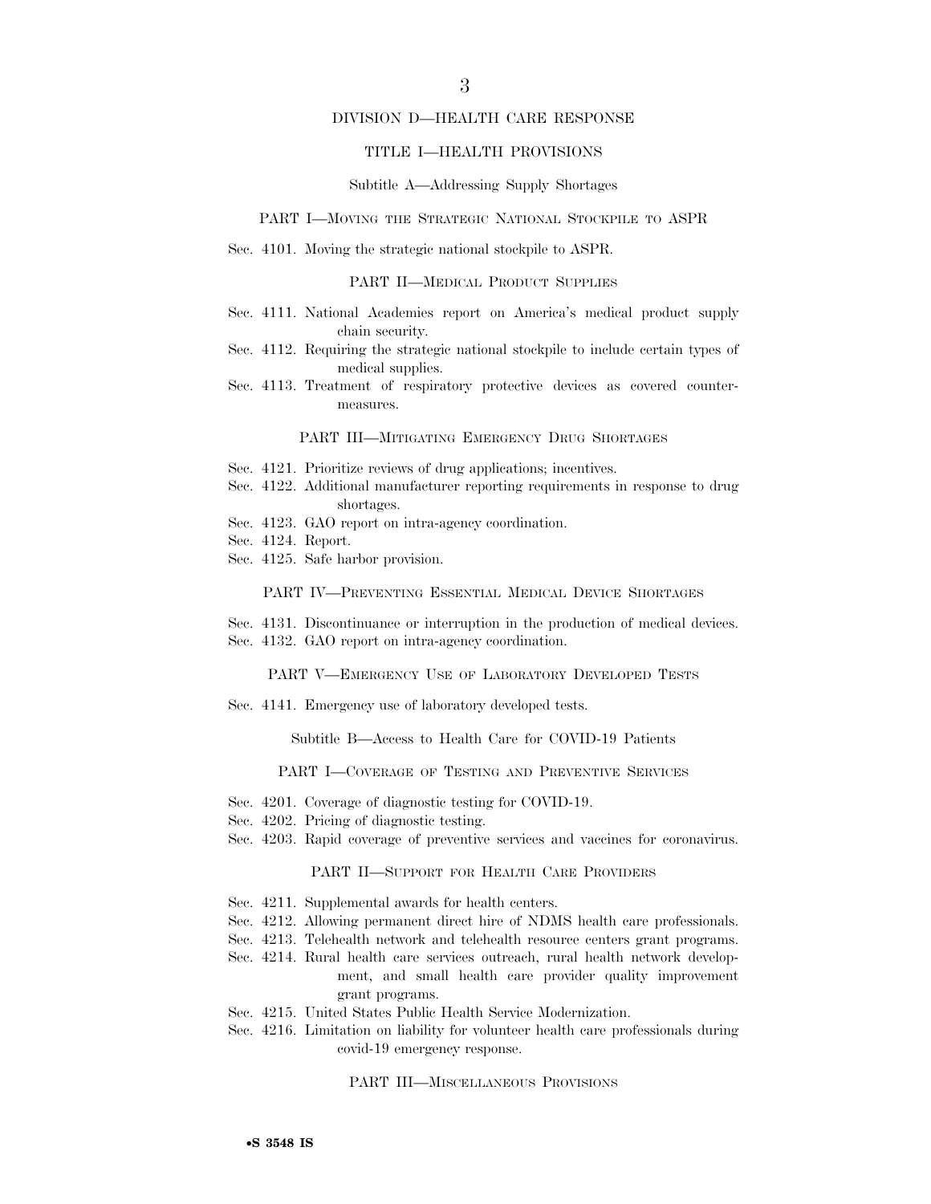## DIVISION D—HEALTH CARE RESPONSE

### TITLE I—HEALTH PROVISIONS

#### Subtitle A—Addressing Supply Shortages

##### PART I—Moving the Strategic National Stockpile to ASPR

Sec. 4101. Moving the strategic national stockpile to ASPR.

##### PART II—Medical Product Supplies

Sec. 4111. National Academies report on America's medical product supply chain security.
Sec. 4112. Requiring the strategic national stockpile to include certain types of medical supplies.
Sec. 4113. Treatment of respiratory protective devices as covered countermeasures.

##### PART III—Mitigating Emergency Drug Shortages

Sec. 4121. Prioritize reviews of drug applications; incentives.
Sec. 4122. Additional manufacturer reporting requirements in response to drug shortages.
Sec. 4123. GAO report on intra-agency coordination.
Sec. 4124. Report.
Sec. 4125. Safe harbor provision.

##### PART IV—Preventing Essential Medical Device Shortages

Sec. 4131. Discontinuance or interruption in the production of medical devices.
Sec. 4132. GAO report on intra-agency coordination.

##### PART V—Emergency Use of Laboratory Developed Tests

Sec. 4141. Emergency use of laboratory developed tests.

#### Subtitle B—Access to Health Care for COVID-19 Patients

##### PART I—Coverage of Testing and Preventive Services

Sec. 4201. Coverage of diagnostic testing for COVID-19.
Sec. 4202. Pricing of diagnostic testing.
Sec. 4203. Rapid coverage of preventive services and vaccines for coronavirus.

##### PART II—Support for Health Care Providers

Sec. 4211. Supplemental awards for health centers.
Sec. 4212. Allowing permanent direct hire of NDMS health care professionals.
Sec. 4213. Telehealth network and telehealth resource centers grant programs.
Sec. 4214. Rural health care services outreach, rural health network development, and small health care provider quality improvement grant programs.
Sec. 4215. United States Public Health Service Modernization.
Sec. 4216. Limitation on liability for volunteer health care professionals during covid-19 emergency response.

##### PART III—Miscellaneous Provisions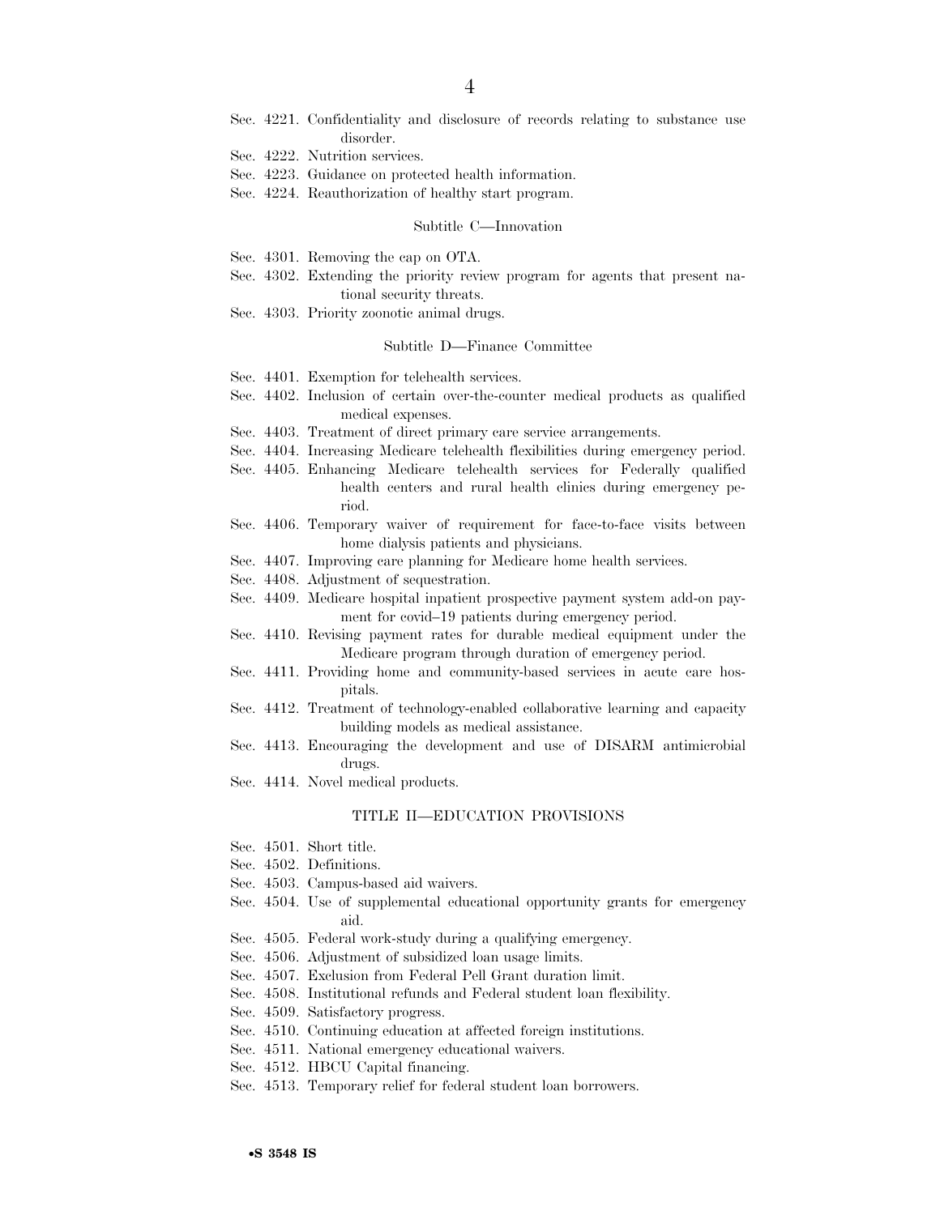Sec. 4221. Confidentiality and disclosure of records relating to substance use disorder.
Sec. 4222. Nutrition services.
Sec. 4223. Guidance on protected health information.
Sec. 4224. Reauthorization of healthy start program.

Subtitle C—Innovation

Sec. 4301. Removing the cap on OTA.
Sec. 4302. Extending the priority review program for agents that present national security threats.
Sec. 4303. Priority zoonotic animal drugs.

Subtitle D—Finance Committee

Sec. 4401. Exemption for telehealth services.
Sec. 4402. Inclusion of certain over-the-counter medical products as qualified medical expenses.
Sec. 4403. Treatment of direct primary care service arrangements.
Sec. 4404. Increasing Medicare telehealth flexibilities during emergency period.
Sec. 4405. Enhancing Medicare telehealth services for Federally qualified health centers and rural health clinics during emergency period.
Sec. 4406. Temporary waiver of requirement for face-to-face visits between home dialysis patients and physicians.
Sec. 4407. Improving care planning for Medicare home health services.
Sec. 4408. Adjustment of sequestration.
Sec. 4409. Medicare hospital inpatient prospective payment system add-on payment for covid–19 patients during emergency period.
Sec. 4410. Revising payment rates for durable medical equipment under the Medicare program through duration of emergency period.
Sec. 4411. Providing home and community-based services in acute care hospitals.
Sec. 4412. Treatment of technology-enabled collaborative learning and capacity building models as medical assistance.
Sec. 4413. Encouraging the development and use of DISARM antimicrobial drugs.
Sec. 4414. Novel medical products.

TITLE II—EDUCATION PROVISIONS

Sec. 4501. Short title.
Sec. 4502. Definitions.
Sec. 4503. Campus-based aid waivers.
Sec. 4504. Use of supplemental educational opportunity grants for emergency aid.
Sec. 4505. Federal work-study during a qualifying emergency.
Sec. 4506. Adjustment of subsidized loan usage limits.
Sec. 4507. Exclusion from Federal Pell Grant duration limit.
Sec. 4508. Institutional refunds and Federal student loan flexibility.
Sec. 4509. Satisfactory progress.
Sec. 4510. Continuing education at affected foreign institutions.
Sec. 4511. National emergency educational waivers.
Sec. 4512. HBCU Capital financing.
Sec. 4513. Temporary relief for federal student loan borrowers.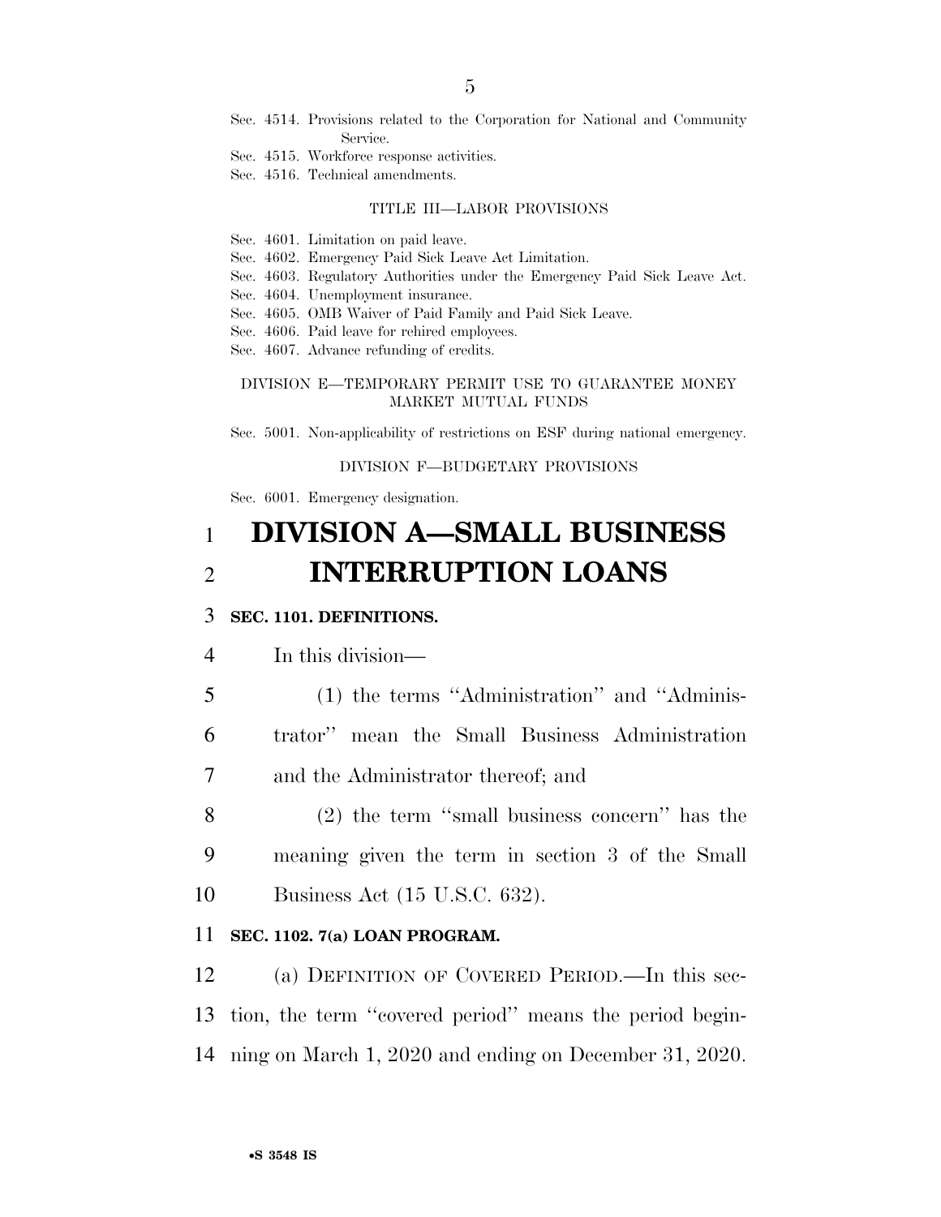Sec. 4514. Provisions related to the Corporation for National and Community Service.
Sec. 4515. Workforce response activities.
Sec. 4516. Technical amendments.

TITLE III—LABOR PROVISIONS

Sec. 4601. Limitation on paid leave.
Sec. 4602. Emergency Paid Sick Leave Act Limitation.
Sec. 4603. Regulatory Authorities under the Emergency Paid Sick Leave Act.
Sec. 4604. Unemployment insurance.
Sec. 4605. OMB Waiver of Paid Family and Paid Sick Leave.
Sec. 4606. Paid leave for rehired employees.
Sec. 4607. Advance refunding of credits.

DIVISION E—TEMPORARY PERMIT USE TO GUARANTEE MONEY MARKET MUTUAL FUNDS

Sec. 5001. Non-applicability of restrictions on ESF during national emergency.

DIVISION F—BUDGETARY PROVISIONS

Sec. 6001. Emergency designation.

# DIVISION A—SMALL BUSINESS INTERRUPTION LOANS

**SEC. 1101. DEFINITIONS.**

In this division—

(1) the terms ''Administration'' and ''Administrator'' mean the Small Business Administration and the Administrator thereof; and

(2) the term ''small business concern'' has the meaning given the term in section 3 of the Small Business Act (15 U.S.C. 632).

**SEC. 1102. 7(a) LOAN PROGRAM.**

(a) DEFINITION OF COVERED PERIOD.—In this section, the term ''covered period'' means the period beginning on March 1, 2020 and ending on December 31, 2020.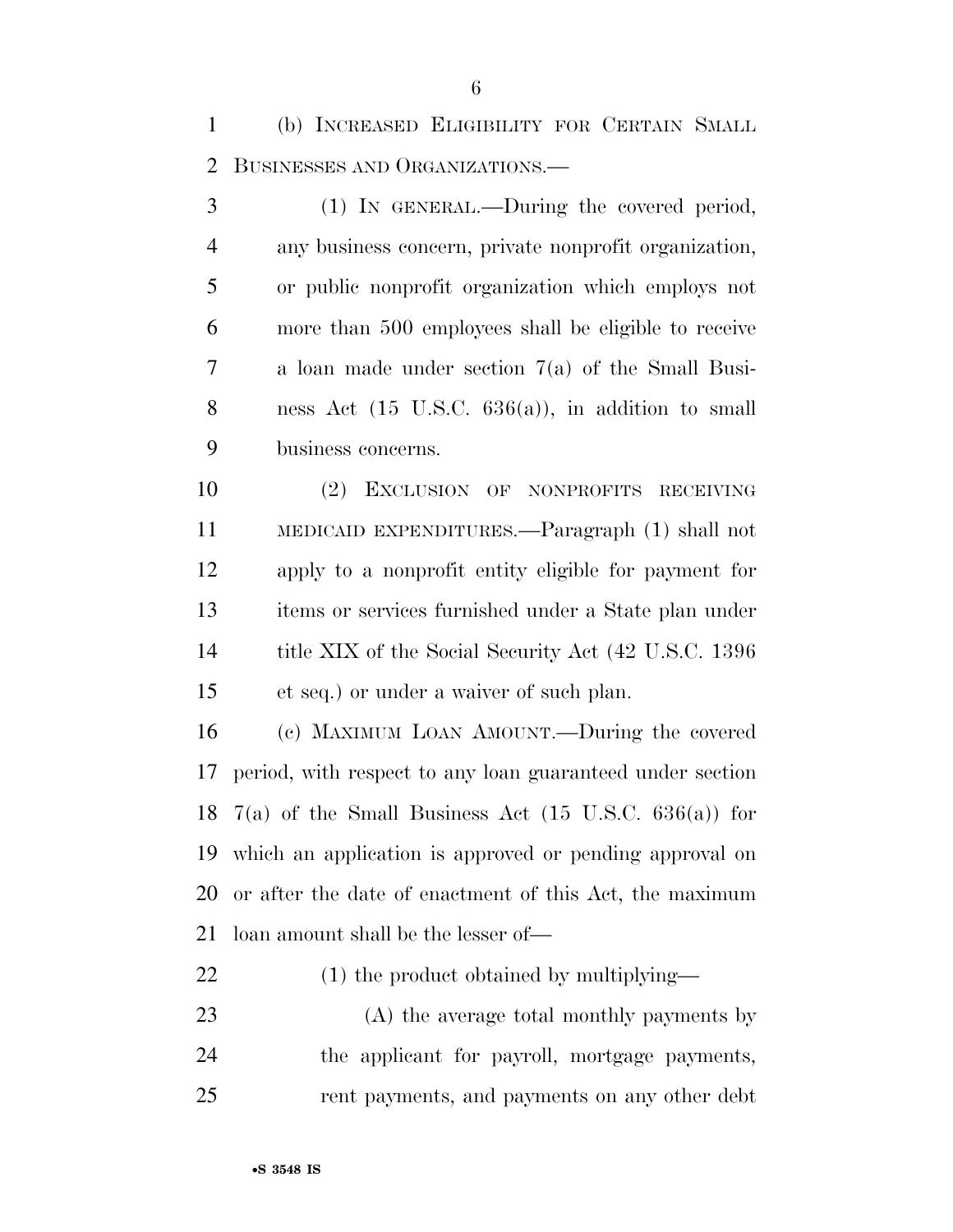(b) Increased Eligibility for Certain Small Businesses and Organizations.—

(1) In general.—During the covered period, any business concern, private nonprofit organization, or public nonprofit organization which employs not more than 500 employees shall be eligible to receive a loan made under section 7(a) of the Small Business Act (15 U.S.C. 636(a)), in addition to small business concerns.

(2) Exclusion of nonprofits receiving medicaid expenditures.—Paragraph (1) shall not apply to a nonprofit entity eligible for payment for items or services furnished under a State plan under title XIX of the Social Security Act (42 U.S.C. 1396 et seq.) or under a waiver of such plan.

(c) Maximum Loan Amount.—During the covered period, with respect to any loan guaranteed under section 7(a) of the Small Business Act (15 U.S.C. 636(a)) for which an application is approved or pending approval on or after the date of enactment of this Act, the maximum loan amount shall be the lesser of—

(1) the product obtained by multiplying—

(A) the average total monthly payments by the applicant for payroll, mortgage payments, rent payments, and payments on any other debt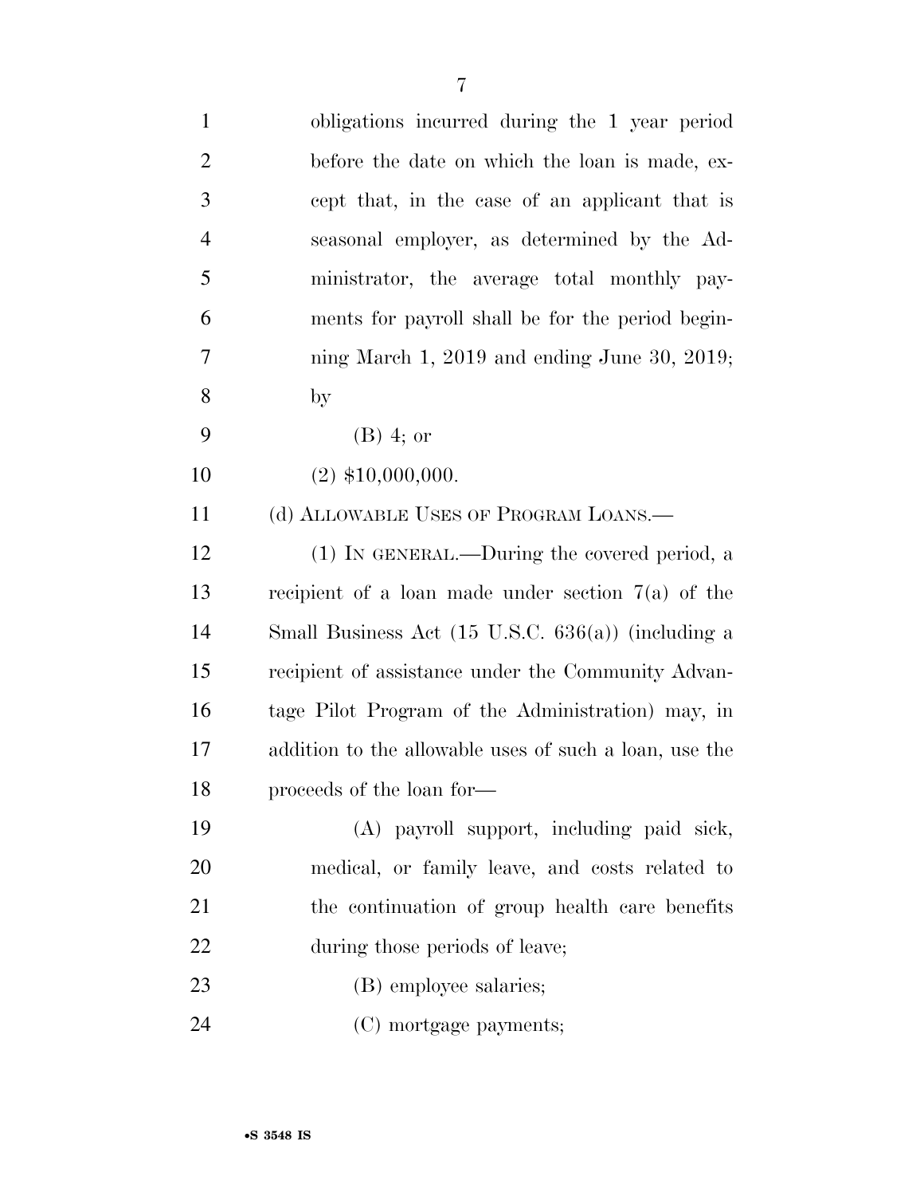obligations incurred during the 1 year period before the date on which the loan is made, except that, in the case of an applicant that is seasonal employer, as determined by the Administrator, the average total monthly payments for payroll shall be for the period beginning March 1, 2019 and ending June 30, 2019; by

(B) 4; or

(2) $10,000,000.

(d) ALLOWABLE USES OF PROGRAM LOANS.—

(1) IN GENERAL.—During the covered period, a recipient of a loan made under section 7(a) of the Small Business Act (15 U.S.C. 636(a)) (including a recipient of assistance under the Community Advantage Pilot Program of the Administration) may, in addition to the allowable uses of such a loan, use the proceeds of the loan for—

(A) payroll support, including paid sick, medical, or family leave, and costs related to the continuation of group health care benefits during those periods of leave;

(B) employee salaries;

(C) mortgage payments;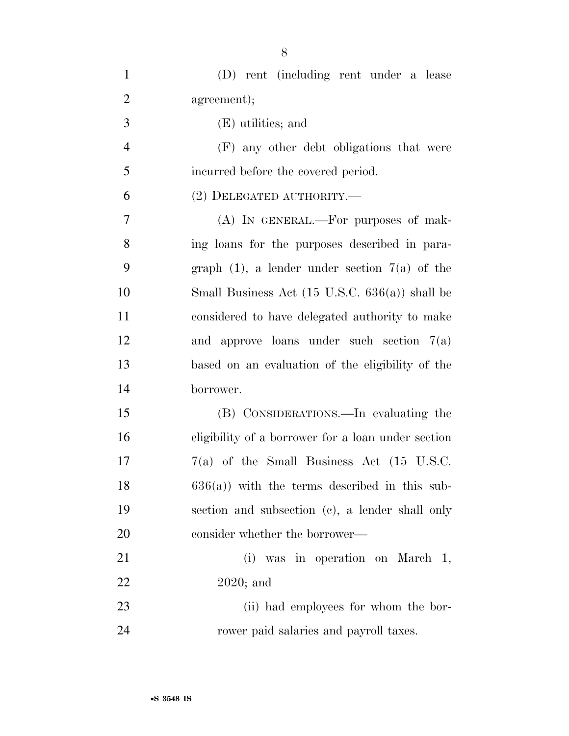(D) rent (including rent under a lease agreement);

(E) utilities; and

(F) any other debt obligations that were incurred before the covered period.

(2) DELEGATED AUTHORITY.—

(A) IN GENERAL.—For purposes of making loans for the purposes described in paragraph (1), a lender under section 7(a) of the Small Business Act (15 U.S.C. 636(a)) shall be considered to have delegated authority to make and approve loans under such section 7(a) based on an evaluation of the eligibility of the borrower.

(B) CONSIDERATIONS.—In evaluating the eligibility of a borrower for a loan under section 7(a) of the Small Business Act (15 U.S.C. 636(a)) with the terms described in this subsection and subsection (c), a lender shall only consider whether the borrower—

(i) was in operation on March 1, 2020; and

(ii) had employees for whom the borrower paid salaries and payroll taxes.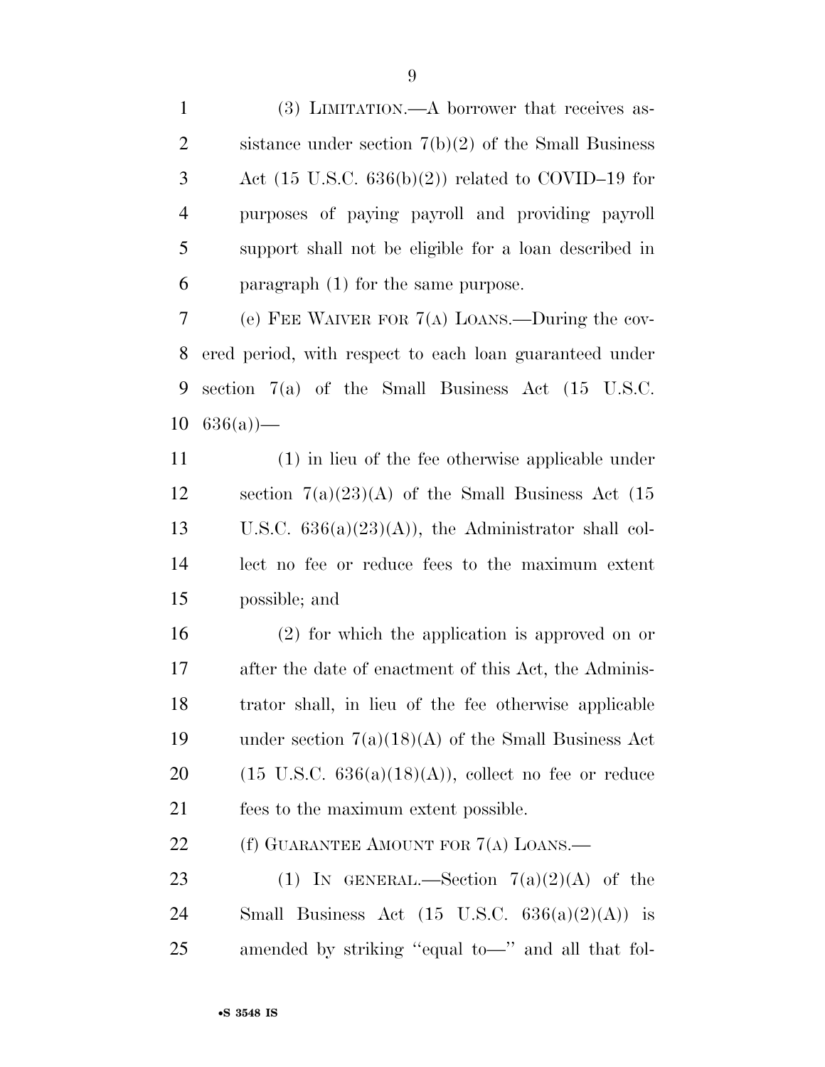(3) LIMITATION.—A borrower that receives assistance under section 7(b)(2) of the Small Business Act (15 U.S.C. 636(b)(2)) related to COVID–19 for purposes of paying payroll and providing payroll support shall not be eligible for a loan described in paragraph (1) for the same purpose.

(e) FEE WAIVER FOR 7(A) LOANS.—During the covered period, with respect to each loan guaranteed under section 7(a) of the Small Business Act (15 U.S.C. 636(a))—

(1) in lieu of the fee otherwise applicable under section 7(a)(23)(A) of the Small Business Act (15 U.S.C. 636(a)(23)(A)), the Administrator shall collect no fee or reduce fees to the maximum extent possible; and

(2) for which the application is approved on or after the date of enactment of this Act, the Administrator shall, in lieu of the fee otherwise applicable under section 7(a)(18)(A) of the Small Business Act (15 U.S.C. 636(a)(18)(A)), collect no fee or reduce fees to the maximum extent possible.

(f) GUARANTEE AMOUNT FOR 7(A) LOANS.—

(1) IN GENERAL.—Section 7(a)(2)(A) of the Small Business Act (15 U.S.C. 636(a)(2)(A)) is amended by striking ''equal to—'' and all that fol-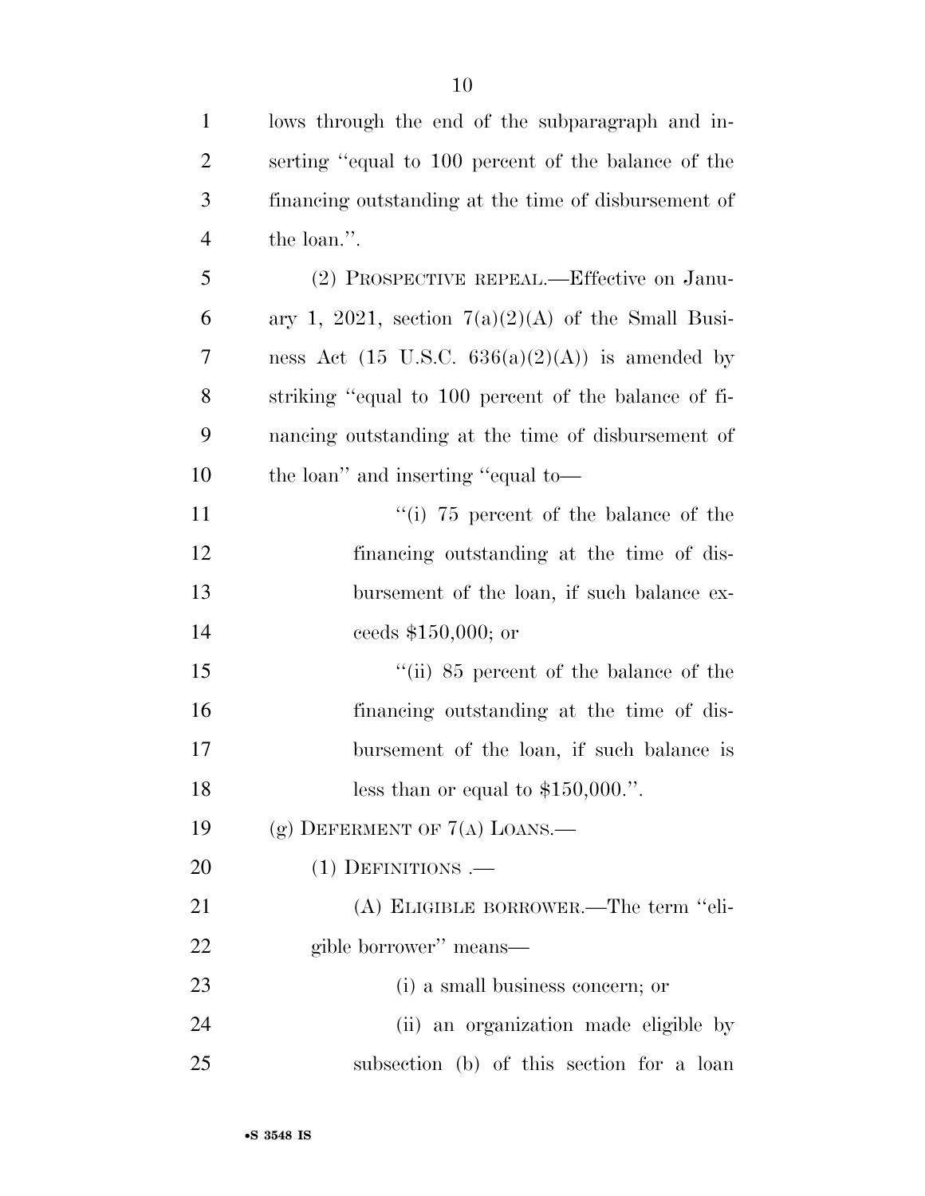lows through the end of the subparagraph and inserting "equal to 100 percent of the balance of the financing outstanding at the time of disbursement of the loan.".

(2) PROSPECTIVE REPEAL.—Effective on January 1, 2021, section 7(a)(2)(A) of the Small Business Act (15 U.S.C. 636(a)(2)(A)) is amended by striking "equal to 100 percent of the balance of financing outstanding at the time of disbursement of the loan" and inserting "equal to—

"(i) 75 percent of the balance of the financing outstanding at the time of disbursement of the loan, if such balance exceeds $150,000; or

"(ii) 85 percent of the balance of the financing outstanding at the time of disbursement of the loan, if such balance is less than or equal to $150,000.".

(g) DEFERMENT OF 7(A) LOANS.—

(1) DEFINITIONS .—

(A) ELIGIBLE BORROWER.—The term "eligible borrower" means—

(i) a small business concern; or

(ii) an organization made eligible by subsection (b) of this section for a loan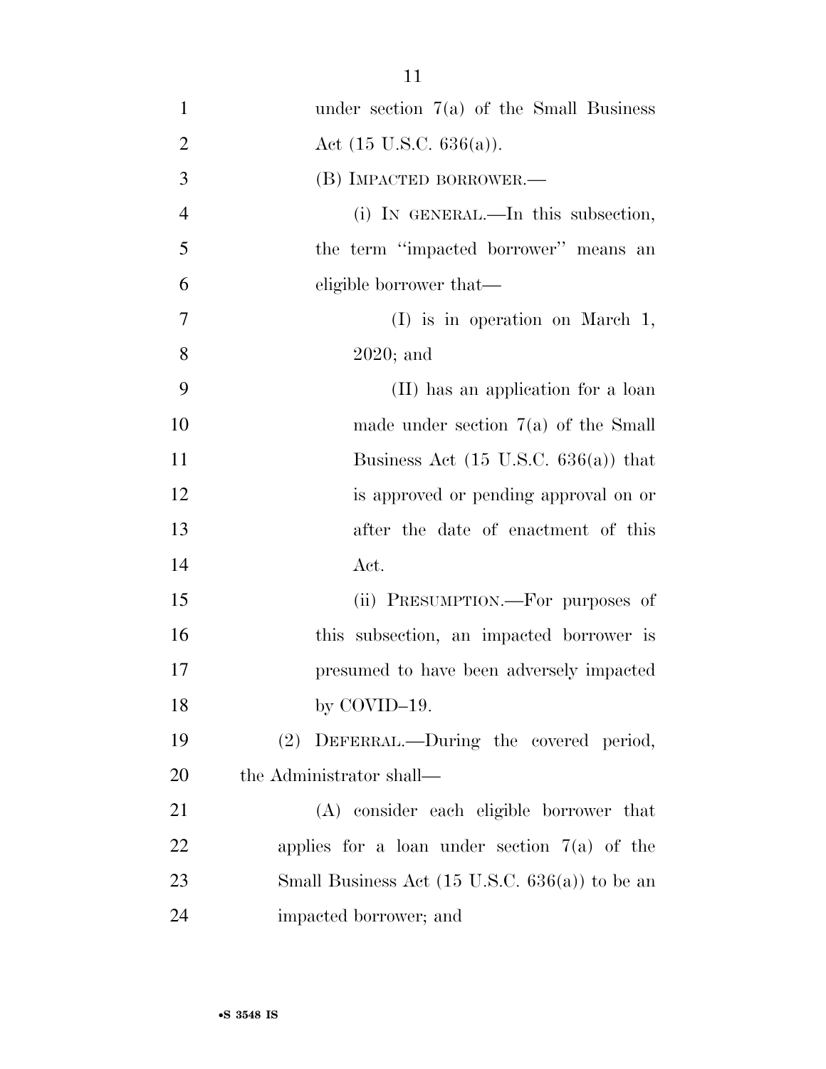under section 7(a) of the Small Business Act (15 U.S.C. 636(a)).

(B) IMPACTED BORROWER.—

(i) IN GENERAL.—In this subsection, the term "impacted borrower" means an eligible borrower that—

(I) is in operation on March 1, 2020; and

(II) has an application for a loan made under section 7(a) of the Small Business Act (15 U.S.C. 636(a)) that is approved or pending approval on or after the date of enactment of this Act.

(ii) PRESUMPTION.—For purposes of this subsection, an impacted borrower is presumed to have been adversely impacted by COVID–19.

(2) DEFERRAL.—During the covered period, the Administrator shall—

(A) consider each eligible borrower that applies for a loan under section 7(a) of the Small Business Act (15 U.S.C. 636(a)) to be an impacted borrower; and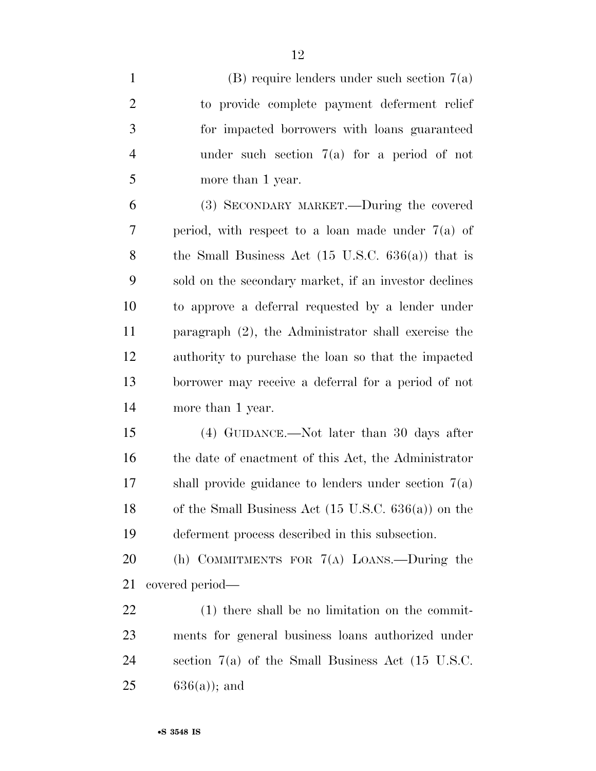(B) require lenders under such section 7(a) to provide complete payment deferment relief for impacted borrowers with loans guaranteed under such section 7(a) for a period of not more than 1 year.

(3) SECONDARY MARKET.—During the covered period, with respect to a loan made under 7(a) of the Small Business Act (15 U.S.C. 636(a)) that is sold on the secondary market, if an investor declines to approve a deferral requested by a lender under paragraph (2), the Administrator shall exercise the authority to purchase the loan so that the impacted borrower may receive a deferral for a period of not more than 1 year.

(4) GUIDANCE.—Not later than 30 days after the date of enactment of this Act, the Administrator shall provide guidance to lenders under section 7(a) of the Small Business Act (15 U.S.C. 636(a)) on the deferment process described in this subsection.

(h) COMMITMENTS FOR 7(A) LOANS.—During the covered period—

(1) there shall be no limitation on the commitments for general business loans authorized under section 7(a) of the Small Business Act (15 U.S.C. 636(a)); and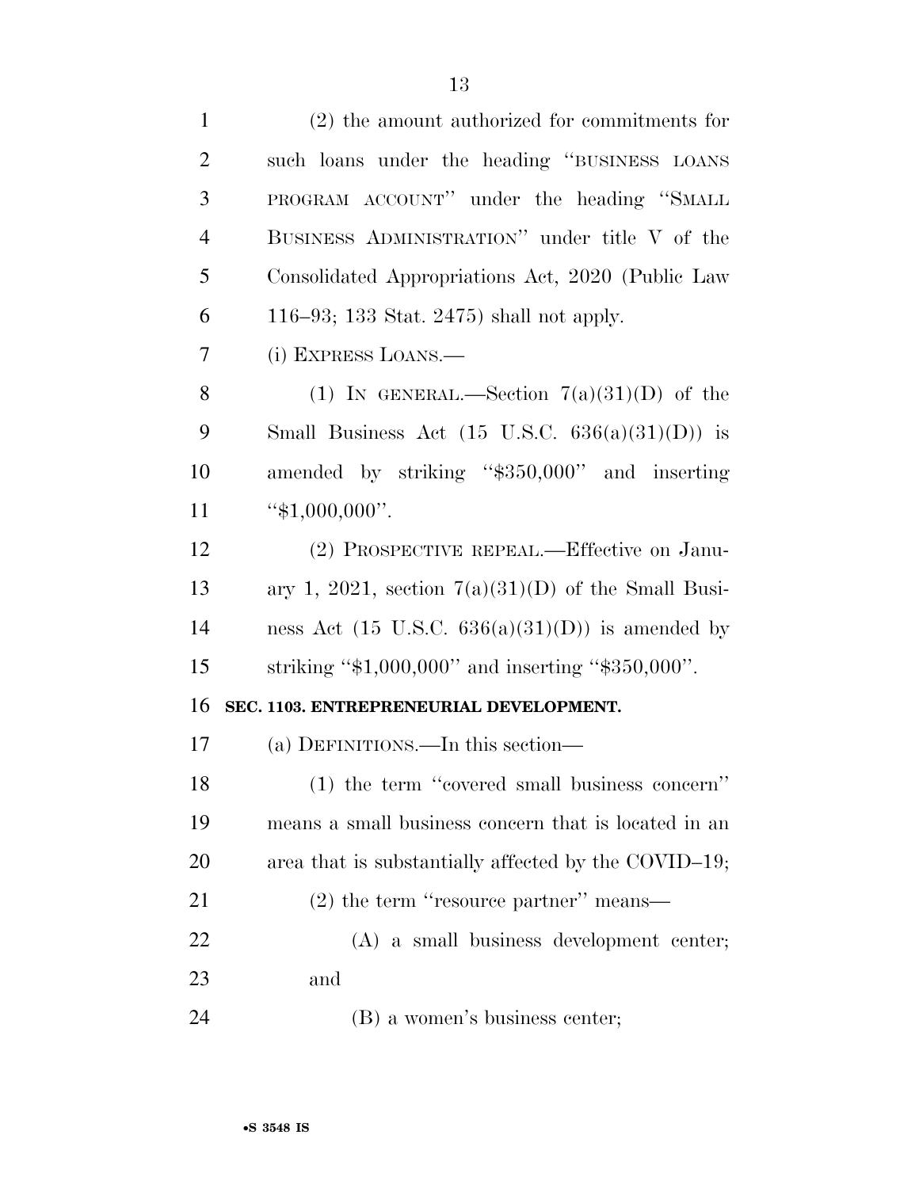(2) the amount authorized for commitments for such loans under the heading "BUSINESS LOANS PROGRAM ACCOUNT" under the heading "SMALL BUSINESS ADMINISTRATION" under title V of the Consolidated Appropriations Act, 2020 (Public Law 116–93; 133 Stat. 2475) shall not apply.

(i) EXPRESS LOANS.—

(1) IN GENERAL.—Section 7(a)(31)(D) of the Small Business Act (15 U.S.C. 636(a)(31)(D)) is amended by striking "$350,000" and inserting "$1,000,000".

(2) PROSPECTIVE REPEAL.—Effective on January 1, 2021, section 7(a)(31)(D) of the Small Business Act (15 U.S.C. 636(a)(31)(D)) is amended by striking "$1,000,000" and inserting "$350,000".

**SEC. 1103. ENTREPRENEURIAL DEVELOPMENT.**

(a) DEFINITIONS.—In this section—

(1) the term "covered small business concern" means a small business concern that is located in an area that is substantially affected by the COVID–19;

(2) the term "resource partner" means—

(A) a small business development center; and

(B) a women's business center;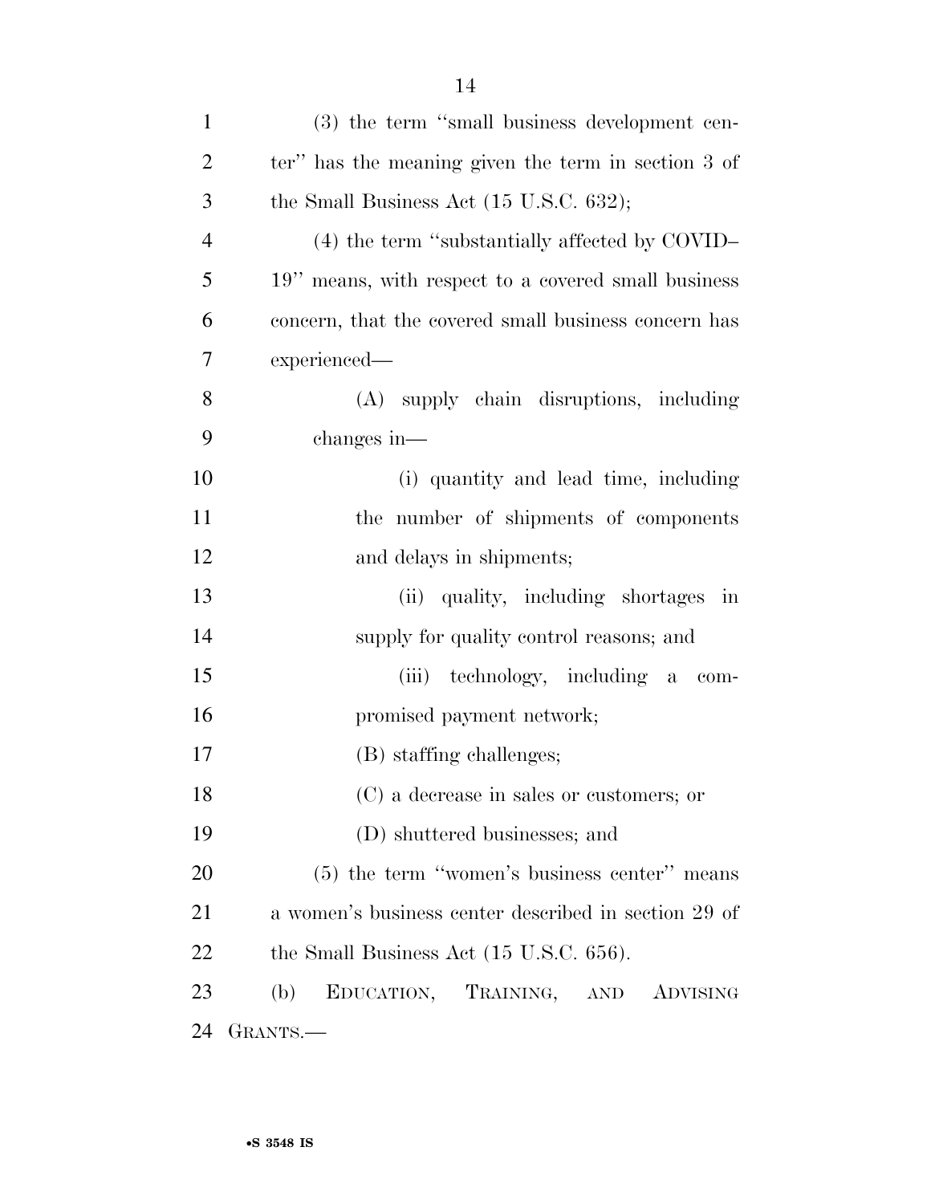(3) the term "small business development center" has the meaning given the term in section 3 of the Small Business Act (15 U.S.C. 632);

(4) the term "substantially affected by COVID–19" means, with respect to a covered small business concern, that the covered small business concern has experienced—

(A) supply chain disruptions, including changes in—

(i) quantity and lead time, including the number of shipments of components and delays in shipments;

(ii) quality, including shortages in supply for quality control reasons; and

(iii) technology, including a compromised payment network;

(B) staffing challenges;

(C) a decrease in sales or customers; or

(D) shuttered businesses; and

(5) the term "women's business center" means a women's business center described in section 29 of the Small Business Act (15 U.S.C. 656).

(b) EDUCATION, TRAINING, AND ADVISING GRANTS.—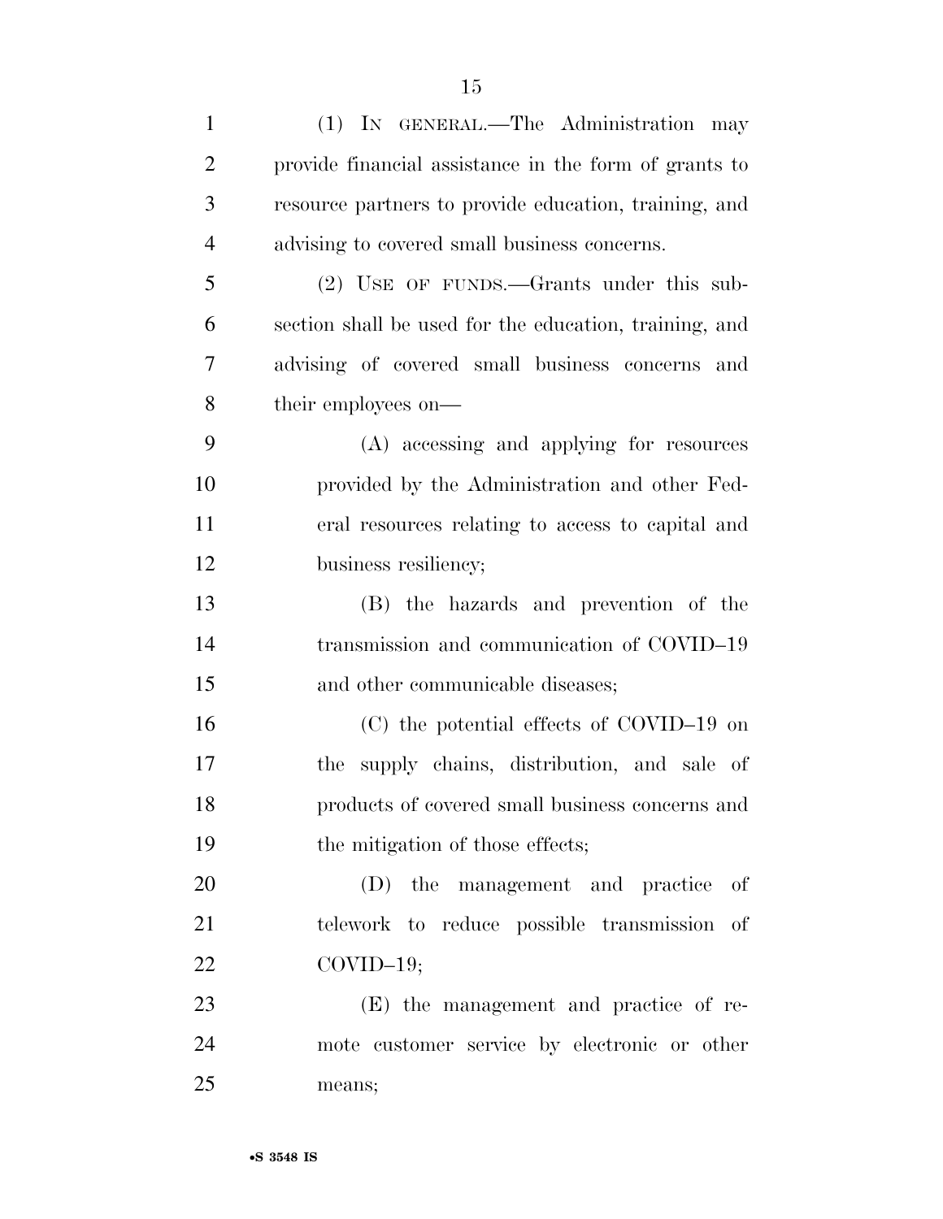(1) IN GENERAL.—The Administration may provide financial assistance in the form of grants to resource partners to provide education, training, and advising to covered small business concerns.

(2) USE OF FUNDS.—Grants under this subsection shall be used for the education, training, and advising of covered small business concerns and their employees on—

(A) accessing and applying for resources provided by the Administration and other Federal resources relating to access to capital and business resiliency;

(B) the hazards and prevention of the transmission and communication of COVID–19 and other communicable diseases;

(C) the potential effects of COVID–19 on the supply chains, distribution, and sale of products of covered small business concerns and the mitigation of those effects;

(D) the management and practice of telework to reduce possible transmission of COVID–19;

(E) the management and practice of remote customer service by electronic or other means;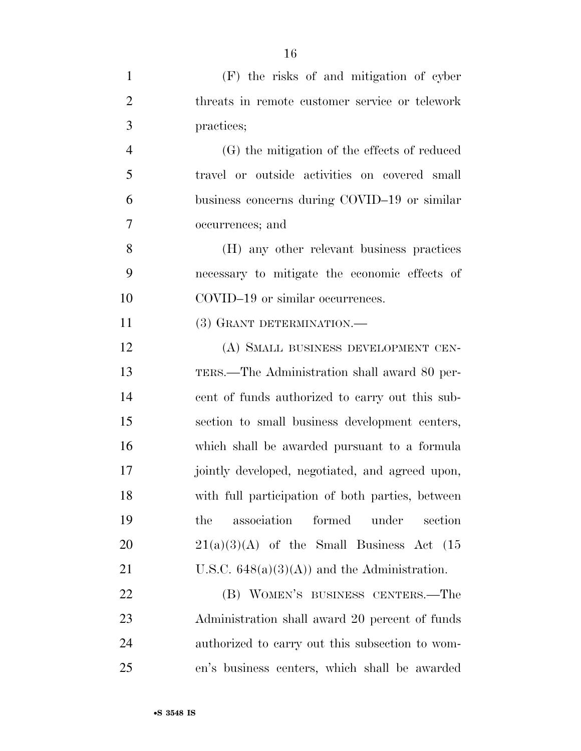(F) the risks of and mitigation of cyber threats in remote customer service or telework practices;

(G) the mitigation of the effects of reduced travel or outside activities on covered small business concerns during COVID–19 or similar occurrences; and

(H) any other relevant business practices necessary to mitigate the economic effects of COVID–19 or similar occurrences.

(3) GRANT DETERMINATION.—

(A) SMALL BUSINESS DEVELOPMENT CENTERS.—The Administration shall award 80 percent of funds authorized to carry out this subsection to small business development centers, which shall be awarded pursuant to a formula jointly developed, negotiated, and agreed upon, with full participation of both parties, between the association formed under section 21(a)(3)(A) of the Small Business Act (15 U.S.C. 648(a)(3)(A)) and the Administration.

(B) WOMEN'S BUSINESS CENTERS.—The Administration shall award 20 percent of funds authorized to carry out this subsection to women's business centers, which shall be awarded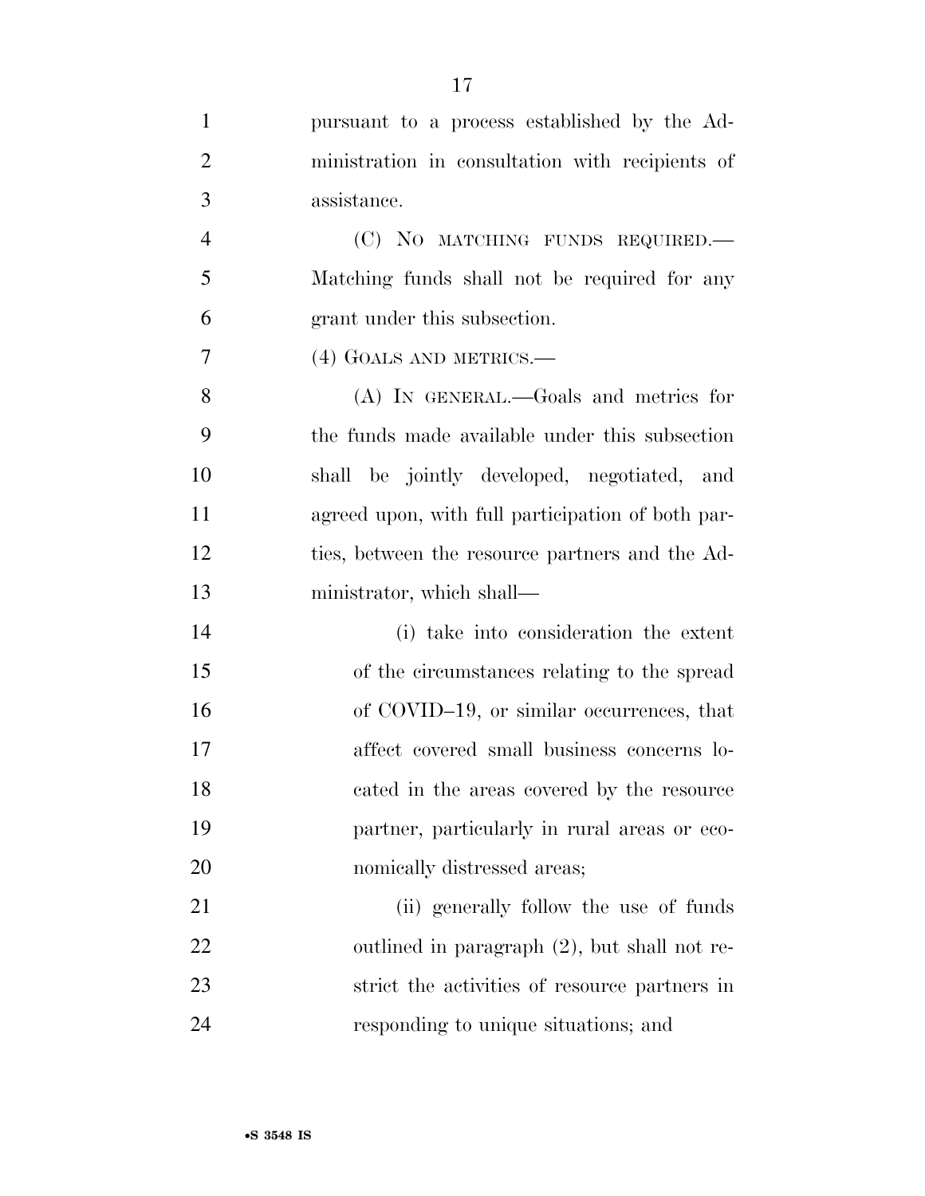pursuant to a process established by the Administration in consultation with recipients of assistance.

(C) NO MATCHING FUNDS REQUIRED.—Matching funds shall not be required for any grant under this subsection.

(4) GOALS AND METRICS.—

(A) IN GENERAL.—Goals and metrics for the funds made available under this subsection shall be jointly developed, negotiated, and agreed upon, with full participation of both parties, between the resource partners and the Administrator, which shall—

(i) take into consideration the extent of the circumstances relating to the spread of COVID–19, or similar occurrences, that affect covered small business concerns located in the areas covered by the resource partner, particularly in rural areas or economically distressed areas;

(ii) generally follow the use of funds outlined in paragraph (2), but shall not restrict the activities of resource partners in responding to unique situations; and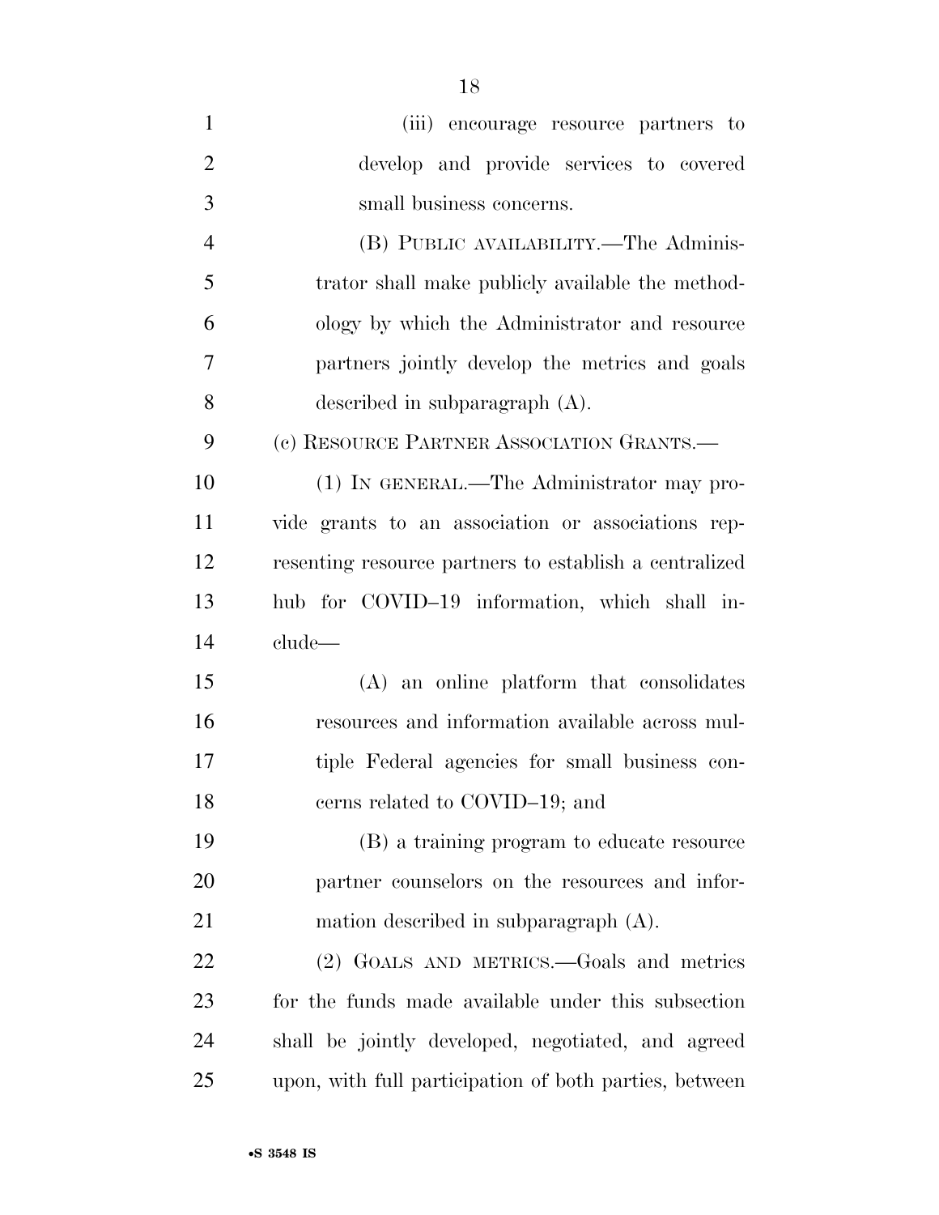(iii) encourage resource partners to develop and provide services to covered small business concerns.

(B) PUBLIC AVAILABILITY.—The Administrator shall make publicly available the methodology by which the Administrator and resource partners jointly develop the metrics and goals described in subparagraph (A).

(c) RESOURCE PARTNER ASSOCIATION GRANTS.—

(1) IN GENERAL.—The Administrator may provide grants to an association or associations representing resource partners to establish a centralized hub for COVID–19 information, which shall include—

(A) an online platform that consolidates resources and information available across multiple Federal agencies for small business concerns related to COVID–19; and

(B) a training program to educate resource partner counselors on the resources and information described in subparagraph (A).

(2) GOALS AND METRICS.—Goals and metrics for the funds made available under this subsection shall be jointly developed, negotiated, and agreed upon, with full participation of both parties, between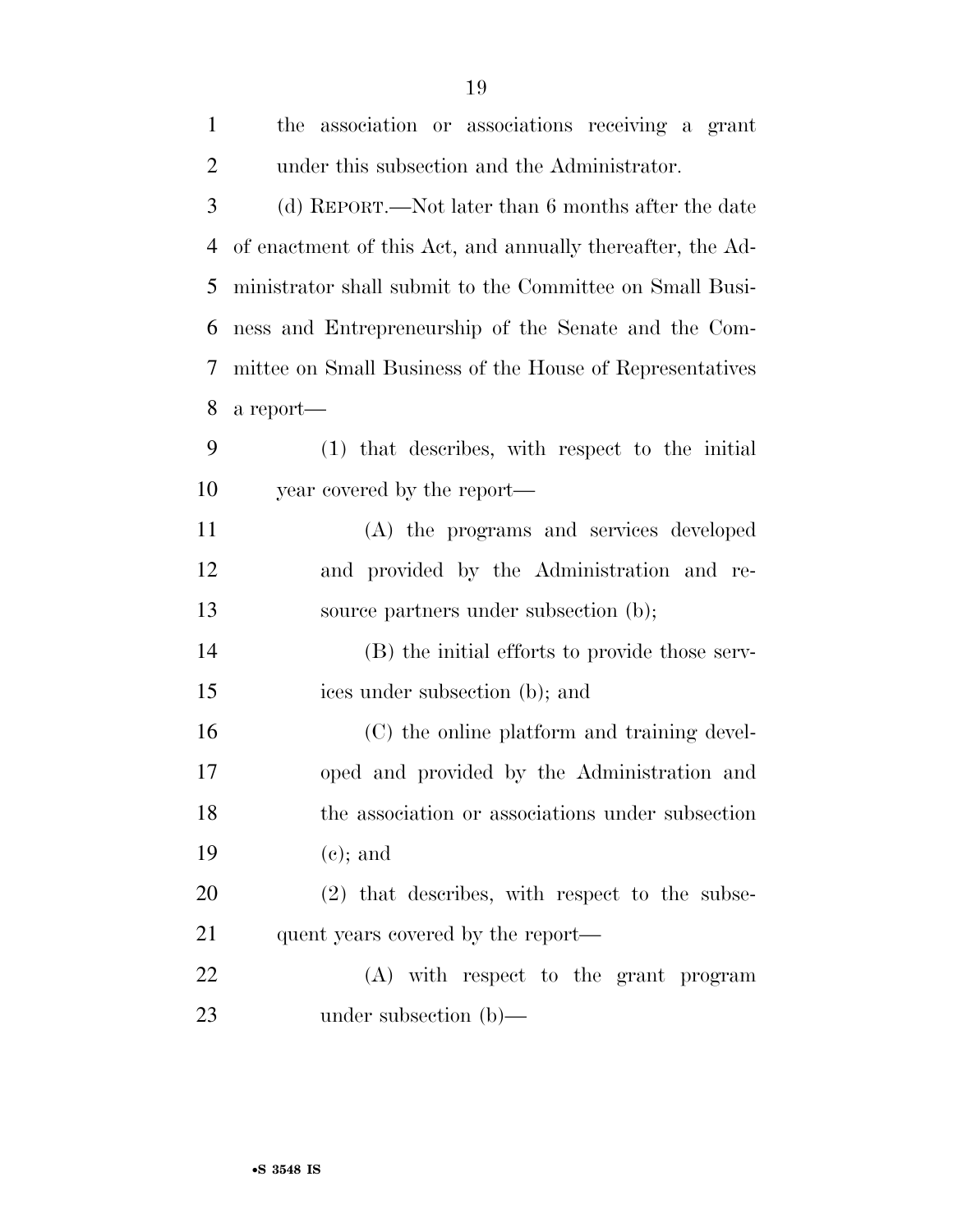the association or associations receiving a grant under this subsection and the Administrator.

(d) REPORT.—Not later than 6 months after the date of enactment of this Act, and annually thereafter, the Administrator shall submit to the Committee on Small Business and Entrepreneurship of the Senate and the Committee on Small Business of the House of Representatives a report—

(1) that describes, with respect to the initial year covered by the report—

(A) the programs and services developed and provided by the Administration and resource partners under subsection (b);

(B) the initial efforts to provide those services under subsection (b); and

(C) the online platform and training developed and provided by the Administration and the association or associations under subsection (c); and

(2) that describes, with respect to the subsequent years covered by the report—

(A) with respect to the grant program under subsection (b)—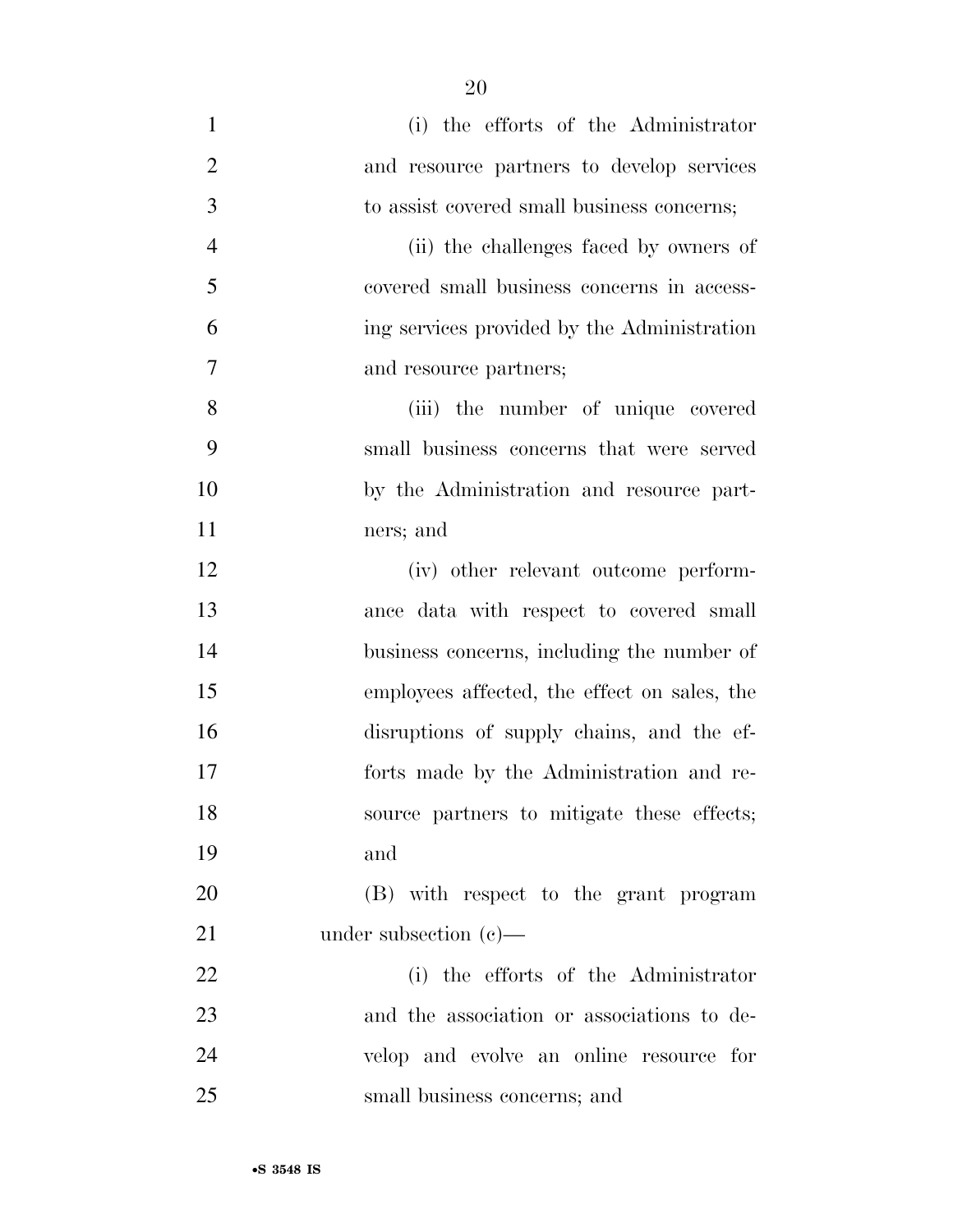(i) the efforts of the Administrator and resource partners to develop services to assist covered small business concerns;

(ii) the challenges faced by owners of covered small business concerns in accessing services provided by the Administration and resource partners;

(iii) the number of unique covered small business concerns that were served by the Administration and resource partners; and

(iv) other relevant outcome performance data with respect to covered small business concerns, including the number of employees affected, the effect on sales, the disruptions of supply chains, and the efforts made by the Administration and resource partners to mitigate these effects; and

(B) with respect to the grant program under subsection (c)—

(i) the efforts of the Administrator and the association or associations to develop and evolve an online resource for small business concerns; and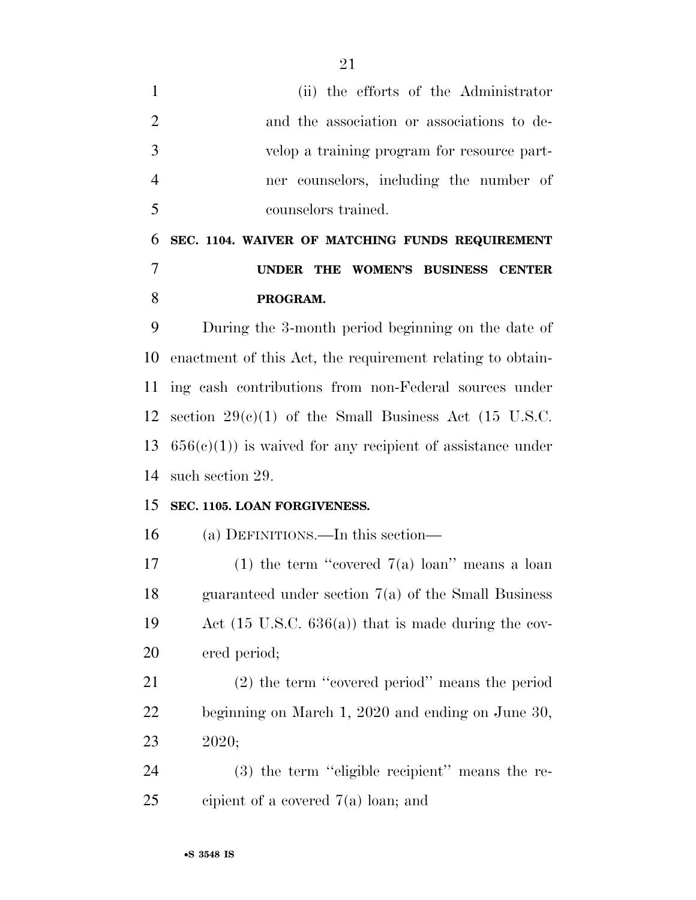(ii) the efforts of the Administrator and the association or associations to develop a training program for resource partner counselors, including the number of counselors trained.

**SEC. 1104. WAIVER OF MATCHING FUNDS REQUIREMENT UNDER THE WOMEN'S BUSINESS CENTER PROGRAM.**

During the 3-month period beginning on the date of enactment of this Act, the requirement relating to obtaining cash contributions from non-Federal sources under section 29(c)(1) of the Small Business Act (15 U.S.C. 656(c)(1)) is waived for any recipient of assistance under such section 29.

**SEC. 1105. LOAN FORGIVENESS.**

(a) DEFINITIONS.—In this section—

(1) the term ''covered 7(a) loan'' means a loan guaranteed under section 7(a) of the Small Business Act (15 U.S.C. 636(a)) that is made during the covered period;

(2) the term ''covered period'' means the period beginning on March 1, 2020 and ending on June 30, 2020;

(3) the term ''eligible recipient'' means the recipient of a covered 7(a) loan; and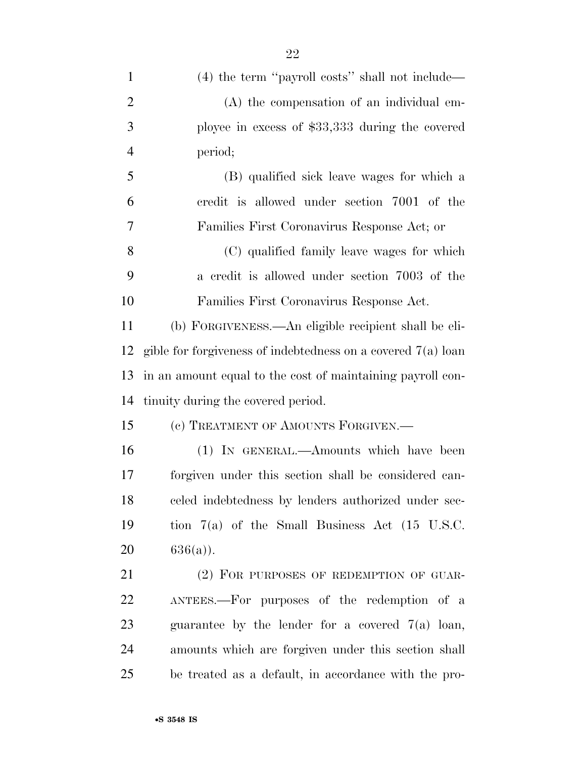(4) the term "payroll costs" shall not include—

(A) the compensation of an individual employee in excess of $33,333 during the covered period;

(B) qualified sick leave wages for which a credit is allowed under section 7001 of the Families First Coronavirus Response Act; or

(C) qualified family leave wages for which a credit is allowed under section 7003 of the Families First Coronavirus Response Act.

(b) FORGIVENESS.—An eligible recipient shall be eligible for forgiveness of indebtedness on a covered 7(a) loan in an amount equal to the cost of maintaining payroll continuity during the covered period.

(c) TREATMENT OF AMOUNTS FORGIVEN.—

(1) IN GENERAL.—Amounts which have been forgiven under this section shall be considered canceled indebtedness by lenders authorized under section 7(a) of the Small Business Act (15 U.S.C. 636(a)).

(2) FOR PURPOSES OF REDEMPTION OF GUARANTEES.—For purposes of the redemption of a guarantee by the lender for a covered 7(a) loan, amounts which are forgiven under this section shall be treated as a default, in accordance with the pro-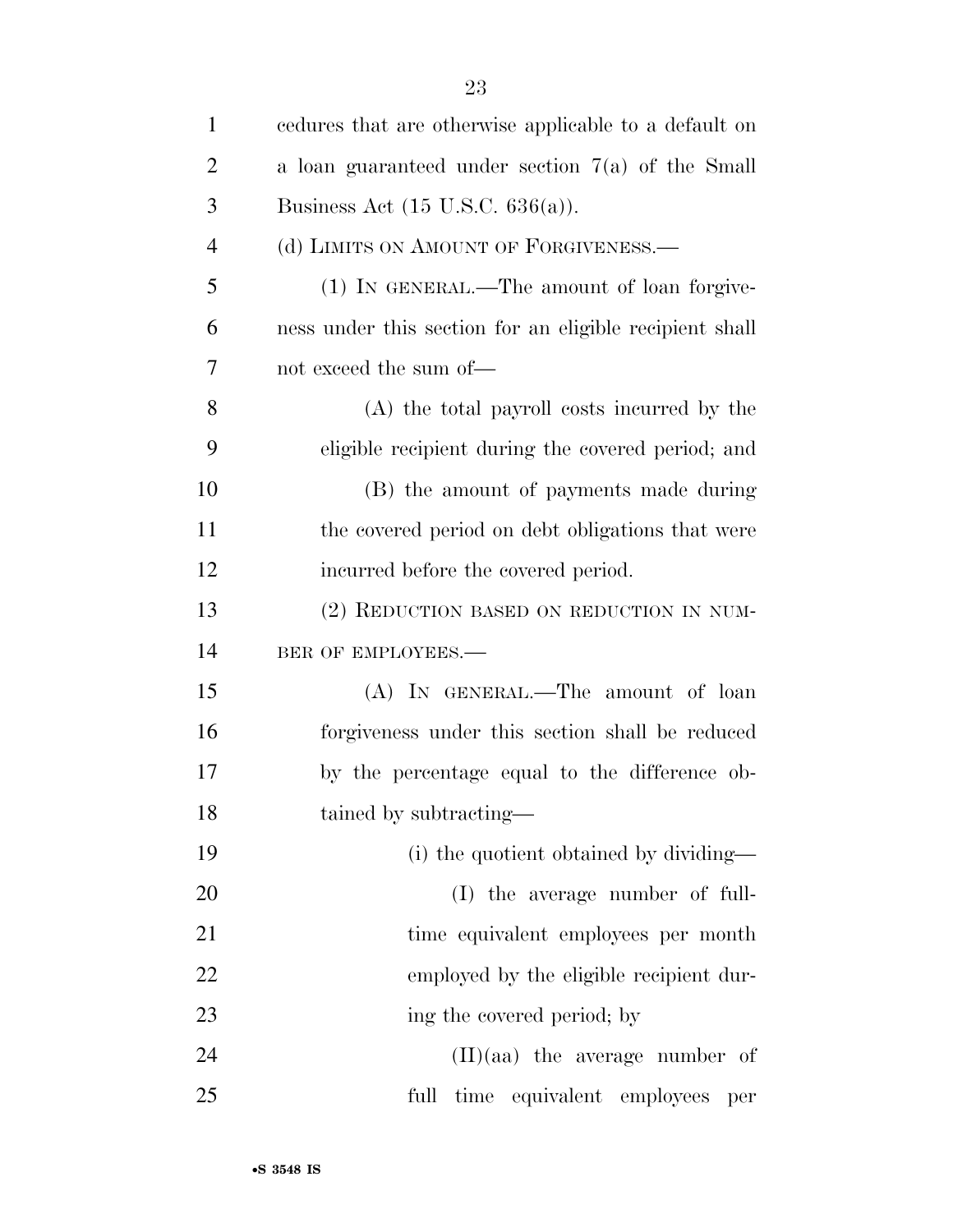cedures that are otherwise applicable to a default on a loan guaranteed under section 7(a) of the Small Business Act (15 U.S.C. 636(a)).

(d) LIMITS ON AMOUNT OF FORGIVENESS.—

(1) IN GENERAL.—The amount of loan forgiveness under this section for an eligible recipient shall not exceed the sum of—

(A) the total payroll costs incurred by the eligible recipient during the covered period; and

(B) the amount of payments made during the covered period on debt obligations that were incurred before the covered period.

(2) REDUCTION BASED ON REDUCTION IN NUMBER OF EMPLOYEES.—

(A) IN GENERAL.—The amount of loan forgiveness under this section shall be reduced by the percentage equal to the difference obtained by subtracting—

(i) the quotient obtained by dividing—

(I) the average number of full-time equivalent employees per month employed by the eligible recipient during the covered period; by

(II)(aa) the average number of full time equivalent employees per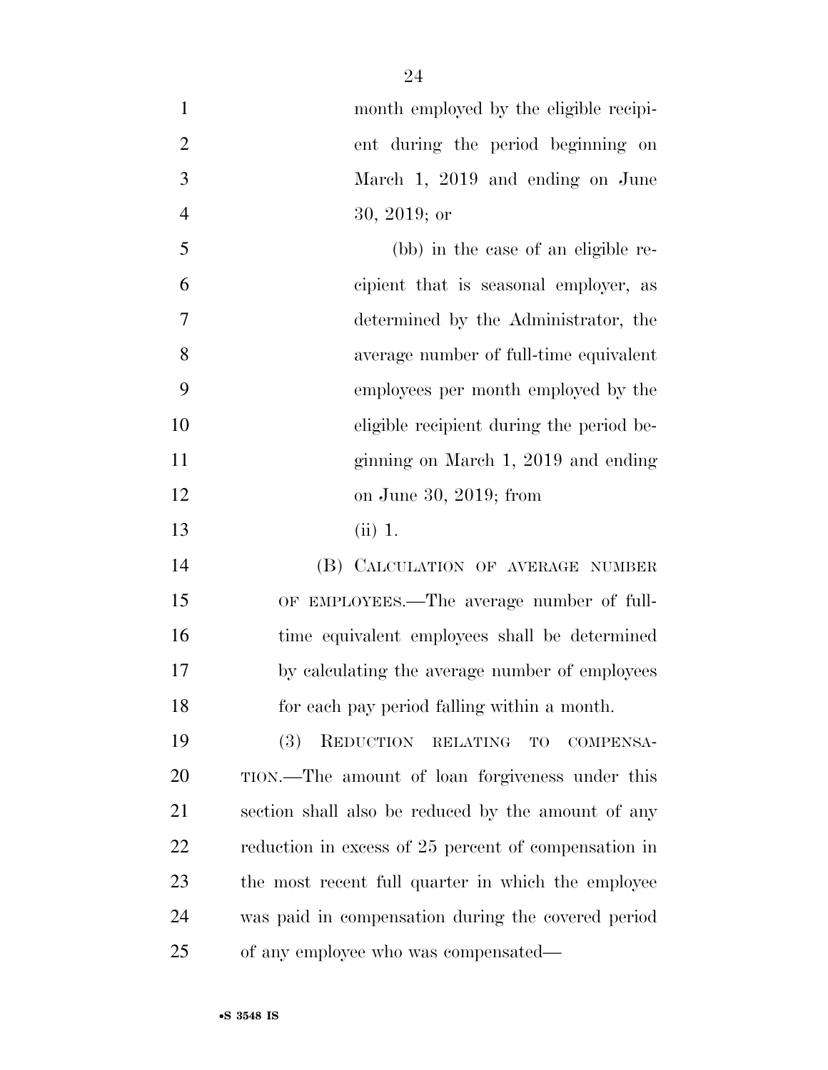month employed by the eligible recipient during the period beginning on March 1, 2019 and ending on June 30, 2019; or

(bb) in the case of an eligible recipient that is seasonal employer, as determined by the Administrator, the average number of full-time equivalent employees per month employed by the eligible recipient during the period beginning on March 1, 2019 and ending on June 30, 2019; from

(ii) 1.

(B) CALCULATION OF AVERAGE NUMBER OF EMPLOYEES.—The average number of full-time equivalent employees shall be determined by calculating the average number of employees for each pay period falling within a month.

(3) REDUCTION RELATING TO COMPENSATION.—The amount of loan forgiveness under this section shall also be reduced by the amount of any reduction in excess of 25 percent of compensation in the most recent full quarter in which the employee was paid in compensation during the covered period of any employee who was compensated—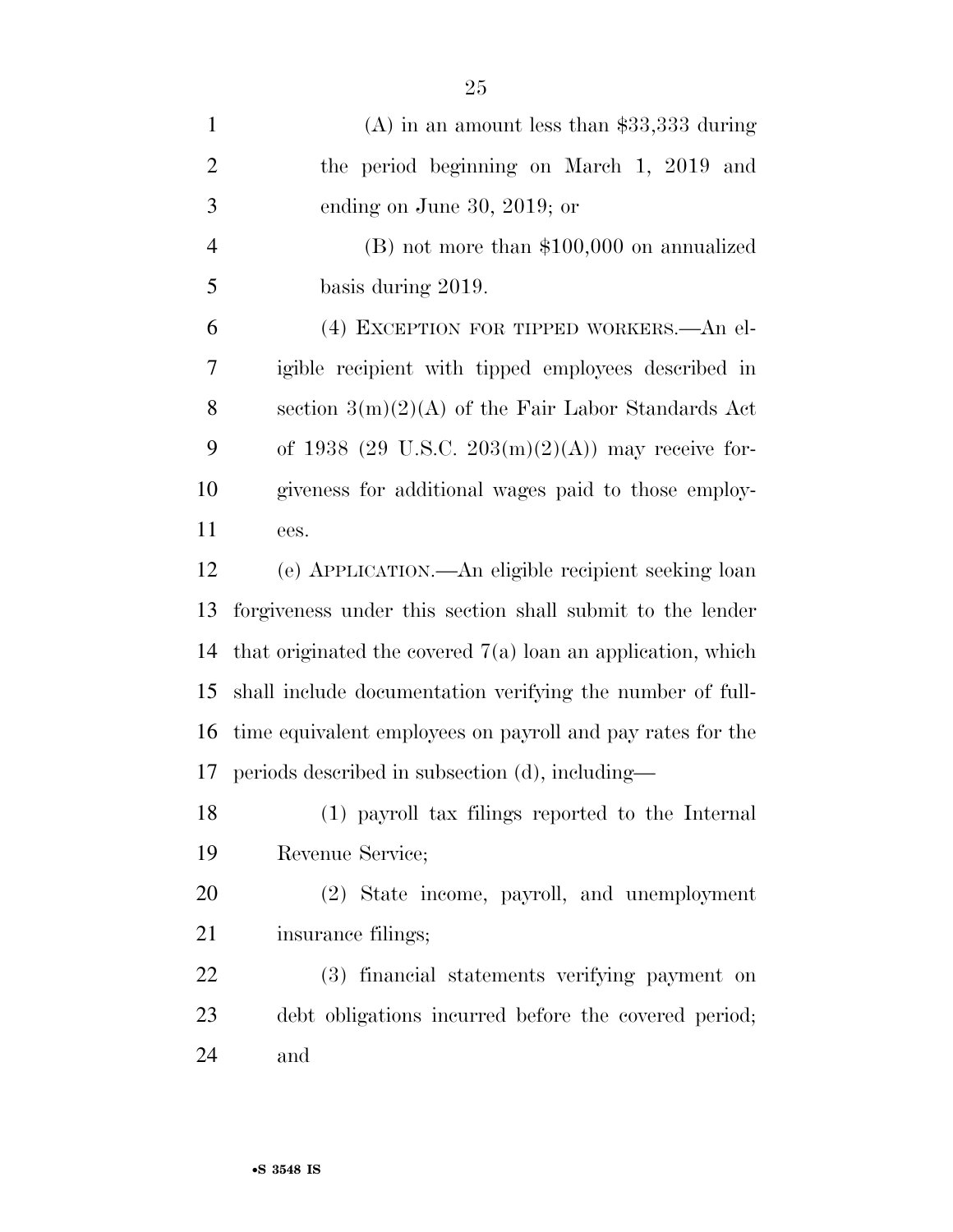(A) in an amount less than $33,333 during the period beginning on March 1, 2019 and ending on June 30, 2019; or

(B) not more than $100,000 on annualized basis during 2019.

(4) EXCEPTION FOR TIPPED WORKERS.—An eligible recipient with tipped employees described in section 3(m)(2)(A) of the Fair Labor Standards Act of 1938 (29 U.S.C. 203(m)(2)(A)) may receive forgiveness for additional wages paid to those employees.

(e) APPLICATION.—An eligible recipient seeking loan forgiveness under this section shall submit to the lender that originated the covered 7(a) loan an application, which shall include documentation verifying the number of full-time equivalent employees on payroll and pay rates for the periods described in subsection (d), including—

(1) payroll tax filings reported to the Internal Revenue Service;

(2) State income, payroll, and unemployment insurance filings;

(3) financial statements verifying payment on debt obligations incurred before the covered period; and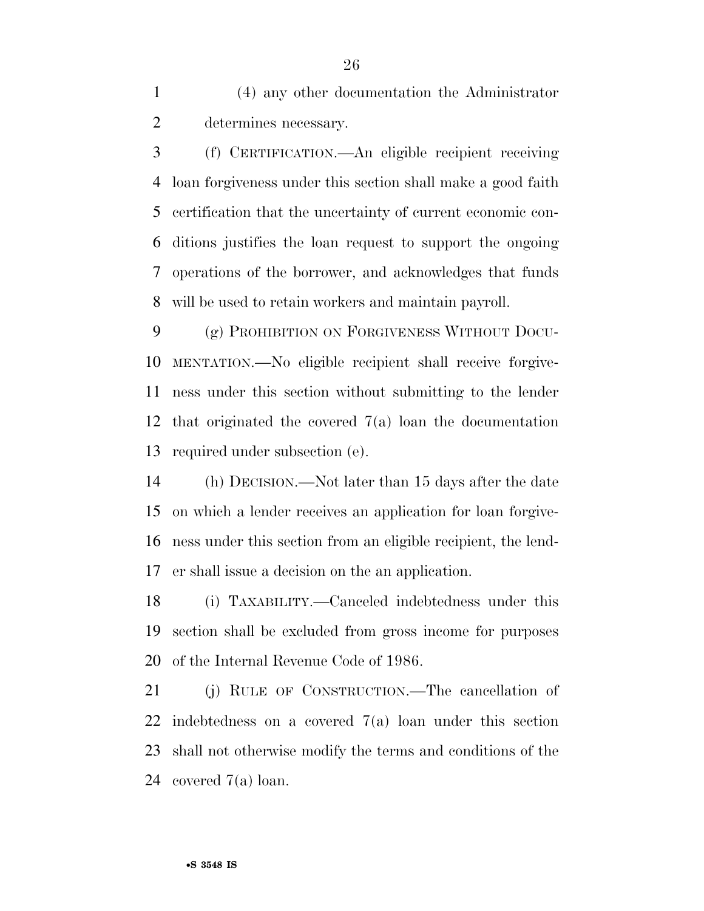(4) any other documentation the Administrator determines necessary.

(f) CERTIFICATION.—An eligible recipient receiving loan forgiveness under this section shall make a good faith certification that the uncertainty of current economic conditions justifies the loan request to support the ongoing operations of the borrower, and acknowledges that funds will be used to retain workers and maintain payroll.

(g) PROHIBITION ON FORGIVENESS WITHOUT DOCUMENTATION.—No eligible recipient shall receive forgiveness under this section without submitting to the lender that originated the covered 7(a) loan the documentation required under subsection (e).

(h) DECISION.—Not later than 15 days after the date on which a lender receives an application for loan forgiveness under this section from an eligible recipient, the lender shall issue a decision on the an application.

(i) TAXABILITY.—Canceled indebtedness under this section shall be excluded from gross income for purposes of the Internal Revenue Code of 1986.

(j) RULE OF CONSTRUCTION.—The cancellation of indebtedness on a covered 7(a) loan under this section shall not otherwise modify the terms and conditions of the covered 7(a) loan.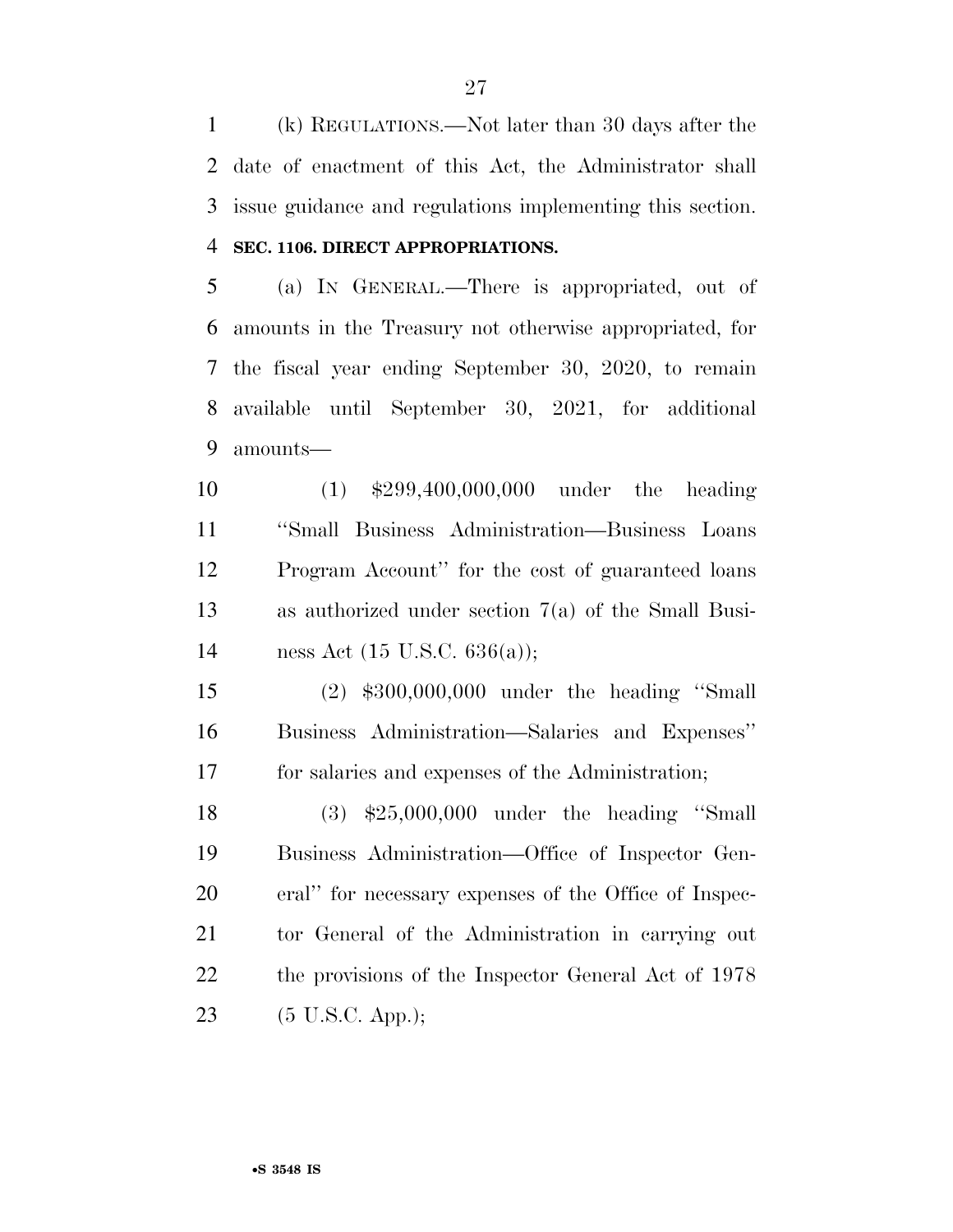(k) REGULATIONS.—Not later than 30 days after the date of enactment of this Act, the Administrator shall issue guidance and regulations implementing this section.

**SEC. 1106. DIRECT APPROPRIATIONS.**

(a) IN GENERAL.—There is appropriated, out of amounts in the Treasury not otherwise appropriated, for the fiscal year ending September 30, 2020, to remain available until September 30, 2021, for additional amounts—

(1) $299,400,000,000 under the heading ''Small Business Administration—Business Loans Program Account'' for the cost of guaranteed loans as authorized under section 7(a) of the Small Business Act (15 U.S.C. 636(a));

(2) $300,000,000 under the heading ''Small Business Administration—Salaries and Expenses'' for salaries and expenses of the Administration;

(3) $25,000,000 under the heading ''Small Business Administration—Office of Inspector General'' for necessary expenses of the Office of Inspector General of the Administration in carrying out the provisions of the Inspector General Act of 1978 (5 U.S.C. App.);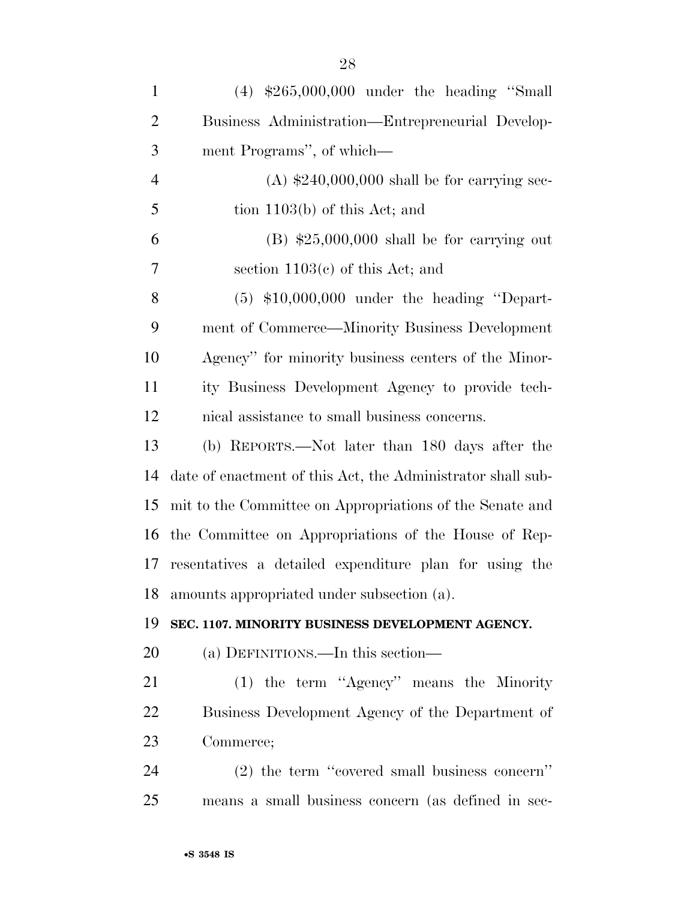(4) $265,000,000 under the heading ''Small Business Administration—Entrepreneurial Development Programs'', of which—

(A) $240,000,000 shall be for carrying section 1103(b) of this Act; and

(B) $25,000,000 shall be for carrying out section 1103(c) of this Act; and

(5) $10,000,000 under the heading ''Department of Commerce—Minority Business Development Agency'' for minority business centers of the Minority Business Development Agency to provide technical assistance to small business concerns.

(b) REPORTS.—Not later than 180 days after the date of enactment of this Act, the Administrator shall submit to the Committee on Appropriations of the Senate and the Committee on Appropriations of the House of Representatives a detailed expenditure plan for using the amounts appropriated under subsection (a).

**SEC. 1107. MINORITY BUSINESS DEVELOPMENT AGENCY.**

(a) DEFINITIONS.—In this section—

(1) the term ''Agency'' means the Minority Business Development Agency of the Department of Commerce;

(2) the term ''covered small business concern'' means a small business concern (as defined in sec-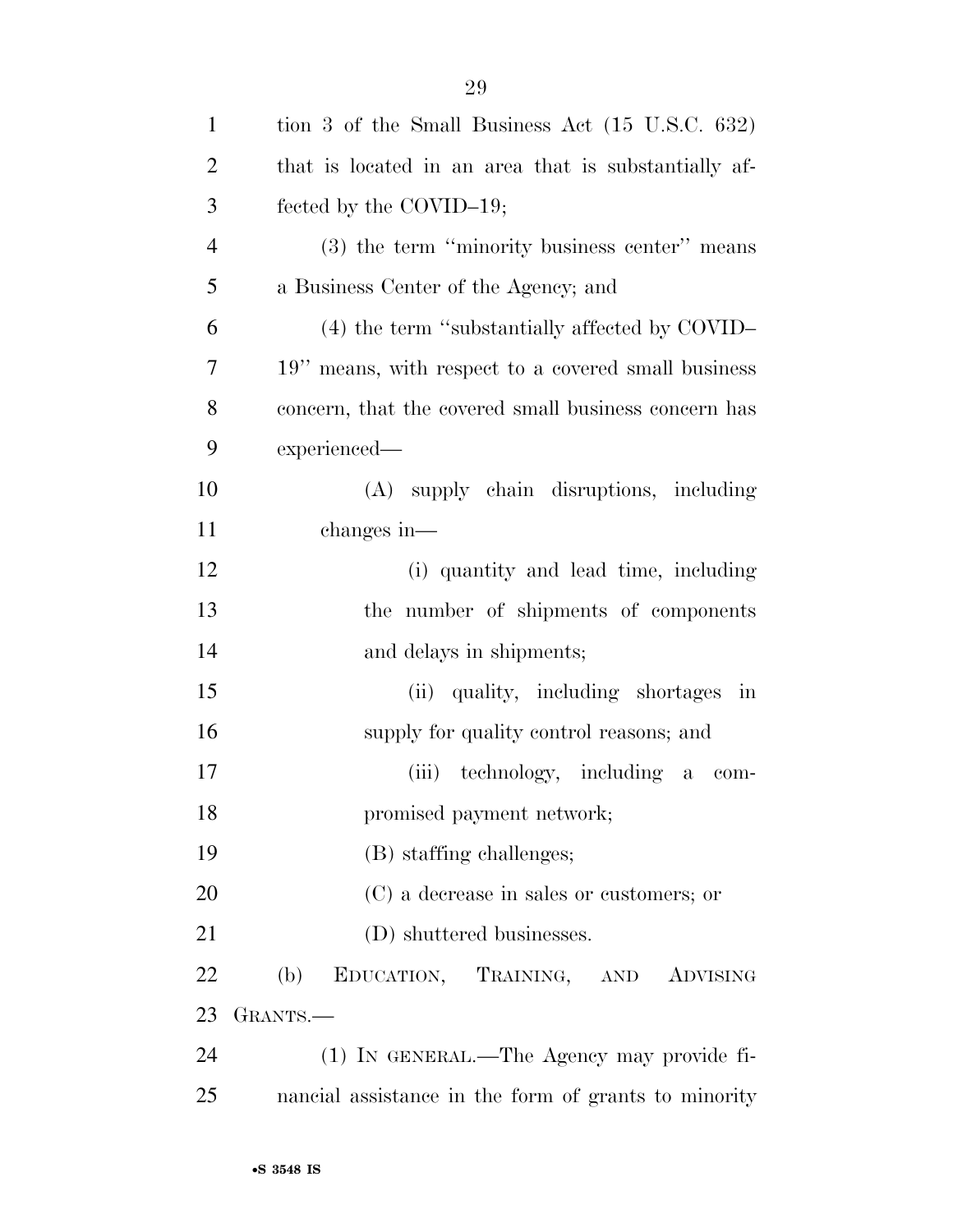tion 3 of the Small Business Act (15 U.S.C. 632) that is located in an area that is substantially affected by the COVID–19;

(3) the term ''minority business center'' means a Business Center of the Agency; and

(4) the term ''substantially affected by COVID–19'' means, with respect to a covered small business concern, that the covered small business concern has experienced—

(A) supply chain disruptions, including changes in—

(i) quantity and lead time, including the number of shipments of components and delays in shipments;

(ii) quality, including shortages in supply for quality control reasons; and

(iii) technology, including a compromised payment network;

(B) staffing challenges;

(C) a decrease in sales or customers; or

(D) shuttered businesses.

(b) EDUCATION, TRAINING, AND ADVISING GRANTS.—

(1) IN GENERAL.—The Agency may provide financial assistance in the form of grants to minority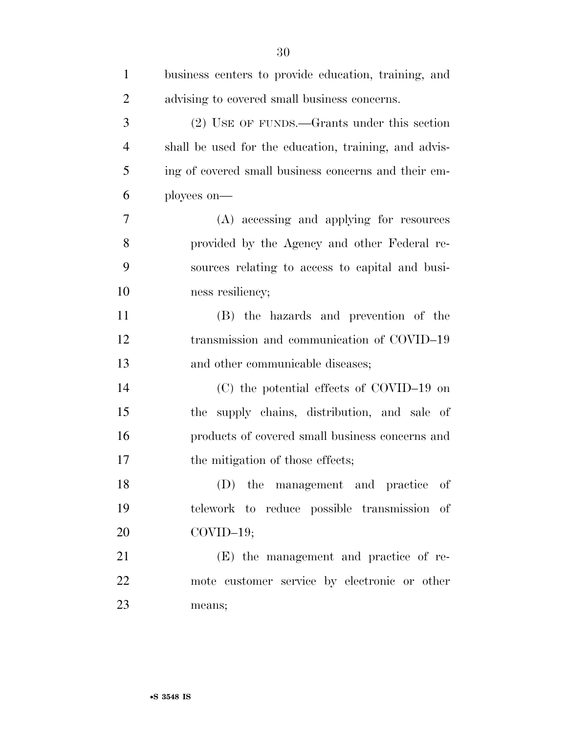business centers to provide education, training, and advising to covered small business concerns.

(2) USE OF FUNDS.—Grants under this section shall be used for the education, training, and advising of covered small business concerns and their employees on—

(A) accessing and applying for resources provided by the Agency and other Federal resources relating to access to capital and business resiliency;

(B) the hazards and prevention of the transmission and communication of COVID–19 and other communicable diseases;

(C) the potential effects of COVID–19 on the supply chains, distribution, and sale of products of covered small business concerns and the mitigation of those effects;

(D) the management and practice of telework to reduce possible transmission of COVID–19;

(E) the management and practice of remote customer service by electronic or other means;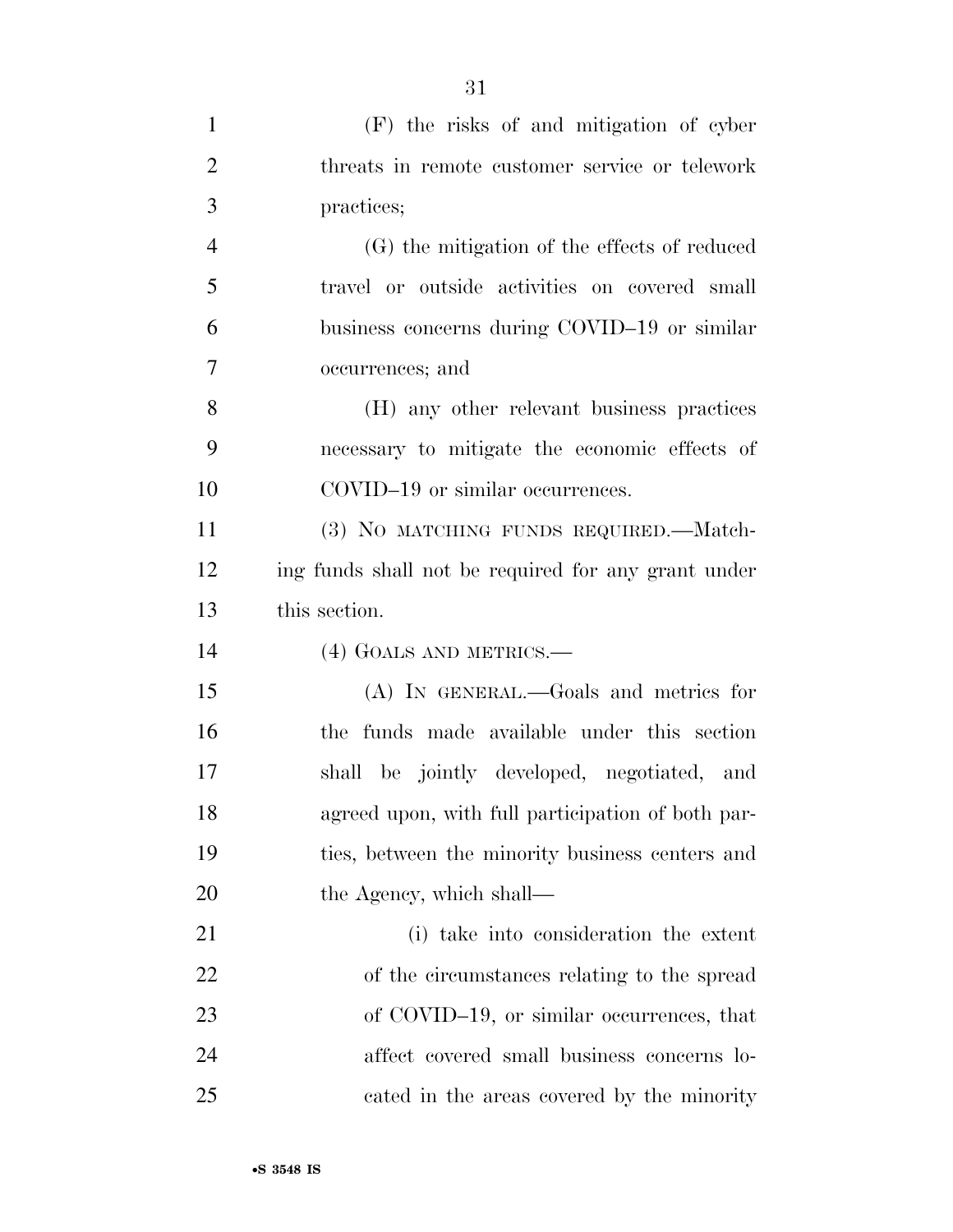(F) the risks of and mitigation of cyber threats in remote customer service or telework practices;

(G) the mitigation of the effects of reduced travel or outside activities on covered small business concerns during COVID–19 or similar occurrences; and

(H) any other relevant business practices necessary to mitigate the economic effects of COVID–19 or similar occurrences.

(3) NO MATCHING FUNDS REQUIRED.—Matching funds shall not be required for any grant under this section.

(4) GOALS AND METRICS.—

(A) IN GENERAL.—Goals and metrics for the funds made available under this section shall be jointly developed, negotiated, and agreed upon, with full participation of both parties, between the minority business centers and the Agency, which shall—

(i) take into consideration the extent of the circumstances relating to the spread of COVID–19, or similar occurrences, that affect covered small business concerns located in the areas covered by the minority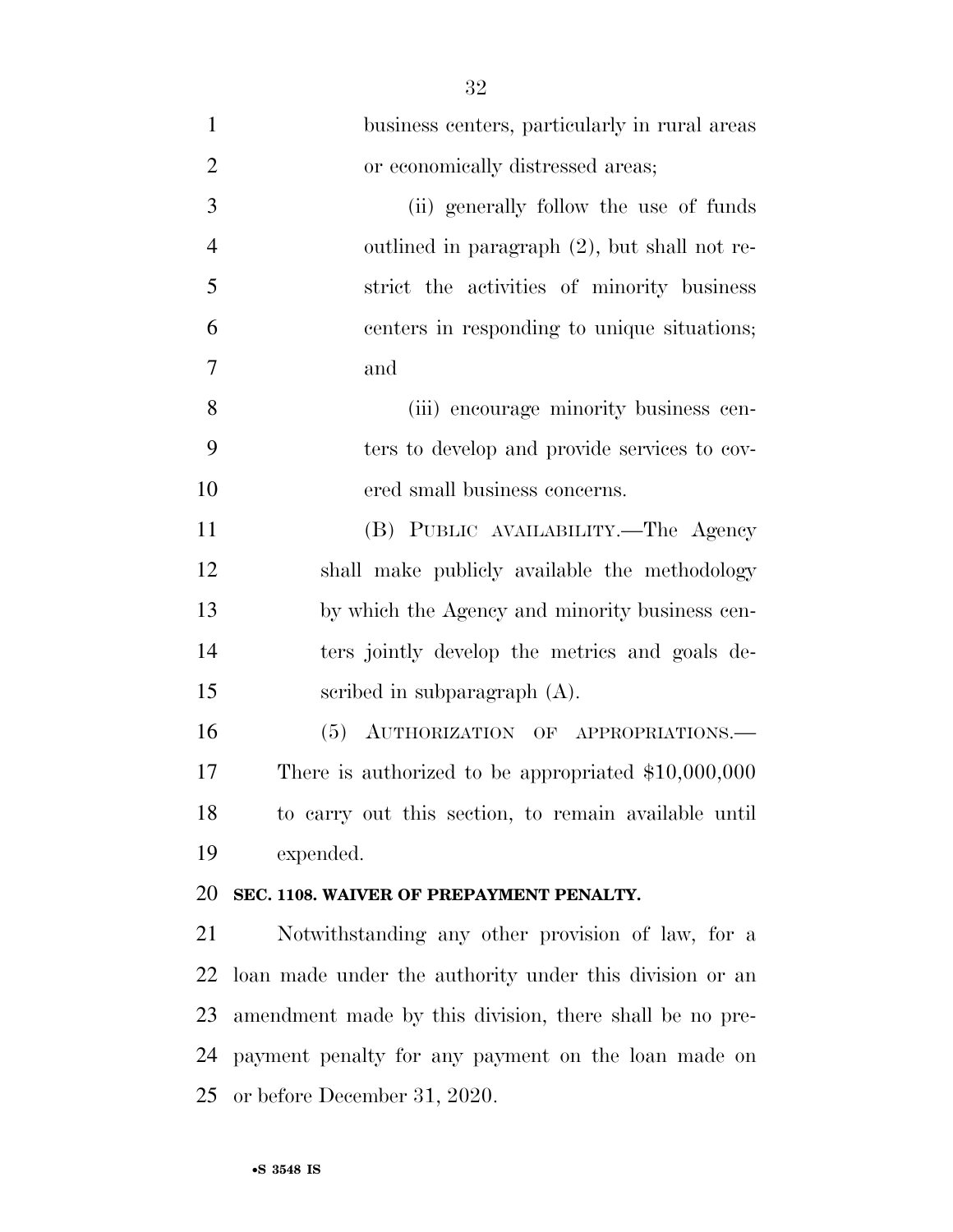business centers, particularly in rural areas or economically distressed areas;

(ii) generally follow the use of funds outlined in paragraph (2), but shall not restrict the activities of minority business centers in responding to unique situations; and

(iii) encourage minority business centers to develop and provide services to covered small business concerns.

(B) PUBLIC AVAILABILITY.—The Agency shall make publicly available the methodology by which the Agency and minority business centers jointly develop the metrics and goals described in subparagraph (A).

(5) AUTHORIZATION OF APPROPRIATIONS.—There is authorized to be appropriated $10,000,000 to carry out this section, to remain available until expended.

**SEC. 1108. WAIVER OF PREPAYMENT PENALTY.**

Notwithstanding any other provision of law, for a loan made under the authority under this division or an amendment made by this division, there shall be no prepayment penalty for any payment on the loan made on or before December 31, 2020.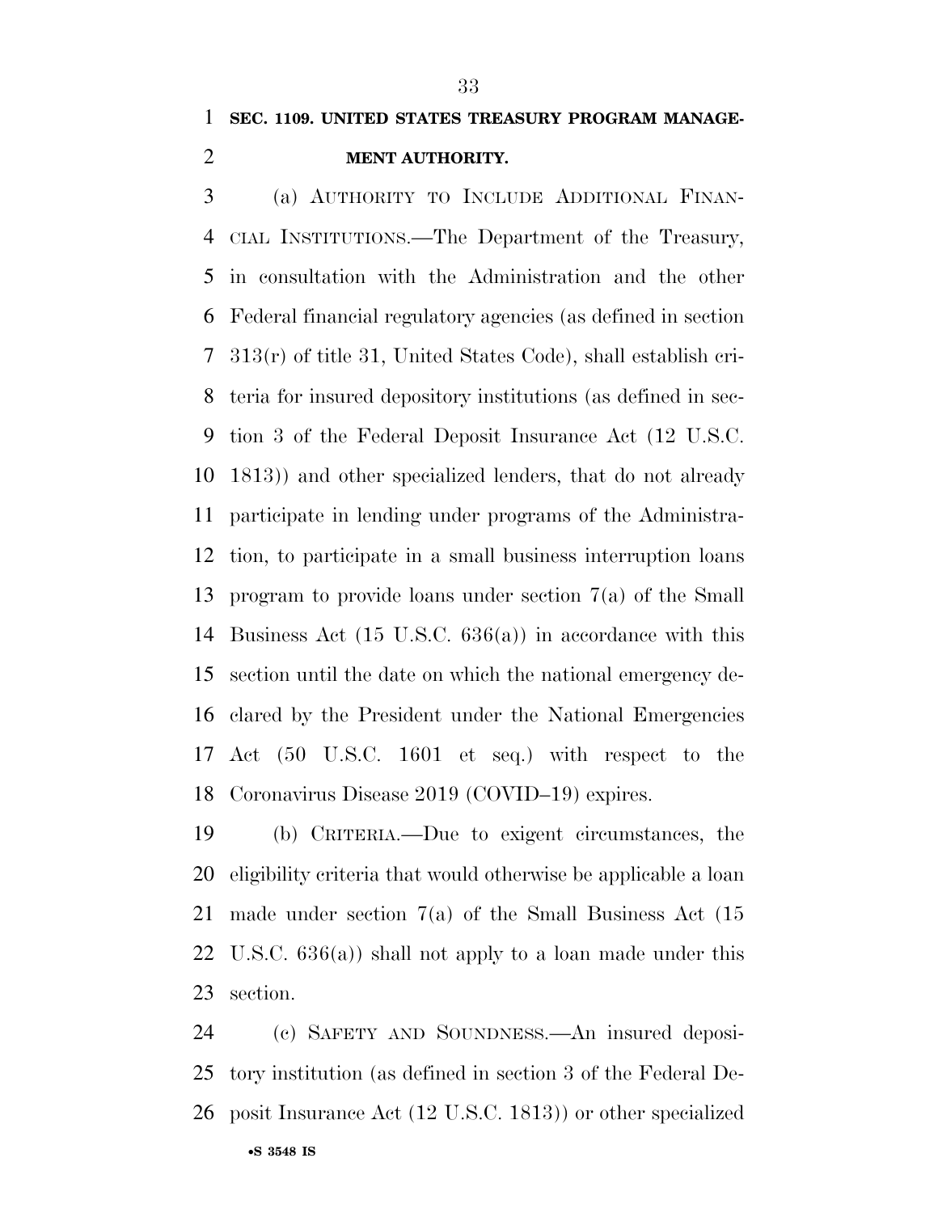**SEC. 1109. UNITED STATES TREASURY PROGRAM MANAGEMENT AUTHORITY.**

(a) AUTHORITY TO INCLUDE ADDITIONAL FINANCIAL INSTITUTIONS.—The Department of the Treasury, in consultation with the Administration and the other Federal financial regulatory agencies (as defined in section 313(r) of title 31, United States Code), shall establish criteria for insured depository institutions (as defined in section 3 of the Federal Deposit Insurance Act (12 U.S.C. 1813)) and other specialized lenders, that do not already participate in lending under programs of the Administration, to participate in a small business interruption loans program to provide loans under section 7(a) of the Small Business Act (15 U.S.C. 636(a)) in accordance with this section until the date on which the national emergency declared by the President under the National Emergencies Act (50 U.S.C. 1601 et seq.) with respect to the Coronavirus Disease 2019 (COVID–19) expires.

(b) CRITERIA.—Due to exigent circumstances, the eligibility criteria that would otherwise be applicable a loan made under section 7(a) of the Small Business Act (15 U.S.C. 636(a)) shall not apply to a loan made under this section.

(c) SAFETY AND SOUNDNESS.—An insured depository institution (as defined in section 3 of the Federal Deposit Insurance Act (12 U.S.C. 1813)) or other specialized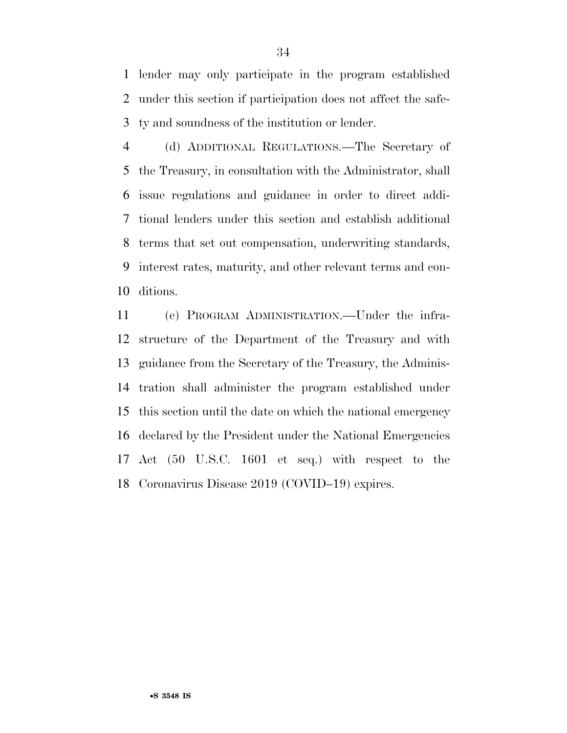lender may only participate in the program established under this section if participation does not affect the safety and soundness of the institution or lender.

(d) ADDITIONAL REGULATIONS.—The Secretary of the Treasury, in consultation with the Administrator, shall issue regulations and guidance in order to direct additional lenders under this section and establish additional terms that set out compensation, underwriting standards, interest rates, maturity, and other relevant terms and conditions.

(e) PROGRAM ADMINISTRATION.—Under the infrastructure of the Department of the Treasury and with guidance from the Secretary of the Treasury, the Administration shall administer the program established under this section until the date on which the national emergency declared by the President under the National Emergencies Act (50 U.S.C. 1601 et seq.) with respect to the Coronavirus Disease 2019 (COVID–19) expires.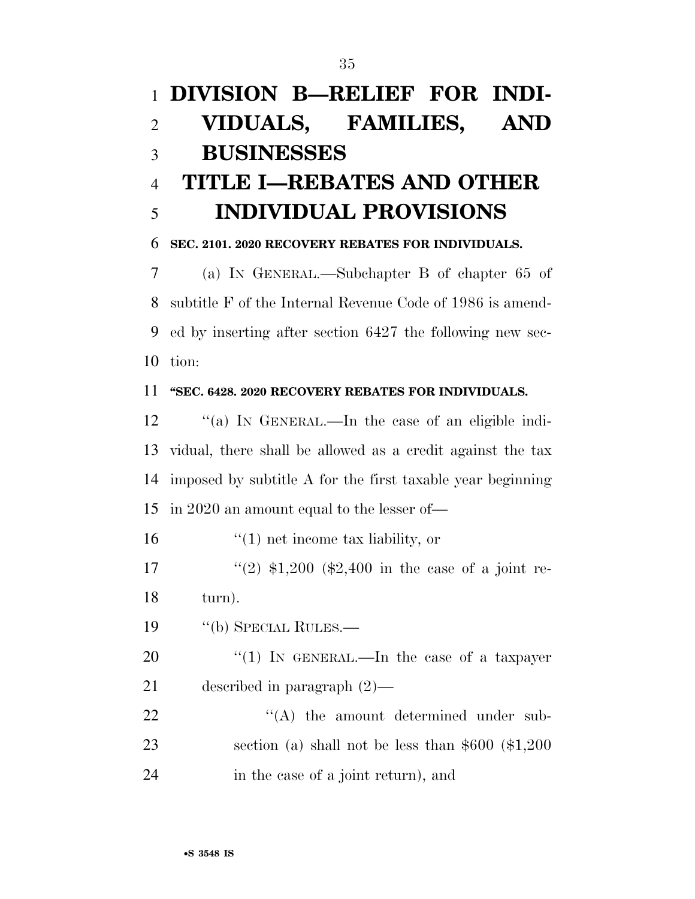# DIVISION B—RELIEF FOR INDIVIDUALS, FAMILIES, AND BUSINESSES

## TITLE I—REBATES AND OTHER INDIVIDUAL PROVISIONS

### SEC. 2101. 2020 RECOVERY REBATES FOR INDIVIDUALS.

(a) IN GENERAL.—Subchapter B of chapter 65 of subtitle F of the Internal Revenue Code of 1986 is amended by inserting after section 6427 the following new section:

**"SEC. 6428. 2020 RECOVERY REBATES FOR INDIVIDUALS.**

"(a) IN GENERAL.—In the case of an eligible individual, there shall be allowed as a credit against the tax imposed by subtitle A for the first taxable year beginning in 2020 an amount equal to the lesser of—

"(1) net income tax liability, or

"(2) $1,200 ($2,400 in the case of a joint return).

"(b) SPECIAL RULES.—

"(1) IN GENERAL.—In the case of a taxpayer described in paragraph (2)—

"(A) the amount determined under subsection (a) shall not be less than $600 ($1,200 in the case of a joint return), and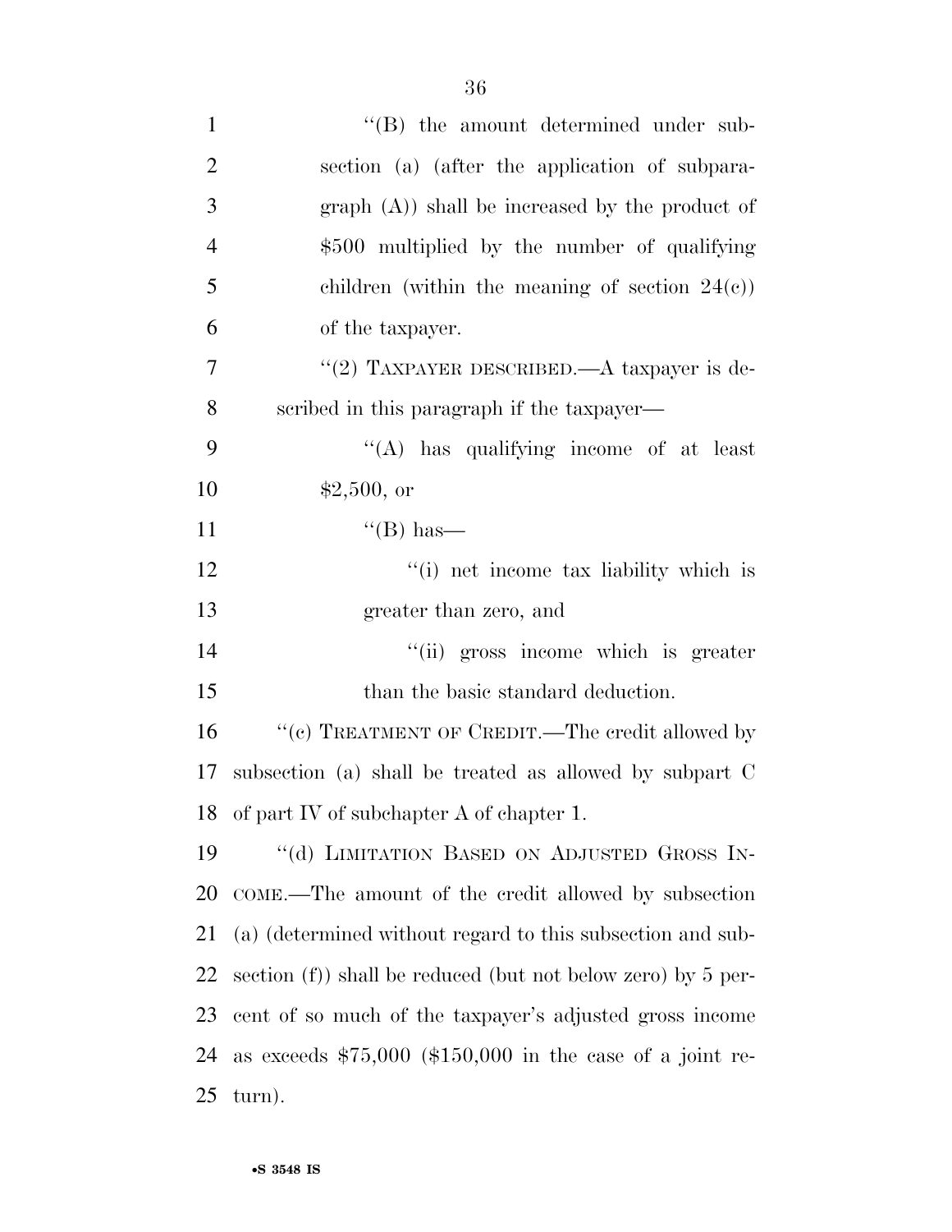"(B) the amount determined under subsection (a) (after the application of subparagraph (A)) shall be increased by the product of $500 multiplied by the number of qualifying children (within the meaning of section 24(c)) of the taxpayer.

"(2) TAXPAYER DESCRIBED.—A taxpayer is described in this paragraph if the taxpayer—

"(A) has qualifying income of at least $2,500, or

"(B) has—

"(i) net income tax liability which is greater than zero, and

"(ii) gross income which is greater than the basic standard deduction.

"(c) TREATMENT OF CREDIT.—The credit allowed by subsection (a) shall be treated as allowed by subpart C of part IV of subchapter A of chapter 1.

"(d) LIMITATION BASED ON ADJUSTED GROSS INCOME.—The amount of the credit allowed by subsection (a) (determined without regard to this subsection and subsection (f)) shall be reduced (but not below zero) by 5 percent of so much of the taxpayer's adjusted gross income as exceeds $75,000 ($150,000 in the case of a joint return).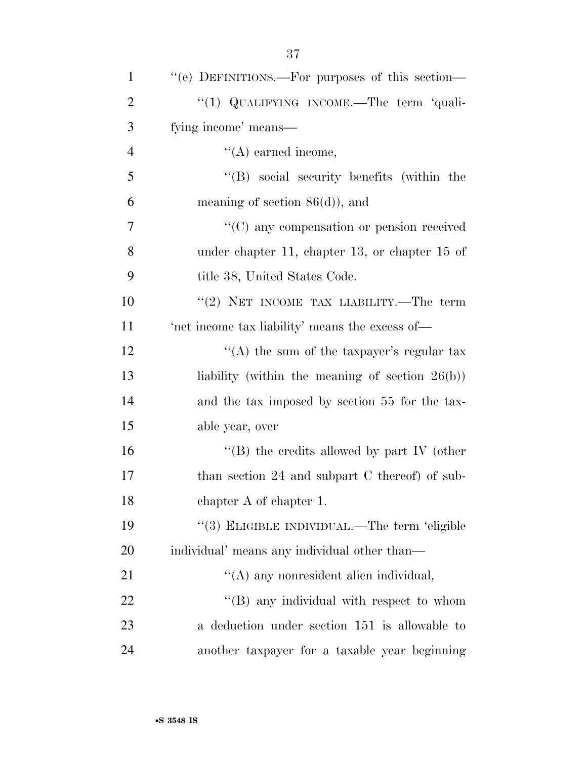''(e) DEFINITIONS.—For purposes of this section—

''(1) QUALIFYING INCOME.—The term 'qualifying income' means—

''(A) earned income,

''(B) social security benefits (within the meaning of section 86(d)), and

''(C) any compensation or pension received under chapter 11, chapter 13, or chapter 15 of title 38, United States Code.

''(2) NET INCOME TAX LIABILITY.—The term 'net income tax liability' means the excess of—

''(A) the sum of the taxpayer's regular tax liability (within the meaning of section 26(b)) and the tax imposed by section 55 for the taxable year, over

''(B) the credits allowed by part IV (other than section 24 and subpart C thereof) of subchapter A of chapter 1.

''(3) ELIGIBLE INDIVIDUAL.—The term 'eligible individual' means any individual other than—

''(A) any nonresident alien individual,

''(B) any individual with respect to whom a deduction under section 151 is allowable to another taxpayer for a taxable year beginning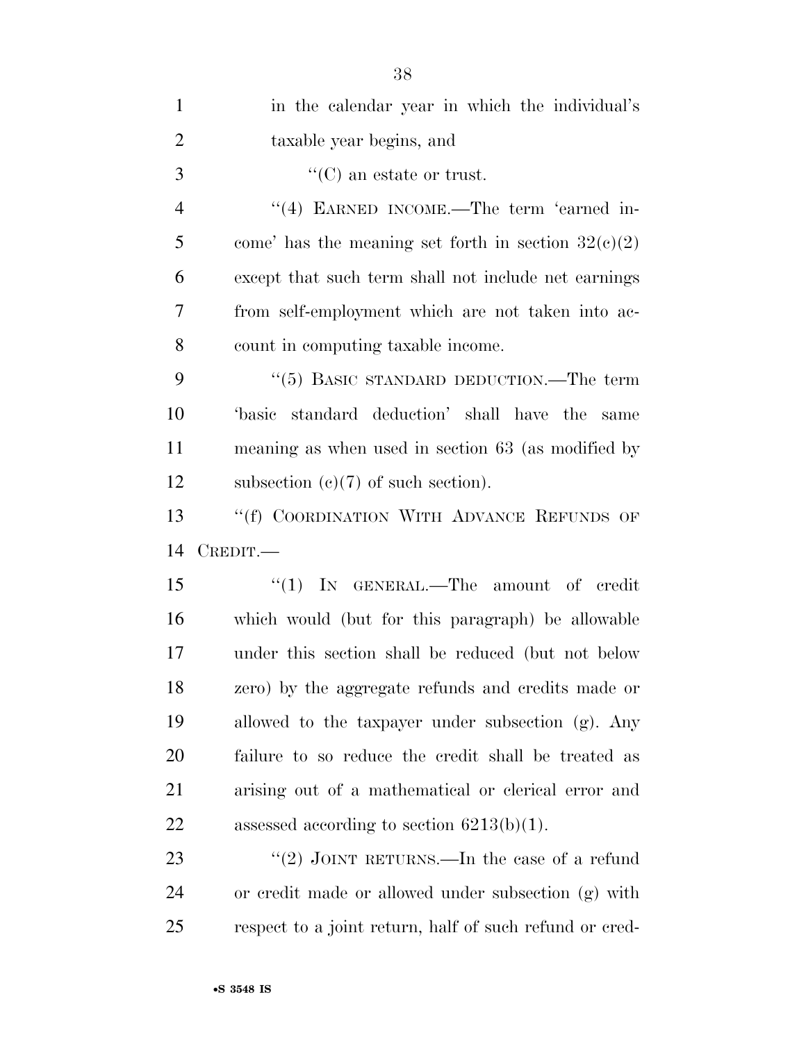in the calendar year in which the individual's taxable year begins, and

''(C) an estate or trust.

''(4) EARNED INCOME.—The term 'earned income' has the meaning set forth in section 32(c)(2) except that such term shall not include net earnings from self-employment which are not taken into account in computing taxable income.

''(5) BASIC STANDARD DEDUCTION.—The term 'basic standard deduction' shall have the same meaning as when used in section 63 (as modified by subsection (c)(7) of such section).

''(f) COORDINATION WITH ADVANCE REFUNDS OF CREDIT.—

''(1) IN GENERAL.—The amount of credit which would (but for this paragraph) be allowable under this section shall be reduced (but not below zero) by the aggregate refunds and credits made or allowed to the taxpayer under subsection (g). Any failure to so reduce the credit shall be treated as arising out of a mathematical or clerical error and assessed according to section 6213(b)(1).

''(2) JOINT RETURNS.—In the case of a refund or credit made or allowed under subsection (g) with respect to a joint return, half of such refund or cred-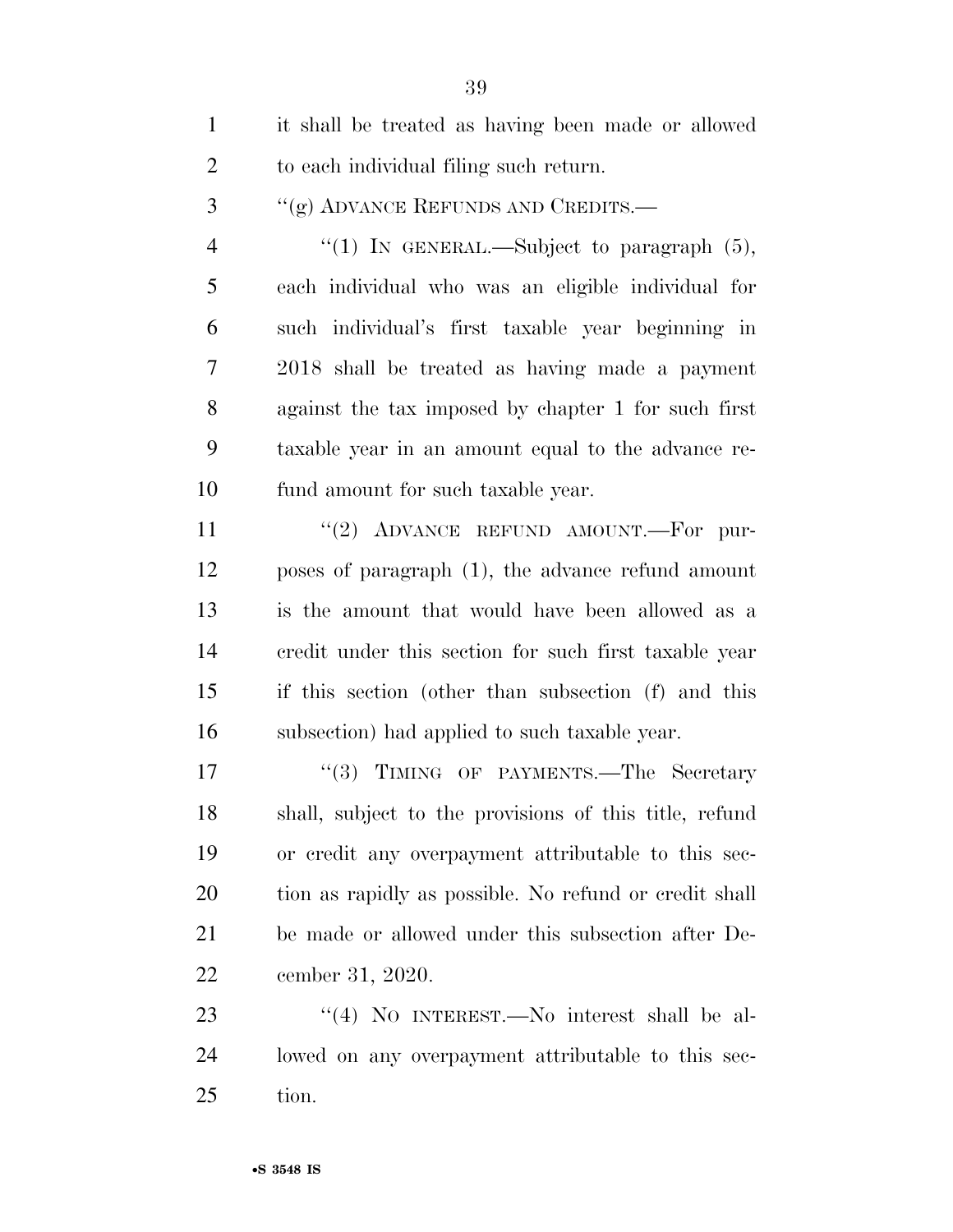it shall be treated as having been made or allowed to each individual filing such return.

''(g) ADVANCE REFUNDS AND CREDITS.—

''(1) IN GENERAL.—Subject to paragraph (5), each individual who was an eligible individual for such individual's first taxable year beginning in 2018 shall be treated as having made a payment against the tax imposed by chapter 1 for such first taxable year in an amount equal to the advance refund amount for such taxable year.

''(2) ADVANCE REFUND AMOUNT.—For purposes of paragraph (1), the advance refund amount is the amount that would have been allowed as a credit under this section for such first taxable year if this section (other than subsection (f) and this subsection) had applied to such taxable year.

''(3) TIMING OF PAYMENTS.—The Secretary shall, subject to the provisions of this title, refund or credit any overpayment attributable to this section as rapidly as possible. No refund or credit shall be made or allowed under this subsection after December 31, 2020.

''(4) NO INTEREST.—No interest shall be allowed on any overpayment attributable to this section.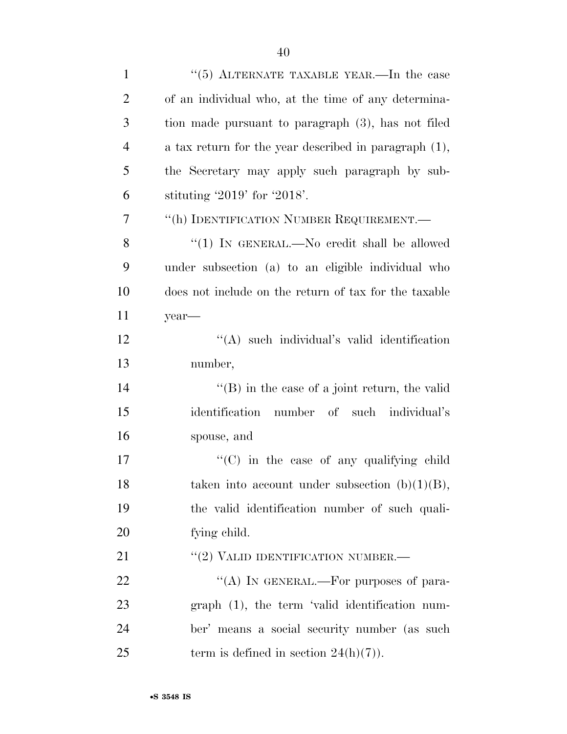"(5) ALTERNATE TAXABLE YEAR.—In the case of an individual who, at the time of any determination made pursuant to paragraph (3), has not filed a tax return for the year described in paragraph (1), the Secretary may apply such paragraph by substituting '2019' for '2018'.

"(h) IDENTIFICATION NUMBER REQUIREMENT.—

"(1) IN GENERAL.—No credit shall be allowed under subsection (a) to an eligible individual who does not include on the return of tax for the taxable year—

"(A) such individual's valid identification number,

"(B) in the case of a joint return, the valid identification number of such individual's spouse, and

"(C) in the case of any qualifying child taken into account under subsection (b)(1)(B), the valid identification number of such qualifying child.

"(2) VALID IDENTIFICATION NUMBER.—

"(A) IN GENERAL.—For purposes of paragraph (1), the term 'valid identification number' means a social security number (as such term is defined in section 24(h)(7)).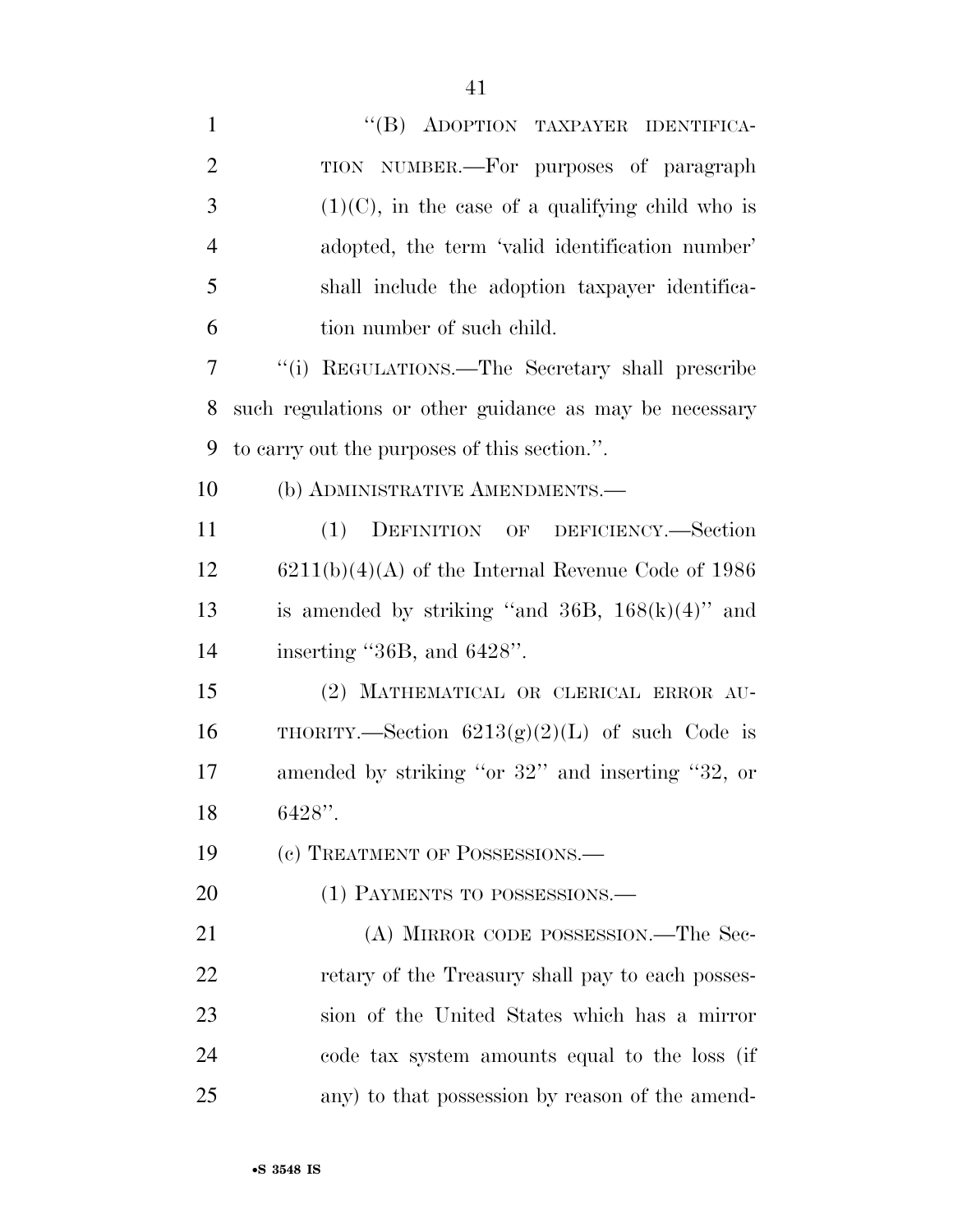"(B) ADOPTION TAXPAYER IDENTIFICATION NUMBER.—For purposes of paragraph (1)(C), in the case of a qualifying child who is adopted, the term 'valid identification number' shall include the adoption taxpayer identification number of such child.

"(i) REGULATIONS.—The Secretary shall prescribe such regulations or other guidance as may be necessary to carry out the purposes of this section.".

(b) ADMINISTRATIVE AMENDMENTS.—

(1) DEFINITION OF DEFICIENCY.—Section 6211(b)(4)(A) of the Internal Revenue Code of 1986 is amended by striking "and 36B, 168(k)(4)" and inserting "36B, and 6428".

(2) MATHEMATICAL OR CLERICAL ERROR AUTHORITY.—Section 6213(g)(2)(L) of such Code is amended by striking "or 32" and inserting "32, or 6428".

(c) TREATMENT OF POSSESSIONS.—

(1) PAYMENTS TO POSSESSIONS.—

(A) MIRROR CODE POSSESSION.—The Secretary of the Treasury shall pay to each possession of the United States which has a mirror code tax system amounts equal to the loss (if any) to that possession by reason of the amend-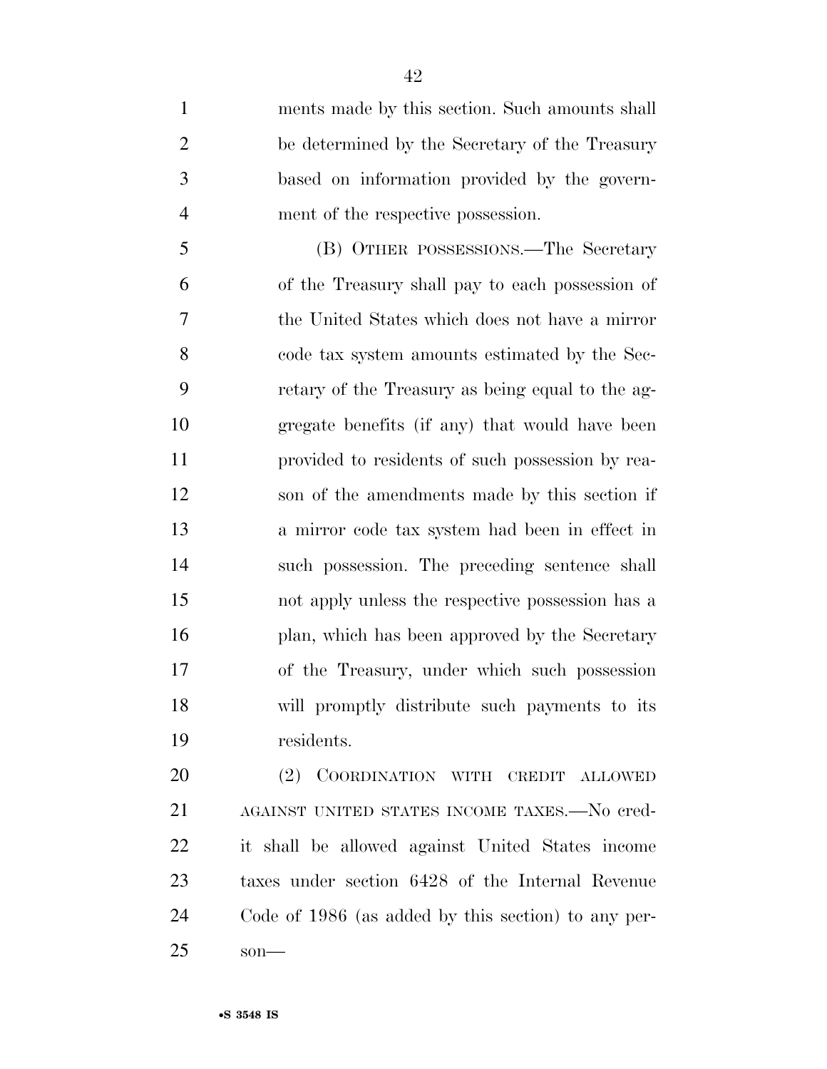ments made by this section. Such amounts shall be determined by the Secretary of the Treasury based on information provided by the government of the respective possession.

(B) OTHER POSSESSIONS.—The Secretary of the Treasury shall pay to each possession of the United States which does not have a mirror code tax system amounts estimated by the Secretary of the Treasury as being equal to the aggregate benefits (if any) that would have been provided to residents of such possession by reason of the amendments made by this section if a mirror code tax system had been in effect in such possession. The preceding sentence shall not apply unless the respective possession has a plan, which has been approved by the Secretary of the Treasury, under which such possession will promptly distribute such payments to its residents.

(2) COORDINATION WITH CREDIT ALLOWED AGAINST UNITED STATES INCOME TAXES.—No credit shall be allowed against United States income taxes under section 6428 of the Internal Revenue Code of 1986 (as added by this section) to any person—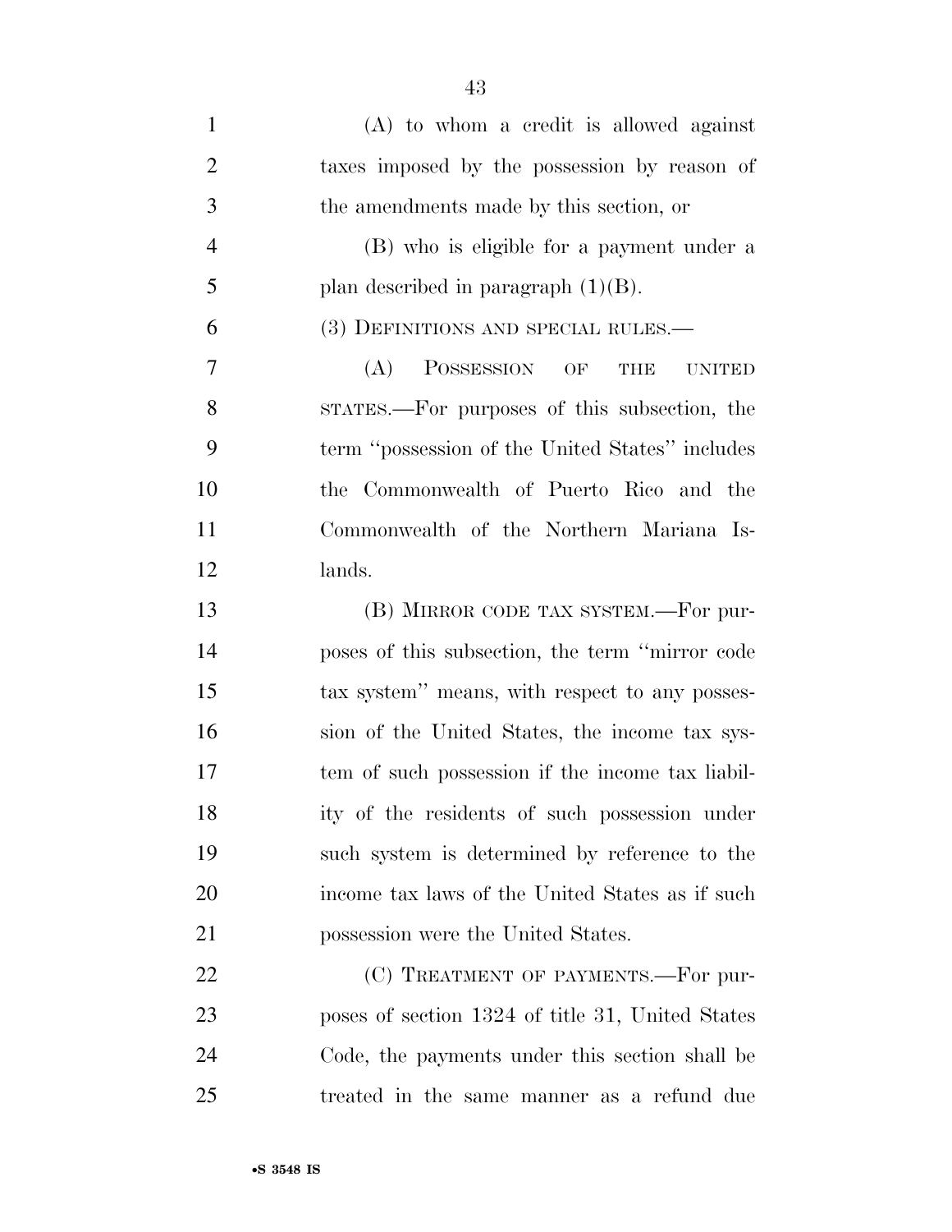(A) to whom a credit is allowed against taxes imposed by the possession by reason of the amendments made by this section, or

(B) who is eligible for a payment under a plan described in paragraph (1)(B).

(3) DEFINITIONS AND SPECIAL RULES.—

(A) POSSESSION OF THE UNITED STATES.—For purposes of this subsection, the term ''possession of the United States'' includes the Commonwealth of Puerto Rico and the Commonwealth of the Northern Mariana Islands.

(B) MIRROR CODE TAX SYSTEM.—For purposes of this subsection, the term ''mirror code tax system'' means, with respect to any possession of the United States, the income tax system of such possession if the income tax liability of the residents of such possession under such system is determined by reference to the income tax laws of the United States as if such possession were the United States.

(C) TREATMENT OF PAYMENTS.—For purposes of section 1324 of title 31, United States Code, the payments under this section shall be treated in the same manner as a refund due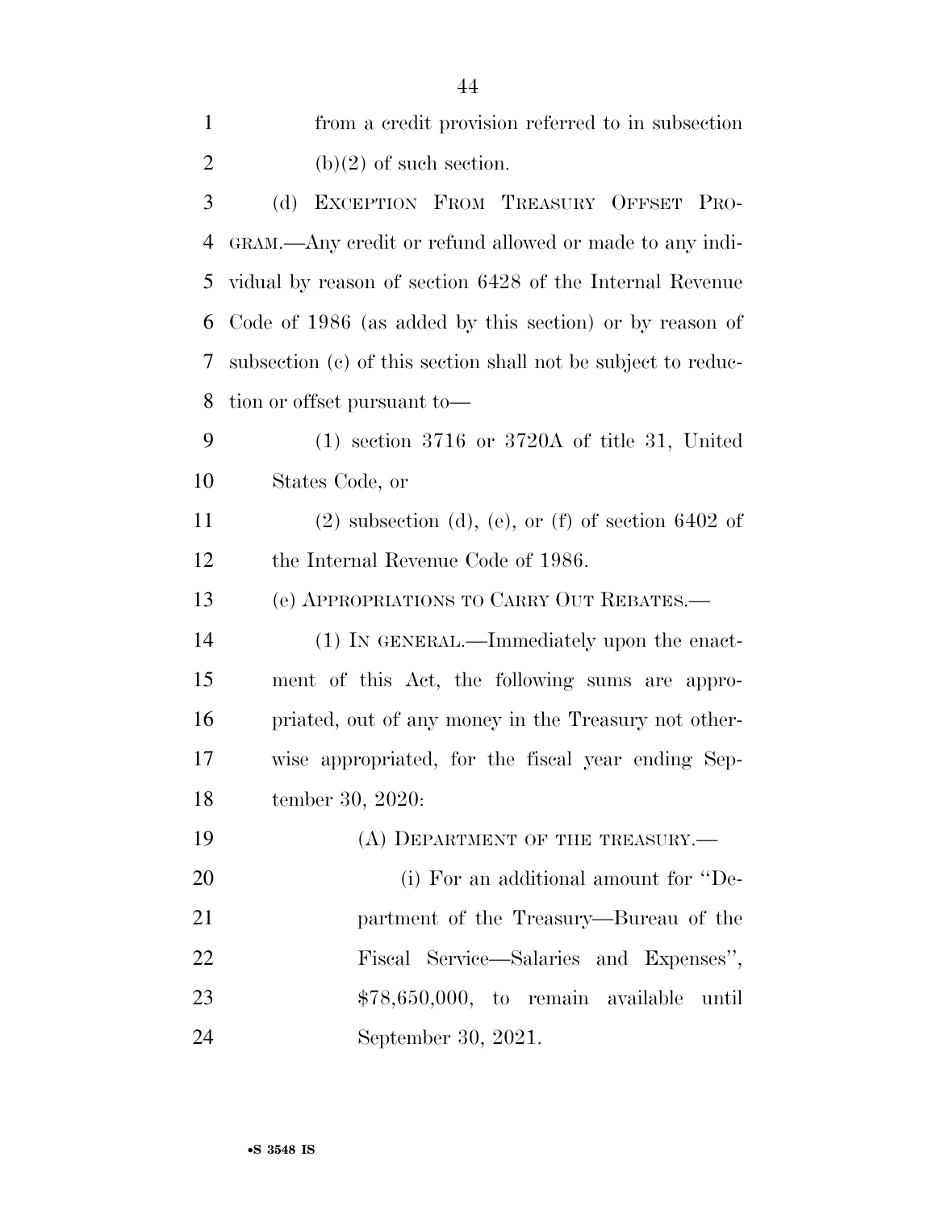from a credit provision referred to in subsection (b)(2) of such section.

(d) EXCEPTION FROM TREASURY OFFSET PROGRAM.—Any credit or refund allowed or made to any individual by reason of section 6428 of the Internal Revenue Code of 1986 (as added by this section) or by reason of subsection (c) of this section shall not be subject to reduction or offset pursuant to—

(1) section 3716 or 3720A of title 31, United States Code, or

(2) subsection (d), (e), or (f) of section 6402 of the Internal Revenue Code of 1986.

(e) APPROPRIATIONS TO CARRY OUT REBATES.—

(1) IN GENERAL.—Immediately upon the enactment of this Act, the following sums are appropriated, out of any money in the Treasury not otherwise appropriated, for the fiscal year ending September 30, 2020:

(A) DEPARTMENT OF THE TREASURY.—

(i) For an additional amount for ''Department of the Treasury—Bureau of the Fiscal Service—Salaries and Expenses'', $78,650,000, to remain available until September 30, 2021.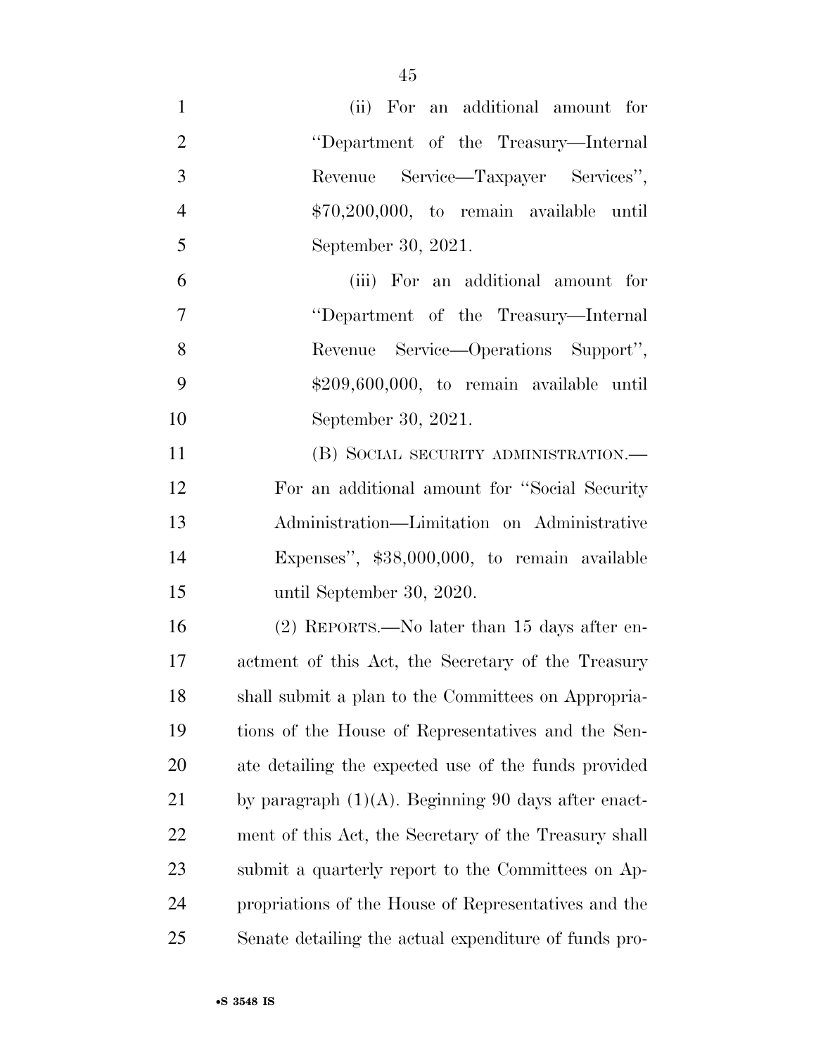(ii) For an additional amount for ''Department of the Treasury—Internal Revenue Service—Taxpayer Services'', $70,200,000, to remain available until September 30, 2021.

(iii) For an additional amount for ''Department of the Treasury—Internal Revenue Service—Operations Support'', $209,600,000, to remain available until September 30, 2021.

(B) SOCIAL SECURITY ADMINISTRATION.— For an additional amount for ''Social Security Administration—Limitation on Administrative Expenses'', $38,000,000, to remain available until September 30, 2020.

(2) REPORTS.—No later than 15 days after enactment of this Act, the Secretary of the Treasury shall submit a plan to the Committees on Appropriations of the House of Representatives and the Senate detailing the expected use of the funds provided by paragraph (1)(A). Beginning 90 days after enactment of this Act, the Secretary of the Treasury shall submit a quarterly report to the Committees on Appropriations of the House of Representatives and the Senate detailing the actual expenditure of funds pro-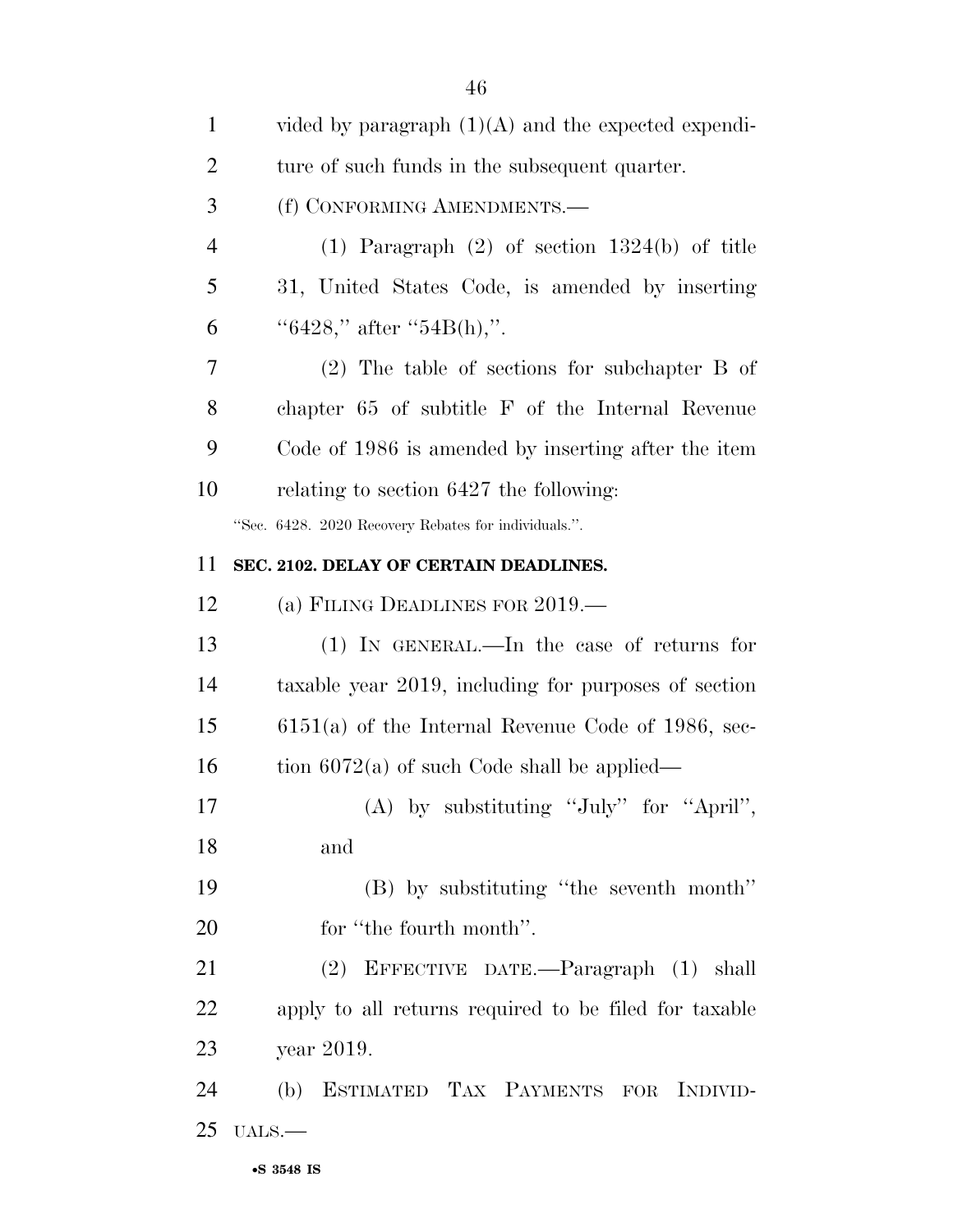vided by paragraph (1)(A) and the expected expenditure of such funds in the subsequent quarter.

(f) CONFORMING AMENDMENTS.—

(1) Paragraph (2) of section 1324(b) of title 31, United States Code, is amended by inserting "6428," after "54B(h),".

(2) The table of sections for subchapter B of chapter 65 of subtitle F of the Internal Revenue Code of 1986 is amended by inserting after the item relating to section 6427 the following:

"Sec. 6428. 2020 Recovery Rebates for individuals.".

**SEC. 2102. DELAY OF CERTAIN DEADLINES.**

(a) FILING DEADLINES FOR 2019.—

(1) IN GENERAL.—In the case of returns for taxable year 2019, including for purposes of section 6151(a) of the Internal Revenue Code of 1986, section 6072(a) of such Code shall be applied—

(A) by substituting "July" for "April", and

(B) by substituting "the seventh month" for "the fourth month".

(2) EFFECTIVE DATE.—Paragraph (1) shall apply to all returns required to be filed for taxable year 2019.

(b) ESTIMATED TAX PAYMENTS FOR INDIVIDUALS.—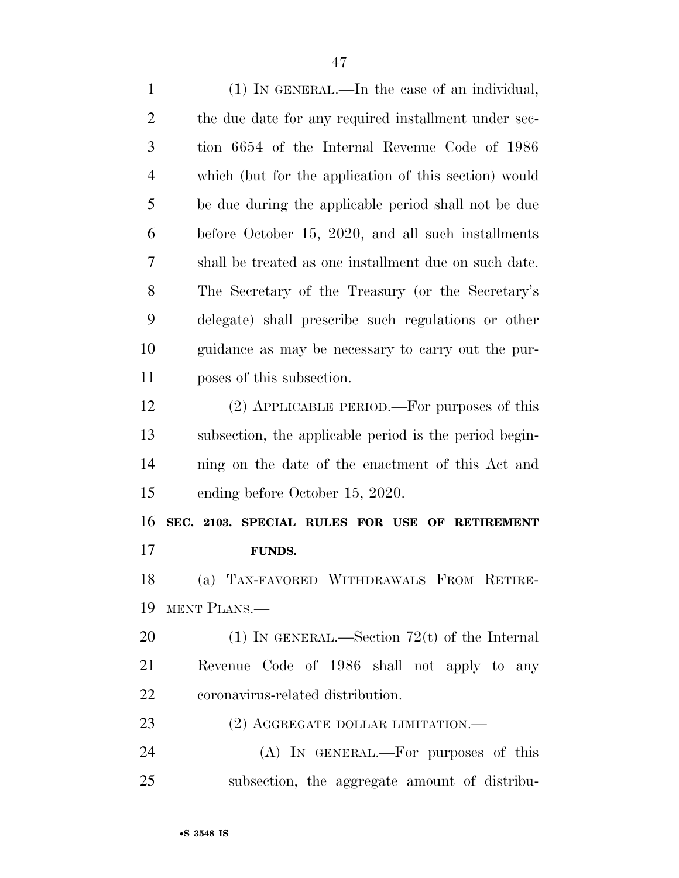(1) IN GENERAL.—In the case of an individual, the due date for any required installment under section 6654 of the Internal Revenue Code of 1986 which (but for the application of this section) would be due during the applicable period shall not be due before October 15, 2020, and all such installments shall be treated as one installment due on such date. The Secretary of the Treasury (or the Secretary's delegate) shall prescribe such regulations or other guidance as may be necessary to carry out the purposes of this subsection.

(2) APPLICABLE PERIOD.—For purposes of this subsection, the applicable period is the period beginning on the date of the enactment of this Act and ending before October 15, 2020.

**SEC. 2103. SPECIAL RULES FOR USE OF RETIREMENT FUNDS.**

(a) TAX-FAVORED WITHDRAWALS FROM RETIREMENT PLANS.—

(1) IN GENERAL.—Section 72(t) of the Internal Revenue Code of 1986 shall not apply to any coronavirus-related distribution.

(2) AGGREGATE DOLLAR LIMITATION.—

(A) IN GENERAL.—For purposes of this subsection, the aggregate amount of distribu-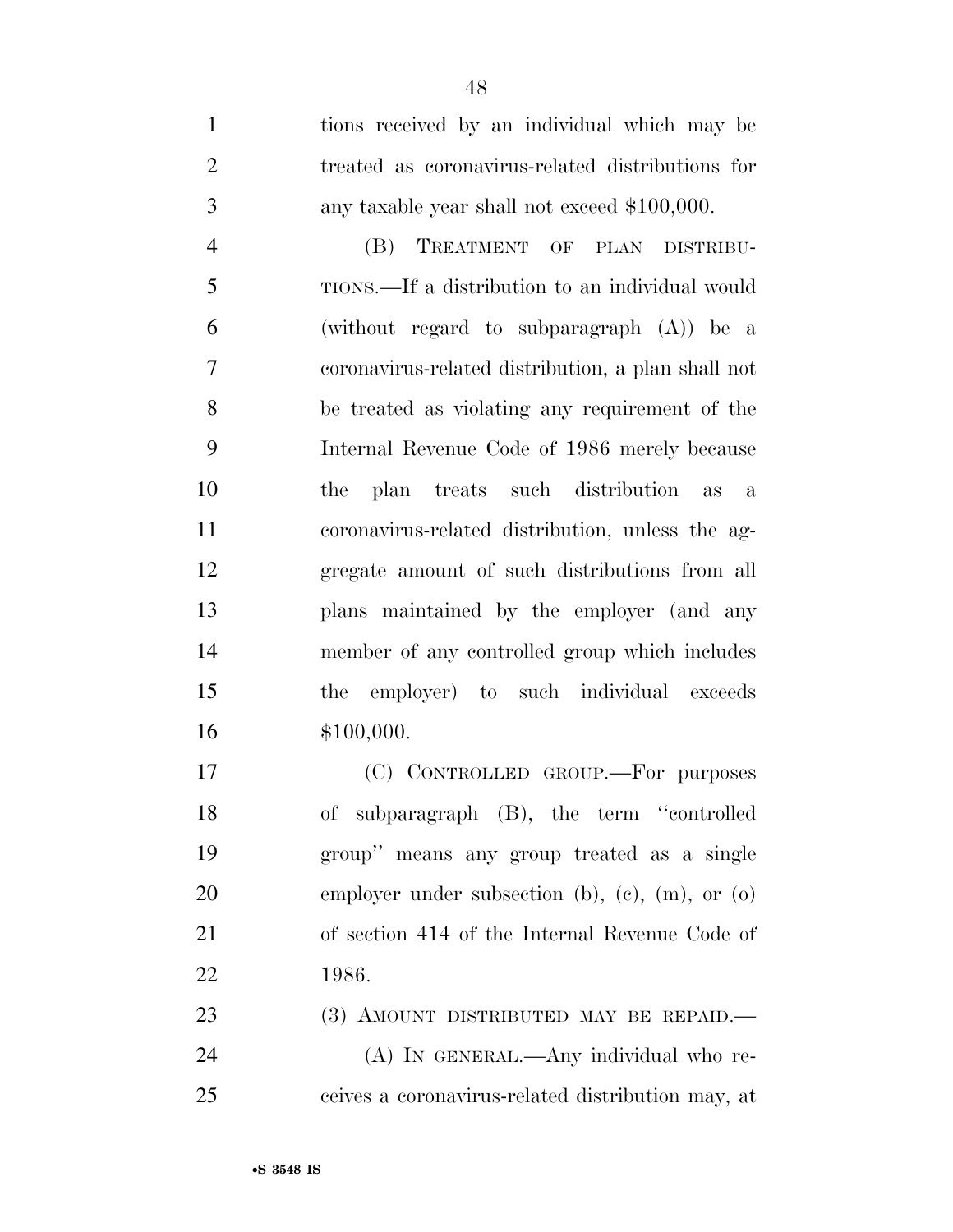tions received by an individual which may be treated as coronavirus-related distributions for any taxable year shall not exceed $100,000.

(B) TREATMENT OF PLAN DISTRIBUTIONS.—If a distribution to an individual would (without regard to subparagraph (A)) be a coronavirus-related distribution, a plan shall not be treated as violating any requirement of the Internal Revenue Code of 1986 merely because the plan treats such distribution as a coronavirus-related distribution, unless the aggregate amount of such distributions from all plans maintained by the employer (and any member of any controlled group which includes the employer) to such individual exceeds $100,000.

(C) CONTROLLED GROUP.—For purposes of subparagraph (B), the term ''controlled group'' means any group treated as a single employer under subsection (b), (c), (m), or (o) of section 414 of the Internal Revenue Code of 1986.

(3) AMOUNT DISTRIBUTED MAY BE REPAID.—

(A) IN GENERAL.—Any individual who receives a coronavirus-related distribution may, at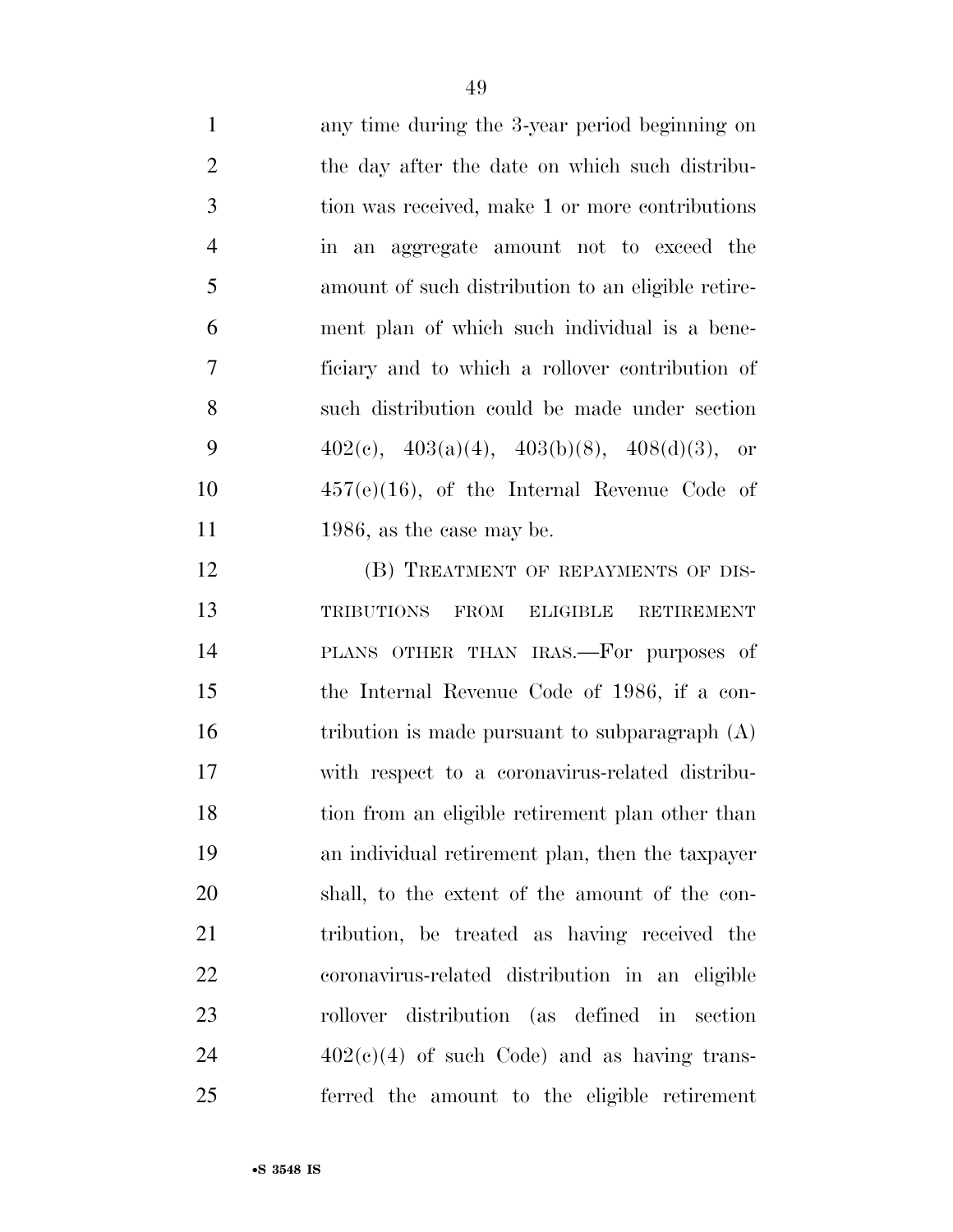any time during the 3-year period beginning on the day after the date on which such distribution was received, make 1 or more contributions in an aggregate amount not to exceed the amount of such distribution to an eligible retirement plan of which such individual is a beneficiary and to which a rollover contribution of such distribution could be made under section 402(c), 403(a)(4), 403(b)(8), 408(d)(3), or 457(e)(16), of the Internal Revenue Code of 1986, as the case may be.

(B) TREATMENT OF REPAYMENTS OF DISTRIBUTIONS FROM ELIGIBLE RETIREMENT PLANS OTHER THAN IRAS.—For purposes of the Internal Revenue Code of 1986, if a contribution is made pursuant to subparagraph (A) with respect to a coronavirus-related distribution from an eligible retirement plan other than an individual retirement plan, then the taxpayer shall, to the extent of the amount of the contribution, be treated as having received the coronavirus-related distribution in an eligible rollover distribution (as defined in section 402(c)(4) of such Code) and as having transferred the amount to the eligible retirement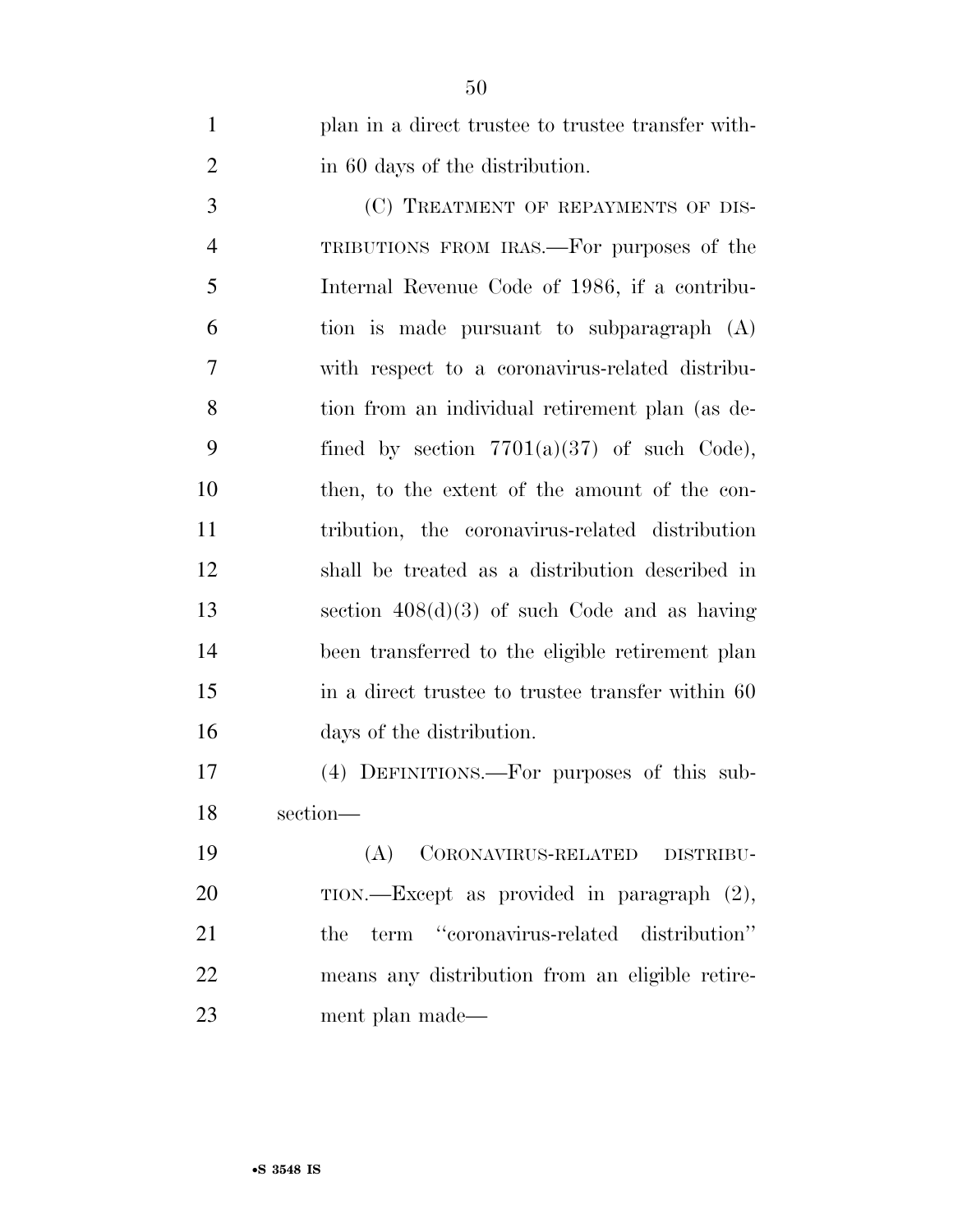plan in a direct trustee to trustee transfer within 60 days of the distribution.

(C) TREATMENT OF REPAYMENTS OF DISTRIBUTIONS FROM IRAS.—For purposes of the Internal Revenue Code of 1986, if a contribution is made pursuant to subparagraph (A) with respect to a coronavirus-related distribution from an individual retirement plan (as defined by section 7701(a)(37) of such Code), then, to the extent of the amount of the contribution, the coronavirus-related distribution shall be treated as a distribution described in section 408(d)(3) of such Code and as having been transferred to the eligible retirement plan in a direct trustee to trustee transfer within 60 days of the distribution.

(4) DEFINITIONS.—For purposes of this subsection—

(A) CORONAVIRUS-RELATED DISTRIBUTION.—Except as provided in paragraph (2), the term ''coronavirus-related distribution'' means any distribution from an eligible retirement plan made—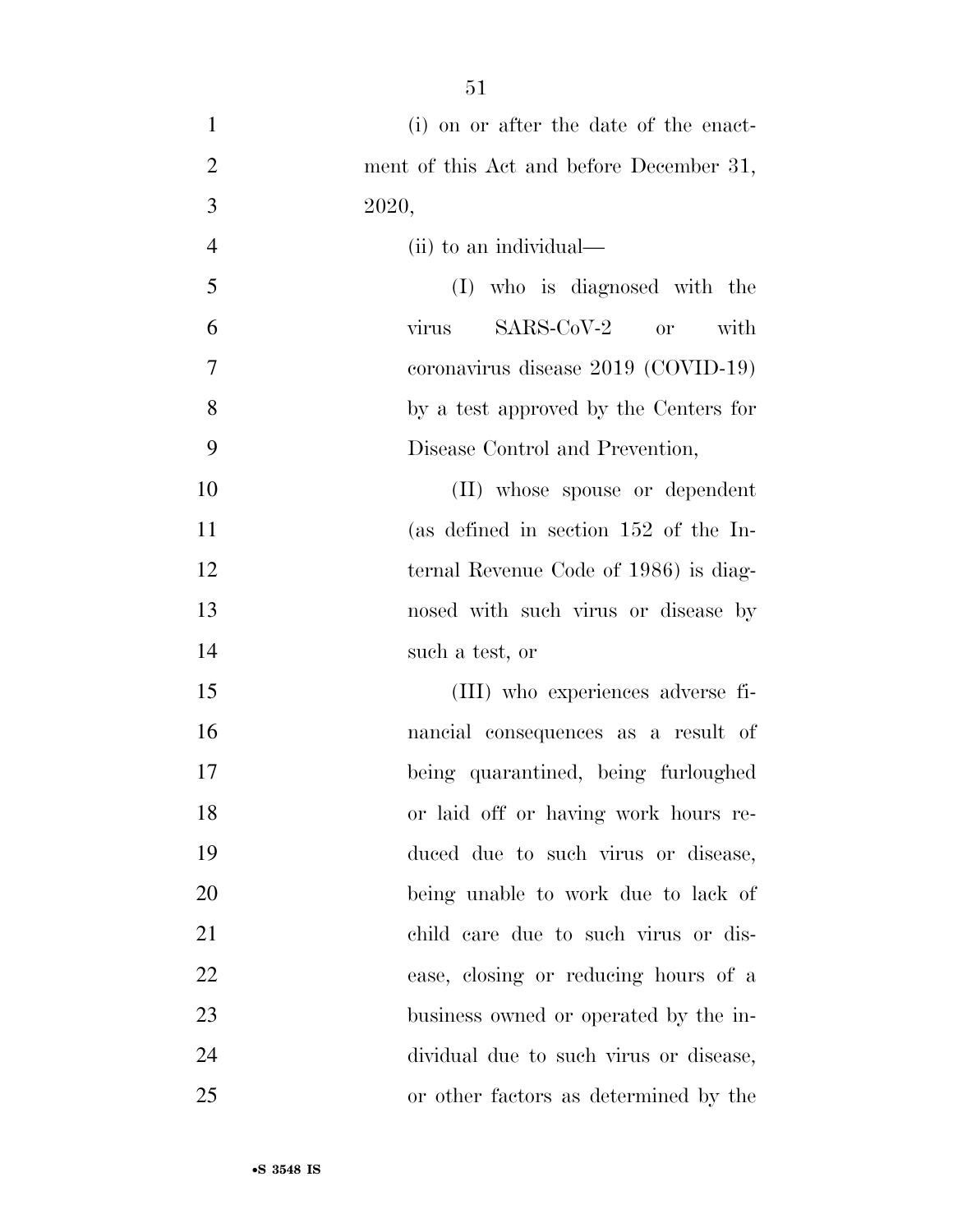(i) on or after the date of the enactment of this Act and before December 31, 2020,

(ii) to an individual—

(I) who is diagnosed with the virus SARS-CoV-2 or with coronavirus disease 2019 (COVID-19) by a test approved by the Centers for Disease Control and Prevention,

(II) whose spouse or dependent (as defined in section 152 of the Internal Revenue Code of 1986) is diagnosed with such virus or disease by such a test, or

(III) who experiences adverse financial consequences as a result of being quarantined, being furloughed or laid off or having work hours reduced due to such virus or disease, being unable to work due to lack of child care due to such virus or disease, closing or reducing hours of a business owned or operated by the individual due to such virus or disease, or other factors as determined by the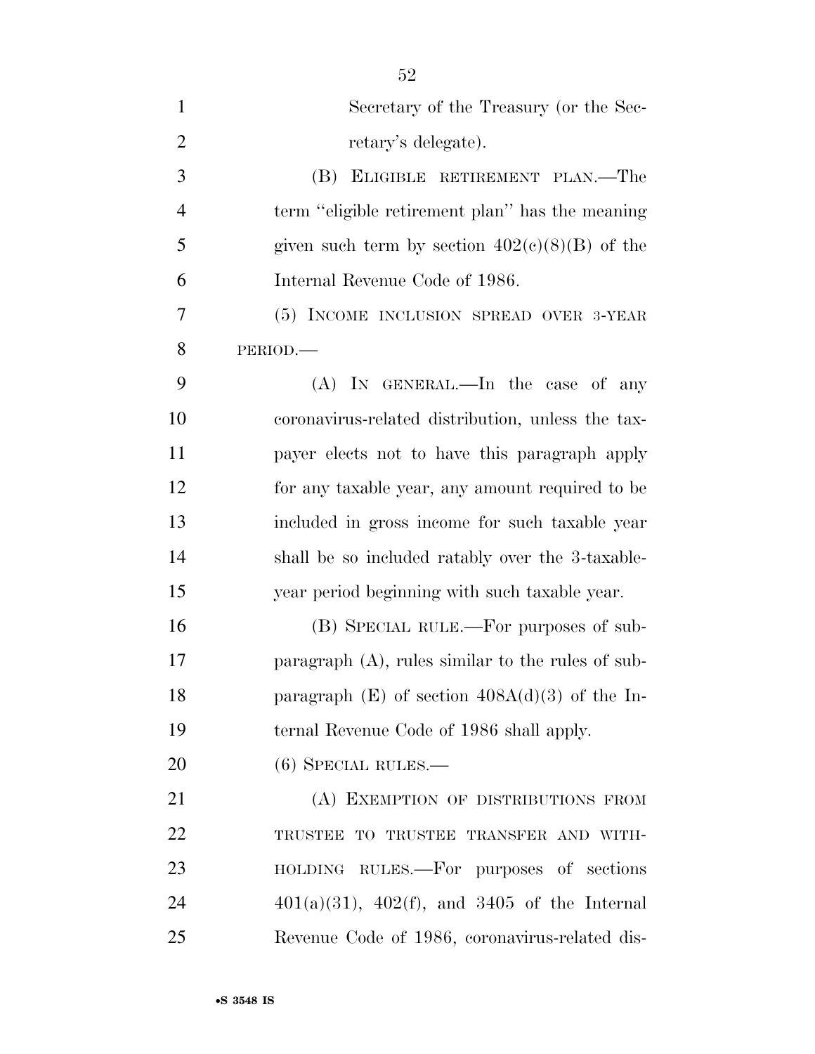Secretary of the Treasury (or the Secretary's delegate).

(B) ELIGIBLE RETIREMENT PLAN.—The term ''eligible retirement plan'' has the meaning given such term by section 402(c)(8)(B) of the Internal Revenue Code of 1986.

(5) INCOME INCLUSION SPREAD OVER 3-YEAR PERIOD.—

(A) IN GENERAL.—In the case of any coronavirus-related distribution, unless the taxpayer elects not to have this paragraph apply for any taxable year, any amount required to be included in gross income for such taxable year shall be so included ratably over the 3-taxable-year period beginning with such taxable year.

(B) SPECIAL RULE.—For purposes of subparagraph (A), rules similar to the rules of subparagraph (E) of section 408A(d)(3) of the Internal Revenue Code of 1986 shall apply.

(6) SPECIAL RULES.—

(A) EXEMPTION OF DISTRIBUTIONS FROM TRUSTEE TO TRUSTEE TRANSFER AND WITHHOLDING RULES.—For purposes of sections 401(a)(31), 402(f), and 3405 of the Internal Revenue Code of 1986, coronavirus-related dis-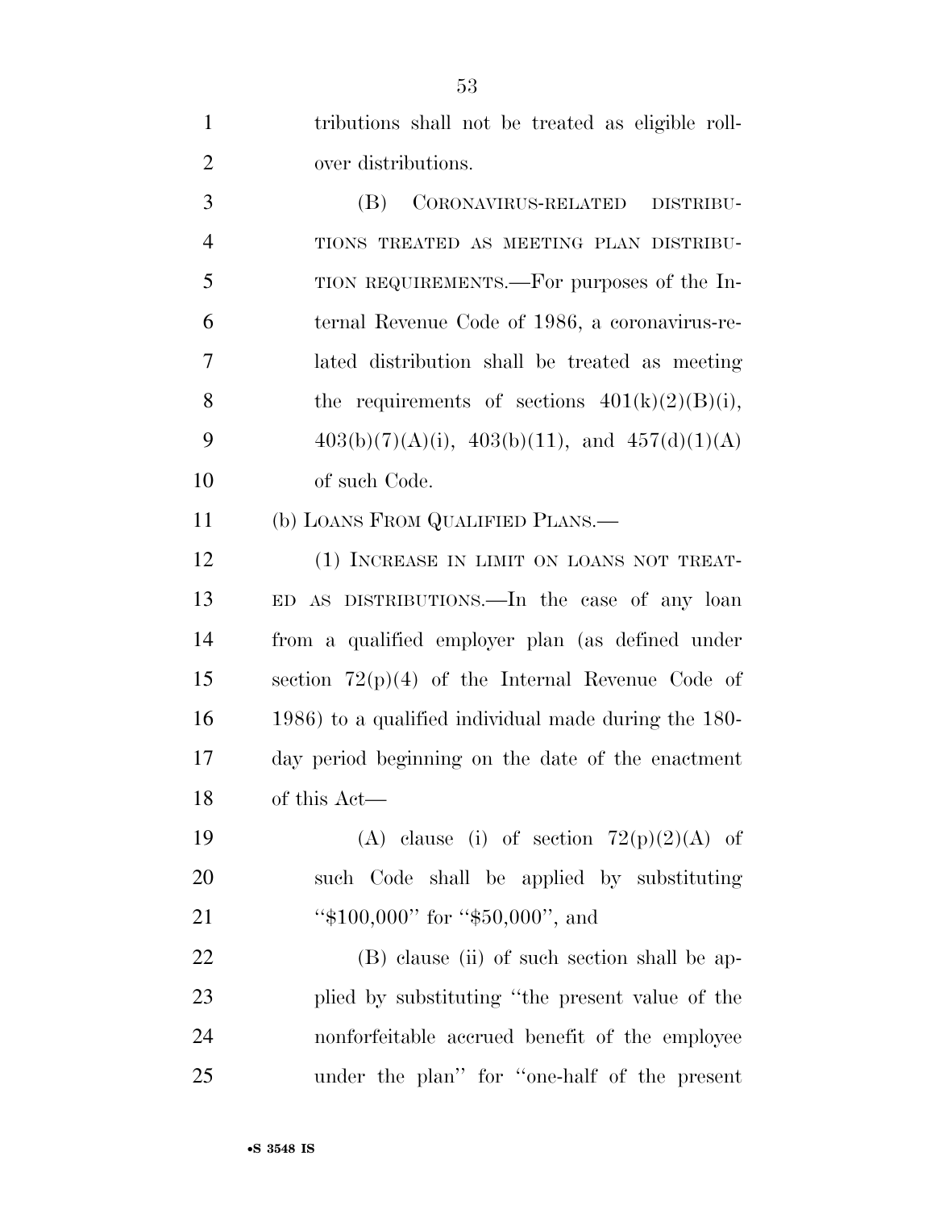tributions shall not be treated as eligible rollover distributions.

(B) CORONAVIRUS-RELATED DISTRIBUTIONS TREATED AS MEETING PLAN DISTRIBUTION REQUIREMENTS.—For purposes of the Internal Revenue Code of 1986, a coronavirus-related distribution shall be treated as meeting the requirements of sections 401(k)(2)(B)(i), 403(b)(7)(A)(i), 403(b)(11), and 457(d)(1)(A) of such Code.

(b) LOANS FROM QUALIFIED PLANS.—

(1) INCREASE IN LIMIT ON LOANS NOT TREATED AS DISTRIBUTIONS.—In the case of any loan from a qualified employer plan (as defined under section 72(p)(4) of the Internal Revenue Code of 1986) to a qualified individual made during the 180-day period beginning on the date of the enactment of this Act—

(A) clause (i) of section 72(p)(2)(A) of such Code shall be applied by substituting "$100,000" for "$50,000", and

(B) clause (ii) of such section shall be applied by substituting "the present value of the nonforfeitable accrued benefit of the employee under the plan" for "one-half of the present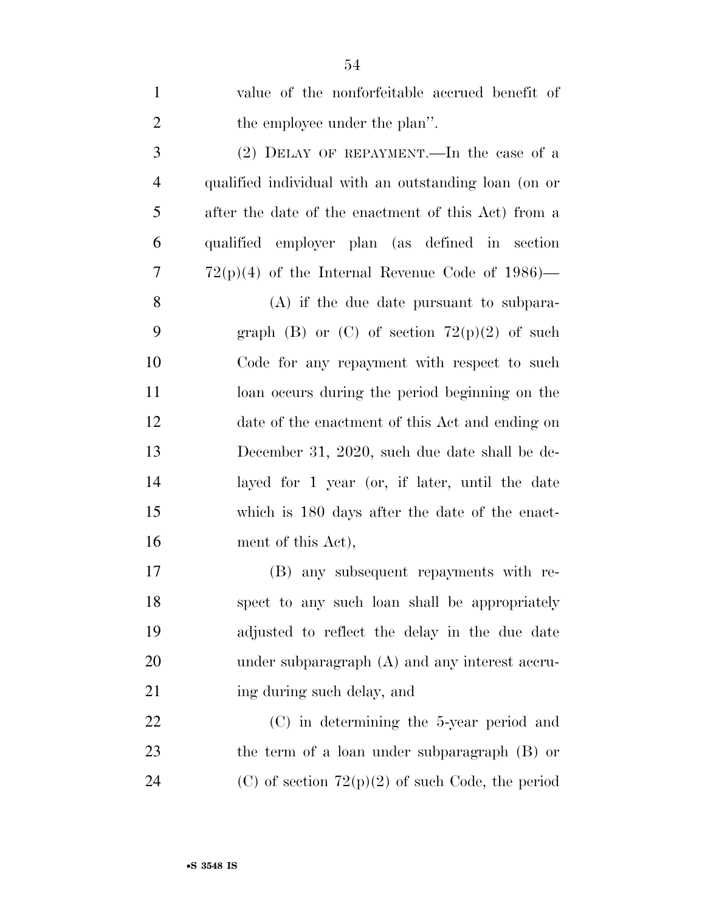value of the nonforfeitable accrued benefit of the employee under the plan''.

(2) DELAY OF REPAYMENT.—In the case of a qualified individual with an outstanding loan (on or after the date of the enactment of this Act) from a qualified employer plan (as defined in section 72(p)(4) of the Internal Revenue Code of 1986)—

(A) if the due date pursuant to subparagraph (B) or (C) of section 72(p)(2) of such Code for any repayment with respect to such loan occurs during the period beginning on the date of the enactment of this Act and ending on December 31, 2020, such due date shall be delayed for 1 year (or, if later, until the date which is 180 days after the date of the enactment of this Act),

(B) any subsequent repayments with respect to any such loan shall be appropriately adjusted to reflect the delay in the due date under subparagraph (A) and any interest accruing during such delay, and

(C) in determining the 5-year period and the term of a loan under subparagraph (B) or (C) of section 72(p)(2) of such Code, the period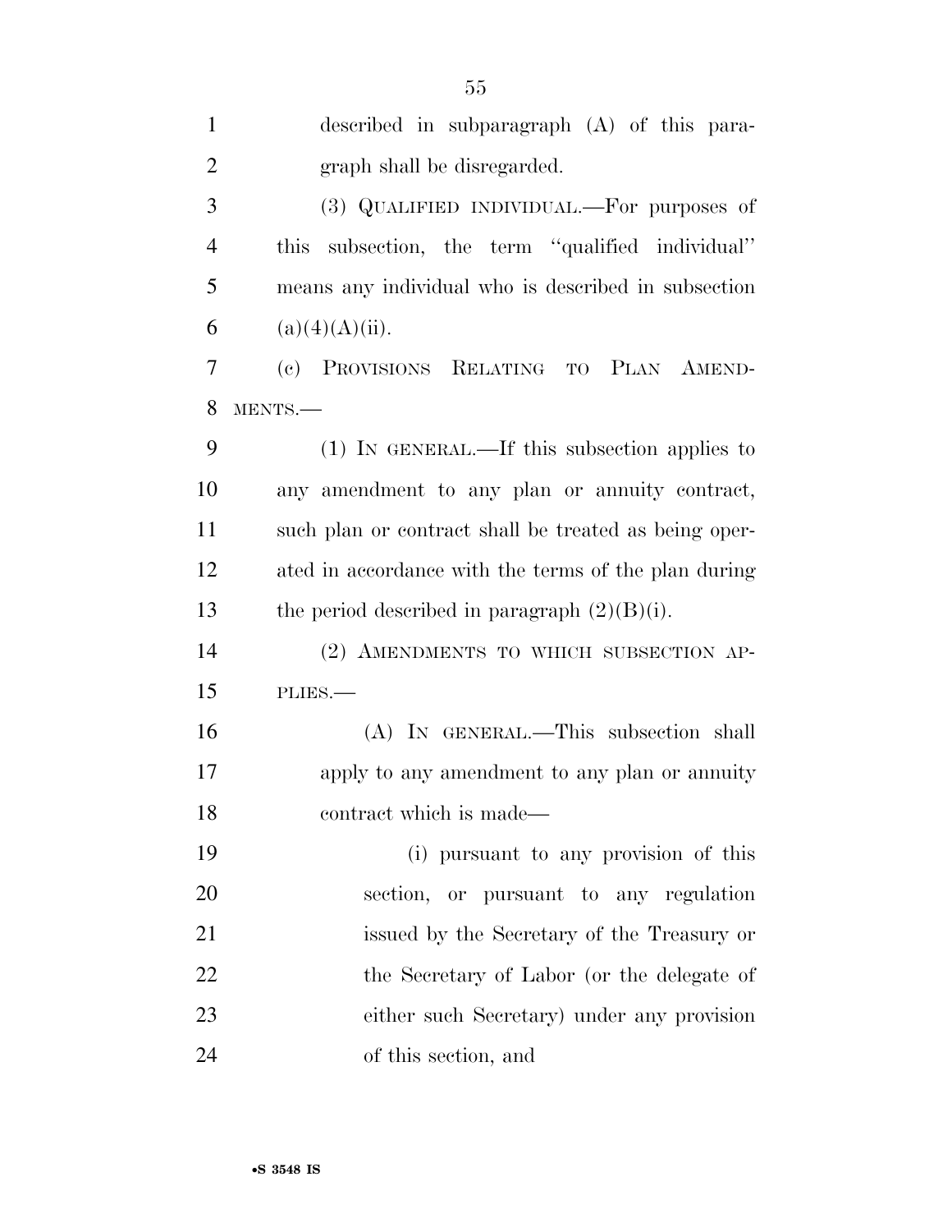described in subparagraph (A) of this paragraph shall be disregarded.

(3) QUALIFIED INDIVIDUAL.—For purposes of this subsection, the term ''qualified individual'' means any individual who is described in subsection (a)(4)(A)(ii).

(c) PROVISIONS RELATING TO PLAN AMENDMENTS.—

(1) IN GENERAL.—If this subsection applies to any amendment to any plan or annuity contract, such plan or contract shall be treated as being operated in accordance with the terms of the plan during the period described in paragraph (2)(B)(i).

(2) AMENDMENTS TO WHICH SUBSECTION APPLIES.—

(A) IN GENERAL.—This subsection shall apply to any amendment to any plan or annuity contract which is made—

(i) pursuant to any provision of this section, or pursuant to any regulation issued by the Secretary of the Treasury or the Secretary of Labor (or the delegate of either such Secretary) under any provision of this section, and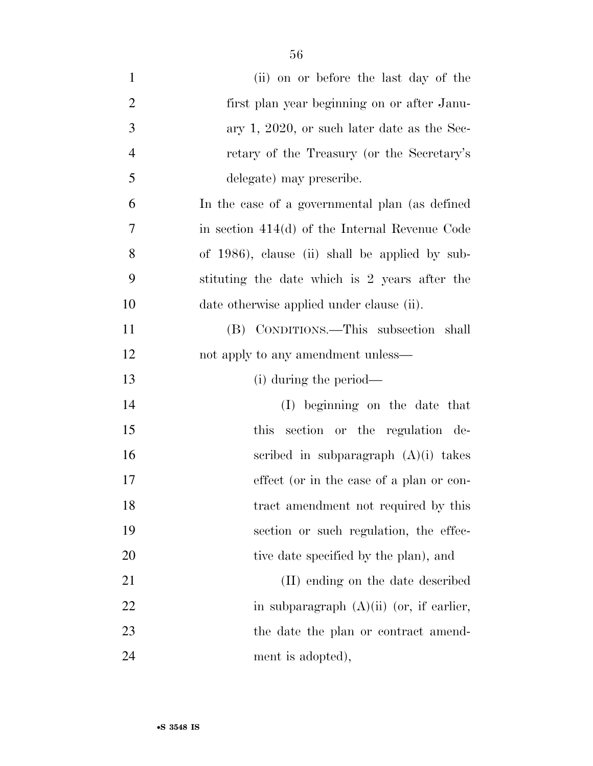(ii) on or before the last day of the first plan year beginning on or after January 1, 2020, or such later date as the Secretary of the Treasury (or the Secretary's delegate) may prescribe.

In the case of a governmental plan (as defined in section 414(d) of the Internal Revenue Code of 1986), clause (ii) shall be applied by substituting the date which is 2 years after the date otherwise applied under clause (ii).

(B) CONDITIONS.—This subsection shall not apply to any amendment unless—

(i) during the period—

(I) beginning on the date that this section or the regulation described in subparagraph (A)(i) takes effect (or in the case of a plan or contract amendment not required by this section or such regulation, the effective date specified by the plan), and

(II) ending on the date described in subparagraph (A)(ii) (or, if earlier, the date the plan or contract amendment is adopted),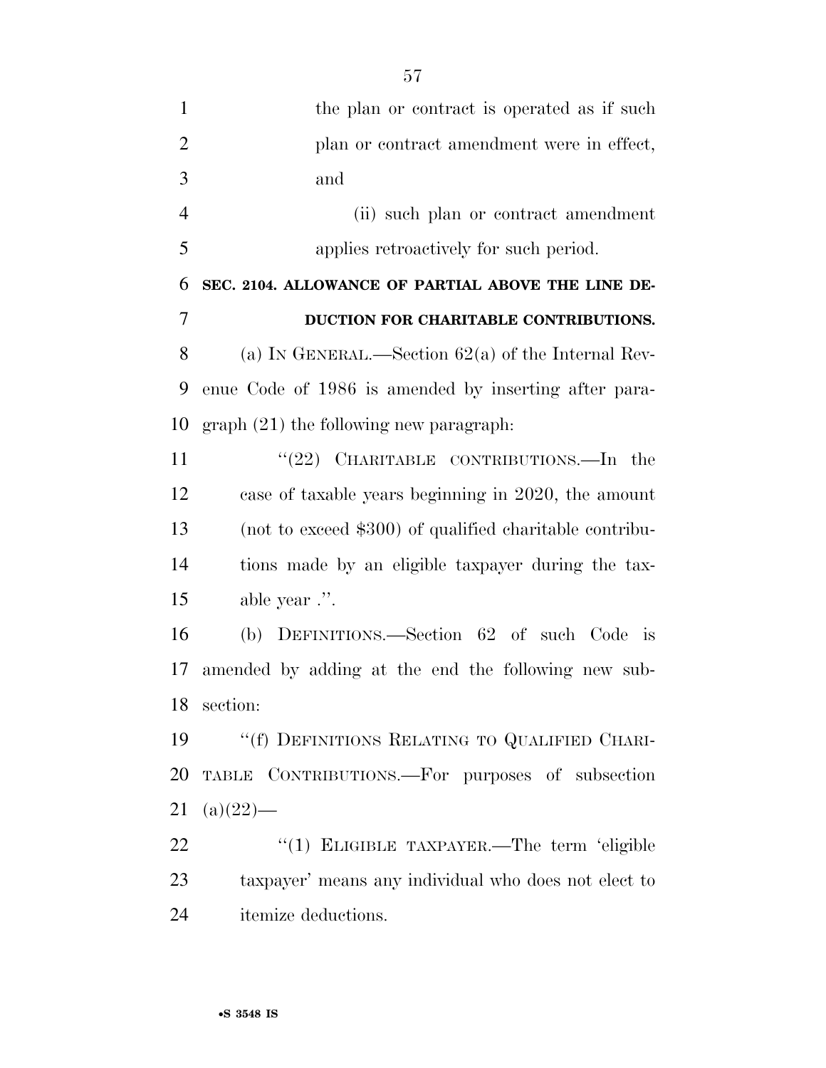the plan or contract is operated as if such plan or contract amendment were in effect, and

(ii) such plan or contract amendment applies retroactively for such period.

**SEC. 2104. ALLOWANCE OF PARTIAL ABOVE THE LINE DEDUCTION FOR CHARITABLE CONTRIBUTIONS.**

(a) IN GENERAL.—Section 62(a) of the Internal Revenue Code of 1986 is amended by inserting after paragraph (21) the following new paragraph:

"(22) CHARITABLE CONTRIBUTIONS.—In the case of taxable years beginning in 2020, the amount (not to exceed $300) of qualified charitable contributions made by an eligible taxpayer during the taxable year .".

(b) DEFINITIONS.—Section 62 of such Code is amended by adding at the end the following new subsection:

"(f) DEFINITIONS RELATING TO QUALIFIED CHARITABLE CONTRIBUTIONS.—For purposes of subsection (a)(22)—

"(1) ELIGIBLE TAXPAYER.—The term 'eligible taxpayer' means any individual who does not elect to itemize deductions.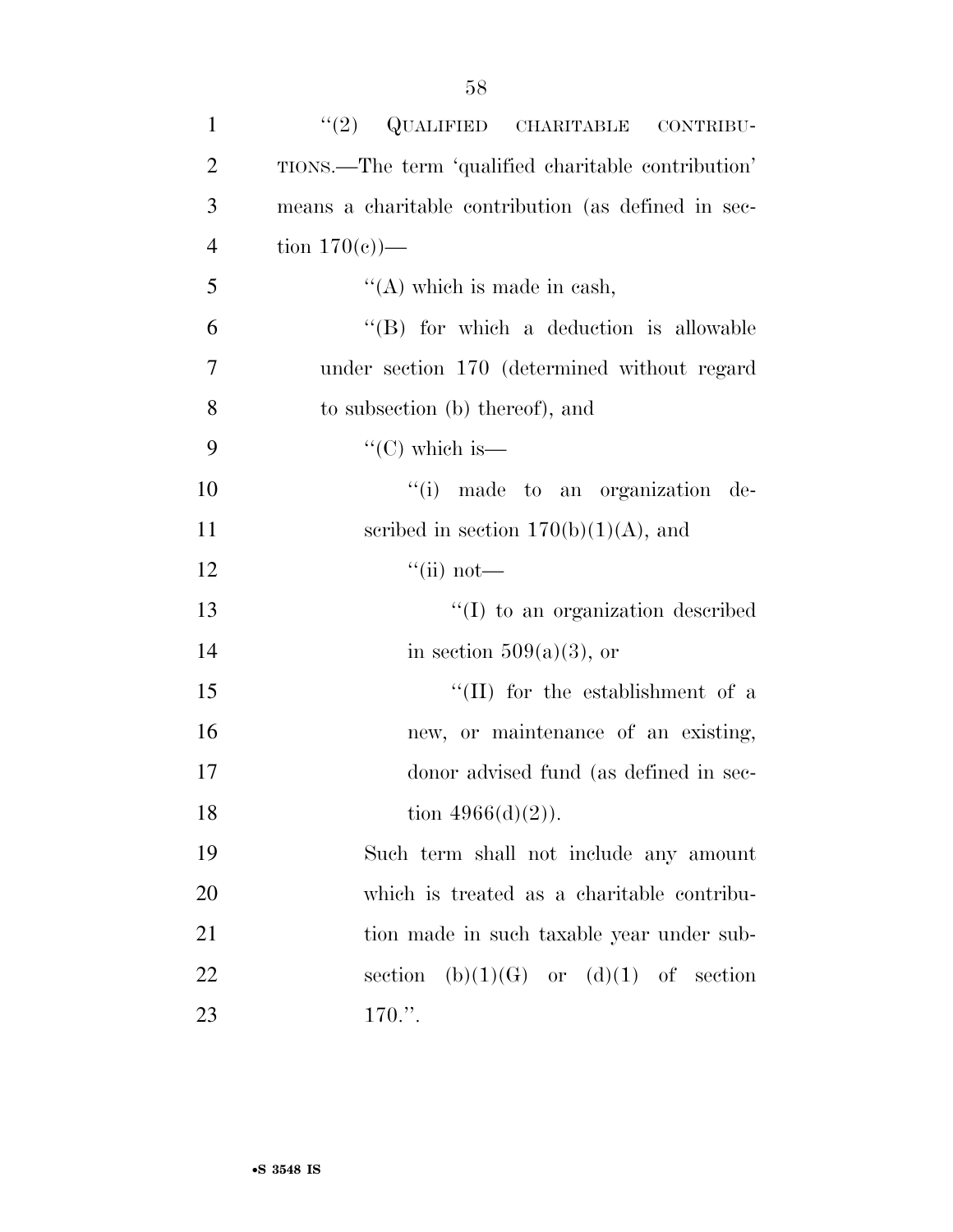"(2) QUALIFIED CHARITABLE CONTRIBUTIONS.—The term 'qualified charitable contribution' means a charitable contribution (as defined in section 170(c))—

"(A) which is made in cash,

"(B) for which a deduction is allowable under section 170 (determined without regard to subsection (b) thereof), and

"(C) which is—

"(i) made to an organization described in section 170(b)(1)(A), and

"(ii) not—

"(I) to an organization described in section 509(a)(3), or

"(II) for the establishment of a new, or maintenance of an existing, donor advised fund (as defined in section 4966(d)(2)).

Such term shall not include any amount which is treated as a charitable contribution made in such taxable year under subsection (b)(1)(G) or (d)(1) of section 170.".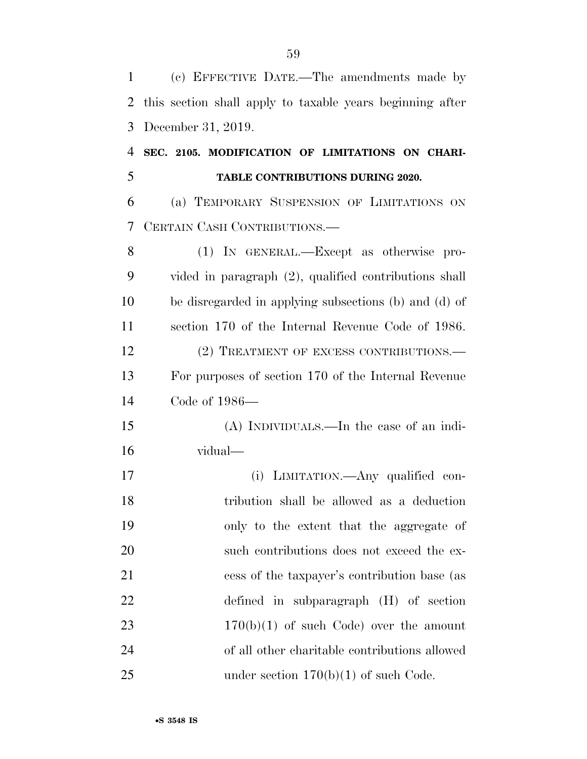(c) EFFECTIVE DATE.—The amendments made by this section shall apply to taxable years beginning after December 31, 2019.

**SEC. 2105. MODIFICATION OF LIMITATIONS ON CHARITABLE CONTRIBUTIONS DURING 2020.**

(a) TEMPORARY SUSPENSION OF LIMITATIONS ON CERTAIN CASH CONTRIBUTIONS.—

(1) IN GENERAL.—Except as otherwise provided in paragraph (2), qualified contributions shall be disregarded in applying subsections (b) and (d) of section 170 of the Internal Revenue Code of 1986.

(2) TREATMENT OF EXCESS CONTRIBUTIONS.—For purposes of section 170 of the Internal Revenue Code of 1986—

(A) INDIVIDUALS.—In the case of an individual—

(i) LIMITATION.—Any qualified contribution shall be allowed as a deduction only to the extent that the aggregate of such contributions does not exceed the excess of the taxpayer's contribution base (as defined in subparagraph (H) of section 170(b)(1) of such Code) over the amount of all other charitable contributions allowed under section 170(b)(1) of such Code.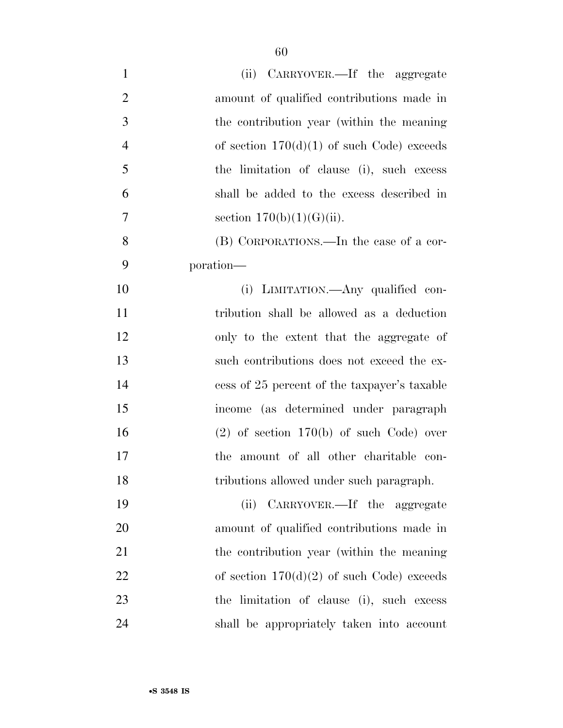(ii) CARRYOVER.—If the aggregate amount of qualified contributions made in the contribution year (within the meaning of section 170(d)(1) of such Code) exceeds the limitation of clause (i), such excess shall be added to the excess described in section 170(b)(1)(G)(ii).

(B) CORPORATIONS.—In the case of a corporation—

(i) LIMITATION.—Any qualified contribution shall be allowed as a deduction only to the extent that the aggregate of such contributions does not exceed the excess of 25 percent of the taxpayer's taxable income (as determined under paragraph (2) of section 170(b) of such Code) over the amount of all other charitable contributions allowed under such paragraph.

(ii) CARRYOVER.—If the aggregate amount of qualified contributions made in the contribution year (within the meaning of section 170(d)(2) of such Code) exceeds the limitation of clause (i), such excess shall be appropriately taken into account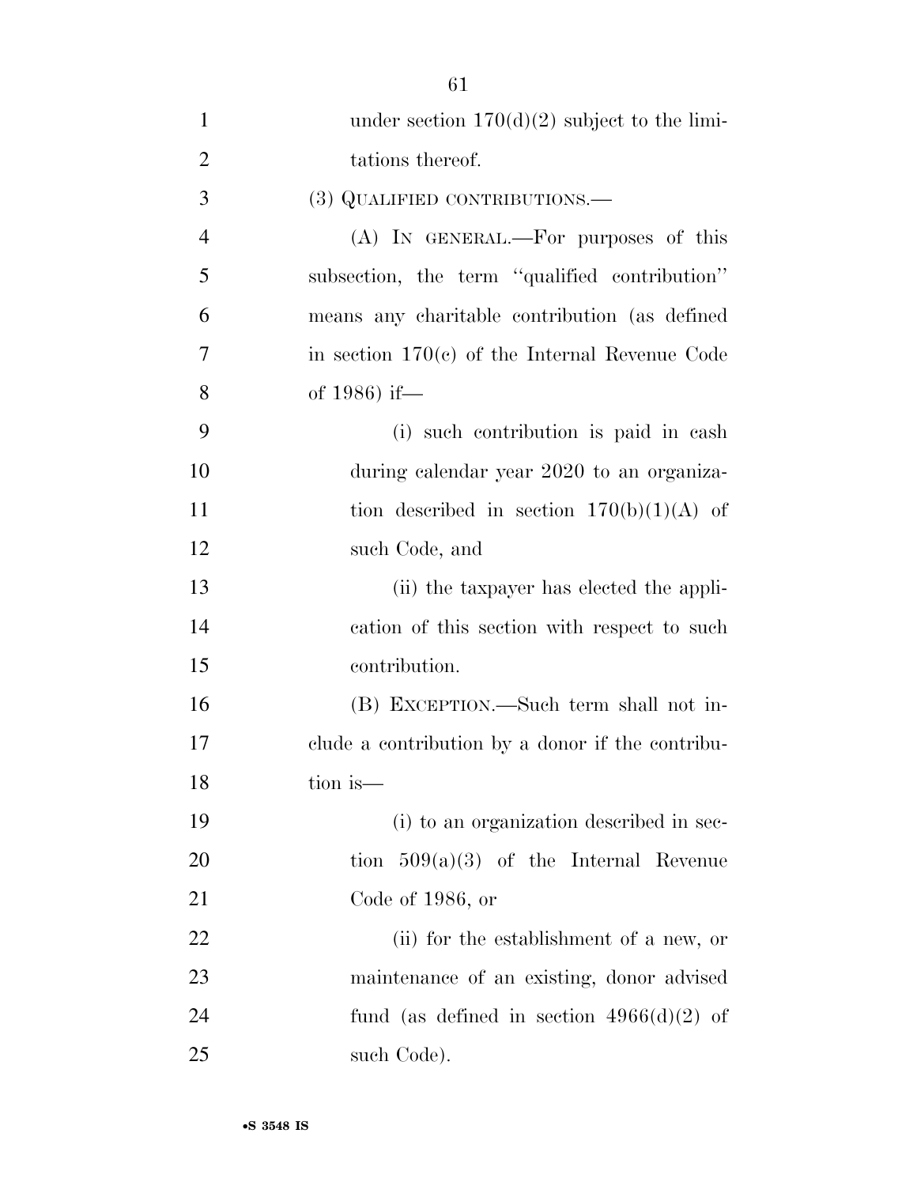under section 170(d)(2) subject to the limitations thereof.

(3) QUALIFIED CONTRIBUTIONS.—

(A) IN GENERAL.—For purposes of this subsection, the term ''qualified contribution'' means any charitable contribution (as defined in section 170(c) of the Internal Revenue Code of 1986) if—

(i) such contribution is paid in cash during calendar year 2020 to an organization described in section 170(b)(1)(A) of such Code, and

(ii) the taxpayer has elected the application of this section with respect to such contribution.

(B) EXCEPTION.—Such term shall not include a contribution by a donor if the contribution is—

(i) to an organization described in section 509(a)(3) of the Internal Revenue Code of 1986, or

(ii) for the establishment of a new, or maintenance of an existing, donor advised fund (as defined in section 4966(d)(2) of such Code).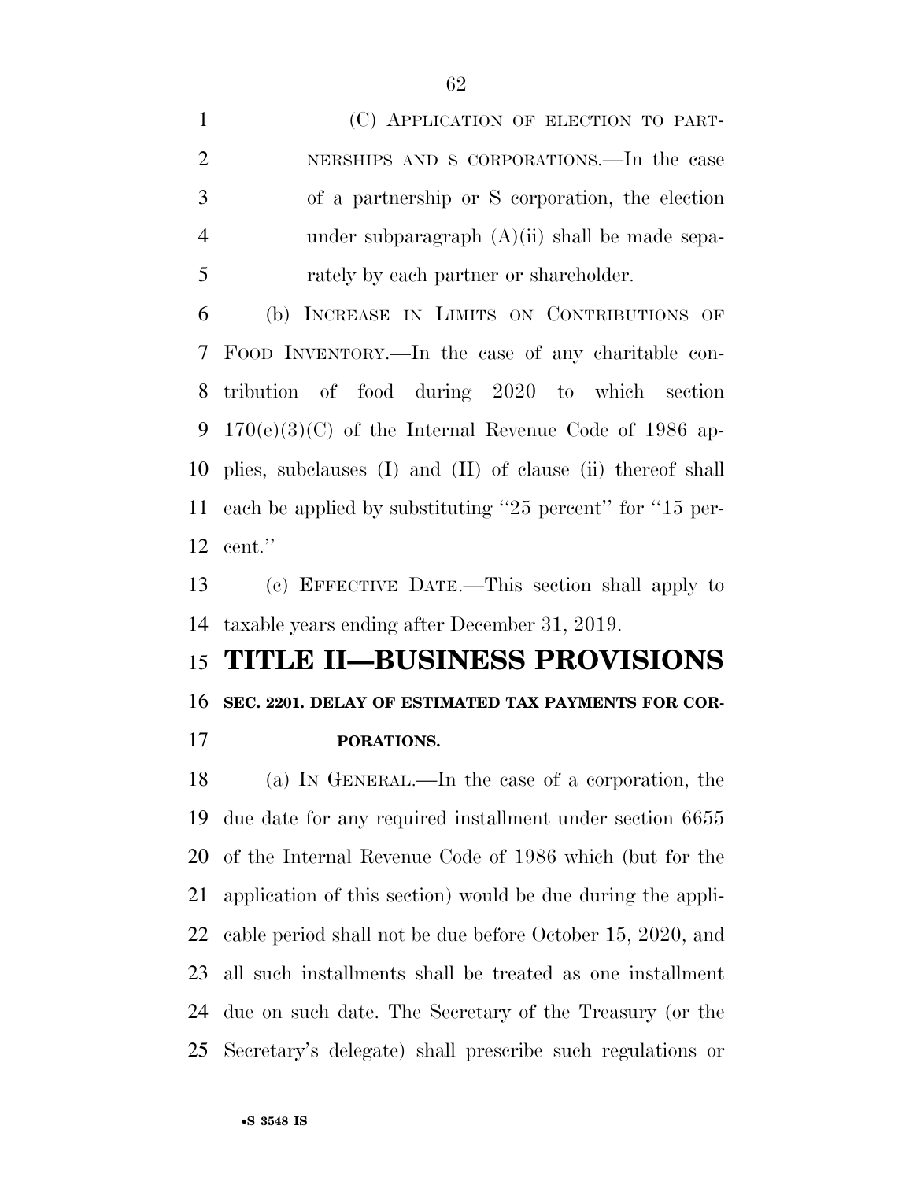(C) APPLICATION OF ELECTION TO PARTNERSHIPS AND S CORPORATIONS.—In the case of a partnership or S corporation, the election under subparagraph (A)(ii) shall be made separately by each partner or shareholder.

(b) INCREASE IN LIMITS ON CONTRIBUTIONS OF FOOD INVENTORY.—In the case of any charitable contribution of food during 2020 to which section 170(e)(3)(C) of the Internal Revenue Code of 1986 applies, subclauses (I) and (II) of clause (ii) thereof shall each be applied by substituting ''25 percent'' for ''15 percent.''

(c) EFFECTIVE DATE.—This section shall apply to taxable years ending after December 31, 2019.

# TITLE II—BUSINESS PROVISIONS

## SEC. 2201. DELAY OF ESTIMATED TAX PAYMENTS FOR CORPORATIONS.

(a) IN GENERAL.—In the case of a corporation, the due date for any required installment under section 6655 of the Internal Revenue Code of 1986 which (but for the application of this section) would be due during the applicable period shall not be due before October 15, 2020, and all such installments shall be treated as one installment due on such date. The Secretary of the Treasury (or the Secretary's delegate) shall prescribe such regulations or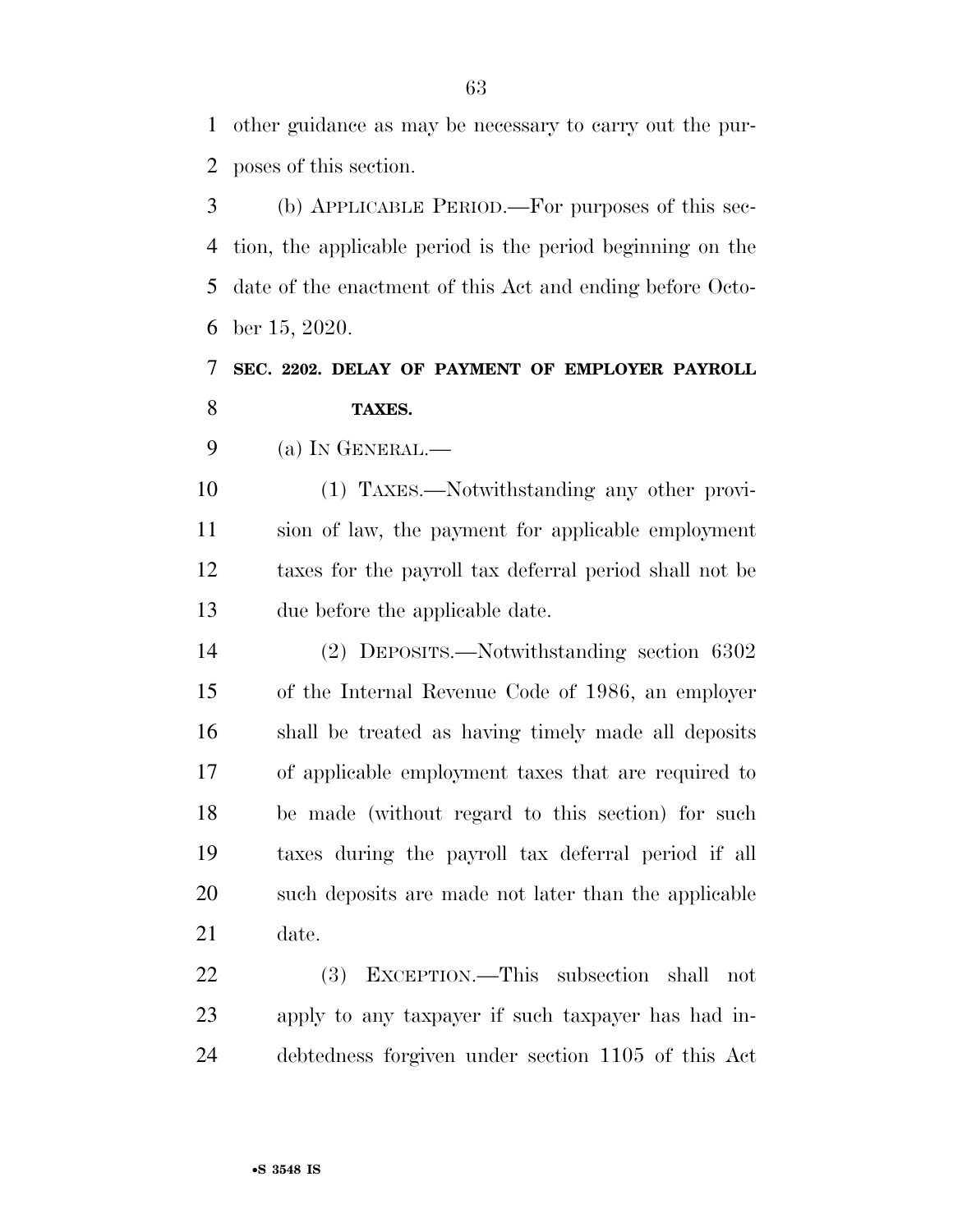other guidance as may be necessary to carry out the purposes of this section.

(b) APPLICABLE PERIOD.—For purposes of this section, the applicable period is the period beginning on the date of the enactment of this Act and ending before October 15, 2020.

**SEC. 2202. DELAY OF PAYMENT OF EMPLOYER PAYROLL TAXES.**

(a) IN GENERAL.—

(1) TAXES.—Notwithstanding any other provision of law, the payment for applicable employment taxes for the payroll tax deferral period shall not be due before the applicable date.

(2) DEPOSITS.—Notwithstanding section 6302 of the Internal Revenue Code of 1986, an employer shall be treated as having timely made all deposits of applicable employment taxes that are required to be made (without regard to this section) for such taxes during the payroll tax deferral period if all such deposits are made not later than the applicable date.

(3) EXCEPTION.—This subsection shall not apply to any taxpayer if such taxpayer has had indebtedness forgiven under section 1105 of this Act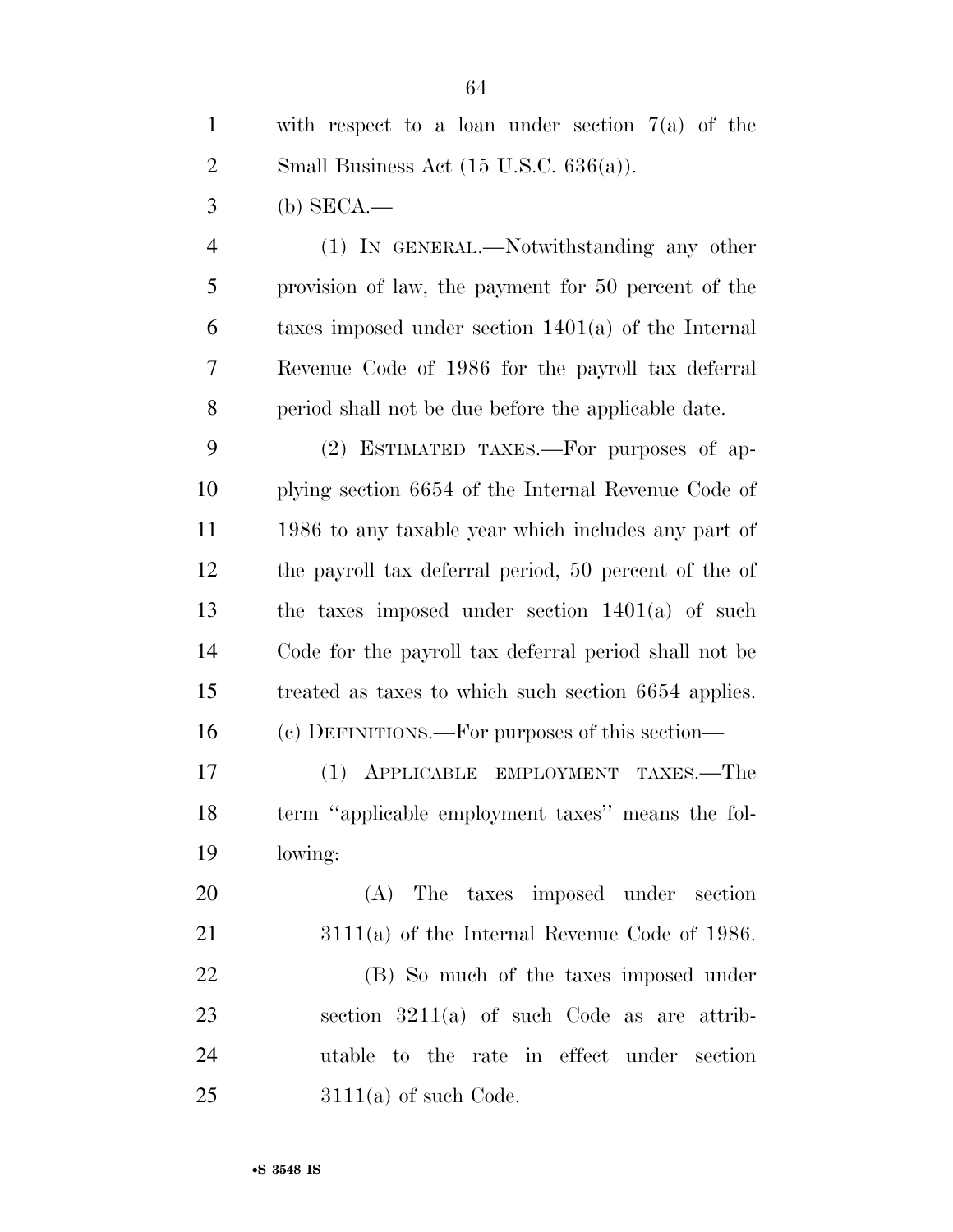with respect to a loan under section 7(a) of the Small Business Act (15 U.S.C. 636(a)).

(b) SECA.—

(1) IN GENERAL.—Notwithstanding any other provision of law, the payment for 50 percent of the taxes imposed under section 1401(a) of the Internal Revenue Code of 1986 for the payroll tax deferral period shall not be due before the applicable date.

(2) ESTIMATED TAXES.—For purposes of applying section 6654 of the Internal Revenue Code of 1986 to any taxable year which includes any part of the payroll tax deferral period, 50 percent of the of the taxes imposed under section 1401(a) of such Code for the payroll tax deferral period shall not be treated as taxes to which such section 6654 applies.

(c) DEFINITIONS.—For purposes of this section—

(1) APPLICABLE EMPLOYMENT TAXES.—The term ''applicable employment taxes'' means the following:

(A) The taxes imposed under section 3111(a) of the Internal Revenue Code of 1986.

(B) So much of the taxes imposed under section 3211(a) of such Code as are attributable to the rate in effect under section 3111(a) of such Code.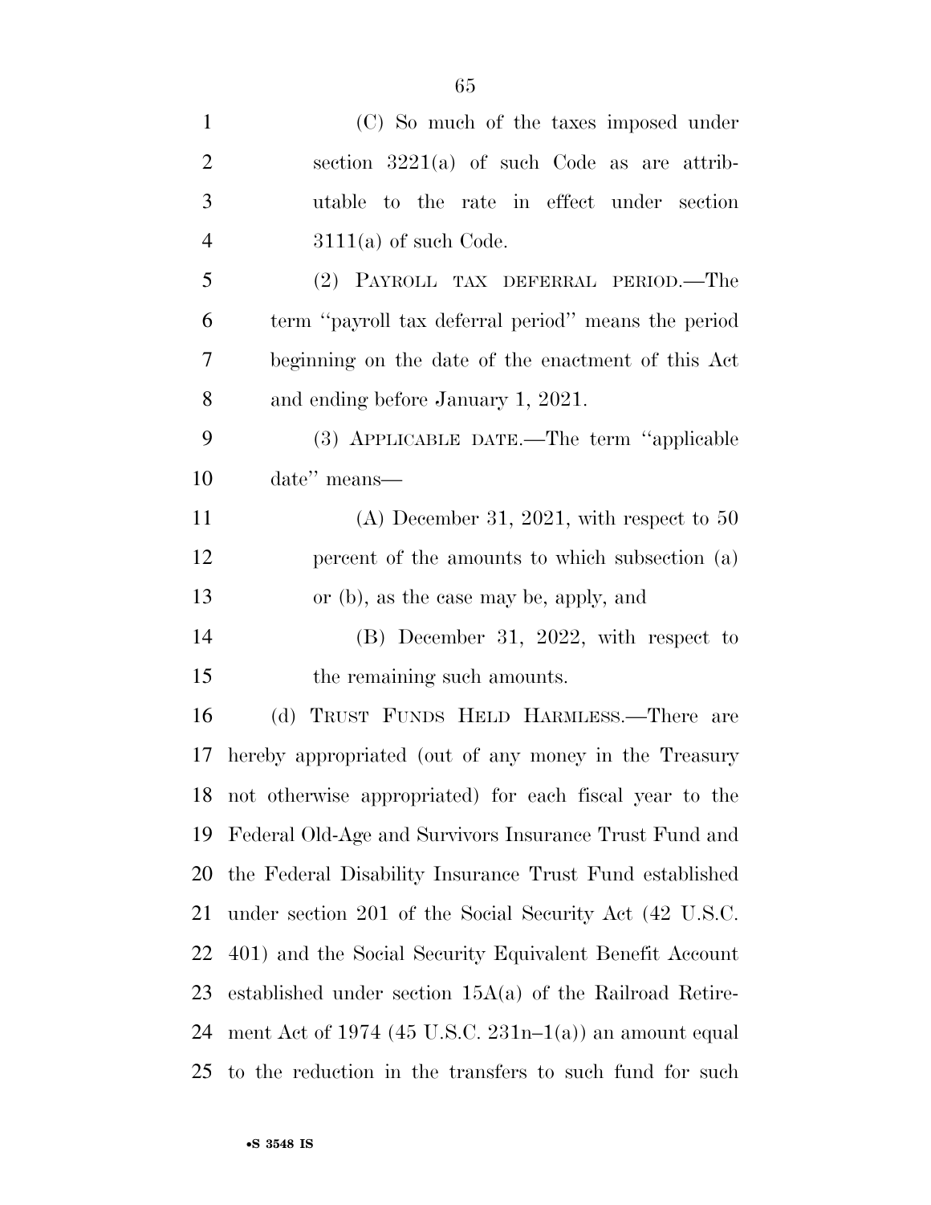(C) So much of the taxes imposed under section 3221(a) of such Code as are attributable to the rate in effect under section 3111(a) of such Code.

(2) PAYROLL TAX DEFERRAL PERIOD.—The term ''payroll tax deferral period'' means the period beginning on the date of the enactment of this Act and ending before January 1, 2021.

(3) APPLICABLE DATE.—The term ''applicable date'' means—

(A) December 31, 2021, with respect to 50 percent of the amounts to which subsection (a) or (b), as the case may be, apply, and

(B) December 31, 2022, with respect to the remaining such amounts.

(d) TRUST FUNDS HELD HARMLESS.—There are hereby appropriated (out of any money in the Treasury not otherwise appropriated) for each fiscal year to the Federal Old-Age and Survivors Insurance Trust Fund and the Federal Disability Insurance Trust Fund established under section 201 of the Social Security Act (42 U.S.C. 401) and the Social Security Equivalent Benefit Account established under section 15A(a) of the Railroad Retirement Act of 1974 (45 U.S.C. 231n–1(a)) an amount equal to the reduction in the transfers to such fund for such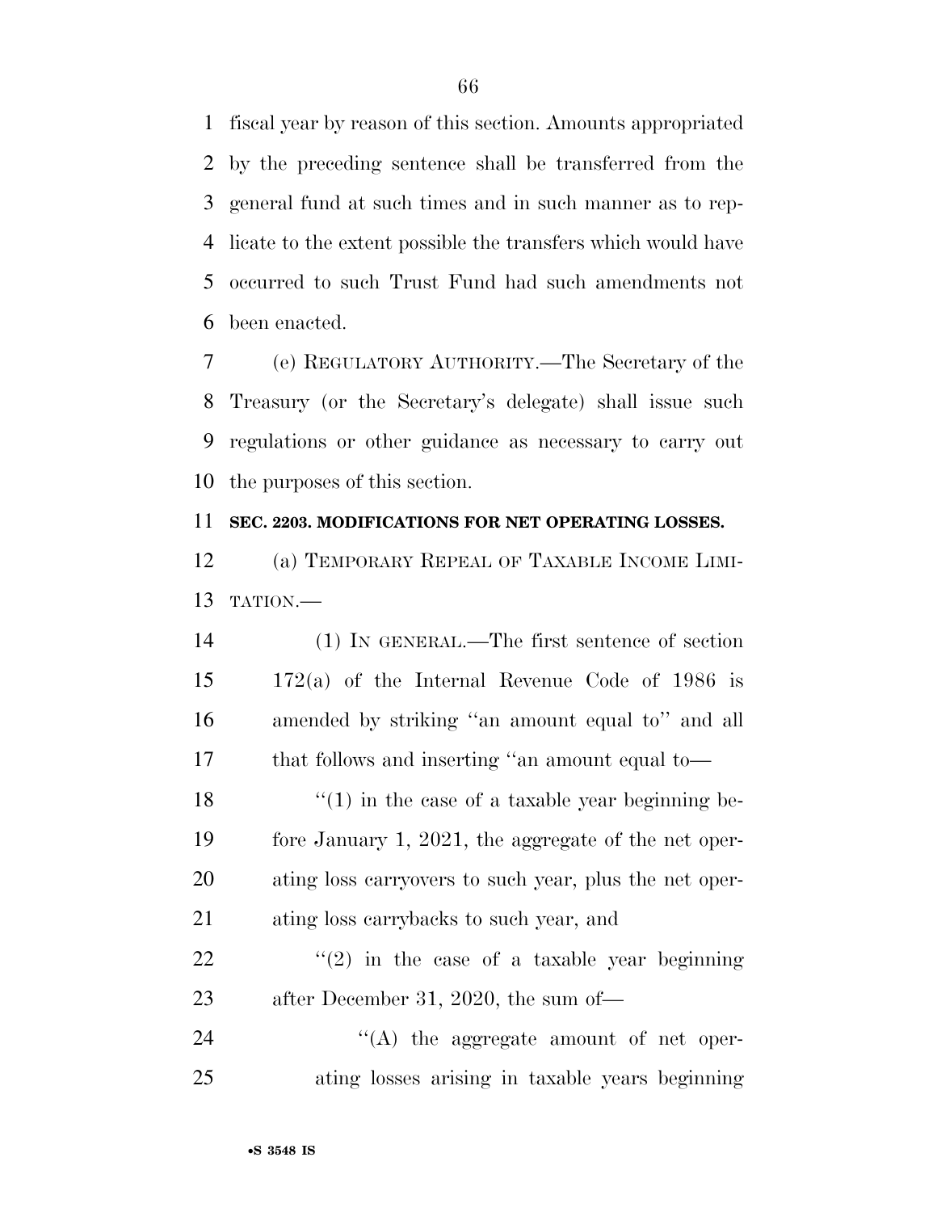fiscal year by reason of this section. Amounts appropriated by the preceding sentence shall be transferred from the general fund at such times and in such manner as to replicate to the extent possible the transfers which would have occurred to such Trust Fund had such amendments not been enacted.

(e) REGULATORY AUTHORITY.—The Secretary of the Treasury (or the Secretary's delegate) shall issue such regulations or other guidance as necessary to carry out the purposes of this section.

**SEC. 2203. MODIFICATIONS FOR NET OPERATING LOSSES.**

(a) TEMPORARY REPEAL OF TAXABLE INCOME LIMITATION.—

(1) IN GENERAL.—The first sentence of section 172(a) of the Internal Revenue Code of 1986 is amended by striking ''an amount equal to'' and all that follows and inserting ''an amount equal to—

''(1) in the case of a taxable year beginning before January 1, 2021, the aggregate of the net operating loss carryovers to such year, plus the net operating loss carrybacks to such year, and

''(2) in the case of a taxable year beginning after December 31, 2020, the sum of—

''(A) the aggregate amount of net operating losses arising in taxable years beginning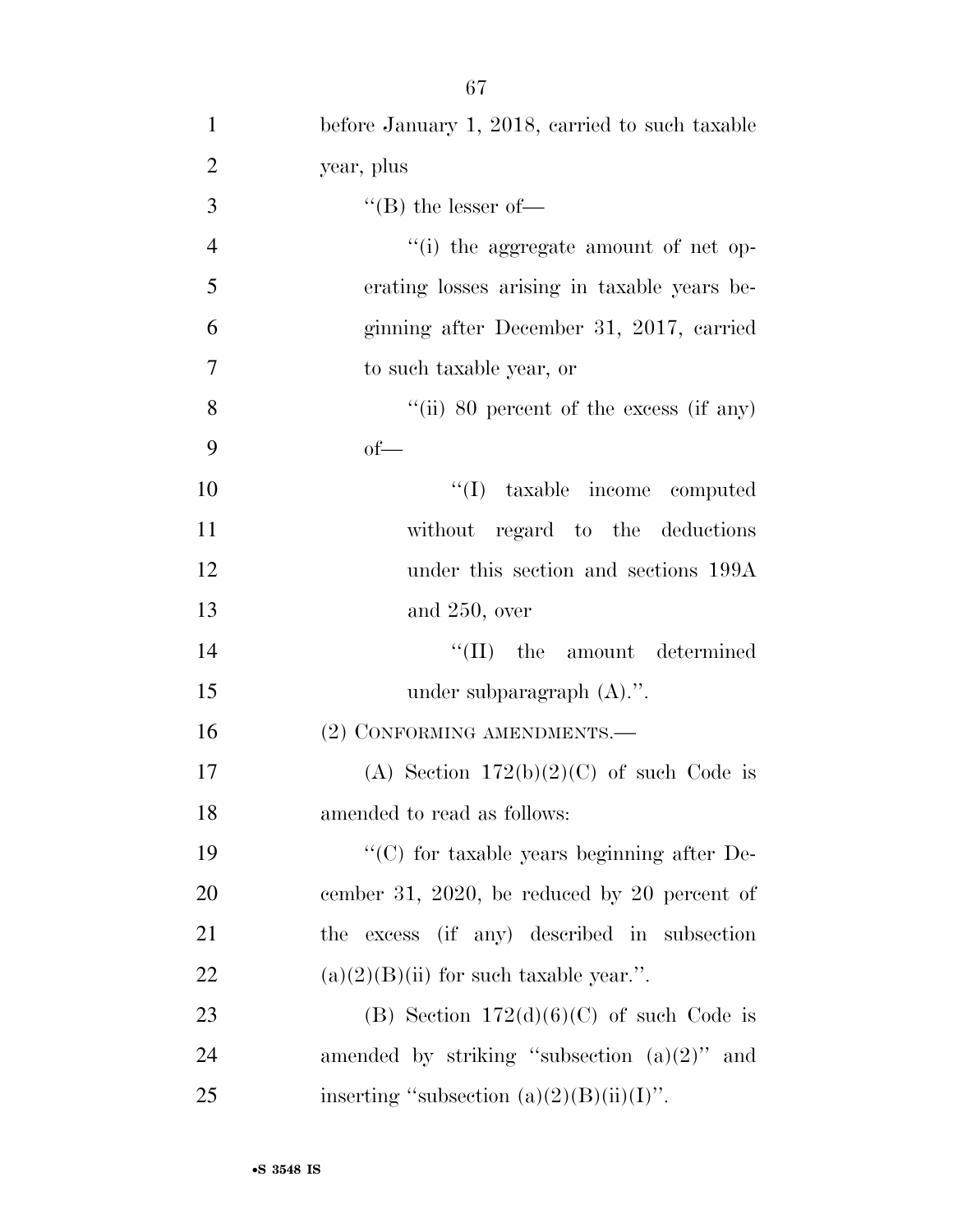before January 1, 2018, carried to such taxable year, plus

''(B) the lesser of—

''(i) the aggregate amount of net operating losses arising in taxable years beginning after December 31, 2017, carried to such taxable year, or

''(ii) 80 percent of the excess (if any) of—

''(I) taxable income computed without regard to the deductions under this section and sections 199A and 250, over

''(II) the amount determined under subparagraph (A).''.

(2) CONFORMING AMENDMENTS.—

(A) Section 172(b)(2)(C) of such Code is amended to read as follows:

''(C) for taxable years beginning after December 31, 2020, be reduced by 20 percent of the excess (if any) described in subsection (a)(2)(B)(ii) for such taxable year.''.

(B) Section 172(d)(6)(C) of such Code is amended by striking ''subsection (a)(2)'' and inserting ''subsection (a)(2)(B)(ii)(I)''.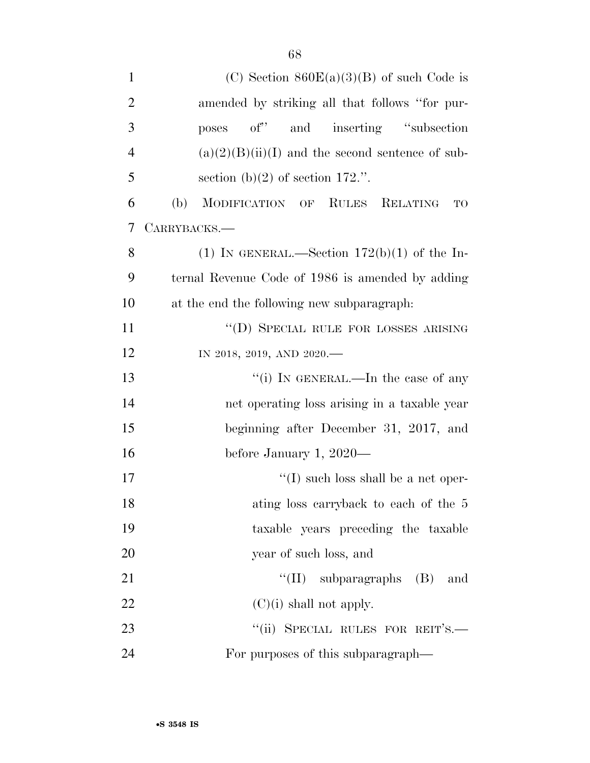(C) Section 860E(a)(3)(B) of such Code is amended by striking all that follows "for purposes of" and inserting "subsection (a)(2)(B)(ii)(I) and the second sentence of subsection (b)(2) of section 172.".

(b) MODIFICATION OF RULES RELATING TO CARRYBACKS.—

(1) IN GENERAL.—Section 172(b)(1) of the Internal Revenue Code of 1986 is amended by adding at the end the following new subparagraph:

"(D) SPECIAL RULE FOR LOSSES ARISING IN 2018, 2019, AND 2020.—

"(i) IN GENERAL.—In the case of any net operating loss arising in a taxable year beginning after December 31, 2017, and before January 1, 2020—

"(I) such loss shall be a net operating loss carryback to each of the 5 taxable years preceding the taxable year of such loss, and

"(II) subparagraphs (B) and (C)(i) shall not apply.

"(ii) SPECIAL RULES FOR REIT'S.—For purposes of this subparagraph—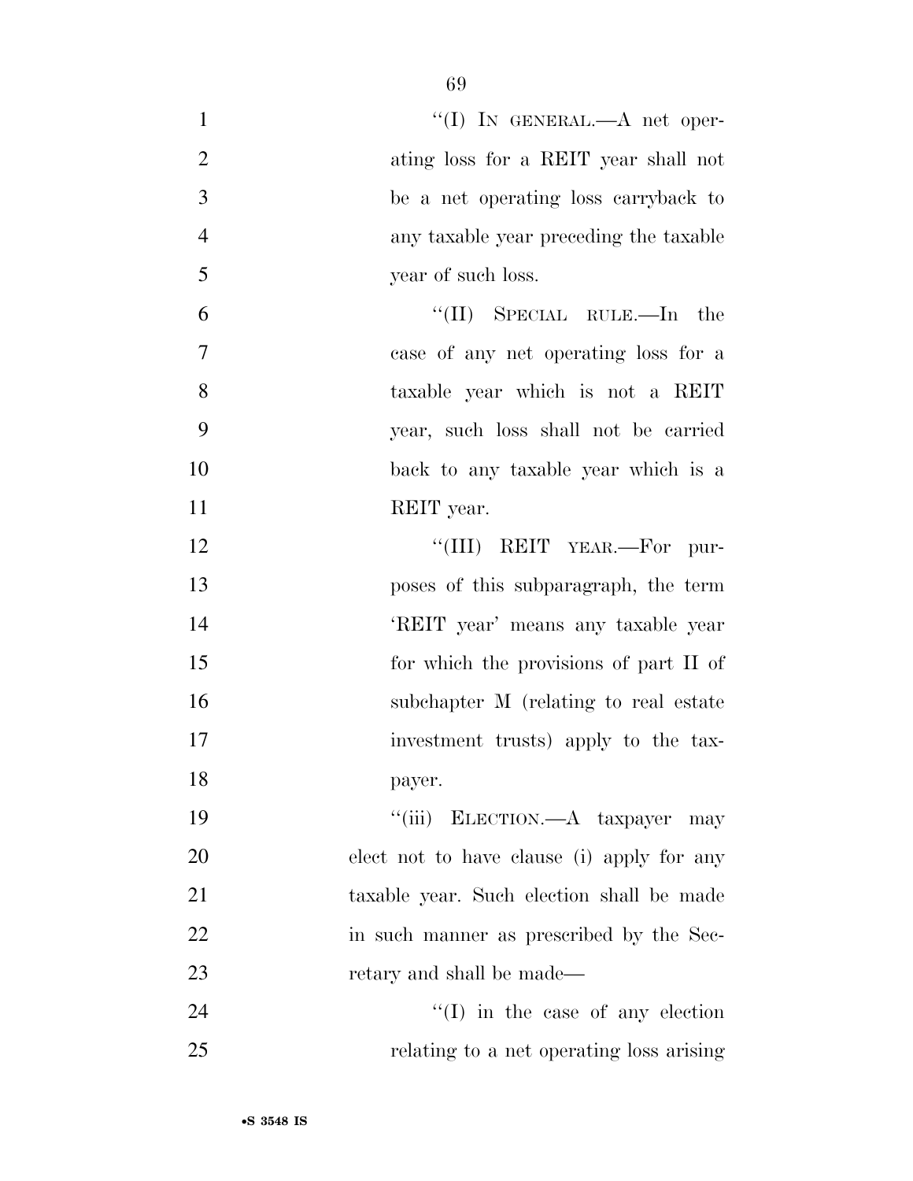"(I) IN GENERAL.—A net operating loss for a REIT year shall not be a net operating loss carryback to any taxable year preceding the taxable year of such loss.

"(II) SPECIAL RULE.—In the case of any net operating loss for a taxable year which is not a REIT year, such loss shall not be carried back to any taxable year which is a REIT year.

"(III) REIT YEAR.—For purposes of this subparagraph, the term 'REIT year' means any taxable year for which the provisions of part II of subchapter M (relating to real estate investment trusts) apply to the taxpayer.

"(iii) ELECTION.—A taxpayer may elect not to have clause (i) apply for any taxable year. Such election shall be made in such manner as prescribed by the Secretary and shall be made—

"(I) in the case of any election relating to a net operating loss arising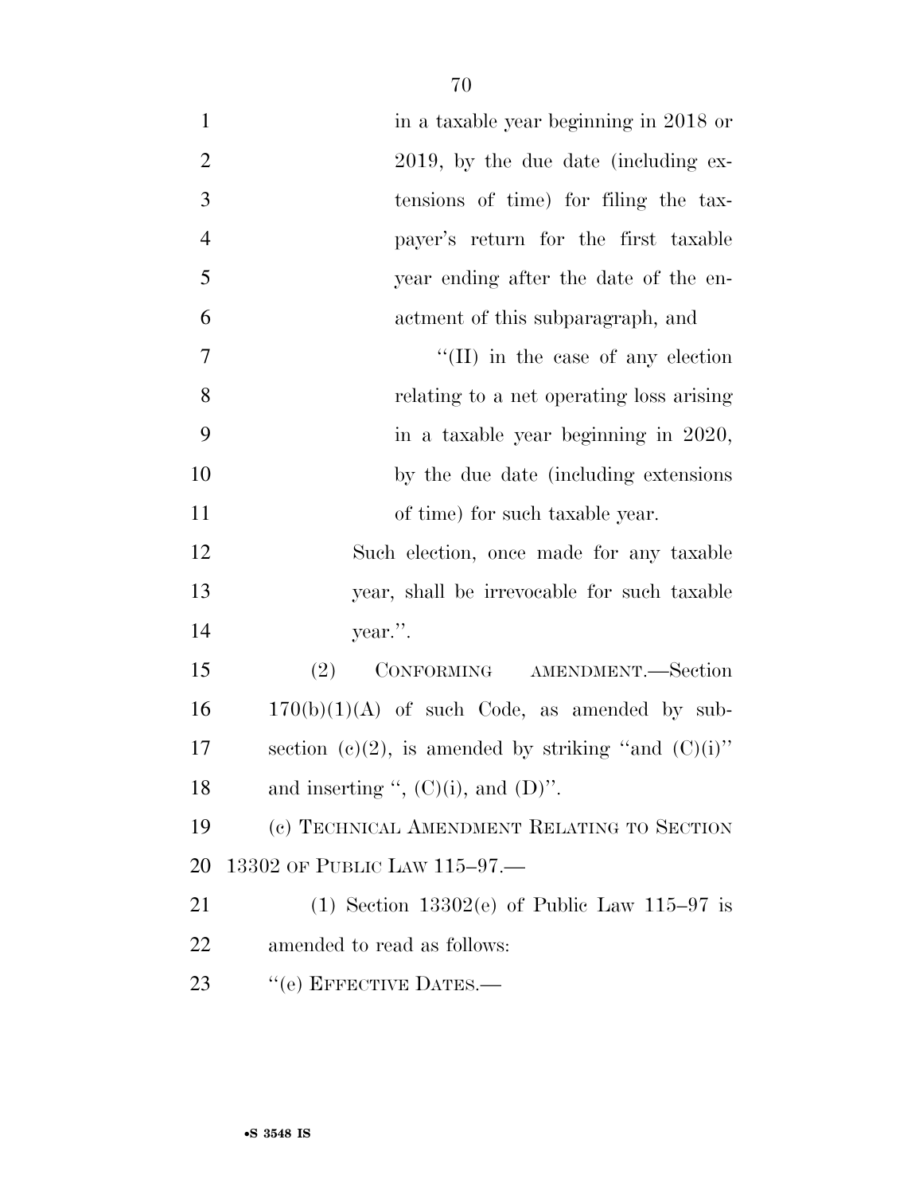in a taxable year beginning in 2018 or 2019, by the due date (including extensions of time) for filing the taxpayer's return for the first taxable year ending after the date of the enactment of this subparagraph, and

"(II) in the case of any election relating to a net operating loss arising in a taxable year beginning in 2020, by the due date (including extensions of time) for such taxable year.

Such election, once made for any taxable year, shall be irrevocable for such taxable year.".

(2) CONFORMING AMENDMENT.—Section 170(b)(1)(A) of such Code, as amended by subsection (c)(2), is amended by striking "and (C)(i)" and inserting ", (C)(i), and (D)".

(c) TECHNICAL AMENDMENT RELATING TO SECTION 13302 OF PUBLIC LAW 115–97.—

(1) Section 13302(e) of Public Law 115–97 is amended to read as follows:

"(e) EFFECTIVE DATES.—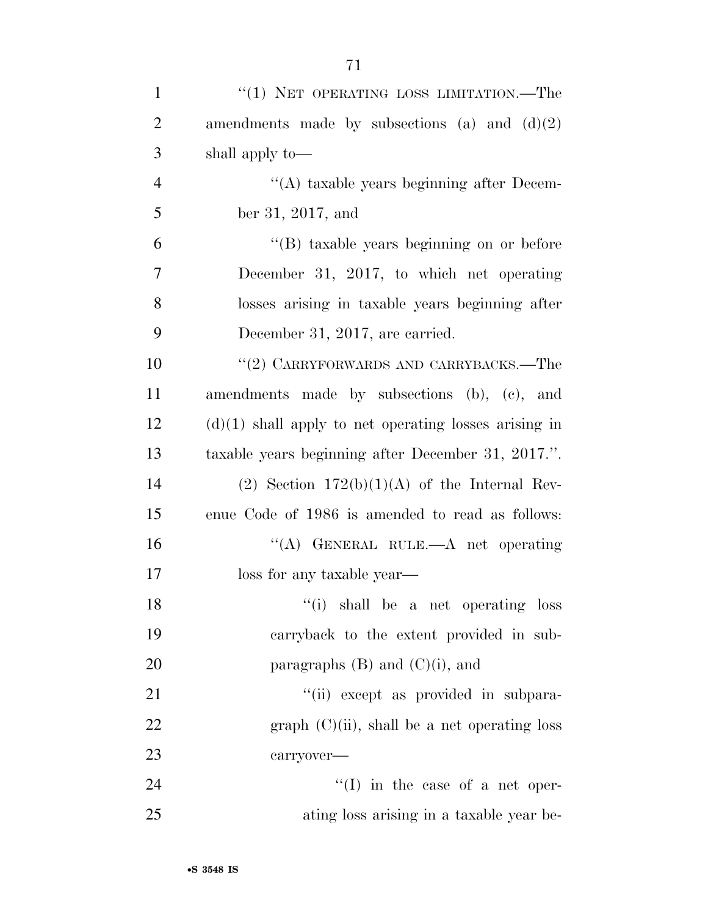"(1) NET OPERATING LOSS LIMITATION.—The amendments made by subsections (a) and (d)(2) shall apply to—

"(A) taxable years beginning after December 31, 2017, and

"(B) taxable years beginning on or before December 31, 2017, to which net operating losses arising in taxable years beginning after December 31, 2017, are carried.

"(2) CARRYFORWARDS AND CARRYBACKS.—The amendments made by subsections (b), (c), and (d)(1) shall apply to net operating losses arising in taxable years beginning after December 31, 2017.".

(2) Section 172(b)(1)(A) of the Internal Revenue Code of 1986 is amended to read as follows:

"(A) GENERAL RULE.—A net operating loss for any taxable year—

"(i) shall be a net operating loss carryback to the extent provided in subparagraphs (B) and (C)(i), and

"(ii) except as provided in subparagraph (C)(ii), shall be a net operating loss carryover—

"(I) in the case of a net operating loss arising in a taxable year be-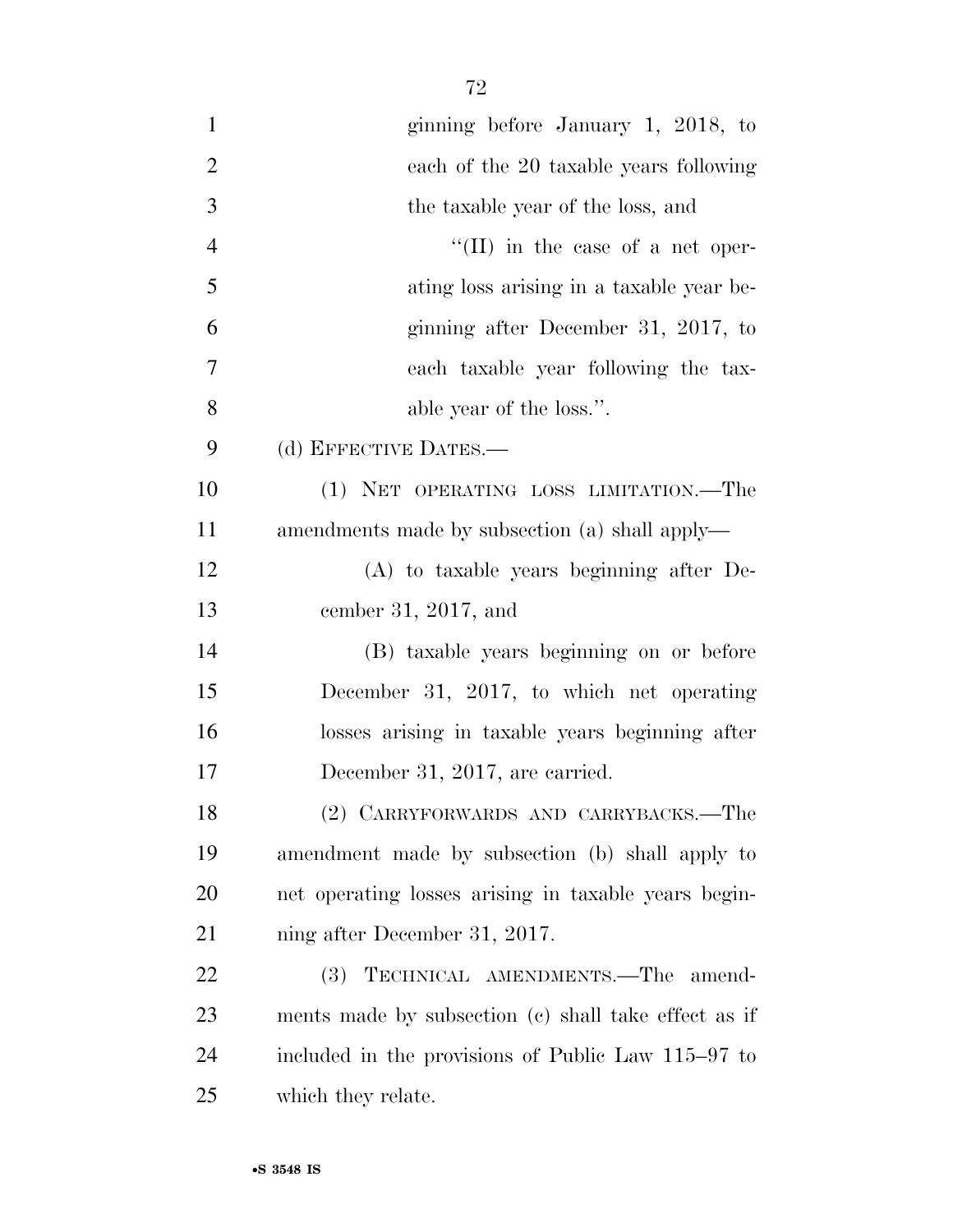ginning before January 1, 2018, to each of the 20 taxable years following the taxable year of the loss, and

"(II) in the case of a net operating loss arising in a taxable year beginning after December 31, 2017, to each taxable year following the taxable year of the loss.".

(d) EFFECTIVE DATES.—

(1) NET OPERATING LOSS LIMITATION.—The amendments made by subsection (a) shall apply—

(A) to taxable years beginning after December 31, 2017, and

(B) taxable years beginning on or before December 31, 2017, to which net operating losses arising in taxable years beginning after December 31, 2017, are carried.

(2) CARRYFORWARDS AND CARRYBACKS.—The amendment made by subsection (b) shall apply to net operating losses arising in taxable years beginning after December 31, 2017.

(3) TECHNICAL AMENDMENTS.—The amendments made by subsection (c) shall take effect as if included in the provisions of Public Law 115–97 to which they relate.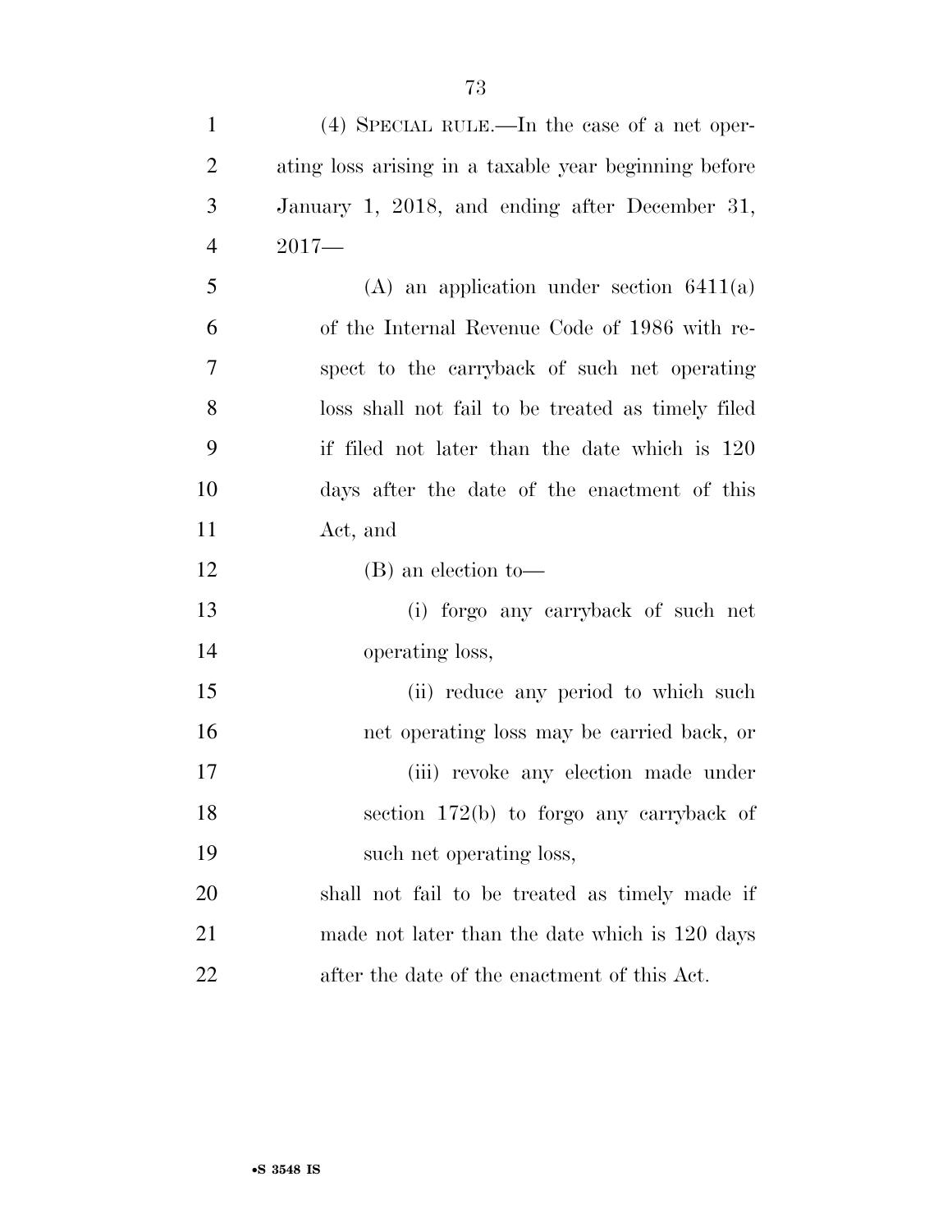(4) SPECIAL RULE.—In the case of a net operating loss arising in a taxable year beginning before January 1, 2018, and ending after December 31, 2017—

(A) an application under section 6411(a) of the Internal Revenue Code of 1986 with respect to the carryback of such net operating loss shall not fail to be treated as timely filed if filed not later than the date which is 120 days after the date of the enactment of this Act, and

(B) an election to—

(i) forgo any carryback of such net operating loss,

(ii) reduce any period to which such net operating loss may be carried back, or

(iii) revoke any election made under section 172(b) to forgo any carryback of such net operating loss,

shall not fail to be treated as timely made if made not later than the date which is 120 days after the date of the enactment of this Act.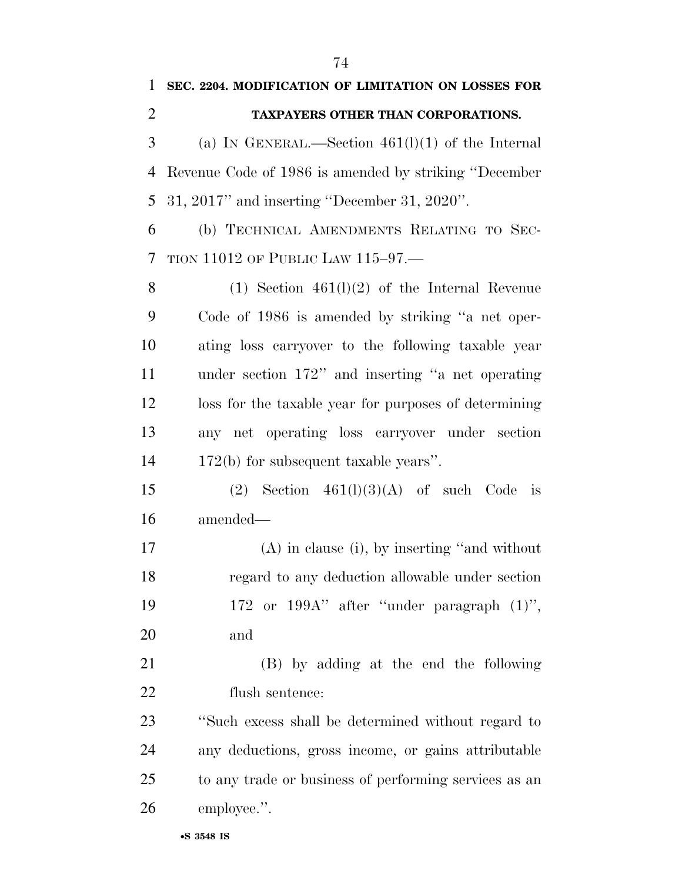**SEC. 2204. MODIFICATION OF LIMITATION ON LOSSES FOR TAXPAYERS OTHER THAN CORPORATIONS.**

(a) IN GENERAL.—Section 461(l)(1) of the Internal Revenue Code of 1986 is amended by striking ''December 31, 2017'' and inserting ''December 31, 2020''.

(b) TECHNICAL AMENDMENTS RELATING TO SECTION 11012 OF PUBLIC LAW 115–97.—

(1) Section 461(l)(2) of the Internal Revenue Code of 1986 is amended by striking ''a net operating loss carryover to the following taxable year under section 172'' and inserting ''a net operating loss for the taxable year for purposes of determining any net operating loss carryover under section 172(b) for subsequent taxable years''.

(2) Section 461(l)(3)(A) of such Code is amended—

(A) in clause (i), by inserting ''and without regard to any deduction allowable under section 172 or 199A'' after ''under paragraph (1)'', and

(B) by adding at the end the following flush sentence:

''Such excess shall be determined without regard to any deductions, gross income, or gains attributable to any trade or business of performing services as an employee.''.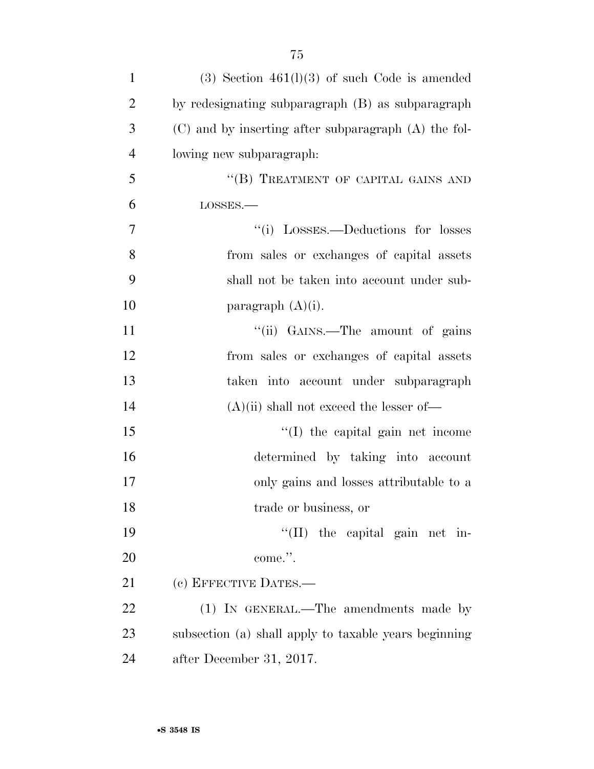(3) Section 461(l)(3) of such Code is amended by redesignating subparagraph (B) as subparagraph (C) and by inserting after subparagraph (A) the following new subparagraph:

"(B) TREATMENT OF CAPITAL GAINS AND LOSSES.—

"(i) LOSSES.—Deductions for losses from sales or exchanges of capital assets shall not be taken into account under subparagraph (A)(i).

"(ii) GAINS.—The amount of gains from sales or exchanges of capital assets taken into account under subparagraph (A)(ii) shall not exceed the lesser of—

"(I) the capital gain net income determined by taking into account only gains and losses attributable to a trade or business, or

"(II) the capital gain net income.".

(c) EFFECTIVE DATES.—

(1) IN GENERAL.—The amendments made by subsection (a) shall apply to taxable years beginning after December 31, 2017.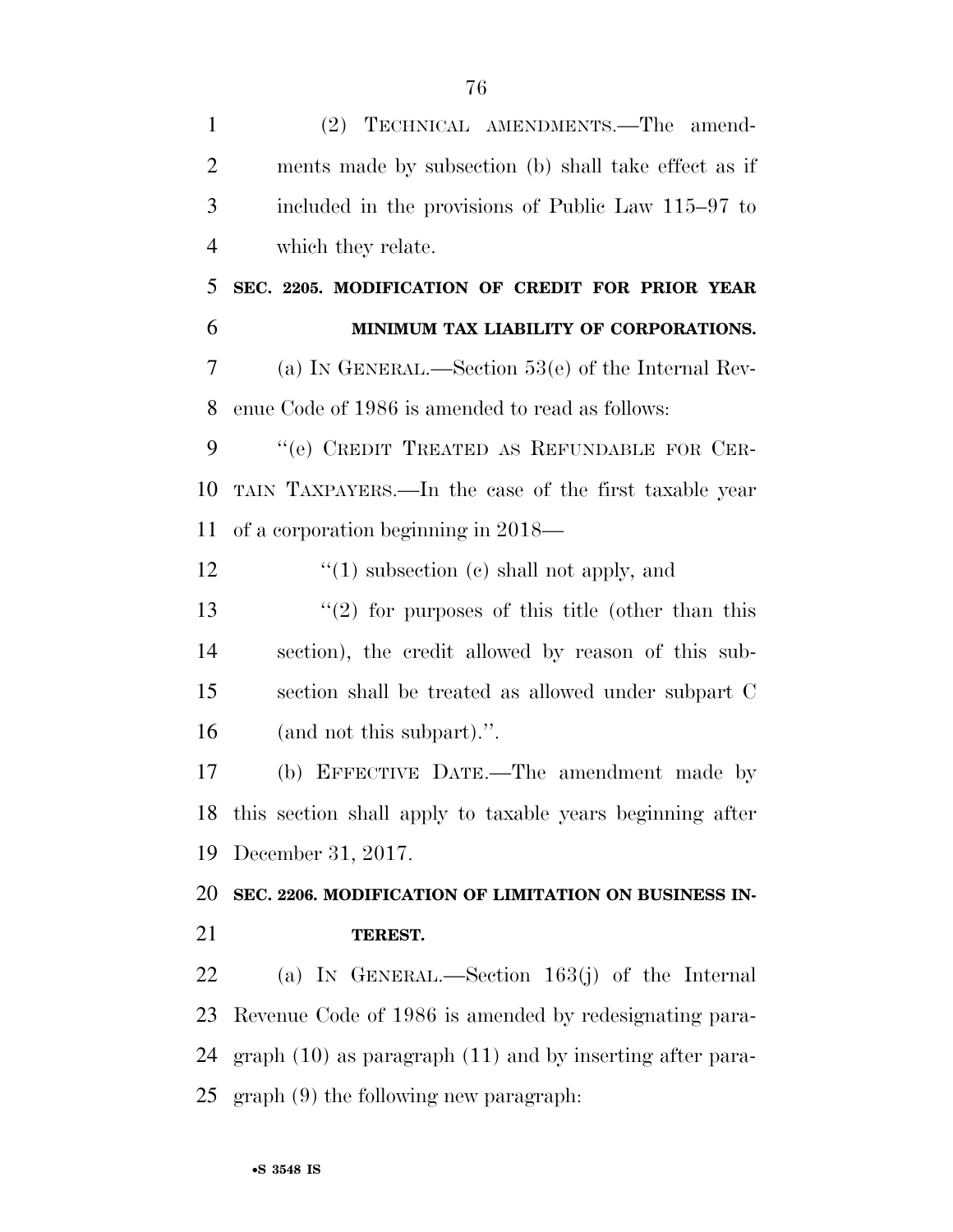(2) TECHNICAL AMENDMENTS.—The amendments made by subsection (b) shall take effect as if included in the provisions of Public Law 115–97 to which they relate.

**SEC. 2205. MODIFICATION OF CREDIT FOR PRIOR YEAR MINIMUM TAX LIABILITY OF CORPORATIONS.**

(a) IN GENERAL.—Section 53(e) of the Internal Revenue Code of 1986 is amended to read as follows:

"(e) CREDIT TREATED AS REFUNDABLE FOR CERTAIN TAXPAYERS.—In the case of the first taxable year of a corporation beginning in 2018—

"(1) subsection (c) shall not apply, and

"(2) for purposes of this title (other than this section), the credit allowed by reason of this subsection shall be treated as allowed under subpart C (and not this subpart).".

(b) EFFECTIVE DATE.—The amendment made by this section shall apply to taxable years beginning after December 31, 2017.

**SEC. 2206. MODIFICATION OF LIMITATION ON BUSINESS INTEREST.**

(a) IN GENERAL.—Section 163(j) of the Internal Revenue Code of 1986 is amended by redesignating paragraph (10) as paragraph (11) and by inserting after paragraph (9) the following new paragraph: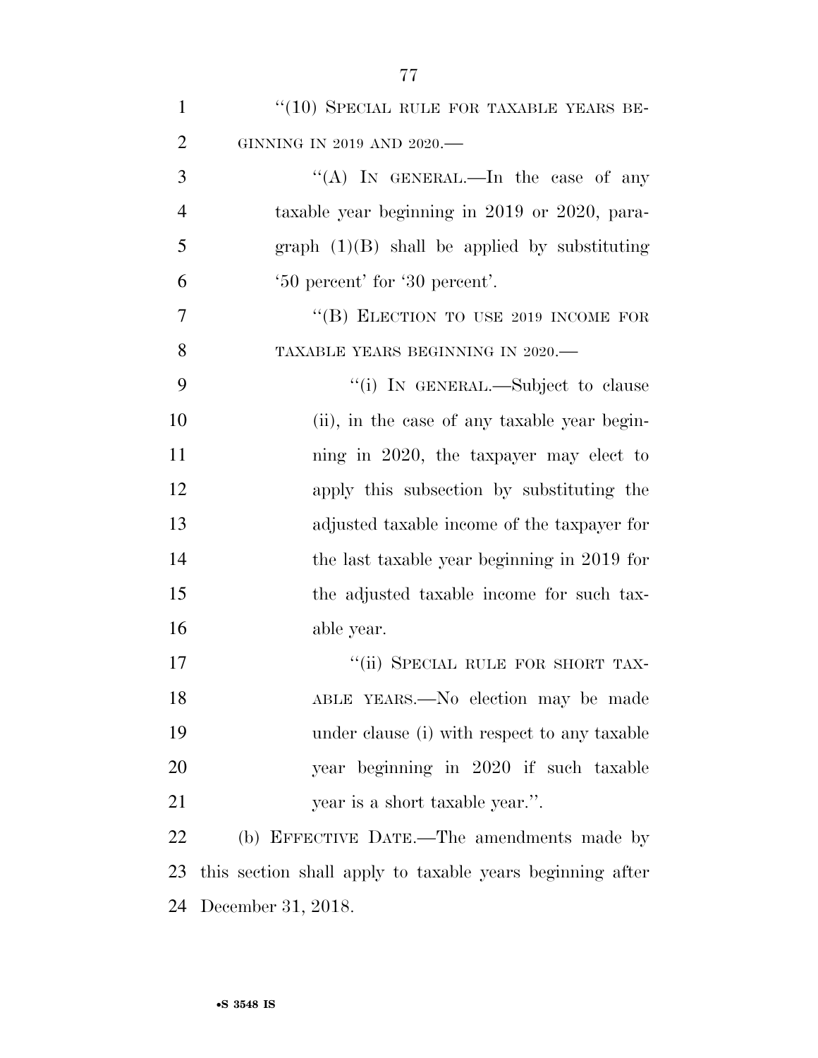''(10) SPECIAL RULE FOR TAXABLE YEARS BEGINNING IN 2019 AND 2020.—

''(A) IN GENERAL.—In the case of any taxable year beginning in 2019 or 2020, paragraph (1)(B) shall be applied by substituting '50 percent' for '30 percent'.

''(B) ELECTION TO USE 2019 INCOME FOR TAXABLE YEARS BEGINNING IN 2020.—

''(i) IN GENERAL.—Subject to clause (ii), in the case of any taxable year beginning in 2020, the taxpayer may elect to apply this subsection by substituting the adjusted taxable income of the taxpayer for the last taxable year beginning in 2019 for the adjusted taxable income for such taxable year.

''(ii) SPECIAL RULE FOR SHORT TAXABLE YEARS.—No election may be made under clause (i) with respect to any taxable year beginning in 2020 if such taxable year is a short taxable year.''.

(b) EFFECTIVE DATE.—The amendments made by this section shall apply to taxable years beginning after December 31, 2018.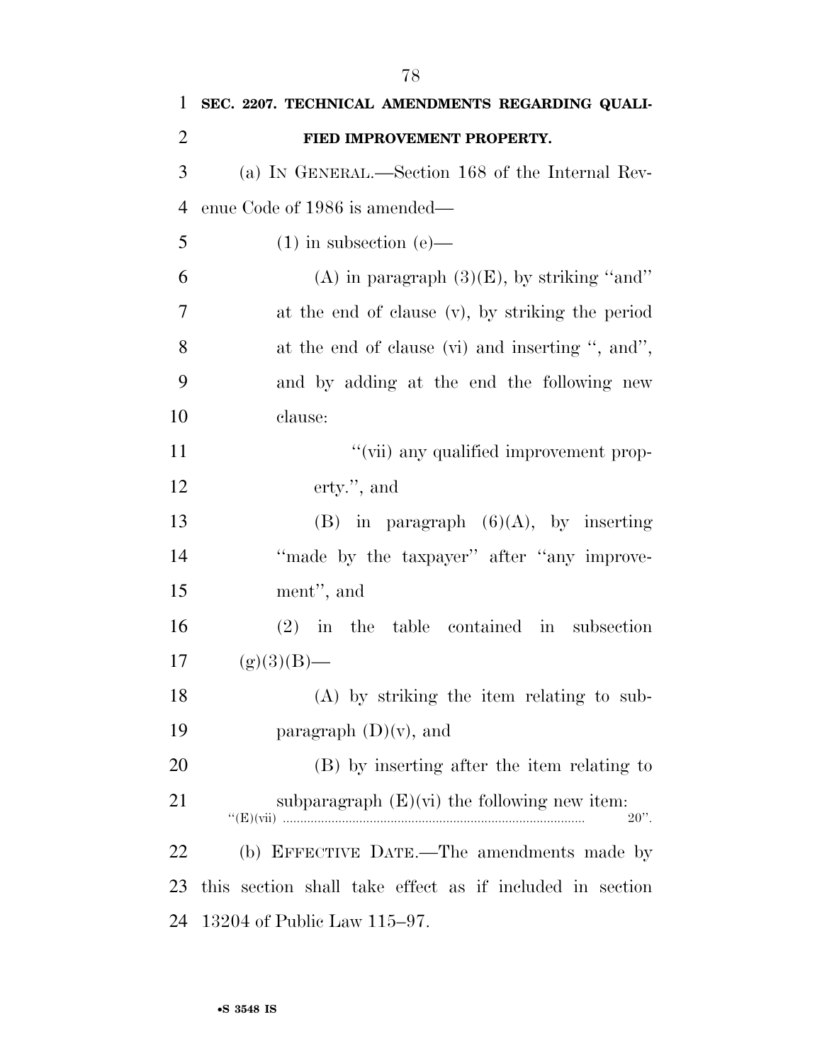**SEC. 2207. TECHNICAL AMENDMENTS REGARDING QUALIFIED IMPROVEMENT PROPERTY.**

(a) IN GENERAL.—Section 168 of the Internal Revenue Code of 1986 is amended—

(1) in subsection (e)—

(A) in paragraph (3)(E), by striking ''and'' at the end of clause (v), by striking the period at the end of clause (vi) and inserting '', and'', and by adding at the end the following new clause:

''(vii) any qualified improvement property.'', and

(B) in paragraph (6)(A), by inserting ''made by the taxpayer'' after ''any improvement'', and

(2) in the table contained in subsection (g)(3)(B)—

(A) by striking the item relating to subparagraph (D)(v), and

(B) by inserting after the item relating to subparagraph (E)(vi) the following new item:

''(E)(vii) .......................................................................................... 20''.

(b) EFFECTIVE DATE.—The amendments made by this section shall take effect as if included in section 13204 of Public Law 115–97.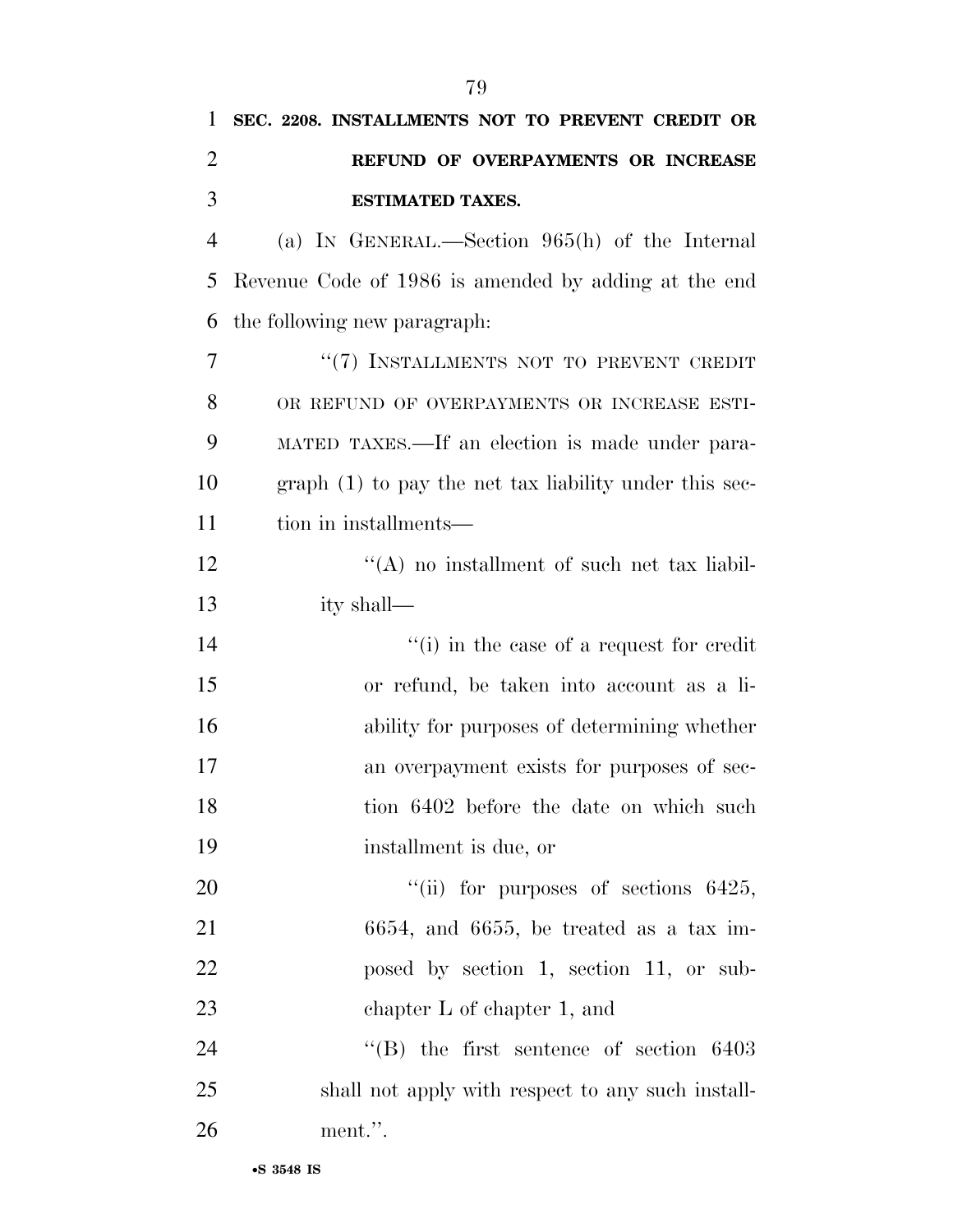**SEC. 2208. INSTALLMENTS NOT TO PREVENT CREDIT OR REFUND OF OVERPAYMENTS OR INCREASE ESTIMATED TAXES.**

(a) IN GENERAL.—Section 965(h) of the Internal Revenue Code of 1986 is amended by adding at the end the following new paragraph:

"(7) INSTALLMENTS NOT TO PREVENT CREDIT OR REFUND OF OVERPAYMENTS OR INCREASE ESTIMATED TAXES.—If an election is made under paragraph (1) to pay the net tax liability under this section in installments—

"(A) no installment of such net tax liability shall—

"(i) in the case of a request for credit or refund, be taken into account as a liability for purposes of determining whether an overpayment exists for purposes of section 6402 before the date on which such installment is due, or

"(ii) for purposes of sections 6425, 6654, and 6655, be treated as a tax imposed by section 1, section 11, or subchapter L of chapter 1, and

"(B) the first sentence of section 6403 shall not apply with respect to any such installment.".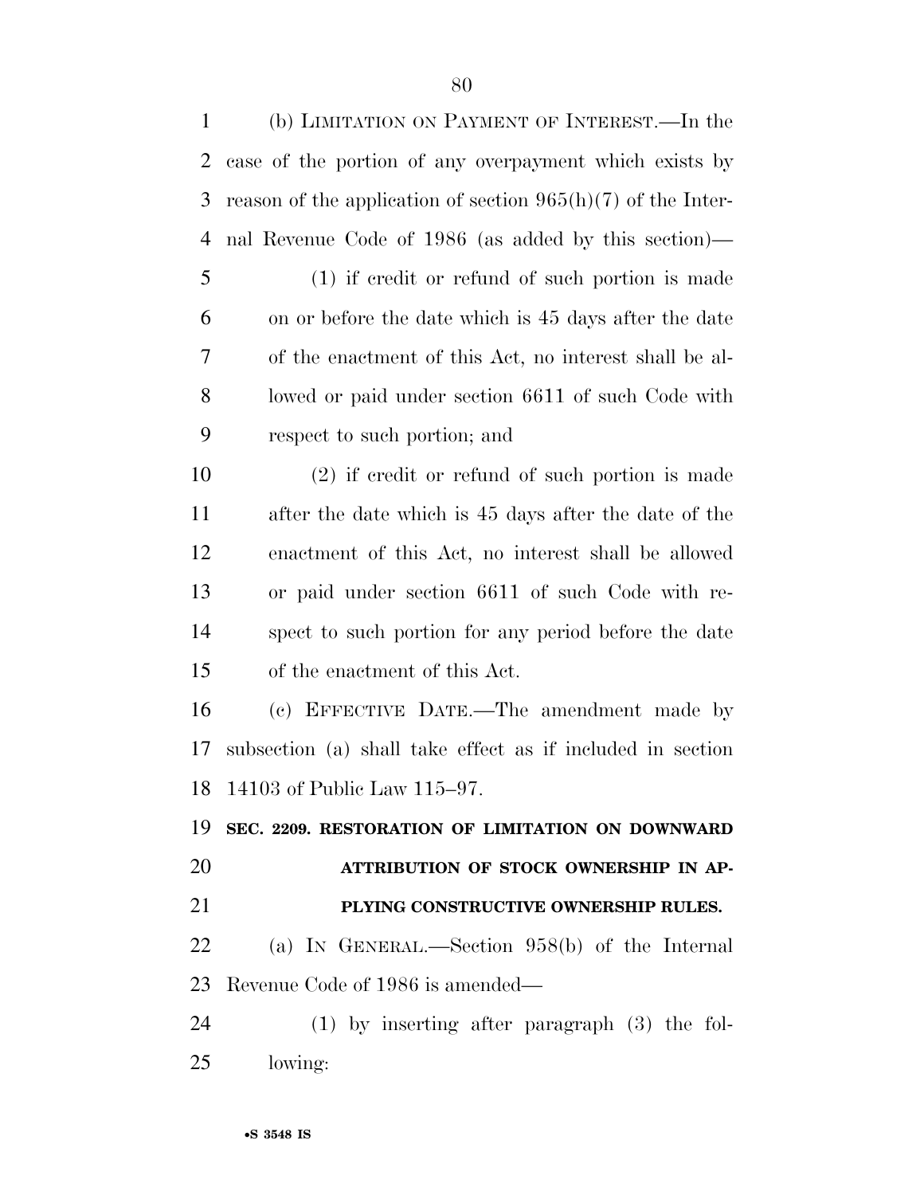(b) LIMITATION ON PAYMENT OF INTEREST.—In the case of the portion of any overpayment which exists by reason of the application of section 965(h)(7) of the Internal Revenue Code of 1986 (as added by this section)—

(1) if credit or refund of such portion is made on or before the date which is 45 days after the date of the enactment of this Act, no interest shall be allowed or paid under section 6611 of such Code with respect to such portion; and

(2) if credit or refund of such portion is made after the date which is 45 days after the date of the enactment of this Act, no interest shall be allowed or paid under section 6611 of such Code with respect to such portion for any period before the date of the enactment of this Act.

(c) EFFECTIVE DATE.—The amendment made by subsection (a) shall take effect as if included in section 14103 of Public Law 115–97.

**SEC. 2209. RESTORATION OF LIMITATION ON DOWNWARD ATTRIBUTION OF STOCK OWNERSHIP IN APPLYING CONSTRUCTIVE OWNERSHIP RULES.**

(a) IN GENERAL.—Section 958(b) of the Internal Revenue Code of 1986 is amended—

(1) by inserting after paragraph (3) the following: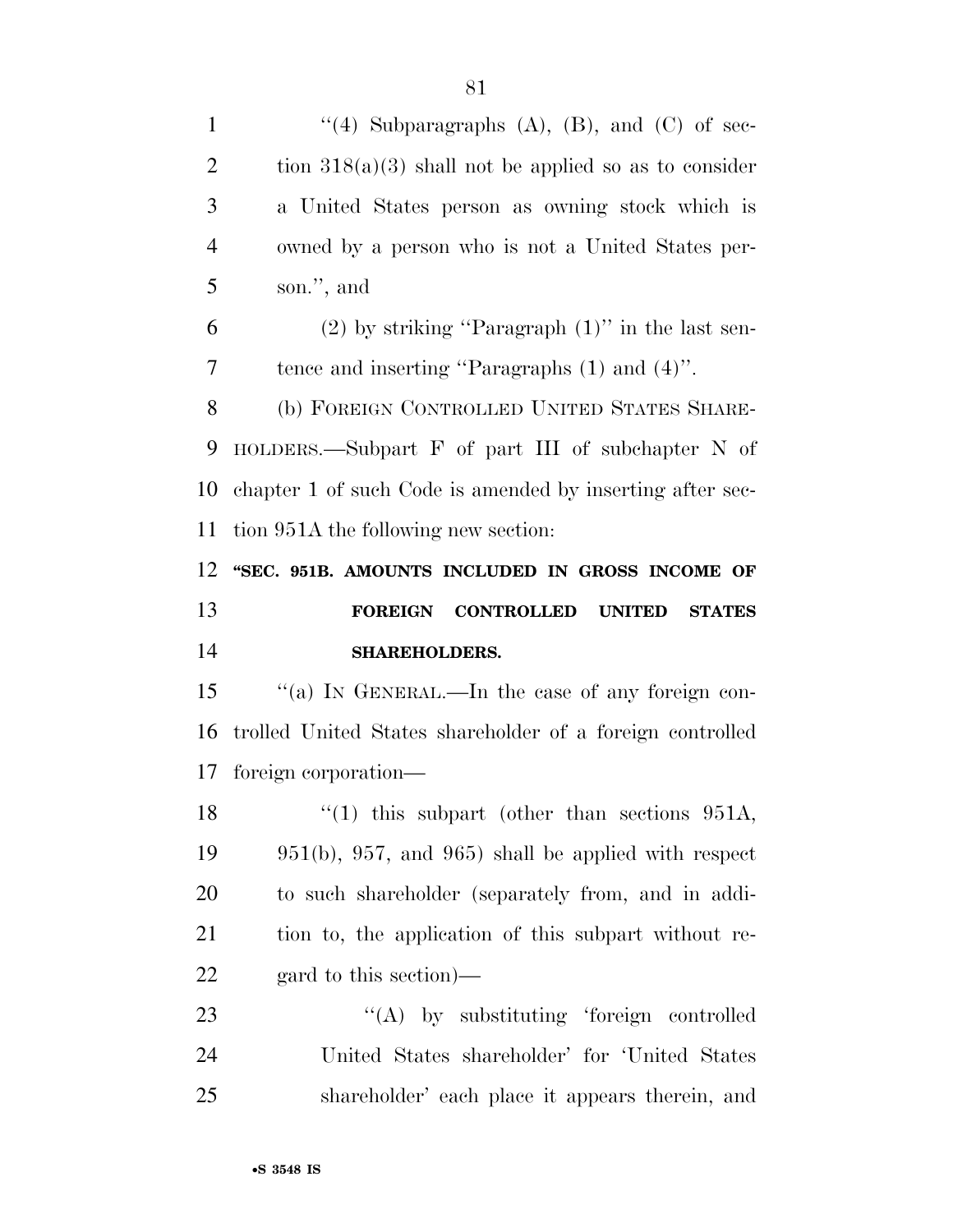''(4) Subparagraphs (A), (B), and (C) of section 318(a)(3) shall not be applied so as to consider a United States person as owning stock which is owned by a person who is not a United States person.'', and

(2) by striking ''Paragraph (1)'' in the last sentence and inserting ''Paragraphs (1) and (4)''.

(b) FOREIGN CONTROLLED UNITED STATES SHAREHOLDERS.—Subpart F of part III of subchapter N of chapter 1 of such Code is amended by inserting after section 951A the following new section:

**''SEC. 951B. AMOUNTS INCLUDED IN GROSS INCOME OF FOREIGN CONTROLLED UNITED STATES SHAREHOLDERS.**

''(a) IN GENERAL.—In the case of any foreign controlled United States shareholder of a foreign controlled foreign corporation—

''(1) this subpart (other than sections 951A, 951(b), 957, and 965) shall be applied with respect to such shareholder (separately from, and in addition to, the application of this subpart without regard to this section)—

''(A) by substituting 'foreign controlled United States shareholder' for 'United States shareholder' each place it appears therein, and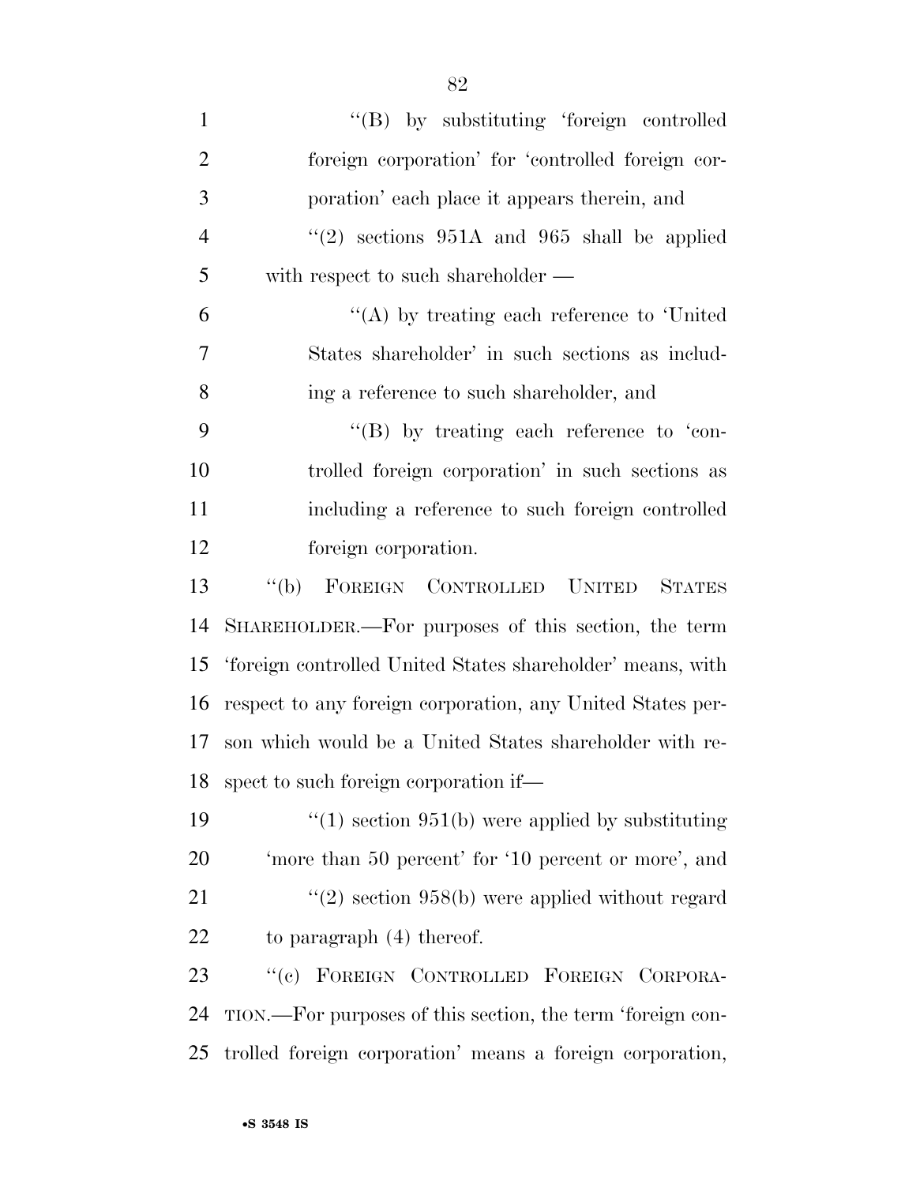"(B) by substituting 'foreign controlled foreign corporation' for 'controlled foreign corporation' each place it appears therein, and

"(2) sections 951A and 965 shall be applied with respect to such shareholder —

"(A) by treating each reference to 'United States shareholder' in such sections as including a reference to such shareholder, and

"(B) by treating each reference to 'controlled foreign corporation' in such sections as including a reference to such foreign controlled foreign corporation.

"(b) FOREIGN CONTROLLED UNITED STATES SHAREHOLDER.—For purposes of this section, the term 'foreign controlled United States shareholder' means, with respect to any foreign corporation, any United States person which would be a United States shareholder with respect to such foreign corporation if—

"(1) section 951(b) were applied by substituting 'more than 50 percent' for '10 percent or more', and

"(2) section 958(b) were applied without regard to paragraph (4) thereof.

"(c) FOREIGN CONTROLLED FOREIGN CORPORATION.—For purposes of this section, the term 'foreign controlled foreign corporation' means a foreign corporation,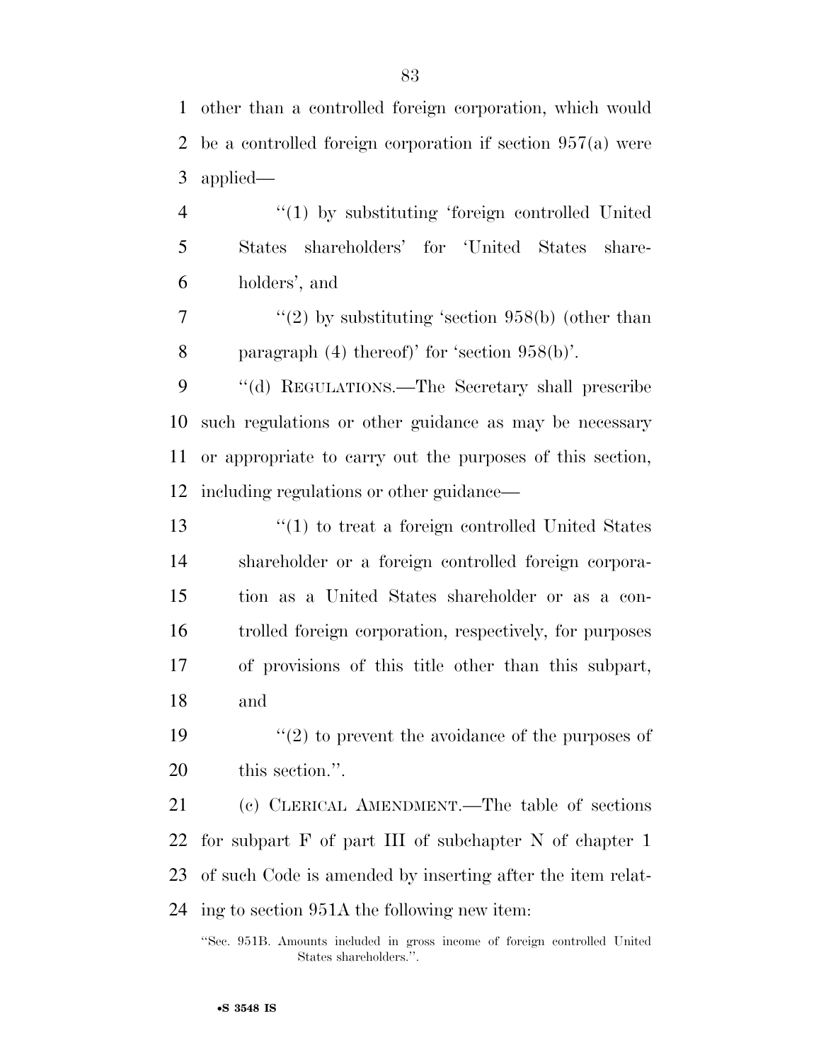other than a controlled foreign corporation, which would be a controlled foreign corporation if section 957(a) were applied—

"(1) by substituting 'foreign controlled United States shareholders' for 'United States shareholders', and

"(2) by substituting 'section 958(b) (other than paragraph (4) thereof)' for 'section 958(b)'.

"(d) REGULATIONS.—The Secretary shall prescribe such regulations or other guidance as may be necessary or appropriate to carry out the purposes of this section, including regulations or other guidance—

"(1) to treat a foreign controlled United States shareholder or a foreign controlled foreign corporation as a United States shareholder or as a controlled foreign corporation, respectively, for purposes of provisions of this title other than this subpart, and

"(2) to prevent the avoidance of the purposes of this section.".

(c) CLERICAL AMENDMENT.—The table of sections for subpart F of part III of subchapter N of chapter 1 of such Code is amended by inserting after the item relating to section 951A the following new item:

"Sec. 951B. Amounts included in gross income of foreign controlled United States shareholders.".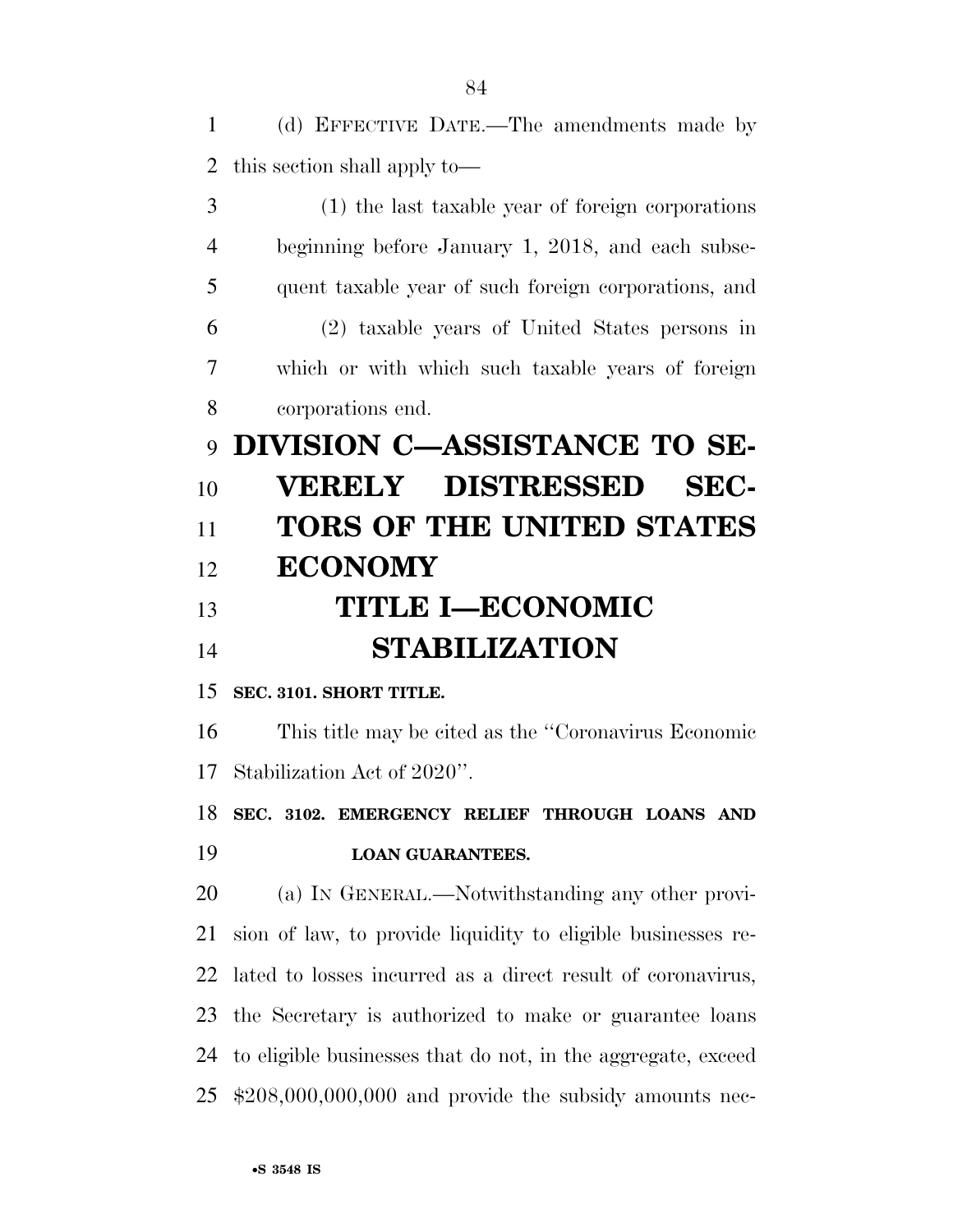(d) EFFECTIVE DATE.—The amendments made by this section shall apply to—

(1) the last taxable year of foreign corporations beginning before January 1, 2018, and each subsequent taxable year of such foreign corporations, and

(2) taxable years of United States persons in which or with which such taxable years of foreign corporations end.

# DIVISION C—ASSISTANCE TO SEVERELY DISTRESSED SECTORS OF THE UNITED STATES ECONOMY

## TITLE I—ECONOMIC STABILIZATION

**SEC. 3101. SHORT TITLE.**

This title may be cited as the ''Coronavirus Economic Stabilization Act of 2020''.

**SEC. 3102. EMERGENCY RELIEF THROUGH LOANS AND LOAN GUARANTEES.**

(a) IN GENERAL.—Notwithstanding any other provision of law, to provide liquidity to eligible businesses related to losses incurred as a direct result of coronavirus, the Secretary is authorized to make or guarantee loans to eligible businesses that do not, in the aggregate, exceed $208,000,000,000 and provide the subsidy amounts nec-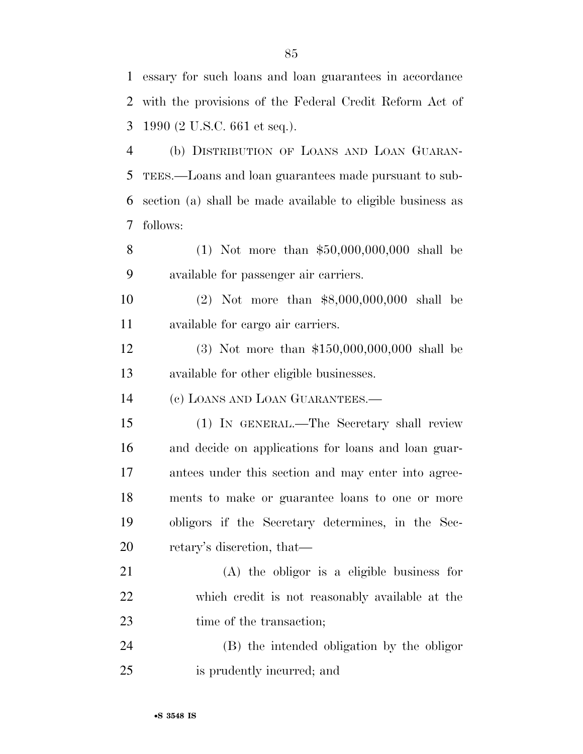essary for such loans and loan guarantees in accordance with the provisions of the Federal Credit Reform Act of 1990 (2 U.S.C. 661 et seq.).

(b) DISTRIBUTION OF LOANS AND LOAN GUARANTEES.—Loans and loan guarantees made pursuant to subsection (a) shall be made available to eligible business as follows:

(1) Not more than $50,000,000,000 shall be available for passenger air carriers.

(2) Not more than $8,000,000,000 shall be available for cargo air carriers.

(3) Not more than $150,000,000,000 shall be available for other eligible businesses.

(c) LOANS AND LOAN GUARANTEES.—

(1) IN GENERAL.—The Secretary shall review and decide on applications for loans and loan guarantees under this section and may enter into agreements to make or guarantee loans to one or more obligors if the Secretary determines, in the Secretary's discretion, that—

(A) the obligor is a eligible business for which credit is not reasonably available at the time of the transaction;

(B) the intended obligation by the obligor is prudently incurred; and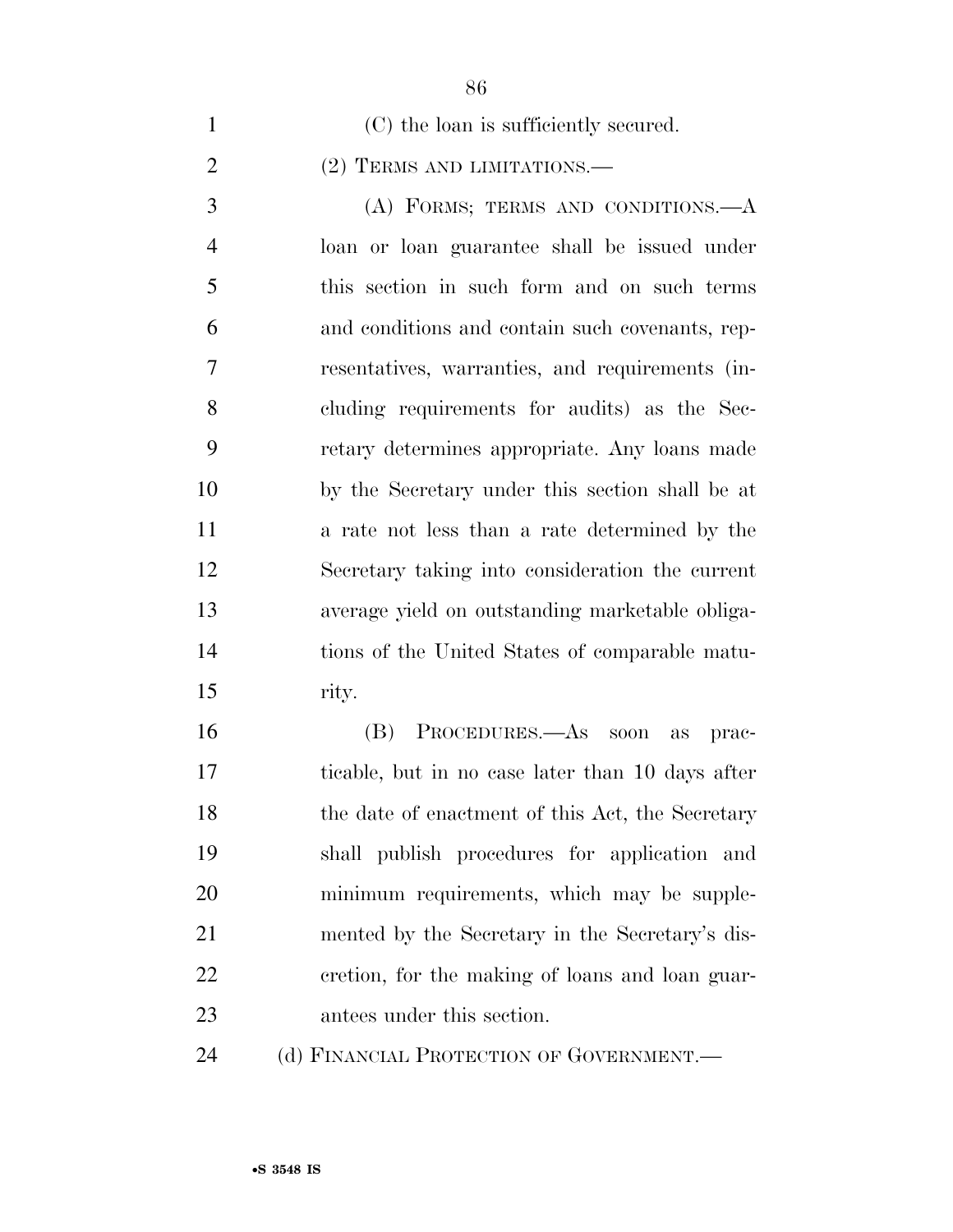(C) the loan is sufficiently secured.

(2) TERMS AND LIMITATIONS.—

(A) FORMS; TERMS AND CONDITIONS.—A loan or loan guarantee shall be issued under this section in such form and on such terms and conditions and contain such covenants, representatives, warranties, and requirements (including requirements for audits) as the Secretary determines appropriate. Any loans made by the Secretary under this section shall be at a rate not less than a rate determined by the Secretary taking into consideration the current average yield on outstanding marketable obligations of the United States of comparable maturity.

(B) PROCEDURES.—As soon as practicable, but in no case later than 10 days after the date of enactment of this Act, the Secretary shall publish procedures for application and minimum requirements, which may be supplemented by the Secretary in the Secretary's discretion, for the making of loans and loan guarantees under this section.

(d) FINANCIAL PROTECTION OF GOVERNMENT.—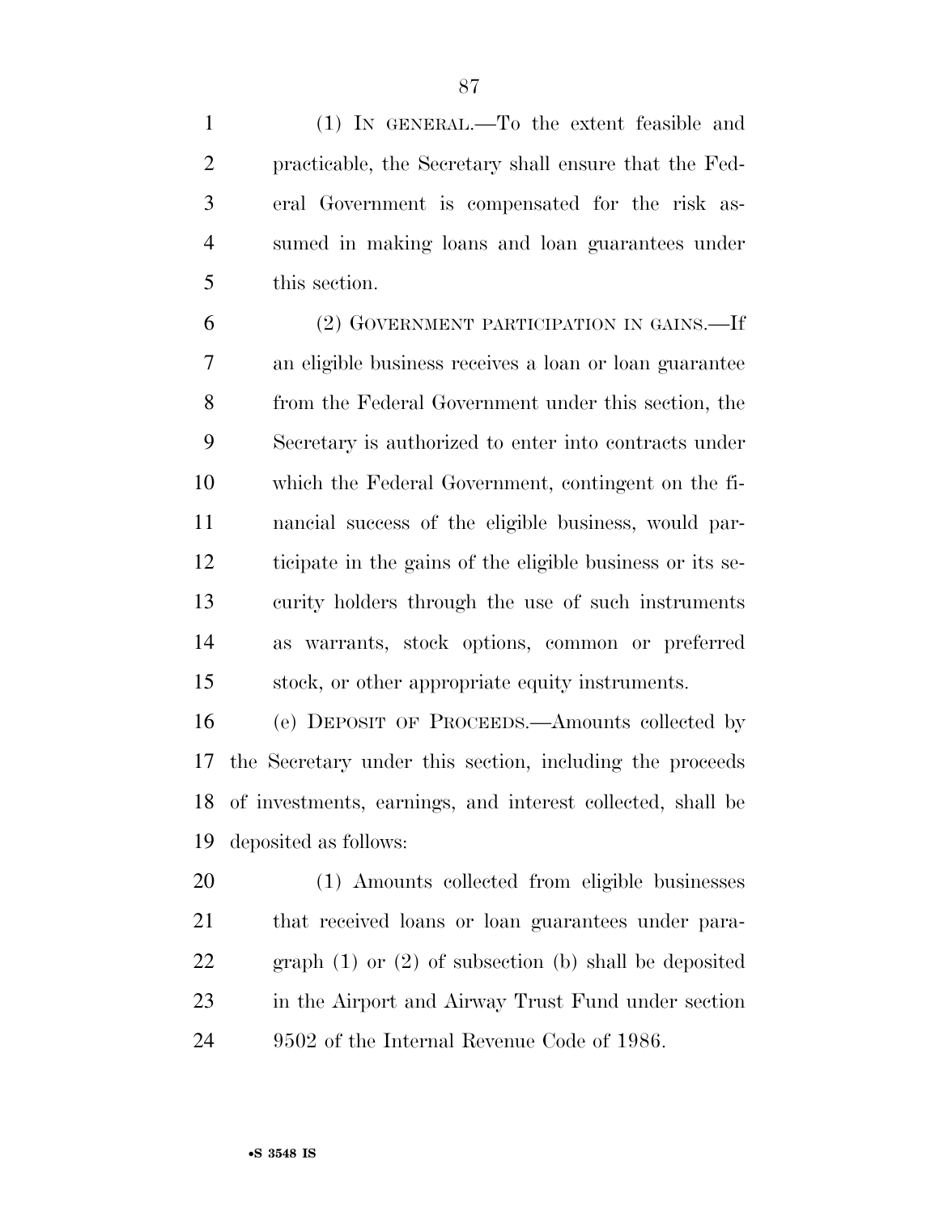(1) IN GENERAL.—To the extent feasible and practicable, the Secretary shall ensure that the Federal Government is compensated for the risk assumed in making loans and loan guarantees under this section.

(2) GOVERNMENT PARTICIPATION IN GAINS.—If an eligible business receives a loan or loan guarantee from the Federal Government under this section, the Secretary is authorized to enter into contracts under which the Federal Government, contingent on the financial success of the eligible business, would participate in the gains of the eligible business or its security holders through the use of such instruments as warrants, stock options, common or preferred stock, or other appropriate equity instruments.

(e) DEPOSIT OF PROCEEDS.—Amounts collected by the Secretary under this section, including the proceeds of investments, earnings, and interest collected, shall be deposited as follows:

(1) Amounts collected from eligible businesses that received loans or loan guarantees under paragraph (1) or (2) of subsection (b) shall be deposited in the Airport and Airway Trust Fund under section 9502 of the Internal Revenue Code of 1986.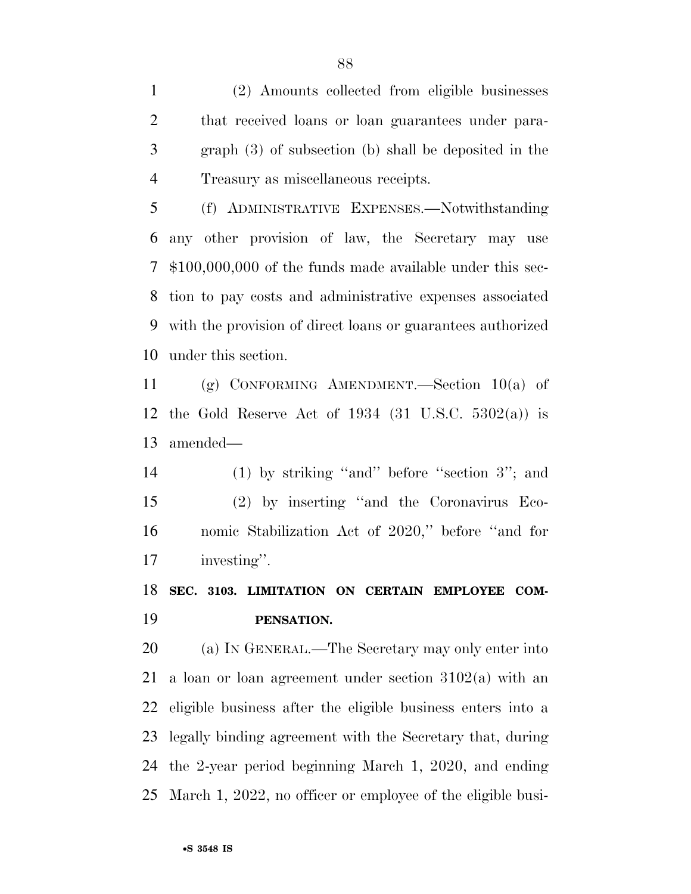(2) Amounts collected from eligible businesses that received loans or loan guarantees under paragraph (3) of subsection (b) shall be deposited in the Treasury as miscellaneous receipts.

(f) ADMINISTRATIVE EXPENSES.—Notwithstanding any other provision of law, the Secretary may use $100,000,000 of the funds made available under this section to pay costs and administrative expenses associated with the provision of direct loans or guarantees authorized under this section.

(g) CONFORMING AMENDMENT.—Section 10(a) of the Gold Reserve Act of 1934 (31 U.S.C. 5302(a)) is amended—

(1) by striking "and" before "section 3"; and

(2) by inserting "and the Coronavirus Economic Stabilization Act of 2020," before "and for investing".

**SEC. 3103. LIMITATION ON CERTAIN EMPLOYEE COMPENSATION.**

(a) IN GENERAL.—The Secretary may only enter into a loan or loan agreement under section 3102(a) with an eligible business after the eligible business enters into a legally binding agreement with the Secretary that, during the 2-year period beginning March 1, 2020, and ending March 1, 2022, no officer or employee of the eligible busi-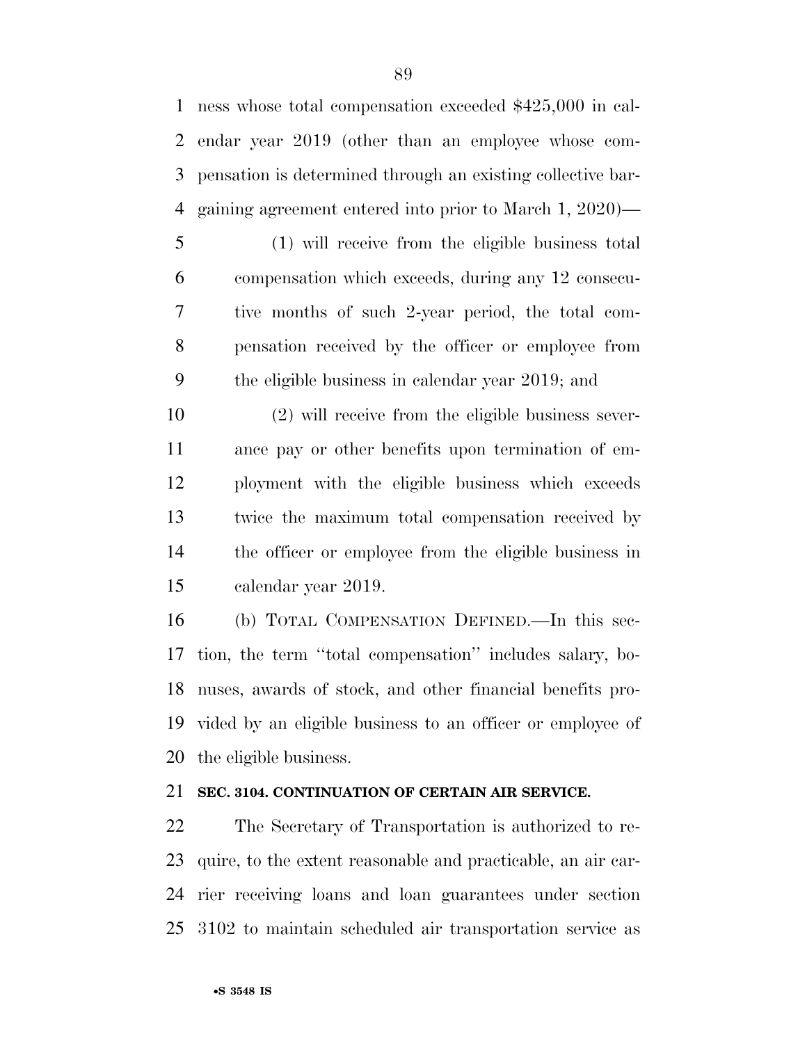ness whose total compensation exceeded $425,000 in calendar year 2019 (other than an employee whose compensation is determined through an existing collective bargaining agreement entered into prior to March 1, 2020)—

(1) will receive from the eligible business total compensation which exceeds, during any 12 consecutive months of such 2-year period, the total compensation received by the officer or employee from the eligible business in calendar year 2019; and

(2) will receive from the eligible business severance pay or other benefits upon termination of employment with the eligible business which exceeds twice the maximum total compensation received by the officer or employee from the eligible business in calendar year 2019.

(b) TOTAL COMPENSATION DEFINED.—In this section, the term ''total compensation'' includes salary, bonuses, awards of stock, and other financial benefits provided by an eligible business to an officer or employee of the eligible business.

**SEC. 3104. CONTINUATION OF CERTAIN AIR SERVICE.**

The Secretary of Transportation is authorized to require, to the extent reasonable and practicable, an air carrier receiving loans and loan guarantees under section 3102 to maintain scheduled air transportation service as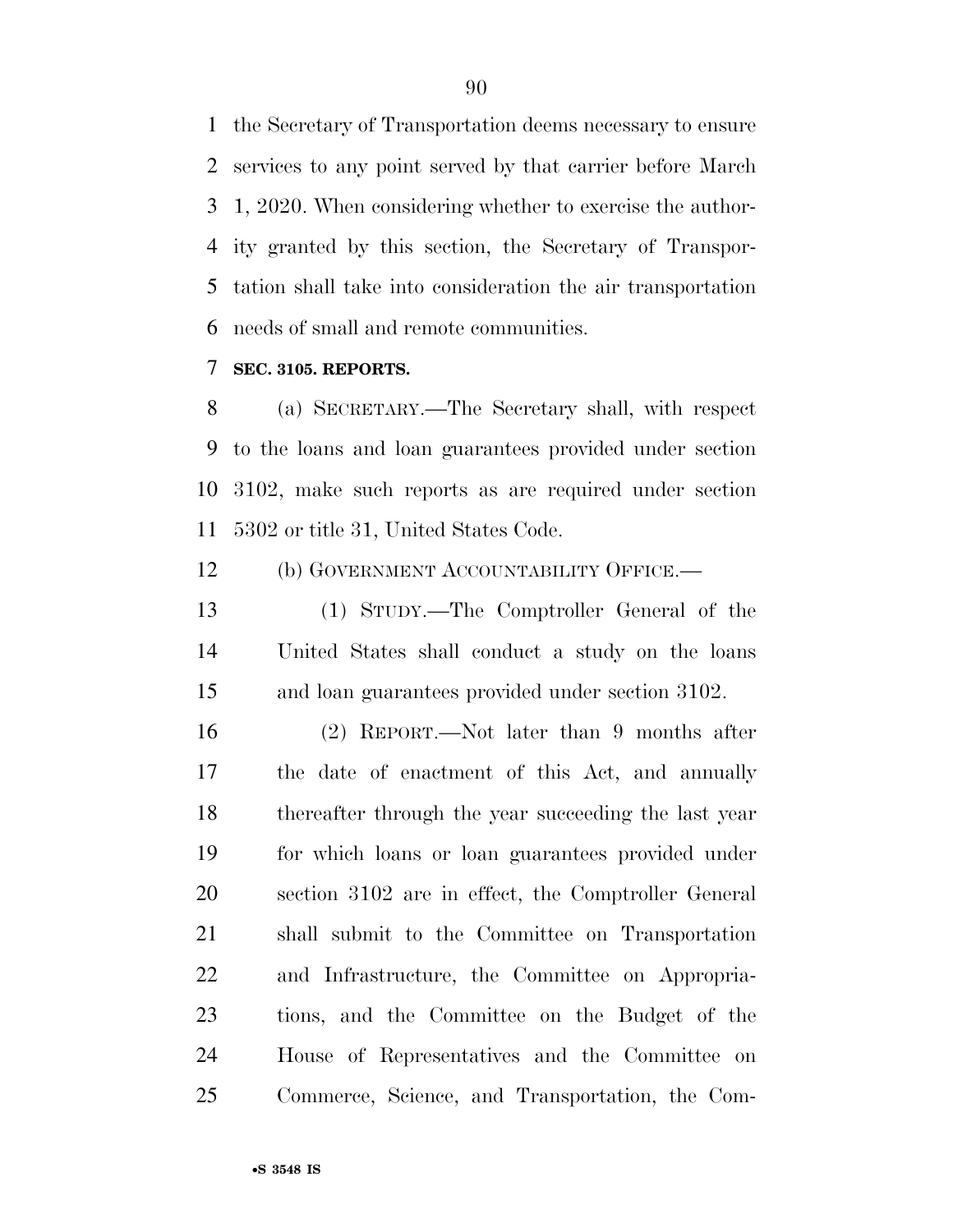the Secretary of Transportation deems necessary to ensure services to any point served by that carrier before March 1, 2020. When considering whether to exercise the authority granted by this section, the Secretary of Transportation shall take into consideration the air transportation needs of small and remote communities.

**SEC. 3105. REPORTS.**

(a) SECRETARY.—The Secretary shall, with respect to the loans and loan guarantees provided under section 3102, make such reports as are required under section 5302 or title 31, United States Code.

(b) GOVERNMENT ACCOUNTABILITY OFFICE.—

(1) STUDY.—The Comptroller General of the United States shall conduct a study on the loans and loan guarantees provided under section 3102.

(2) REPORT.—Not later than 9 months after the date of enactment of this Act, and annually thereafter through the year succeeding the last year for which loans or loan guarantees provided under section 3102 are in effect, the Comptroller General shall submit to the Committee on Transportation and Infrastructure, the Committee on Appropriations, and the Committee on the Budget of the House of Representatives and the Committee on Commerce, Science, and Transportation, the Com-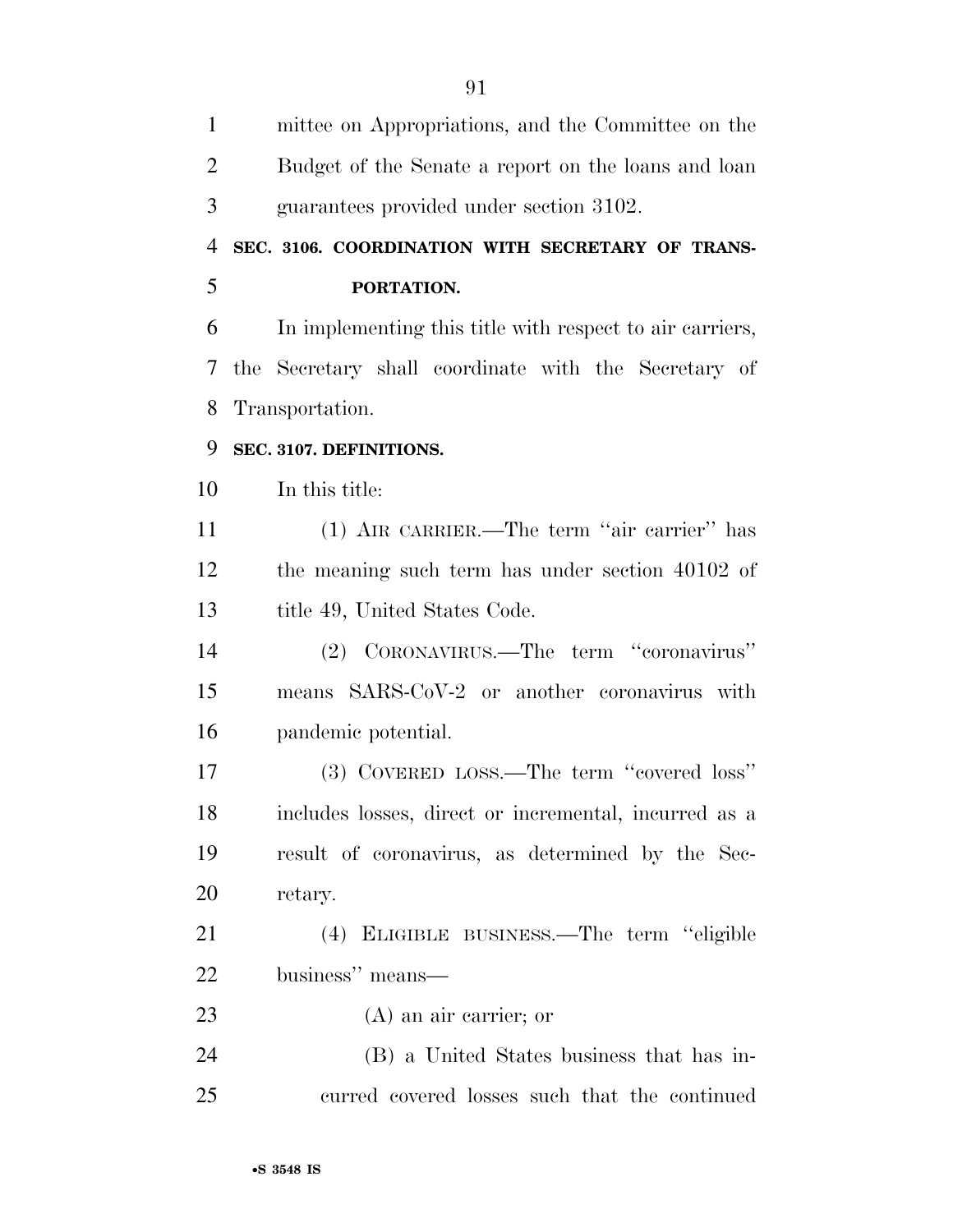mittee on Appropriations, and the Committee on the Budget of the Senate a report on the loans and loan guarantees provided under section 3102.

**SEC. 3106. COORDINATION WITH SECRETARY OF TRANSPORTATION.**

In implementing this title with respect to air carriers, the Secretary shall coordinate with the Secretary of Transportation.

**SEC. 3107. DEFINITIONS.**

In this title:

(1) AIR CARRIER.—The term ''air carrier'' has the meaning such term has under section 40102 of title 49, United States Code.

(2) CORONAVIRUS.—The term ''coronavirus'' means SARS-CoV-2 or another coronavirus with pandemic potential.

(3) COVERED LOSS.—The term ''covered loss'' includes losses, direct or incremental, incurred as a result of coronavirus, as determined by the Secretary.

(4) ELIGIBLE BUSINESS.—The term ''eligible business'' means—

(A) an air carrier; or

(B) a United States business that has incurred covered losses such that the continued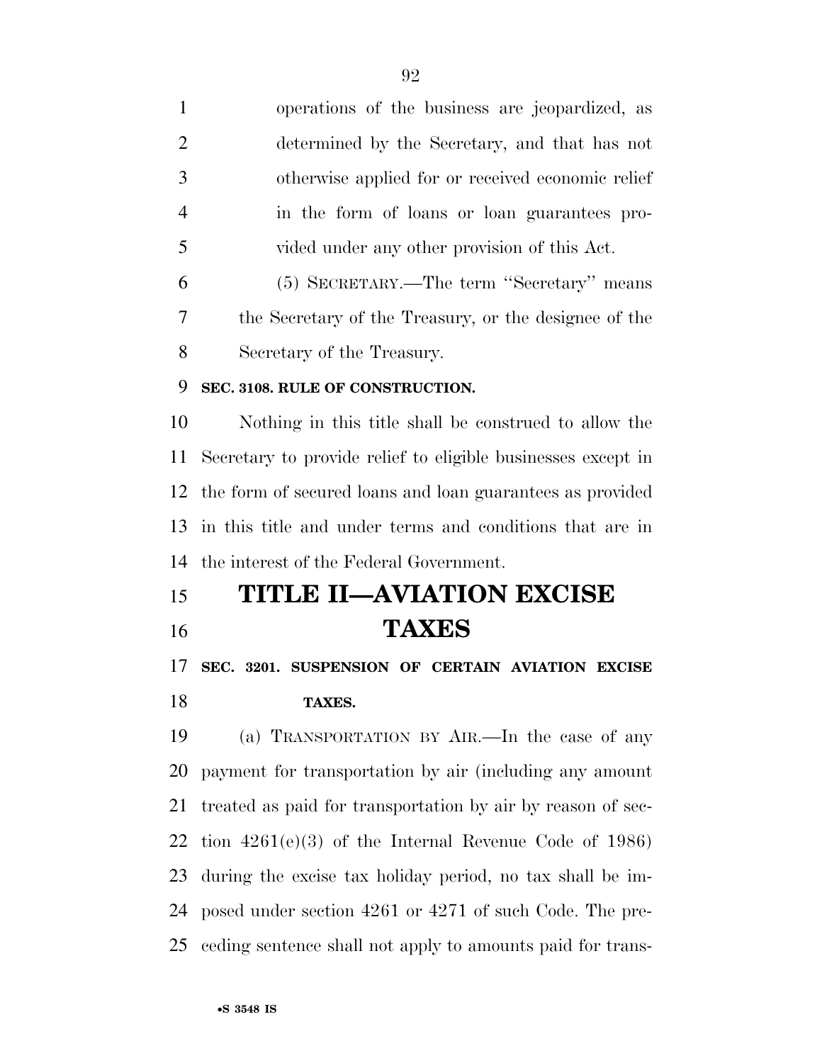operations of the business are jeopardized, as determined by the Secretary, and that has not otherwise applied for or received economic relief in the form of loans or loan guarantees provided under any other provision of this Act.

(5) SECRETARY.—The term ''Secretary'' means the Secretary of the Treasury, or the designee of the Secretary of the Treasury.

**SEC. 3108. RULE OF CONSTRUCTION.**

Nothing in this title shall be construed to allow the Secretary to provide relief to eligible businesses except in the form of secured loans and loan guarantees as provided in this title and under terms and conditions that are in the interest of the Federal Government.

# TITLE II—AVIATION EXCISE TAXES

**SEC. 3201. SUSPENSION OF CERTAIN AVIATION EXCISE TAXES.**

(a) TRANSPORTATION BY AIR.—In the case of any payment for transportation by air (including any amount treated as paid for transportation by air by reason of section 4261(e)(3) of the Internal Revenue Code of 1986) during the excise tax holiday period, no tax shall be imposed under section 4261 or 4271 of such Code. The preceding sentence shall not apply to amounts paid for trans-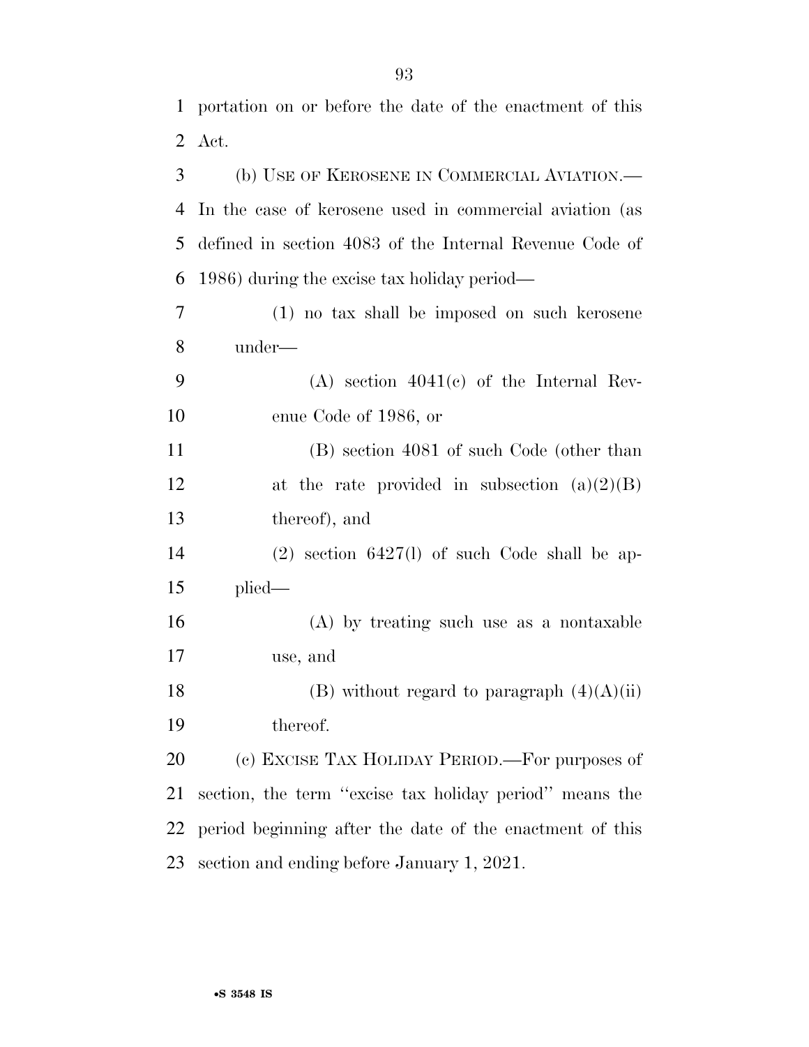portation on or before the date of the enactment of this Act.

(b) USE OF KEROSENE IN COMMERCIAL AVIATION.—In the case of kerosene used in commercial aviation (as defined in section 4083 of the Internal Revenue Code of 1986) during the excise tax holiday period—

(1) no tax shall be imposed on such kerosene under—

(A) section 4041(c) of the Internal Revenue Code of 1986, or

(B) section 4081 of such Code (other than at the rate provided in subsection (a)(2)(B) thereof), and

(2) section 6427(l) of such Code shall be applied—

(A) by treating such use as a nontaxable use, and

(B) without regard to paragraph (4)(A)(ii) thereof.

(c) EXCISE TAX HOLIDAY PERIOD.—For purposes of section, the term ''excise tax holiday period'' means the period beginning after the date of the enactment of this section and ending before January 1, 2021.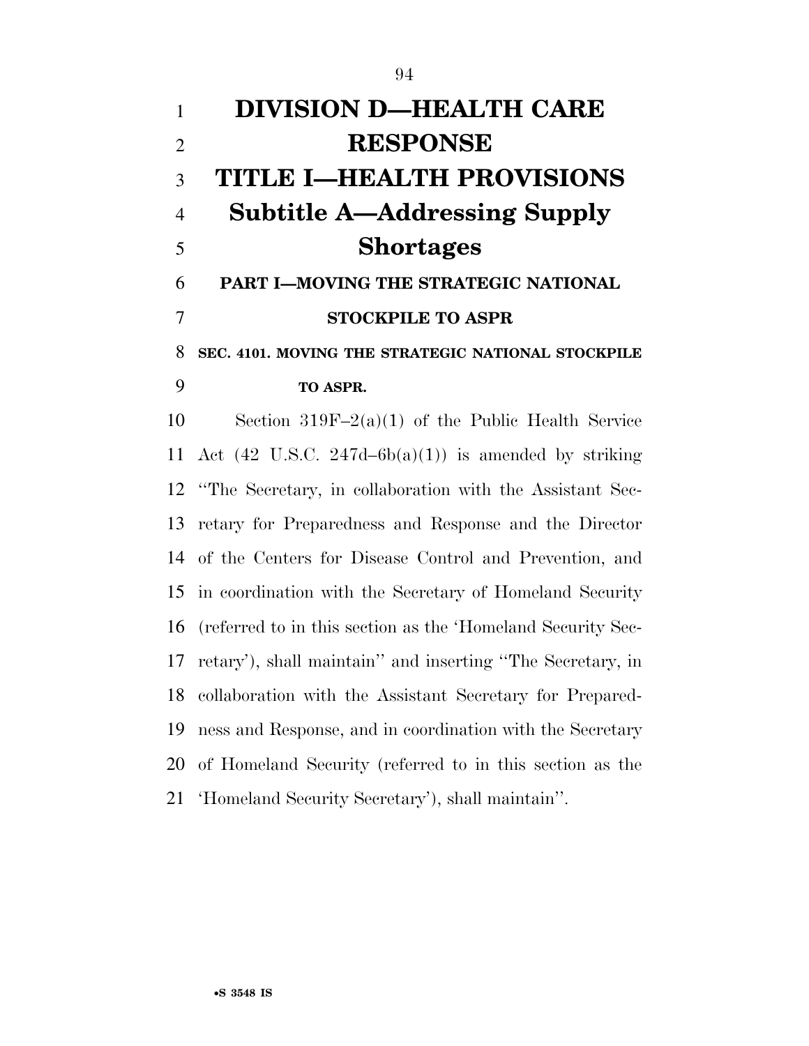# DIVISION D—HEALTH CARE RESPONSE

# TITLE I—HEALTH PROVISIONS

## Subtitle A—Addressing Supply Shortages

### PART I—MOVING THE STRATEGIC NATIONAL STOCKPILE TO ASPR

**SEC. 4101. MOVING THE STRATEGIC NATIONAL STOCKPILE TO ASPR.**

Section 319F–2(a)(1) of the Public Health Service Act (42 U.S.C. 247d–6b(a)(1)) is amended by striking ''The Secretary, in collaboration with the Assistant Secretary for Preparedness and Response and the Director of the Centers for Disease Control and Prevention, and in coordination with the Secretary of Homeland Security (referred to in this section as the 'Homeland Security Secretary'), shall maintain'' and inserting ''The Secretary, in collaboration with the Assistant Secretary for Preparedness and Response, and in coordination with the Secretary of Homeland Security (referred to in this section as the 'Homeland Security Secretary'), shall maintain''.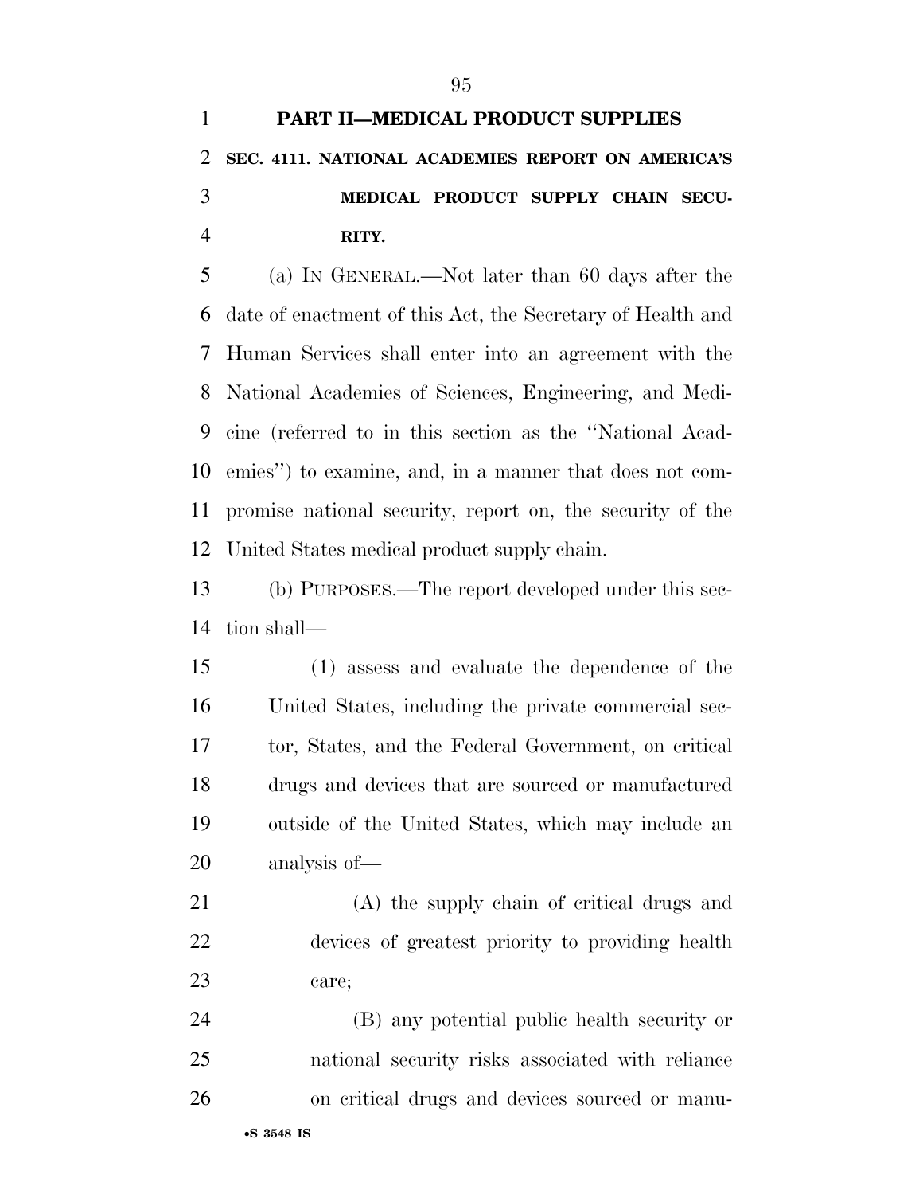## PART II—MEDICAL PRODUCT SUPPLIES

### SEC. 4111. NATIONAL ACADEMIES REPORT ON AMERICA'S MEDICAL PRODUCT SUPPLY CHAIN SECURITY.

(a) IN GENERAL.—Not later than 60 days after the date of enactment of this Act, the Secretary of Health and Human Services shall enter into an agreement with the National Academies of Sciences, Engineering, and Medicine (referred to in this section as the ''National Academies'') to examine, and, in a manner that does not compromise national security, report on, the security of the United States medical product supply chain.

(b) PURPOSES.—The report developed under this section shall—

(1) assess and evaluate the dependence of the United States, including the private commercial sector, States, and the Federal Government, on critical drugs and devices that are sourced or manufactured outside of the United States, which may include an analysis of—

(A) the supply chain of critical drugs and devices of greatest priority to providing health care;

(B) any potential public health security or national security risks associated with reliance on critical drugs and devices sourced or manu-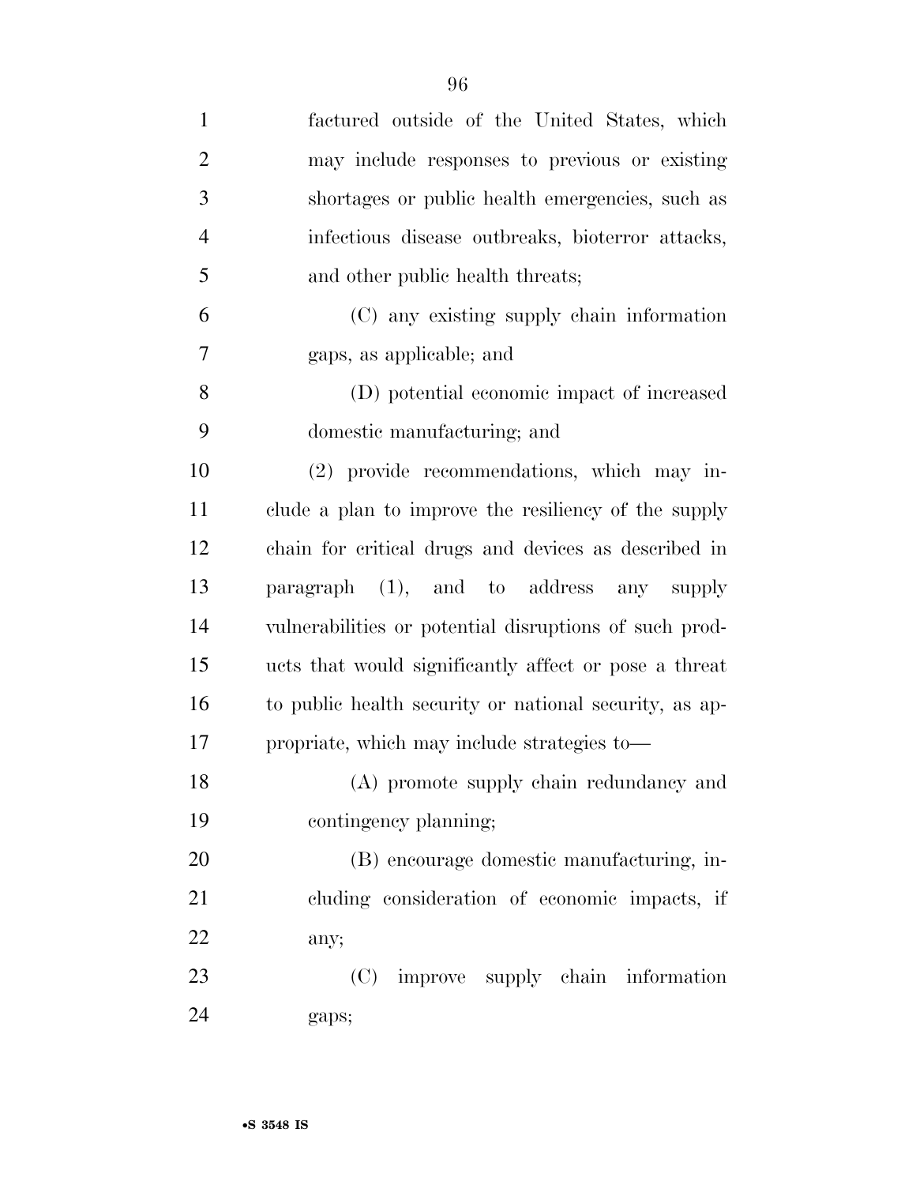factured outside of the United States, which may include responses to previous or existing shortages or public health emergencies, such as infectious disease outbreaks, bioterror attacks, and other public health threats;

(C) any existing supply chain information gaps, as applicable; and

(D) potential economic impact of increased domestic manufacturing; and

(2) provide recommendations, which may include a plan to improve the resiliency of the supply chain for critical drugs and devices as described in paragraph (1), and to address any supply vulnerabilities or potential disruptions of such products that would significantly affect or pose a threat to public health security or national security, as appropriate, which may include strategies to—

(A) promote supply chain redundancy and contingency planning;

(B) encourage domestic manufacturing, including consideration of economic impacts, if any;

(C) improve supply chain information gaps;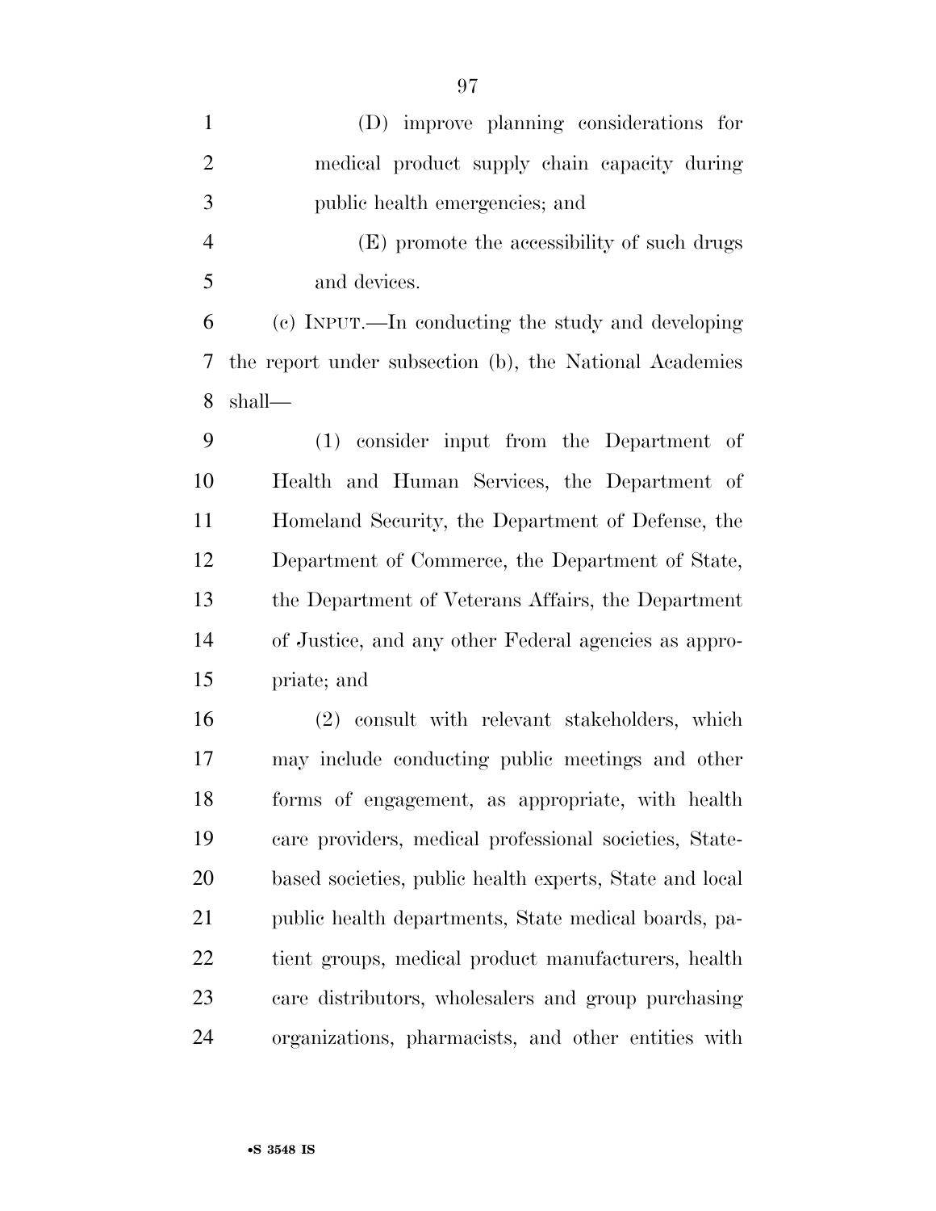(D) improve planning considerations for medical product supply chain capacity during public health emergencies; and

(E) promote the accessibility of such drugs and devices.

(c) INPUT.—In conducting the study and developing the report under subsection (b), the National Academies shall—

(1) consider input from the Department of Health and Human Services, the Department of Homeland Security, the Department of Defense, the Department of Commerce, the Department of State, the Department of Veterans Affairs, the Department of Justice, and any other Federal agencies as appropriate; and

(2) consult with relevant stakeholders, which may include conducting public meetings and other forms of engagement, as appropriate, with health care providers, medical professional societies, State-based societies, public health experts, State and local public health departments, State medical boards, patient groups, medical product manufacturers, health care distributors, wholesalers and group purchasing organizations, pharmacists, and other entities with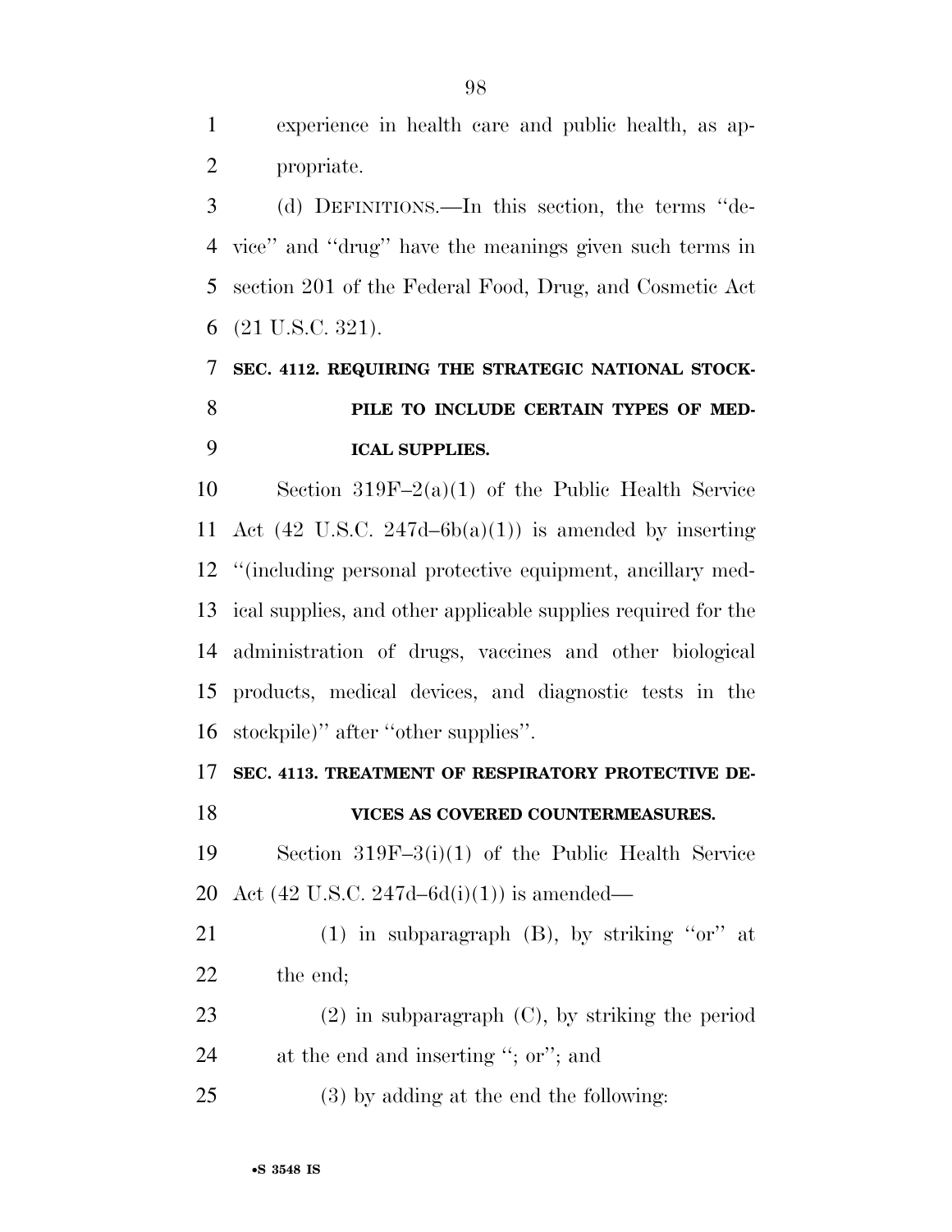experience in health care and public health, as appropriate.

(d) DEFINITIONS.—In this section, the terms ''device'' and ''drug'' have the meanings given such terms in section 201 of the Federal Food, Drug, and Cosmetic Act (21 U.S.C. 321).

**SEC. 4112. REQUIRING THE STRATEGIC NATIONAL STOCKPILE TO INCLUDE CERTAIN TYPES OF MEDICAL SUPPLIES.**

Section 319F–2(a)(1) of the Public Health Service Act (42 U.S.C. 247d–6b(a)(1)) is amended by inserting ''(including personal protective equipment, ancillary medical supplies, and other applicable supplies required for the administration of drugs, vaccines and other biological products, medical devices, and diagnostic tests in the stockpile)'' after ''other supplies''.

**SEC. 4113. TREATMENT OF RESPIRATORY PROTECTIVE DEVICES AS COVERED COUNTERMEASURES.**

Section 319F–3(i)(1) of the Public Health Service Act (42 U.S.C. 247d–6d(i)(1)) is amended—

(1) in subparagraph (B), by striking ''or'' at the end;

(2) in subparagraph (C), by striking the period at the end and inserting ''; or''; and

(3) by adding at the end the following: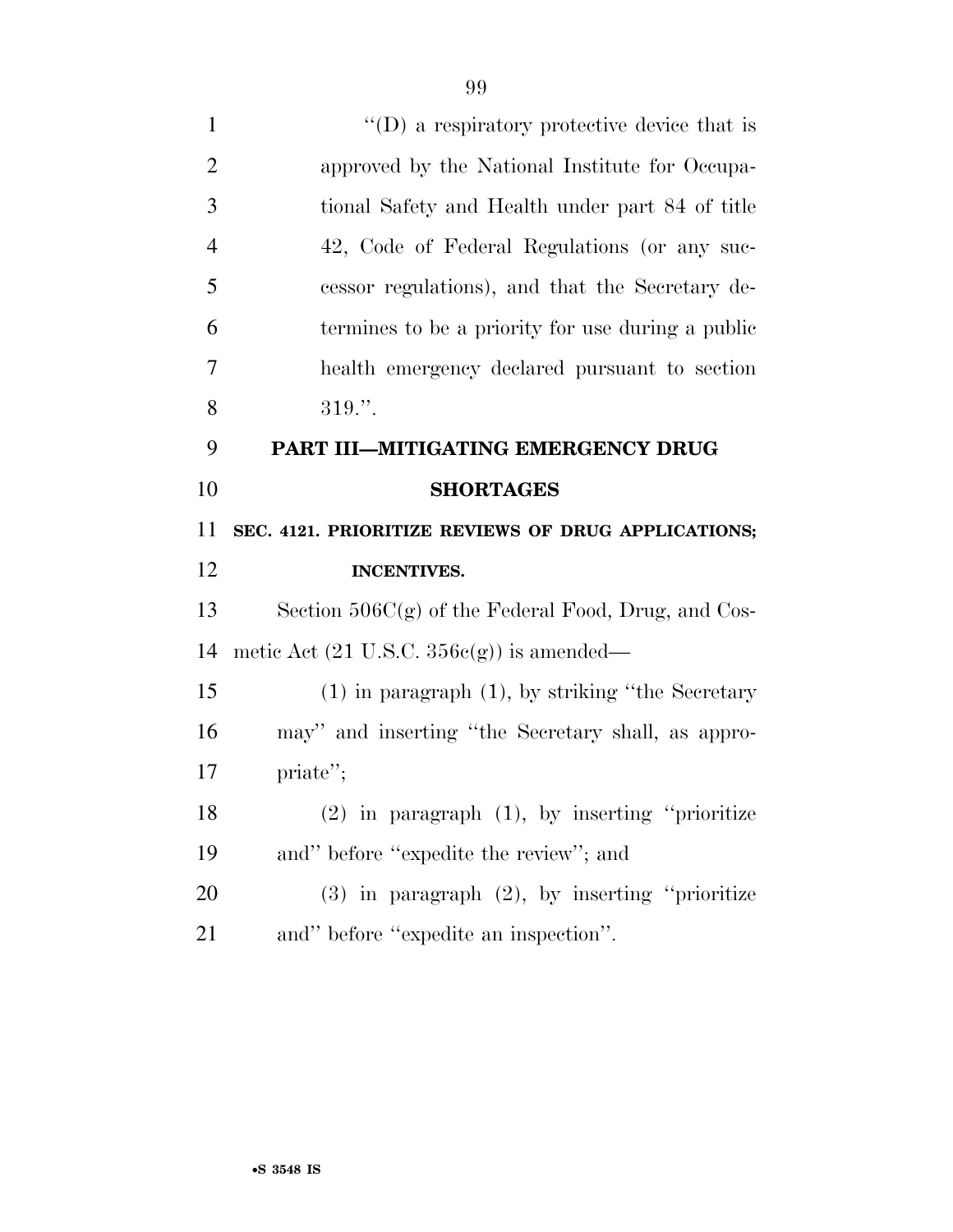''(D) a respiratory protective device that is approved by the National Institute for Occupational Safety and Health under part 84 of title 42, Code of Federal Regulations (or any successor regulations), and that the Secretary determines to be a priority for use during a public health emergency declared pursuant to section 319.''.

## PART III—MITIGATING EMERGENCY DRUG SHORTAGES

### SEC. 4121. PRIORITIZE REVIEWS OF DRUG APPLICATIONS; INCENTIVES.

Section 506C(g) of the Federal Food, Drug, and Cosmetic Act (21 U.S.C. 356c(g)) is amended—

(1) in paragraph (1), by striking ''the Secretary may'' and inserting ''the Secretary shall, as appropriate'';

(2) in paragraph (1), by inserting ''prioritize and'' before ''expedite the review''; and

(3) in paragraph (2), by inserting ''prioritize and'' before ''expedite an inspection''.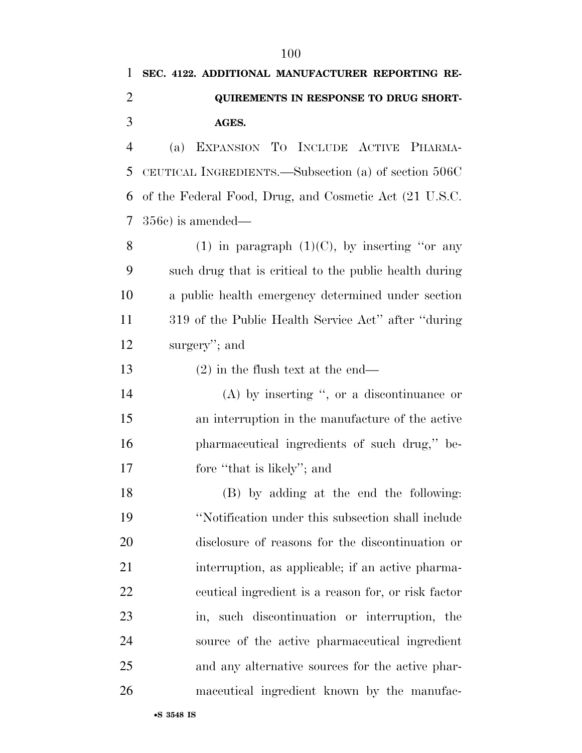**SEC. 4122. ADDITIONAL MANUFACTURER REPORTING REQUIREMENTS IN RESPONSE TO DRUG SHORTAGES.**

(a) EXPANSION TO INCLUDE ACTIVE PHARMACEUTICAL INGREDIENTS.—Subsection (a) of section 506C of the Federal Food, Drug, and Cosmetic Act (21 U.S.C. 356c) is amended—

(1) in paragraph (1)(C), by inserting ''or any such drug that is critical to the public health during a public health emergency determined under section 319 of the Public Health Service Act'' after ''during surgery''; and

(2) in the flush text at the end—

(A) by inserting '', or a discontinuance or an interruption in the manufacture of the active pharmaceutical ingredients of such drug,'' before ''that is likely''; and

(B) by adding at the end the following: ''Notification under this subsection shall include disclosure of reasons for the discontinuation or interruption, as applicable; if an active pharmaceutical ingredient is a reason for, or risk factor in, such discontinuation or interruption, the source of the active pharmaceutical ingredient and any alternative sources for the active pharmaceutical ingredient known by the manufac-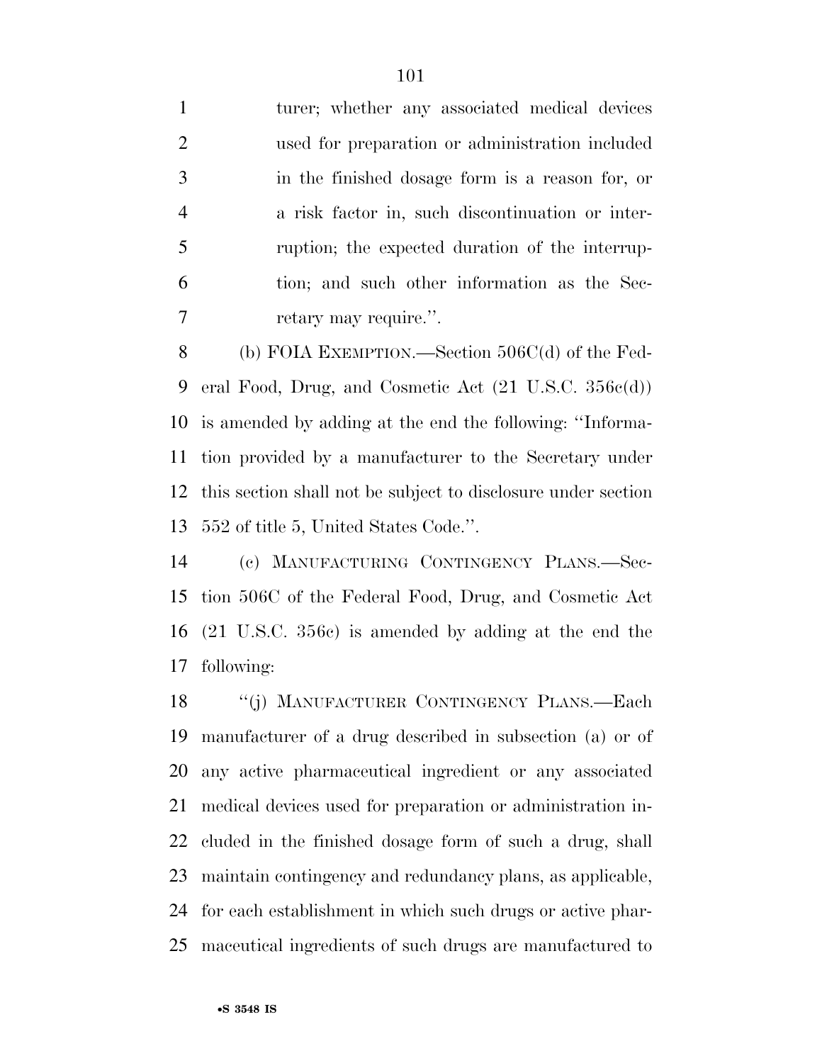turer; whether any associated medical devices used for preparation or administration included in the finished dosage form is a reason for, or a risk factor in, such discontinuation or interruption; the expected duration of the interruption; and such other information as the Secretary may require.''.

(b) FOIA EXEMPTION.—Section 506C(d) of the Federal Food, Drug, and Cosmetic Act (21 U.S.C. 356c(d)) is amended by adding at the end the following: ''Information provided by a manufacturer to the Secretary under this section shall not be subject to disclosure under section 552 of title 5, United States Code.''.

(c) MANUFACTURING CONTINGENCY PLANS.—Section 506C of the Federal Food, Drug, and Cosmetic Act (21 U.S.C. 356c) is amended by adding at the end the following:

''(j) MANUFACTURER CONTINGENCY PLANS.—Each manufacturer of a drug described in subsection (a) or of any active pharmaceutical ingredient or any associated medical devices used for preparation or administration included in the finished dosage form of such a drug, shall maintain contingency and redundancy plans, as applicable, for each establishment in which such drugs or active pharmaceutical ingredients of such drugs are manufactured to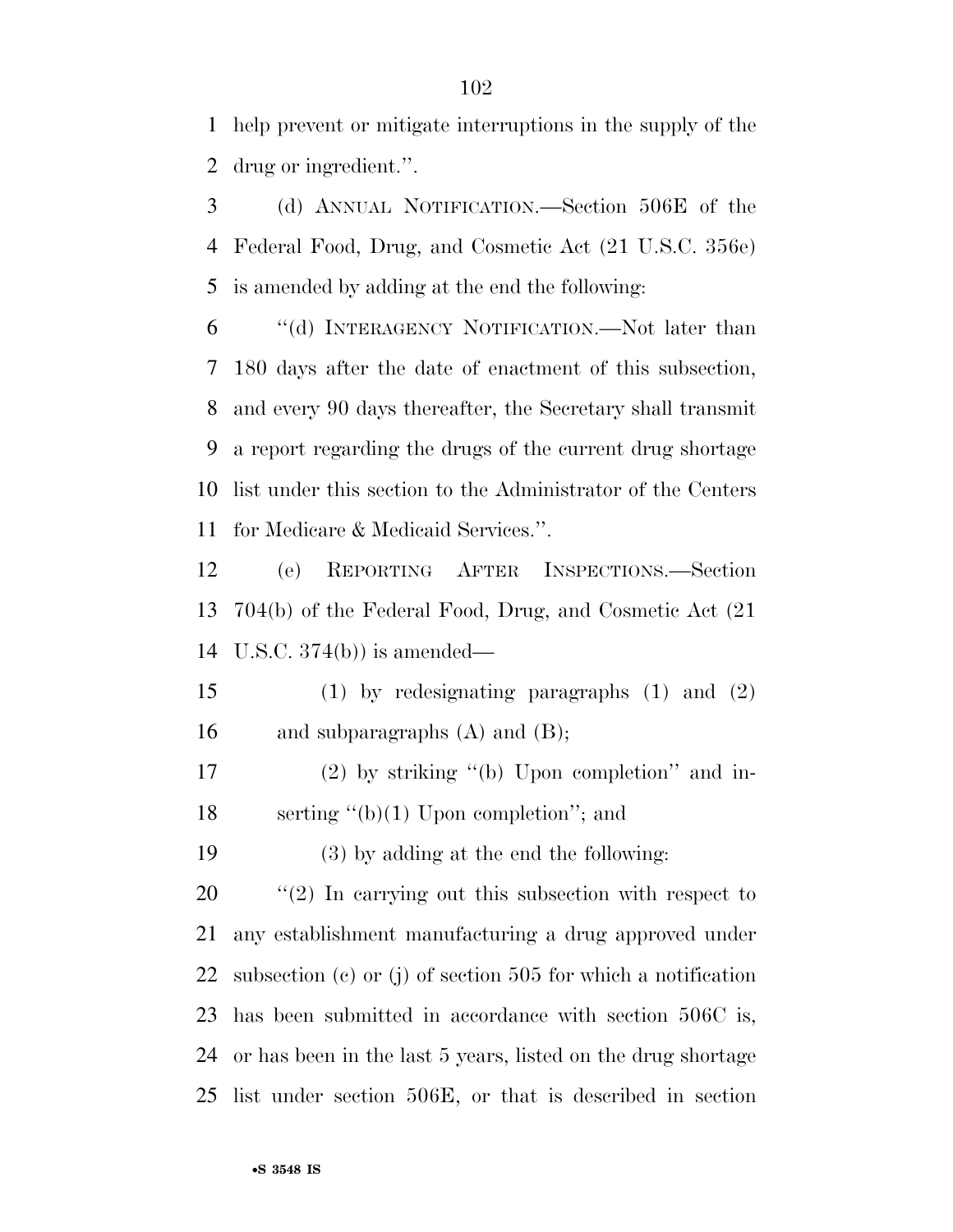help prevent or mitigate interruptions in the supply of the drug or ingredient.''.

(d) ANNUAL NOTIFICATION.—Section 506E of the Federal Food, Drug, and Cosmetic Act (21 U.S.C. 356e) is amended by adding at the end the following:

''(d) INTERAGENCY NOTIFICATION.—Not later than 180 days after the date of enactment of this subsection, and every 90 days thereafter, the Secretary shall transmit a report regarding the drugs of the current drug shortage list under this section to the Administrator of the Centers for Medicare & Medicaid Services.''.

(e) REPORTING AFTER INSPECTIONS.—Section 704(b) of the Federal Food, Drug, and Cosmetic Act (21 U.S.C. 374(b)) is amended—

(1) by redesignating paragraphs (1) and (2) and subparagraphs (A) and (B);

(2) by striking ''(b) Upon completion'' and inserting ''(b)(1) Upon completion''; and

(3) by adding at the end the following:

''(2) In carrying out this subsection with respect to any establishment manufacturing a drug approved under subsection (c) or (j) of section 505 for which a notification has been submitted in accordance with section 506C is, or has been in the last 5 years, listed on the drug shortage list under section 506E, or that is described in section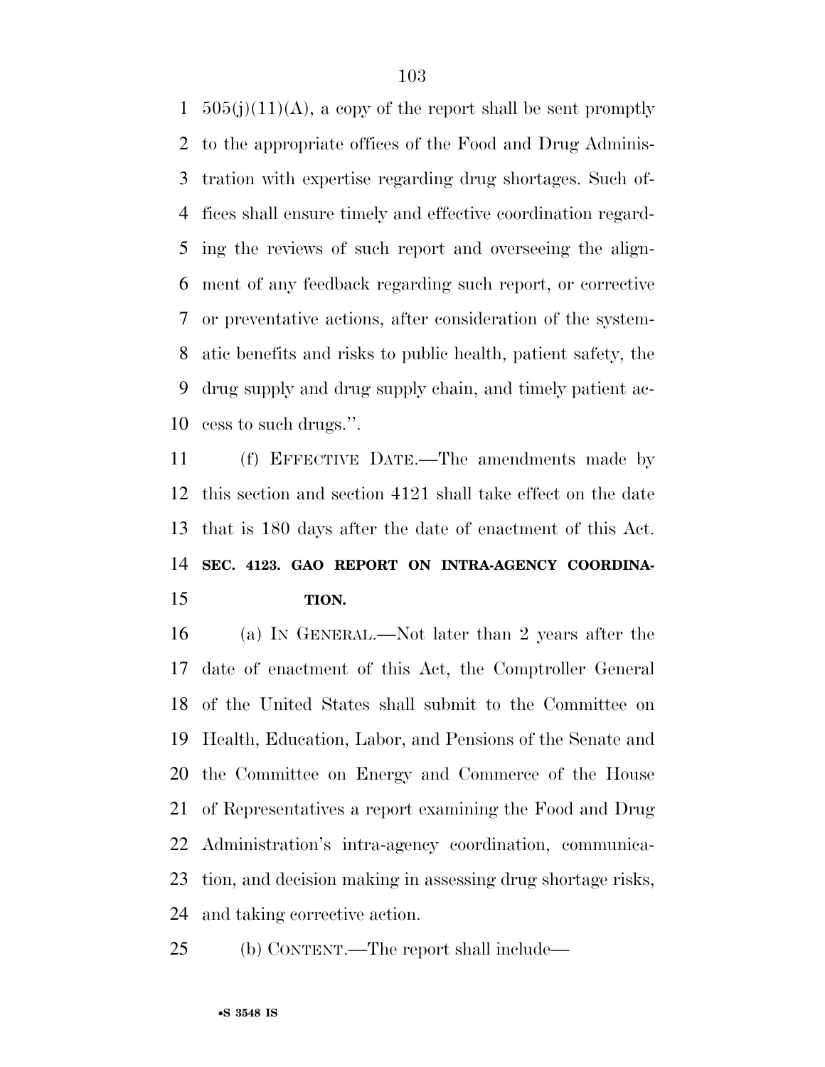505(j)(11)(A), a copy of the report shall be sent promptly to the appropriate offices of the Food and Drug Administration with expertise regarding drug shortages. Such offices shall ensure timely and effective coordination regarding the reviews of such report and overseeing the alignment of any feedback regarding such report, or corrective or preventative actions, after consideration of the systematic benefits and risks to public health, patient safety, the drug supply and drug supply chain, and timely patient access to such drugs.''.

(f) EFFECTIVE DATE.—The amendments made by this section and section 4121 shall take effect on the date that is 180 days after the date of enactment of this Act.

**SEC. 4123. GAO REPORT ON INTRA-AGENCY COORDINATION.**

(a) IN GENERAL.—Not later than 2 years after the date of enactment of this Act, the Comptroller General of the United States shall submit to the Committee on Health, Education, Labor, and Pensions of the Senate and the Committee on Energy and Commerce of the House of Representatives a report examining the Food and Drug Administration's intra-agency coordination, communication, and decision making in assessing drug shortage risks, and taking corrective action.

(b) CONTENT.—The report shall include—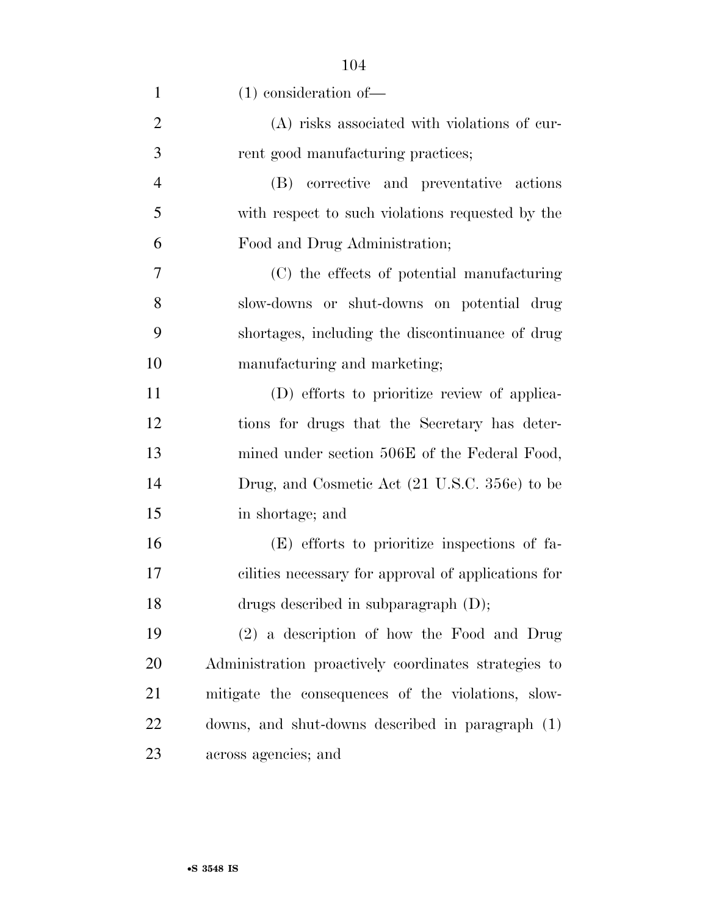(1) consideration of—

(A) risks associated with violations of current good manufacturing practices;

(B) corrective and preventative actions with respect to such violations requested by the Food and Drug Administration;

(C) the effects of potential manufacturing slow-downs or shut-downs on potential drug shortages, including the discontinuance of drug manufacturing and marketing;

(D) efforts to prioritize review of applications for drugs that the Secretary has determined under section 506E of the Federal Food, Drug, and Cosmetic Act (21 U.S.C. 356e) to be in shortage; and

(E) efforts to prioritize inspections of facilities necessary for approval of applications for drugs described in subparagraph (D);

(2) a description of how the Food and Drug Administration proactively coordinates strategies to mitigate the consequences of the violations, slow-downs, and shut-downs described in paragraph (1) across agencies; and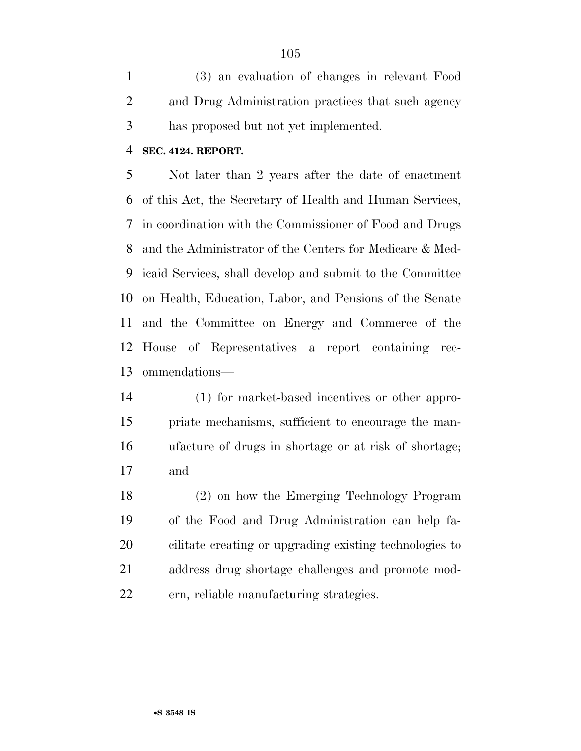(3) an evaluation of changes in relevant Food and Drug Administration practices that such agency has proposed but not yet implemented.

**SEC. 4124. REPORT.**

Not later than 2 years after the date of enactment of this Act, the Secretary of Health and Human Services, in coordination with the Commissioner of Food and Drugs and the Administrator of the Centers for Medicare & Medicaid Services, shall develop and submit to the Committee on Health, Education, Labor, and Pensions of the Senate and the Committee on Energy and Commerce of the House of Representatives a report containing recommendations—

(1) for market-based incentives or other appropriate mechanisms, sufficient to encourage the manufacture of drugs in shortage or at risk of shortage; and

(2) on how the Emerging Technology Program of the Food and Drug Administration can help facilitate creating or upgrading existing technologies to address drug shortage challenges and promote modern, reliable manufacturing strategies.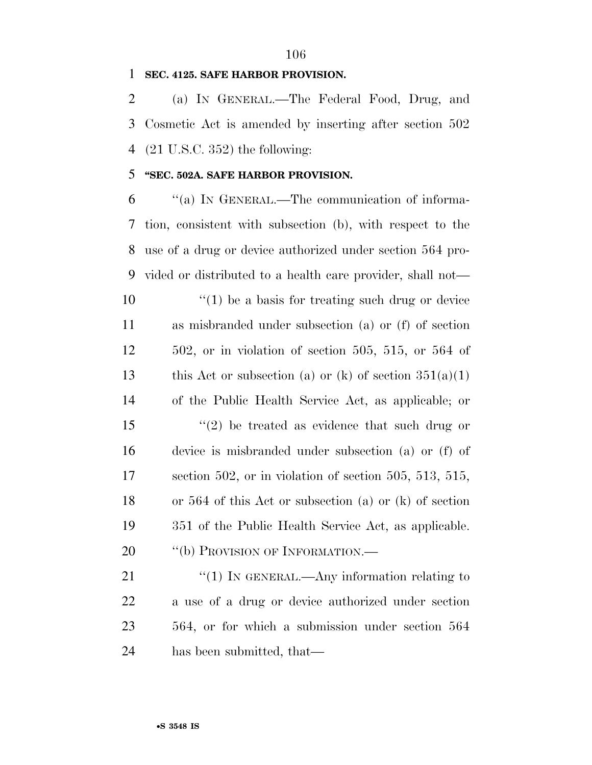**SEC. 4125. SAFE HARBOR PROVISION.**

(a) IN GENERAL.—The Federal Food, Drug, and Cosmetic Act is amended by inserting after section 502 (21 U.S.C. 352) the following:

**"SEC. 502A. SAFE HARBOR PROVISION.**

"(a) IN GENERAL.—The communication of information, consistent with subsection (b), with respect to the use of a drug or device authorized under section 564 provided or distributed to a health care provider, shall not—

"(1) be a basis for treating such drug or device as misbranded under subsection (a) or (f) of section 502, or in violation of section 505, 515, or 564 of this Act or subsection (a) or (k) of section 351(a)(1) of the Public Health Service Act, as applicable; or

"(2) be treated as evidence that such drug or device is misbranded under subsection (a) or (f) of section 502, or in violation of section 505, 513, 515, or 564 of this Act or subsection (a) or (k) of section 351 of the Public Health Service Act, as applicable.

"(b) PROVISION OF INFORMATION.—

"(1) IN GENERAL.—Any information relating to a use of a drug or device authorized under section 564, or for which a submission under section 564 has been submitted, that—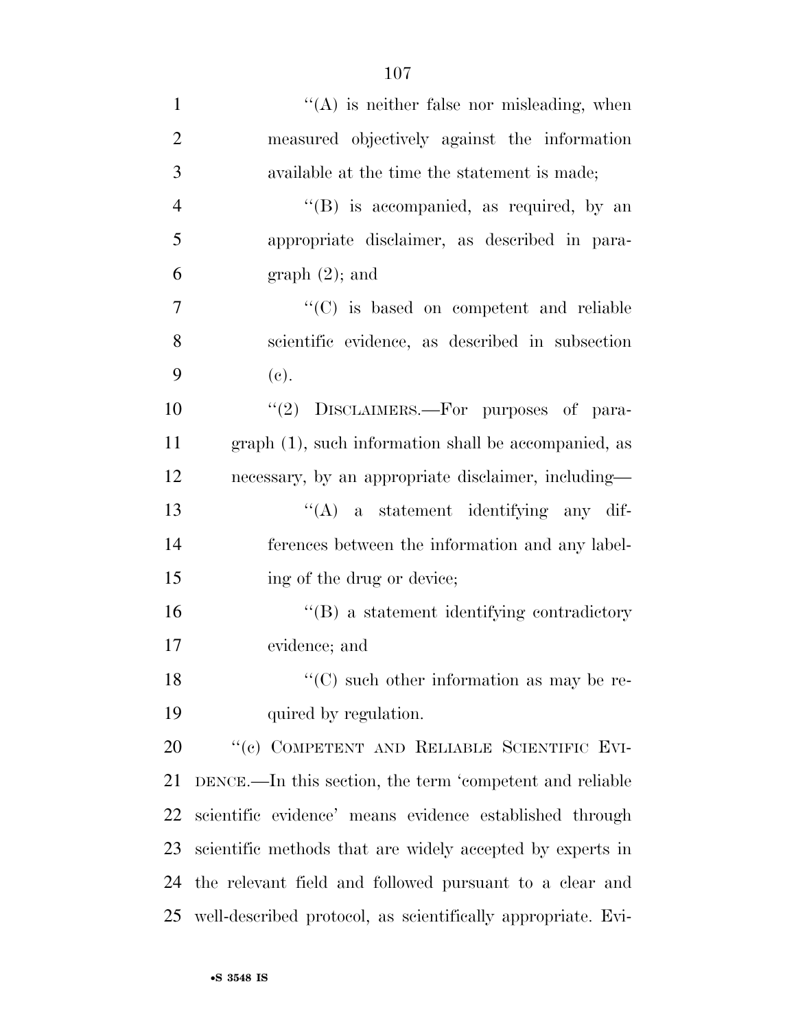"(A) is neither false nor misleading, when measured objectively against the information available at the time the statement is made;

"(B) is accompanied, as required, by an appropriate disclaimer, as described in paragraph (2); and

"(C) is based on competent and reliable scientific evidence, as described in subsection (c).

"(2) DISCLAIMERS.—For purposes of paragraph (1), such information shall be accompanied, as necessary, by an appropriate disclaimer, including—

"(A) a statement identifying any differences between the information and any labeling of the drug or device;

"(B) a statement identifying contradictory evidence; and

"(C) such other information as may be required by regulation.

"(c) COMPETENT AND RELIABLE SCIENTIFIC EVIDENCE.—In this section, the term 'competent and reliable scientific evidence' means evidence established through scientific methods that are widely accepted by experts in the relevant field and followed pursuant to a clear and well-described protocol, as scientifically appropriate. Evi-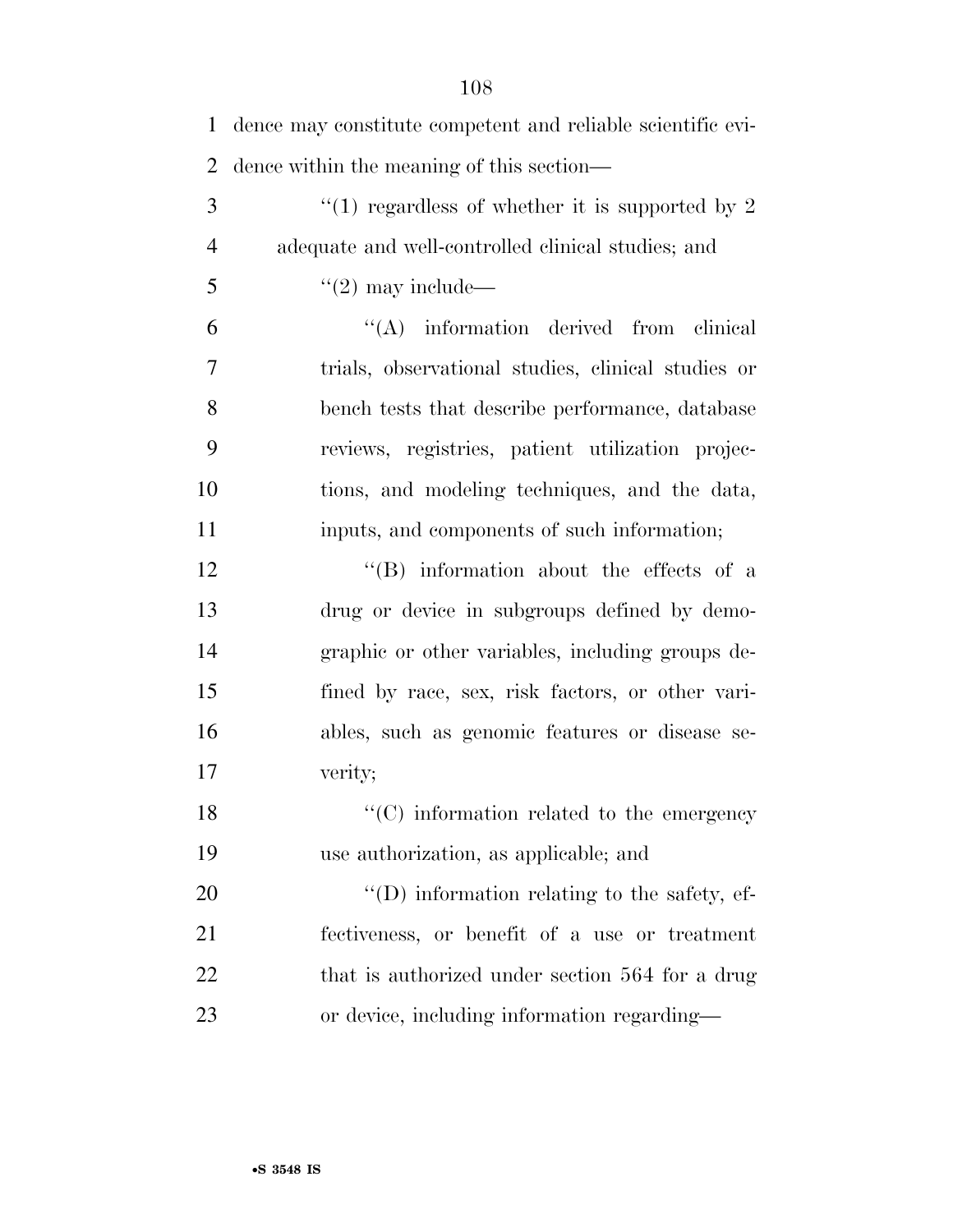dence may constitute competent and reliable scientific evidence within the meaning of this section—

"(1) regardless of whether it is supported by 2 adequate and well-controlled clinical studies; and

"(2) may include—

"(A) information derived from clinical trials, observational studies, clinical studies or bench tests that describe performance, database reviews, registries, patient utilization projections, and modeling techniques, and the data, inputs, and components of such information;

"(B) information about the effects of a drug or device in subgroups defined by demographic or other variables, including groups defined by race, sex, risk factors, or other variables, such as genomic features or disease severity;

"(C) information related to the emergency use authorization, as applicable; and

"(D) information relating to the safety, effectiveness, or benefit of a use or treatment that is authorized under section 564 for a drug or device, including information regarding—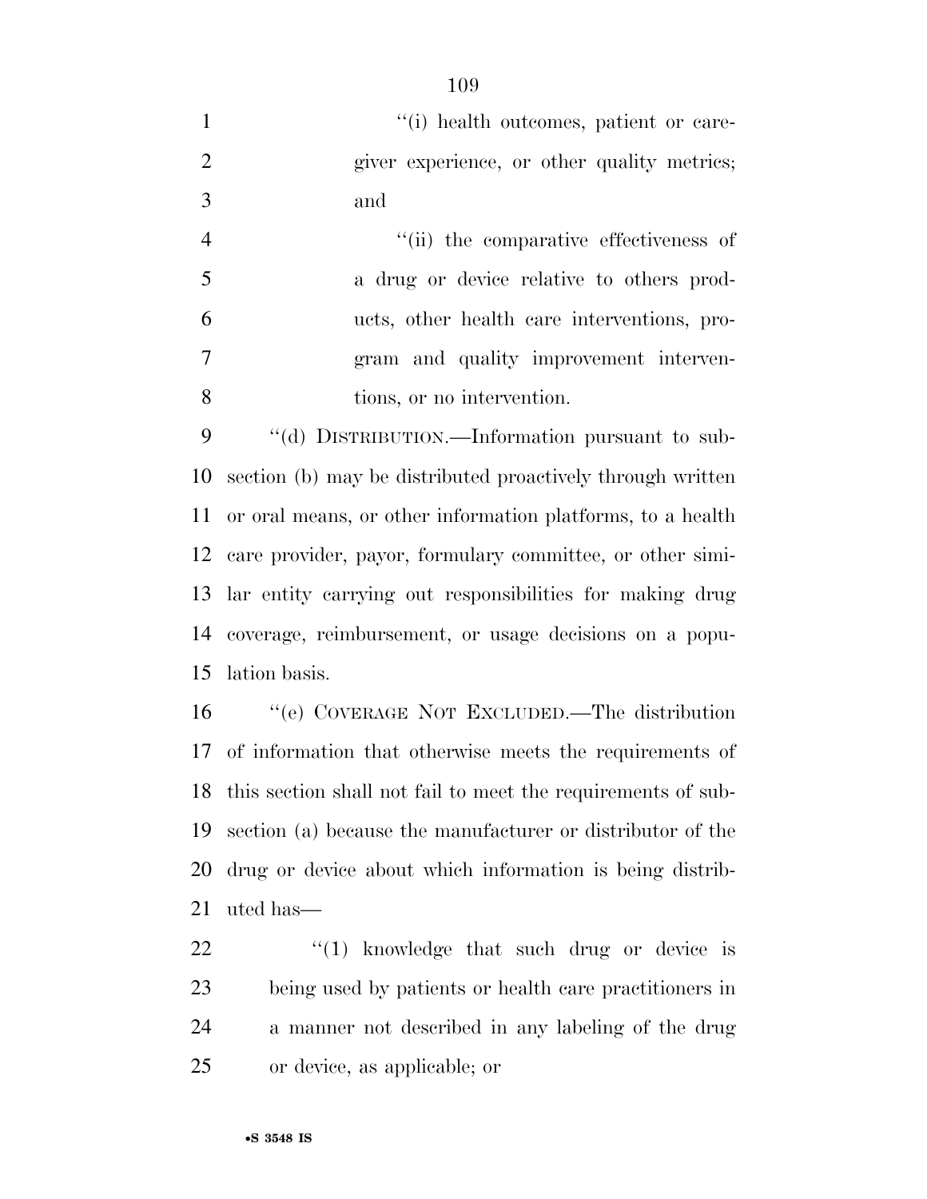"(i) health outcomes, patient or caregiver experience, or other quality metrics; and

"(ii) the comparative effectiveness of a drug or device relative to others products, other health care interventions, program and quality improvement interventions, or no intervention.

"(d) DISTRIBUTION.—Information pursuant to subsection (b) may be distributed proactively through written or oral means, or other information platforms, to a health care provider, payor, formulary committee, or other similar entity carrying out responsibilities for making drug coverage, reimbursement, or usage decisions on a population basis.

"(e) COVERAGE NOT EXCLUDED.—The distribution of information that otherwise meets the requirements of this section shall not fail to meet the requirements of subsection (a) because the manufacturer or distributor of the drug or device about which information is being distributed has—

"(1) knowledge that such drug or device is being used by patients or health care practitioners in a manner not described in any labeling of the drug or device, as applicable; or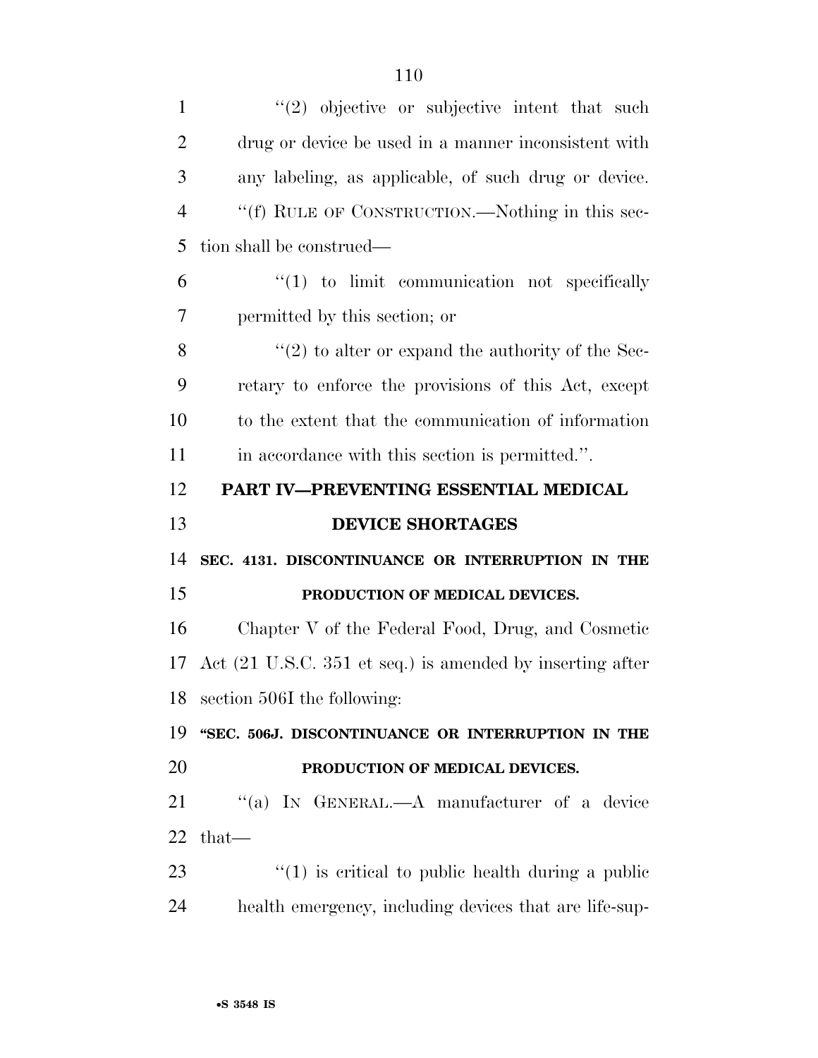"(2) objective or subjective intent that such drug or device be used in a manner inconsistent with any labeling, as applicable, of such drug or device.

"(f) RULE OF CONSTRUCTION.—Nothing in this section shall be construed—

"(1) to limit communication not specifically permitted by this section; or

"(2) to alter or expand the authority of the Secretary to enforce the provisions of this Act, except to the extent that the communication of information in accordance with this section is permitted.".

## PART IV—PREVENTING ESSENTIAL MEDICAL DEVICE SHORTAGES

### SEC. 4131. DISCONTINUANCE OR INTERRUPTION IN THE PRODUCTION OF MEDICAL DEVICES.

Chapter V of the Federal Food, Drug, and Cosmetic Act (21 U.S.C. 351 et seq.) is amended by inserting after section 506I the following:

### "SEC. 506J. DISCONTINUANCE OR INTERRUPTION IN THE PRODUCTION OF MEDICAL DEVICES.

"(a) IN GENERAL.—A manufacturer of a device that—

"(1) is critical to public health during a public health emergency, including devices that are life-sup-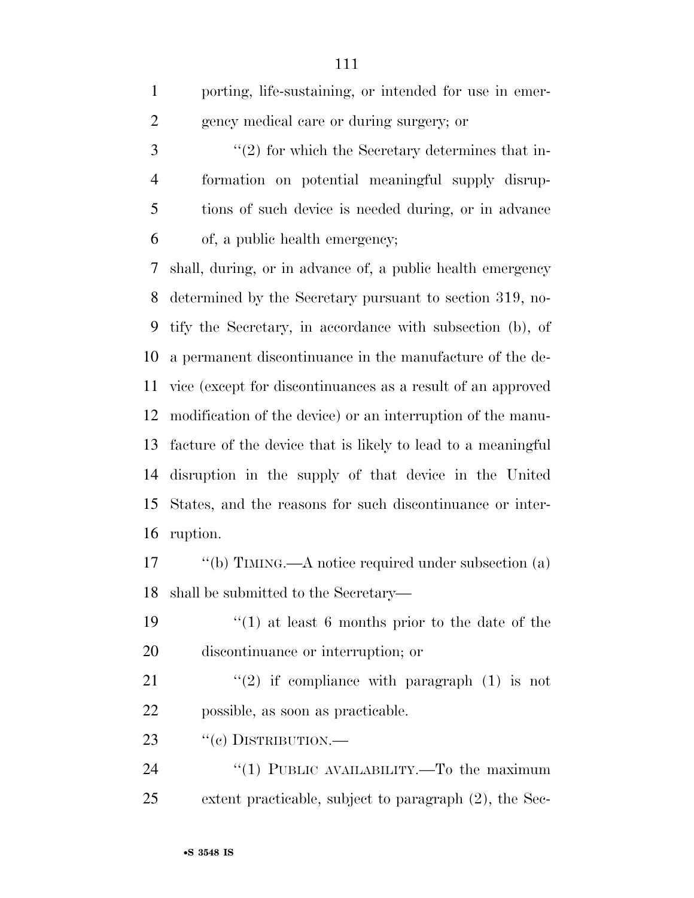porting, life-sustaining, or intended for use in emergency medical care or during surgery; or

"(2) for which the Secretary determines that information on potential meaningful supply disruptions of such device is needed during, or in advance of, a public health emergency;

shall, during, or in advance of, a public health emergency determined by the Secretary pursuant to section 319, notify the Secretary, in accordance with subsection (b), of a permanent discontinuance in the manufacture of the device (except for discontinuances as a result of an approved modification of the device) or an interruption of the manufacture of the device that is likely to lead to a meaningful disruption in the supply of that device in the United States, and the reasons for such discontinuance or interruption.

"(b) TIMING.—A notice required under subsection (a) shall be submitted to the Secretary—

"(1) at least 6 months prior to the date of the discontinuance or interruption; or

"(2) if compliance with paragraph (1) is not possible, as soon as practicable.

"(c) DISTRIBUTION.—

"(1) PUBLIC AVAILABILITY.—To the maximum extent practicable, subject to paragraph (2), the Sec-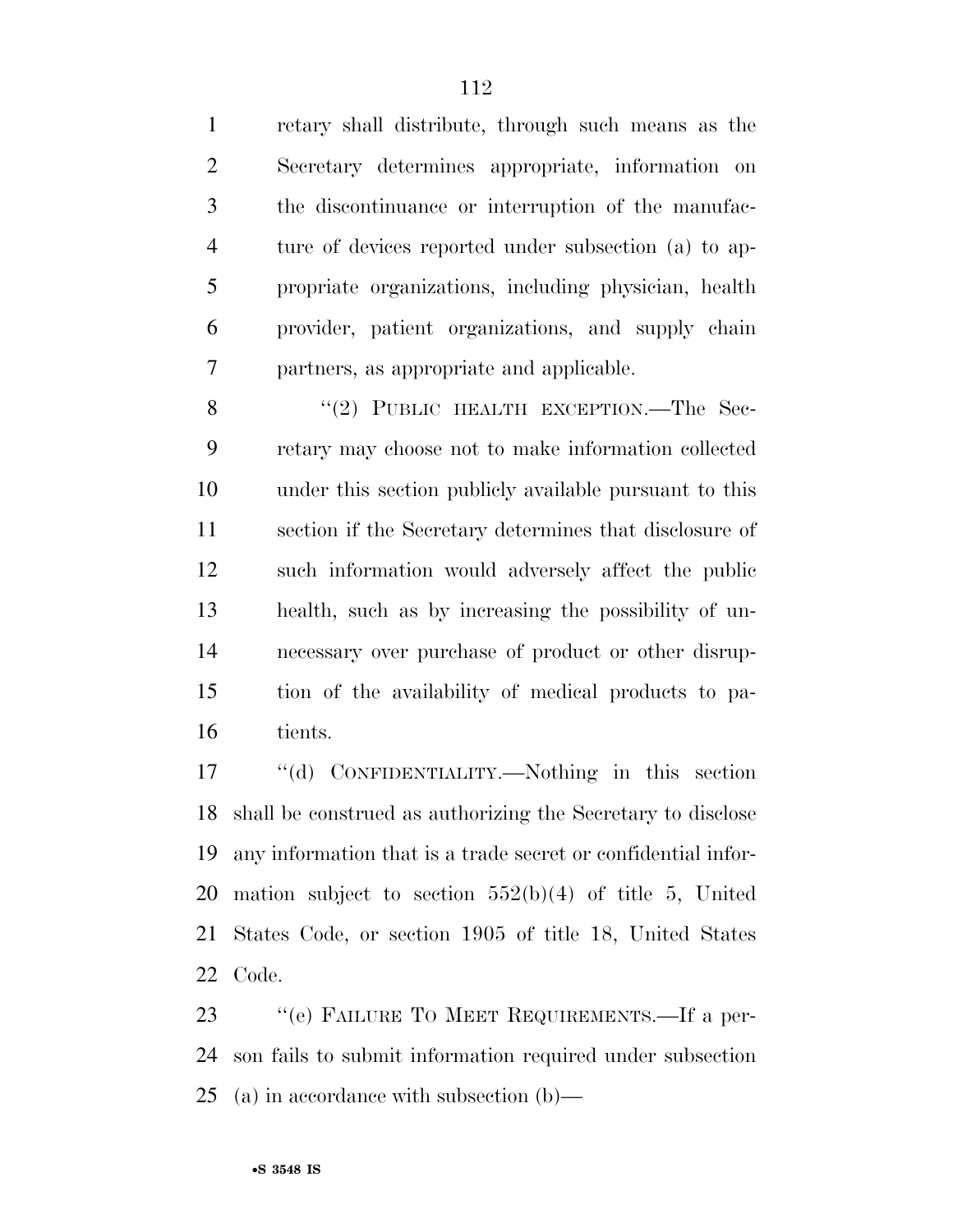retary shall distribute, through such means as the Secretary determines appropriate, information on the discontinuance or interruption of the manufacture of devices reported under subsection (a) to appropriate organizations, including physician, health provider, patient organizations, and supply chain partners, as appropriate and applicable.

"(2) PUBLIC HEALTH EXCEPTION.—The Secretary may choose not to make information collected under this section publicly available pursuant to this section if the Secretary determines that disclosure of such information would adversely affect the public health, such as by increasing the possibility of unnecessary over purchase of product or other disruption of the availability of medical products to patients.

"(d) CONFIDENTIALITY.—Nothing in this section shall be construed as authorizing the Secretary to disclose any information that is a trade secret or confidential information subject to section 552(b)(4) of title 5, United States Code, or section 1905 of title 18, United States Code.

"(e) FAILURE TO MEET REQUIREMENTS.—If a person fails to submit information required under subsection (a) in accordance with subsection (b)—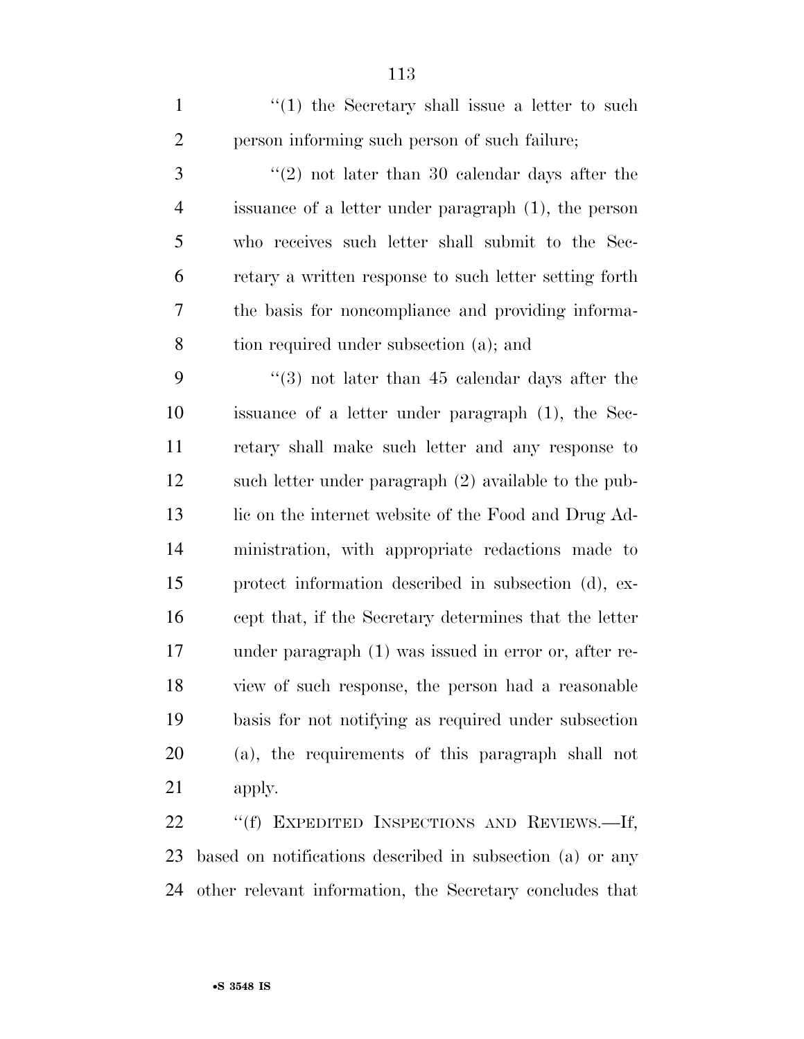"(1) the Secretary shall issue a letter to such person informing such person of such failure;

"(2) not later than 30 calendar days after the issuance of a letter under paragraph (1), the person who receives such letter shall submit to the Secretary a written response to such letter setting forth the basis for noncompliance and providing information required under subsection (a); and

"(3) not later than 45 calendar days after the issuance of a letter under paragraph (1), the Secretary shall make such letter and any response to such letter under paragraph (2) available to the public on the internet website of the Food and Drug Administration, with appropriate redactions made to protect information described in subsection (d), except that, if the Secretary determines that the letter under paragraph (1) was issued in error or, after review of such response, the person had a reasonable basis for not notifying as required under subsection (a), the requirements of this paragraph shall not apply.

"(f) EXPEDITED INSPECTIONS AND REVIEWS.—If, based on notifications described in subsection (a) or any other relevant information, the Secretary concludes that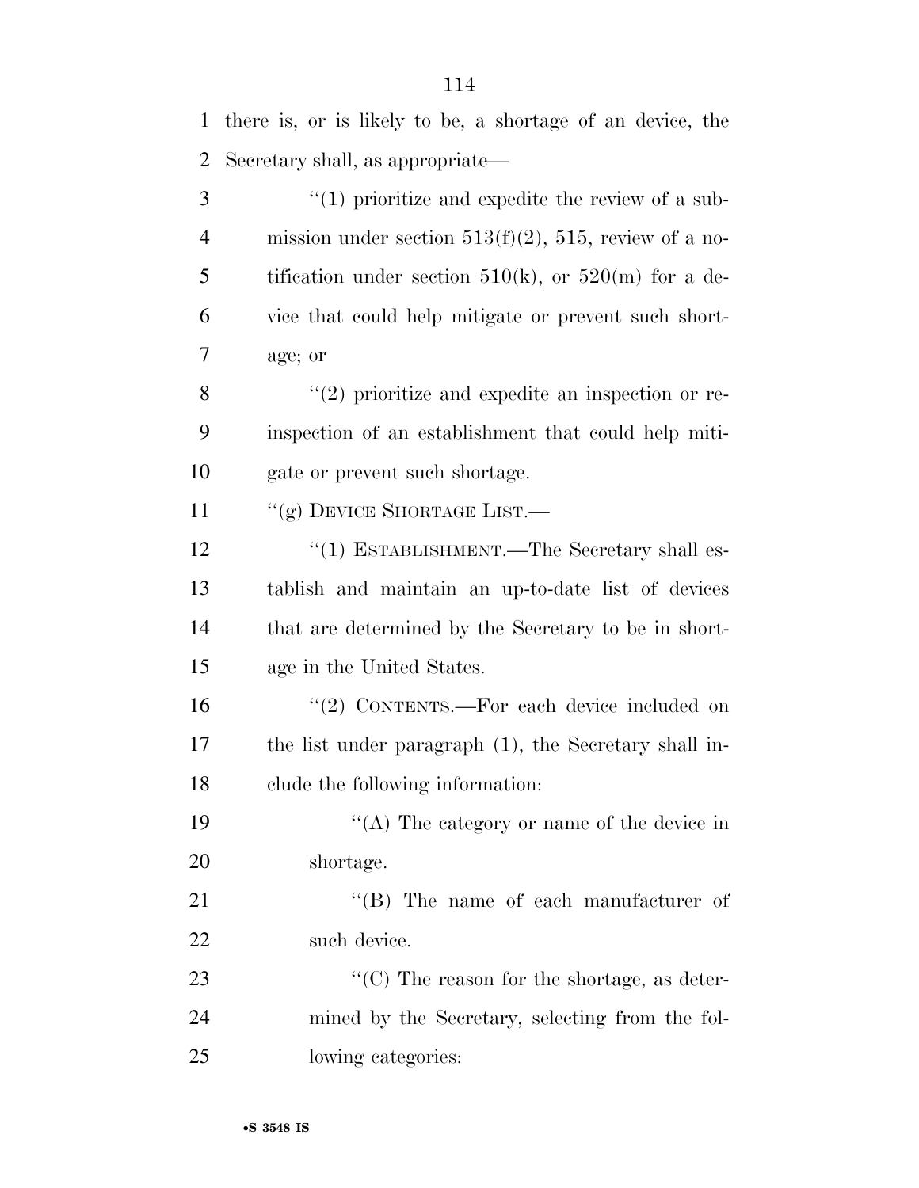there is, or is likely to be, a shortage of an device, the Secretary shall, as appropriate—

''(1) prioritize and expedite the review of a submission under section 513(f)(2), 515, review of a notification under section 510(k), or 520(m) for a device that could help mitigate or prevent such shortage; or

''(2) prioritize and expedite an inspection or reinspection of an establishment that could help mitigate or prevent such shortage.

''(g) DEVICE SHORTAGE LIST.—

''(1) ESTABLISHMENT.—The Secretary shall establish and maintain an up-to-date list of devices that are determined by the Secretary to be in shortage in the United States.

''(2) CONTENTS.—For each device included on the list under paragraph (1), the Secretary shall include the following information:

''(A) The category or name of the device in shortage.

''(B) The name of each manufacturer of such device.

''(C) The reason for the shortage, as determined by the Secretary, selecting from the following categories: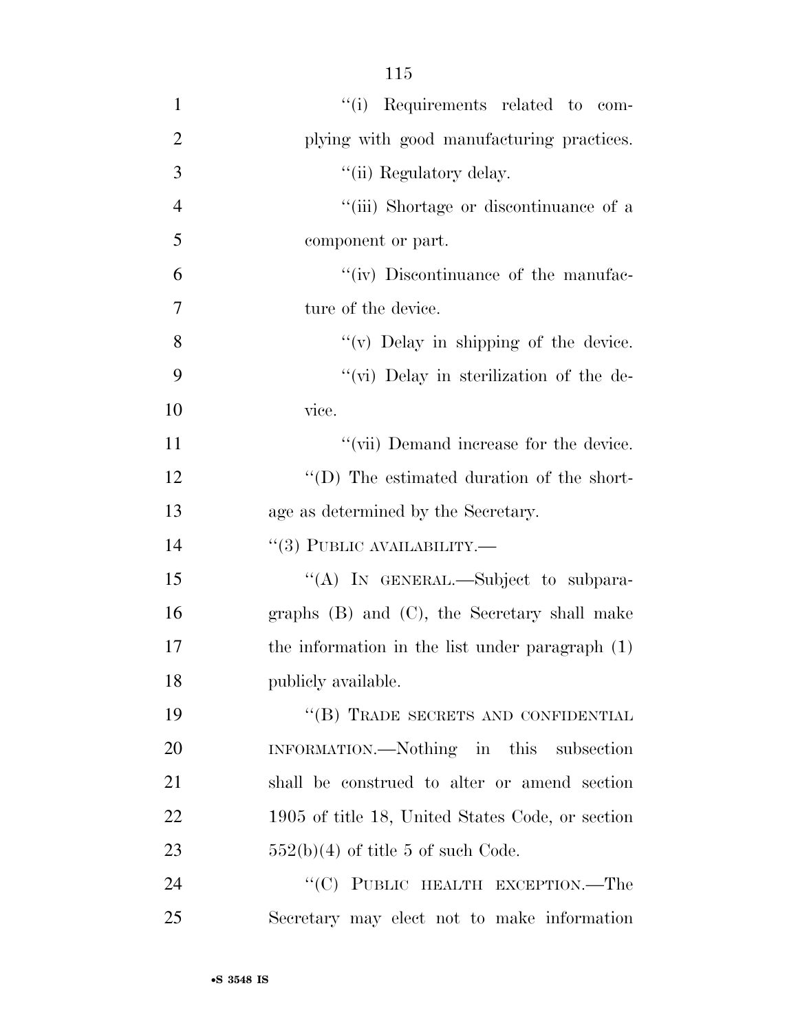"(i) Requirements related to complying with good manufacturing practices.

"(ii) Regulatory delay.

"(iii) Shortage or discontinuance of a component or part.

"(iv) Discontinuance of the manufacture of the device.

"(v) Delay in shipping of the device.

"(vi) Delay in sterilization of the device.

"(vii) Demand increase for the device.

"(D) The estimated duration of the shortage as determined by the Secretary.

"(3) PUBLIC AVAILABILITY.—

"(A) IN GENERAL.—Subject to subparagraphs (B) and (C), the Secretary shall make the information in the list under paragraph (1) publicly available.

"(B) TRADE SECRETS AND CONFIDENTIAL INFORMATION.—Nothing in this subsection shall be construed to alter or amend section 1905 of title 18, United States Code, or section 552(b)(4) of title 5 of such Code.

"(C) PUBLIC HEALTH EXCEPTION.—The Secretary may elect not to make information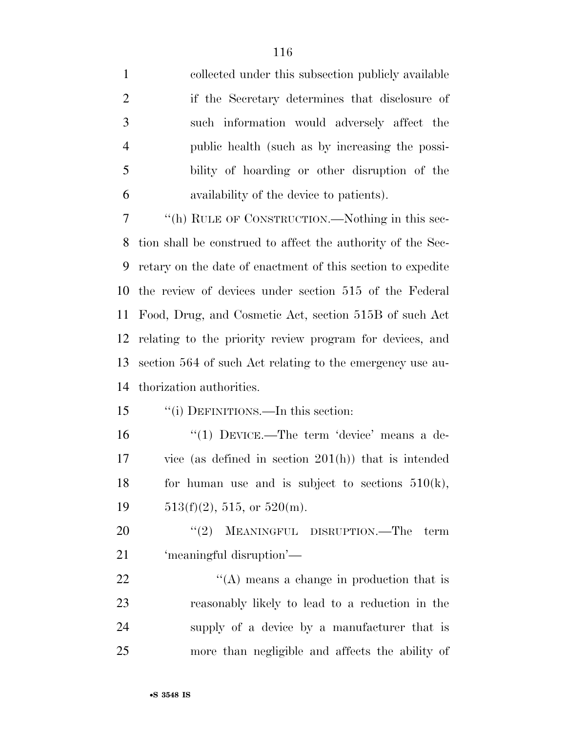collected under this subsection publicly available if the Secretary determines that disclosure of such information would adversely affect the public health (such as by increasing the possibility of hoarding or other disruption of the availability of the device to patients).

"(h) RULE OF CONSTRUCTION.—Nothing in this section shall be construed to affect the authority of the Secretary on the date of enactment of this section to expedite the review of devices under section 515 of the Federal Food, Drug, and Cosmetic Act, section 515B of such Act relating to the priority review program for devices, and section 564 of such Act relating to the emergency use authorization authorities.

"(i) DEFINITIONS.—In this section:

"(1) DEVICE.—The term 'device' means a device (as defined in section 201(h)) that is intended for human use and is subject to sections 510(k), 513(f)(2), 515, or 520(m).

"(2) MEANINGFUL DISRUPTION.—The term 'meaningful disruption'—

"(A) means a change in production that is reasonably likely to lead to a reduction in the supply of a device by a manufacturer that is more than negligible and affects the ability of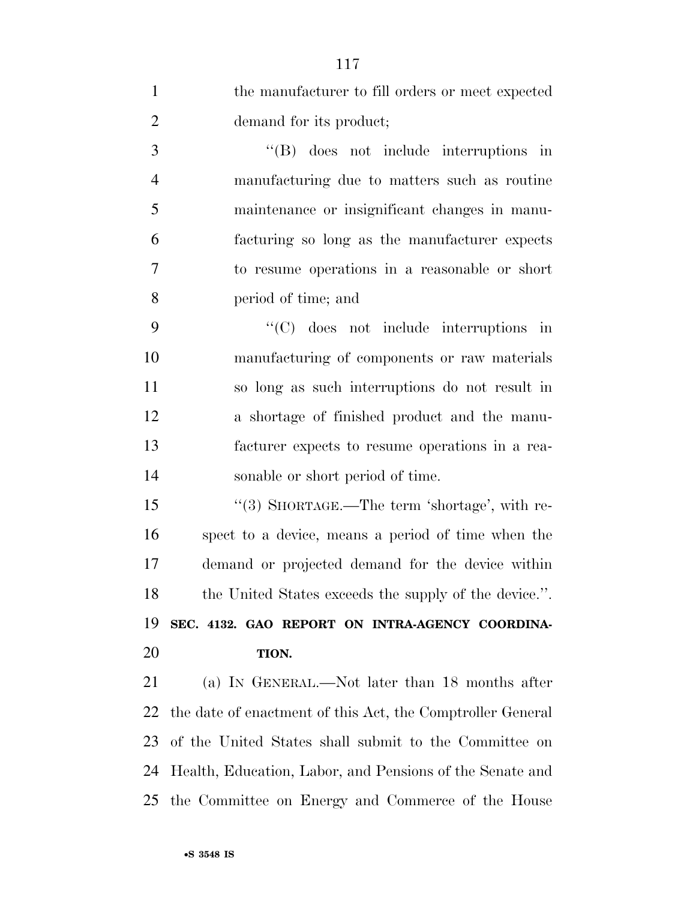the manufacturer to fill orders or meet expected demand for its product;

"(B) does not include interruptions in manufacturing due to matters such as routine maintenance or insignificant changes in manufacturing so long as the manufacturer expects to resume operations in a reasonable or short period of time; and

"(C) does not include interruptions in manufacturing of components or raw materials so long as such interruptions do not result in a shortage of finished product and the manufacturer expects to resume operations in a reasonable or short period of time.

"(3) SHORTAGE.—The term 'shortage', with respect to a device, means a period of time when the demand or projected demand for the device within the United States exceeds the supply of the device.".

**SEC. 4132. GAO REPORT ON INTRA-AGENCY COORDINATION.**

(a) IN GENERAL.—Not later than 18 months after the date of enactment of this Act, the Comptroller General of the United States shall submit to the Committee on Health, Education, Labor, and Pensions of the Senate and the Committee on Energy and Commerce of the House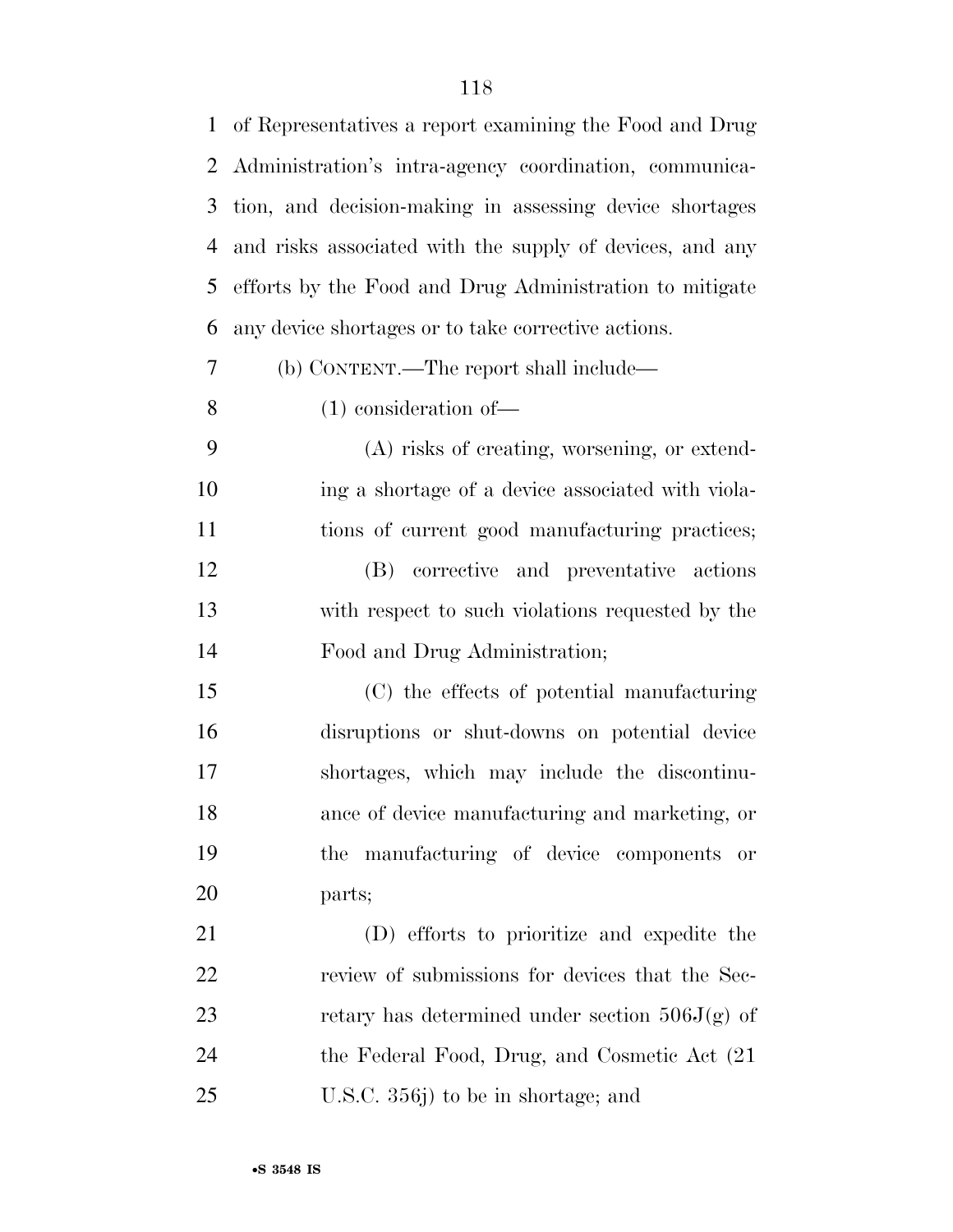of Representatives a report examining the Food and Drug Administration's intra-agency coordination, communication, and decision-making in assessing device shortages and risks associated with the supply of devices, and any efforts by the Food and Drug Administration to mitigate any device shortages or to take corrective actions.

(b) CONTENT.—The report shall include—

(1) consideration of—

(A) risks of creating, worsening, or extending a shortage of a device associated with violations of current good manufacturing practices;

(B) corrective and preventative actions with respect to such violations requested by the Food and Drug Administration;

(C) the effects of potential manufacturing disruptions or shut-downs on potential device shortages, which may include the discontinuance of device manufacturing and marketing, or the manufacturing of device components or parts;

(D) efforts to prioritize and expedite the review of submissions for devices that the Secretary has determined under section 506J(g) of the Federal Food, Drug, and Cosmetic Act (21 U.S.C. 356j) to be in shortage; and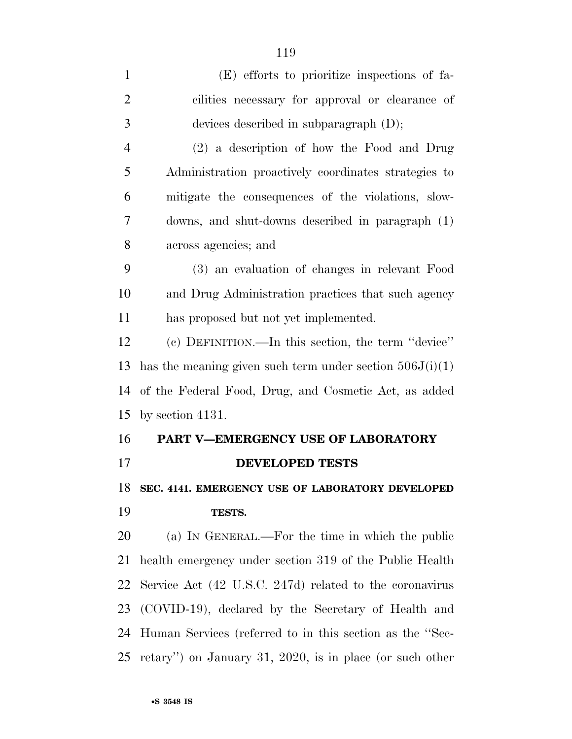(E) efforts to prioritize inspections of facilities necessary for approval or clearance of devices described in subparagraph (D);

(2) a description of how the Food and Drug Administration proactively coordinates strategies to mitigate the consequences of the violations, slowdowns, and shut-downs described in paragraph (1) across agencies; and

(3) an evaluation of changes in relevant Food and Drug Administration practices that such agency has proposed but not yet implemented.

(c) DEFINITION.—In this section, the term ''device'' has the meaning given such term under section 506J(i)(1) of the Federal Food, Drug, and Cosmetic Act, as added by section 4131.

## PART V—EMERGENCY USE OF LABORATORY DEVELOPED TESTS

### SEC. 4141. EMERGENCY USE OF LABORATORY DEVELOPED TESTS.

(a) IN GENERAL.—For the time in which the public health emergency under section 319 of the Public Health Service Act (42 U.S.C. 247d) related to the coronavirus (COVID-19), declared by the Secretary of Health and Human Services (referred to in this section as the ''Secretary'') on January 31, 2020, is in place (or such other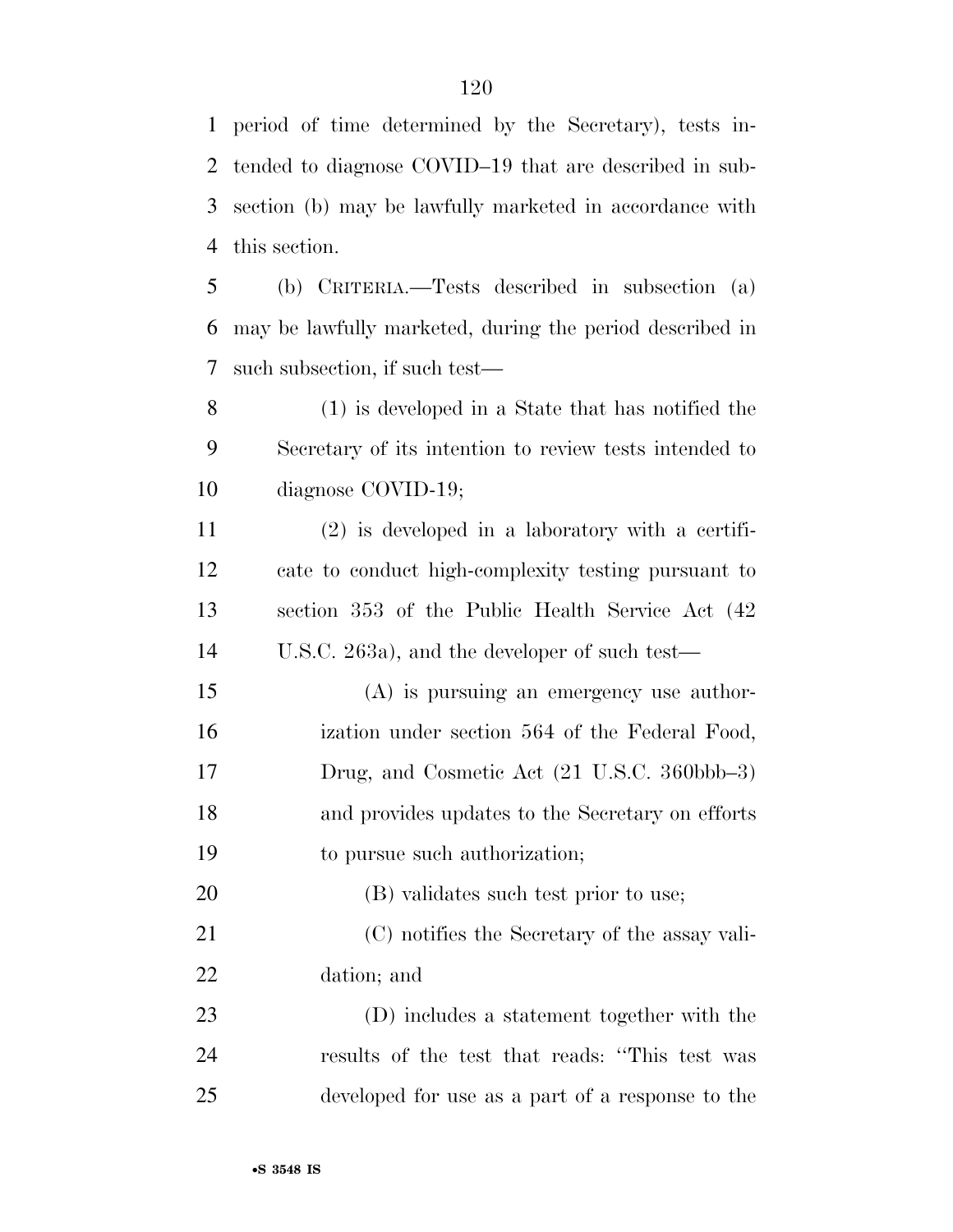period of time determined by the Secretary), tests intended to diagnose COVID–19 that are described in subsection (b) may be lawfully marketed in accordance with this section.

(b) CRITERIA.—Tests described in subsection (a) may be lawfully marketed, during the period described in such subsection, if such test—

(1) is developed in a State that has notified the Secretary of its intention to review tests intended to diagnose COVID-19;

(2) is developed in a laboratory with a certificate to conduct high-complexity testing pursuant to section 353 of the Public Health Service Act (42 U.S.C. 263a), and the developer of such test—

(A) is pursuing an emergency use authorization under section 564 of the Federal Food, Drug, and Cosmetic Act (21 U.S.C. 360bbb–3) and provides updates to the Secretary on efforts to pursue such authorization;

(B) validates such test prior to use;

(C) notifies the Secretary of the assay validation; and

(D) includes a statement together with the results of the test that reads: ''This test was developed for use as a part of a response to the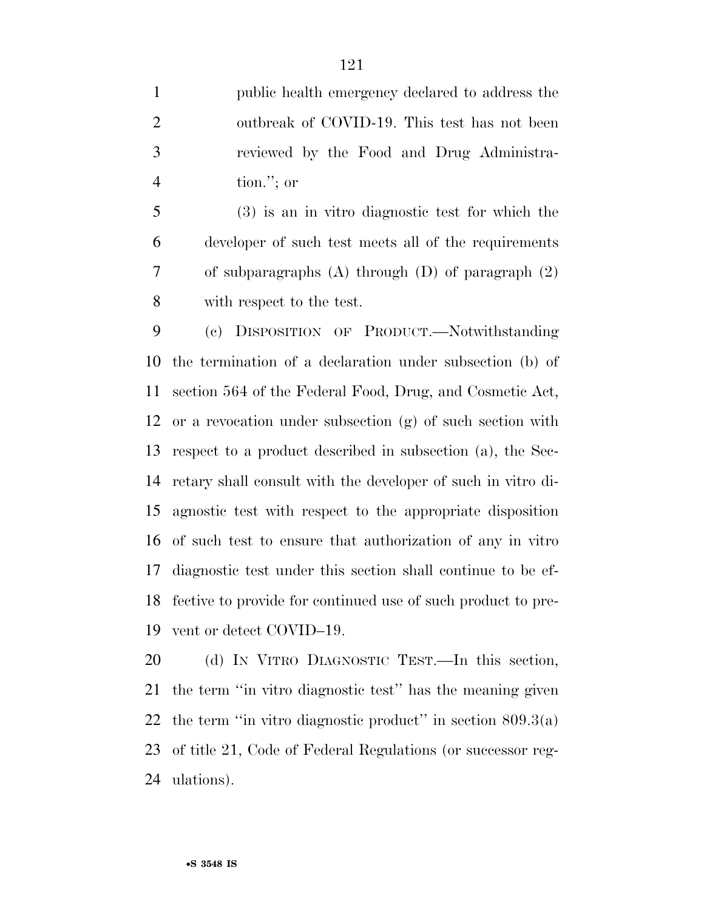public health emergency declared to address the outbreak of COVID-19. This test has not been reviewed by the Food and Drug Administration.''; or

(3) is an in vitro diagnostic test for which the developer of such test meets all of the requirements of subparagraphs (A) through (D) of paragraph (2) with respect to the test.

(c) DISPOSITION OF PRODUCT.—Notwithstanding the termination of a declaration under subsection (b) of section 564 of the Federal Food, Drug, and Cosmetic Act, or a revocation under subsection (g) of such section with respect to a product described in subsection (a), the Secretary shall consult with the developer of such in vitro diagnostic test with respect to the appropriate disposition of such test to ensure that authorization of any in vitro diagnostic test under this section shall continue to be effective to provide for continued use of such product to prevent or detect COVID–19.

(d) IN VITRO DIAGNOSTIC TEST.—In this section, the term ''in vitro diagnostic test'' has the meaning given the term ''in vitro diagnostic product'' in section 809.3(a) of title 21, Code of Federal Regulations (or successor regulations).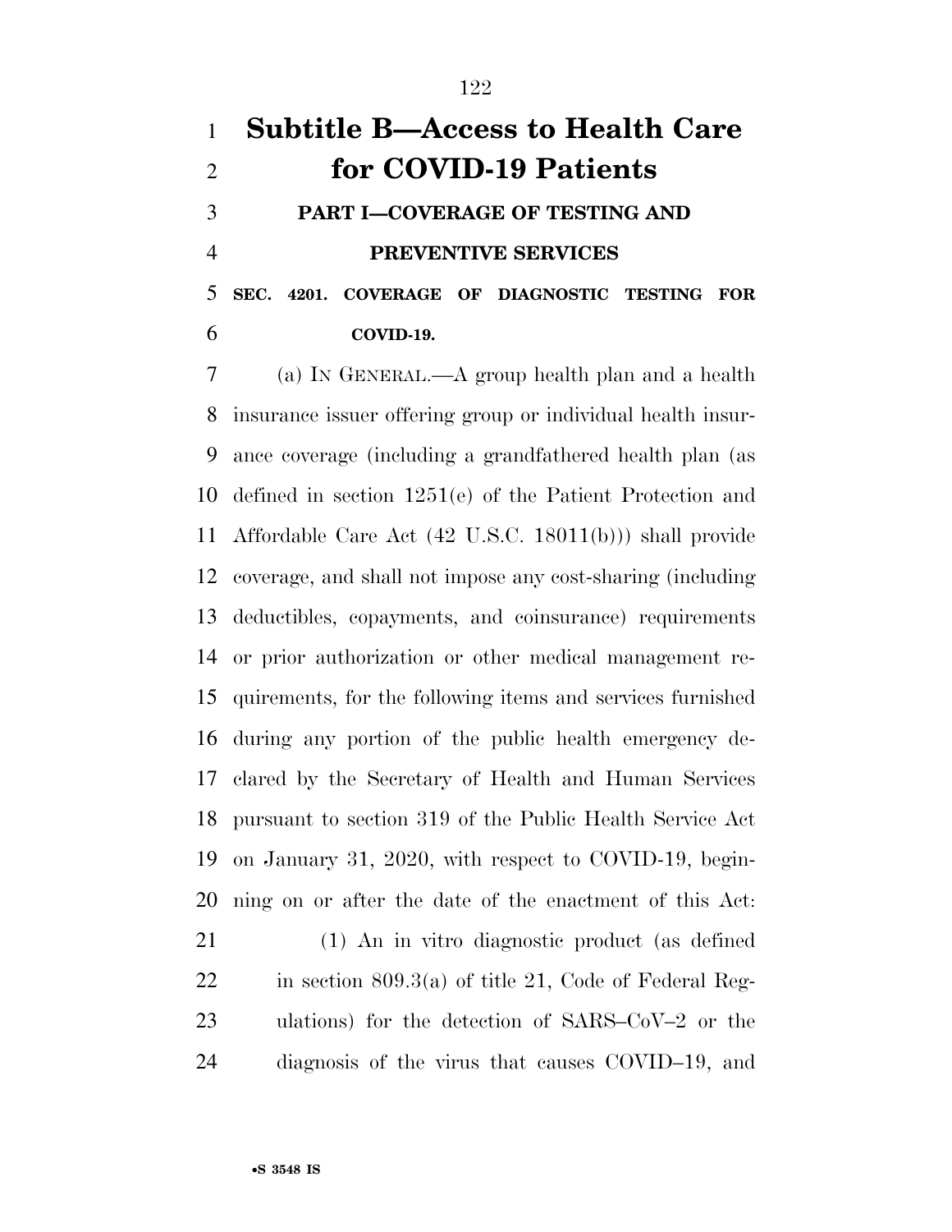# Subtitle B—Access to Health Care for COVID-19 Patients

## PART I—COVERAGE OF TESTING AND PREVENTIVE SERVICES

### SEC. 4201. COVERAGE OF DIAGNOSTIC TESTING FOR COVID-19.

(a) IN GENERAL.—A group health plan and a health insurance issuer offering group or individual health insurance coverage (including a grandfathered health plan (as defined in section 1251(e) of the Patient Protection and Affordable Care Act (42 U.S.C. 18011(b))) shall provide coverage, and shall not impose any cost-sharing (including deductibles, copayments, and coinsurance) requirements or prior authorization or other medical management requirements, for the following items and services furnished during any portion of the public health emergency declared by the Secretary of Health and Human Services pursuant to section 319 of the Public Health Service Act on January 31, 2020, with respect to COVID-19, beginning on or after the date of the enactment of this Act:

(1) An in vitro diagnostic product (as defined in section 809.3(a) of title 21, Code of Federal Regulations) for the detection of SARS–CoV–2 or the diagnosis of the virus that causes COVID–19, and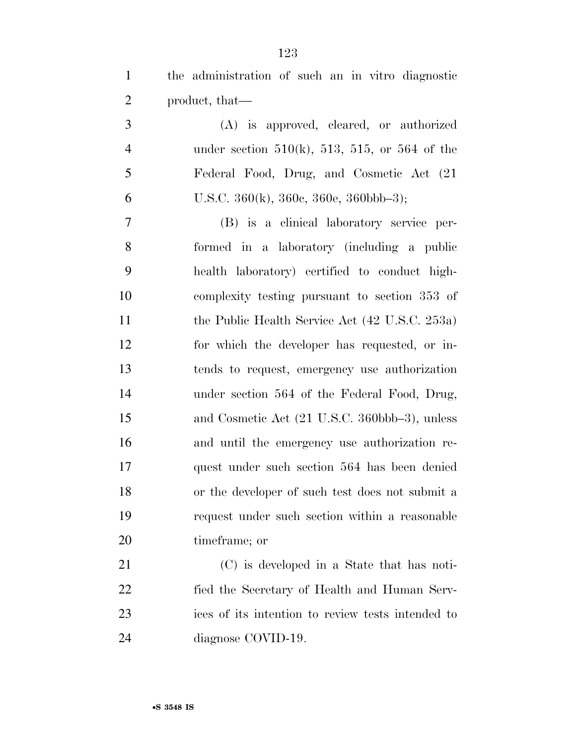the administration of such an in vitro diagnostic product, that—

(A) is approved, cleared, or authorized under section 510(k), 513, 515, or 564 of the Federal Food, Drug, and Cosmetic Act (21 U.S.C. 360(k), 360c, 360e, 360bbb–3);

(B) is a clinical laboratory service performed in a laboratory (including a public health laboratory) certified to conduct high-complexity testing pursuant to section 353 of the Public Health Service Act (42 U.S.C. 253a) for which the developer has requested, or intends to request, emergency use authorization under section 564 of the Federal Food, Drug, and Cosmetic Act (21 U.S.C. 360bbb–3), unless and until the emergency use authorization request under such section 564 has been denied or the developer of such test does not submit a request under such section within a reasonable timeframe; or

(C) is developed in a State that has notified the Secretary of Health and Human Services of its intention to review tests intended to diagnose COVID-19.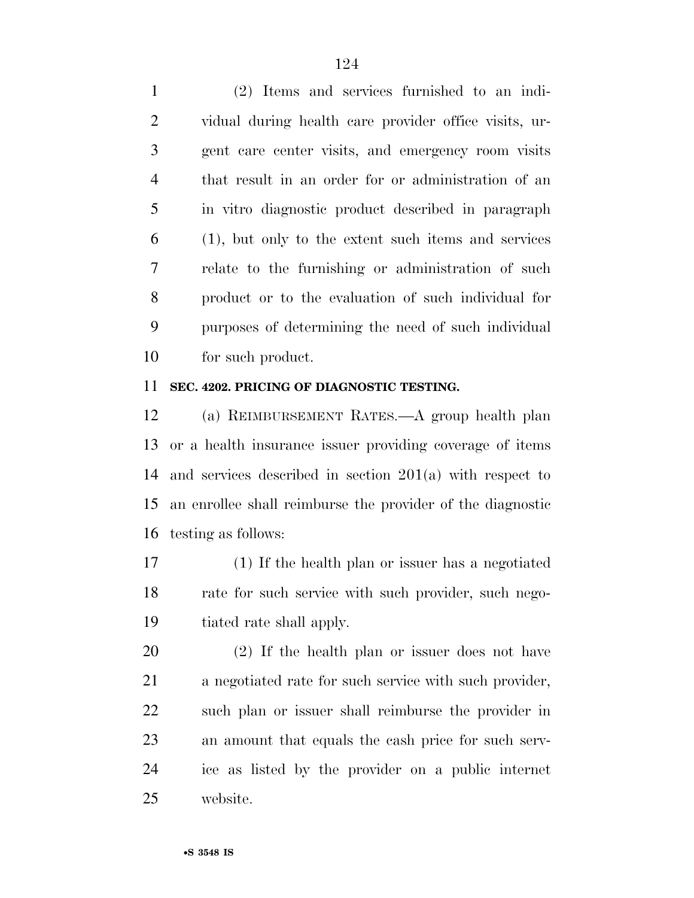(2) Items and services furnished to an individual during health care provider office visits, urgent care center visits, and emergency room visits that result in an order for or administration of an in vitro diagnostic product described in paragraph (1), but only to the extent such items and services relate to the furnishing or administration of such product or to the evaluation of such individual for purposes of determining the need of such individual for such product.

**SEC. 4202. PRICING OF DIAGNOSTIC TESTING.**

(a) REIMBURSEMENT RATES.—A group health plan or a health insurance issuer providing coverage of items and services described in section 201(a) with respect to an enrollee shall reimburse the provider of the diagnostic testing as follows:

(1) If the health plan or issuer has a negotiated rate for such service with such provider, such negotiated rate shall apply.

(2) If the health plan or issuer does not have a negotiated rate for such service with such provider, such plan or issuer shall reimburse the provider in an amount that equals the cash price for such service as listed by the provider on a public internet website.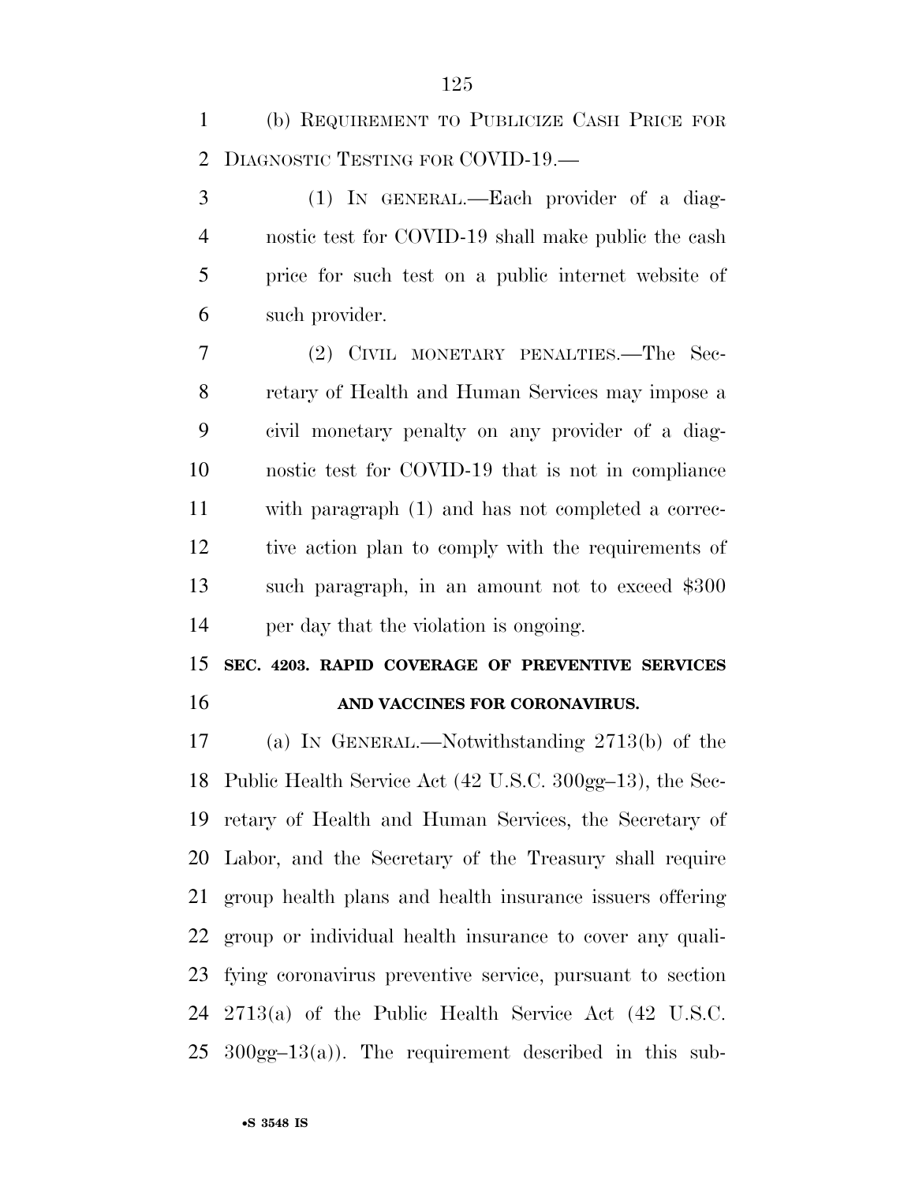(b) REQUIREMENT TO PUBLICIZE CASH PRICE FOR DIAGNOSTIC TESTING FOR COVID-19.—

(1) IN GENERAL.—Each provider of a diagnostic test for COVID-19 shall make public the cash price for such test on a public internet website of such provider.

(2) CIVIL MONETARY PENALTIES.—The Secretary of Health and Human Services may impose a civil monetary penalty on any provider of a diagnostic test for COVID-19 that is not in compliance with paragraph (1) and has not completed a corrective action plan to comply with the requirements of such paragraph, in an amount not to exceed $300 per day that the violation is ongoing.

**SEC. 4203. RAPID COVERAGE OF PREVENTIVE SERVICES AND VACCINES FOR CORONAVIRUS.**

(a) IN GENERAL.—Notwithstanding 2713(b) of the Public Health Service Act (42 U.S.C. 300gg–13), the Secretary of Health and Human Services, the Secretary of Labor, and the Secretary of the Treasury shall require group health plans and health insurance issuers offering group or individual health insurance to cover any qualifying coronavirus preventive service, pursuant to section 2713(a) of the Public Health Service Act (42 U.S.C. 300gg–13(a)). The requirement described in this sub-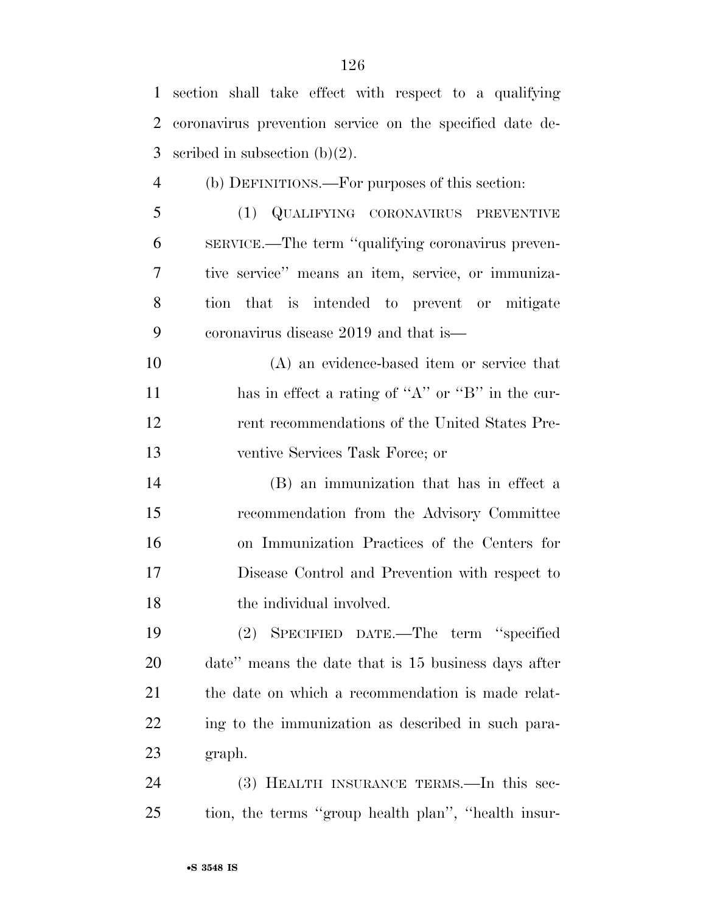section shall take effect with respect to a qualifying coronavirus prevention service on the specified date described in subsection (b)(2).

(b) DEFINITIONS.—For purposes of this section:

(1) QUALIFYING CORONAVIRUS PREVENTIVE SERVICE.—The term ''qualifying coronavirus preventive service'' means an item, service, or immunization that is intended to prevent or mitigate coronavirus disease 2019 and that is—

(A) an evidence-based item or service that has in effect a rating of ''A'' or ''B'' in the current recommendations of the United States Preventive Services Task Force; or

(B) an immunization that has in effect a recommendation from the Advisory Committee on Immunization Practices of the Centers for Disease Control and Prevention with respect to the individual involved.

(2) SPECIFIED DATE.—The term ''specified date'' means the date that is 15 business days after the date on which a recommendation is made relating to the immunization as described in such paragraph.

(3) HEALTH INSURANCE TERMS.—In this section, the terms ''group health plan'', ''health insur-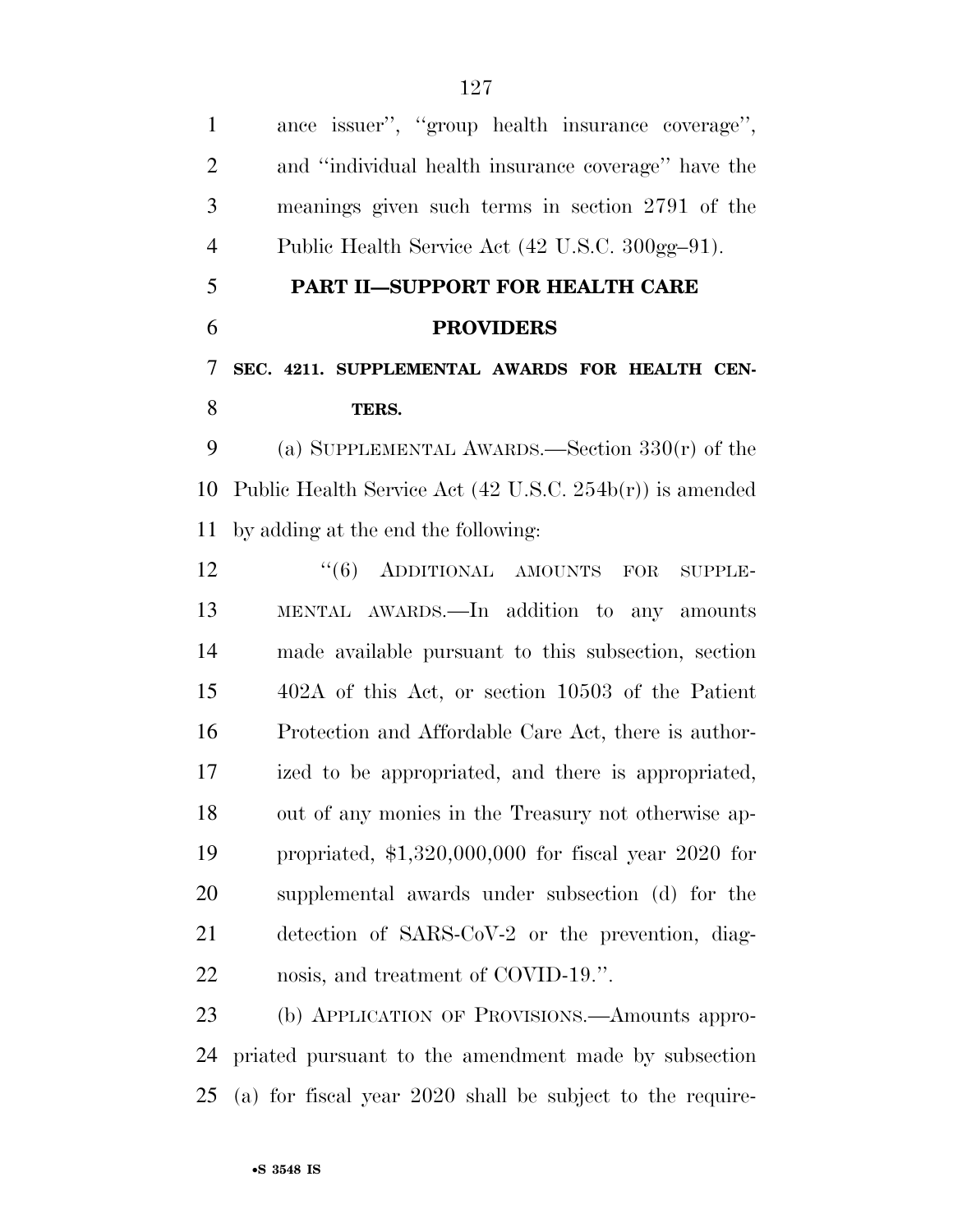ance issuer'', ''group health insurance coverage'', and ''individual health insurance coverage'' have the meanings given such terms in section 2791 of the Public Health Service Act (42 U.S.C. 300gg–91).

## PART II—SUPPORT FOR HEALTH CARE PROVIDERS

### SEC. 4211. SUPPLEMENTAL AWARDS FOR HEALTH CENTERS.

(a) SUPPLEMENTAL AWARDS.—Section 330(r) of the Public Health Service Act (42 U.S.C. 254b(r)) is amended by adding at the end the following:

''(6) ADDITIONAL AMOUNTS FOR SUPPLEMENTAL AWARDS.—In addition to any amounts made available pursuant to this subsection, section 402A of this Act, or section 10503 of the Patient Protection and Affordable Care Act, there is authorized to be appropriated, and there is appropriated, out of any monies in the Treasury not otherwise appropriated, $1,320,000,000 for fiscal year 2020 for supplemental awards under subsection (d) for the detection of SARS-CoV-2 or the prevention, diagnosis, and treatment of COVID-19.''.

(b) APPLICATION OF PROVISIONS.—Amounts appropriated pursuant to the amendment made by subsection (a) for fiscal year 2020 shall be subject to the require-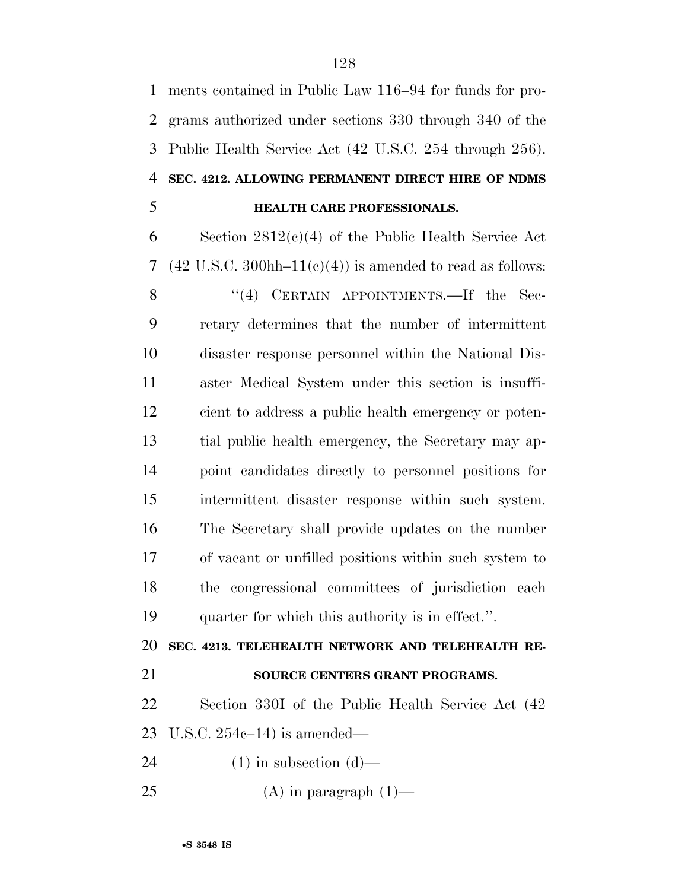ments contained in Public Law 116–94 for funds for programs authorized under sections 330 through 340 of the Public Health Service Act (42 U.S.C. 254 through 256).

**SEC. 4212. ALLOWING PERMANENT DIRECT HIRE OF NDMS HEALTH CARE PROFESSIONALS.**

Section 2812(c)(4) of the Public Health Service Act (42 U.S.C. 300hh–11(c)(4)) is amended to read as follows:

"(4) CERTAIN APPOINTMENTS.—If the Secretary determines that the number of intermittent disaster response personnel within the National Disaster Medical System under this section is insufficient to address a public health emergency or potential public health emergency, the Secretary may appoint candidates directly to personnel positions for intermittent disaster response within such system. The Secretary shall provide updates on the number of vacant or unfilled positions within such system to the congressional committees of jurisdiction each quarter for which this authority is in effect.".

**SEC. 4213. TELEHEALTH NETWORK AND TELEHEALTH RESOURCE CENTERS GRANT PROGRAMS.**

Section 330I of the Public Health Service Act (42 U.S.C. 254c–14) is amended—

(1) in subsection (d)—

(A) in paragraph (1)—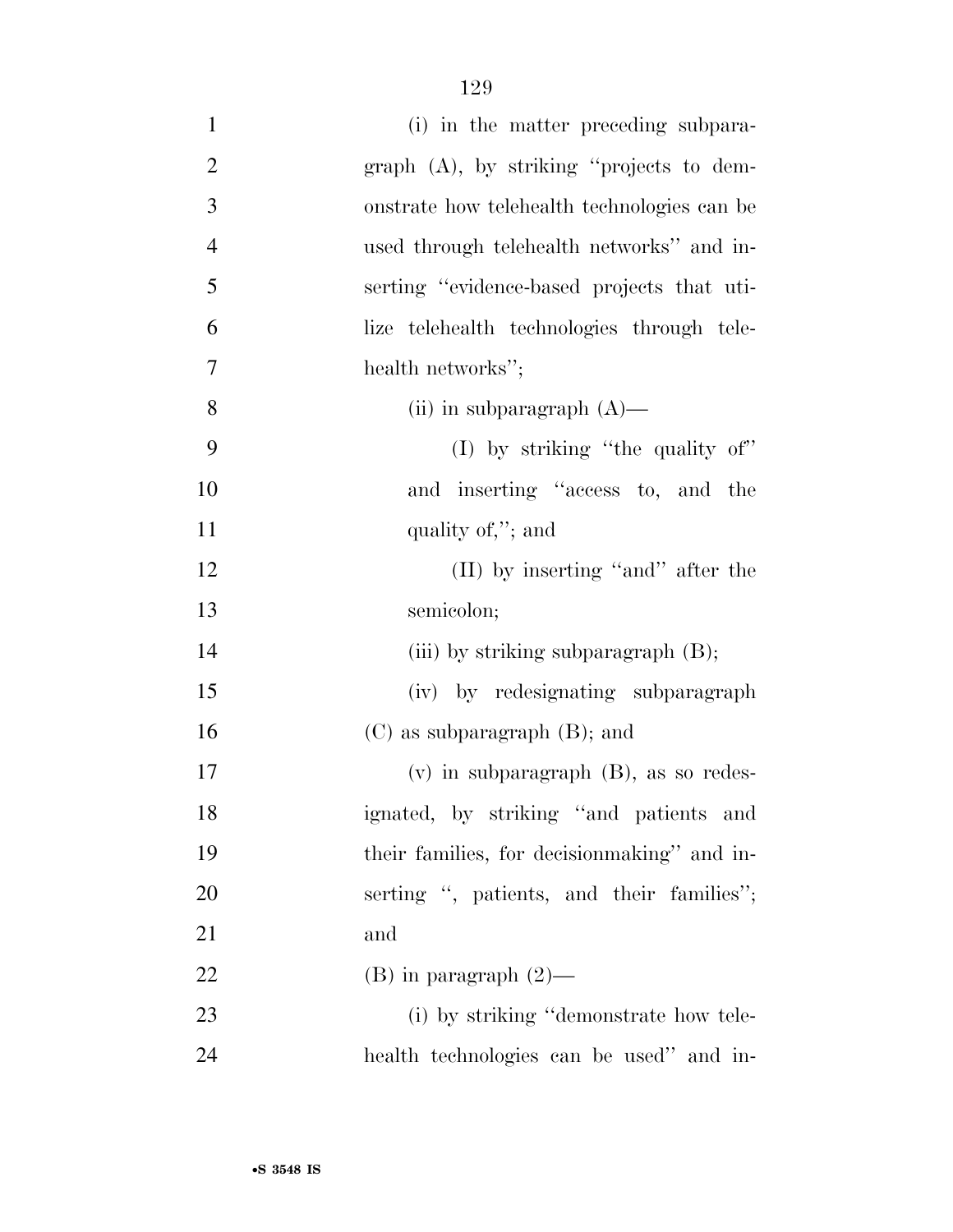(i) in the matter preceding subparagraph (A), by striking ''projects to demonstrate how telehealth technologies can be used through telehealth networks'' and inserting ''evidence-based projects that utilize telehealth technologies through telehealth networks'';

(ii) in subparagraph (A)—

(I) by striking ''the quality of'' and inserting ''access to, and the quality of,''; and

(II) by inserting ''and'' after the semicolon;

(iii) by striking subparagraph (B);

(iv) by redesignating subparagraph (C) as subparagraph (B); and

(v) in subparagraph (B), as so redesignated, by striking ''and patients and their families, for decisionmaking'' and inserting '', patients, and their families''; and

(B) in paragraph (2)—

(i) by striking ''demonstrate how telehealth technologies can be used'' and in-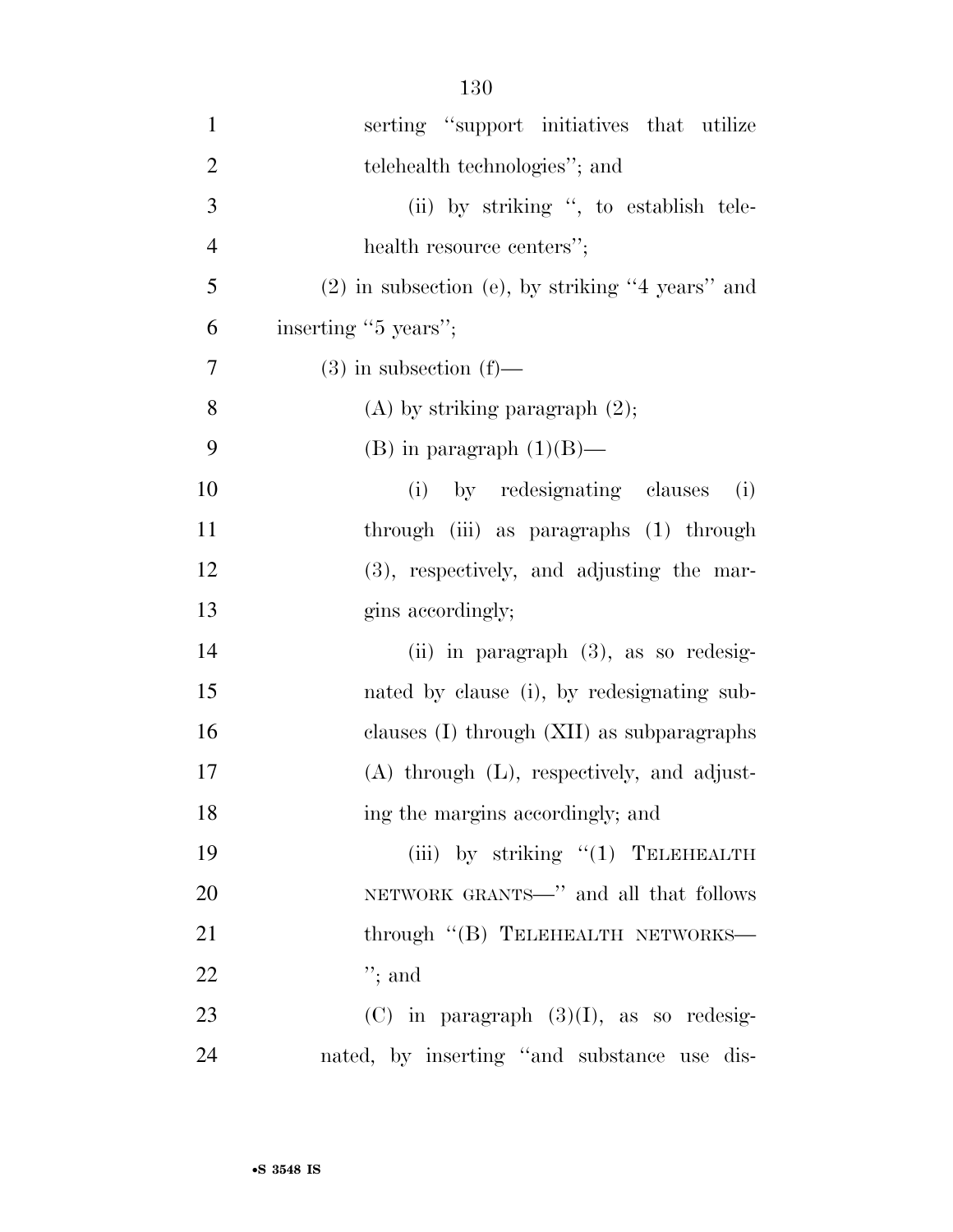serting "support initiatives that utilize telehealth technologies"; and

(ii) by striking ", to establish telehealth resource centers";

(2) in subsection (e), by striking "4 years" and inserting "5 years";

(3) in subsection (f)—

(A) by striking paragraph (2);

(B) in paragraph (1)(B)—

(i) by redesignating clauses (i) through (iii) as paragraphs (1) through (3), respectively, and adjusting the margins accordingly;

(ii) in paragraph (3), as so redesignated by clause (i), by redesignating subclauses (I) through (XII) as subparagraphs (A) through (L), respectively, and adjusting the margins accordingly; and

(iii) by striking "(1) TELEHEALTH NETWORK GRANTS—" and all that follows through "(B) TELEHEALTH NETWORKS—"; and

(C) in paragraph (3)(I), as so redesignated, by inserting "and substance use dis-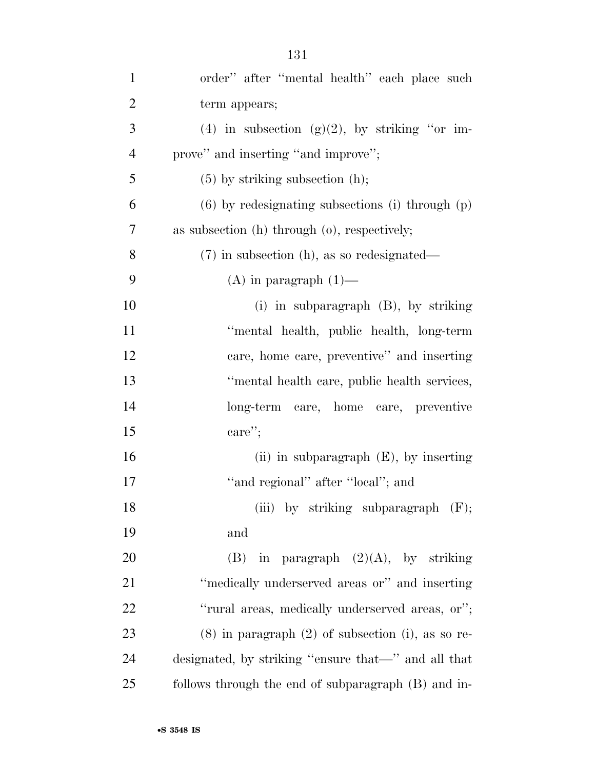order'' after ''mental health'' each place such term appears;

(4) in subsection (g)(2), by striking ''or improve'' and inserting ''and improve'';

(5) by striking subsection (h);

(6) by redesignating subsections (i) through (p) as subsection (h) through (o), respectively;

(7) in subsection (h), as so redesignated—

(A) in paragraph (1)—

(i) in subparagraph (B), by striking ''mental health, public health, long-term care, home care, preventive'' and inserting ''mental health care, public health services, long-term care, home care, preventive care'';

(ii) in subparagraph (E), by inserting ''and regional'' after ''local''; and

(iii) by striking subparagraph (F); and

(B) in paragraph (2)(A), by striking ''medically underserved areas or'' and inserting ''rural areas, medically underserved areas, or'';

(8) in paragraph (2) of subsection (i), as so redesignated, by striking ''ensure that—'' and all that follows through the end of subparagraph (B) and in-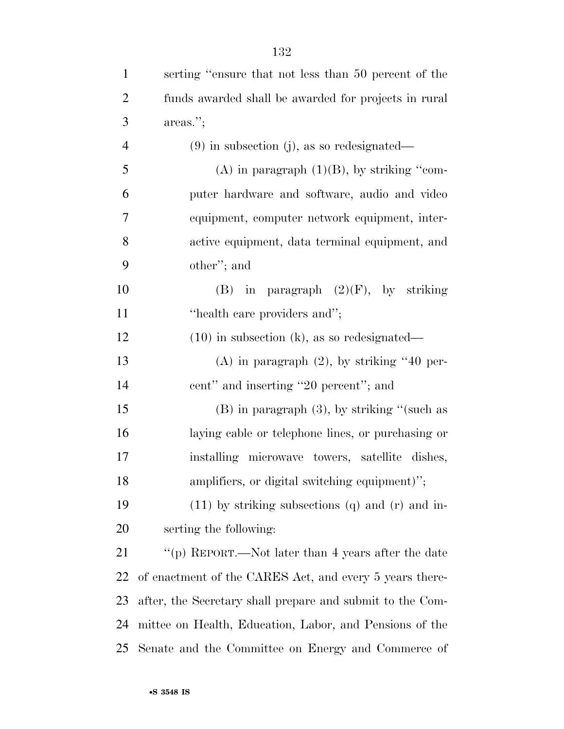serting "ensure that not less than 50 percent of the funds awarded shall be awarded for projects in rural areas.";

(9) in subsection (j), as so redesignated—

(A) in paragraph (1)(B), by striking "computer hardware and software, audio and video equipment, computer network equipment, interactive equipment, data terminal equipment, and other"; and

(B) in paragraph (2)(F), by striking "health care providers and";

(10) in subsection (k), as so redesignated—

(A) in paragraph (2), by striking "40 percent" and inserting "20 percent"; and

(B) in paragraph (3), by striking "(such as laying cable or telephone lines, or purchasing or installing microwave towers, satellite dishes, amplifiers, or digital switching equipment)";

(11) by striking subsections (q) and (r) and inserting the following:

"(p) REPORT.—Not later than 4 years after the date of enactment of the CARES Act, and every 5 years thereafter, the Secretary shall prepare and submit to the Committee on Health, Education, Labor, and Pensions of the Senate and the Committee on Energy and Commerce of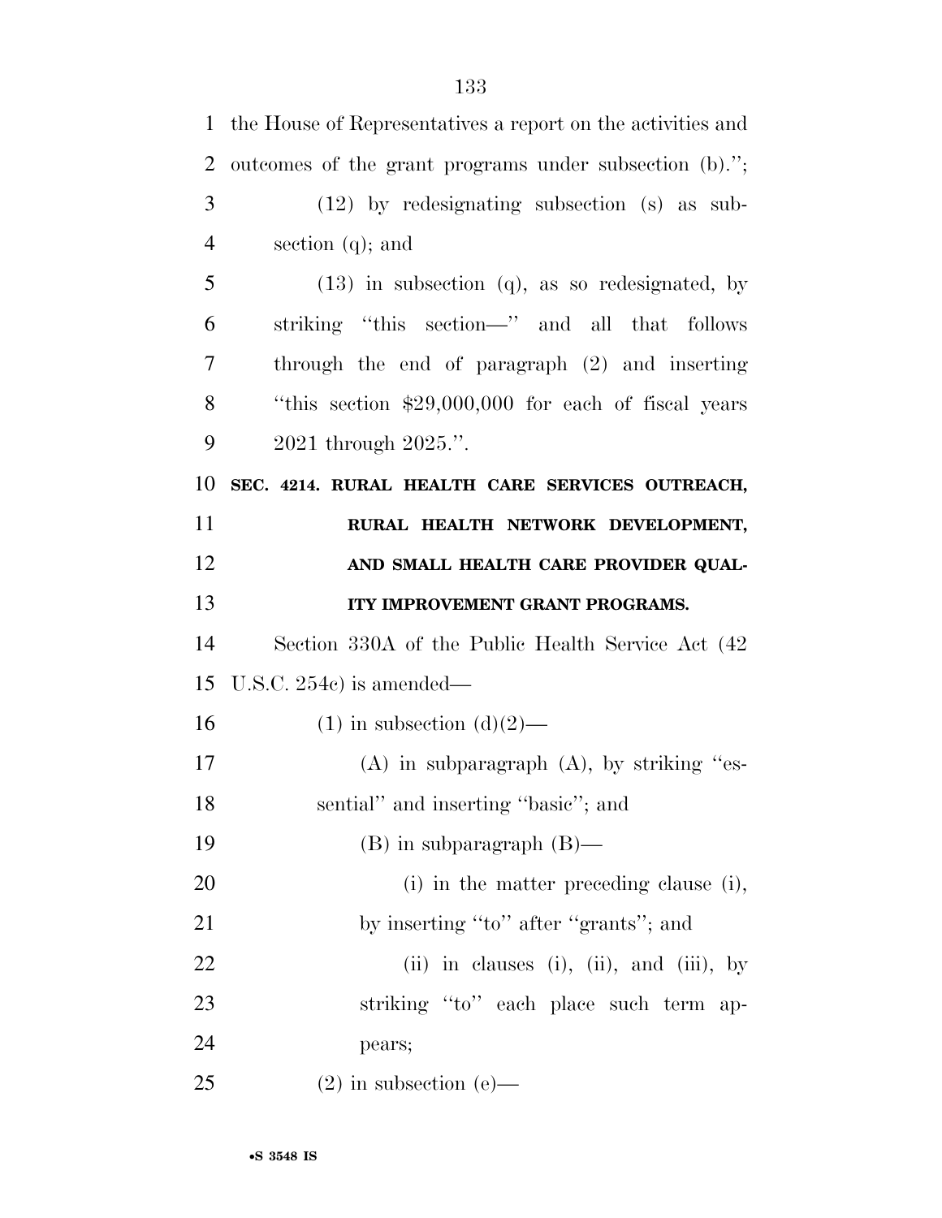the House of Representatives a report on the activities and outcomes of the grant programs under subsection (b).'';

(12) by redesignating subsection (s) as subsection (q); and

(13) in subsection (q), as so redesignated, by striking ''this section—'' and all that follows through the end of paragraph (2) and inserting ''this section $29,000,000 for each of fiscal years 2021 through 2025.''.

**SEC. 4214. RURAL HEALTH CARE SERVICES OUTREACH, RURAL HEALTH NETWORK DEVELOPMENT, AND SMALL HEALTH CARE PROVIDER QUALITY IMPROVEMENT GRANT PROGRAMS.**

Section 330A of the Public Health Service Act (42 U.S.C. 254c) is amended—

(1) in subsection (d)(2)—

(A) in subparagraph (A), by striking ''essential'' and inserting ''basic''; and

(B) in subparagraph (B)—

(i) in the matter preceding clause (i), by inserting ''to'' after ''grants''; and

(ii) in clauses (i), (ii), and (iii), by striking ''to'' each place such term appears;

(2) in subsection (e)—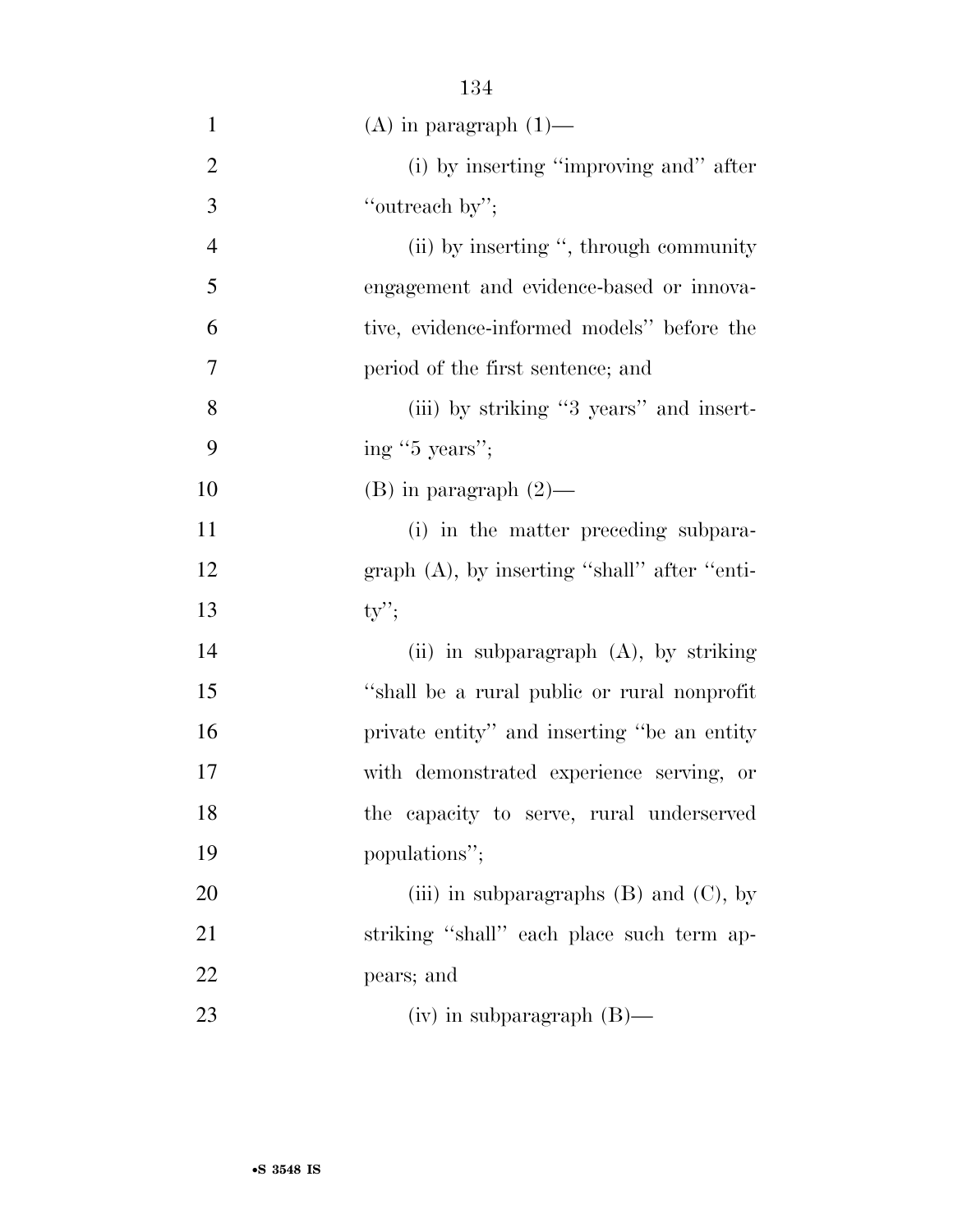(A) in paragraph (1)—

(i) by inserting ''improving and'' after ''outreach by'';

(ii) by inserting '', through community engagement and evidence-based or innovative, evidence-informed models'' before the period of the first sentence; and

(iii) by striking ''3 years'' and inserting ''5 years'';

(B) in paragraph (2)—

(i) in the matter preceding subparagraph (A), by inserting ''shall'' after ''entity'';

(ii) in subparagraph (A), by striking ''shall be a rural public or rural nonprofit private entity'' and inserting ''be an entity with demonstrated experience serving, or the capacity to serve, rural underserved populations'';

(iii) in subparagraphs (B) and (C), by striking ''shall'' each place such term appears; and

(iv) in subparagraph (B)—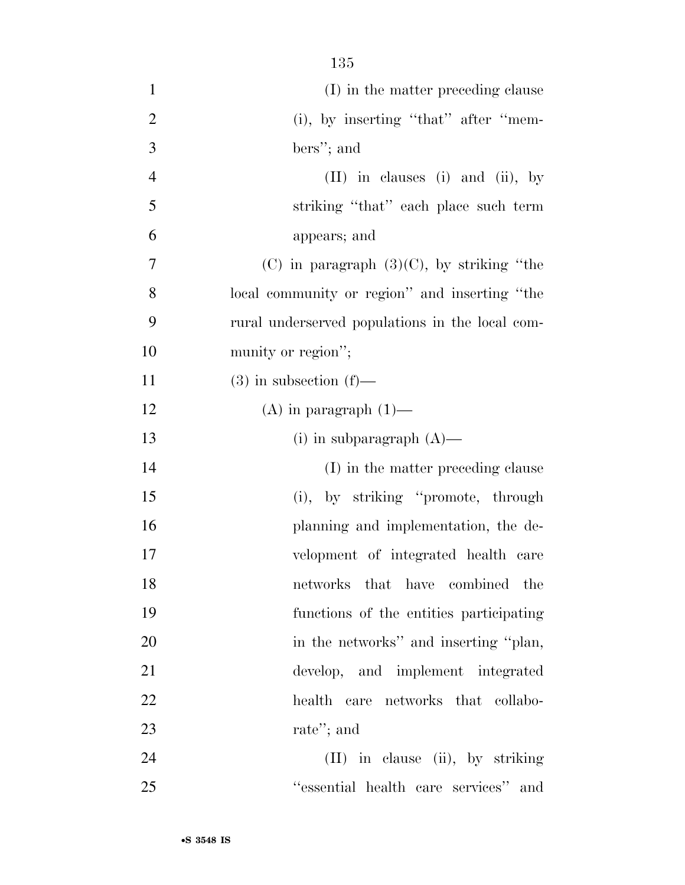(I) in the matter preceding clause (i), by inserting ''that'' after ''members''; and

(II) in clauses (i) and (ii), by striking ''that'' each place such term appears; and

(C) in paragraph (3)(C), by striking ''the local community or region'' and inserting ''the rural underserved populations in the local community or region'';

(3) in subsection (f)—

(A) in paragraph (1)—

(i) in subparagraph (A)—

(I) in the matter preceding clause (i), by striking ''promote, through planning and implementation, the development of integrated health care networks that have combined the functions of the entities participating in the networks'' and inserting ''plan, develop, and implement integrated health care networks that collaborate''; and

(II) in clause (ii), by striking ''essential health care services'' and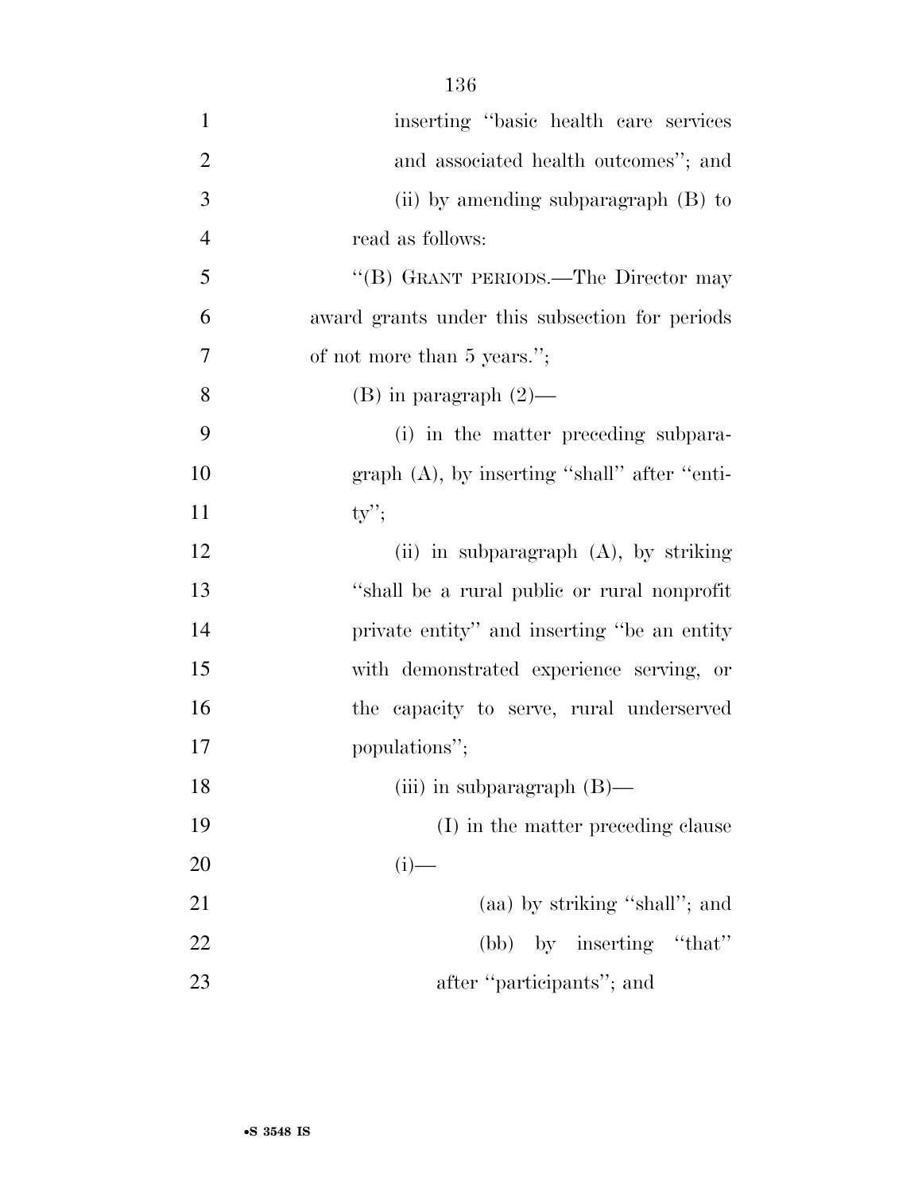inserting "basic health care services and associated health outcomes"; and

(ii) by amending subparagraph (B) to read as follows:

"(B) GRANT PERIODS.—The Director may award grants under this subsection for periods of not more than 5 years.";

(B) in paragraph (2)—

(i) in the matter preceding subparagraph (A), by inserting "shall" after "entity";

(ii) in subparagraph (A), by striking "shall be a rural public or rural nonprofit private entity" and inserting "be an entity with demonstrated experience serving, or the capacity to serve, rural underserved populations";

(iii) in subparagraph (B)—

(I) in the matter preceding clause (i)—

(aa) by striking "shall"; and

(bb) by inserting "that" after "participants"; and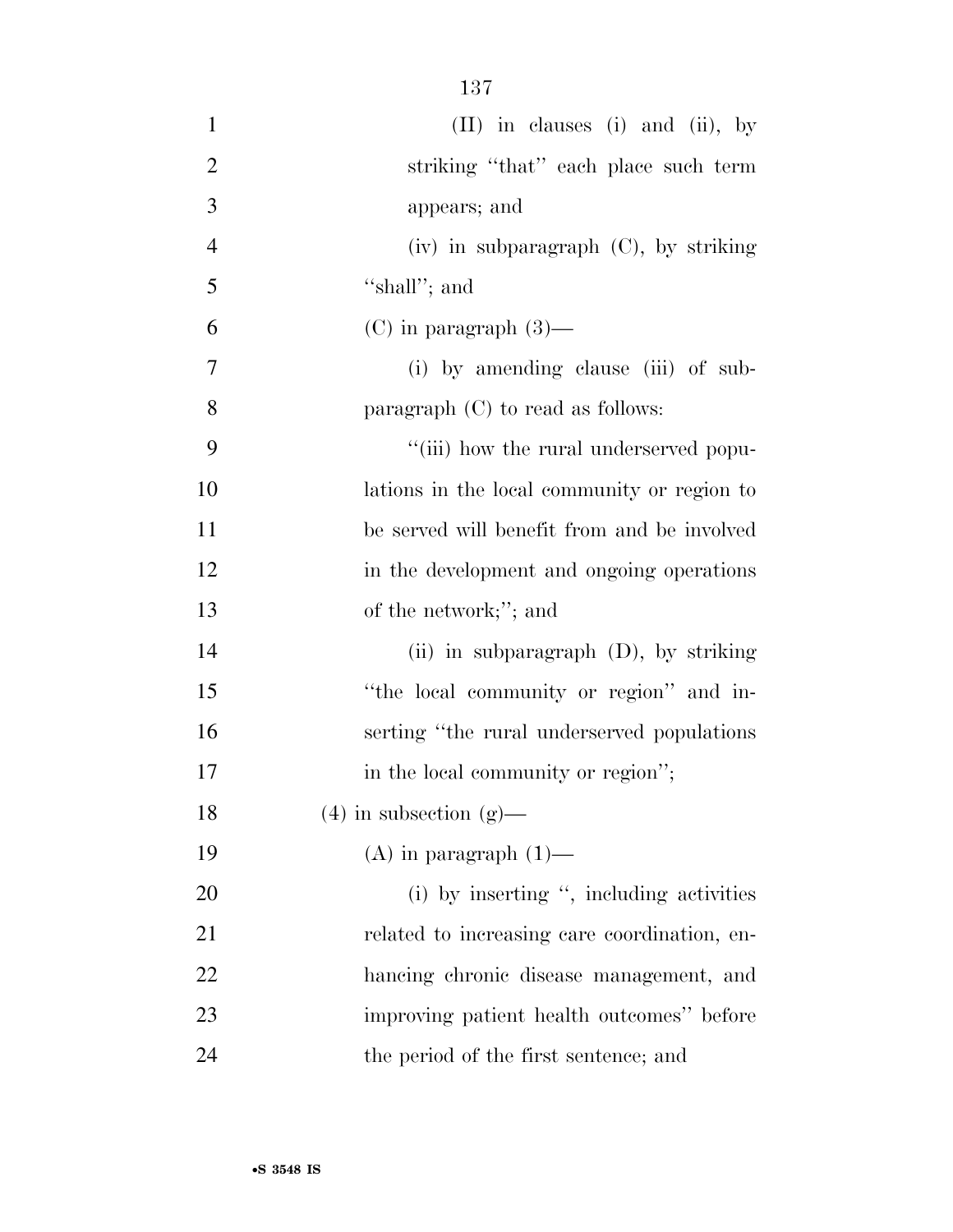(II) in clauses (i) and (ii), by striking ''that'' each place such term appears; and

(iv) in subparagraph (C), by striking ''shall''; and

(C) in paragraph (3)—

(i) by amending clause (iii) of subparagraph (C) to read as follows:

''(iii) how the rural underserved populations in the local community or region to be served will benefit from and be involved in the development and ongoing operations of the network;''; and

(ii) in subparagraph (D), by striking ''the local community or region'' and inserting ''the rural underserved populations in the local community or region'';

(4) in subsection (g)—

(A) in paragraph (1)—

(i) by inserting '', including activities related to increasing care coordination, enhancing chronic disease management, and improving patient health outcomes'' before the period of the first sentence; and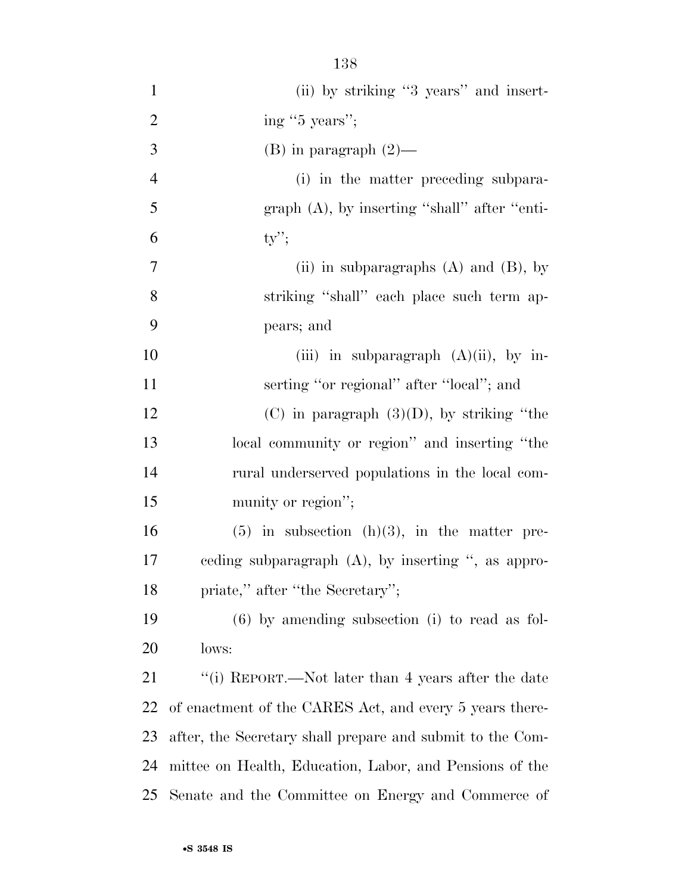(ii) by striking "3 years" and inserting "5 years";

(B) in paragraph (2)—

(i) in the matter preceding subparagraph (A), by inserting "shall" after "entity";

(ii) in subparagraphs (A) and (B), by striking "shall" each place such term appears; and

(iii) in subparagraph (A)(ii), by inserting "or regional" after "local"; and

(C) in paragraph (3)(D), by striking "the local community or region" and inserting "the rural underserved populations in the local community or region";

(5) in subsection (h)(3), in the matter preceding subparagraph (A), by inserting ", as appropriate," after "the Secretary";

(6) by amending subsection (i) to read as follows:

"(i) REPORT.—Not later than 4 years after the date of enactment of the CARES Act, and every 5 years thereafter, the Secretary shall prepare and submit to the Committee on Health, Education, Labor, and Pensions of the Senate and the Committee on Energy and Commerce of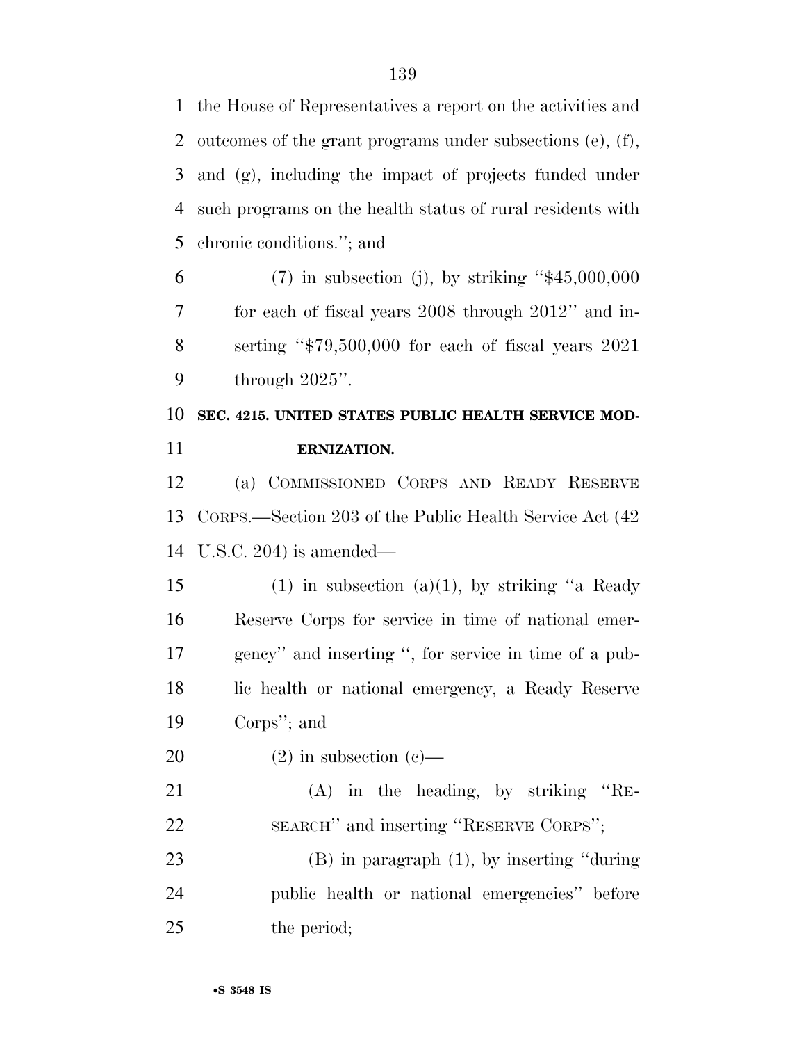the House of Representatives a report on the activities and outcomes of the grant programs under subsections (e), (f), and (g), including the impact of projects funded under such programs on the health status of rural residents with chronic conditions.''; and

(7) in subsection (j), by striking ''$45,000,000 for each of fiscal years 2008 through 2012'' and inserting ''$79,500,000 for each of fiscal years 2021 through 2025''.

**SEC. 4215. UNITED STATES PUBLIC HEALTH SERVICE MODERNIZATION.**

(a) COMMISSIONED CORPS AND READY RESERVE CORPS.—Section 203 of the Public Health Service Act (42 U.S.C. 204) is amended—

(1) in subsection (a)(1), by striking ''a Ready Reserve Corps for service in time of national emergency'' and inserting '', for service in time of a public health or national emergency, a Ready Reserve Corps''; and

(2) in subsection (c)—

(A) in the heading, by striking ''RESEARCH'' and inserting ''RESERVE CORPS'';

(B) in paragraph (1), by inserting ''during public health or national emergencies'' before the period;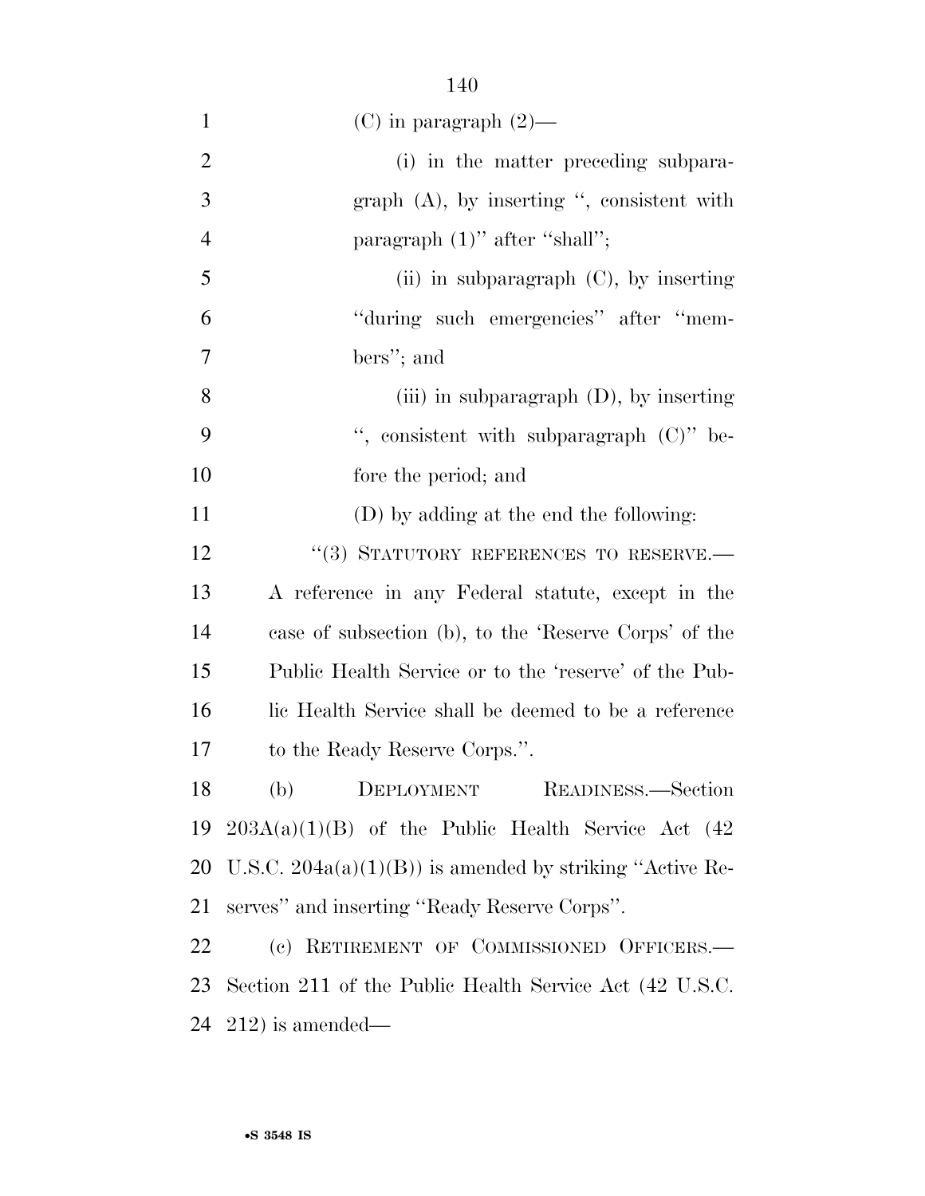(C) in paragraph (2)—

(i) in the matter preceding subparagraph (A), by inserting '', consistent with paragraph (1)'' after ''shall'';

(ii) in subparagraph (C), by inserting ''during such emergencies'' after ''members''; and

(iii) in subparagraph (D), by inserting '', consistent with subparagraph (C)'' before the period; and

(D) by adding at the end the following:

''(3) STATUTORY REFERENCES TO RESERVE.—A reference in any Federal statute, except in the case of subsection (b), to the 'Reserve Corps' of the Public Health Service or to the 'reserve' of the Public Health Service shall be deemed to be a reference to the Ready Reserve Corps.''.

(b) DEPLOYMENT READINESS.—Section 203A(a)(1)(B) of the Public Health Service Act (42 U.S.C. 204a(a)(1)(B)) is amended by striking ''Active Reserves'' and inserting ''Ready Reserve Corps''.

(c) RETIREMENT OF COMMISSIONED OFFICERS.—Section 211 of the Public Health Service Act (42 U.S.C. 212) is amended—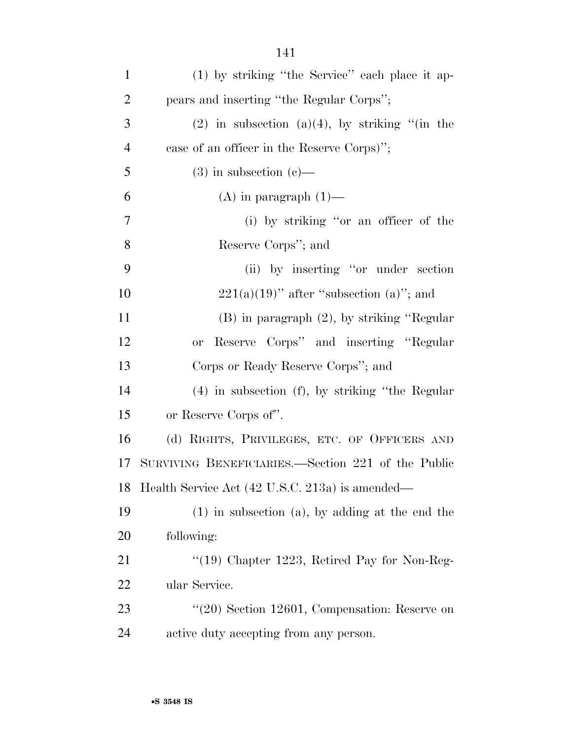(1) by striking "the Service" each place it appears and inserting "the Regular Corps";

(2) in subsection (a)(4), by striking "(in the case of an officer in the Reserve Corps)";

(3) in subsection (c)—

(A) in paragraph (1)—

(i) by striking "or an officer of the Reserve Corps"; and

(ii) by inserting "or under section 221(a)(19)" after "subsection (a)"; and

(B) in paragraph (2), by striking "Regular or Reserve Corps" and inserting "Regular Corps or Ready Reserve Corps"; and

(4) in subsection (f), by striking "the Regular or Reserve Corps of".

(d) RIGHTS, PRIVILEGES, ETC. OF OFFICERS AND SURVIVING BENEFICIARIES.—Section 221 of the Public Health Service Act (42 U.S.C. 213a) is amended—

(1) in subsection (a), by adding at the end the following:

"(19) Chapter 1223, Retired Pay for Non-Regular Service.

"(20) Section 12601, Compensation: Reserve on active duty accepting from any person.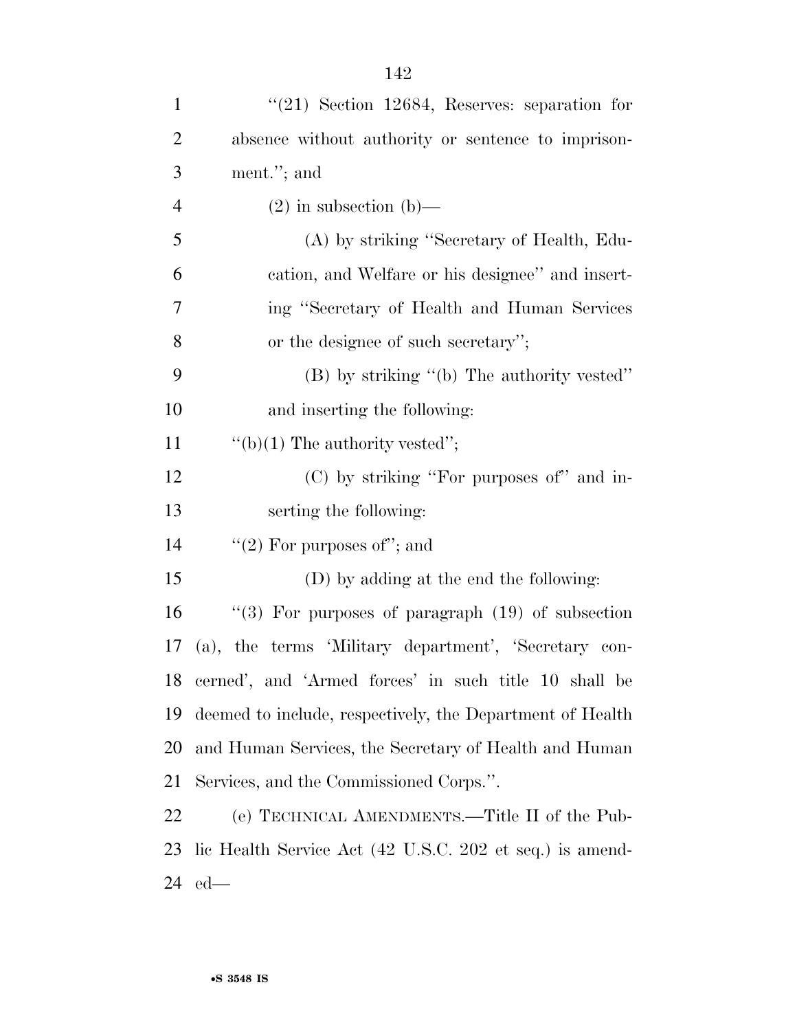"(21) Section 12684, Reserves: separation for absence without authority or sentence to imprisonment."; and

(2) in subsection (b)—

(A) by striking "Secretary of Health, Education, and Welfare or his designee" and inserting "Secretary of Health and Human Services or the designee of such secretary";

(B) by striking "(b) The authority vested" and inserting the following:

"(b)(1) The authority vested";

(C) by striking "For purposes of" and inserting the following:

"(2) For purposes of"; and

(D) by adding at the end the following:

"(3) For purposes of paragraph (19) of subsection (a), the terms 'Military department', 'Secretary concerned', and 'Armed forces' in such title 10 shall be deemed to include, respectively, the Department of Health and Human Services, the Secretary of Health and Human Services, and the Commissioned Corps.".

(e) TECHNICAL AMENDMENTS.—Title II of the Public Health Service Act (42 U.S.C. 202 et seq.) is amended—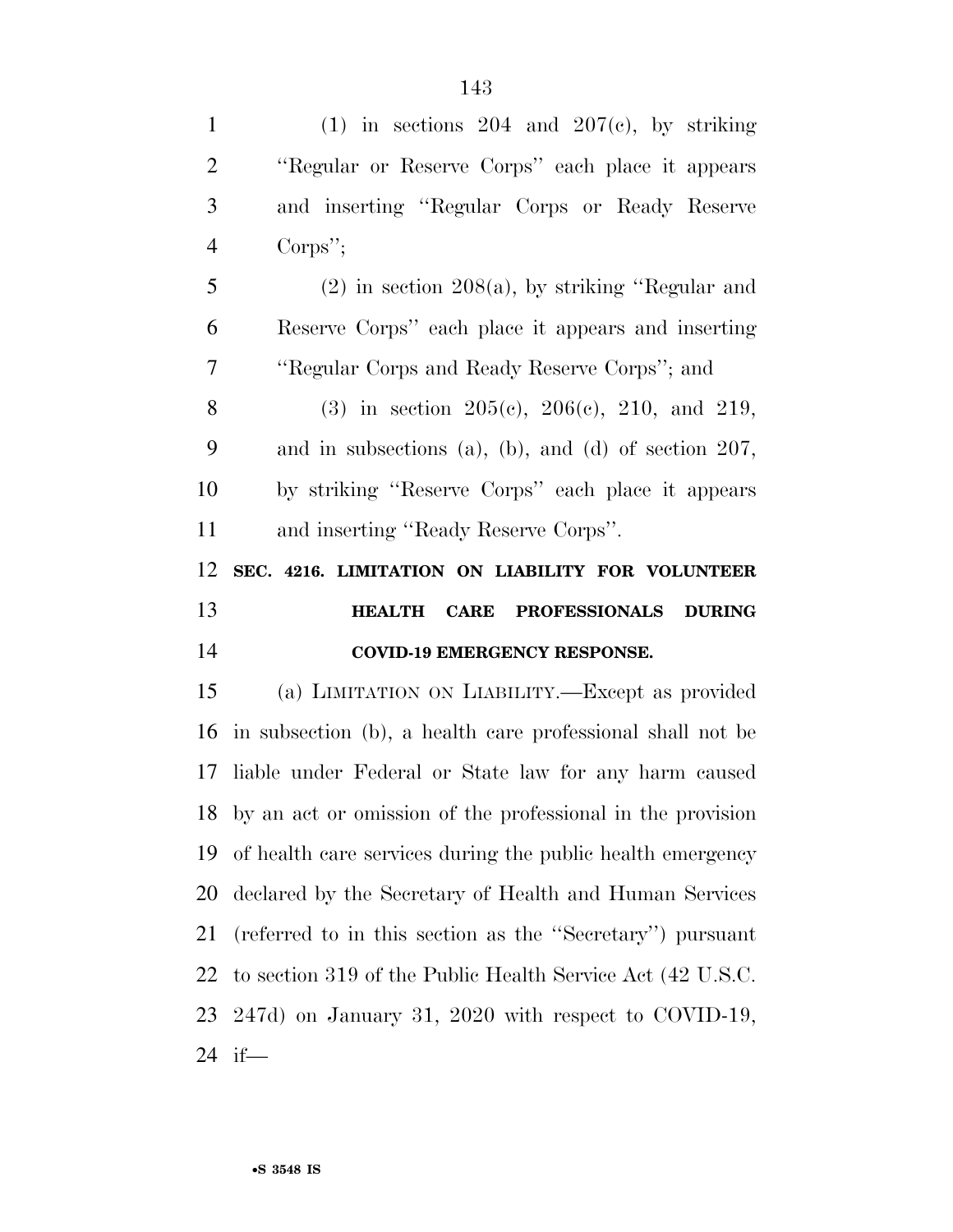(1) in sections 204 and 207(c), by striking ''Regular or Reserve Corps'' each place it appears and inserting ''Regular Corps or Ready Reserve Corps'';

(2) in section 208(a), by striking ''Regular and Reserve Corps'' each place it appears and inserting ''Regular Corps and Ready Reserve Corps''; and

(3) in section 205(c), 206(c), 210, and 219, and in subsections (a), (b), and (d) of section 207, by striking ''Reserve Corps'' each place it appears and inserting ''Ready Reserve Corps''.

**SEC. 4216. LIMITATION ON LIABILITY FOR VOLUNTEER HEALTH CARE PROFESSIONALS DURING COVID-19 EMERGENCY RESPONSE.**

(a) LIMITATION ON LIABILITY.—Except as provided in subsection (b), a health care professional shall not be liable under Federal or State law for any harm caused by an act or omission of the professional in the provision of health care services during the public health emergency declared by the Secretary of Health and Human Services (referred to in this section as the ''Secretary'') pursuant to section 319 of the Public Health Service Act (42 U.S.C. 247d) on January 31, 2020 with respect to COVID-19, if—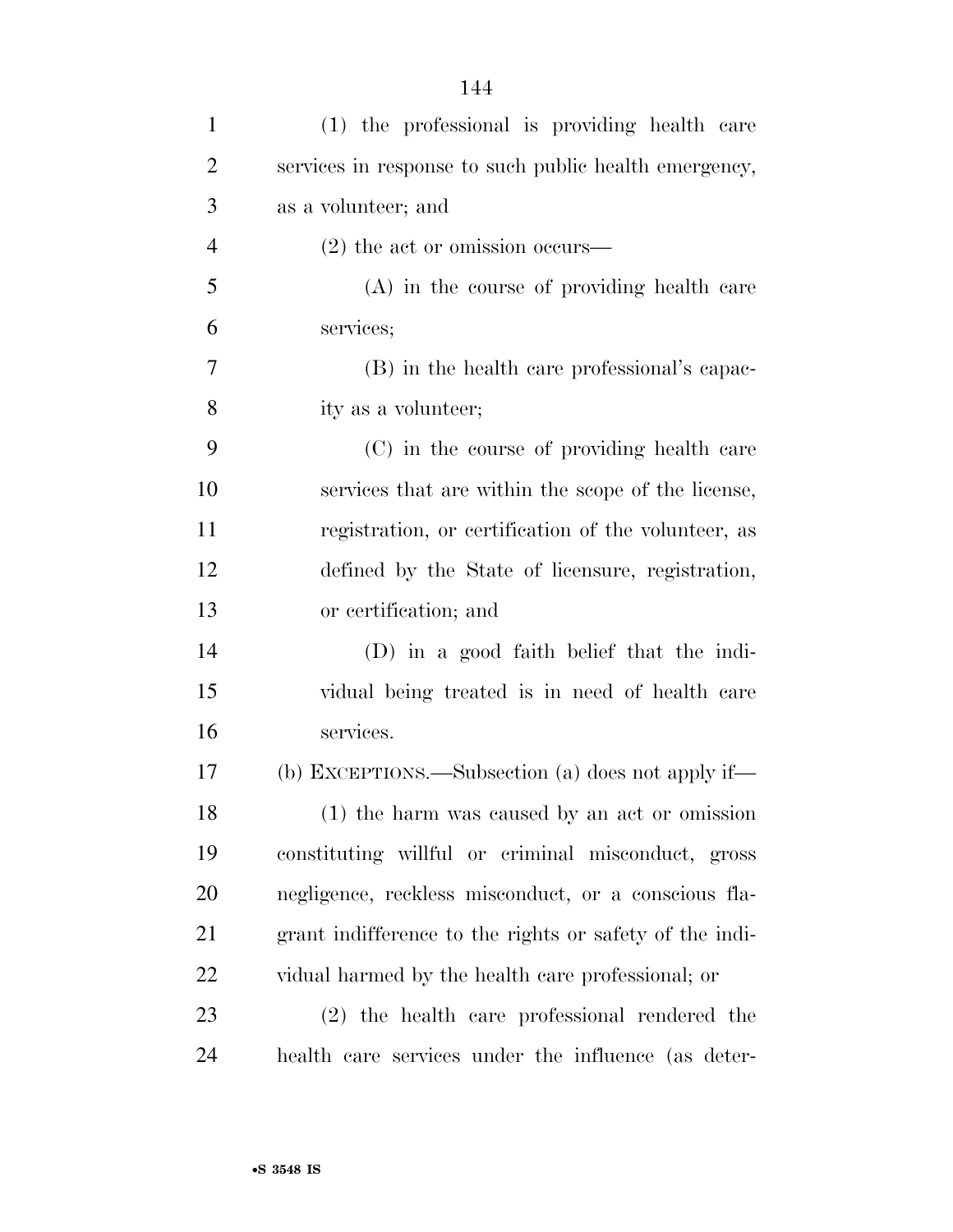(1) the professional is providing health care services in response to such public health emergency, as a volunteer; and

(2) the act or omission occurs—

(A) in the course of providing health care services;

(B) in the health care professional's capacity as a volunteer;

(C) in the course of providing health care services that are within the scope of the license, registration, or certification of the volunteer, as defined by the State of licensure, registration, or certification; and

(D) in a good faith belief that the individual being treated is in need of health care services.

(b) EXCEPTIONS.—Subsection (a) does not apply if—

(1) the harm was caused by an act or omission constituting willful or criminal misconduct, gross negligence, reckless misconduct, or a conscious flagrant indifference to the rights or safety of the individual harmed by the health care professional; or

(2) the health care professional rendered the health care services under the influence (as deter-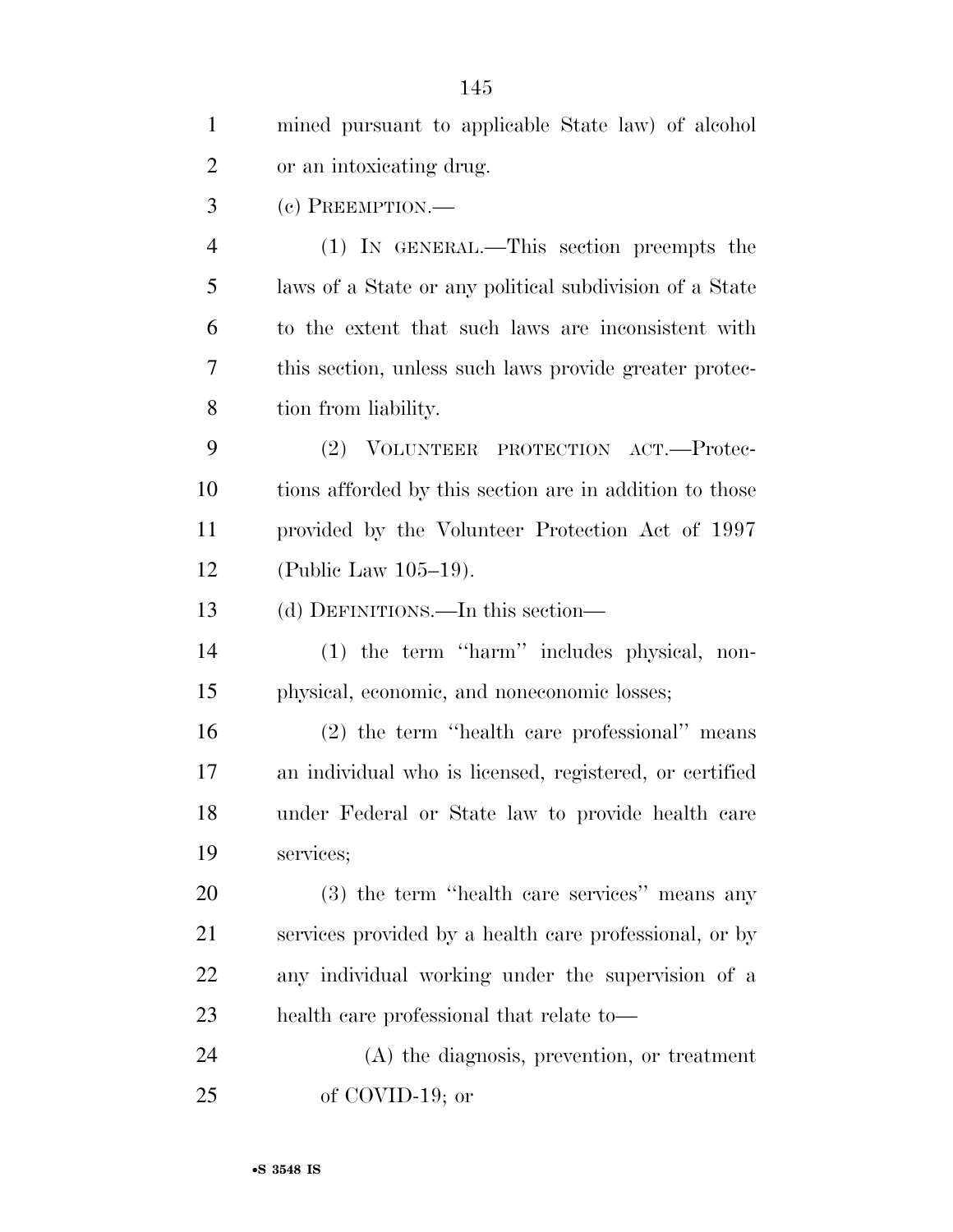mined pursuant to applicable State law) of alcohol or an intoxicating drug.

(c) PREEMPTION.—

(1) IN GENERAL.—This section preempts the laws of a State or any political subdivision of a State to the extent that such laws are inconsistent with this section, unless such laws provide greater protection from liability.

(2) VOLUNTEER PROTECTION ACT.—Protections afforded by this section are in addition to those provided by the Volunteer Protection Act of 1997 (Public Law 105–19).

(d) DEFINITIONS.—In this section—

(1) the term "harm" includes physical, nonphysical, economic, and noneconomic losses;

(2) the term "health care professional" means an individual who is licensed, registered, or certified under Federal or State law to provide health care services;

(3) the term "health care services" means any services provided by a health care professional, or by any individual working under the supervision of a health care professional that relate to—

(A) the diagnosis, prevention, or treatment of COVID-19; or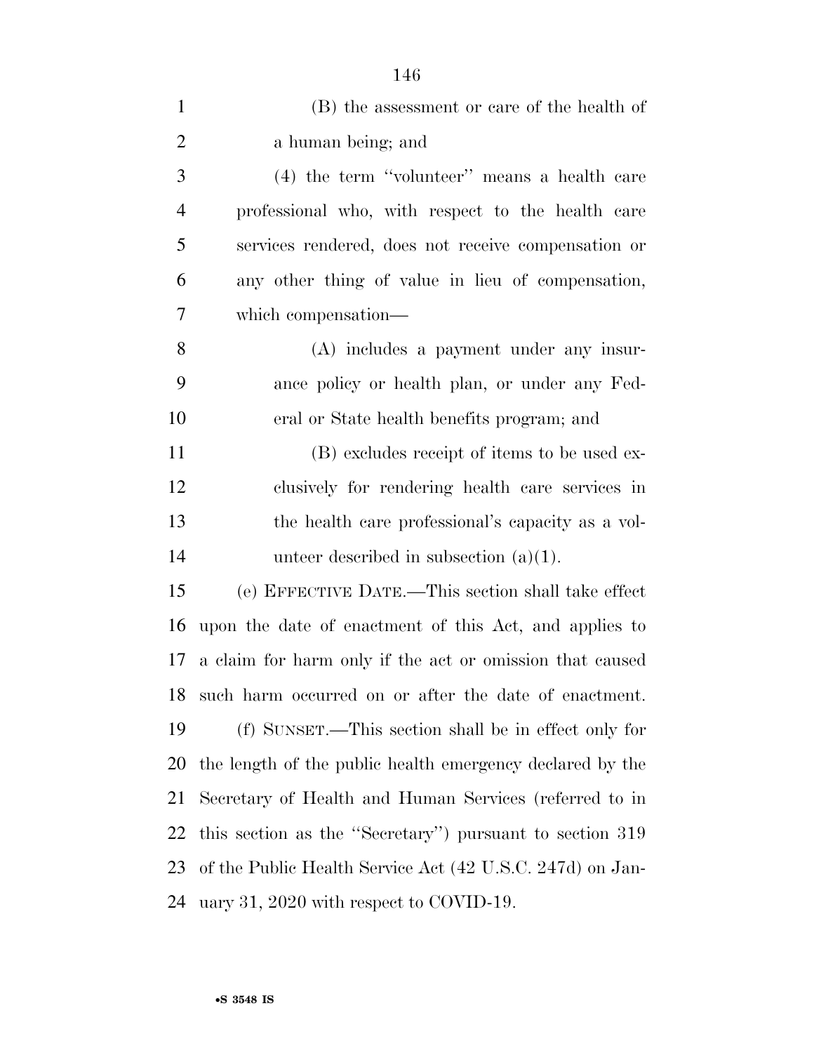(B) the assessment or care of the health of a human being; and

(4) the term ''volunteer'' means a health care professional who, with respect to the health care services rendered, does not receive compensation or any other thing of value in lieu of compensation, which compensation—

(A) includes a payment under any insurance policy or health plan, or under any Federal or State health benefits program; and

(B) excludes receipt of items to be used exclusively for rendering health care services in the health care professional's capacity as a volunteer described in subsection (a)(1).

(e) EFFECTIVE DATE.—This section shall take effect upon the date of enactment of this Act, and applies to a claim for harm only if the act or omission that caused such harm occurred on or after the date of enactment.

(f) SUNSET.—This section shall be in effect only for the length of the public health emergency declared by the Secretary of Health and Human Services (referred to in this section as the ''Secretary'') pursuant to section 319 of the Public Health Service Act (42 U.S.C. 247d) on January 31, 2020 with respect to COVID-19.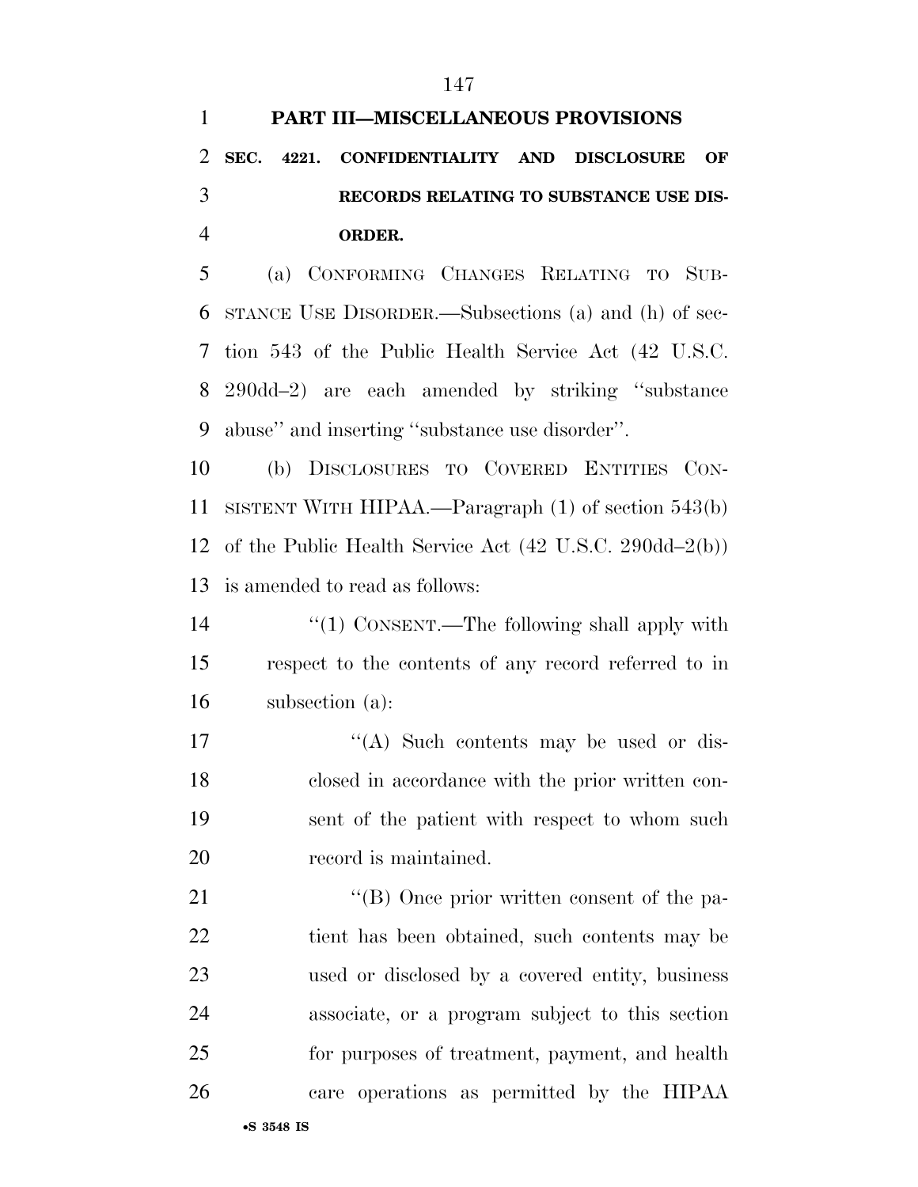## PART III—MISCELLANEOUS PROVISIONS

### SEC. 4221. CONFIDENTIALITY AND DISCLOSURE OF RECORDS RELATING TO SUBSTANCE USE DISORDER.

(a) CONFORMING CHANGES RELATING TO SUBSTANCE USE DISORDER.—Subsections (a) and (h) of section 543 of the Public Health Service Act (42 U.S.C. 290dd–2) are each amended by striking ''substance abuse'' and inserting ''substance use disorder''.

(b) DISCLOSURES TO COVERED ENTITIES CONSISTENT WITH HIPAA.—Paragraph (1) of section 543(b) of the Public Health Service Act (42 U.S.C. 290dd–2(b)) is amended to read as follows:

''(1) CONSENT.—The following shall apply with respect to the contents of any record referred to in subsection (a):

''(A) Such contents may be used or disclosed in accordance with the prior written consent of the patient with respect to whom such record is maintained.

''(B) Once prior written consent of the patient has been obtained, such contents may be used or disclosed by a covered entity, business associate, or a program subject to this section for purposes of treatment, payment, and health care operations as permitted by the HIPAA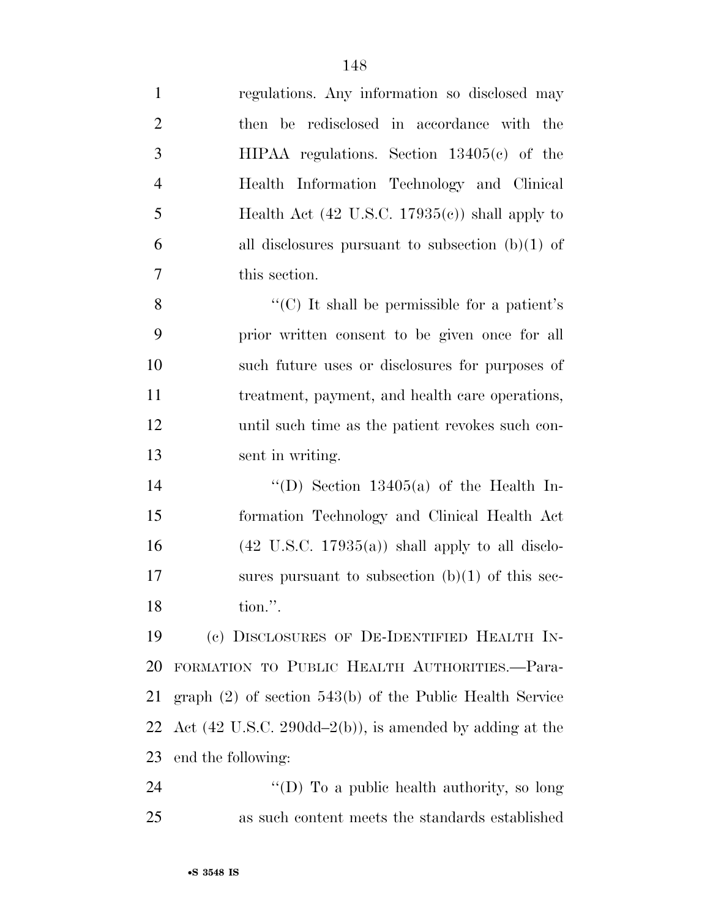regulations. Any information so disclosed may then be redisclosed in accordance with the HIPAA regulations. Section 13405(c) of the Health Information Technology and Clinical Health Act (42 U.S.C. 17935(c)) shall apply to all disclosures pursuant to subsection (b)(1) of this section.

"(C) It shall be permissible for a patient's prior written consent to be given once for all such future uses or disclosures for purposes of treatment, payment, and health care operations, until such time as the patient revokes such consent in writing.

"(D) Section 13405(a) of the Health Information Technology and Clinical Health Act (42 U.S.C. 17935(a)) shall apply to all disclosures pursuant to subsection (b)(1) of this section.".

(c) DISCLOSURES OF DE-IDENTIFIED HEALTH INFORMATION TO PUBLIC HEALTH AUTHORITIES.—Paragraph (2) of section 543(b) of the Public Health Service Act (42 U.S.C. 290dd–2(b)), is amended by adding at the end the following:

"(D) To a public health authority, so long as such content meets the standards established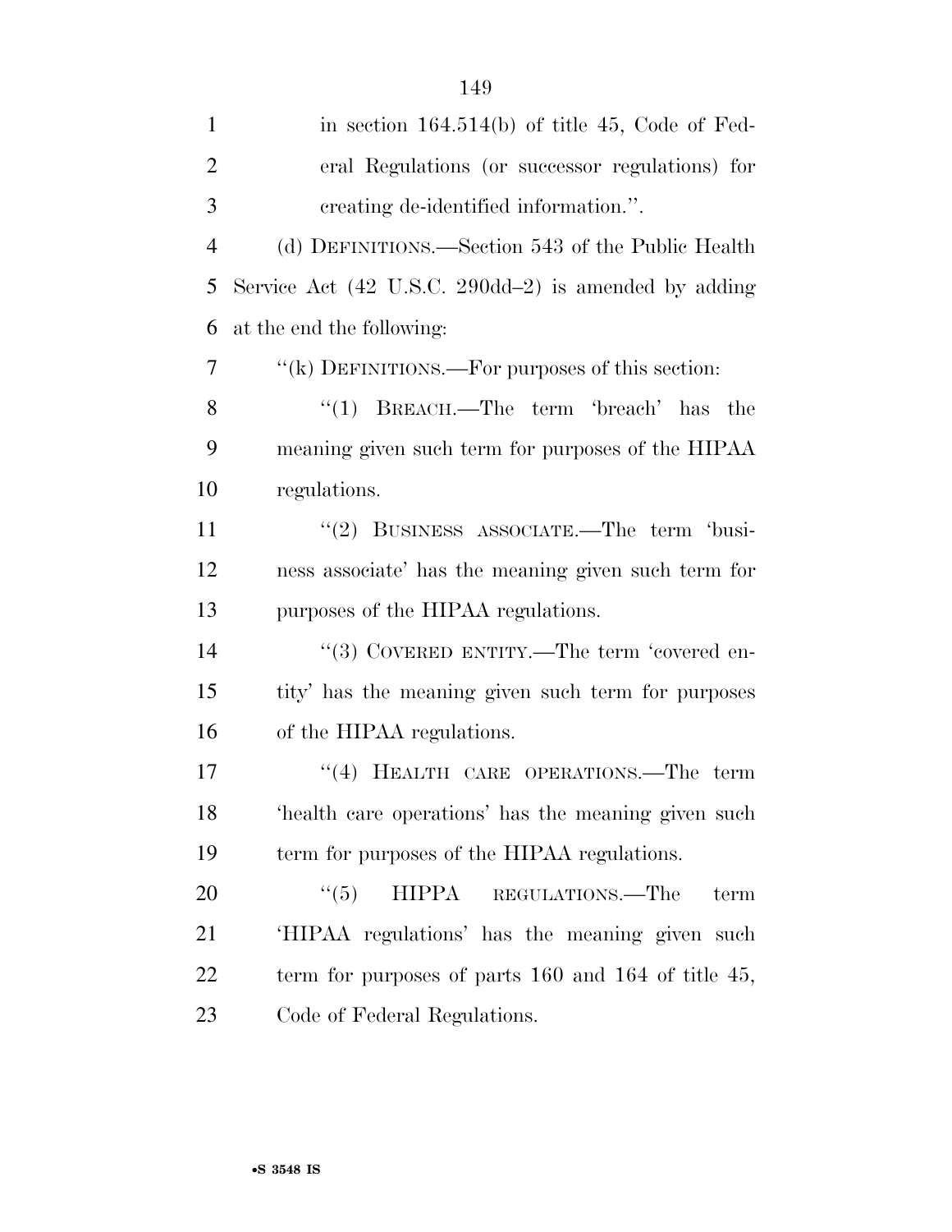in section 164.514(b) of title 45, Code of Federal Regulations (or successor regulations) for creating de-identified information.''.

(d) DEFINITIONS.—Section 543 of the Public Health Service Act (42 U.S.C. 290dd–2) is amended by adding at the end the following:

''(k) DEFINITIONS.—For purposes of this section:

''(1) BREACH.—The term 'breach' has the meaning given such term for purposes of the HIPAA regulations.

''(2) BUSINESS ASSOCIATE.—The term 'business associate' has the meaning given such term for purposes of the HIPAA regulations.

''(3) COVERED ENTITY.—The term 'covered entity' has the meaning given such term for purposes of the HIPAA regulations.

''(4) HEALTH CARE OPERATIONS.—The term 'health care operations' has the meaning given such term for purposes of the HIPAA regulations.

''(5) HIPPA REGULATIONS.—The term 'HIPAA regulations' has the meaning given such term for purposes of parts 160 and 164 of title 45, Code of Federal Regulations.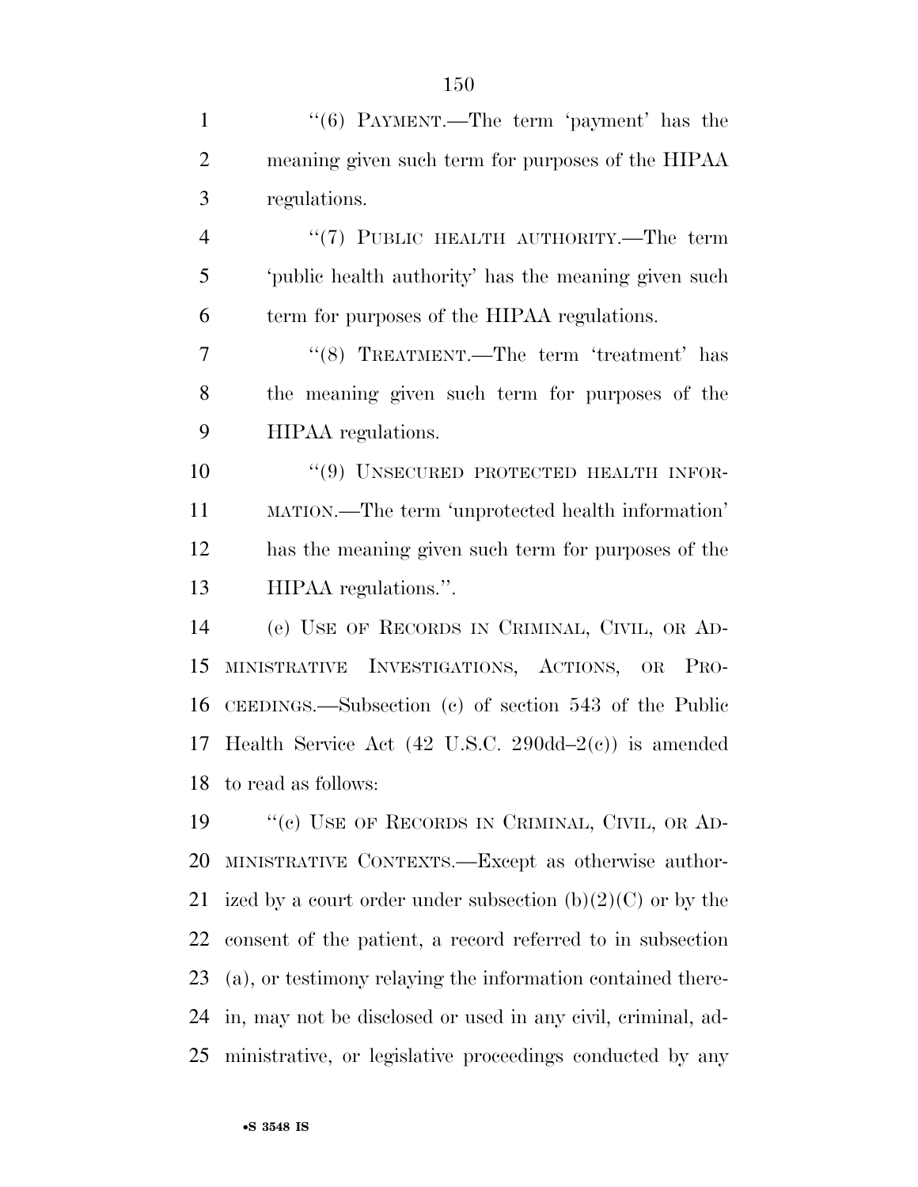"(6) PAYMENT.—The term 'payment' has the meaning given such term for purposes of the HIPAA regulations.

"(7) PUBLIC HEALTH AUTHORITY.—The term 'public health authority' has the meaning given such term for purposes of the HIPAA regulations.

"(8) TREATMENT.—The term 'treatment' has the meaning given such term for purposes of the HIPAA regulations.

"(9) UNSECURED PROTECTED HEALTH INFORMATION.—The term 'unprotected health information' has the meaning given such term for purposes of the HIPAA regulations.".

(e) USE OF RECORDS IN CRIMINAL, CIVIL, OR ADMINISTRATIVE INVESTIGATIONS, ACTIONS, OR PROCEEDINGS.—Subsection (c) of section 543 of the Public Health Service Act (42 U.S.C. 290dd–2(c)) is amended to read as follows:

"(c) USE OF RECORDS IN CRIMINAL, CIVIL, OR ADMINISTRATIVE CONTEXTS.—Except as otherwise authorized by a court order under subsection (b)(2)(C) or by the consent of the patient, a record referred to in subsection (a), or testimony relaying the information contained therein, may not be disclosed or used in any civil, criminal, administrative, or legislative proceedings conducted by any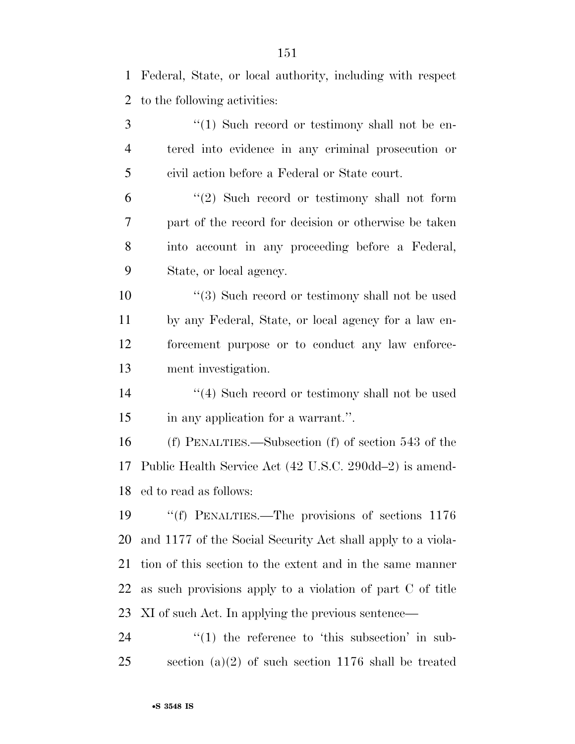Federal, State, or local authority, including with respect to the following activities:

"(1) Such record or testimony shall not be entered into evidence in any criminal prosecution or civil action before a Federal or State court.

"(2) Such record or testimony shall not form part of the record for decision or otherwise be taken into account in any proceeding before a Federal, State, or local agency.

"(3) Such record or testimony shall not be used by any Federal, State, or local agency for a law enforcement purpose or to conduct any law enforcement investigation.

"(4) Such record or testimony shall not be used in any application for a warrant.".

(f) PENALTIES.—Subsection (f) of section 543 of the Public Health Service Act (42 U.S.C. 290dd–2) is amended to read as follows:

"(f) PENALTIES.—The provisions of sections 1176 and 1177 of the Social Security Act shall apply to a violation of this section to the extent and in the same manner as such provisions apply to a violation of part C of title XI of such Act. In applying the previous sentence—

"(1) the reference to 'this subsection' in subsection (a)(2) of such section 1176 shall be treated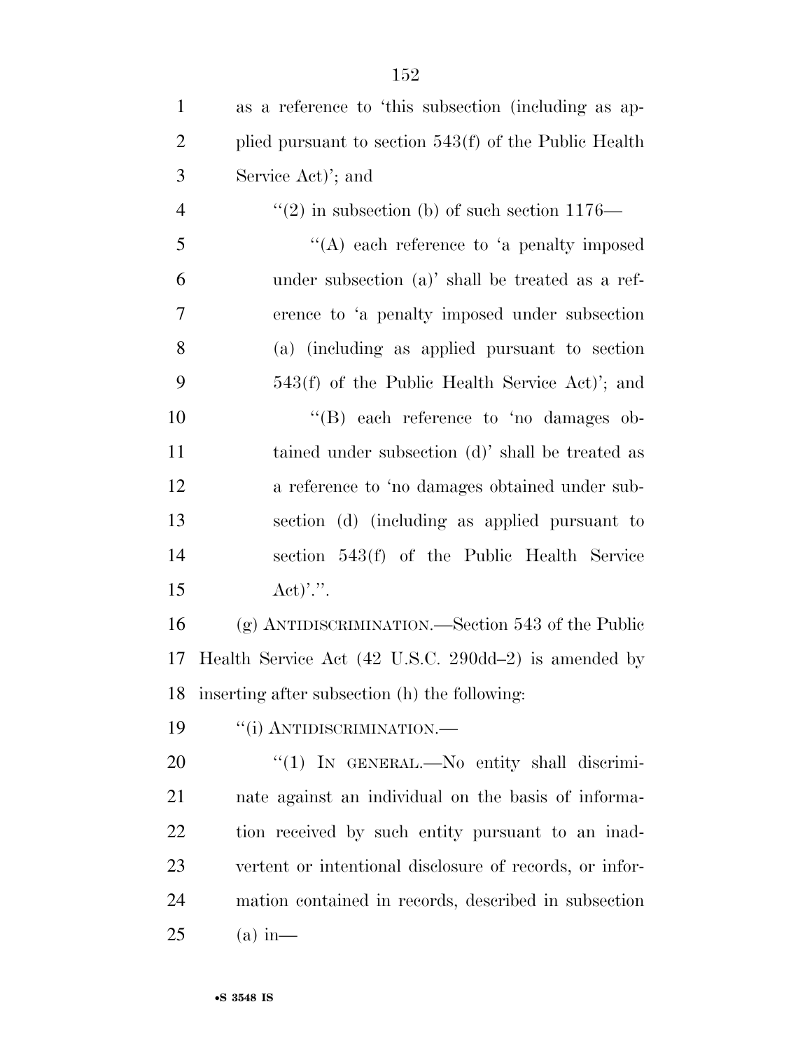as a reference to 'this subsection (including as applied pursuant to section 543(f) of the Public Health Service Act)'; and

"(2) in subsection (b) of such section 1176—

"(A) each reference to 'a penalty imposed under subsection (a)' shall be treated as a reference to 'a penalty imposed under subsection (a) (including as applied pursuant to section 543(f) of the Public Health Service Act)'; and

"(B) each reference to 'no damages obtained under subsection (d)' shall be treated as a reference to 'no damages obtained under subsection (d) (including as applied pursuant to section 543(f) of the Public Health Service Act)'.".

(g) ANTIDISCRIMINATION.—Section 543 of the Public Health Service Act (42 U.S.C. 290dd–2) is amended by inserting after subsection (h) the following:

"(i) ANTIDISCRIMINATION.—

"(1) IN GENERAL.—No entity shall discriminate against an individual on the basis of information received by such entity pursuant to an inadvertent or intentional disclosure of records, or information contained in records, described in subsection (a) in—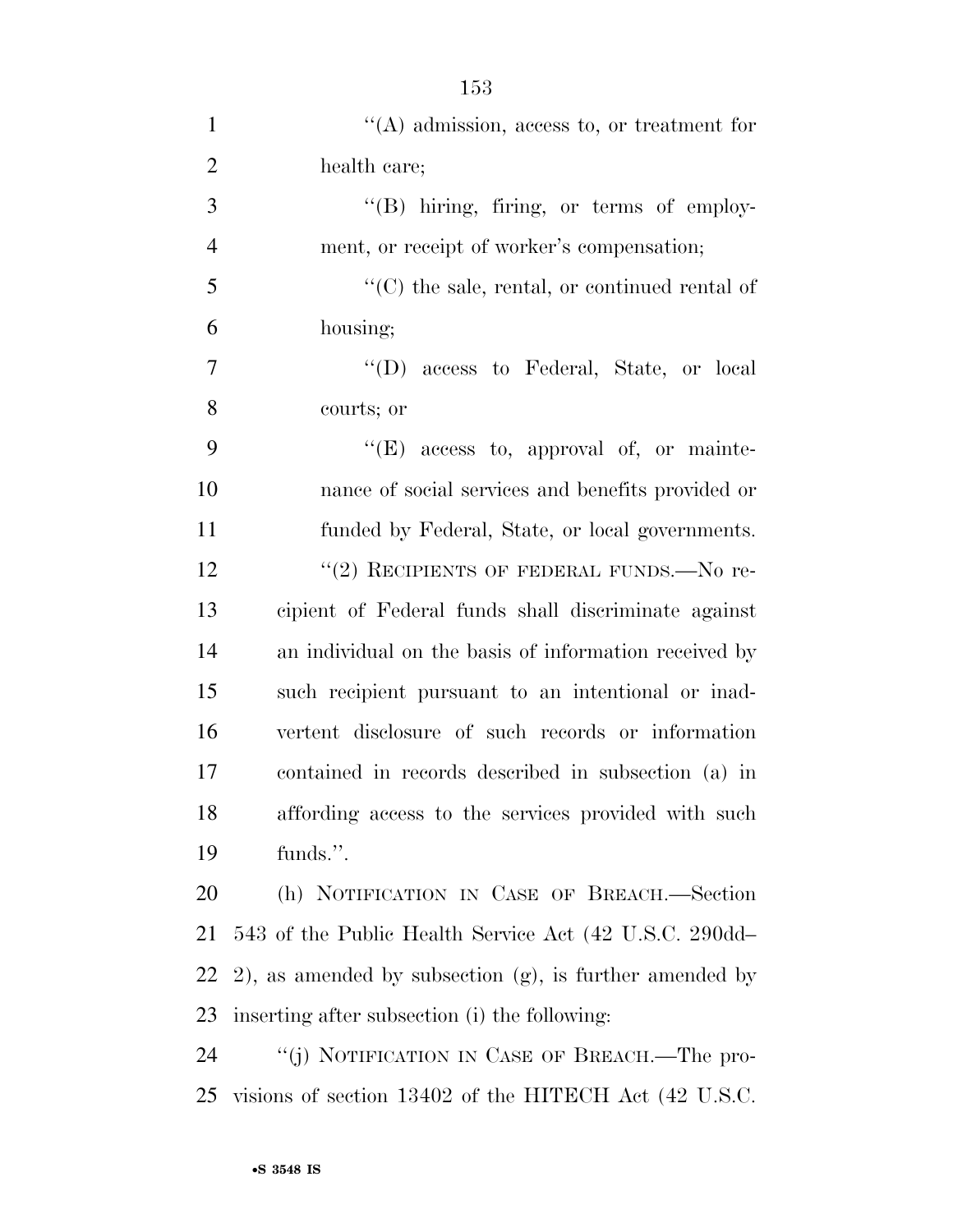"(A) admission, access to, or treatment for health care;

"(B) hiring, firing, or terms of employment, or receipt of worker's compensation;

"(C) the sale, rental, or continued rental of housing;

"(D) access to Federal, State, or local courts; or

"(E) access to, approval of, or maintenance of social services and benefits provided or funded by Federal, State, or local governments.

"(2) RECIPIENTS OF FEDERAL FUNDS.—No recipient of Federal funds shall discriminate against an individual on the basis of information received by such recipient pursuant to an intentional or inadvertent disclosure of such records or information contained in records described in subsection (a) in affording access to the services provided with such funds.".

(h) NOTIFICATION IN CASE OF BREACH.—Section 543 of the Public Health Service Act (42 U.S.C. 290dd–2), as amended by subsection (g), is further amended by inserting after subsection (i) the following:

"(j) NOTIFICATION IN CASE OF BREACH.—The provisions of section 13402 of the HITECH Act (42 U.S.C.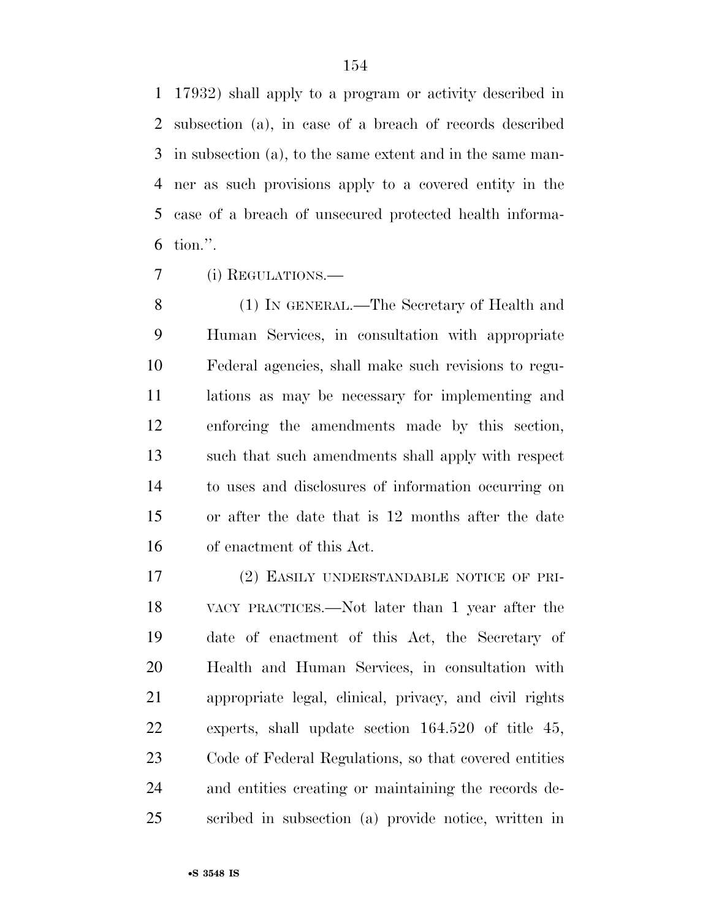17932) shall apply to a program or activity described in subsection (a), in case of a breach of records described in subsection (a), to the same extent and in the same manner as such provisions apply to a covered entity in the case of a breach of unsecured protected health information.''.

(i) REGULATIONS.—

(1) IN GENERAL.—The Secretary of Health and Human Services, in consultation with appropriate Federal agencies, shall make such revisions to regulations as may be necessary for implementing and enforcing the amendments made by this section, such that such amendments shall apply with respect to uses and disclosures of information occurring on or after the date that is 12 months after the date of enactment of this Act.

(2) EASILY UNDERSTANDABLE NOTICE OF PRIVACY PRACTICES.—Not later than 1 year after the date of enactment of this Act, the Secretary of Health and Human Services, in consultation with appropriate legal, clinical, privacy, and civil rights experts, shall update section 164.520 of title 45, Code of Federal Regulations, so that covered entities and entities creating or maintaining the records described in subsection (a) provide notice, written in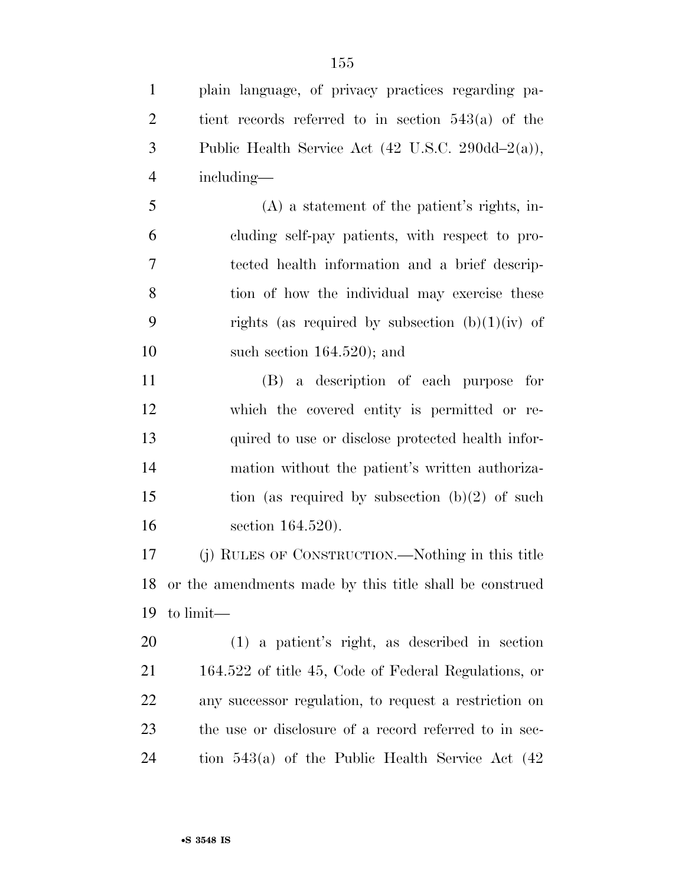plain language, of privacy practices regarding patient records referred to in section 543(a) of the Public Health Service Act (42 U.S.C. 290dd–2(a)), including—

(A) a statement of the patient's rights, including self-pay patients, with respect to protected health information and a brief description of how the individual may exercise these rights (as required by subsection (b)(1)(iv) of such section 164.520); and

(B) a description of each purpose for which the covered entity is permitted or required to use or disclose protected health information without the patient's written authorization (as required by subsection (b)(2) of such section 164.520).

(j) RULES OF CONSTRUCTION.—Nothing in this title or the amendments made by this title shall be construed to limit—

(1) a patient's right, as described in section 164.522 of title 45, Code of Federal Regulations, or any successor regulation, to request a restriction on the use or disclosure of a record referred to in section 543(a) of the Public Health Service Act (42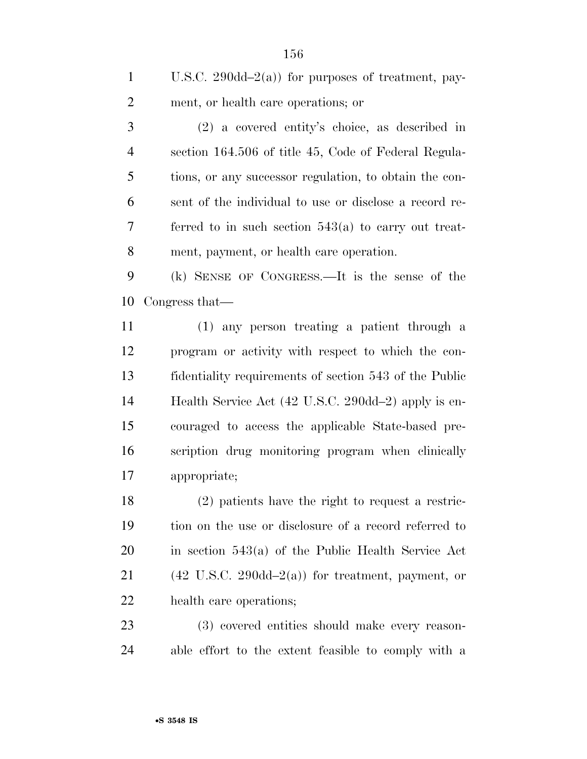U.S.C. 290dd–2(a)) for purposes of treatment, payment, or health care operations; or

(2) a covered entity's choice, as described in section 164.506 of title 45, Code of Federal Regulations, or any successor regulation, to obtain the consent of the individual to use or disclose a record referred to in such section 543(a) to carry out treatment, payment, or health care operation.

(k) SENSE OF CONGRESS.—It is the sense of the Congress that—

(1) any person treating a patient through a program or activity with respect to which the confidentiality requirements of section 543 of the Public Health Service Act (42 U.S.C. 290dd–2) apply is encouraged to access the applicable State-based prescription drug monitoring program when clinically appropriate;

(2) patients have the right to request a restriction on the use or disclosure of a record referred to in section 543(a) of the Public Health Service Act (42 U.S.C. 290dd–2(a)) for treatment, payment, or health care operations;

(3) covered entities should make every reasonable effort to the extent feasible to comply with a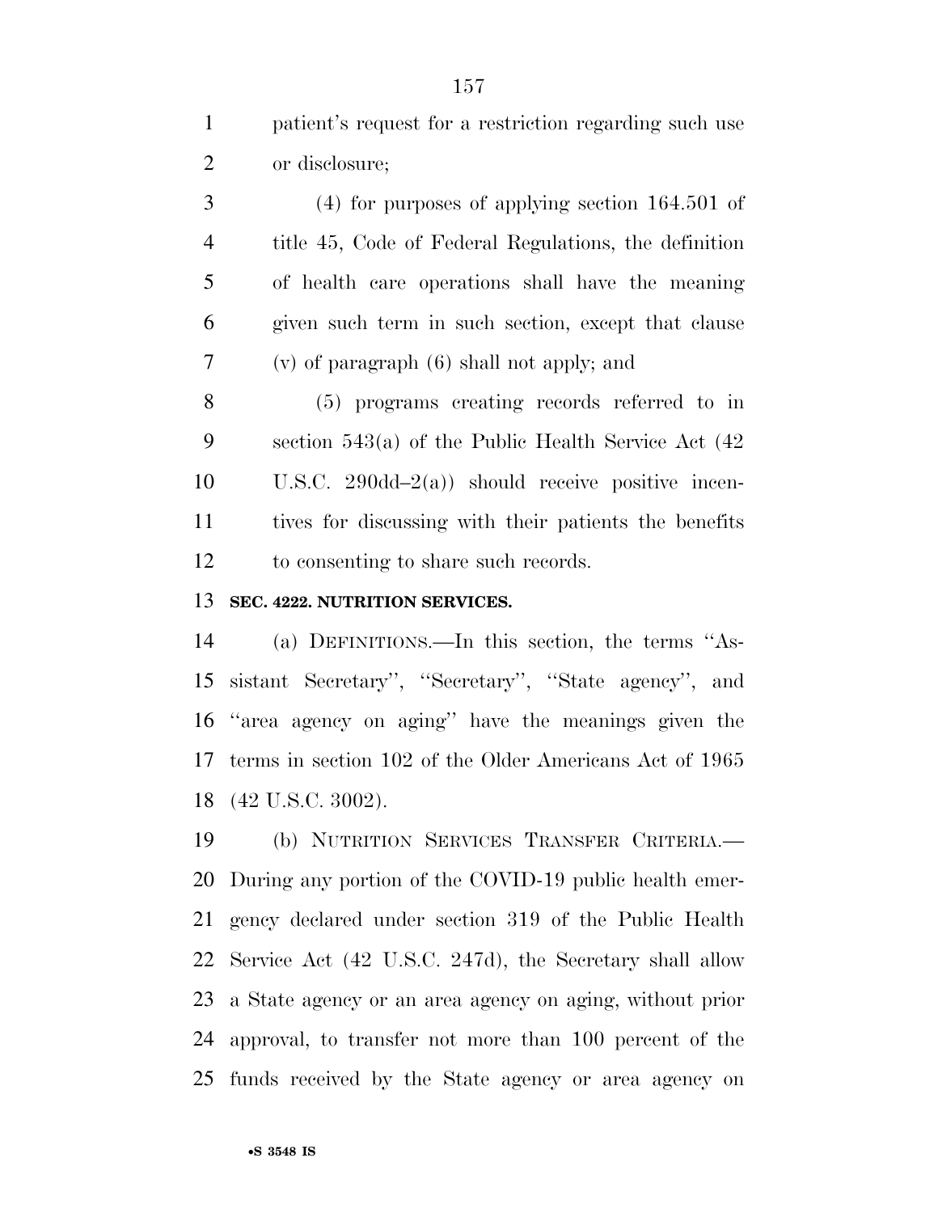patient's request for a restriction regarding such use or disclosure;

(4) for purposes of applying section 164.501 of title 45, Code of Federal Regulations, the definition of health care operations shall have the meaning given such term in such section, except that clause (v) of paragraph (6) shall not apply; and

(5) programs creating records referred to in section 543(a) of the Public Health Service Act (42 U.S.C. 290dd–2(a)) should receive positive incentives for discussing with their patients the benefits to consenting to share such records.

**SEC. 4222. NUTRITION SERVICES.**

(a) DEFINITIONS.—In this section, the terms "Assistant Secretary", "Secretary", "State agency", and "area agency on aging" have the meanings given the terms in section 102 of the Older Americans Act of 1965 (42 U.S.C. 3002).

(b) NUTRITION SERVICES TRANSFER CRITERIA.—During any portion of the COVID-19 public health emergency declared under section 319 of the Public Health Service Act (42 U.S.C. 247d), the Secretary shall allow a State agency or an area agency on aging, without prior approval, to transfer not more than 100 percent of the funds received by the State agency or area agency on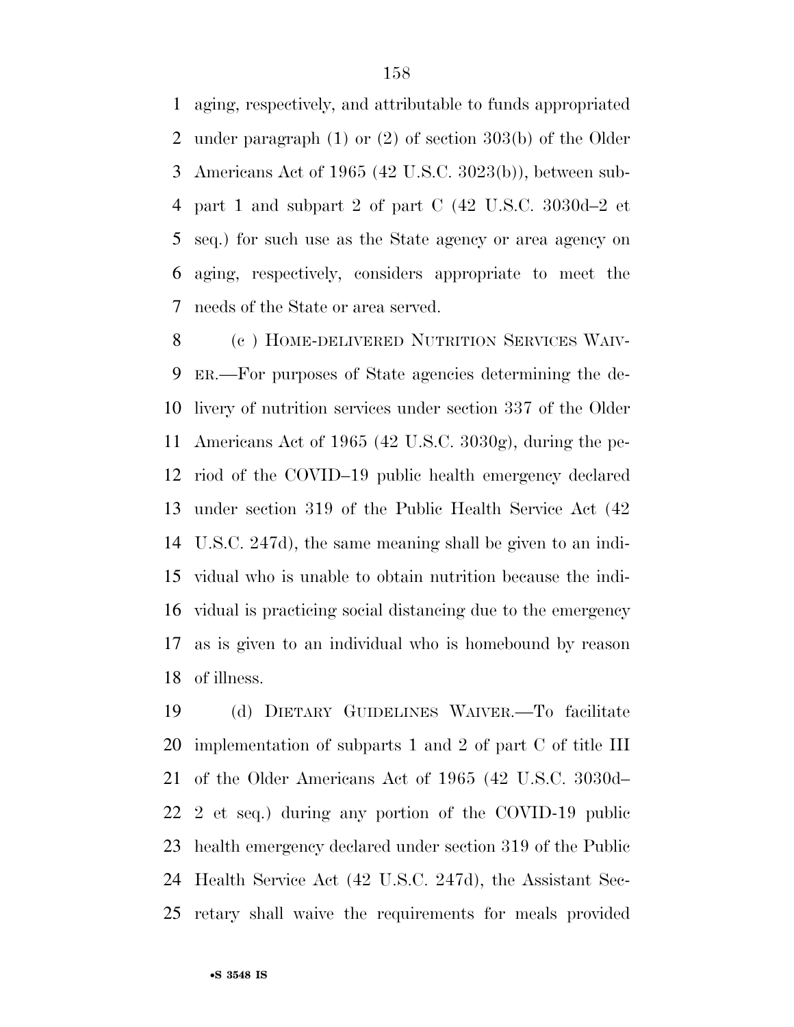aging, respectively, and attributable to funds appropriated under paragraph (1) or (2) of section 303(b) of the Older Americans Act of 1965 (42 U.S.C. 3023(b)), between subpart 1 and subpart 2 of part C (42 U.S.C. 3030d–2 et seq.) for such use as the State agency or area agency on aging, respectively, considers appropriate to meet the needs of the State or area served.

(c ) HOME-DELIVERED NUTRITION SERVICES WAIVER.—For purposes of State agencies determining the delivery of nutrition services under section 337 of the Older Americans Act of 1965 (42 U.S.C. 3030g), during the period of the COVID–19 public health emergency declared under section 319 of the Public Health Service Act (42 U.S.C. 247d), the same meaning shall be given to an individual who is unable to obtain nutrition because the individual is practicing social distancing due to the emergency as is given to an individual who is homebound by reason of illness.

(d) DIETARY GUIDELINES WAIVER.—To facilitate implementation of subparts 1 and 2 of part C of title III of the Older Americans Act of 1965 (42 U.S.C. 3030d–2 et seq.) during any portion of the COVID-19 public health emergency declared under section 319 of the Public Health Service Act (42 U.S.C. 247d), the Assistant Secretary shall waive the requirements for meals provided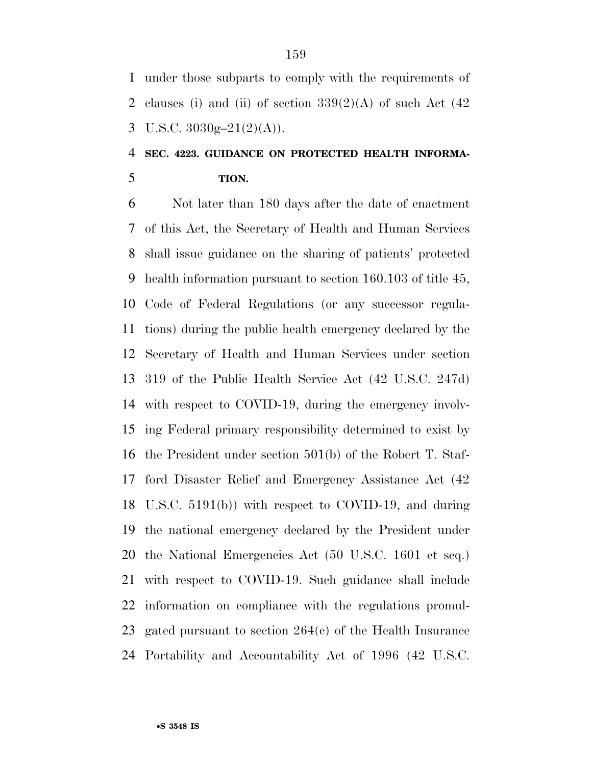under those subparts to comply with the requirements of clauses (i) and (ii) of section 339(2)(A) of such Act (42 U.S.C. 3030g–21(2)(A)).

### SEC. 4223. GUIDANCE ON PROTECTED HEALTH INFORMATION.

Not later than 180 days after the date of enactment of this Act, the Secretary of Health and Human Services shall issue guidance on the sharing of patients' protected health information pursuant to section 160.103 of title 45, Code of Federal Regulations (or any successor regulations) during the public health emergency declared by the Secretary of Health and Human Services under section 319 of the Public Health Service Act (42 U.S.C. 247d) with respect to COVID-19, during the emergency involving Federal primary responsibility determined to exist by the President under section 501(b) of the Robert T. Stafford Disaster Relief and Emergency Assistance Act (42 U.S.C. 5191(b)) with respect to COVID-19, and during the national emergency declared by the President under the National Emergencies Act (50 U.S.C. 1601 et seq.) with respect to COVID-19. Such guidance shall include information on compliance with the regulations promulgated pursuant to section 264(c) of the Health Insurance Portability and Accountability Act of 1996 (42 U.S.C.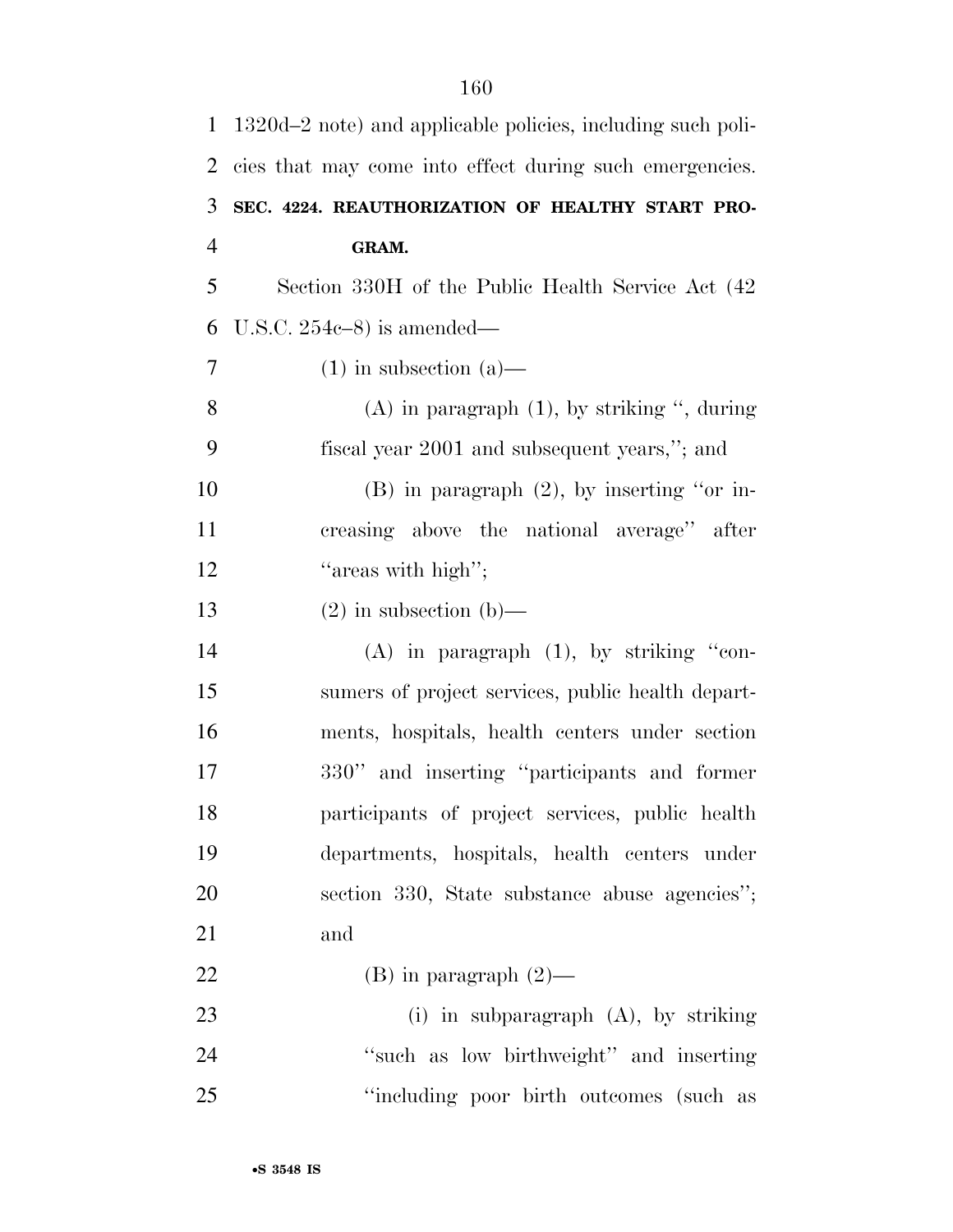1320d–2 note) and applicable policies, including such policies that may come into effect during such emergencies.

**SEC. 4224. REAUTHORIZATION OF HEALTHY START PROGRAM.**

Section 330H of the Public Health Service Act (42 U.S.C. 254c–8) is amended—

(1) in subsection (a)—

(A) in paragraph (1), by striking ", during fiscal year 2001 and subsequent years,"; and

(B) in paragraph (2), by inserting "or increasing above the national average" after "areas with high";

(2) in subsection (b)—

(A) in paragraph (1), by striking "consumers of project services, public health departments, hospitals, health centers under section 330" and inserting "participants and former participants of project services, public health departments, hospitals, health centers under section 330, State substance abuse agencies"; and

(B) in paragraph (2)—

(i) in subparagraph (A), by striking "such as low birthweight" and inserting "including poor birth outcomes (such as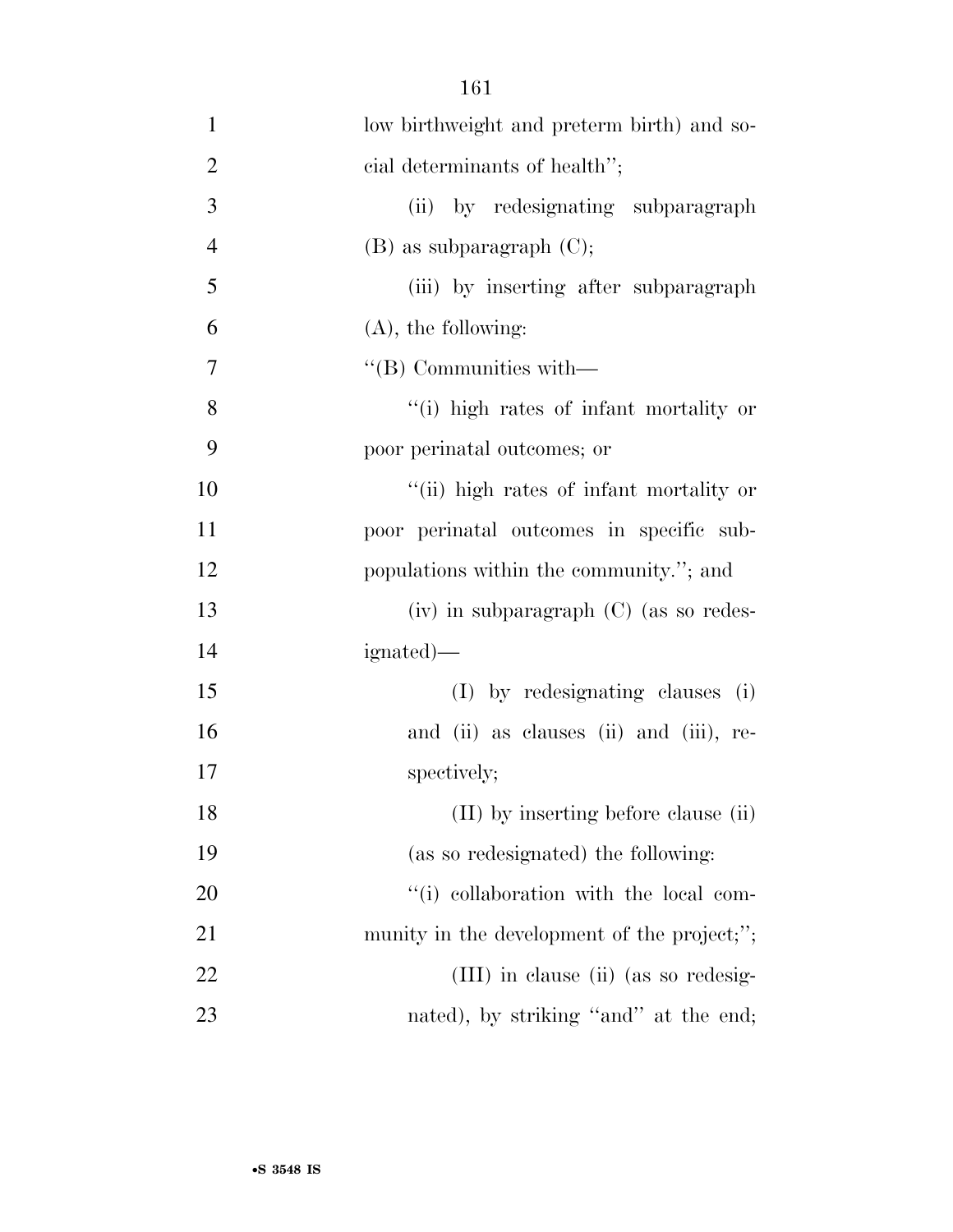low birthweight and preterm birth) and social determinants of health'';

(ii) by redesignating subparagraph (B) as subparagraph (C);

(iii) by inserting after subparagraph (A), the following:

''(B) Communities with—

''(i) high rates of infant mortality or poor perinatal outcomes; or

''(ii) high rates of infant mortality or poor perinatal outcomes in specific subpopulations within the community.''; and

(iv) in subparagraph (C) (as so redesignated)—

(I) by redesignating clauses (i) and (ii) as clauses (ii) and (iii), respectively;

(II) by inserting before clause (ii) (as so redesignated) the following:

''(i) collaboration with the local community in the development of the project;'';

(III) in clause (ii) (as so redesignated), by striking ''and'' at the end;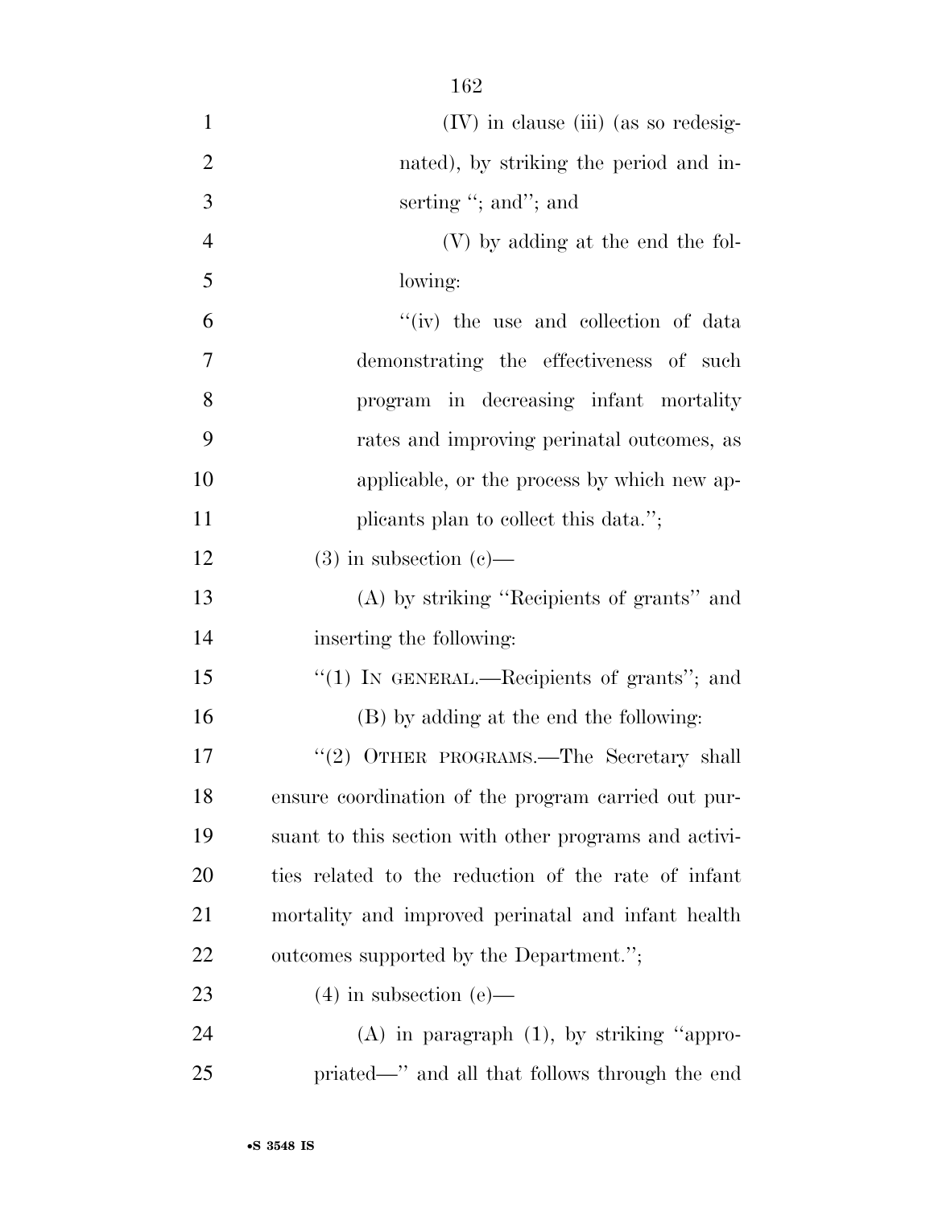(IV) in clause (iii) (as so redesignated), by striking the period and inserting "; and"; and

(V) by adding at the end the following:

"(iv) the use and collection of data demonstrating the effectiveness of such program in decreasing infant mortality rates and improving perinatal outcomes, as applicable, or the process by which new applicants plan to collect this data.";

(3) in subsection (c)—

(A) by striking "Recipients of grants" and inserting the following:

"(1) IN GENERAL.—Recipients of grants"; and

(B) by adding at the end the following:

"(2) OTHER PROGRAMS.—The Secretary shall ensure coordination of the program carried out pursuant to this section with other programs and activities related to the reduction of the rate of infant mortality and improved perinatal and infant health outcomes supported by the Department.";

(4) in subsection (e)—

(A) in paragraph (1), by striking "appropriated—" and all that follows through the end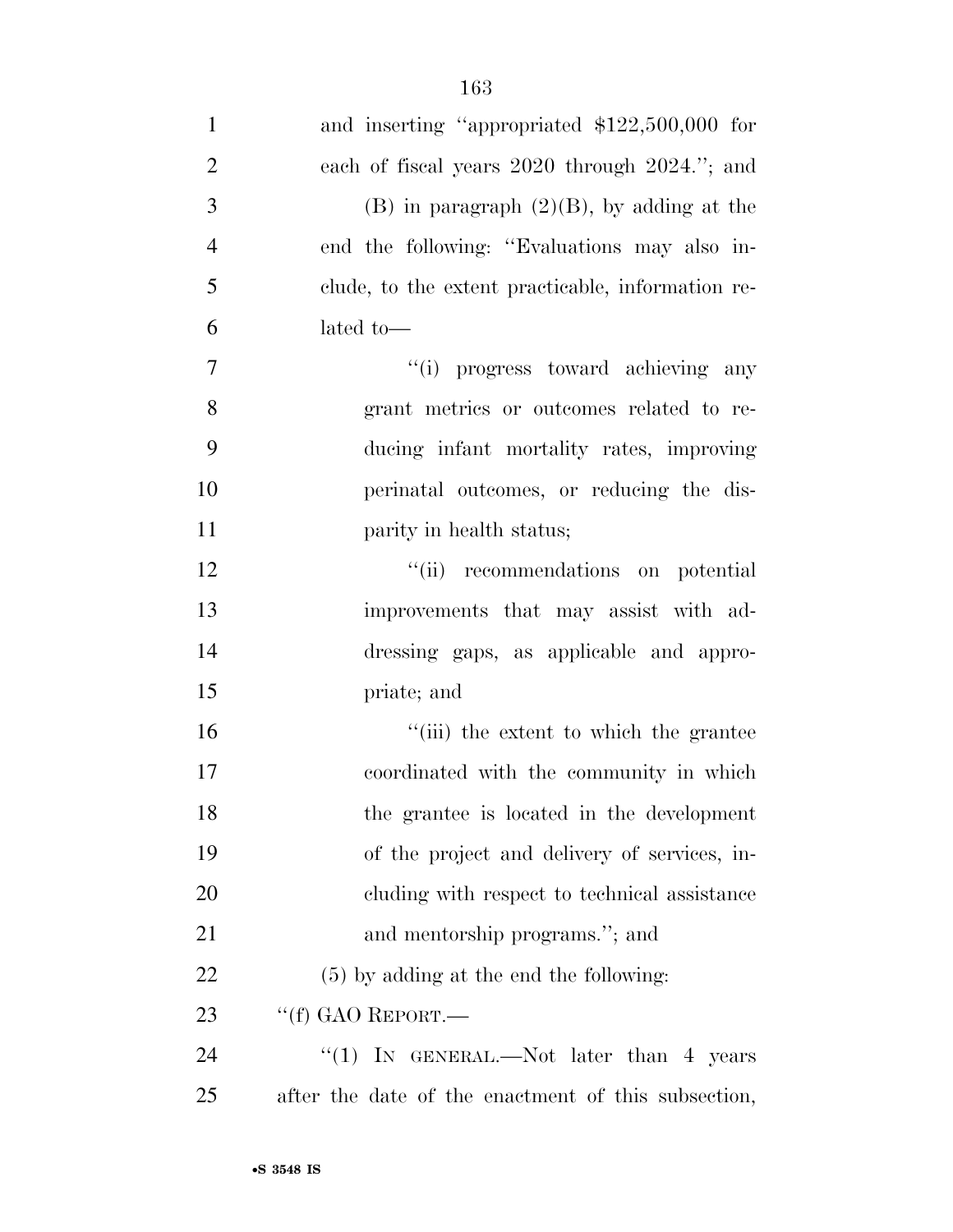and inserting "appropriated $122,500,000 for each of fiscal years 2020 through 2024."; and

(B) in paragraph (2)(B), by adding at the end the following: "Evaluations may also include, to the extent practicable, information related to—

"(i) progress toward achieving any grant metrics or outcomes related to reducing infant mortality rates, improving perinatal outcomes, or reducing the disparity in health status;

"(ii) recommendations on potential improvements that may assist with addressing gaps, as applicable and appropriate; and

"(iii) the extent to which the grantee coordinated with the community in which the grantee is located in the development of the project and delivery of services, including with respect to technical assistance and mentorship programs."; and

(5) by adding at the end the following:

"(f) GAO REPORT.—

"(1) IN GENERAL.—Not later than 4 years after the date of the enactment of this subsection,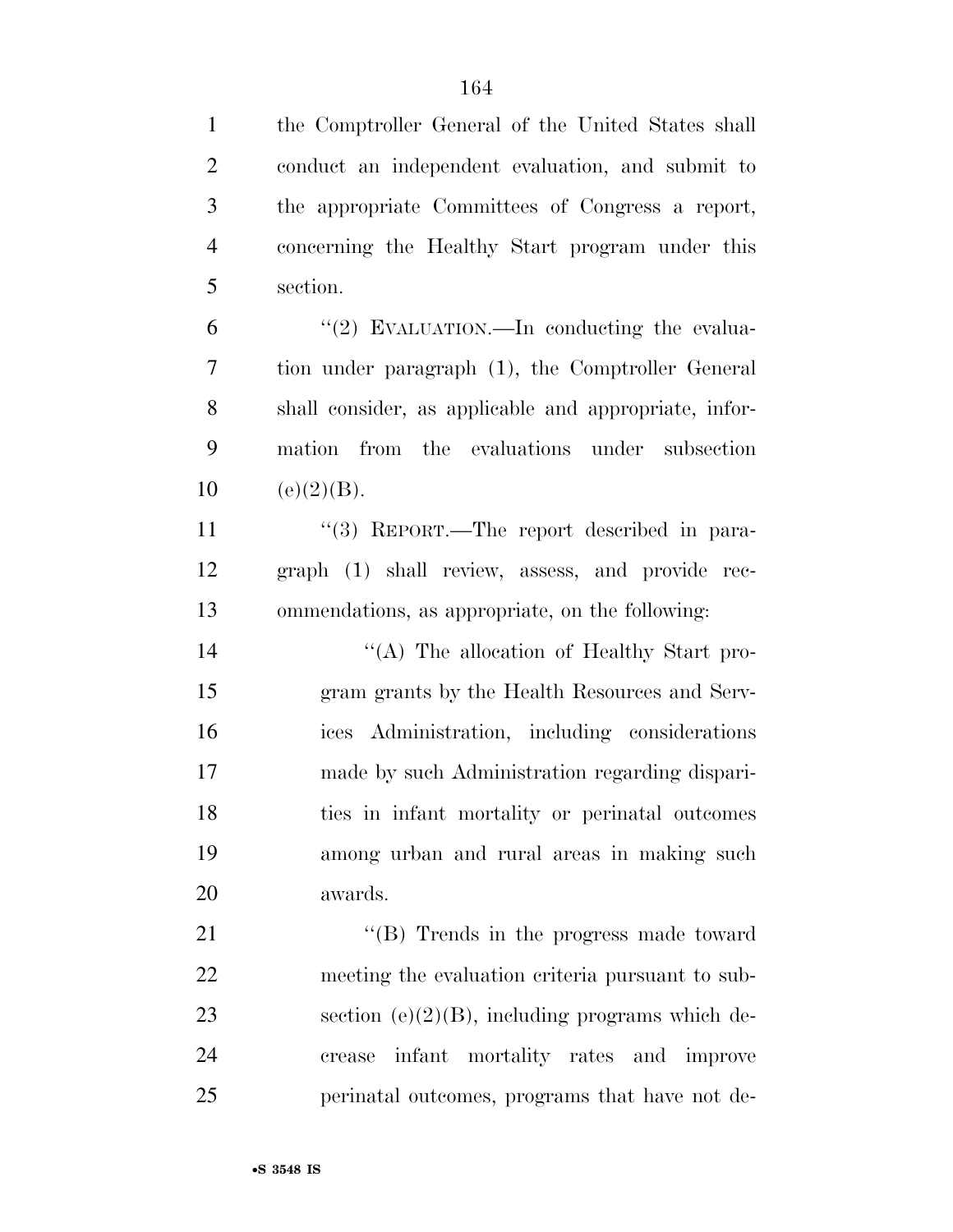the Comptroller General of the United States shall conduct an independent evaluation, and submit to the appropriate Committees of Congress a report, concerning the Healthy Start program under this section.

''(2) EVALUATION.—In conducting the evaluation under paragraph (1), the Comptroller General shall consider, as applicable and appropriate, information from the evaluations under subsection (e)(2)(B).

''(3) REPORT.—The report described in paragraph (1) shall review, assess, and provide recommendations, as appropriate, on the following:

''(A) The allocation of Healthy Start program grants by the Health Resources and Services Administration, including considerations made by such Administration regarding disparities in infant mortality or perinatal outcomes among urban and rural areas in making such awards.

''(B) Trends in the progress made toward meeting the evaluation criteria pursuant to subsection (e)(2)(B), including programs which decrease infant mortality rates and improve perinatal outcomes, programs that have not de-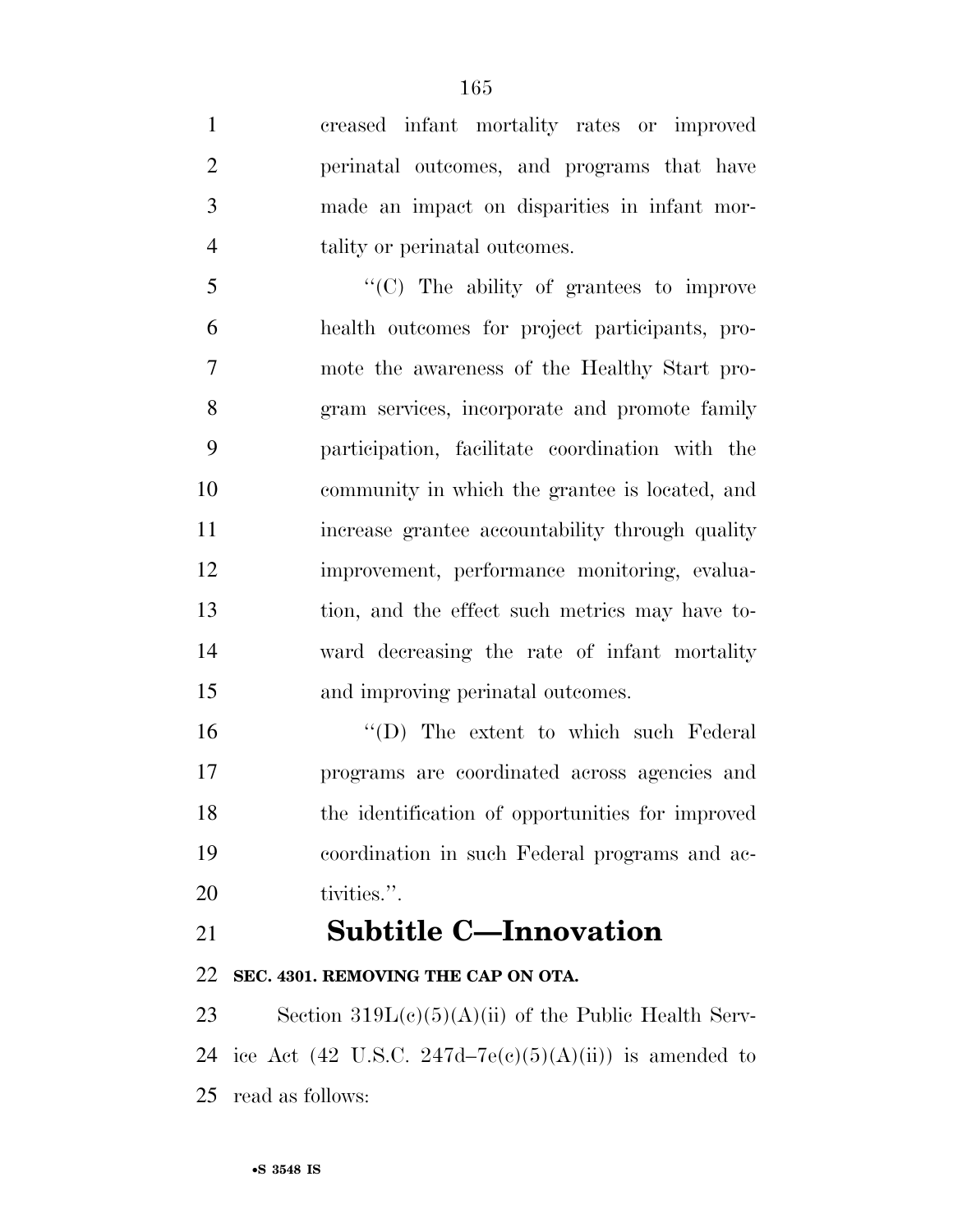creased infant mortality rates or improved perinatal outcomes, and programs that have made an impact on disparities in infant mortality or perinatal outcomes.

"(C) The ability of grantees to improve health outcomes for project participants, promote the awareness of the Healthy Start program services, incorporate and promote family participation, facilitate coordination with the community in which the grantee is located, and increase grantee accountability through quality improvement, performance monitoring, evaluation, and the effect such metrics may have toward decreasing the rate of infant mortality and improving perinatal outcomes.

"(D) The extent to which such Federal programs are coordinated across agencies and the identification of opportunities for improved coordination in such Federal programs and activities.".

## Subtitle C—Innovation

**SEC. 4301. REMOVING THE CAP ON OTA.**

Section 319L(c)(5)(A)(ii) of the Public Health Service Act (42 U.S.C. 247d–7e(c)(5)(A)(ii)) is amended to read as follows: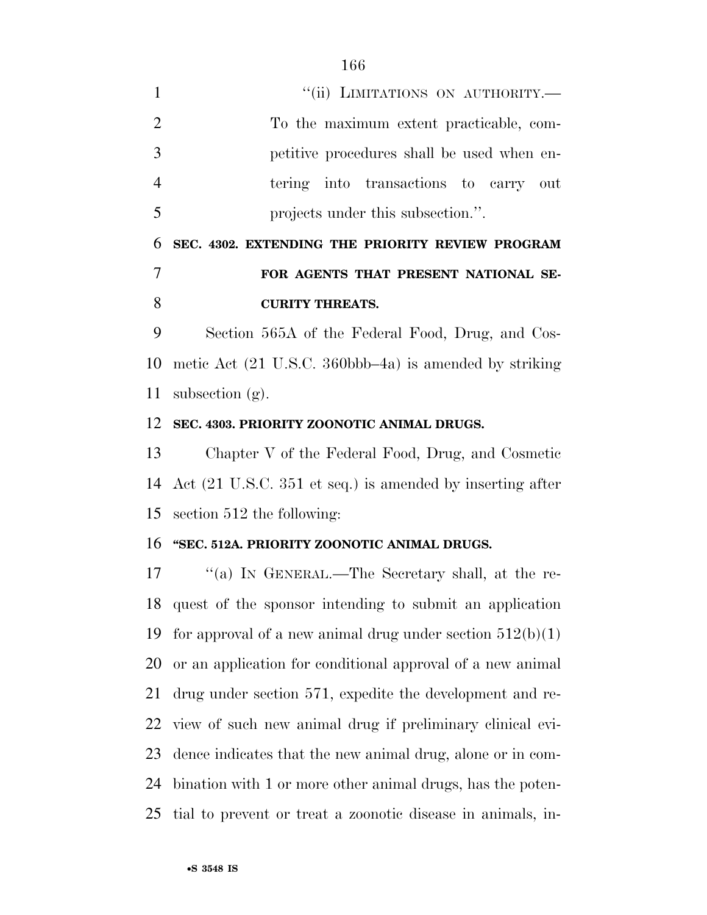"(ii) LIMITATIONS ON AUTHORITY.—To the maximum extent practicable, competitive procedures shall be used when entering into transactions to carry out projects under this subsection.".

**SEC. 4302. EXTENDING THE PRIORITY REVIEW PROGRAM FOR AGENTS THAT PRESENT NATIONAL SECURITY THREATS.**

Section 565A of the Federal Food, Drug, and Cosmetic Act (21 U.S.C. 360bbb–4a) is amended by striking subsection (g).

**SEC. 4303. PRIORITY ZOONOTIC ANIMAL DRUGS.**

Chapter V of the Federal Food, Drug, and Cosmetic Act (21 U.S.C. 351 et seq.) is amended by inserting after section 512 the following:

**"SEC. 512A. PRIORITY ZOONOTIC ANIMAL DRUGS.**

"(a) IN GENERAL.—The Secretary shall, at the request of the sponsor intending to submit an application for approval of a new animal drug under section 512(b)(1) or an application for conditional approval of a new animal drug under section 571, expedite the development and review of such new animal drug if preliminary clinical evidence indicates that the new animal drug, alone or in combination with 1 or more other animal drugs, has the potential to prevent or treat a zoonotic disease in animals, in-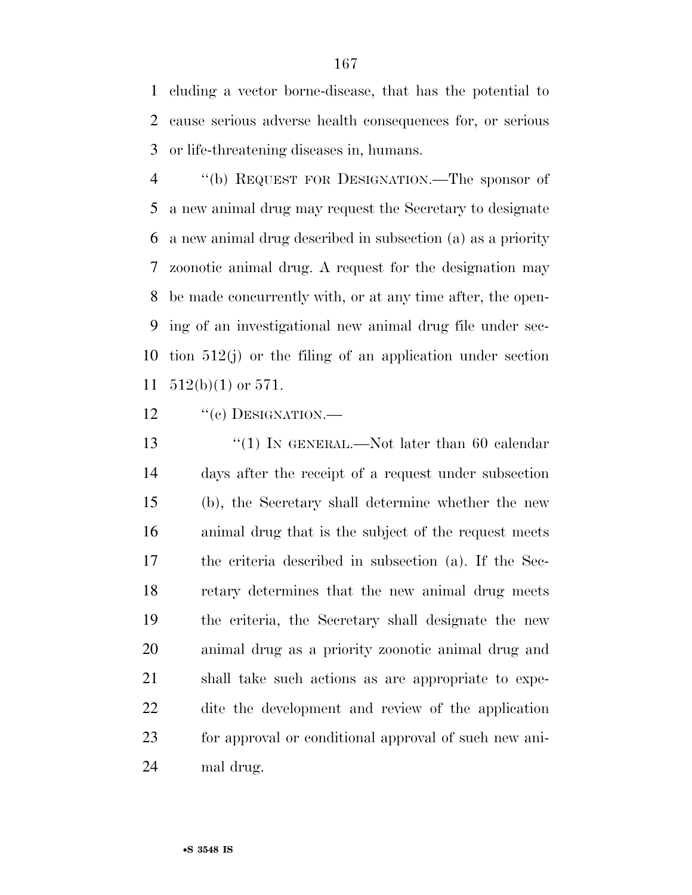cluding a vector borne-disease, that has the potential to cause serious adverse health consequences for, or serious or life-threatening diseases in, humans.

''(b) REQUEST FOR DESIGNATION.—The sponsor of a new animal drug may request the Secretary to designate a new animal drug described in subsection (a) as a priority zoonotic animal drug. A request for the designation may be made concurrently with, or at any time after, the opening of an investigational new animal drug file under section 512(j) or the filing of an application under section 512(b)(1) or 571.

''(c) DESIGNATION.—

''(1) IN GENERAL.—Not later than 60 calendar days after the receipt of a request under subsection (b), the Secretary shall determine whether the new animal drug that is the subject of the request meets the criteria described in subsection (a). If the Secretary determines that the new animal drug meets the criteria, the Secretary shall designate the new animal drug as a priority zoonotic animal drug and shall take such actions as are appropriate to expedite the development and review of the application for approval or conditional approval of such new animal drug.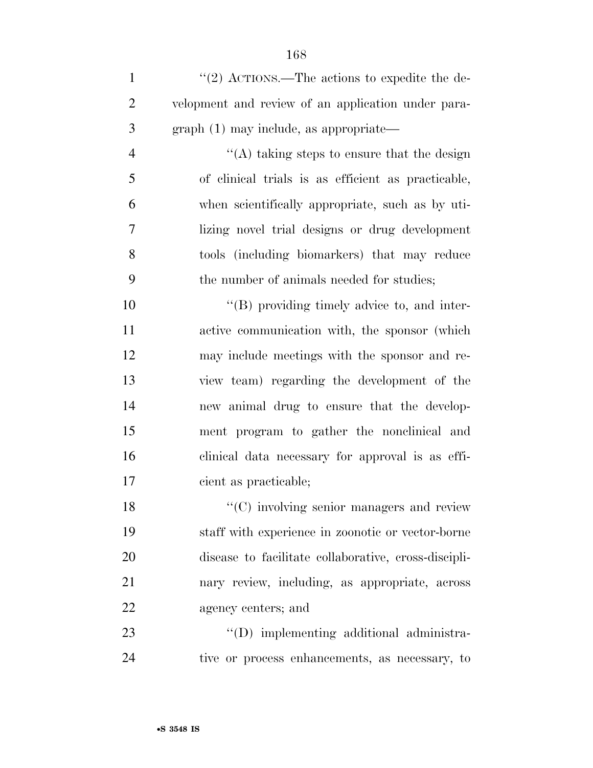''(2) ACTIONS.—The actions to expedite the development and review of an application under paragraph (1) may include, as appropriate—

''(A) taking steps to ensure that the design of clinical trials is as efficient as practicable, when scientifically appropriate, such as by utilizing novel trial designs or drug development tools (including biomarkers) that may reduce the number of animals needed for studies;

''(B) providing timely advice to, and interactive communication with, the sponsor (which may include meetings with the sponsor and review team) regarding the development of the new animal drug to ensure that the development program to gather the nonclinical and clinical data necessary for approval is as efficient as practicable;

''(C) involving senior managers and review staff with experience in zoonotic or vector-borne disease to facilitate collaborative, cross-disciplinary review, including, as appropriate, across agency centers; and

''(D) implementing additional administrative or process enhancements, as necessary, to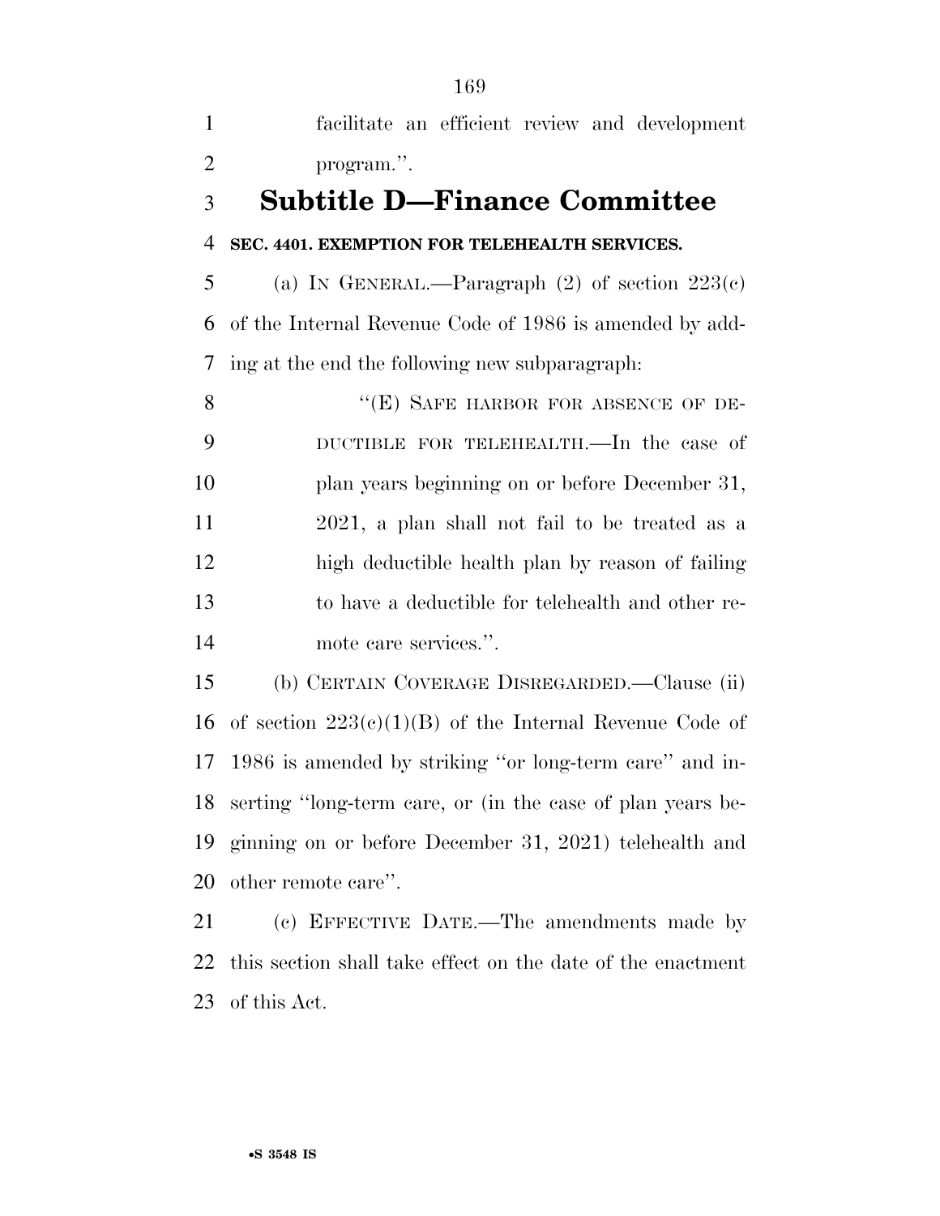facilitate an efficient review and development program.''.

## Subtitle D—Finance Committee

**SEC. 4401. EXEMPTION FOR TELEHEALTH SERVICES.**

(a) IN GENERAL.—Paragraph (2) of section 223(c) of the Internal Revenue Code of 1986 is amended by adding at the end the following new subparagraph:

> ''(E) SAFE HARBOR FOR ABSENCE OF DEDUCTIBLE FOR TELEHEALTH.—In the case of plan years beginning on or before December 31, 2021, a plan shall not fail to be treated as a high deductible health plan by reason of failing to have a deductible for telehealth and other remote care services.''.

(b) CERTAIN COVERAGE DISREGARDED.—Clause (ii) of section 223(c)(1)(B) of the Internal Revenue Code of 1986 is amended by striking ''or long-term care'' and inserting ''long-term care, or (in the case of plan years beginning on or before December 31, 2021) telehealth and other remote care''.

(c) EFFECTIVE DATE.—The amendments made by this section shall take effect on the date of the enactment of this Act.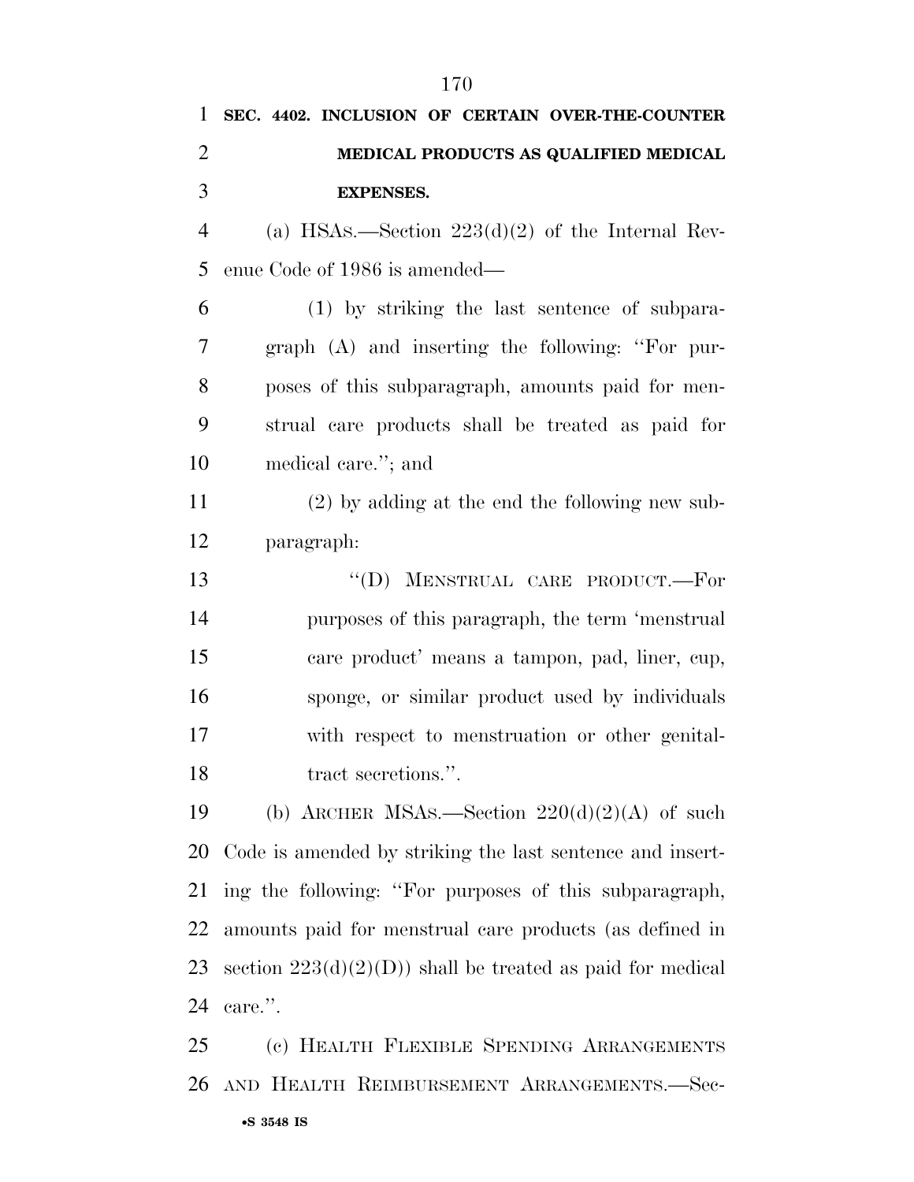**SEC. 4402. INCLUSION OF CERTAIN OVER-THE-COUNTER MEDICAL PRODUCTS AS QUALIFIED MEDICAL EXPENSES.**

(a) HSAs.—Section 223(d)(2) of the Internal Revenue Code of 1986 is amended—

(1) by striking the last sentence of subparagraph (A) and inserting the following: ''For purposes of this subparagraph, amounts paid for menstrual care products shall be treated as paid for medical care.''; and

(2) by adding at the end the following new subparagraph:

''(D) MENSTRUAL CARE PRODUCT.—For purposes of this paragraph, the term 'menstrual care product' means a tampon, pad, liner, cup, sponge, or similar product used by individuals with respect to menstruation or other genital-tract secretions.''.

(b) ARCHER MSAs.—Section 220(d)(2)(A) of such Code is amended by striking the last sentence and inserting the following: ''For purposes of this subparagraph, amounts paid for menstrual care products (as defined in section 223(d)(2)(D)) shall be treated as paid for medical care.''.

(c) HEALTH FLEXIBLE SPENDING ARRANGEMENTS AND HEALTH REIMBURSEMENT ARRANGEMENTS.—Sec-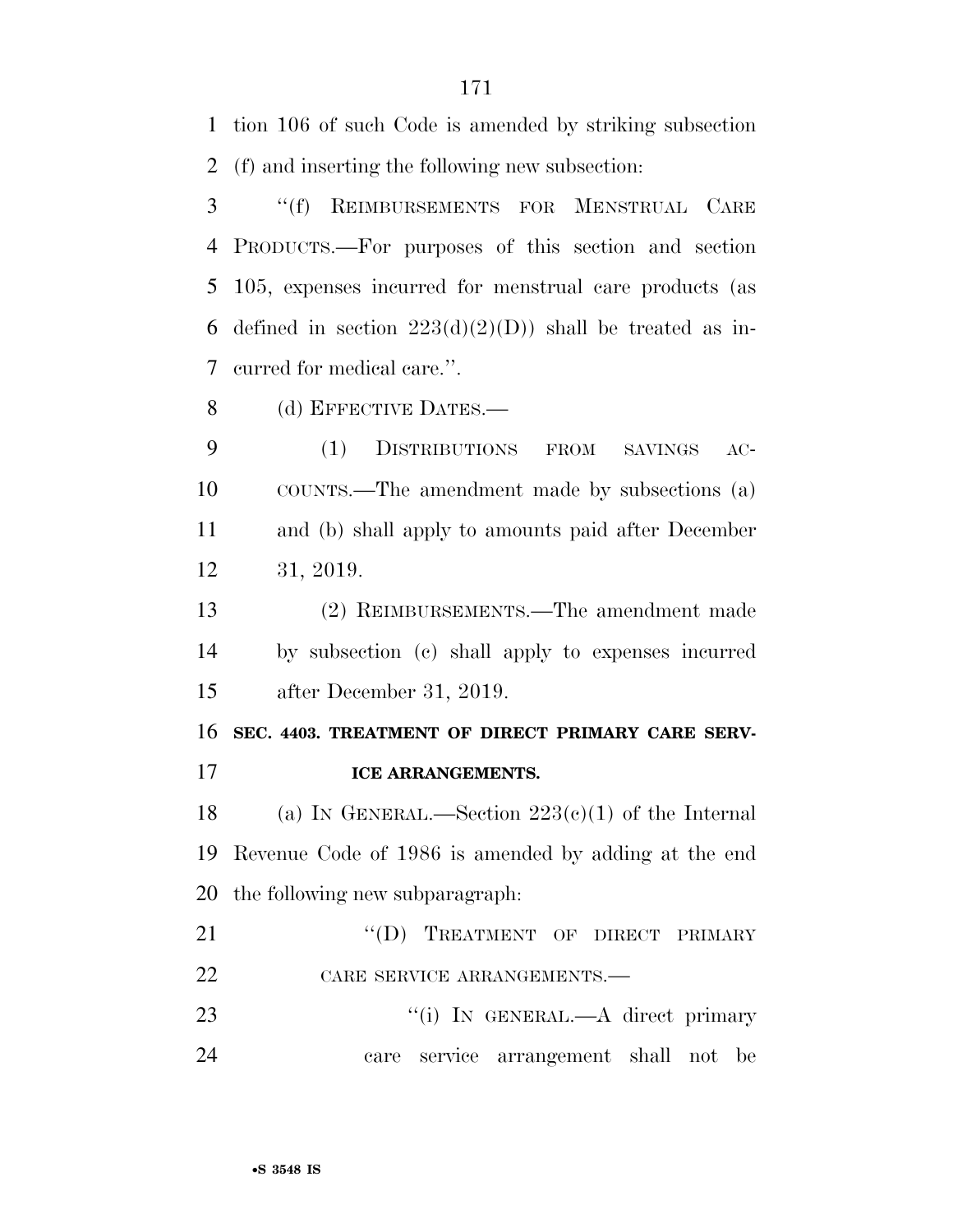tion 106 of such Code is amended by striking subsection (f) and inserting the following new subsection:

"(f) REIMBURSEMENTS FOR MENSTRUAL CARE PRODUCTS.—For purposes of this section and section 105, expenses incurred for menstrual care products (as defined in section 223(d)(2)(D)) shall be treated as incurred for medical care.".

(d) EFFECTIVE DATES.—

(1) DISTRIBUTIONS FROM SAVINGS ACCOUNTS.—The amendment made by subsections (a) and (b) shall apply to amounts paid after December 31, 2019.

(2) REIMBURSEMENTS.—The amendment made by subsection (c) shall apply to expenses incurred after December 31, 2019.

**SEC. 4403. TREATMENT OF DIRECT PRIMARY CARE SERVICE ARRANGEMENTS.**

(a) IN GENERAL.—Section 223(c)(1) of the Internal Revenue Code of 1986 is amended by adding at the end the following new subparagraph:

"(D) TREATMENT OF DIRECT PRIMARY CARE SERVICE ARRANGEMENTS.—

"(i) IN GENERAL.—A direct primary care service arrangement shall not be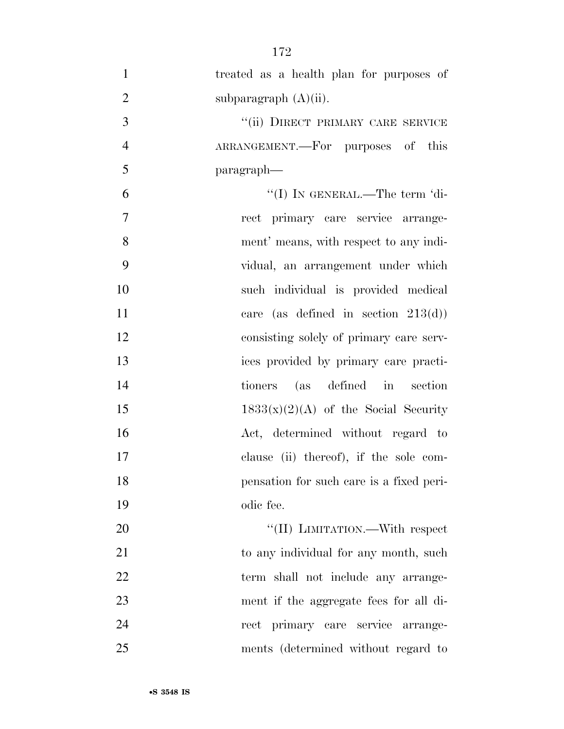treated as a health plan for purposes of subparagraph (A)(ii).

"(ii) DIRECT PRIMARY CARE SERVICE ARRANGEMENT.—For purposes of this paragraph—

"(I) IN GENERAL.—The term 'direct primary care service arrangement' means, with respect to any individual, an arrangement under which such individual is provided medical care (as defined in section 213(d)) consisting solely of primary care services provided by primary care practitioners (as defined in section 1833(x)(2)(A) of the Social Security Act, determined without regard to clause (ii) thereof), if the sole compensation for such care is a fixed periodic fee.

"(II) LIMITATION.—With respect to any individual for any month, such term shall not include any arrangement if the aggregate fees for all direct primary care service arrangements (determined without regard to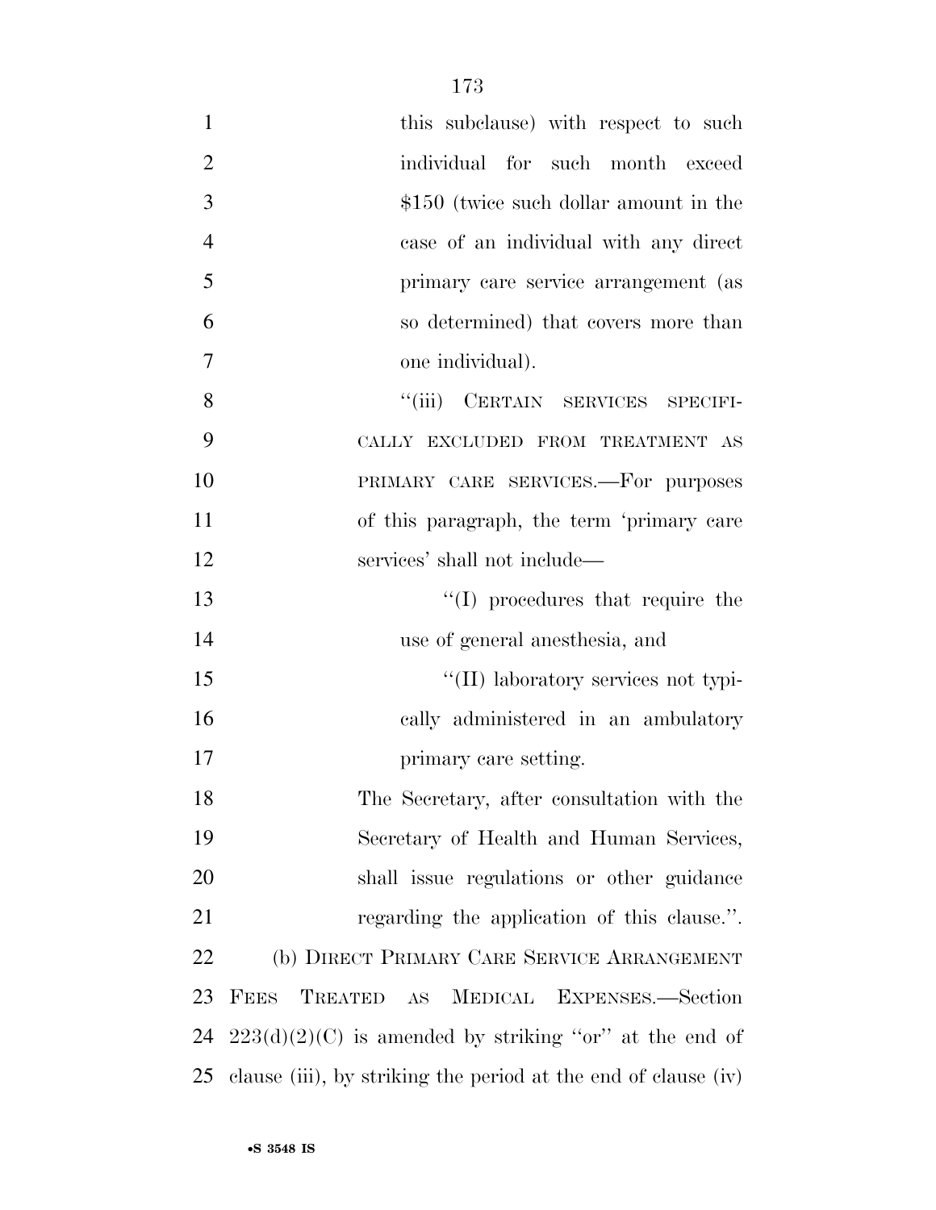this subclause) with respect to such individual for such month exceed $150 (twice such dollar amount in the case of an individual with any direct primary care service arrangement (as so determined) that covers more than one individual).

''(iii) CERTAIN SERVICES SPECIFICALLY EXCLUDED FROM TREATMENT AS PRIMARY CARE SERVICES.—For purposes of this paragraph, the term 'primary care services' shall not include—

''(I) procedures that require the use of general anesthesia, and

''(II) laboratory services not typically administered in an ambulatory primary care setting.

The Secretary, after consultation with the Secretary of Health and Human Services, shall issue regulations or other guidance regarding the application of this clause.''.

(b) DIRECT PRIMARY CARE SERVICE ARRANGEMENT FEES TREATED AS MEDICAL EXPENSES.—Section 223(d)(2)(C) is amended by striking ''or'' at the end of clause (iii), by striking the period at the end of clause (iv)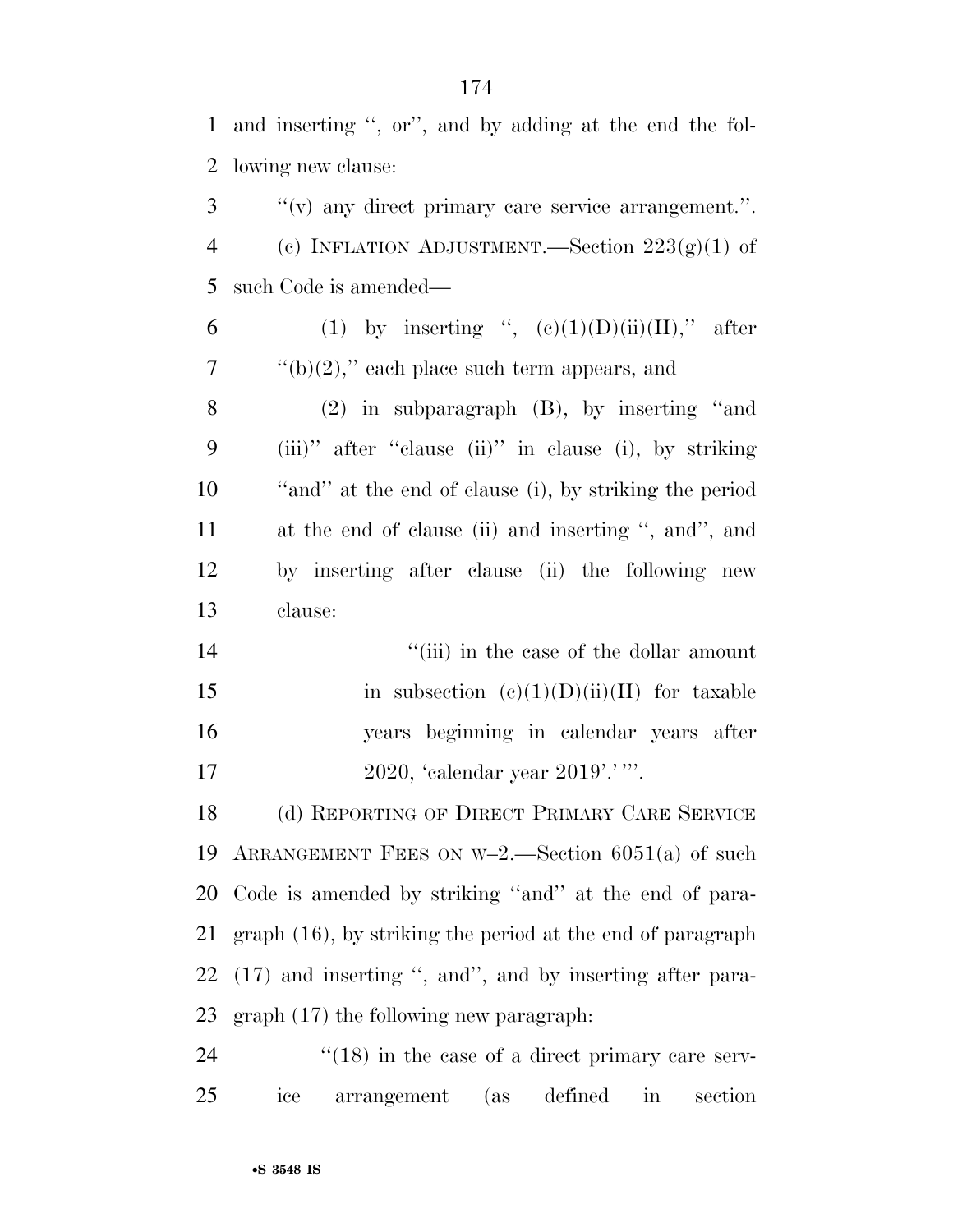and inserting ", or", and by adding at the end the following new clause:

"(v) any direct primary care service arrangement.".

(c) INFLATION ADJUSTMENT.—Section 223(g)(1) of such Code is amended—

(1) by inserting ", (c)(1)(D)(ii)(II)," after "(b)(2)," each place such term appears, and

(2) in subparagraph (B), by inserting "and (iii)" after "clause (ii)" in clause (i), by striking "and" at the end of clause (i), by striking the period at the end of clause (ii) and inserting ", and", and by inserting after clause (ii) the following new clause:

"(iii) in the case of the dollar amount in subsection (c)(1)(D)(ii)(II) for taxable years beginning in calendar years after 2020, 'calendar year 2019'.' ".

(d) REPORTING OF DIRECT PRIMARY CARE SERVICE ARRANGEMENT FEES ON W–2.—Section 6051(a) of such Code is amended by striking "and" at the end of paragraph (16), by striking the period at the end of paragraph (17) and inserting ", and", and by inserting after paragraph (17) the following new paragraph:

"(18) in the case of a direct primary care service arrangement (as defined in section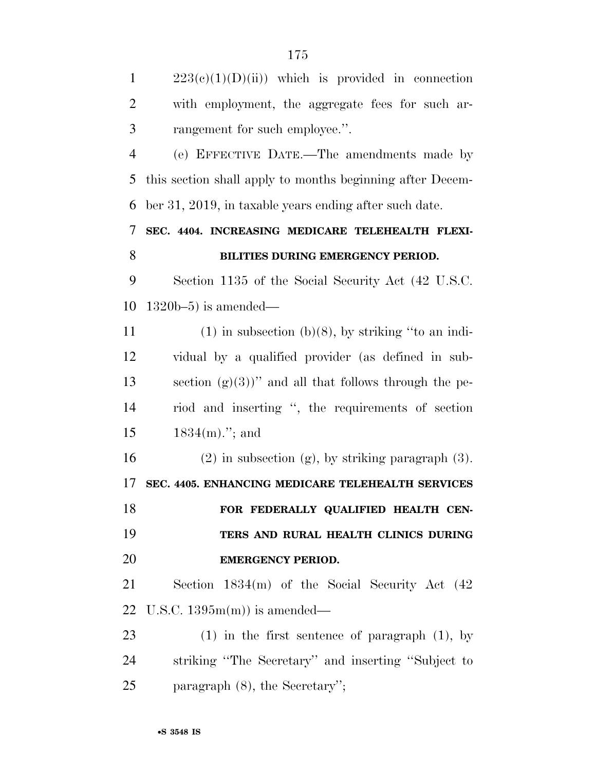223(c)(1)(D)(ii)) which is provided in connection with employment, the aggregate fees for such arrangement for such employee.''.

(e) EFFECTIVE DATE.—The amendments made by this section shall apply to months beginning after December 31, 2019, in taxable years ending after such date.

**SEC. 4404. INCREASING MEDICARE TELEHEALTH FLEXIBILITIES DURING EMERGENCY PERIOD.**

Section 1135 of the Social Security Act (42 U.S.C. 1320b–5) is amended—

(1) in subsection (b)(8), by striking ''to an individual by a qualified provider (as defined in subsection (g)(3))'' and all that follows through the period and inserting '', the requirements of section 1834(m).''; and

(2) in subsection (g), by striking paragraph (3).

**SEC. 4405. ENHANCING MEDICARE TELEHEALTH SERVICES FOR FEDERALLY QUALIFIED HEALTH CENTERS AND RURAL HEALTH CLINICS DURING EMERGENCY PERIOD.**

Section 1834(m) of the Social Security Act (42 U.S.C. 1395m(m)) is amended—

(1) in the first sentence of paragraph (1), by striking ''The Secretary'' and inserting ''Subject to paragraph (8), the Secretary'';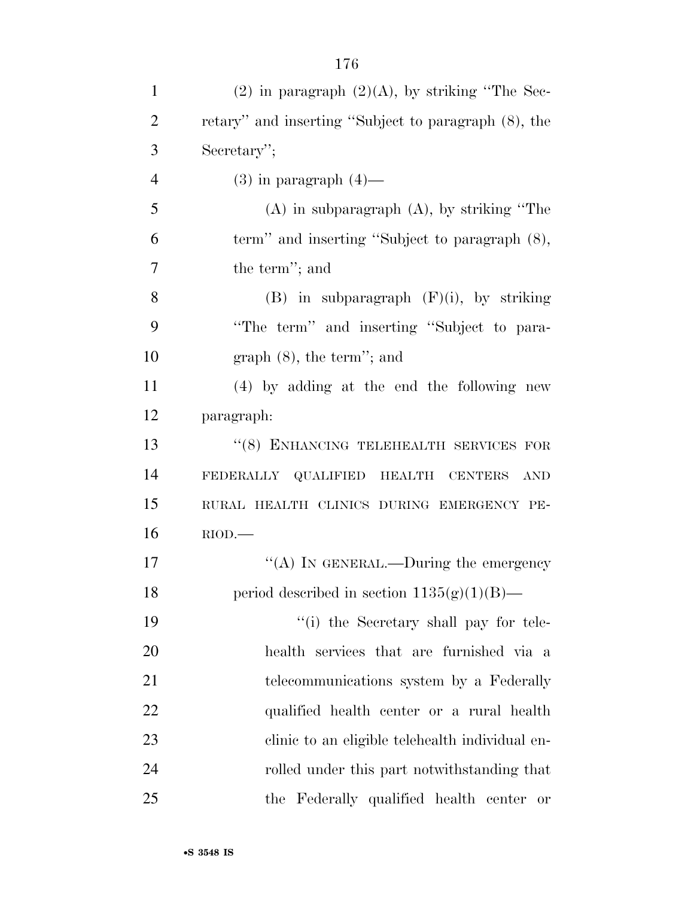(2) in paragraph (2)(A), by striking "The Secretary" and inserting "Subject to paragraph (8), the Secretary";

(3) in paragraph (4)—

(A) in subparagraph (A), by striking "The term" and inserting "Subject to paragraph (8), the term"; and

(B) in subparagraph (F)(i), by striking "The term" and inserting "Subject to paragraph (8), the term"; and

(4) by adding at the end the following new paragraph:

"(8) ENHANCING TELEHEALTH SERVICES FOR FEDERALLY QUALIFIED HEALTH CENTERS AND RURAL HEALTH CLINICS DURING EMERGENCY PERIOD.—

"(A) IN GENERAL.—During the emergency period described in section 1135(g)(1)(B)—

"(i) the Secretary shall pay for telehealth services that are furnished via a telecommunications system by a Federally qualified health center or a rural health clinic to an eligible telehealth individual enrolled under this part notwithstanding that the Federally qualified health center or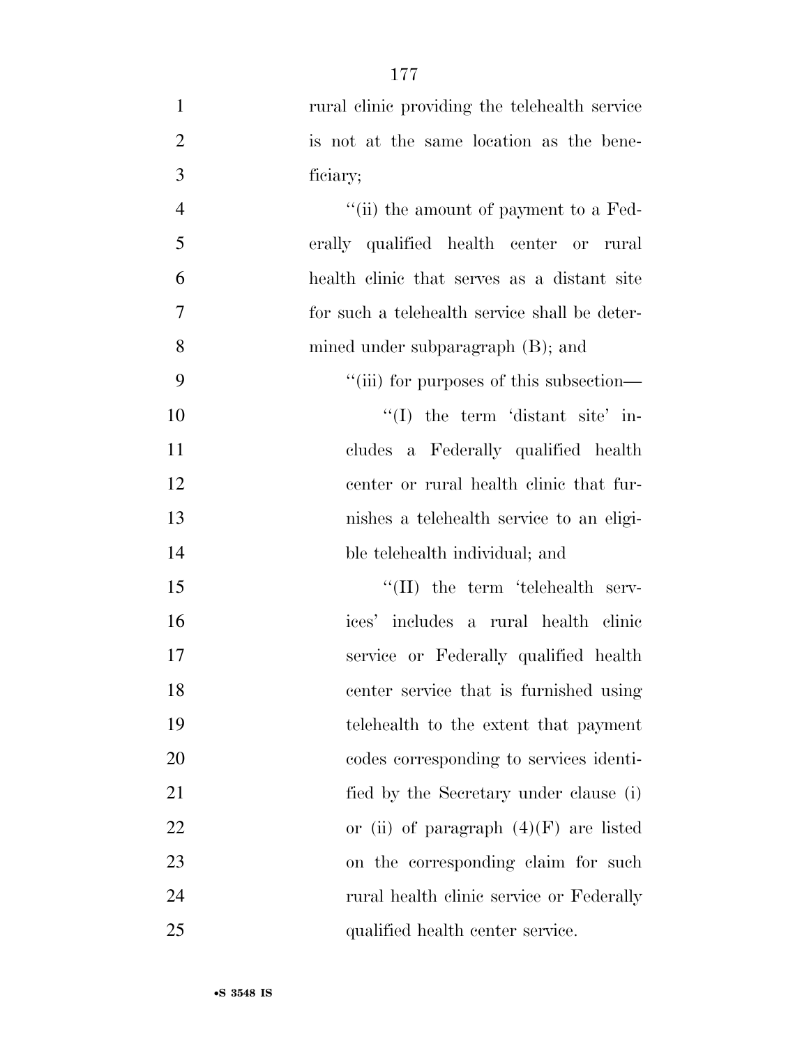rural clinic providing the telehealth service is not at the same location as the beneficiary;

''(ii) the amount of payment to a Federally qualified health center or rural health clinic that serves as a distant site for such a telehealth service shall be determined under subparagraph (B); and

''(iii) for purposes of this subsection—

''(I) the term 'distant site' includes a Federally qualified health center or rural health clinic that furnishes a telehealth service to an eligible telehealth individual; and

''(II) the term 'telehealth services' includes a rural health clinic service or Federally qualified health center service that is furnished using telehealth to the extent that payment codes corresponding to services identified by the Secretary under clause (i) or (ii) of paragraph (4)(F) are listed on the corresponding claim for such rural health clinic service or Federally qualified health center service.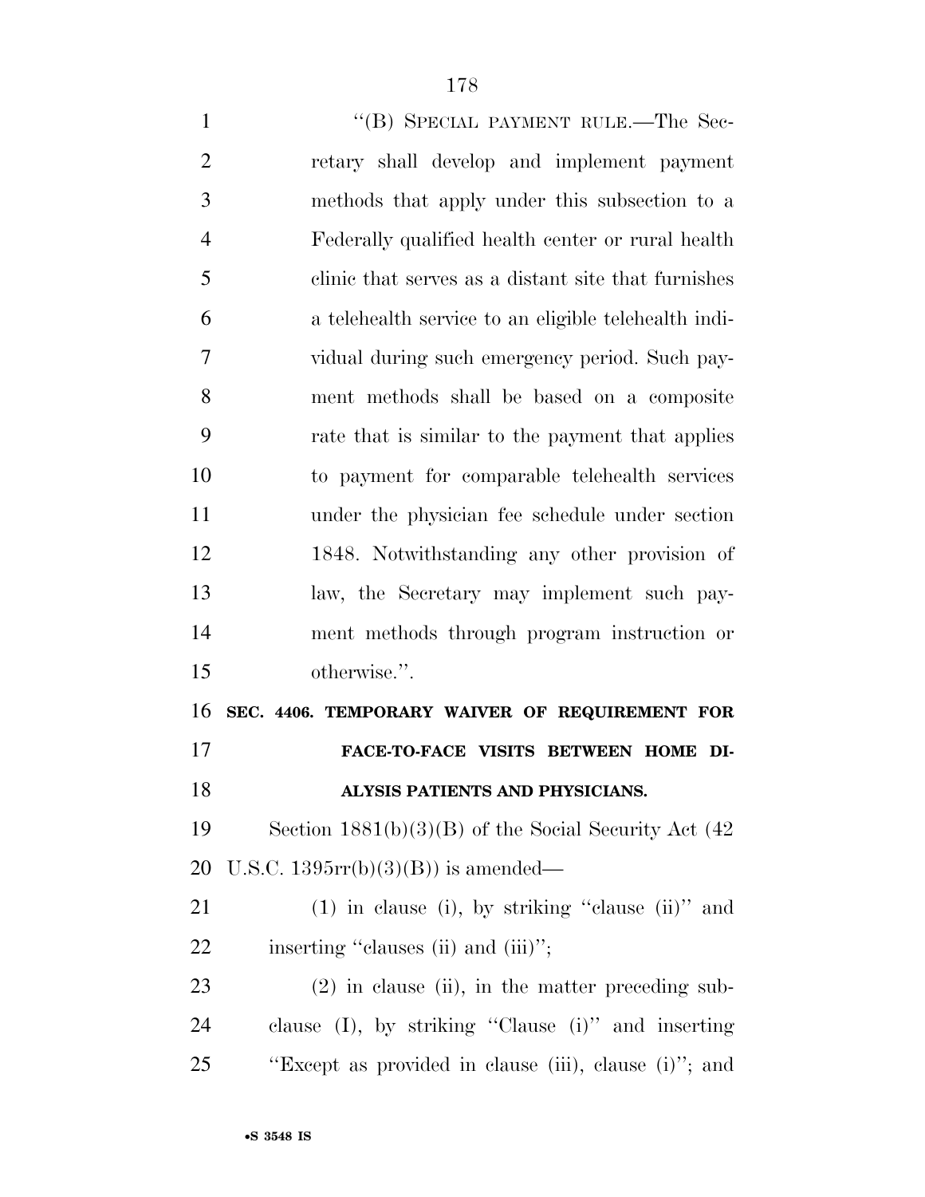"(B) SPECIAL PAYMENT RULE.—The Secretary shall develop and implement payment methods that apply under this subsection to a Federally qualified health center or rural health clinic that serves as a distant site that furnishes a telehealth service to an eligible telehealth individual during such emergency period. Such payment methods shall be based on a composite rate that is similar to the payment that applies to payment for comparable telehealth services under the physician fee schedule under section 1848. Notwithstanding any other provision of law, the Secretary may implement such payment methods through program instruction or otherwise.".

**SEC. 4406. TEMPORARY WAIVER OF REQUIREMENT FOR FACE-TO-FACE VISITS BETWEEN HOME DIALYSIS PATIENTS AND PHYSICIANS.**

Section 1881(b)(3)(B) of the Social Security Act (42 U.S.C. 1395rr(b)(3)(B)) is amended—

(1) in clause (i), by striking "clause (ii)" and inserting "clauses (ii) and (iii)";

(2) in clause (ii), in the matter preceding subclause (I), by striking "Clause (i)" and inserting "Except as provided in clause (iii), clause (i)"; and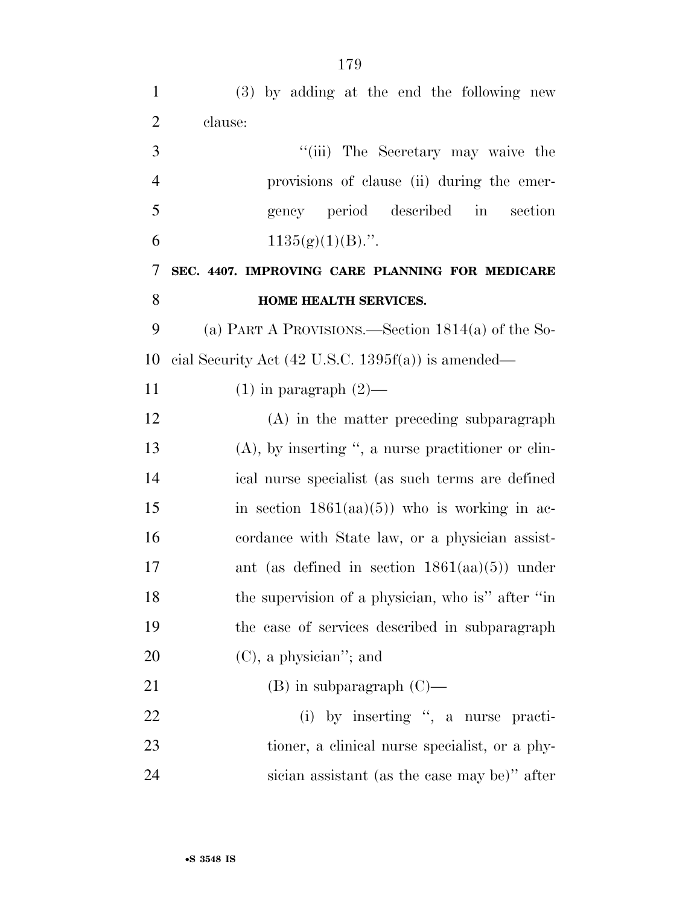(3) by adding at the end the following new clause:

"(iii) The Secretary may waive the provisions of clause (ii) during the emergency period described in section 1135(g)(1)(B).".

**SEC. 4407. IMPROVING CARE PLANNING FOR MEDICARE HOME HEALTH SERVICES.**

(a) PART A PROVISIONS.—Section 1814(a) of the Social Security Act (42 U.S.C. 1395f(a)) is amended—

(1) in paragraph (2)—

(A) in the matter preceding subparagraph (A), by inserting ", a nurse practitioner or clinical nurse specialist (as such terms are defined in section 1861(aa)(5)) who is working in accordance with State law, or a physician assistant (as defined in section 1861(aa)(5)) under the supervision of a physician, who is" after "in the case of services described in subparagraph (C), a physician"; and

(B) in subparagraph (C)—

(i) by inserting ", a nurse practitioner, a clinical nurse specialist, or a physician assistant (as the case may be)" after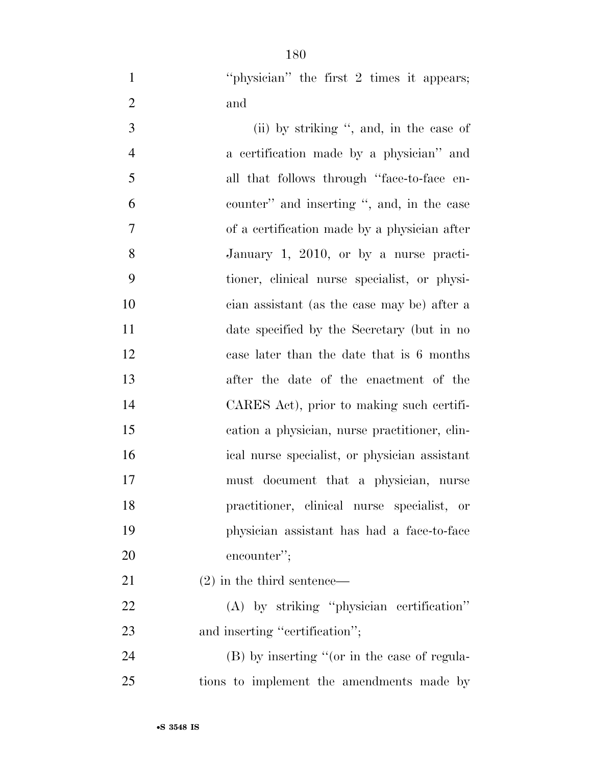"physician" the first 2 times it appears; and

(ii) by striking ", and, in the case of a certification made by a physician" and all that follows through "face-to-face encounter" and inserting ", and, in the case of a certification made by a physician after January 1, 2010, or by a nurse practitioner, clinical nurse specialist, or physician assistant (as the case may be) after a date specified by the Secretary (but in no case later than the date that is 6 months after the date of the enactment of the CARES Act), prior to making such certification a physician, nurse practitioner, clinical nurse specialist, or physician assistant must document that a physician, nurse practitioner, clinical nurse specialist, or physician assistant has had a face-to-face encounter";

(2) in the third sentence—

(A) by striking "physician certification" and inserting "certification";

(B) by inserting "(or in the case of regulations to implement the amendments made by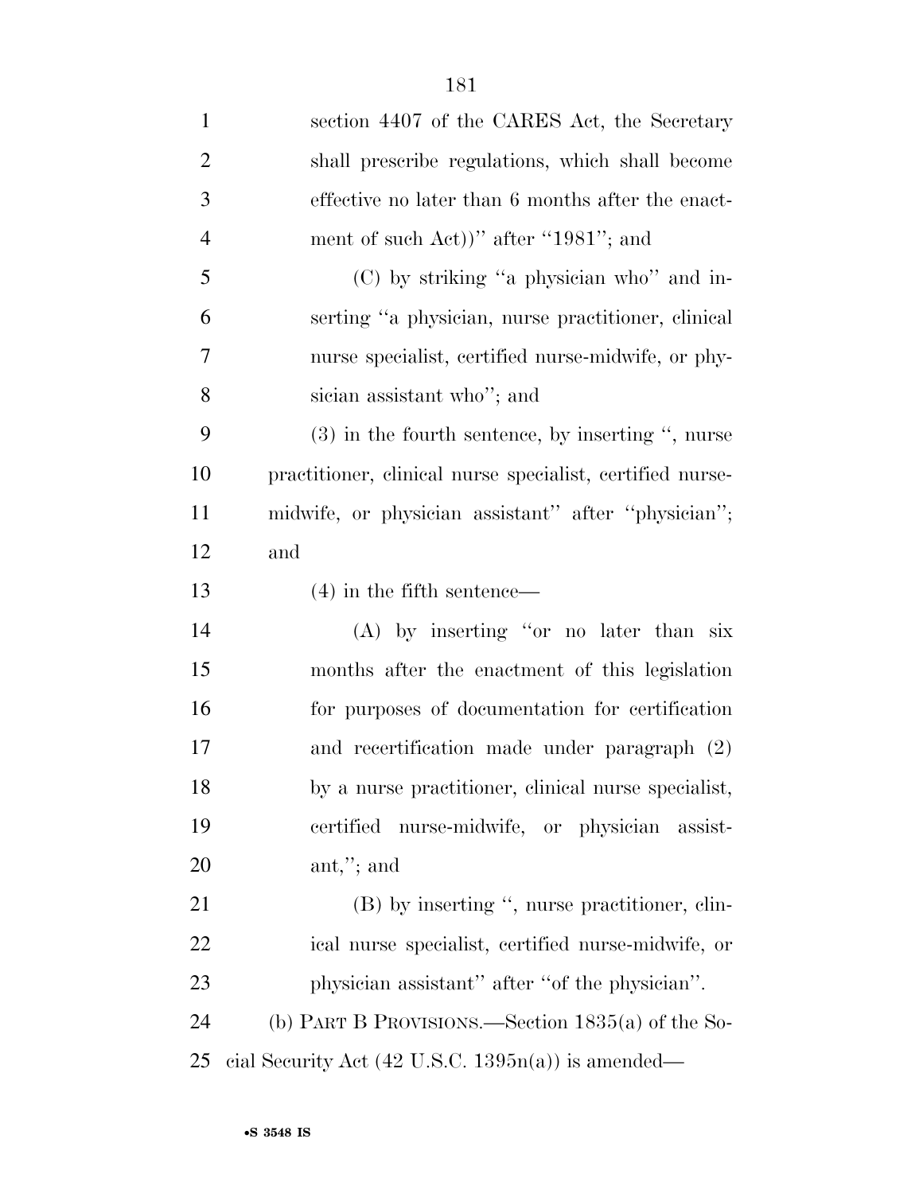section 4407 of the CARES Act, the Secretary shall prescribe regulations, which shall become effective no later than 6 months after the enactment of such Act))'' after ''1981''; and

(C) by striking ''a physician who'' and inserting ''a physician, nurse practitioner, clinical nurse specialist, certified nurse-midwife, or physician assistant who''; and

(3) in the fourth sentence, by inserting '', nurse practitioner, clinical nurse specialist, certified nurse-midwife, or physician assistant'' after ''physician''; and

(4) in the fifth sentence—

(A) by inserting ''or no later than six months after the enactment of this legislation for purposes of documentation for certification and recertification made under paragraph (2) by a nurse practitioner, clinical nurse specialist, certified nurse-midwife, or physician assistant,''; and

(B) by inserting '', nurse practitioner, clinical nurse specialist, certified nurse-midwife, or physician assistant'' after ''of the physician''.

(b) PART B PROVISIONS.—Section 1835(a) of the Social Security Act (42 U.S.C. 1395n(a)) is amended—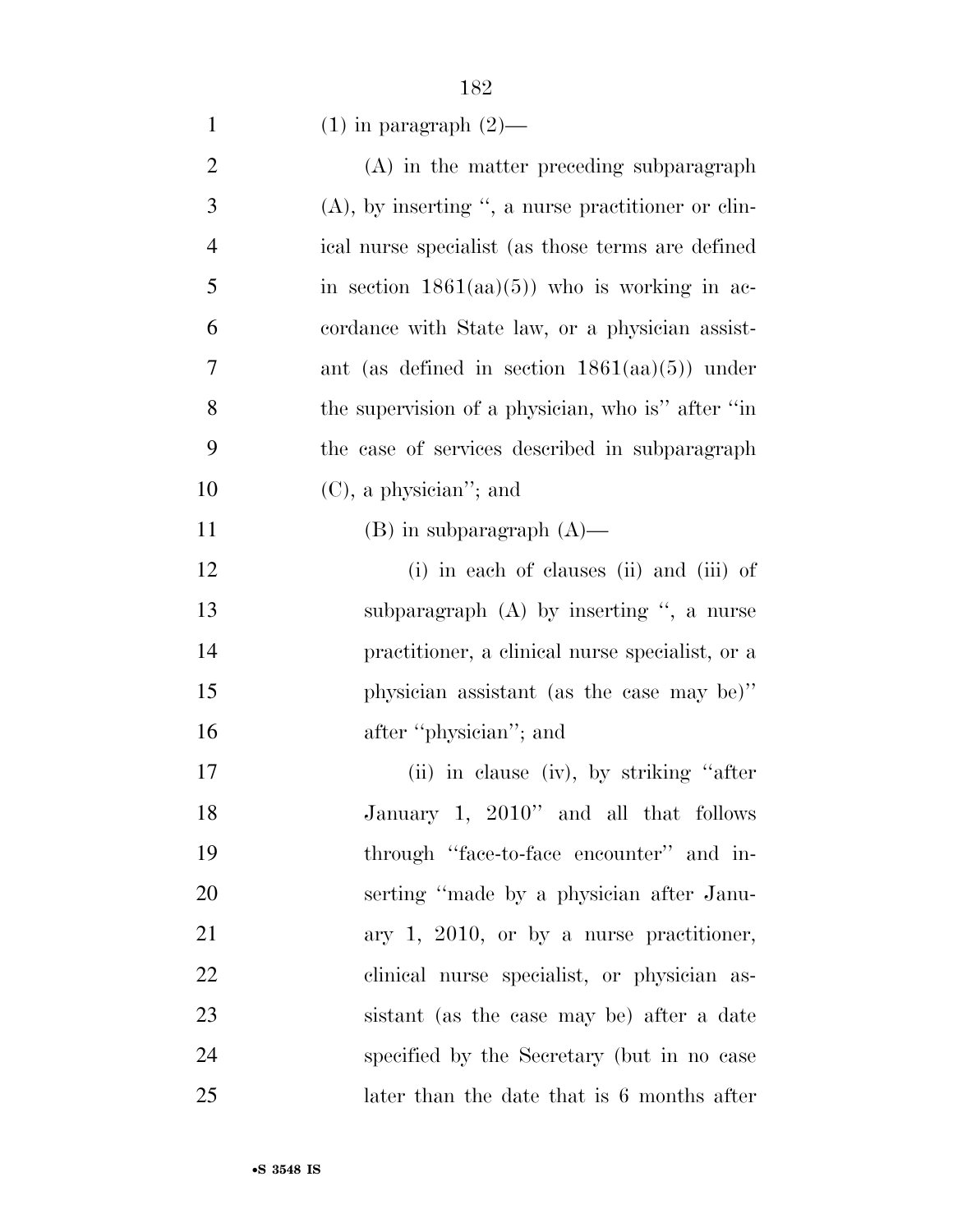(1) in paragraph (2)—

(A) in the matter preceding subparagraph (A), by inserting ", a nurse practitioner or clinical nurse specialist (as those terms are defined in section 1861(aa)(5)) who is working in accordance with State law, or a physician assistant (as defined in section 1861(aa)(5)) under the supervision of a physician, who is" after "in the case of services described in subparagraph (C), a physician"; and

(B) in subparagraph (A)—

(i) in each of clauses (ii) and (iii) of subparagraph (A) by inserting ", a nurse practitioner, a clinical nurse specialist, or a physician assistant (as the case may be)" after "physician"; and

(ii) in clause (iv), by striking "after January 1, 2010" and all that follows through "face-to-face encounter" and inserting "made by a physician after January 1, 2010, or by a nurse practitioner, clinical nurse specialist, or physician assistant (as the case may be) after a date specified by the Secretary (but in no case later than the date that is 6 months after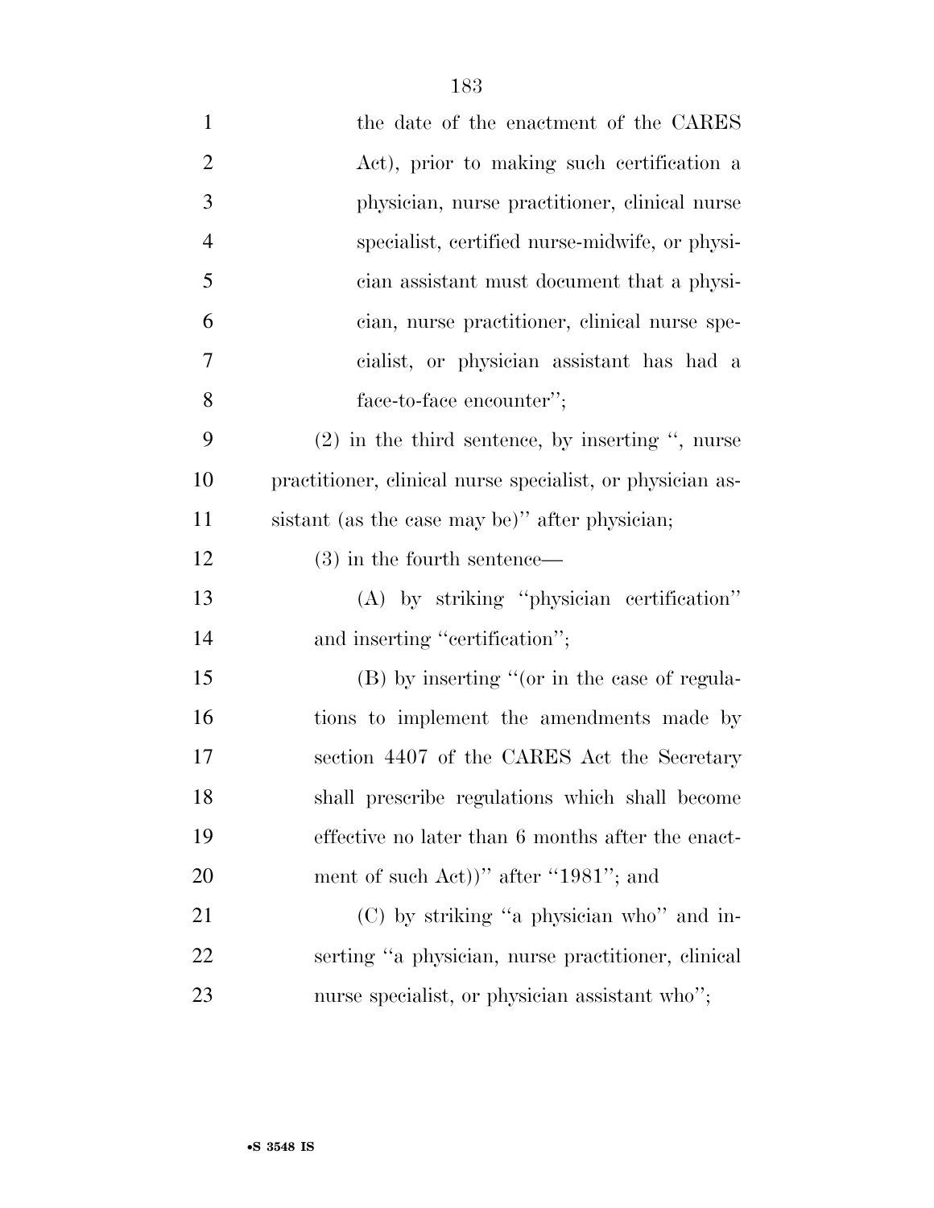the date of the enactment of the CARES Act), prior to making such certification a physician, nurse practitioner, clinical nurse specialist, certified nurse-midwife, or physician assistant must document that a physician, nurse practitioner, clinical nurse specialist, or physician assistant has had a face-to-face encounter'';

(2) in the third sentence, by inserting '', nurse practitioner, clinical nurse specialist, or physician assistant (as the case may be)'' after physician;

(3) in the fourth sentence—

(A) by striking ''physician certification'' and inserting ''certification'';

(B) by inserting ''(or in the case of regulations to implement the amendments made by section 4407 of the CARES Act the Secretary shall prescribe regulations which shall become effective no later than 6 months after the enactment of such Act))'' after ''1981''; and

(C) by striking ''a physician who'' and inserting ''a physician, nurse practitioner, clinical nurse specialist, or physician assistant who'';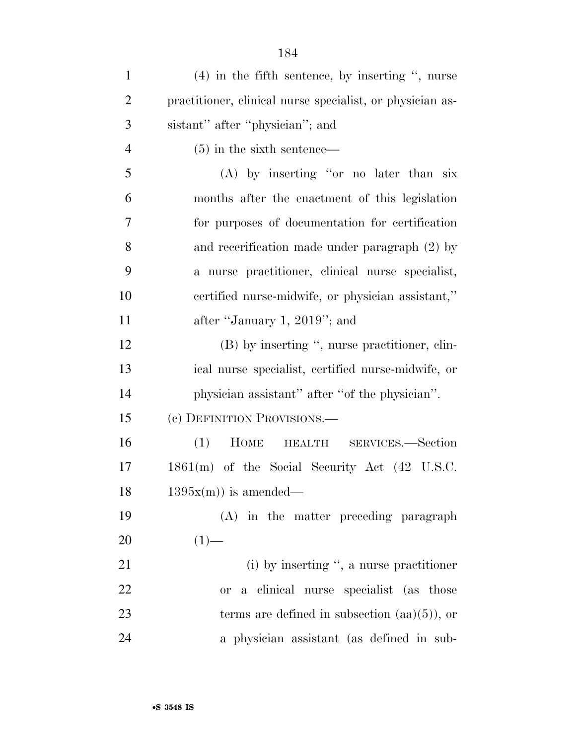(4) in the fifth sentence, by inserting '', nurse practitioner, clinical nurse specialist, or physician assistant'' after ''physician''; and

(5) in the sixth sentence—

(A) by inserting ''or no later than six months after the enactment of this legislation for purposes of documentation for certification and recerification made under paragraph (2) by a nurse practitioner, clinical nurse specialist, certified nurse-midwife, or physician assistant,'' after ''January 1, 2019''; and

(B) by inserting '', nurse practitioner, clinical nurse specialist, certified nurse-midwife, or physician assistant'' after ''of the physician''.

(c) DEFINITION PROVISIONS.—

(1) HOME HEALTH SERVICES.—Section 1861(m) of the Social Security Act (42 U.S.C. 1395x(m)) is amended—

(A) in the matter preceding paragraph (1)—

(i) by inserting '', a nurse practitioner or a clinical nurse specialist (as those terms are defined in subsection (aa)(5)), or a physician assistant (as defined in sub-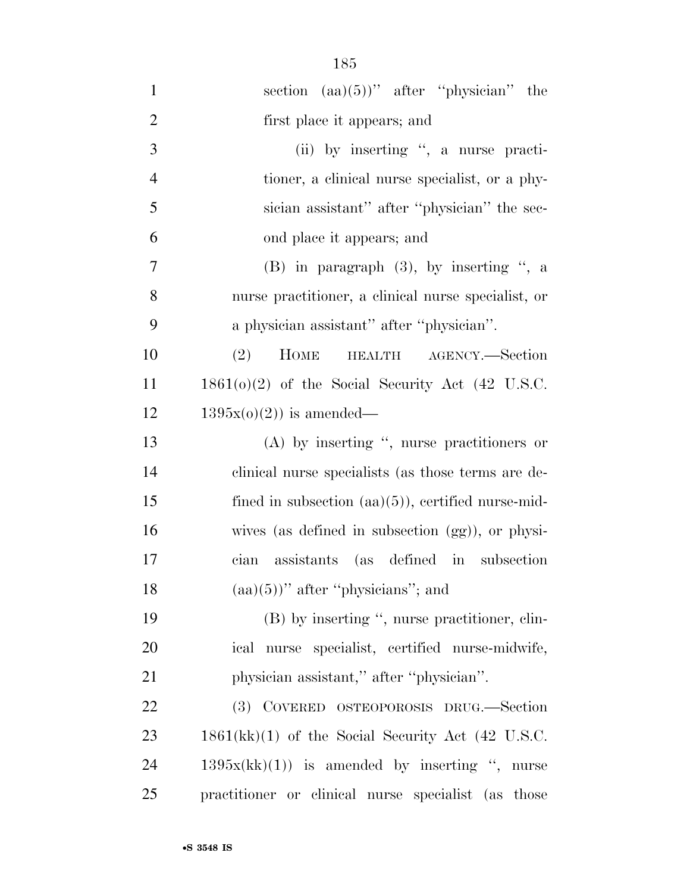section (aa)(5))'' after ''physician'' the first place it appears; and

(ii) by inserting '', a nurse practitioner, a clinical nurse specialist, or a physician assistant'' after ''physician'' the second place it appears; and

(B) in paragraph (3), by inserting '', a nurse practitioner, a clinical nurse specialist, or a physician assistant'' after ''physician''.

(2) HOME HEALTH AGENCY.—Section 1861(o)(2) of the Social Security Act (42 U.S.C. 1395x(o)(2)) is amended—

(A) by inserting '', nurse practitioners or clinical nurse specialists (as those terms are defined in subsection (aa)(5)), certified nurse-midwives (as defined in subsection (gg)), or physician assistants (as defined in subsection (aa)(5))'' after ''physicians''; and

(B) by inserting '', nurse practitioner, clinical nurse specialist, certified nurse-midwife, physician assistant,'' after ''physician''.

(3) COVERED OSTEOPOROSIS DRUG.—Section 1861(kk)(1) of the Social Security Act (42 U.S.C. 1395x(kk)(1)) is amended by inserting '', nurse practitioner or clinical nurse specialist (as those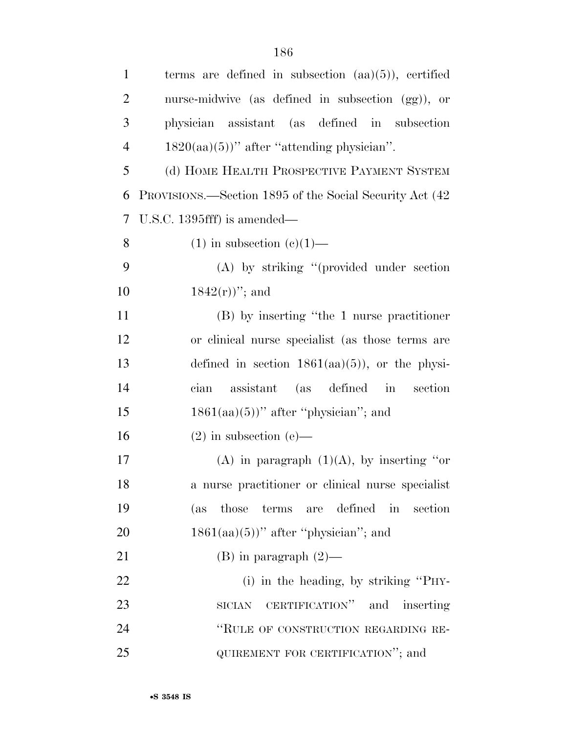terms are defined in subsection (aa)(5)), certified nurse-midwive (as defined in subsection (gg)), or physician assistant (as defined in subsection 1820(aa)(5))'' after ''attending physician''.

(d) HOME HEALTH PROSPECTIVE PAYMENT SYSTEM PROVISIONS.—Section 1895 of the Social Security Act (42 U.S.C. 1395fff) is amended—

(1) in subsection (c)(1)—

(A) by striking ''(provided under section 1842(r))''; and

(B) by inserting ''the 1 nurse practitioner or clinical nurse specialist (as those terms are defined in section 1861(aa)(5)), or the physician assistant (as defined in section 1861(aa)(5))'' after ''physician''; and

(2) in subsection (e)—

(A) in paragraph (1)(A), by inserting ''or a nurse practitioner or clinical nurse specialist (as those terms are defined in section 1861(aa)(5))'' after ''physician''; and

(B) in paragraph (2)—

(i) in the heading, by striking ''PHYSICIAN CERTIFICATION'' and inserting ''RULE OF CONSTRUCTION REGARDING REQUIREMENT FOR CERTIFICATION''; and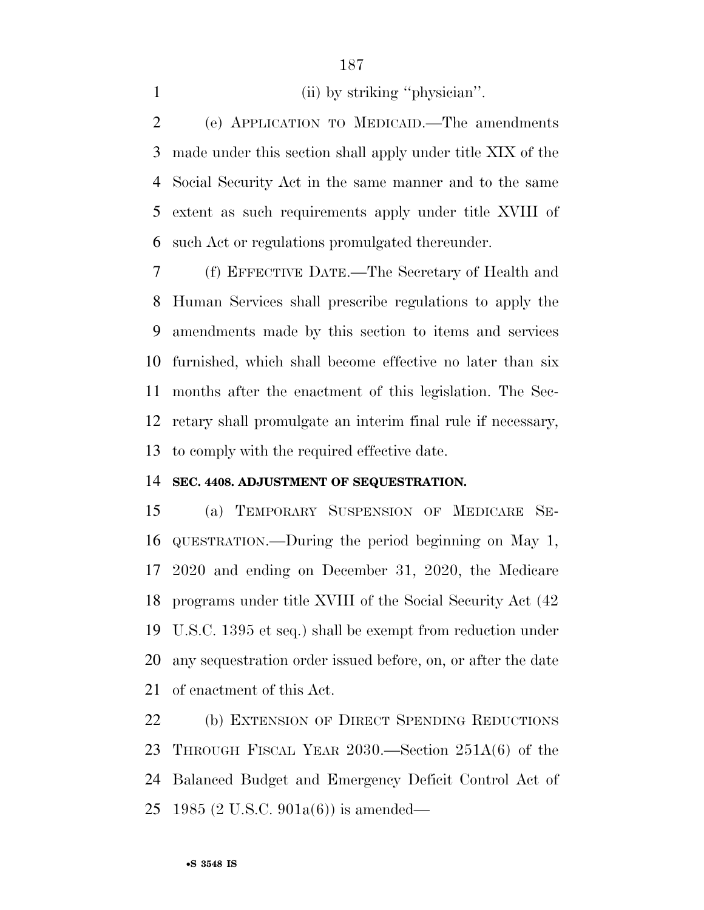(ii) by striking ''physician''.

(e) APPLICATION TO MEDICAID.—The amendments made under this section shall apply under title XIX of the Social Security Act in the same manner and to the same extent as such requirements apply under title XVIII of such Act or regulations promulgated thereunder.

(f) EFFECTIVE DATE.—The Secretary of Health and Human Services shall prescribe regulations to apply the amendments made by this section to items and services furnished, which shall become effective no later than six months after the enactment of this legislation. The Secretary shall promulgate an interim final rule if necessary, to comply with the required effective date.

**SEC. 4408. ADJUSTMENT OF SEQUESTRATION.**

(a) TEMPORARY SUSPENSION OF MEDICARE SEQUESTRATION.—During the period beginning on May 1, 2020 and ending on December 31, 2020, the Medicare programs under title XVIII of the Social Security Act (42 U.S.C. 1395 et seq.) shall be exempt from reduction under any sequestration order issued before, on, or after the date of enactment of this Act.

(b) EXTENSION OF DIRECT SPENDING REDUCTIONS THROUGH FISCAL YEAR 2030.—Section 251A(6) of the Balanced Budget and Emergency Deficit Control Act of 1985 (2 U.S.C. 901a(6)) is amended—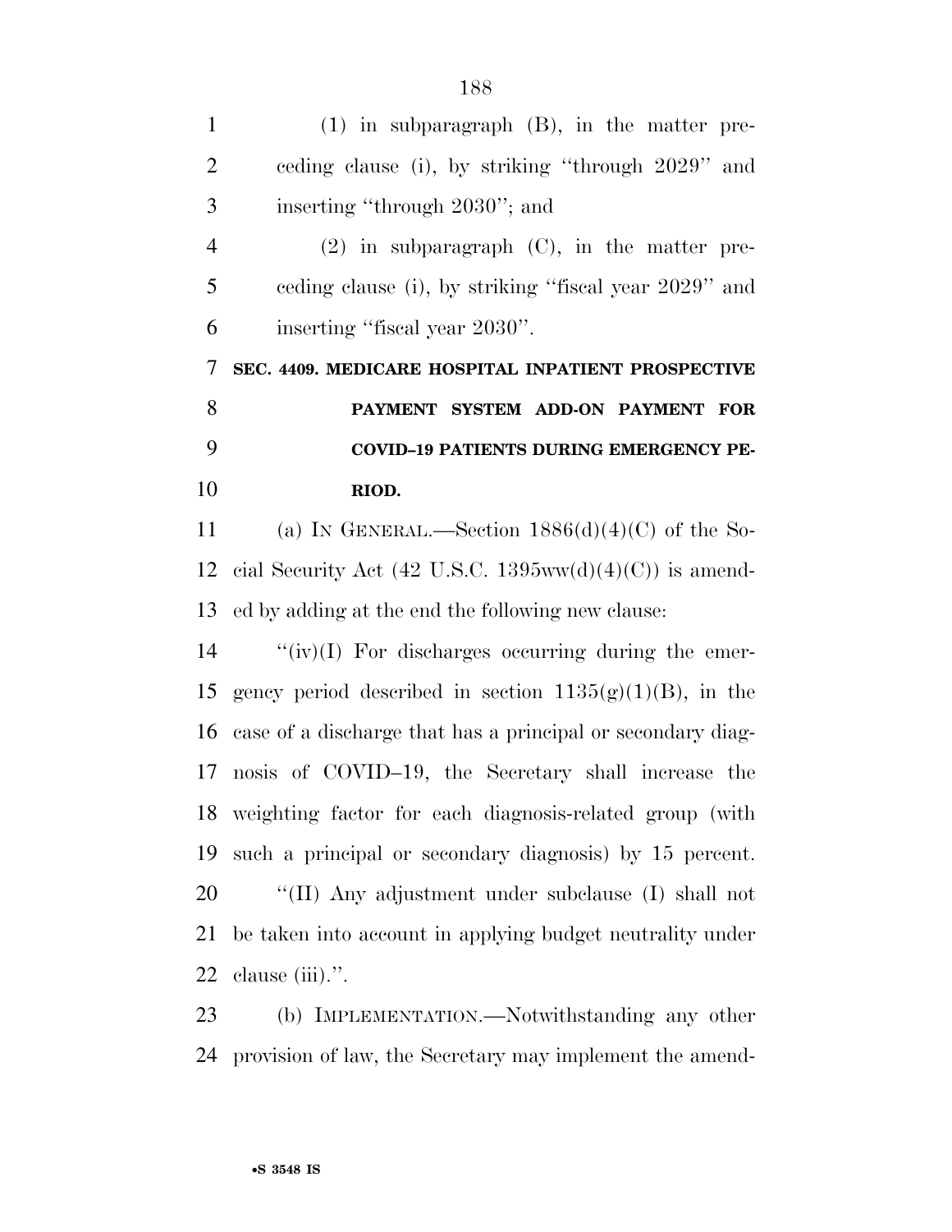(1) in subparagraph (B), in the matter preceding clause (i), by striking ''through 2029'' and inserting ''through 2030''; and

(2) in subparagraph (C), in the matter preceding clause (i), by striking ''fiscal year 2029'' and inserting ''fiscal year 2030''.

**SEC. 4409. MEDICARE HOSPITAL INPATIENT PROSPECTIVE PAYMENT SYSTEM ADD-ON PAYMENT FOR COVID–19 PATIENTS DURING EMERGENCY PERIOD.**

(a) IN GENERAL.—Section 1886(d)(4)(C) of the Social Security Act (42 U.S.C. 1395ww(d)(4)(C)) is amended by adding at the end the following new clause:

''(iv)(I) For discharges occurring during the emergency period described in section 1135(g)(1)(B), in the case of a discharge that has a principal or secondary diagnosis of COVID–19, the Secretary shall increase the weighting factor for each diagnosis-related group (with such a principal or secondary diagnosis) by 15 percent.

''(II) Any adjustment under subclause (I) shall not be taken into account in applying budget neutrality under clause (iii).''.

(b) IMPLEMENTATION.—Notwithstanding any other provision of law, the Secretary may implement the amend-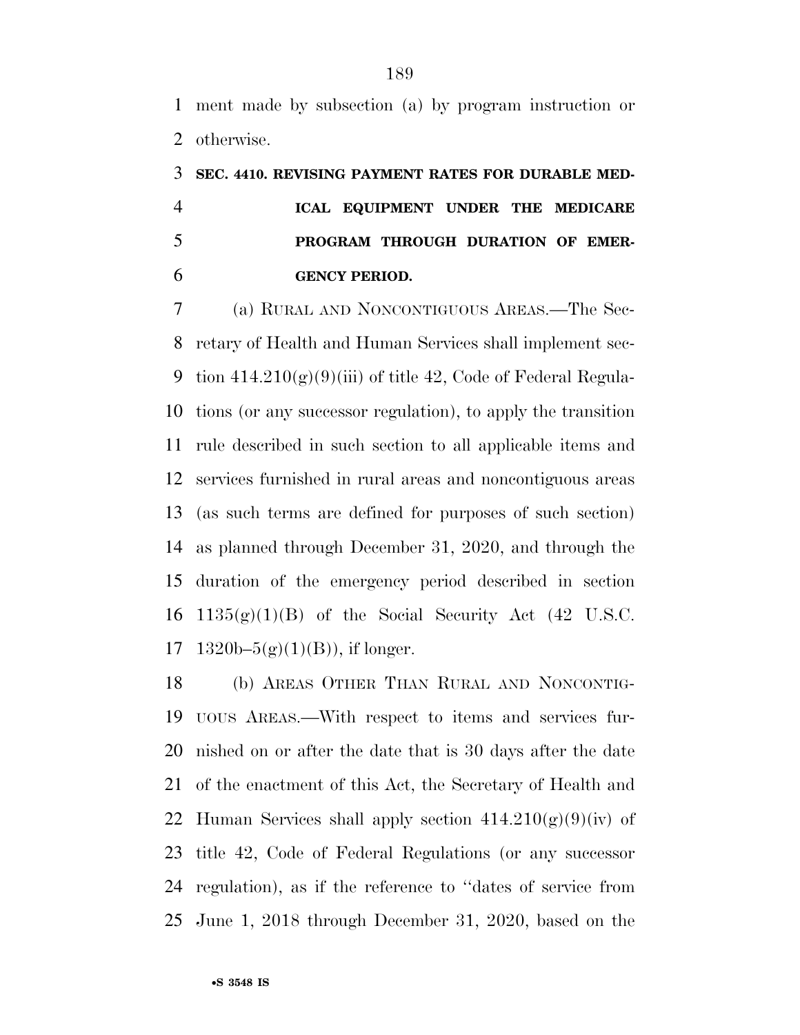ment made by subsection (a) by program instruction or otherwise.

**SEC. 4410. REVISING PAYMENT RATES FOR DURABLE MEDICAL EQUIPMENT UNDER THE MEDICARE PROGRAM THROUGH DURATION OF EMERGENCY PERIOD.**

(a) RURAL AND NONCONTIGUOUS AREAS.—The Secretary of Health and Human Services shall implement section 414.210(g)(9)(iii) of title 42, Code of Federal Regulations (or any successor regulation), to apply the transition rule described in such section to all applicable items and services furnished in rural areas and noncontiguous areas (as such terms are defined for purposes of such section) as planned through December 31, 2020, and through the duration of the emergency period described in section 1135(g)(1)(B) of the Social Security Act (42 U.S.C. 1320b–5(g)(1)(B)), if longer.

(b) AREAS OTHER THAN RURAL AND NONCONTIGUOUS AREAS.—With respect to items and services furnished on or after the date that is 30 days after the date of the enactment of this Act, the Secretary of Health and Human Services shall apply section 414.210(g)(9)(iv) of title 42, Code of Federal Regulations (or any successor regulation), as if the reference to ''dates of service from June 1, 2018 through December 31, 2020, based on the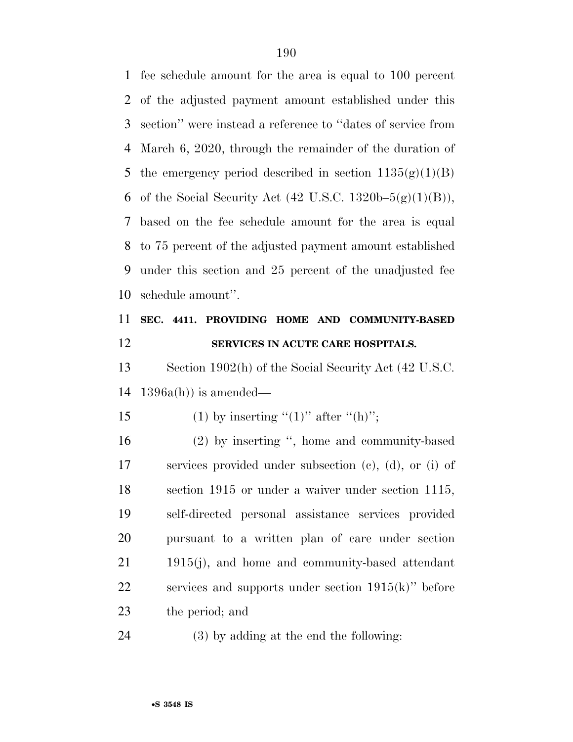fee schedule amount for the area is equal to 100 percent of the adjusted payment amount established under this section'' were instead a reference to ''dates of service from March 6, 2020, through the remainder of the duration of the emergency period described in section 1135(g)(1)(B) of the Social Security Act (42 U.S.C. 1320b–5(g)(1)(B)), based on the fee schedule amount for the area is equal to 75 percent of the adjusted payment amount established under this section and 25 percent of the unadjusted fee schedule amount''.

**SEC. 4411. PROVIDING HOME AND COMMUNITY-BASED SERVICES IN ACUTE CARE HOSPITALS.**

Section 1902(h) of the Social Security Act (42 U.S.C. 1396a(h)) is amended—

(1) by inserting ''(1)'' after ''(h)'';

(2) by inserting '', home and community-based services provided under subsection (c), (d), or (i) of section 1915 or under a waiver under section 1115, self-directed personal assistance services provided pursuant to a written plan of care under section 1915(j), and home and community-based attendant services and supports under section 1915(k)'' before the period; and

(3) by adding at the end the following: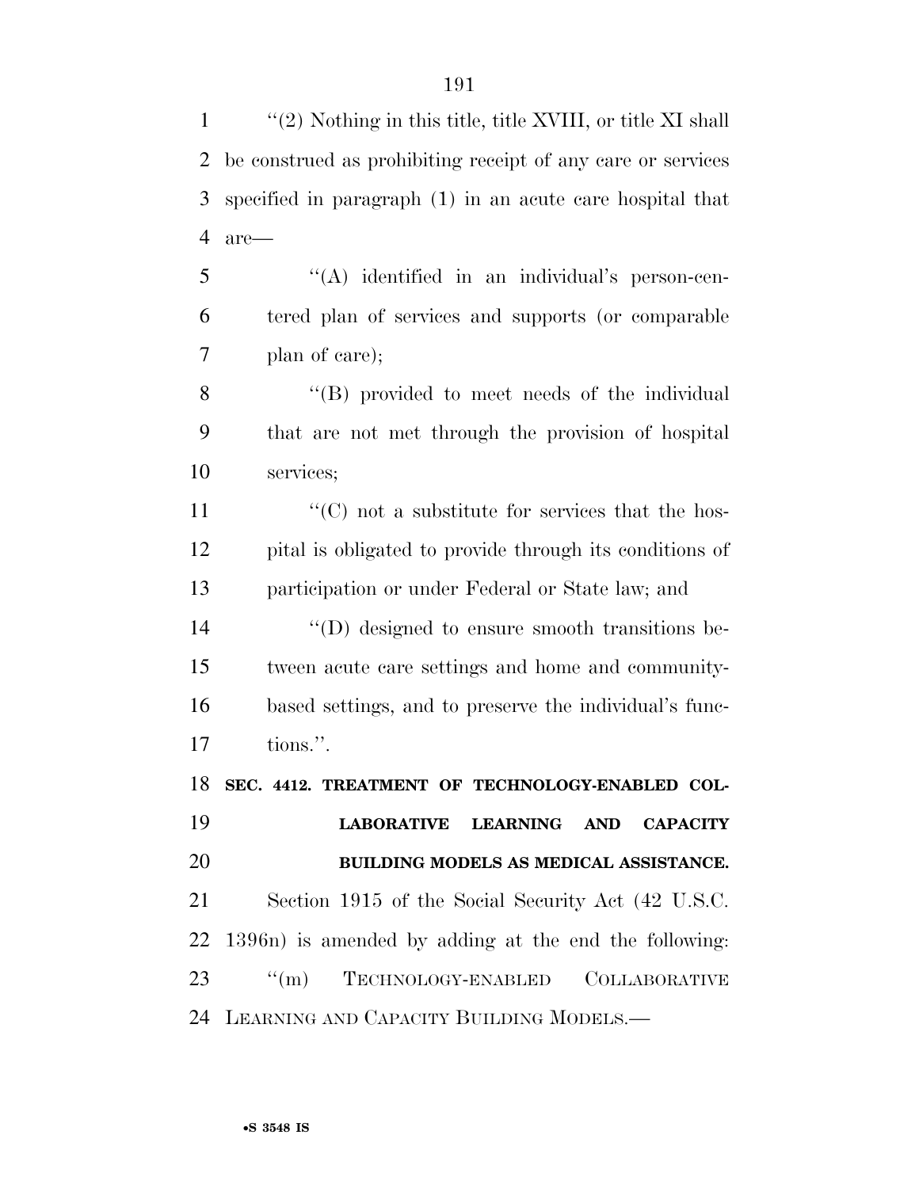"(2) Nothing in this title, title XVIII, or title XI shall be construed as prohibiting receipt of any care or services specified in paragraph (1) in an acute care hospital that are—

"(A) identified in an individual's person-centered plan of services and supports (or comparable plan of care);

"(B) provided to meet needs of the individual that are not met through the provision of hospital services;

"(C) not a substitute for services that the hospital is obligated to provide through its conditions of participation or under Federal or State law; and

"(D) designed to ensure smooth transitions between acute care settings and home and community-based settings, and to preserve the individual's functions.".

**SEC. 4412. TREATMENT OF TECHNOLOGY-ENABLED COLLABORATIVE LEARNING AND CAPACITY BUILDING MODELS AS MEDICAL ASSISTANCE.**

Section 1915 of the Social Security Act (42 U.S.C. 1396n) is amended by adding at the end the following:

"(m) TECHNOLOGY-ENABLED COLLABORATIVE LEARNING AND CAPACITY BUILDING MODELS.—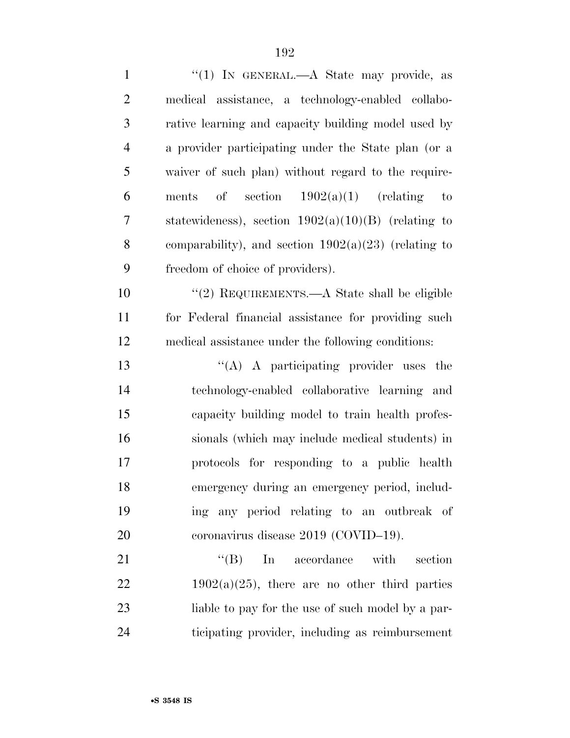"(1) IN GENERAL.—A State may provide, as medical assistance, a technology-enabled collaborative learning and capacity building model used by a provider participating under the State plan (or a waiver of such plan) without regard to the requirements of section 1902(a)(1) (relating to statewideness), section 1902(a)(10)(B) (relating to comparability), and section 1902(a)(23) (relating to freedom of choice of providers).

"(2) REQUIREMENTS.—A State shall be eligible for Federal financial assistance for providing such medical assistance under the following conditions:

"(A) A participating provider uses the technology-enabled collaborative learning and capacity building model to train health professionals (which may include medical students) in protocols for responding to a public health emergency during an emergency period, including any period relating to an outbreak of coronavirus disease 2019 (COVID–19).

"(B) In accordance with section 1902(a)(25), there are no other third parties liable to pay for the use of such model by a participating provider, including as reimbursement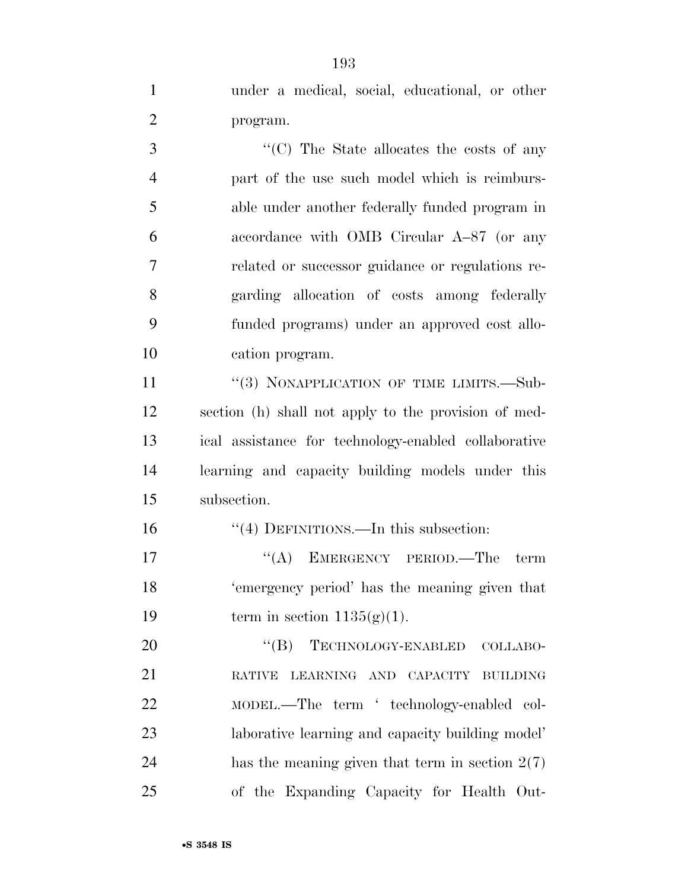under a medical, social, educational, or other program.

''(C) The State allocates the costs of any part of the use such model which is reimbursable under another federally funded program in accordance with OMB Circular A–87 (or any related or successor guidance or regulations regarding allocation of costs among federally funded programs) under an approved cost allocation program.

''(3) NONAPPLICATION OF TIME LIMITS.—Subsection (h) shall not apply to the provision of medical assistance for technology-enabled collaborative learning and capacity building models under this subsection.

''(4) DEFINITIONS.—In this subsection:

''(A) EMERGENCY PERIOD.—The term 'emergency period' has the meaning given that term in section 1135(g)(1).

''(B) TECHNOLOGY-ENABLED COLLABORATIVE LEARNING AND CAPACITY BUILDING MODEL.—The term ' technology-enabled collaborative learning and capacity building model' has the meaning given that term in section 2(7) of the Expanding Capacity for Health Out-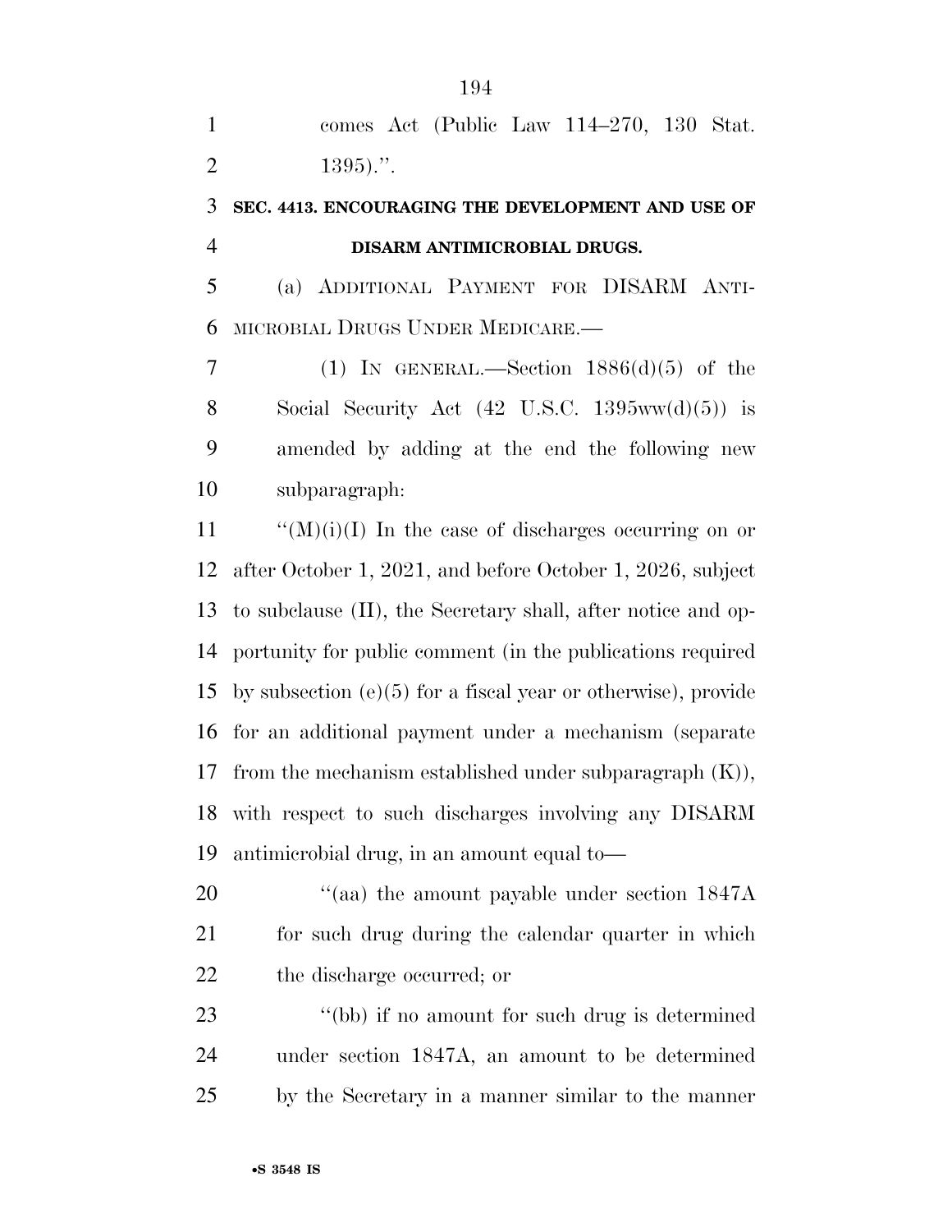comes Act (Public Law 114–270, 130 Stat. 1395).''.

**SEC. 4413. ENCOURAGING THE DEVELOPMENT AND USE OF DISARM ANTIMICROBIAL DRUGS.**

(a) ADDITIONAL PAYMENT FOR DISARM ANTIMICROBIAL DRUGS UNDER MEDICARE.—

(1) IN GENERAL.—Section 1886(d)(5) of the Social Security Act (42 U.S.C. 1395ww(d)(5)) is amended by adding at the end the following new subparagraph:

''(M)(i)(I) In the case of discharges occurring on or after October 1, 2021, and before October 1, 2026, subject to subclause (II), the Secretary shall, after notice and opportunity for public comment (in the publications required by subsection (e)(5) for a fiscal year or otherwise), provide for an additional payment under a mechanism (separate from the mechanism established under subparagraph (K)), with respect to such discharges involving any DISARM antimicrobial drug, in an amount equal to—

''(aa) the amount payable under section 1847A for such drug during the calendar quarter in which the discharge occurred; or

''(bb) if no amount for such drug is determined under section 1847A, an amount to be determined by the Secretary in a manner similar to the manner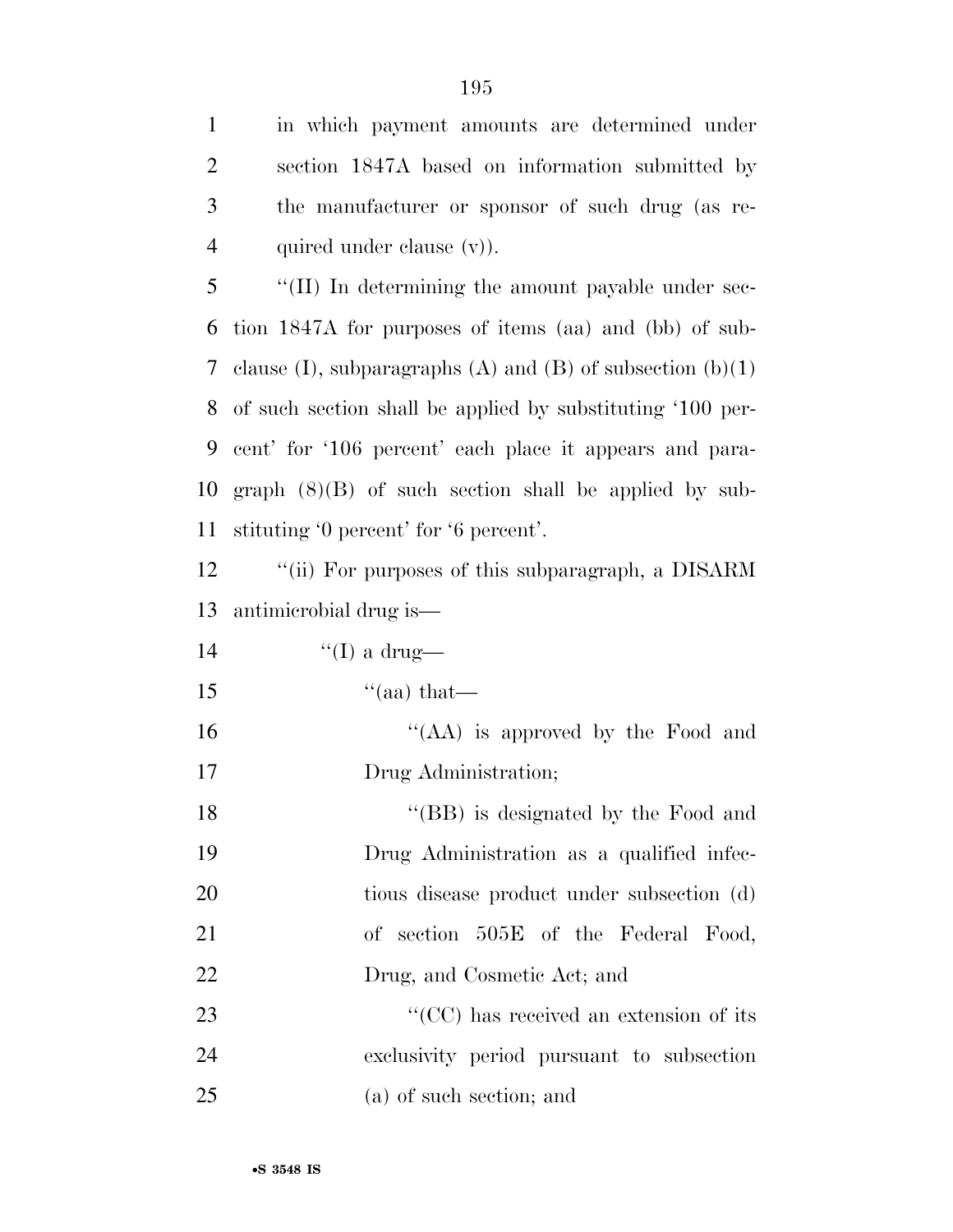in which payment amounts are determined under section 1847A based on information submitted by the manufacturer or sponsor of such drug (as required under clause (v)).

"(II) In determining the amount payable under section 1847A for purposes of items (aa) and (bb) of subclause (I), subparagraphs (A) and (B) of subsection (b)(1) of such section shall be applied by substituting '100 percent' for '106 percent' each place it appears and paragraph (8)(B) of such section shall be applied by substituting '0 percent' for '6 percent'.

"(ii) For purposes of this subparagraph, a DISARM antimicrobial drug is—

"(I) a drug—

"(aa) that—

"(AA) is approved by the Food and Drug Administration;

"(BB) is designated by the Food and Drug Administration as a qualified infectious disease product under subsection (d) of section 505E of the Federal Food, Drug, and Cosmetic Act; and

"(CC) has received an extension of its exclusivity period pursuant to subsection (a) of such section; and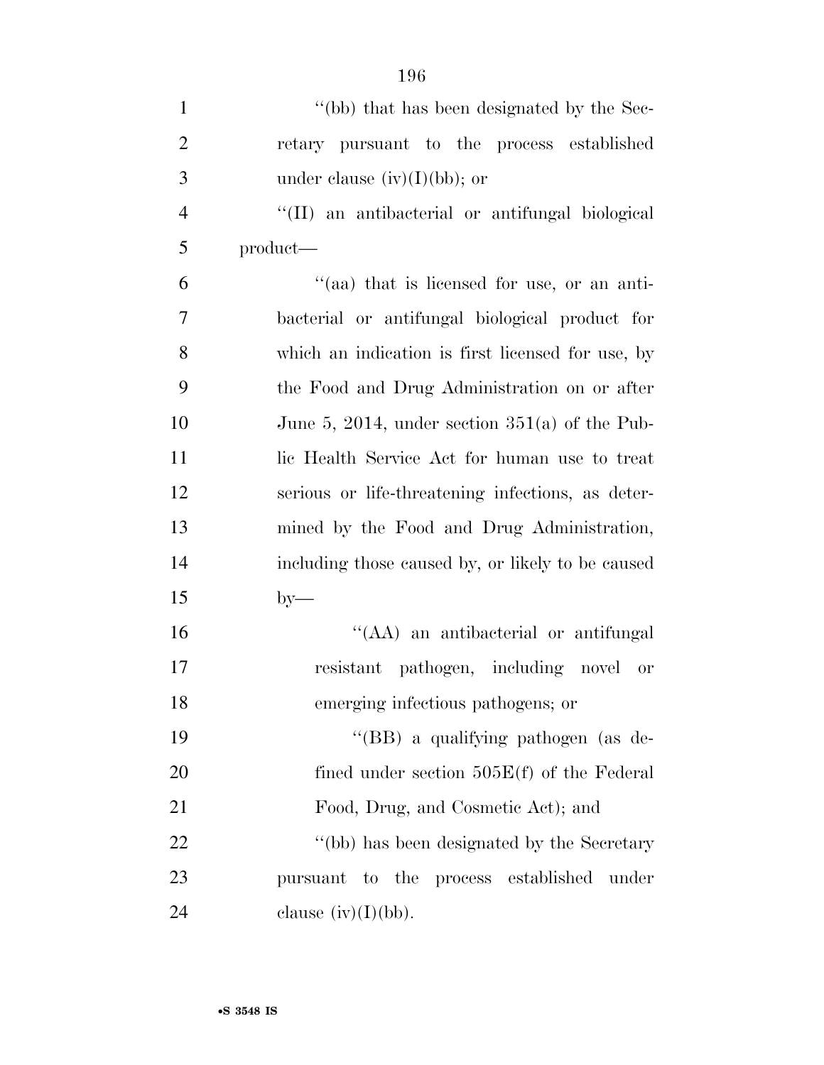''(bb) that has been designated by the Secretary pursuant to the process established under clause (iv)(I)(bb); or

''(II) an antibacterial or antifungal biological product—

''(aa) that is licensed for use, or an antibacterial or antifungal biological product for which an indication is first licensed for use, by the Food and Drug Administration on or after June 5, 2014, under section 351(a) of the Public Health Service Act for human use to treat serious or life-threatening infections, as determined by the Food and Drug Administration, including those caused by, or likely to be caused by—

''(AA) an antibacterial or antifungal resistant pathogen, including novel or emerging infectious pathogens; or

''(BB) a qualifying pathogen (as defined under section 505E(f) of the Federal Food, Drug, and Cosmetic Act); and

''(bb) has been designated by the Secretary pursuant to the process established under clause (iv)(I)(bb).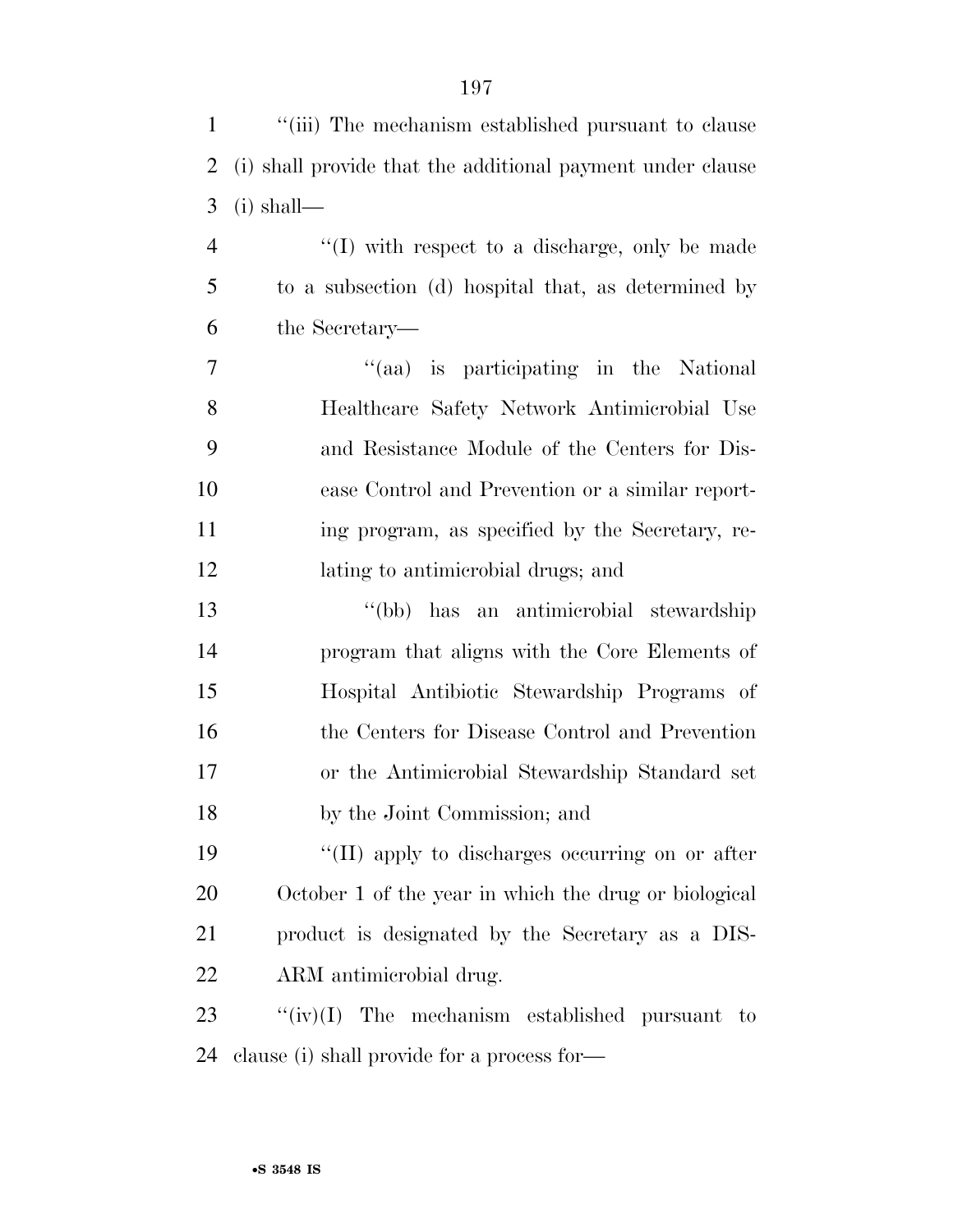"(iii) The mechanism established pursuant to clause (i) shall provide that the additional payment under clause (i) shall—

"(I) with respect to a discharge, only be made to a subsection (d) hospital that, as determined by the Secretary—

"(aa) is participating in the National Healthcare Safety Network Antimicrobial Use and Resistance Module of the Centers for Disease Control and Prevention or a similar reporting program, as specified by the Secretary, relating to antimicrobial drugs; and

"(bb) has an antimicrobial stewardship program that aligns with the Core Elements of Hospital Antibiotic Stewardship Programs of the Centers for Disease Control and Prevention or the Antimicrobial Stewardship Standard set by the Joint Commission; and

"(II) apply to discharges occurring on or after October 1 of the year in which the drug or biological product is designated by the Secretary as a DISARM antimicrobial drug.

"(iv)(I) The mechanism established pursuant to clause (i) shall provide for a process for—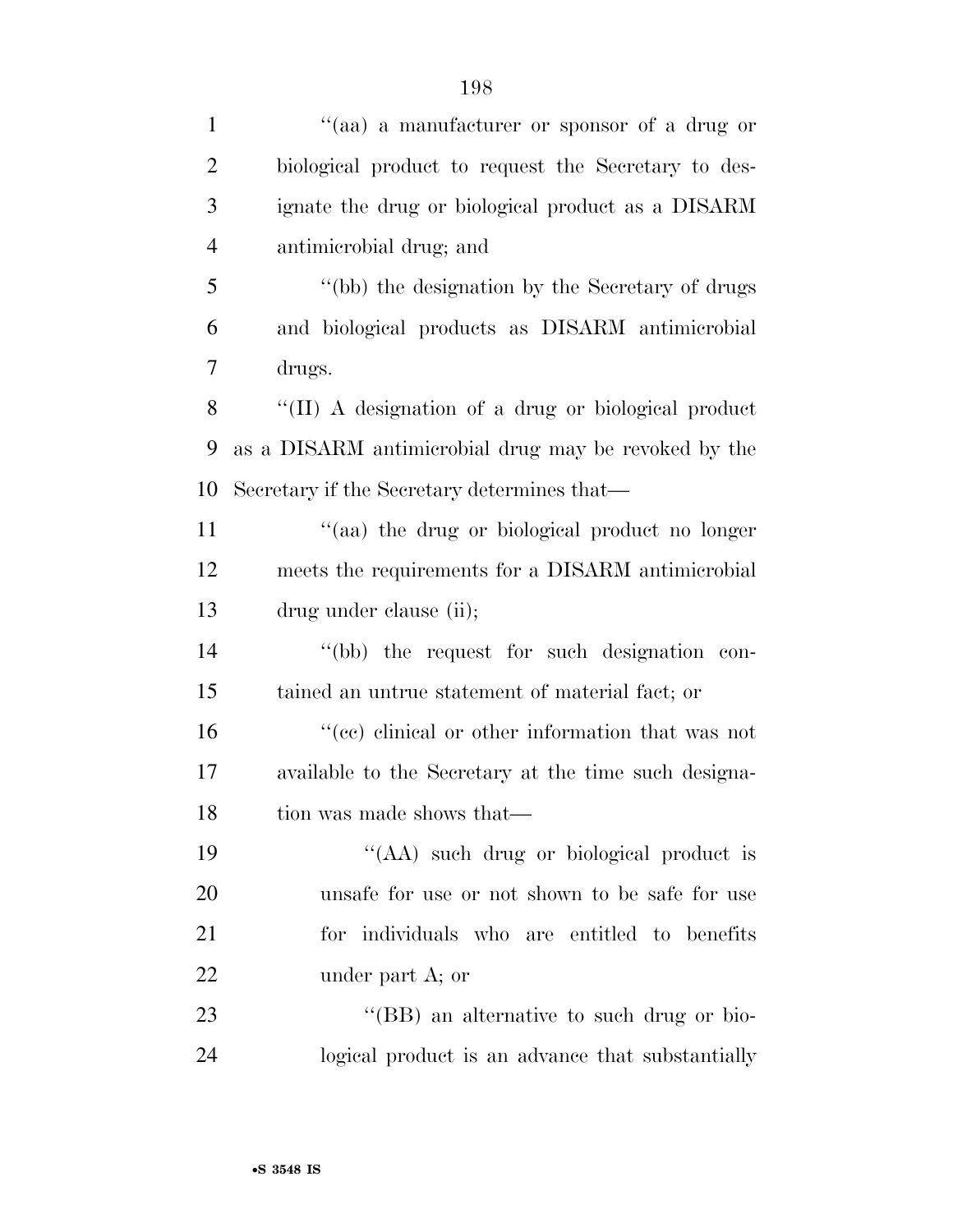''(aa) a manufacturer or sponsor of a drug or biological product to request the Secretary to designate the drug or biological product as a DISARM antimicrobial drug; and

''(bb) the designation by the Secretary of drugs and biological products as DISARM antimicrobial drugs.

''(II) A designation of a drug or biological product as a DISARM antimicrobial drug may be revoked by the Secretary if the Secretary determines that—

''(aa) the drug or biological product no longer meets the requirements for a DISARM antimicrobial drug under clause (ii);

''(bb) the request for such designation contained an untrue statement of material fact; or

''(cc) clinical or other information that was not available to the Secretary at the time such designation was made shows that—

''(AA) such drug or biological product is unsafe for use or not shown to be safe for use for individuals who are entitled to benefits under part A; or

''(BB) an alternative to such drug or biological product is an advance that substantially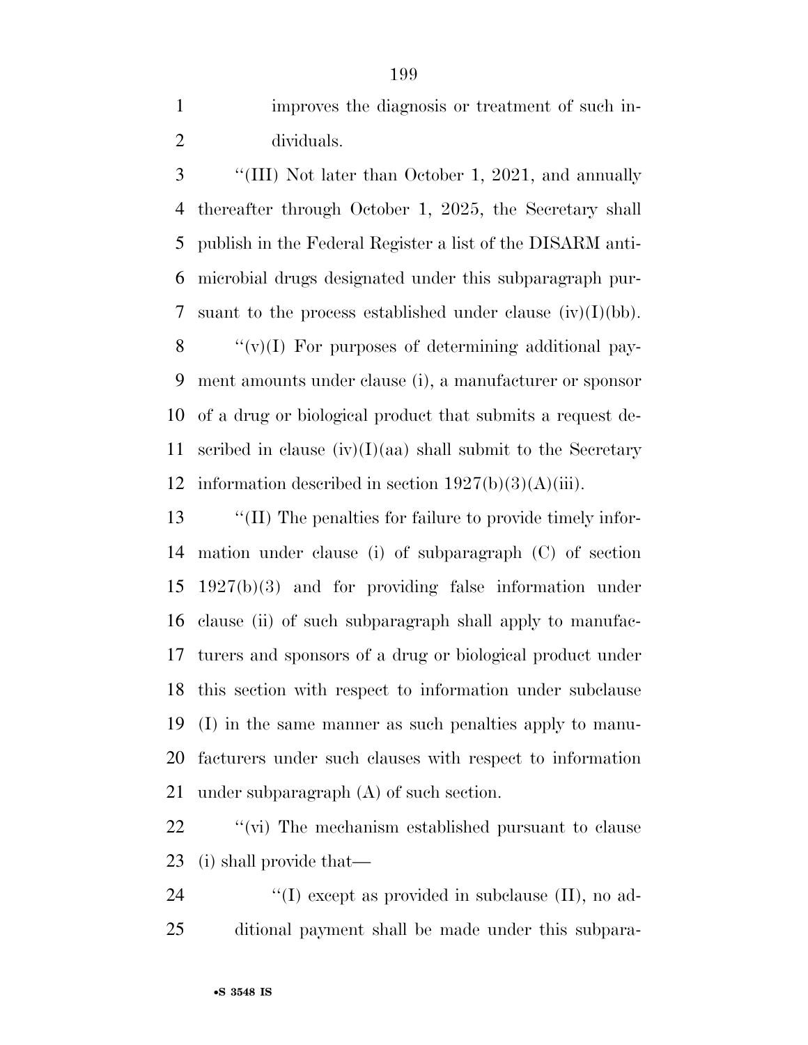improves the diagnosis or treatment of such individuals.

''(III) Not later than October 1, 2021, and annually thereafter through October 1, 2025, the Secretary shall publish in the Federal Register a list of the DISARM antimicrobial drugs designated under this subparagraph pursuant to the process established under clause (iv)(I)(bb).

''(v)(I) For purposes of determining additional payment amounts under clause (i), a manufacturer or sponsor of a drug or biological product that submits a request described in clause (iv)(I)(aa) shall submit to the Secretary information described in section 1927(b)(3)(A)(iii).

''(II) The penalties for failure to provide timely information under clause (i) of subparagraph (C) of section 1927(b)(3) and for providing false information under clause (ii) of such subparagraph shall apply to manufacturers and sponsors of a drug or biological product under this section with respect to information under subclause (I) in the same manner as such penalties apply to manufacturers under such clauses with respect to information under subparagraph (A) of such section.

''(vi) The mechanism established pursuant to clause (i) shall provide that—

''(I) except as provided in subclause (II), no additional payment shall be made under this subpara-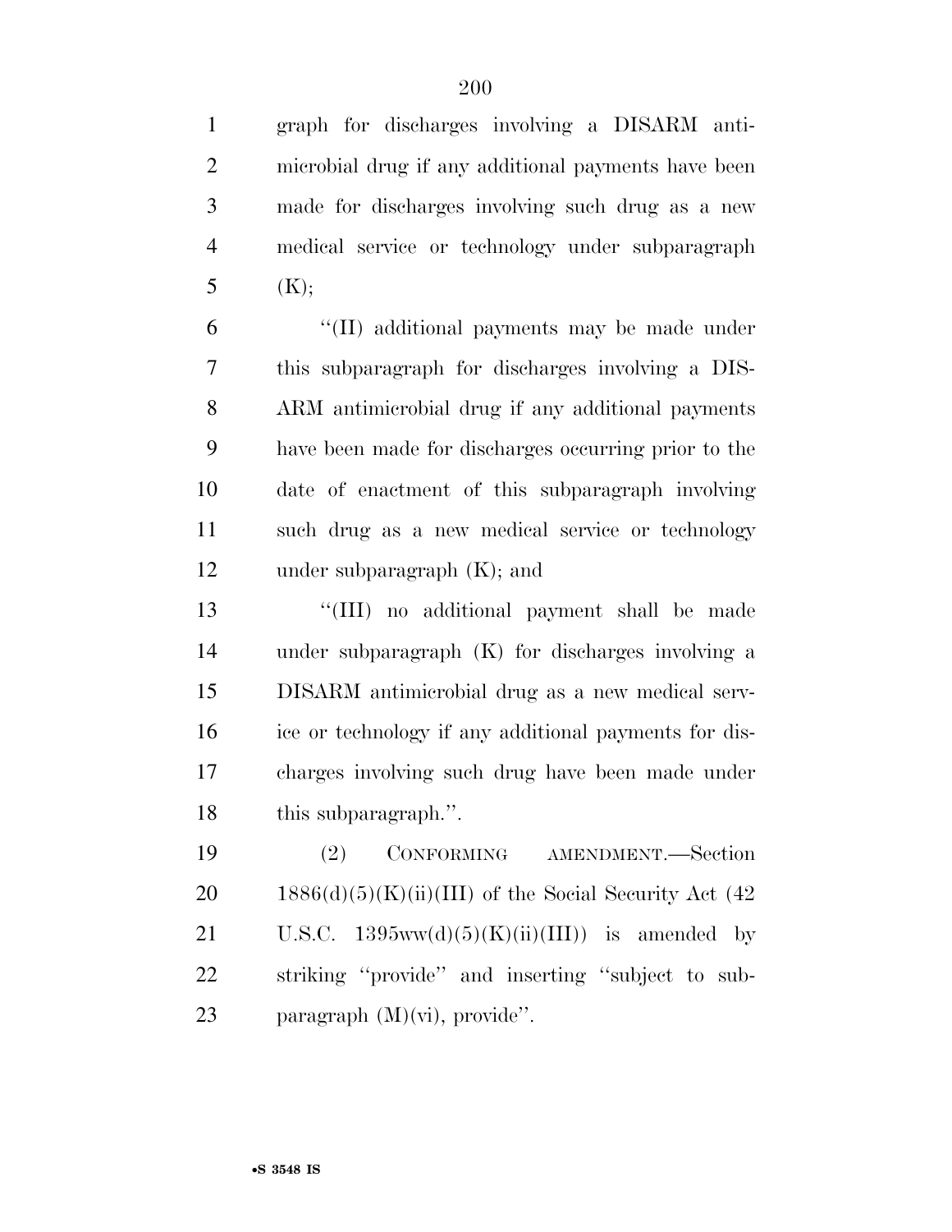graph for discharges involving a DISARM antimicrobial drug if any additional payments have been made for discharges involving such drug as a new medical service or technology under subparagraph (K);

''(II) additional payments may be made under this subparagraph for discharges involving a DISARM antimicrobial drug if any additional payments have been made for discharges occurring prior to the date of enactment of this subparagraph involving such drug as a new medical service or technology under subparagraph (K); and

''(III) no additional payment shall be made under subparagraph (K) for discharges involving a DISARM antimicrobial drug as a new medical service or technology if any additional payments for discharges involving such drug have been made under this subparagraph.''.

(2) CONFORMING AMENDMENT.—Section 1886(d)(5)(K)(ii)(III) of the Social Security Act (42 U.S.C. 1395ww(d)(5)(K)(ii)(III)) is amended by striking ''provide'' and inserting ''subject to subparagraph (M)(vi), provide''.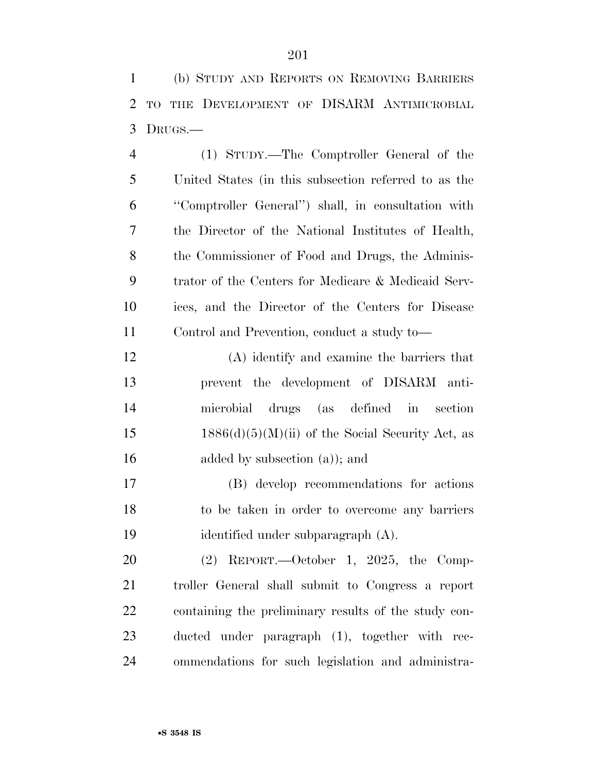(b) STUDY AND REPORTS ON REMOVING BARRIERS TO THE DEVELOPMENT OF DISARM ANTIMICROBIAL DRUGS.—

(1) STUDY.—The Comptroller General of the United States (in this subsection referred to as the ''Comptroller General'') shall, in consultation with the Director of the National Institutes of Health, the Commissioner of Food and Drugs, the Administrator of the Centers for Medicare & Medicaid Services, and the Director of the Centers for Disease Control and Prevention, conduct a study to—

(A) identify and examine the barriers that prevent the development of DISARM antimicrobial drugs (as defined in section 1886(d)(5)(M)(ii) of the Social Security Act, as added by subsection (a)); and

(B) develop recommendations for actions to be taken in order to overcome any barriers identified under subparagraph (A).

(2) REPORT.—October 1, 2025, the Comptroller General shall submit to Congress a report containing the preliminary results of the study conducted under paragraph (1), together with recommendations for such legislation and administra-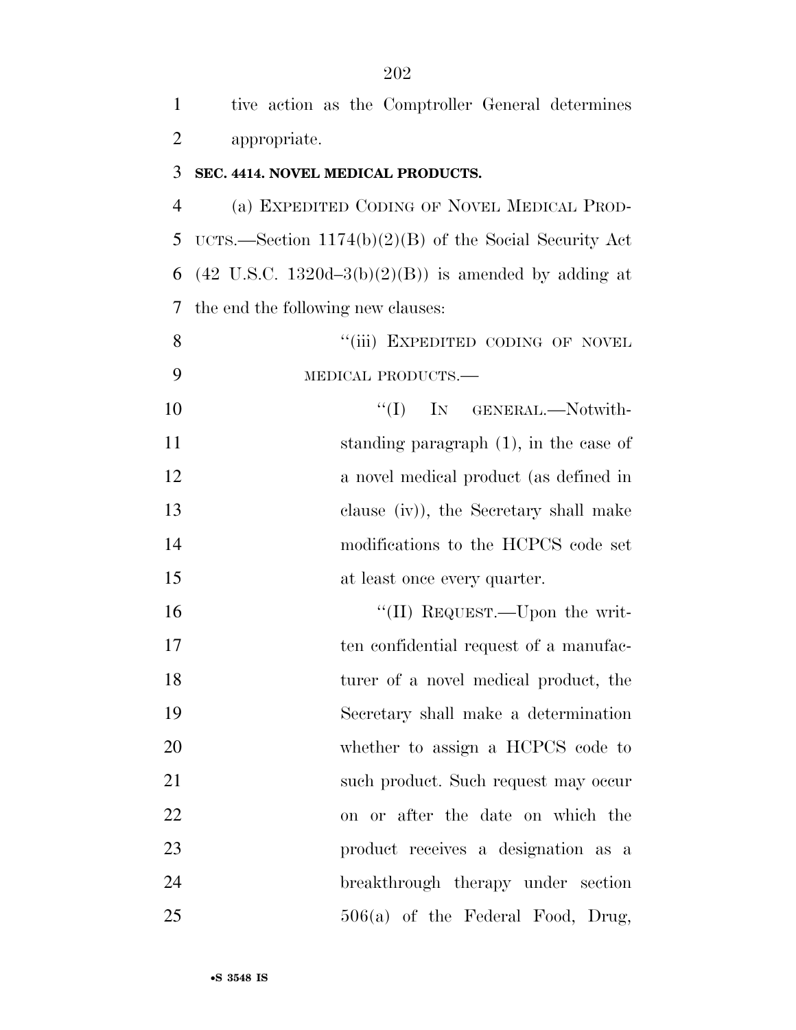tive action as the Comptroller General determines appropriate.

**SEC. 4414. NOVEL MEDICAL PRODUCTS.**

(a) EXPEDITED CODING OF NOVEL MEDICAL PRODUCTS.—Section 1174(b)(2)(B) of the Social Security Act (42 U.S.C. 1320d–3(b)(2)(B)) is amended by adding at the end the following new clauses:

"(iii) EXPEDITED CODING OF NOVEL MEDICAL PRODUCTS.—

"(I) IN GENERAL.—Notwithstanding paragraph (1), in the case of a novel medical product (as defined in clause (iv)), the Secretary shall make modifications to the HCPCS code set at least once every quarter.

"(II) REQUEST.—Upon the written confidential request of a manufacturer of a novel medical product, the Secretary shall make a determination whether to assign a HCPCS code to such product. Such request may occur on or after the date on which the product receives a designation as a breakthrough therapy under section 506(a) of the Federal Food, Drug,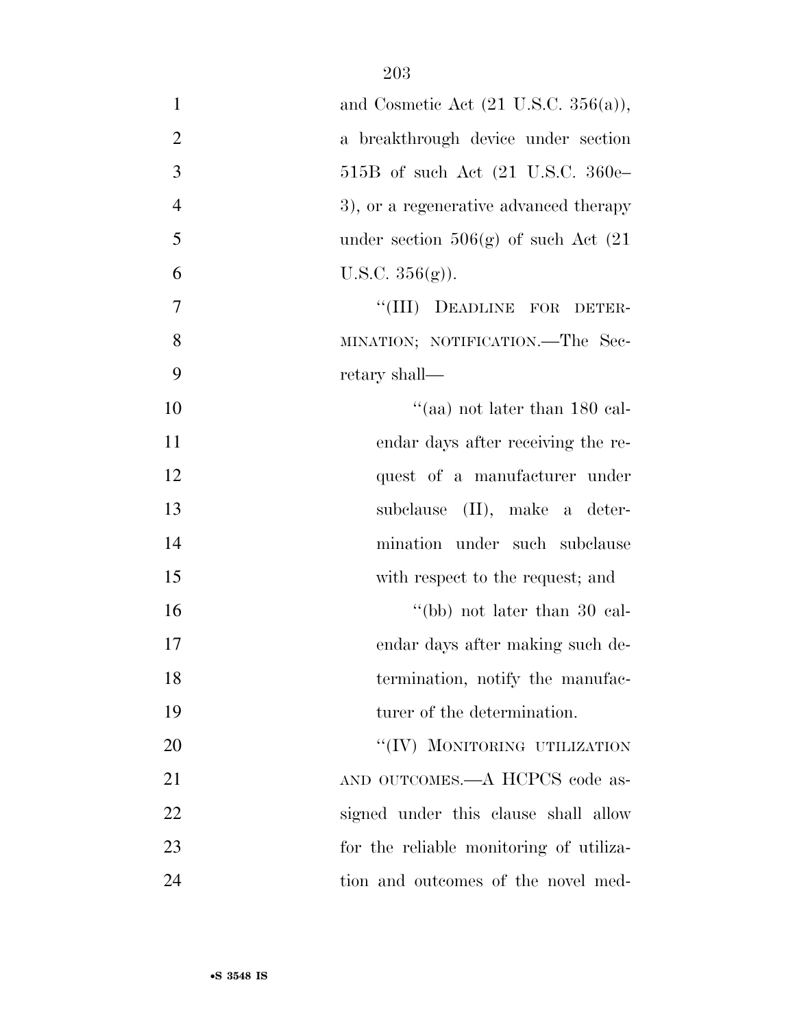and Cosmetic Act (21 U.S.C. 356(a)), a breakthrough device under section 515B of such Act (21 U.S.C. 360e–3), or a regenerative advanced therapy under section 506(g) of such Act (21 U.S.C. 356(g)).

"(III) DEADLINE FOR DETERMINATION; NOTIFICATION.—The Secretary shall—

"(aa) not later than 180 calendar days after receiving the request of a manufacturer under subclause (II), make a determination under such subclause with respect to the request; and

"(bb) not later than 30 calendar days after making such determination, notify the manufacturer of the determination.

"(IV) MONITORING UTILIZATION AND OUTCOMES.—A HCPCS code assigned under this clause shall allow for the reliable monitoring of utilization and outcomes of the novel med-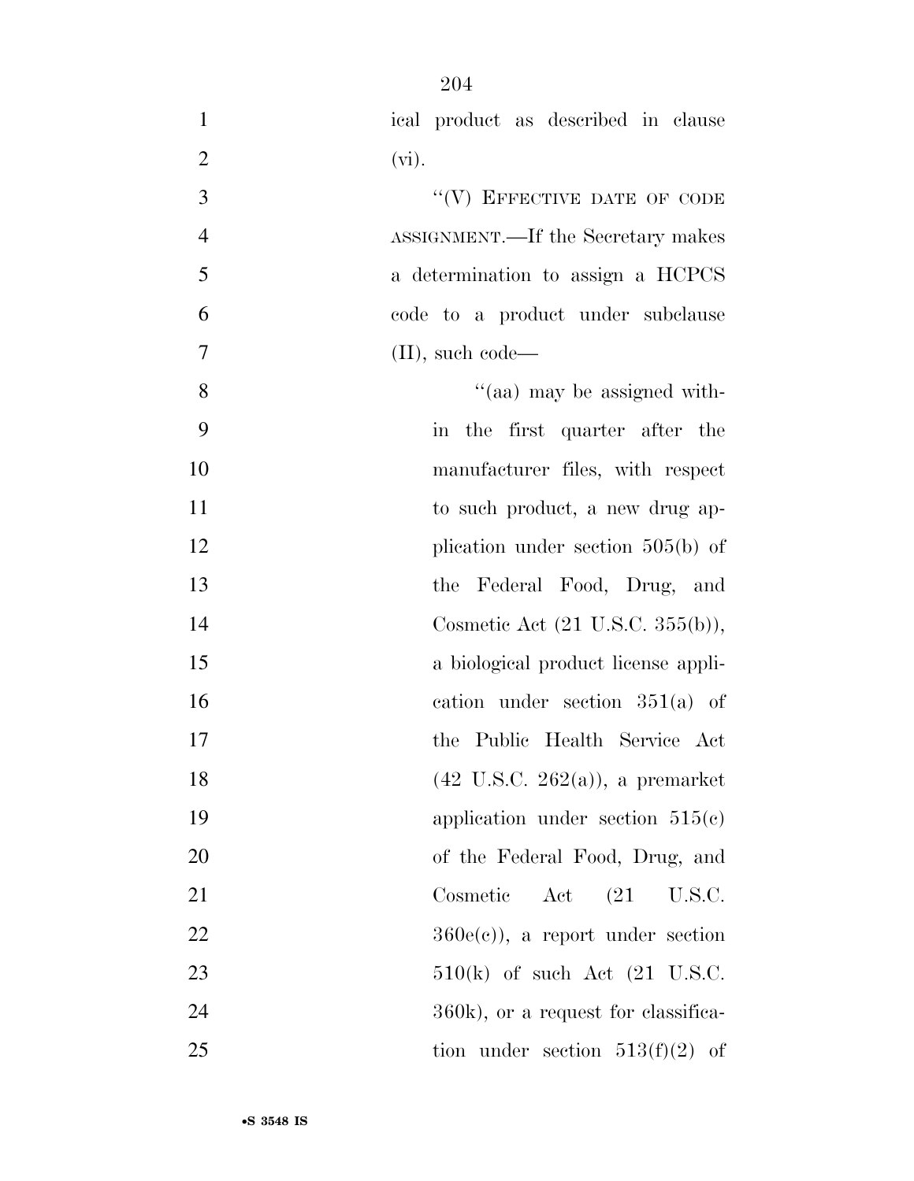ical product as described in clause (vi).

"(V) EFFECTIVE DATE OF CODE ASSIGNMENT.—If the Secretary makes a determination to assign a HCPCS code to a product under subclause (II), such code—

"(aa) may be assigned within the first quarter after the manufacturer files, with respect to such product, a new drug application under section 505(b) of the Federal Food, Drug, and Cosmetic Act (21 U.S.C. 355(b)), a biological product license application under section 351(a) of the Public Health Service Act (42 U.S.C. 262(a)), a premarket application under section 515(c) of the Federal Food, Drug, and Cosmetic Act (21 U.S.C. 360e(c)), a report under section 510(k) of such Act (21 U.S.C. 360k), or a request for classification under section 513(f)(2) of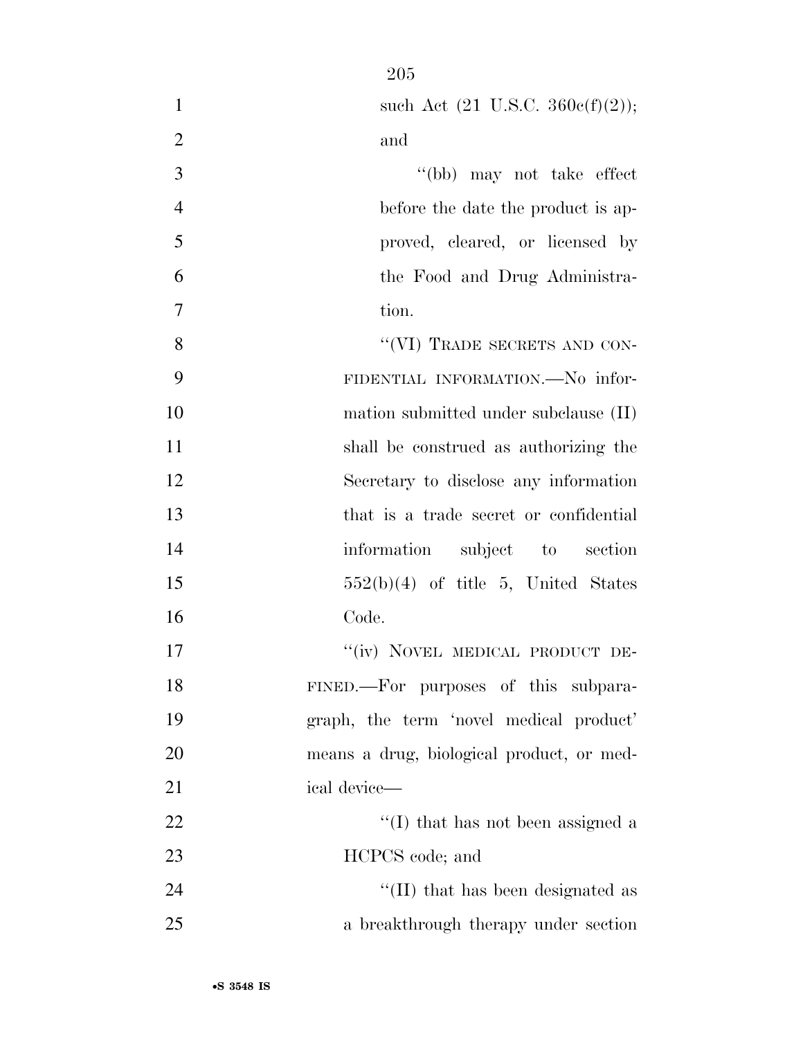such Act (21 U.S.C. 360c(f)(2)); and

''(bb) may not take effect before the date the product is approved, cleared, or licensed by the Food and Drug Administration.

''(VI) TRADE SECRETS AND CONFIDENTIAL INFORMATION.—No information submitted under subclause (II) shall be construed as authorizing the Secretary to disclose any information that is a trade secret or confidential information subject to section 552(b)(4) of title 5, United States Code.

''(iv) NOVEL MEDICAL PRODUCT DEFINED.—For purposes of this subparagraph, the term 'novel medical product' means a drug, biological product, or medical device—

''(I) that has not been assigned a HCPCS code; and

''(II) that has been designated as a breakthrough therapy under section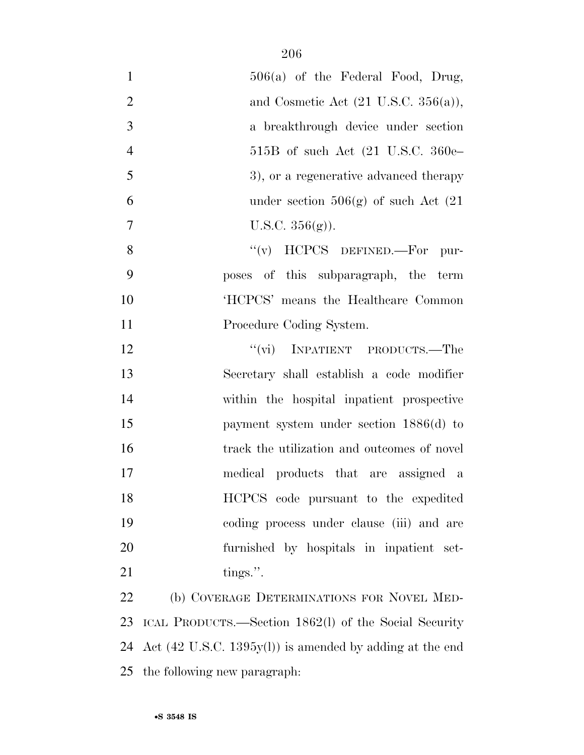506(a) of the Federal Food, Drug, and Cosmetic Act (21 U.S.C. 356(a)), a breakthrough device under section 515B of such Act (21 U.S.C. 360e–3), or a regenerative advanced therapy under section 506(g) of such Act (21 U.S.C. 356(g)).

"(v) HCPCS DEFINED.—For purposes of this subparagraph, the term 'HCPCS' means the Healthcare Common Procedure Coding System.

"(vi) INPATIENT PRODUCTS.—The Secretary shall establish a code modifier within the hospital inpatient prospective payment system under section 1886(d) to track the utilization and outcomes of novel medical products that are assigned a HCPCS code pursuant to the expedited coding process under clause (iii) and are furnished by hospitals in inpatient settings.".

(b) COVERAGE DETERMINATIONS FOR NOVEL MEDICAL PRODUCTS.—Section 1862(l) of the Social Security Act (42 U.S.C. 1395y(l)) is amended by adding at the end the following new paragraph: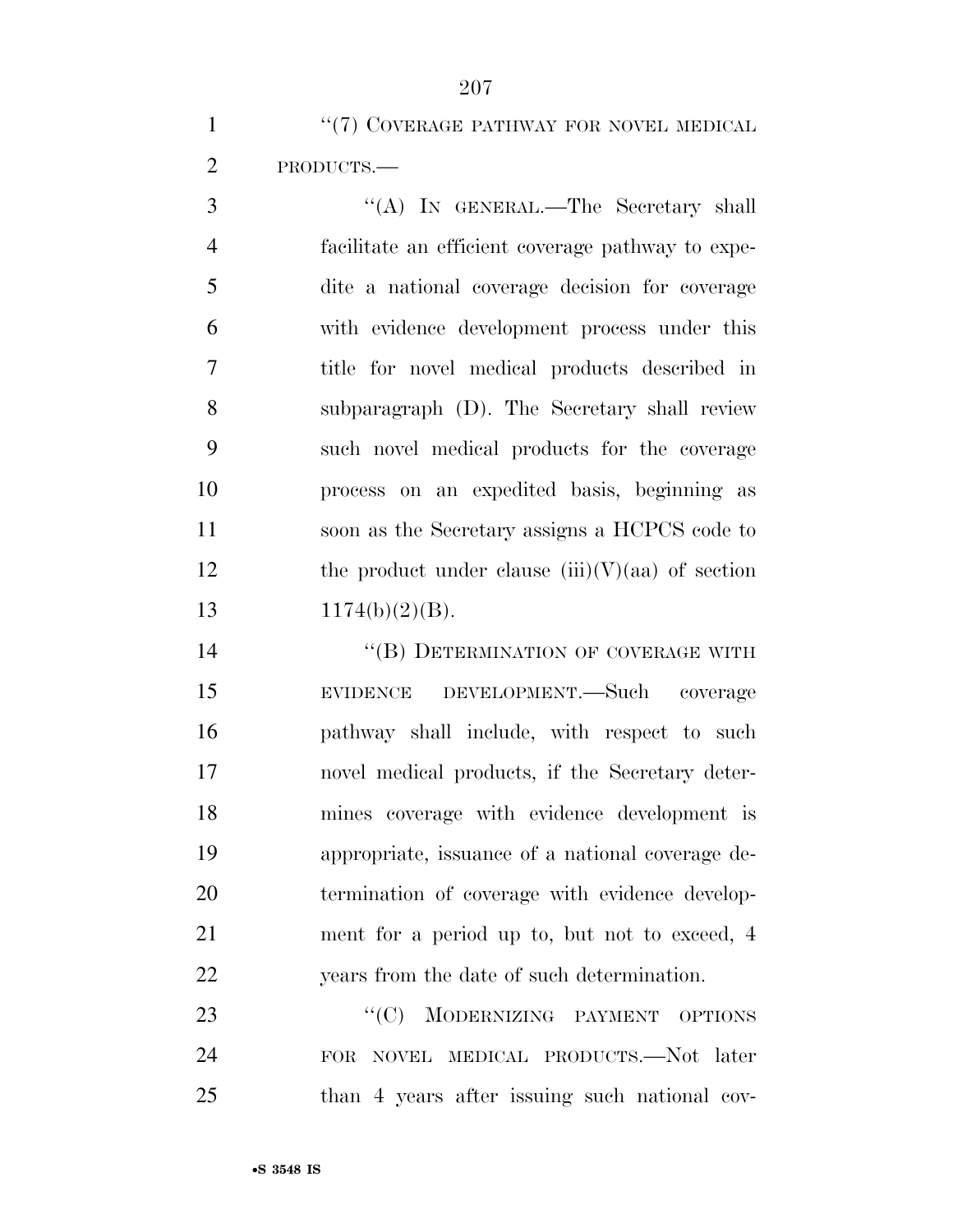"(7) COVERAGE PATHWAY FOR NOVEL MEDICAL PRODUCTS.—

"(A) IN GENERAL.—The Secretary shall facilitate an efficient coverage pathway to expedite a national coverage decision for coverage with evidence development process under this title for novel medical products described in subparagraph (D). The Secretary shall review such novel medical products for the coverage process on an expedited basis, beginning as soon as the Secretary assigns a HCPCS code to the product under clause (iii)(V)(aa) of section 1174(b)(2)(B).

"(B) DETERMINATION OF COVERAGE WITH EVIDENCE DEVELOPMENT.—Such coverage pathway shall include, with respect to such novel medical products, if the Secretary determines coverage with evidence development is appropriate, issuance of a national coverage determination of coverage with evidence development for a period up to, but not to exceed, 4 years from the date of such determination.

"(C) MODERNIZING PAYMENT OPTIONS FOR NOVEL MEDICAL PRODUCTS.—Not later than 4 years after issuing such national cov-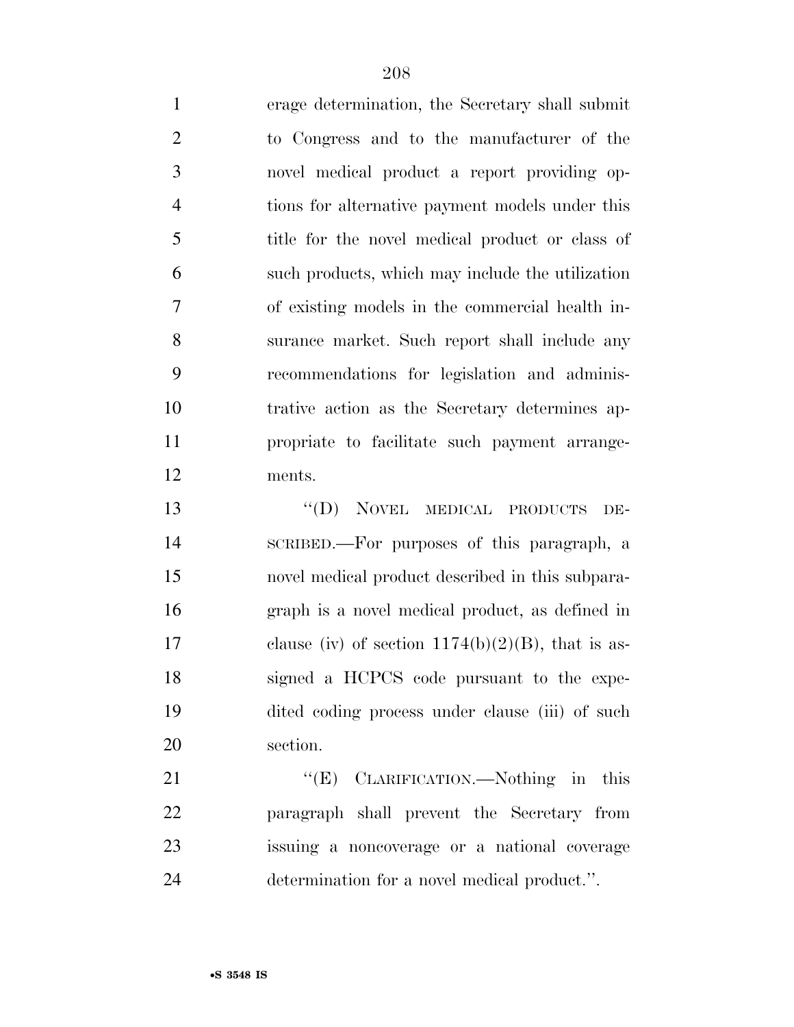erage determination, the Secretary shall submit to Congress and to the manufacturer of the novel medical product a report providing options for alternative payment models under this title for the novel medical product or class of such products, which may include the utilization of existing models in the commercial health insurance market. Such report shall include any recommendations for legislation and administrative action as the Secretary determines appropriate to facilitate such payment arrangements.

''(D) NOVEL MEDICAL PRODUCTS DESCRIBED.—For purposes of this paragraph, a novel medical product described in this subparagraph is a novel medical product, as defined in clause (iv) of section 1174(b)(2)(B), that is assigned a HCPCS code pursuant to the expedited coding process under clause (iii) of such section.

''(E) CLARIFICATION.—Nothing in this paragraph shall prevent the Secretary from issuing a noncoverage or a national coverage determination for a novel medical product.''.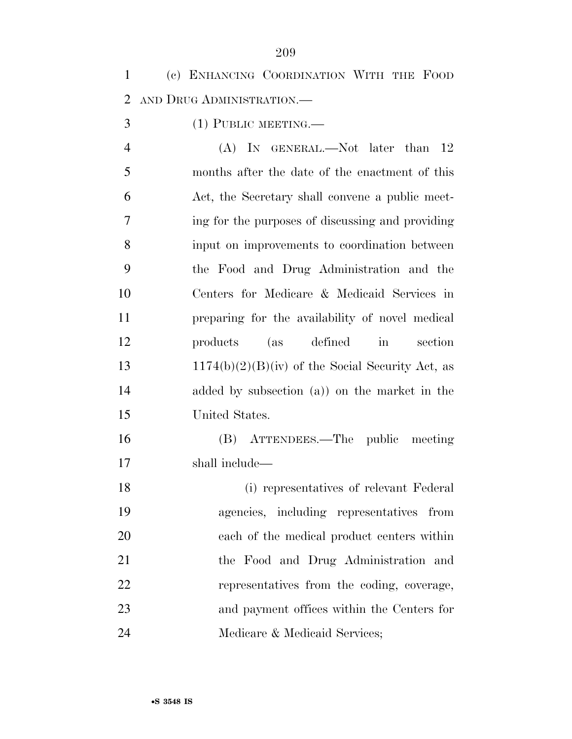(c) ENHANCING COORDINATION WITH THE FOOD AND DRUG ADMINISTRATION.—

(1) PUBLIC MEETING.—

(A) IN GENERAL.—Not later than 12 months after the date of the enactment of this Act, the Secretary shall convene a public meeting for the purposes of discussing and providing input on improvements to coordination between the Food and Drug Administration and the Centers for Medicare & Medicaid Services in preparing for the availability of novel medical products (as defined in section 1174(b)(2)(B)(iv) of the Social Security Act, as added by subsection (a)) on the market in the United States.

(B) ATTENDEES.—The public meeting shall include—

(i) representatives of relevant Federal agencies, including representatives from each of the medical product centers within the Food and Drug Administration and representatives from the coding, coverage, and payment offices within the Centers for Medicare & Medicaid Services;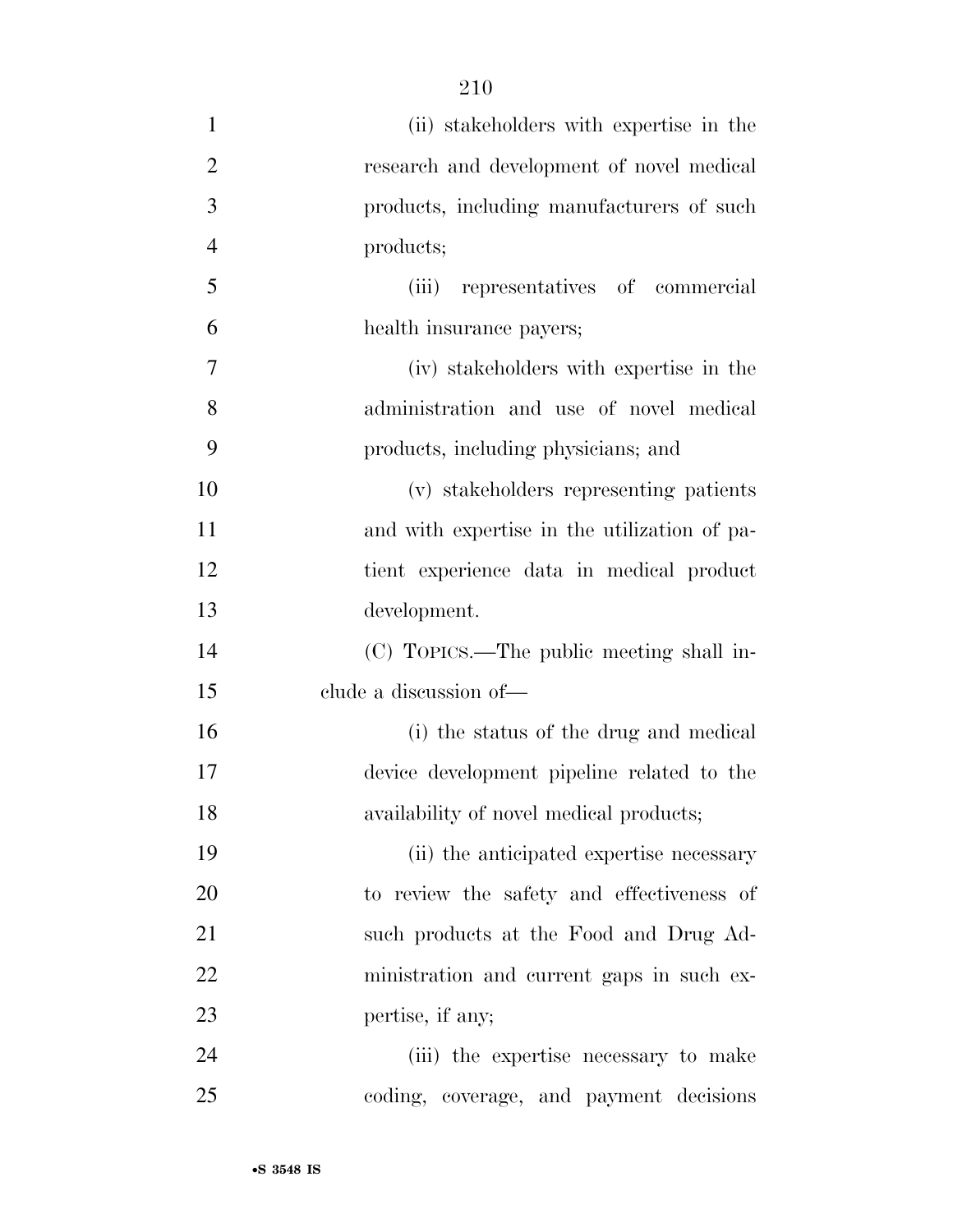(ii) stakeholders with expertise in the research and development of novel medical products, including manufacturers of such products;

(iii) representatives of commercial health insurance payers;

(iv) stakeholders with expertise in the administration and use of novel medical products, including physicians; and

(v) stakeholders representing patients and with expertise in the utilization of patient experience data in medical product development.

(C) TOPICS.—The public meeting shall include a discussion of—

(i) the status of the drug and medical device development pipeline related to the availability of novel medical products;

(ii) the anticipated expertise necessary to review the safety and effectiveness of such products at the Food and Drug Administration and current gaps in such expertise, if any;

(iii) the expertise necessary to make coding, coverage, and payment decisions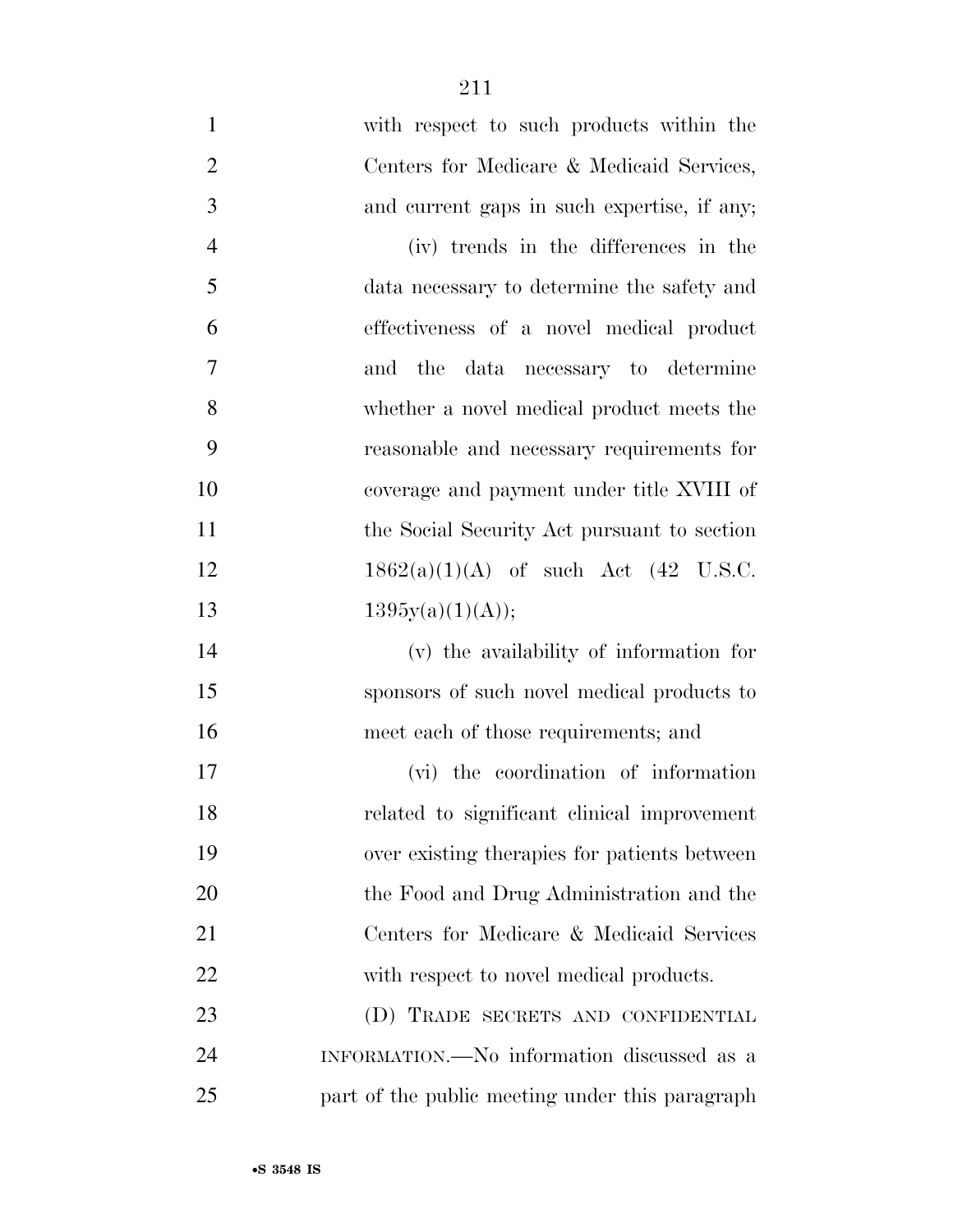with respect to such products within the Centers for Medicare & Medicaid Services, and current gaps in such expertise, if any;

(iv) trends in the differences in the data necessary to determine the safety and effectiveness of a novel medical product and the data necessary to determine whether a novel medical product meets the reasonable and necessary requirements for coverage and payment under title XVIII of the Social Security Act pursuant to section 1862(a)(1)(A) of such Act (42 U.S.C. 1395y(a)(1)(A));

(v) the availability of information for sponsors of such novel medical products to meet each of those requirements; and

(vi) the coordination of information related to significant clinical improvement over existing therapies for patients between the Food and Drug Administration and the Centers for Medicare & Medicaid Services with respect to novel medical products.

(D) TRADE SECRETS AND CONFIDENTIAL INFORMATION.—No information discussed as a part of the public meeting under this paragraph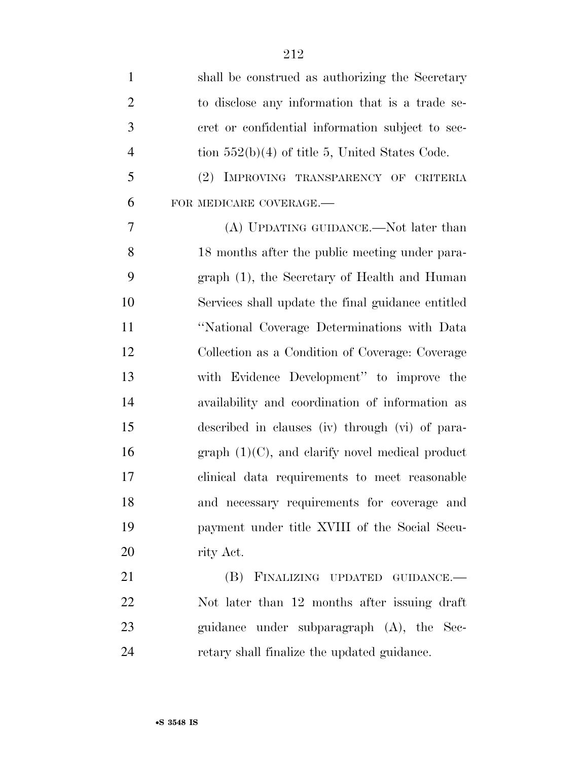shall be construed as authorizing the Secretary to disclose any information that is a trade secret or confidential information subject to section 552(b)(4) of title 5, United States Code.

(2) IMPROVING TRANSPARENCY OF CRITERIA FOR MEDICARE COVERAGE.—

(A) UPDATING GUIDANCE.—Not later than 18 months after the public meeting under paragraph (1), the Secretary of Health and Human Services shall update the final guidance entitled ''National Coverage Determinations with Data Collection as a Condition of Coverage: Coverage with Evidence Development'' to improve the availability and coordination of information as described in clauses (iv) through (vi) of paragraph (1)(C), and clarify novel medical product clinical data requirements to meet reasonable and necessary requirements for coverage and payment under title XVIII of the Social Security Act.

(B) FINALIZING UPDATED GUIDANCE.—Not later than 12 months after issuing draft guidance under subparagraph (A), the Secretary shall finalize the updated guidance.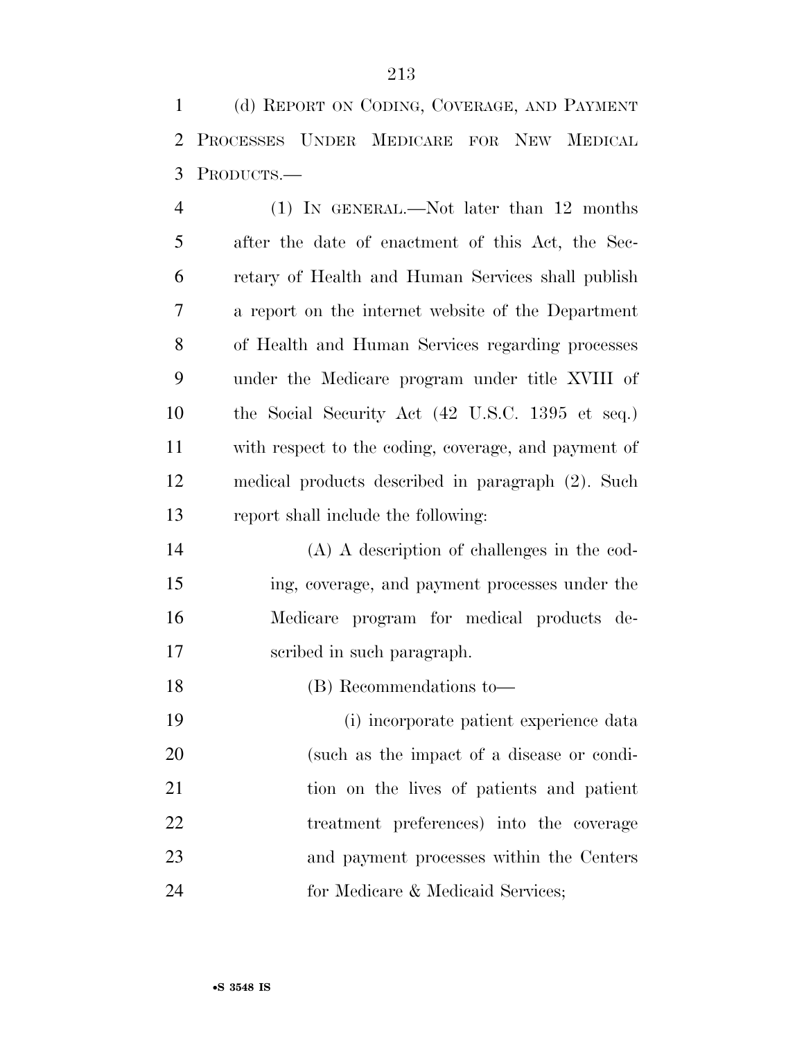(d) REPORT ON CODING, COVERAGE, AND PAYMENT PROCESSES UNDER MEDICARE FOR NEW MEDICAL PRODUCTS.—

(1) IN GENERAL.—Not later than 12 months after the date of enactment of this Act, the Secretary of Health and Human Services shall publish a report on the internet website of the Department of Health and Human Services regarding processes under the Medicare program under title XVIII of the Social Security Act (42 U.S.C. 1395 et seq.) with respect to the coding, coverage, and payment of medical products described in paragraph (2). Such report shall include the following:

(A) A description of challenges in the coding, coverage, and payment processes under the Medicare program for medical products described in such paragraph.

(B) Recommendations to—

(i) incorporate patient experience data (such as the impact of a disease or condition on the lives of patients and patient treatment preferences) into the coverage and payment processes within the Centers for Medicare & Medicaid Services;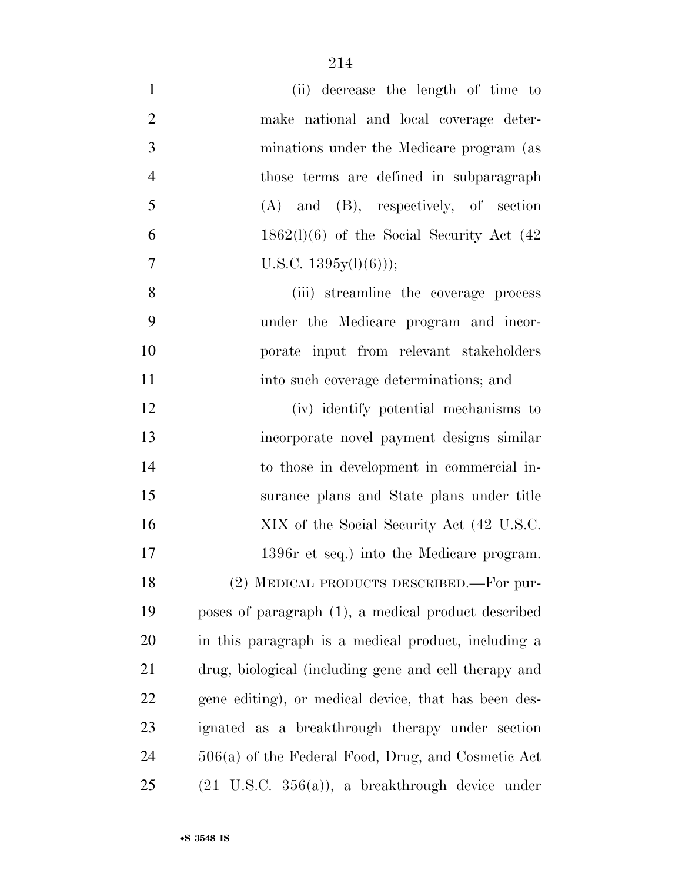(ii) decrease the length of time to make national and local coverage determinations under the Medicare program (as those terms are defined in subparagraph (A) and (B), respectively, of section 1862(l)(6) of the Social Security Act (42 U.S.C. 1395y(l)(6)));

(iii) streamline the coverage process under the Medicare program and incorporate input from relevant stakeholders into such coverage determinations; and

(iv) identify potential mechanisms to incorporate novel payment designs similar to those in development in commercial insurance plans and State plans under title XIX of the Social Security Act (42 U.S.C. 1396r et seq.) into the Medicare program.

(2) MEDICAL PRODUCTS DESCRIBED.—For purposes of paragraph (1), a medical product described in this paragraph is a medical product, including a drug, biological (including gene and cell therapy and gene editing), or medical device, that has been designated as a breakthrough therapy under section 506(a) of the Federal Food, Drug, and Cosmetic Act (21 U.S.C. 356(a)), a breakthrough device under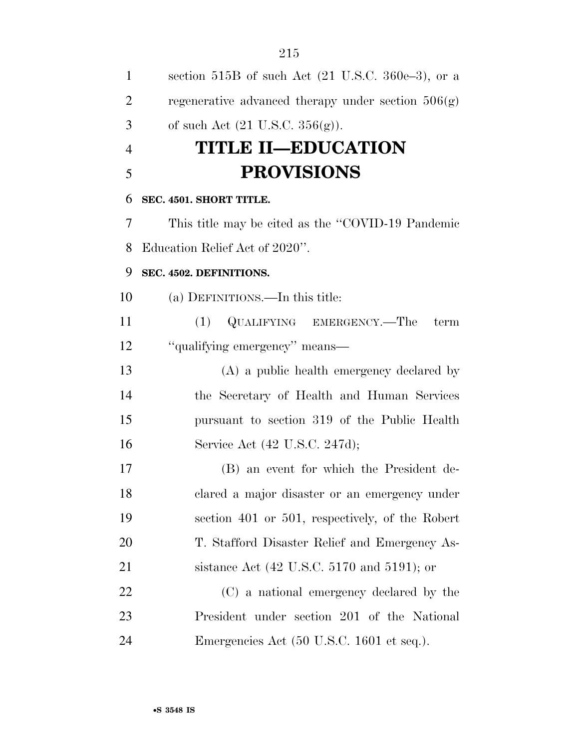section 515B of such Act (21 U.S.C. 360e–3), or a regenerative advanced therapy under section 506(g) of such Act (21 U.S.C. 356(g)).

# TITLE II—EDUCATION PROVISIONS

### SEC. 4501. SHORT TITLE.

This title may be cited as the ''COVID-19 Pandemic Education Relief Act of 2020''.

### SEC. 4502. DEFINITIONS.

(a) DEFINITIONS.—In this title:

(1) QUALIFYING EMERGENCY.—The term ''qualifying emergency'' means—

(A) a public health emergency declared by the Secretary of Health and Human Services pursuant to section 319 of the Public Health Service Act (42 U.S.C. 247d);

(B) an event for which the President declared a major disaster or an emergency under section 401 or 501, respectively, of the Robert T. Stafford Disaster Relief and Emergency Assistance Act (42 U.S.C. 5170 and 5191); or

(C) a national emergency declared by the President under section 201 of the National Emergencies Act (50 U.S.C. 1601 et seq.).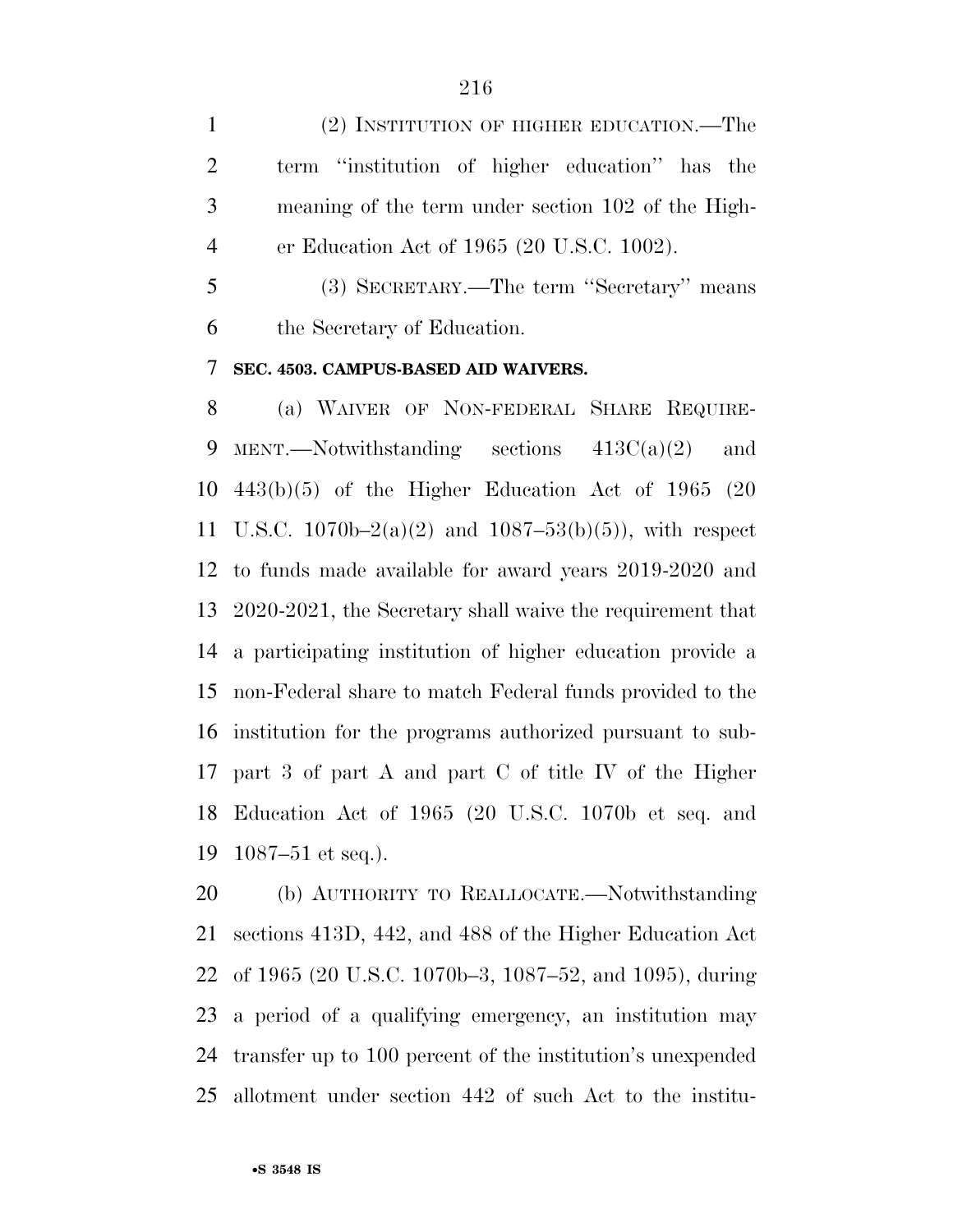(2) INSTITUTION OF HIGHER EDUCATION.—The term ''institution of higher education'' has the meaning of the term under section 102 of the Higher Education Act of 1965 (20 U.S.C. 1002).

(3) SECRETARY.—The term ''Secretary'' means the Secretary of Education.

**SEC. 4503. CAMPUS-BASED AID WAIVERS.**

(a) WAIVER OF NON-FEDERAL SHARE REQUIREMENT.—Notwithstanding sections 413C(a)(2) and 443(b)(5) of the Higher Education Act of 1965 (20 U.S.C. 1070b–2(a)(2) and 1087–53(b)(5)), with respect to funds made available for award years 2019-2020 and 2020-2021, the Secretary shall waive the requirement that a participating institution of higher education provide a non-Federal share to match Federal funds provided to the institution for the programs authorized pursuant to subpart 3 of part A and part C of title IV of the Higher Education Act of 1965 (20 U.S.C. 1070b et seq. and 1087–51 et seq.).

(b) AUTHORITY TO REALLOCATE.—Notwithstanding sections 413D, 442, and 488 of the Higher Education Act of 1965 (20 U.S.C. 1070b–3, 1087–52, and 1095), during a period of a qualifying emergency, an institution may transfer up to 100 percent of the institution's unexpended allotment under section 442 of such Act to the institu-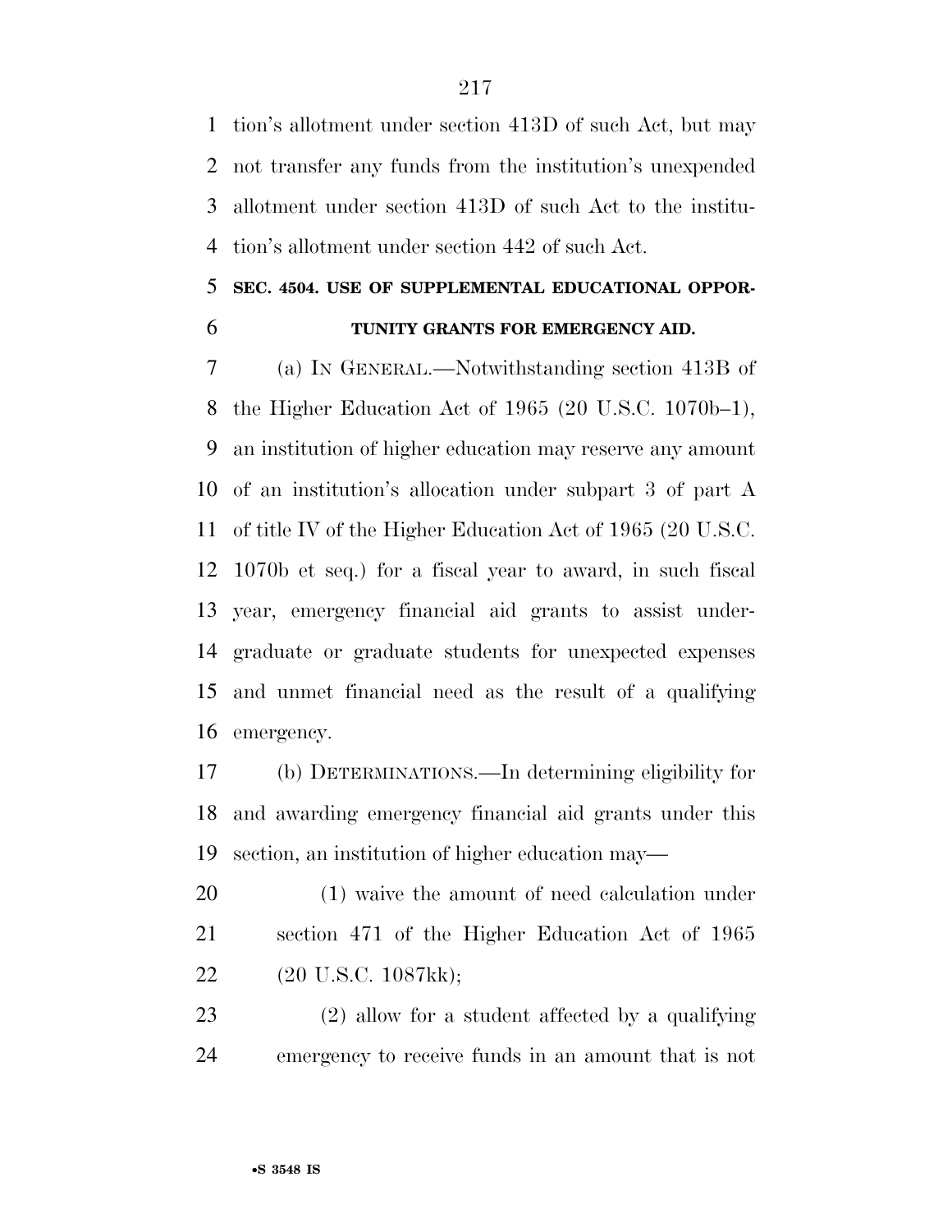tion's allotment under section 413D of such Act, but may not transfer any funds from the institution's unexpended allotment under section 413D of such Act to the institution's allotment under section 442 of such Act.

### SEC. 4504. USE OF SUPPLEMENTAL EDUCATIONAL OPPORTUNITY GRANTS FOR EMERGENCY AID.

(a) IN GENERAL.—Notwithstanding section 413B of the Higher Education Act of 1965 (20 U.S.C. 1070b–1), an institution of higher education may reserve any amount of an institution's allocation under subpart 3 of part A of title IV of the Higher Education Act of 1965 (20 U.S.C. 1070b et seq.) for a fiscal year to award, in such fiscal year, emergency financial aid grants to assist undergraduate or graduate students for unexpected expenses and unmet financial need as the result of a qualifying emergency.

(b) DETERMINATIONS.—In determining eligibility for and awarding emergency financial aid grants under this section, an institution of higher education may—

(1) waive the amount of need calculation under section 471 of the Higher Education Act of 1965 (20 U.S.C. 1087kk);

(2) allow for a student affected by a qualifying emergency to receive funds in an amount that is not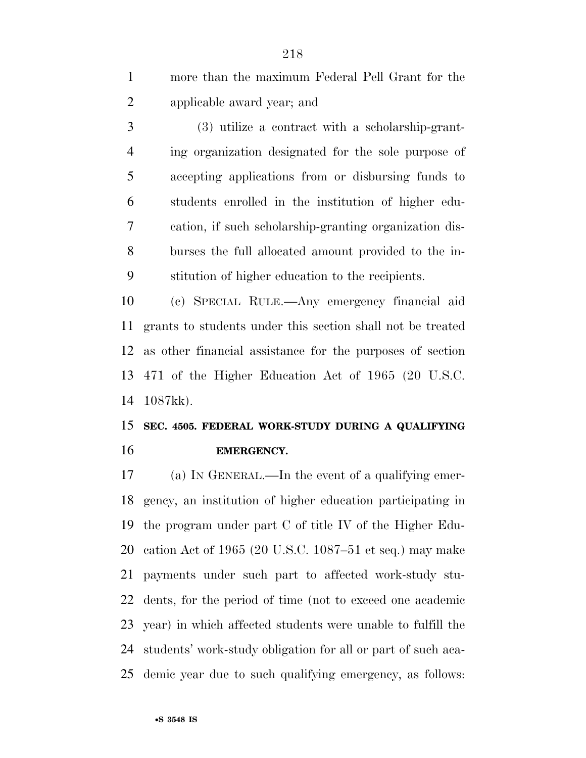more than the maximum Federal Pell Grant for the applicable award year; and

(3) utilize a contract with a scholarship-granting organization designated for the sole purpose of accepting applications from or disbursing funds to students enrolled in the institution of higher education, if such scholarship-granting organization disburses the full allocated amount provided to the institution of higher education to the recipients.

(c) SPECIAL RULE.—Any emergency financial aid grants to students under this section shall not be treated as other financial assistance for the purposes of section 471 of the Higher Education Act of 1965 (20 U.S.C. 1087kk).

### SEC. 4505. FEDERAL WORK-STUDY DURING A QUALIFYING EMERGENCY.

(a) IN GENERAL.—In the event of a qualifying emergency, an institution of higher education participating in the program under part C of title IV of the Higher Education Act of 1965 (20 U.S.C. 1087–51 et seq.) may make payments under such part to affected work-study students, for the period of time (not to exceed one academic year) in which affected students were unable to fulfill the students' work-study obligation for all or part of such academic year due to such qualifying emergency, as follows: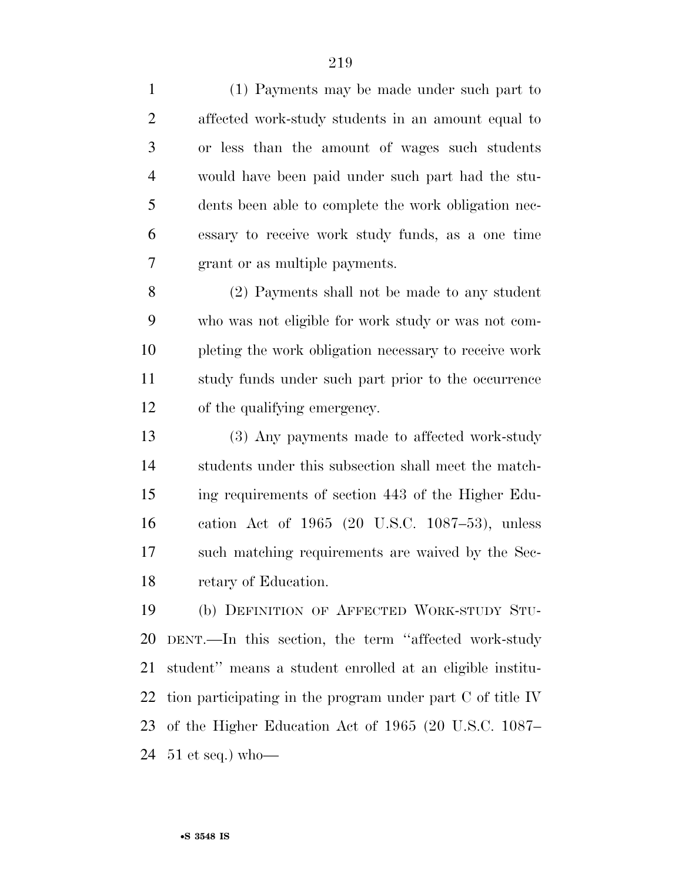(1) Payments may be made under such part to affected work-study students in an amount equal to or less than the amount of wages such students would have been paid under such part had the students been able to complete the work obligation necessary to receive work study funds, as a one time grant or as multiple payments.

(2) Payments shall not be made to any student who was not eligible for work study or was not completing the work obligation necessary to receive work study funds under such part prior to the occurrence of the qualifying emergency.

(3) Any payments made to affected work-study students under this subsection shall meet the matching requirements of section 443 of the Higher Education Act of 1965 (20 U.S.C. 1087–53), unless such matching requirements are waived by the Secretary of Education.

(b) DEFINITION OF AFFECTED WORK-STUDY STUDENT.—In this section, the term ''affected work-study student'' means a student enrolled at an eligible institution participating in the program under part C of title IV of the Higher Education Act of 1965 (20 U.S.C. 1087–51 et seq.) who—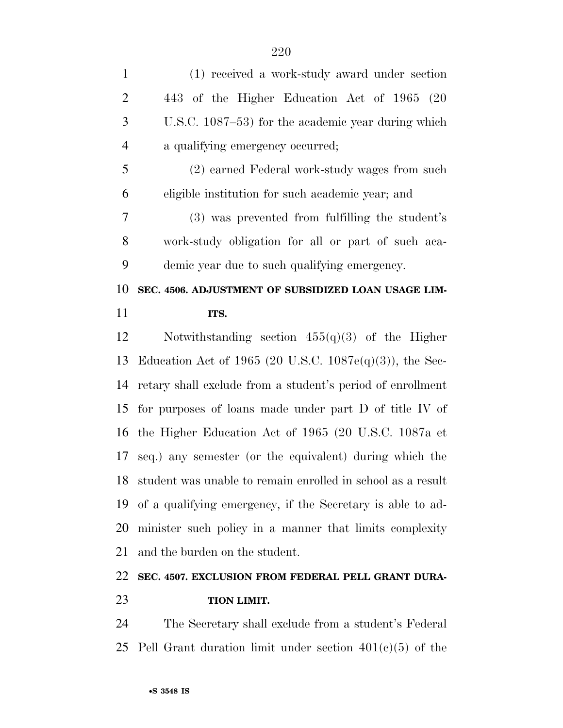(1) received a work-study award under section 443 of the Higher Education Act of 1965 (20 U.S.C. 1087–53) for the academic year during which a qualifying emergency occurred;

(2) earned Federal work-study wages from such eligible institution for such academic year; and

(3) was prevented from fulfilling the student's work-study obligation for all or part of such academic year due to such qualifying emergency.

**SEC. 4506. ADJUSTMENT OF SUBSIDIZED LOAN USAGE LIMITS.**

Notwithstanding section 455(q)(3) of the Higher Education Act of 1965 (20 U.S.C. 1087e(q)(3)), the Secretary shall exclude from a student's period of enrollment for purposes of loans made under part D of title IV of the Higher Education Act of 1965 (20 U.S.C. 1087a et seq.) any semester (or the equivalent) during which the student was unable to remain enrolled in school as a result of a qualifying emergency, if the Secretary is able to administer such policy in a manner that limits complexity and the burden on the student.

**SEC. 4507. EXCLUSION FROM FEDERAL PELL GRANT DURATION LIMIT.**

The Secretary shall exclude from a student's Federal Pell Grant duration limit under section 401(c)(5) of the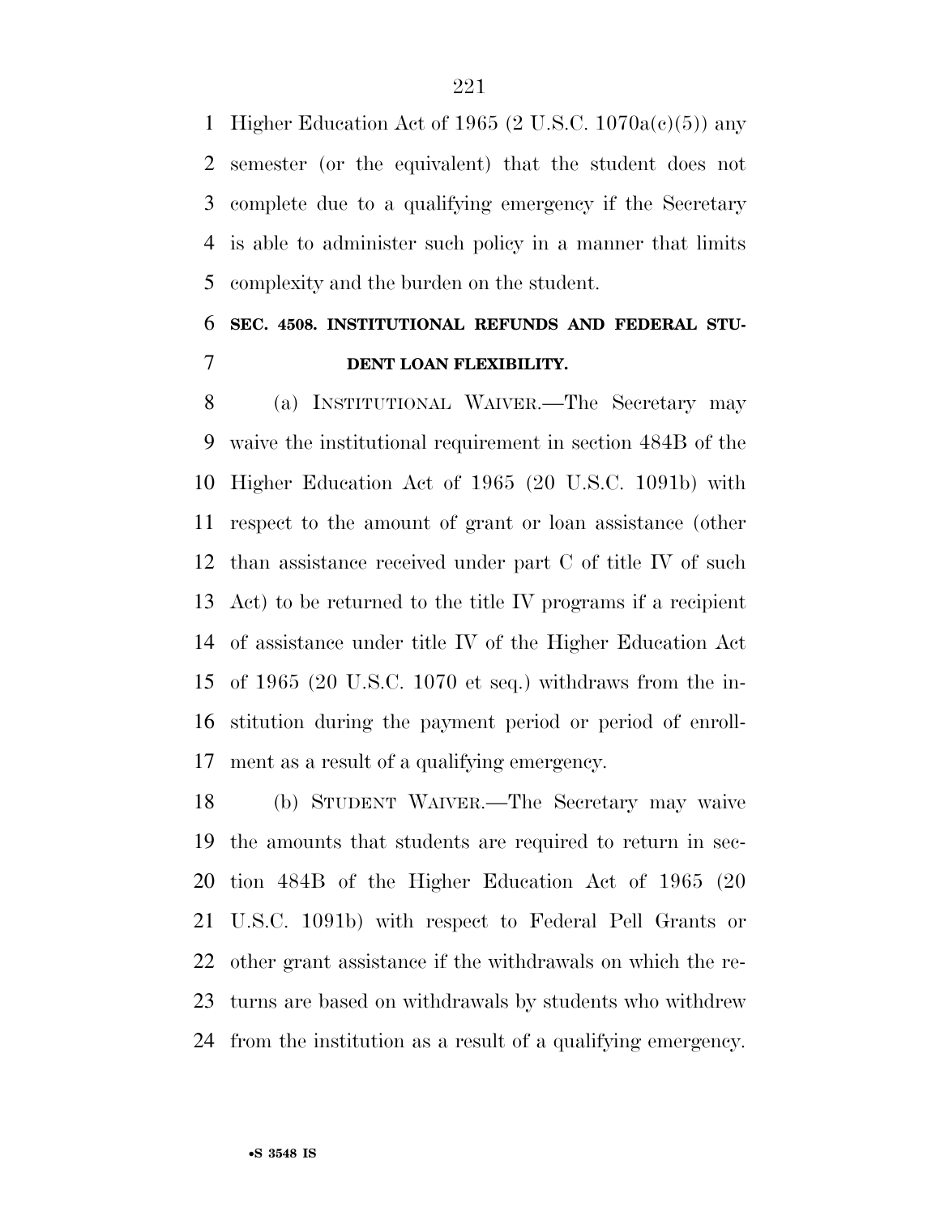Higher Education Act of 1965 (2 U.S.C. 1070a(c)(5)) any semester (or the equivalent) that the student does not complete due to a qualifying emergency if the Secretary is able to administer such policy in a manner that limits complexity and the burden on the student.

### SEC. 4508. INSTITUTIONAL REFUNDS AND FEDERAL STUDENT LOAN FLEXIBILITY.

(a) INSTITUTIONAL WAIVER.—The Secretary may waive the institutional requirement in section 484B of the Higher Education Act of 1965 (20 U.S.C. 1091b) with respect to the amount of grant or loan assistance (other than assistance received under part C of title IV of such Act) to be returned to the title IV programs if a recipient of assistance under title IV of the Higher Education Act of 1965 (20 U.S.C. 1070 et seq.) withdraws from the institution during the payment period or period of enrollment as a result of a qualifying emergency.

(b) STUDENT WAIVER.—The Secretary may waive the amounts that students are required to return in section 484B of the Higher Education Act of 1965 (20 U.S.C. 1091b) with respect to Federal Pell Grants or other grant assistance if the withdrawals on which the returns are based on withdrawals by students who withdrew from the institution as a result of a qualifying emergency.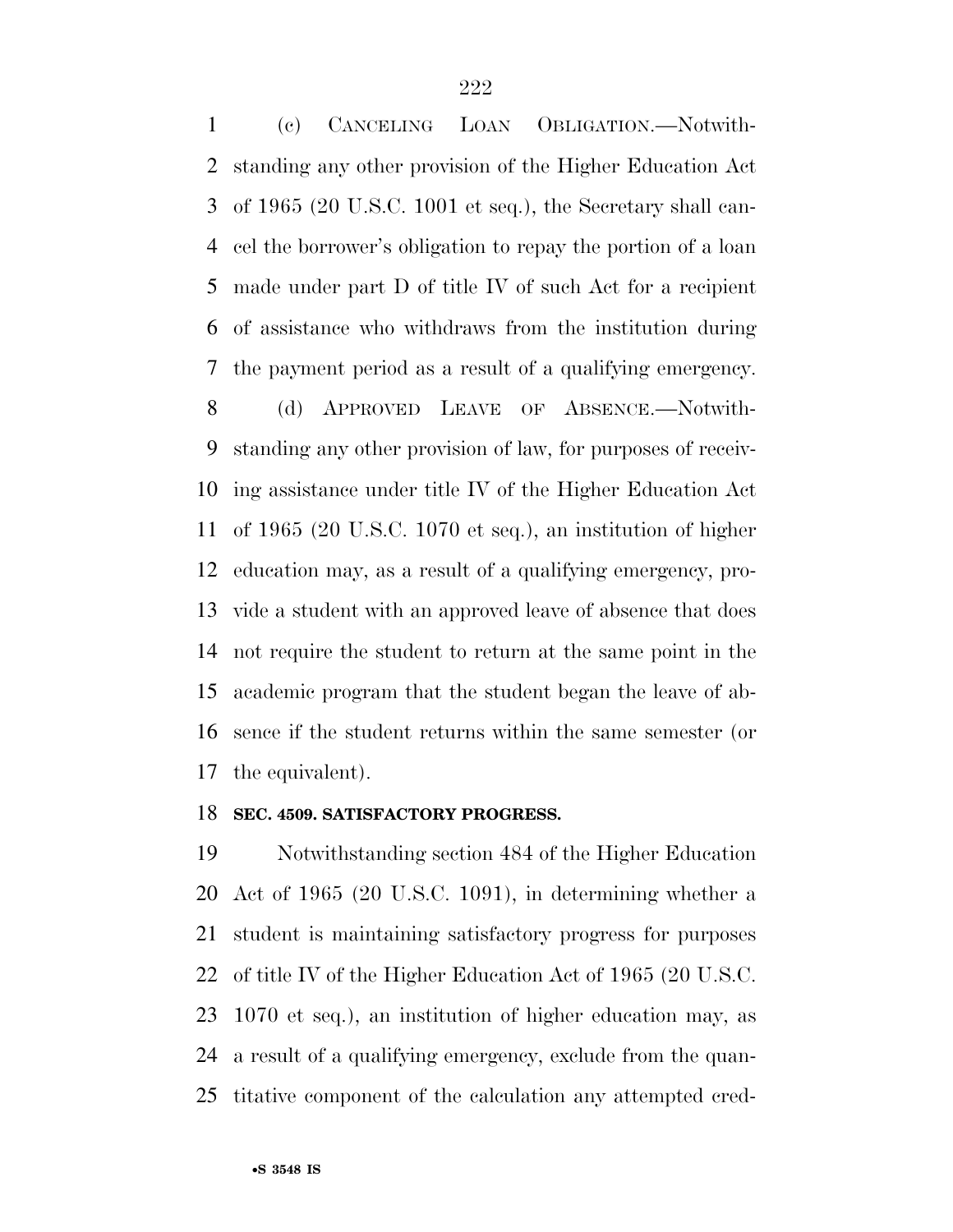(c) CANCELING LOAN OBLIGATION.—Notwithstanding any other provision of the Higher Education Act of 1965 (20 U.S.C. 1001 et seq.), the Secretary shall cancel the borrower's obligation to repay the portion of a loan made under part D of title IV of such Act for a recipient of assistance who withdraws from the institution during the payment period as a result of a qualifying emergency.

(d) APPROVED LEAVE OF ABSENCE.—Notwithstanding any other provision of law, for purposes of receiving assistance under title IV of the Higher Education Act of 1965 (20 U.S.C. 1070 et seq.), an institution of higher education may, as a result of a qualifying emergency, provide a student with an approved leave of absence that does not require the student to return at the same point in the academic program that the student began the leave of absence if the student returns within the same semester (or the equivalent).

**SEC. 4509. SATISFACTORY PROGRESS.**

Notwithstanding section 484 of the Higher Education Act of 1965 (20 U.S.C. 1091), in determining whether a student is maintaining satisfactory progress for purposes of title IV of the Higher Education Act of 1965 (20 U.S.C. 1070 et seq.), an institution of higher education may, as a result of a qualifying emergency, exclude from the quantitative component of the calculation any attempted cred-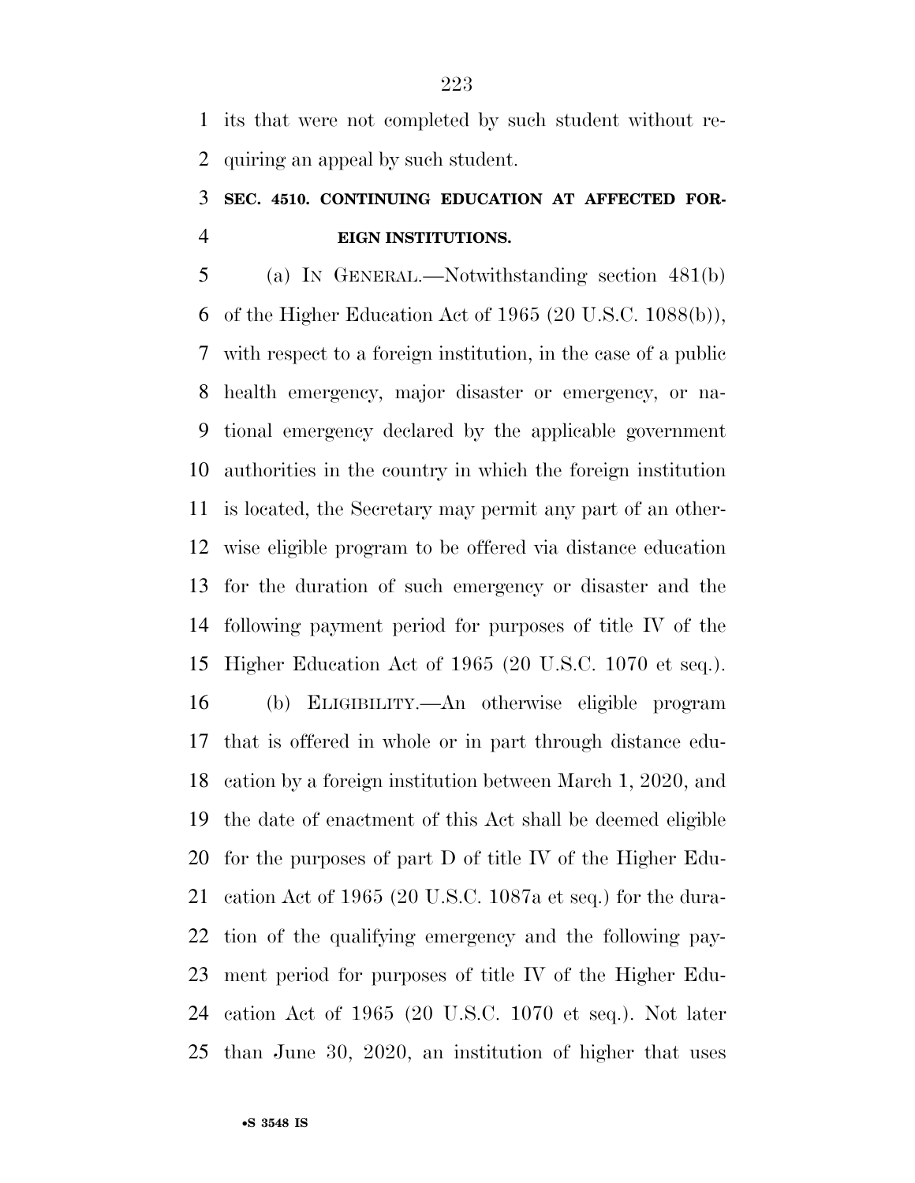its that were not completed by such student without requiring an appeal by such student.

**SEC. 4510. CONTINUING EDUCATION AT AFFECTED FOREIGN INSTITUTIONS.**

(a) IN GENERAL.—Notwithstanding section 481(b) of the Higher Education Act of 1965 (20 U.S.C. 1088(b)), with respect to a foreign institution, in the case of a public health emergency, major disaster or emergency, or national emergency declared by the applicable government authorities in the country in which the foreign institution is located, the Secretary may permit any part of an otherwise eligible program to be offered via distance education for the duration of such emergency or disaster and the following payment period for purposes of title IV of the Higher Education Act of 1965 (20 U.S.C. 1070 et seq.).

(b) ELIGIBILITY.—An otherwise eligible program that is offered in whole or in part through distance education by a foreign institution between March 1, 2020, and the date of enactment of this Act shall be deemed eligible for the purposes of part D of title IV of the Higher Education Act of 1965 (20 U.S.C. 1087a et seq.) for the duration of the qualifying emergency and the following payment period for purposes of title IV of the Higher Education Act of 1965 (20 U.S.C. 1070 et seq.). Not later than June 30, 2020, an institution of higher that uses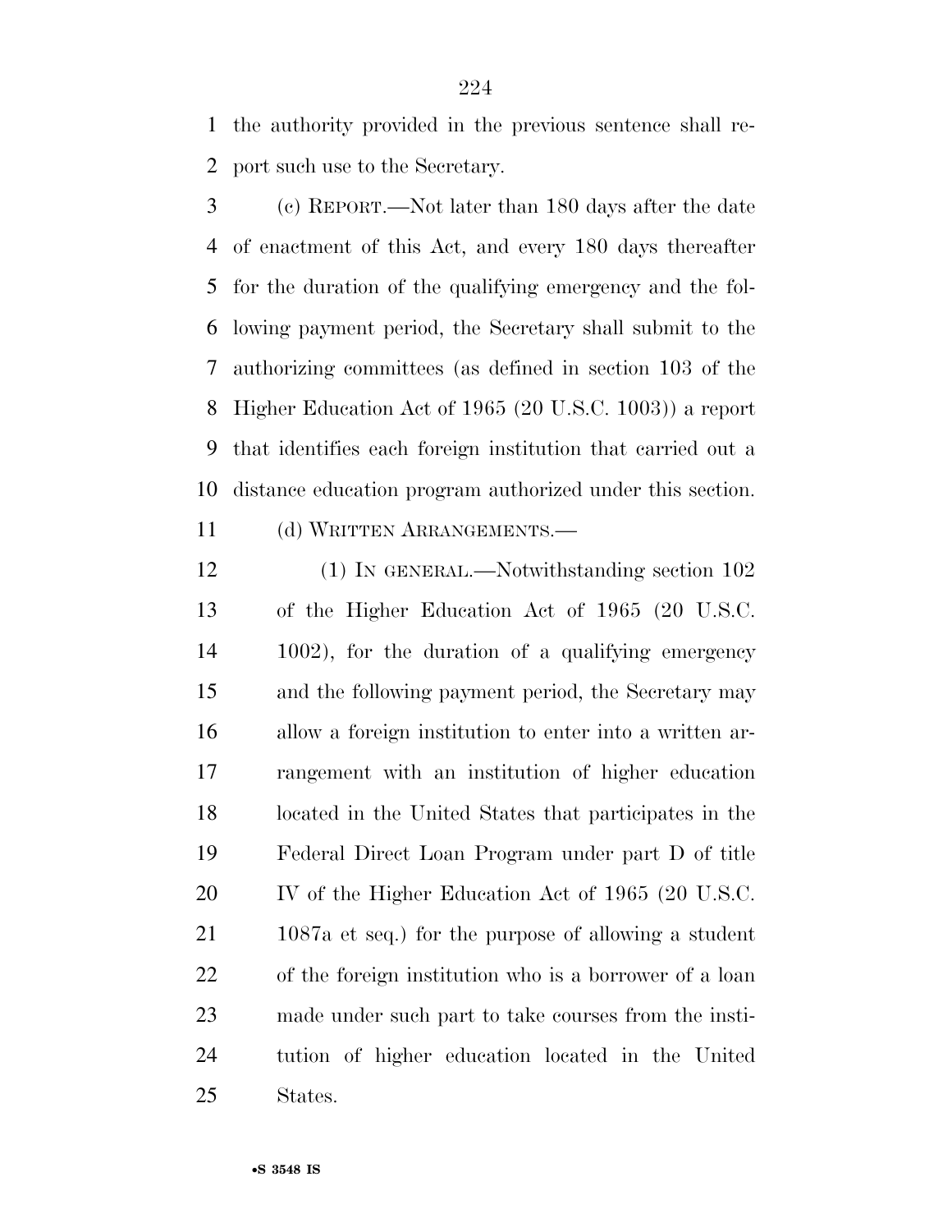the authority provided in the previous sentence shall report such use to the Secretary.

(c) REPORT.—Not later than 180 days after the date of enactment of this Act, and every 180 days thereafter for the duration of the qualifying emergency and the following payment period, the Secretary shall submit to the authorizing committees (as defined in section 103 of the Higher Education Act of 1965 (20 U.S.C. 1003)) a report that identifies each foreign institution that carried out a distance education program authorized under this section.

(d) WRITTEN ARRANGEMENTS.—

(1) IN GENERAL.—Notwithstanding section 102 of the Higher Education Act of 1965 (20 U.S.C. 1002), for the duration of a qualifying emergency and the following payment period, the Secretary may allow a foreign institution to enter into a written arrangement with an institution of higher education located in the United States that participates in the Federal Direct Loan Program under part D of title IV of the Higher Education Act of 1965 (20 U.S.C. 1087a et seq.) for the purpose of allowing a student of the foreign institution who is a borrower of a loan made under such part to take courses from the institution of higher education located in the United States.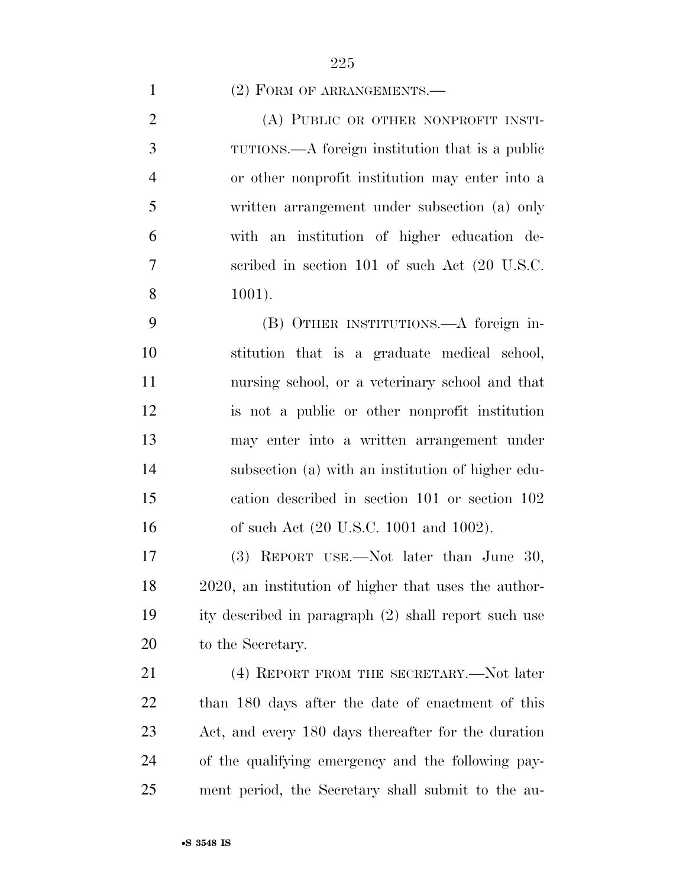(2) FORM OF ARRANGEMENTS.—

(A) PUBLIC OR OTHER NONPROFIT INSTITUTIONS.—A foreign institution that is a public or other nonprofit institution may enter into a written arrangement under subsection (a) only with an institution of higher education described in section 101 of such Act (20 U.S.C. 1001).

(B) OTHER INSTITUTIONS.—A foreign institution that is a graduate medical school, nursing school, or a veterinary school and that is not a public or other nonprofit institution may enter into a written arrangement under subsection (a) with an institution of higher education described in section 101 or section 102 of such Act (20 U.S.C. 1001 and 1002).

(3) REPORT USE.—Not later than June 30, 2020, an institution of higher that uses the authority described in paragraph (2) shall report such use to the Secretary.

(4) REPORT FROM THE SECRETARY.—Not later than 180 days after the date of enactment of this Act, and every 180 days thereafter for the duration of the qualifying emergency and the following payment period, the Secretary shall submit to the au-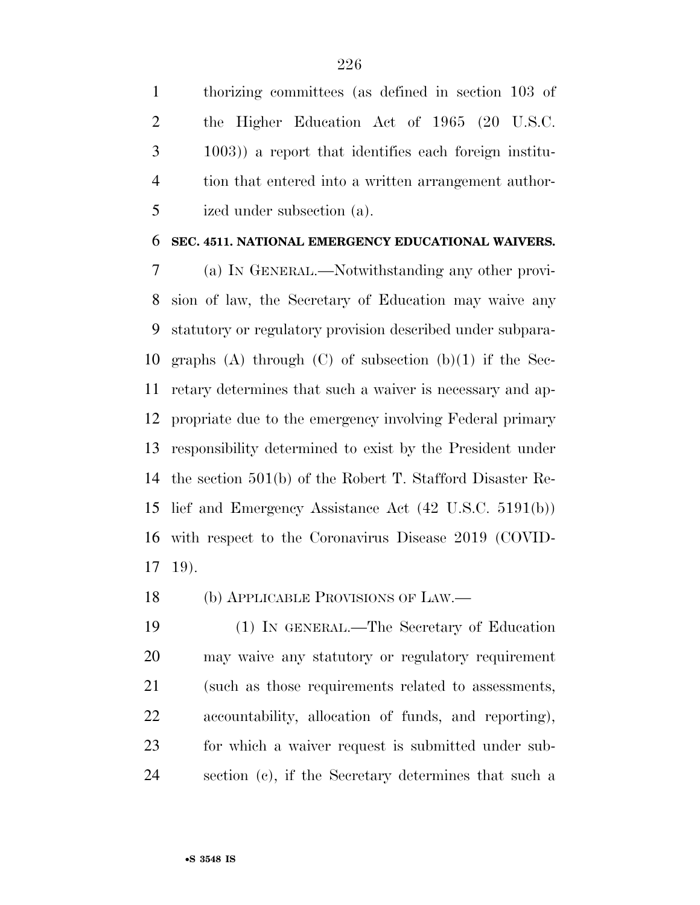thorizing committees (as defined in section 103 of the Higher Education Act of 1965 (20 U.S.C. 1003)) a report that identifies each foreign institution that entered into a written arrangement authorized under subsection (a).

**SEC. 4511. NATIONAL EMERGENCY EDUCATIONAL WAIVERS.**

(a) IN GENERAL.—Notwithstanding any other provision of law, the Secretary of Education may waive any statutory or regulatory provision described under subparagraphs (A) through (C) of subsection (b)(1) if the Secretary determines that such a waiver is necessary and appropriate due to the emergency involving Federal primary responsibility determined to exist by the President under the section 501(b) of the Robert T. Stafford Disaster Relief and Emergency Assistance Act (42 U.S.C. 5191(b)) with respect to the Coronavirus Disease 2019 (COVID-19).

(b) APPLICABLE PROVISIONS OF LAW.—

(1) IN GENERAL.—The Secretary of Education may waive any statutory or regulatory requirement (such as those requirements related to assessments, accountability, allocation of funds, and reporting), for which a waiver request is submitted under subsection (c), if the Secretary determines that such a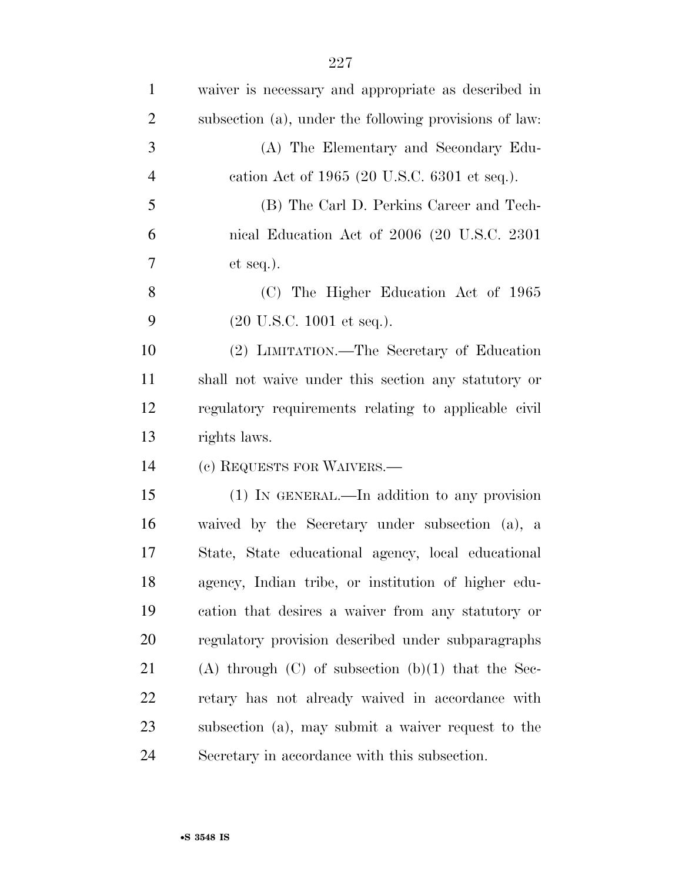waiver is necessary and appropriate as described in subsection (a), under the following provisions of law:

(A) The Elementary and Secondary Education Act of 1965 (20 U.S.C. 6301 et seq.).

(B) The Carl D. Perkins Career and Technical Education Act of 2006 (20 U.S.C. 2301 et seq.).

(C) The Higher Education Act of 1965 (20 U.S.C. 1001 et seq.).

(2) LIMITATION.—The Secretary of Education shall not waive under this section any statutory or regulatory requirements relating to applicable civil rights laws.

(c) REQUESTS FOR WAIVERS.—

(1) IN GENERAL.—In addition to any provision waived by the Secretary under subsection (a), a State, State educational agency, local educational agency, Indian tribe, or institution of higher education that desires a waiver from any statutory or regulatory provision described under subparagraphs (A) through (C) of subsection (b)(1) that the Secretary has not already waived in accordance with subsection (a), may submit a waiver request to the Secretary in accordance with this subsection.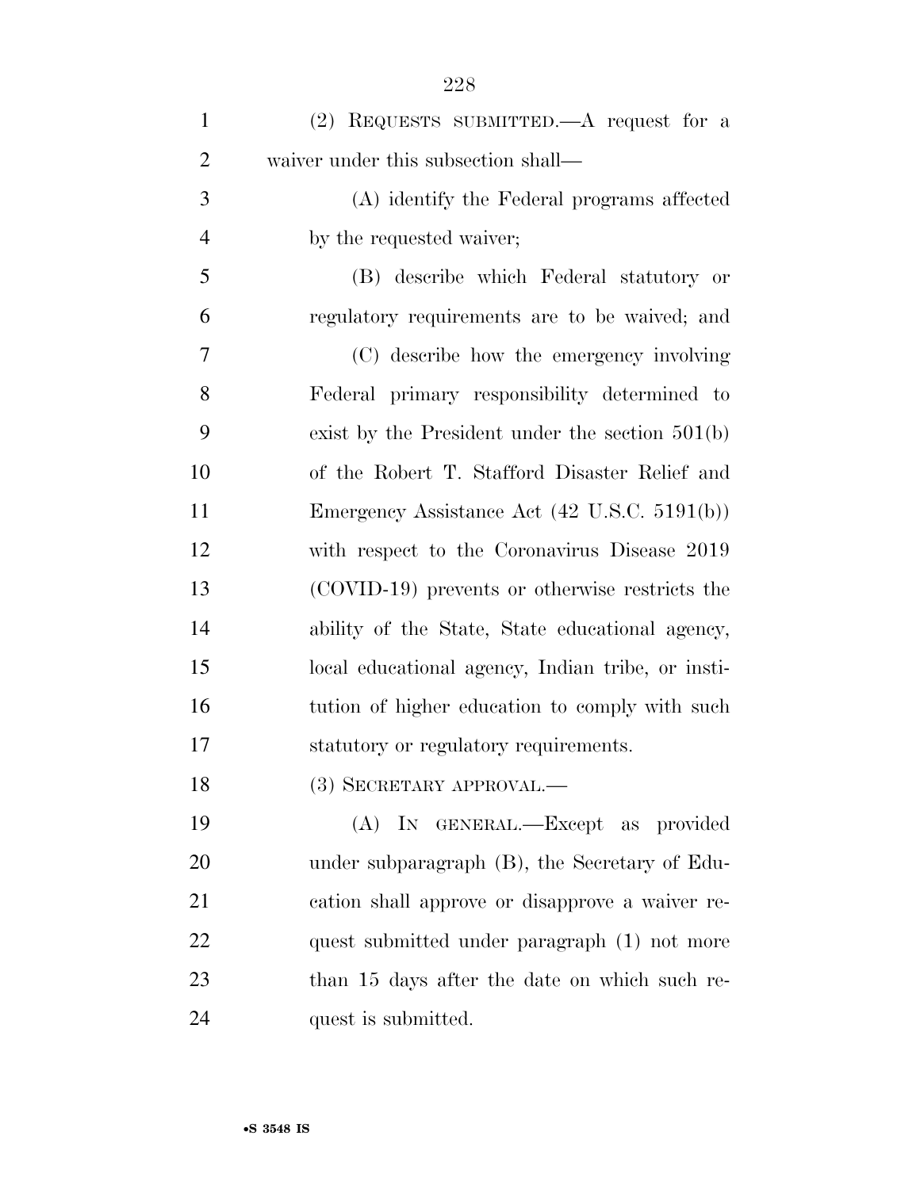(2) REQUESTS SUBMITTED.—A request for a waiver under this subsection shall—

(A) identify the Federal programs affected by the requested waiver;

(B) describe which Federal statutory or regulatory requirements are to be waived; and

(C) describe how the emergency involving Federal primary responsibility determined to exist by the President under the section 501(b) of the Robert T. Stafford Disaster Relief and Emergency Assistance Act (42 U.S.C. 5191(b)) with respect to the Coronavirus Disease 2019 (COVID-19) prevents or otherwise restricts the ability of the State, State educational agency, local educational agency, Indian tribe, or institution of higher education to comply with such statutory or regulatory requirements.

(3) SECRETARY APPROVAL.—

(A) IN GENERAL.—Except as provided under subparagraph (B), the Secretary of Education shall approve or disapprove a waiver request submitted under paragraph (1) not more than 15 days after the date on which such request is submitted.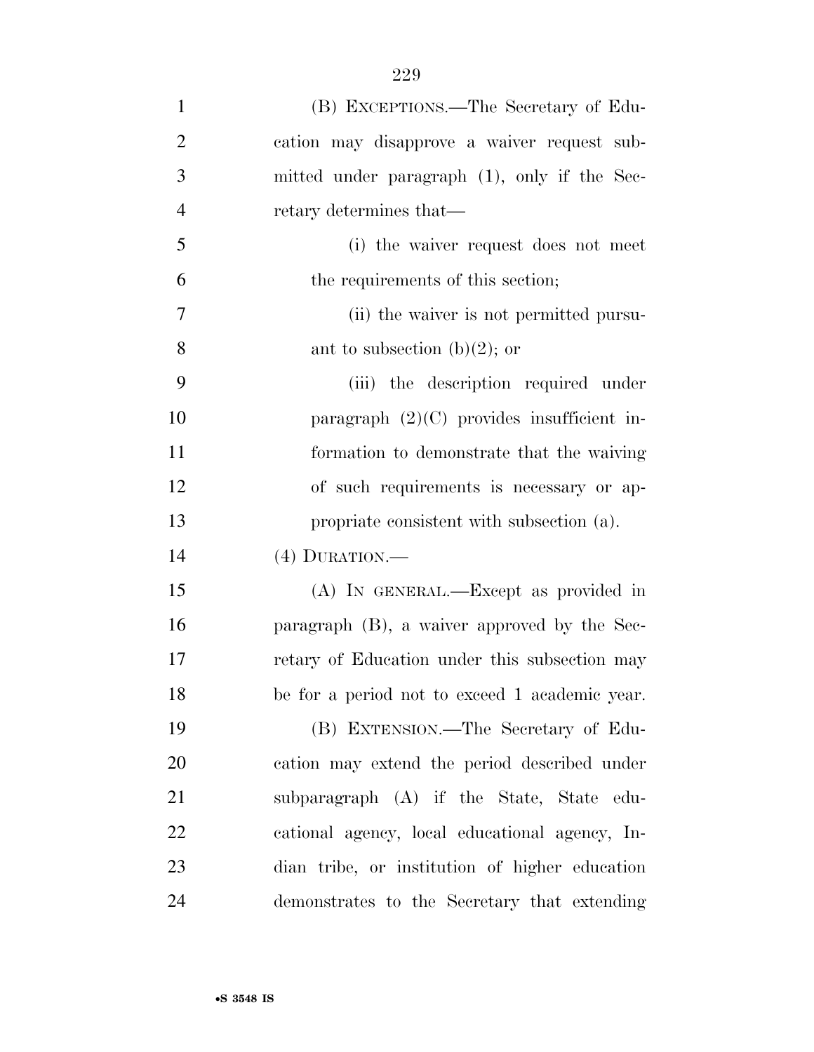(B) EXCEPTIONS.—The Secretary of Education may disapprove a waiver request submitted under paragraph (1), only if the Secretary determines that—

(i) the waiver request does not meet the requirements of this section;

(ii) the waiver is not permitted pursuant to subsection (b)(2); or

(iii) the description required under paragraph (2)(C) provides insufficient information to demonstrate that the waiving of such requirements is necessary or appropriate consistent with subsection (a).

(4) DURATION.—

(A) IN GENERAL.—Except as provided in paragraph (B), a waiver approved by the Secretary of Education under this subsection may be for a period not to exceed 1 academic year.

(B) EXTENSION.—The Secretary of Education may extend the period described under subparagraph (A) if the State, State educational agency, local educational agency, Indian tribe, or institution of higher education demonstrates to the Secretary that extending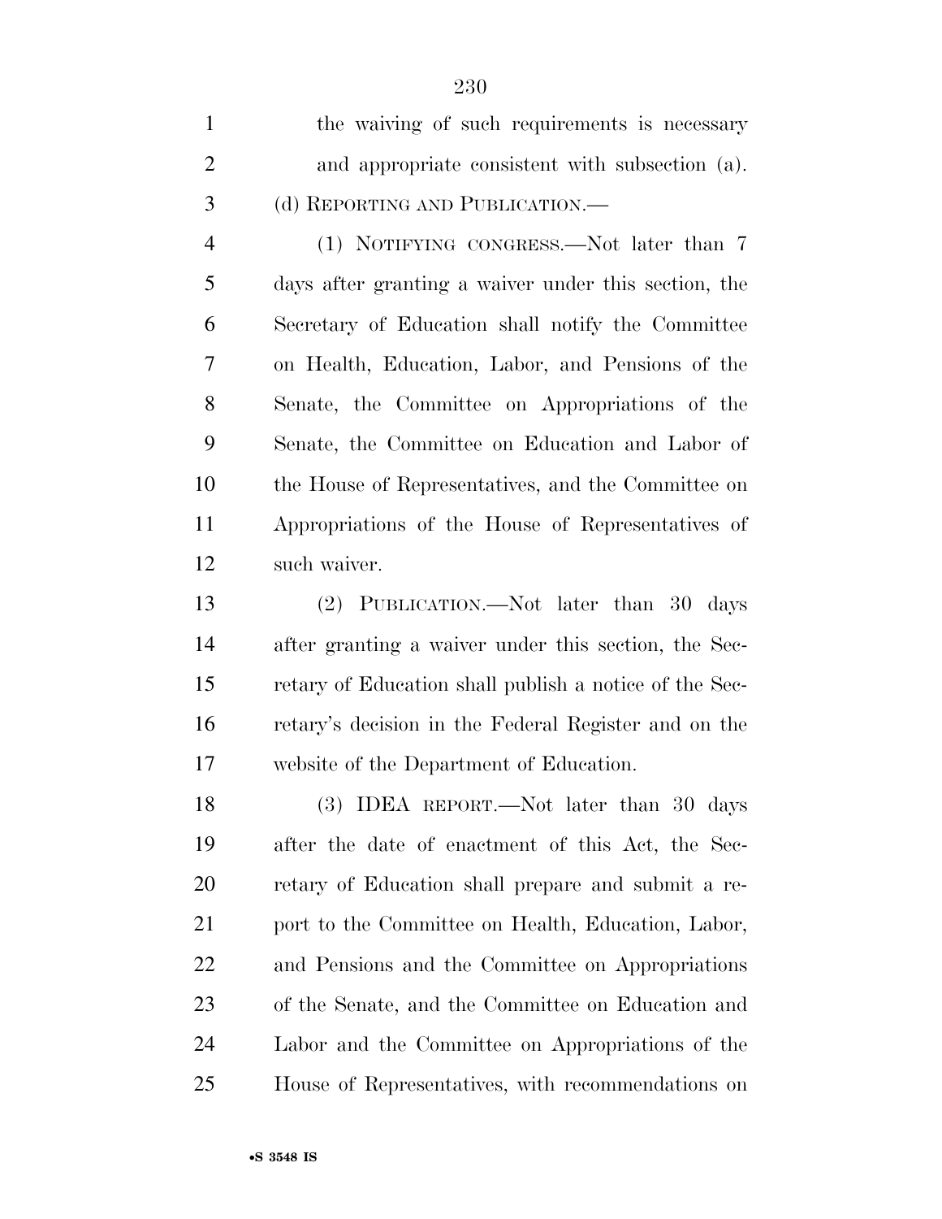the waiving of such requirements is necessary and appropriate consistent with subsection (a).

(d) REPORTING AND PUBLICATION.—

(1) NOTIFYING CONGRESS.—Not later than 7 days after granting a waiver under this section, the Secretary of Education shall notify the Committee on Health, Education, Labor, and Pensions of the Senate, the Committee on Appropriations of the Senate, the Committee on Education and Labor of the House of Representatives, and the Committee on Appropriations of the House of Representatives of such waiver.

(2) PUBLICATION.—Not later than 30 days after granting a waiver under this section, the Secretary of Education shall publish a notice of the Secretary's decision in the Federal Register and on the website of the Department of Education.

(3) IDEA REPORT.—Not later than 30 days after the date of enactment of this Act, the Secretary of Education shall prepare and submit a report to the Committee on Health, Education, Labor, and Pensions and the Committee on Appropriations of the Senate, and the Committee on Education and Labor and the Committee on Appropriations of the House of Representatives, with recommendations on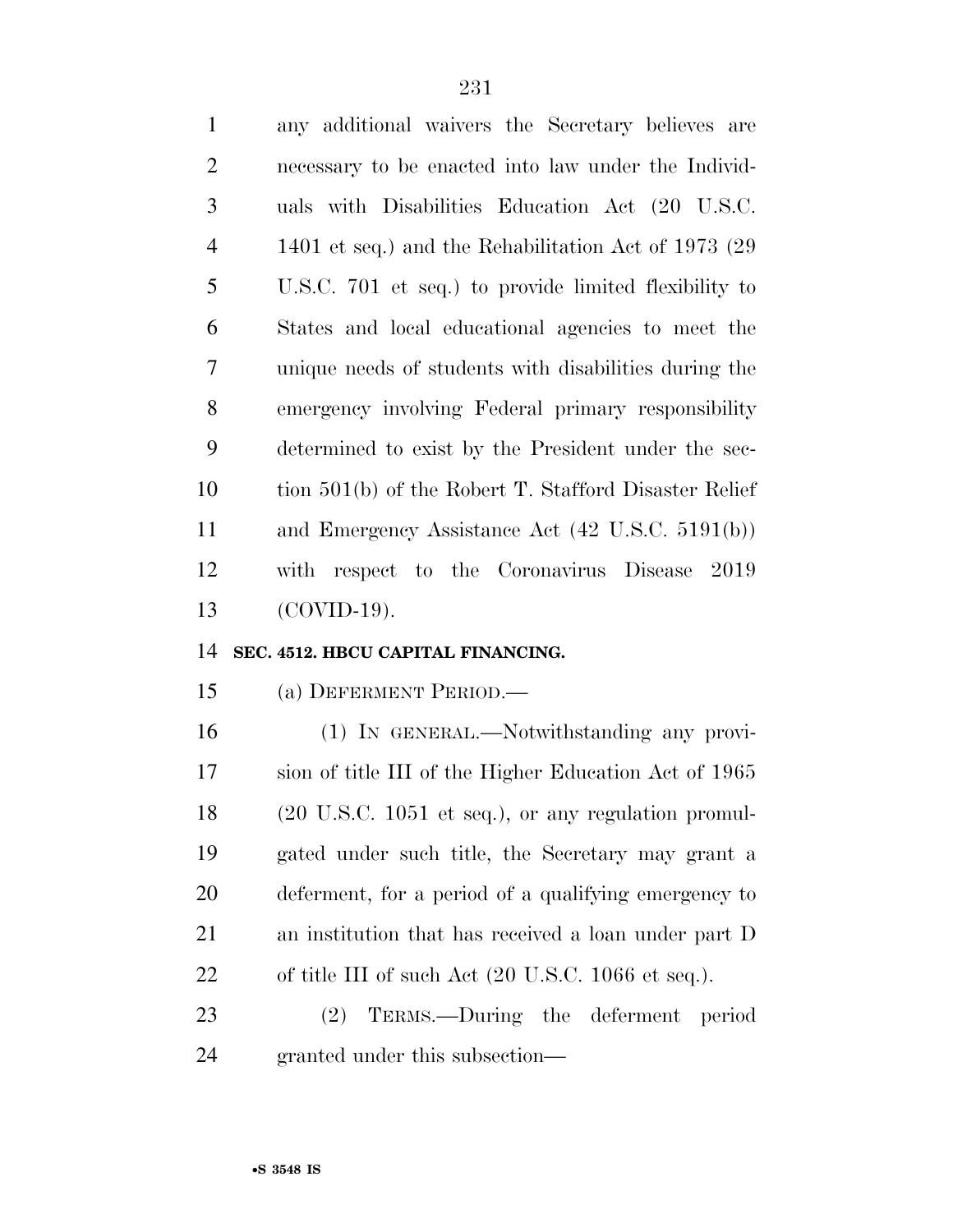any additional waivers the Secretary believes are necessary to be enacted into law under the Individuals with Disabilities Education Act (20 U.S.C. 1401 et seq.) and the Rehabilitation Act of 1973 (29 U.S.C. 701 et seq.) to provide limited flexibility to States and local educational agencies to meet the unique needs of students with disabilities during the emergency involving Federal primary responsibility determined to exist by the President under the section 501(b) of the Robert T. Stafford Disaster Relief and Emergency Assistance Act (42 U.S.C. 5191(b)) with respect to the Coronavirus Disease 2019 (COVID-19).

**SEC. 4512. HBCU CAPITAL FINANCING.**

(a) DEFERMENT PERIOD.—

(1) IN GENERAL.—Notwithstanding any provision of title III of the Higher Education Act of 1965 (20 U.S.C. 1051 et seq.), or any regulation promulgated under such title, the Secretary may grant a deferment, for a period of a qualifying emergency to an institution that has received a loan under part D of title III of such Act (20 U.S.C. 1066 et seq.).

(2) TERMS.—During the deferment period granted under this subsection—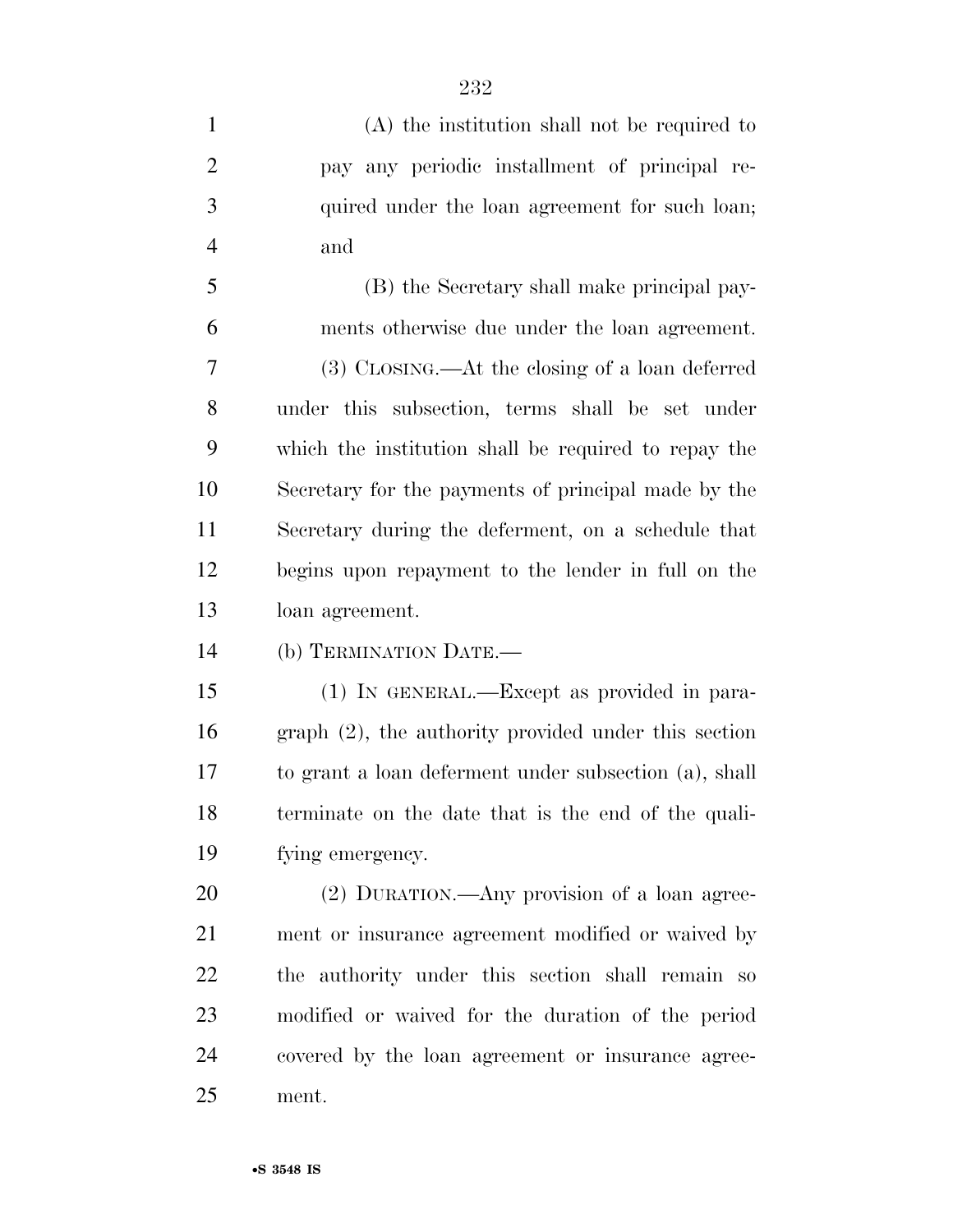(A) the institution shall not be required to pay any periodic installment of principal required under the loan agreement for such loan; and

(B) the Secretary shall make principal payments otherwise due under the loan agreement.

(3) CLOSING.—At the closing of a loan deferred under this subsection, terms shall be set under which the institution shall be required to repay the Secretary for the payments of principal made by the Secretary during the deferment, on a schedule that begins upon repayment to the lender in full on the loan agreement.

(b) TERMINATION DATE.—

(1) IN GENERAL.—Except as provided in paragraph (2), the authority provided under this section to grant a loan deferment under subsection (a), shall terminate on the date that is the end of the qualifying emergency.

(2) DURATION.—Any provision of a loan agreement or insurance agreement modified or waived by the authority under this section shall remain so modified or waived for the duration of the period covered by the loan agreement or insurance agreement.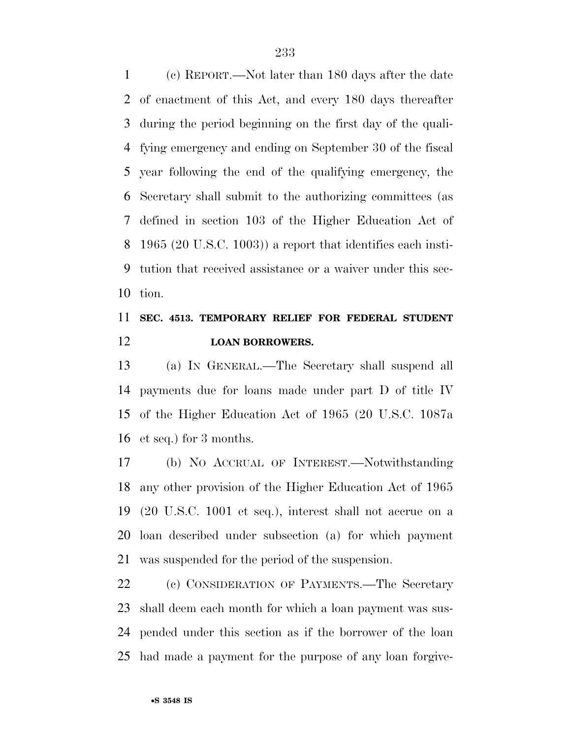(c) REPORT.—Not later than 180 days after the date of enactment of this Act, and every 180 days thereafter during the period beginning on the first day of the qualifying emergency and ending on September 30 of the fiscal year following the end of the qualifying emergency, the Secretary shall submit to the authorizing committees (as defined in section 103 of the Higher Education Act of 1965 (20 U.S.C. 1003)) a report that identifies each institution that received assistance or a waiver under this section.

**SEC. 4513. TEMPORARY RELIEF FOR FEDERAL STUDENT LOAN BORROWERS.**

(a) IN GENERAL.—The Secretary shall suspend all payments due for loans made under part D of title IV of the Higher Education Act of 1965 (20 U.S.C. 1087a et seq.) for 3 months.

(b) NO ACCRUAL OF INTEREST.—Notwithstanding any other provision of the Higher Education Act of 1965 (20 U.S.C. 1001 et seq.), interest shall not accrue on a loan described under subsection (a) for which payment was suspended for the period of the suspension.

(c) CONSIDERATION OF PAYMENTS.—The Secretary shall deem each month for which a loan payment was suspended under this section as if the borrower of the loan had made a payment for the purpose of any loan forgive-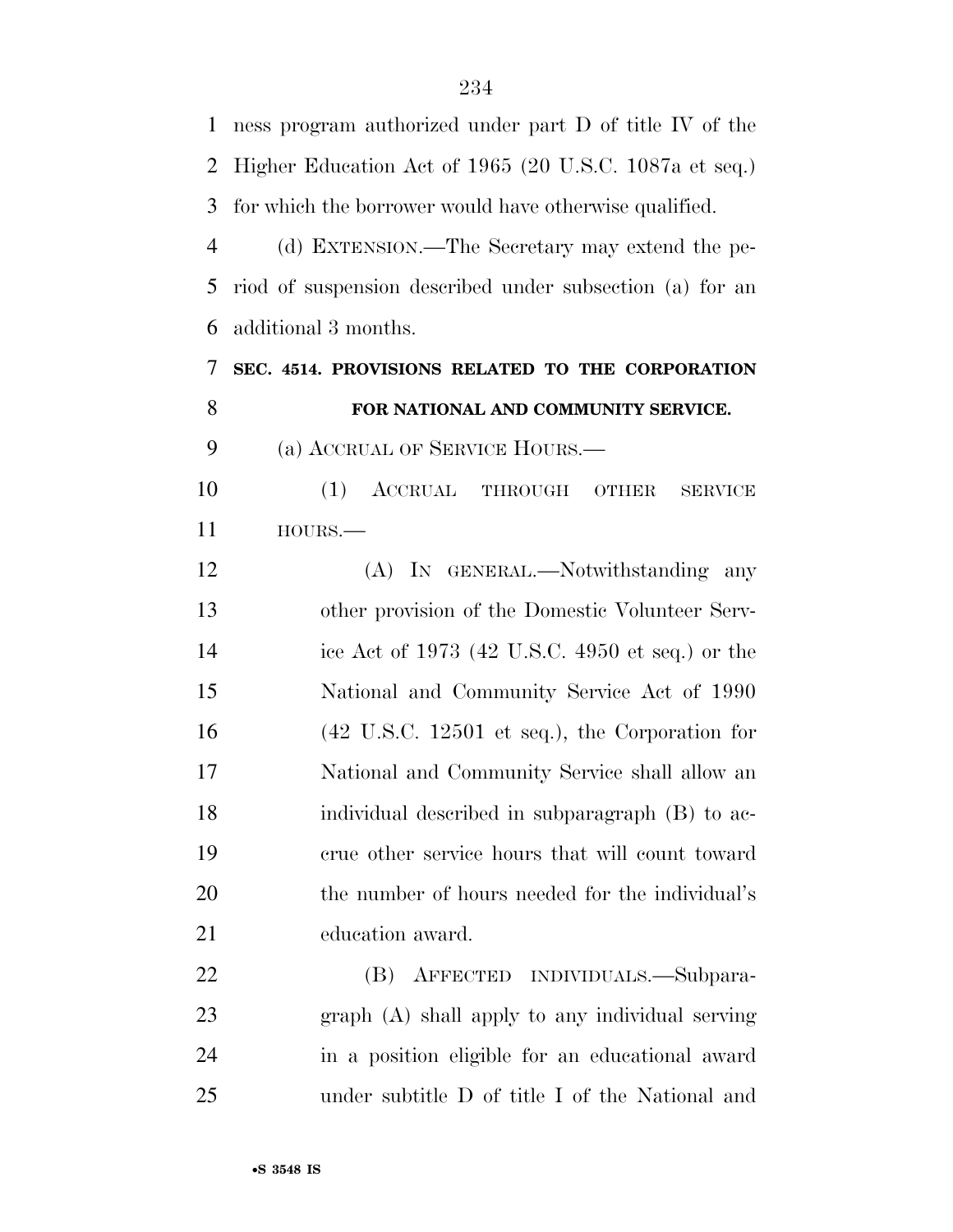ness program authorized under part D of title IV of the Higher Education Act of 1965 (20 U.S.C. 1087a et seq.) for which the borrower would have otherwise qualified.

(d) EXTENSION.—The Secretary may extend the period of suspension described under subsection (a) for an additional 3 months.

**SEC. 4514. PROVISIONS RELATED TO THE CORPORATION FOR NATIONAL AND COMMUNITY SERVICE.**

(a) ACCRUAL OF SERVICE HOURS.—

(1) ACCRUAL THROUGH OTHER SERVICE HOURS.—

(A) IN GENERAL.—Notwithstanding any other provision of the Domestic Volunteer Service Act of 1973 (42 U.S.C. 4950 et seq.) or the National and Community Service Act of 1990 (42 U.S.C. 12501 et seq.), the Corporation for National and Community Service shall allow an individual described in subparagraph (B) to accrue other service hours that will count toward the number of hours needed for the individual's education award.

(B) AFFECTED INDIVIDUALS.—Subparagraph (A) shall apply to any individual serving in a position eligible for an educational award under subtitle D of title I of the National and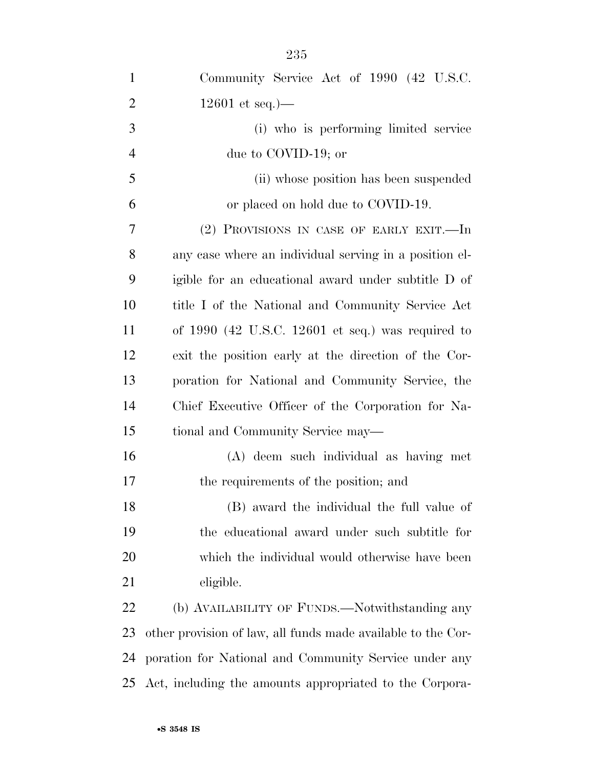Community Service Act of 1990 (42 U.S.C. 12601 et seq.)—

(i) who is performing limited service due to COVID-19; or

(ii) whose position has been suspended or placed on hold due to COVID-19.

(2) PROVISIONS IN CASE OF EARLY EXIT.—In any case where an individual serving in a position eligible for an educational award under subtitle D of title I of the National and Community Service Act of 1990 (42 U.S.C. 12601 et seq.) was required to exit the position early at the direction of the Corporation for National and Community Service, the Chief Executive Officer of the Corporation for National and Community Service may—

(A) deem such individual as having met the requirements of the position; and

(B) award the individual the full value of the educational award under such subtitle for which the individual would otherwise have been eligible.

(b) AVAILABILITY OF FUNDS.—Notwithstanding any other provision of law, all funds made available to the Corporation for National and Community Service under any Act, including the amounts appropriated to the Corpora-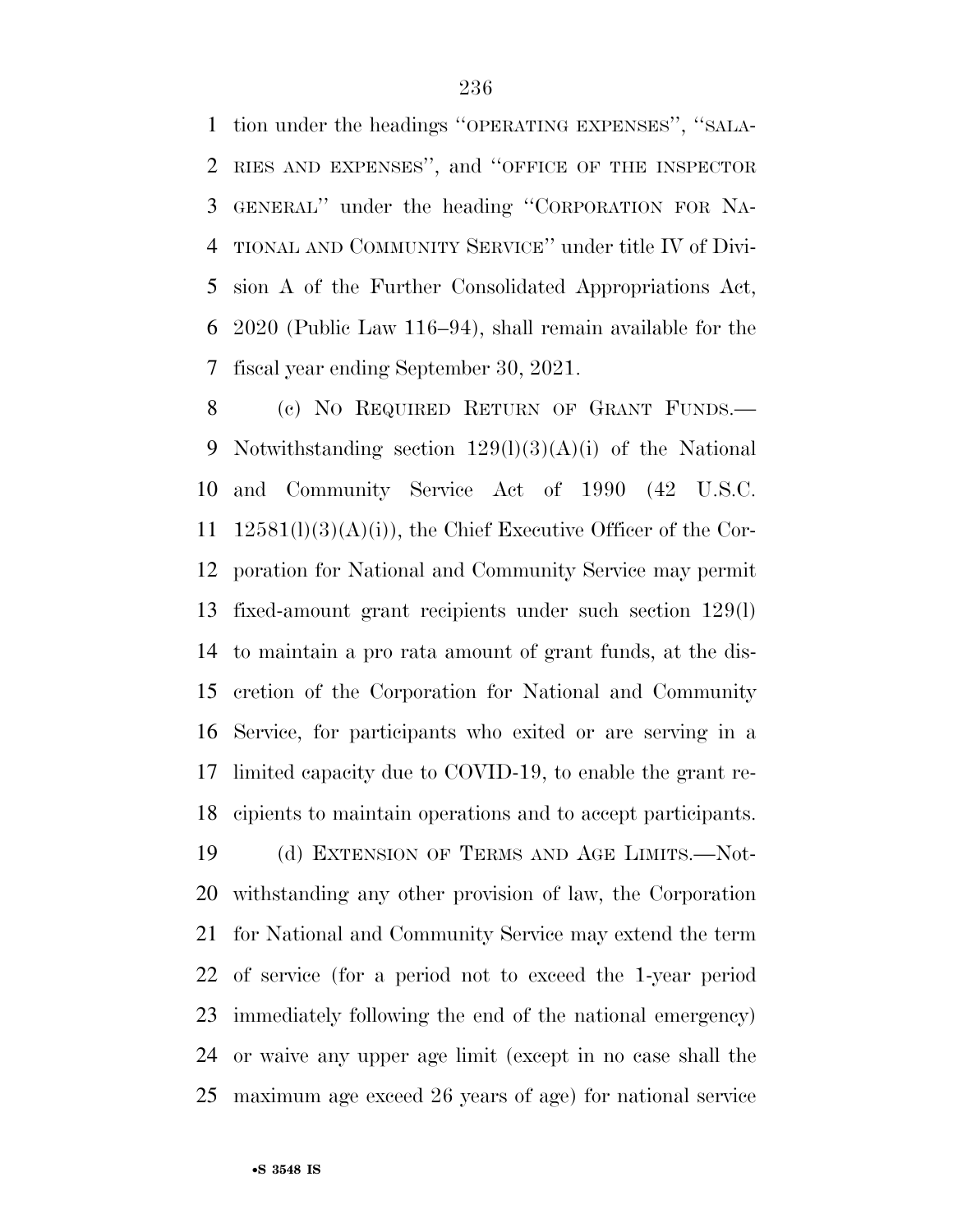tion under the headings ''OPERATING EXPENSES'', ''SALARIES AND EXPENSES'', and ''OFFICE OF THE INSPECTOR GENERAL'' under the heading ''CORPORATION FOR NATIONAL AND COMMUNITY SERVICE'' under title IV of Division A of the Further Consolidated Appropriations Act, 2020 (Public Law 116–94), shall remain available for the fiscal year ending September 30, 2021.

(c) NO REQUIRED RETURN OF GRANT FUNDS.—Notwithstanding section 129(l)(3)(A)(i) of the National and Community Service Act of 1990 (42 U.S.C. 12581(l)(3)(A)(i)), the Chief Executive Officer of the Corporation for National and Community Service may permit fixed-amount grant recipients under such section 129(l) to maintain a pro rata amount of grant funds, at the discretion of the Corporation for National and Community Service, for participants who exited or are serving in a limited capacity due to COVID-19, to enable the grant recipients to maintain operations and to accept participants.

(d) EXTENSION OF TERMS AND AGE LIMITS.—Notwithstanding any other provision of law, the Corporation for National and Community Service may extend the term of service (for a period not to exceed the 1-year period immediately following the end of the national emergency) or waive any upper age limit (except in no case shall the maximum age exceed 26 years of age) for national service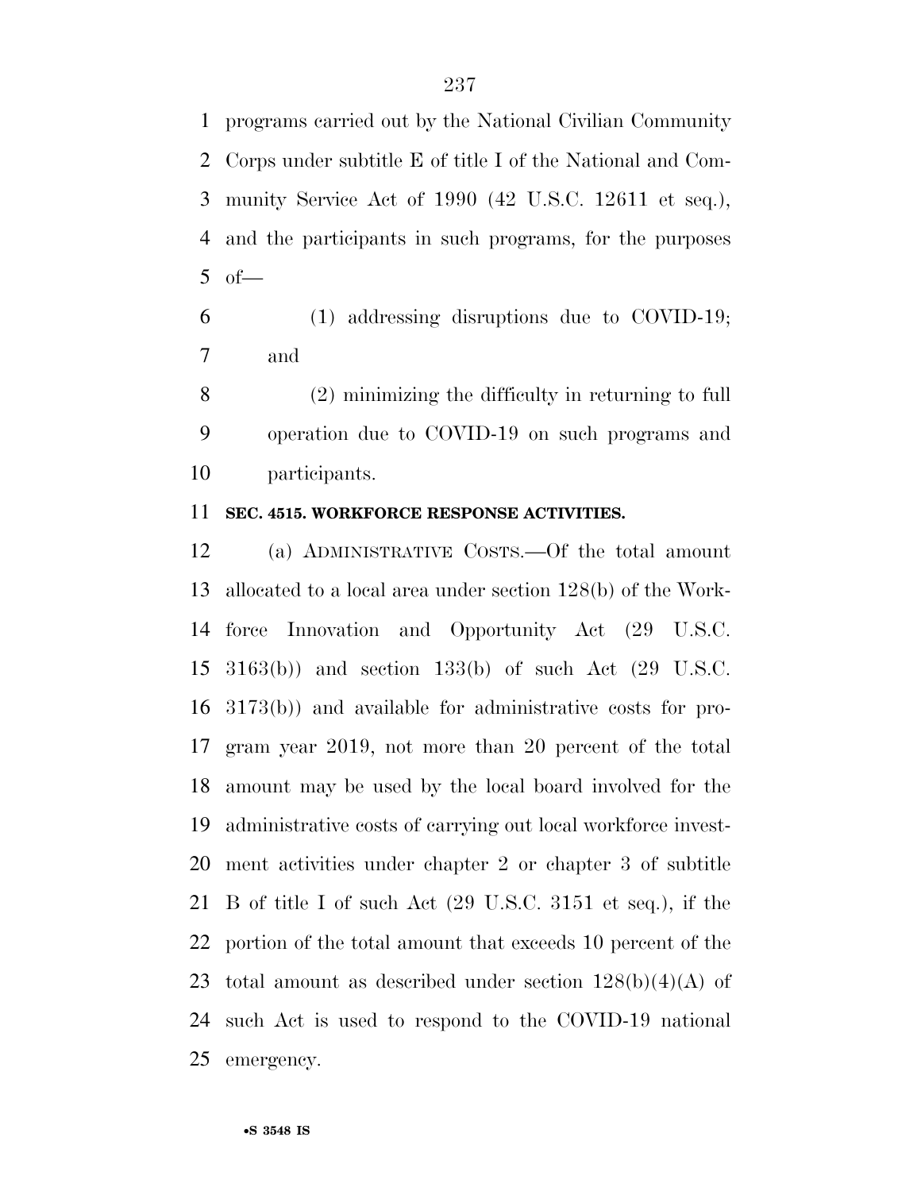programs carried out by the National Civilian Community Corps under subtitle E of title I of the National and Community Service Act of 1990 (42 U.S.C. 12611 et seq.), and the participants in such programs, for the purposes of—

(1) addressing disruptions due to COVID-19; and

(2) minimizing the difficulty in returning to full operation due to COVID-19 on such programs and participants.

**SEC. 4515. WORKFORCE RESPONSE ACTIVITIES.**

(a) ADMINISTRATIVE COSTS.—Of the total amount allocated to a local area under section 128(b) of the Workforce Innovation and Opportunity Act (29 U.S.C. 3163(b)) and section 133(b) of such Act (29 U.S.C. 3173(b)) and available for administrative costs for program year 2019, not more than 20 percent of the total amount may be used by the local board involved for the administrative costs of carrying out local workforce investment activities under chapter 2 or chapter 3 of subtitle B of title I of such Act (29 U.S.C. 3151 et seq.), if the portion of the total amount that exceeds 10 percent of the total amount as described under section 128(b)(4)(A) of such Act is used to respond to the COVID-19 national emergency.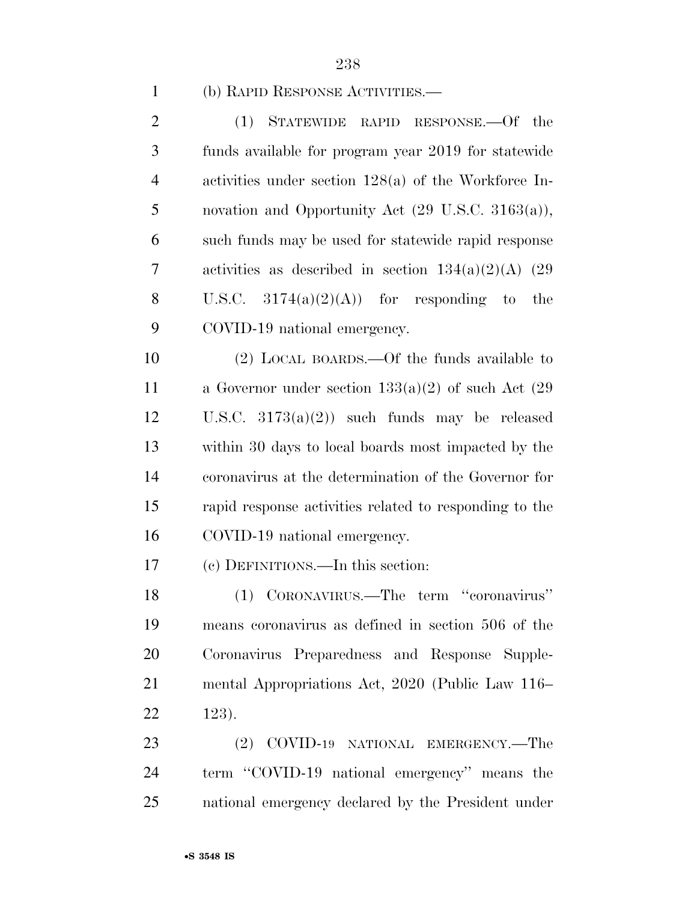(b) RAPID RESPONSE ACTIVITIES.—

(1) STATEWIDE RAPID RESPONSE.—Of the funds available for program year 2019 for statewide activities under section 128(a) of the Workforce Innovation and Opportunity Act (29 U.S.C. 3163(a)), such funds may be used for statewide rapid response activities as described in section 134(a)(2)(A) (29 U.S.C. 3174(a)(2)(A)) for responding to the COVID-19 national emergency.

(2) LOCAL BOARDS.—Of the funds available to a Governor under section 133(a)(2) of such Act (29 U.S.C. 3173(a)(2)) such funds may be released within 30 days to local boards most impacted by the coronavirus at the determination of the Governor for rapid response activities related to responding to the COVID-19 national emergency.

(c) DEFINITIONS.—In this section:

(1) CORONAVIRUS.—The term "coronavirus" means coronavirus as defined in section 506 of the Coronavirus Preparedness and Response Supplemental Appropriations Act, 2020 (Public Law 116–123).

(2) COVID-19 NATIONAL EMERGENCY.—The term "COVID-19 national emergency" means the national emergency declared by the President under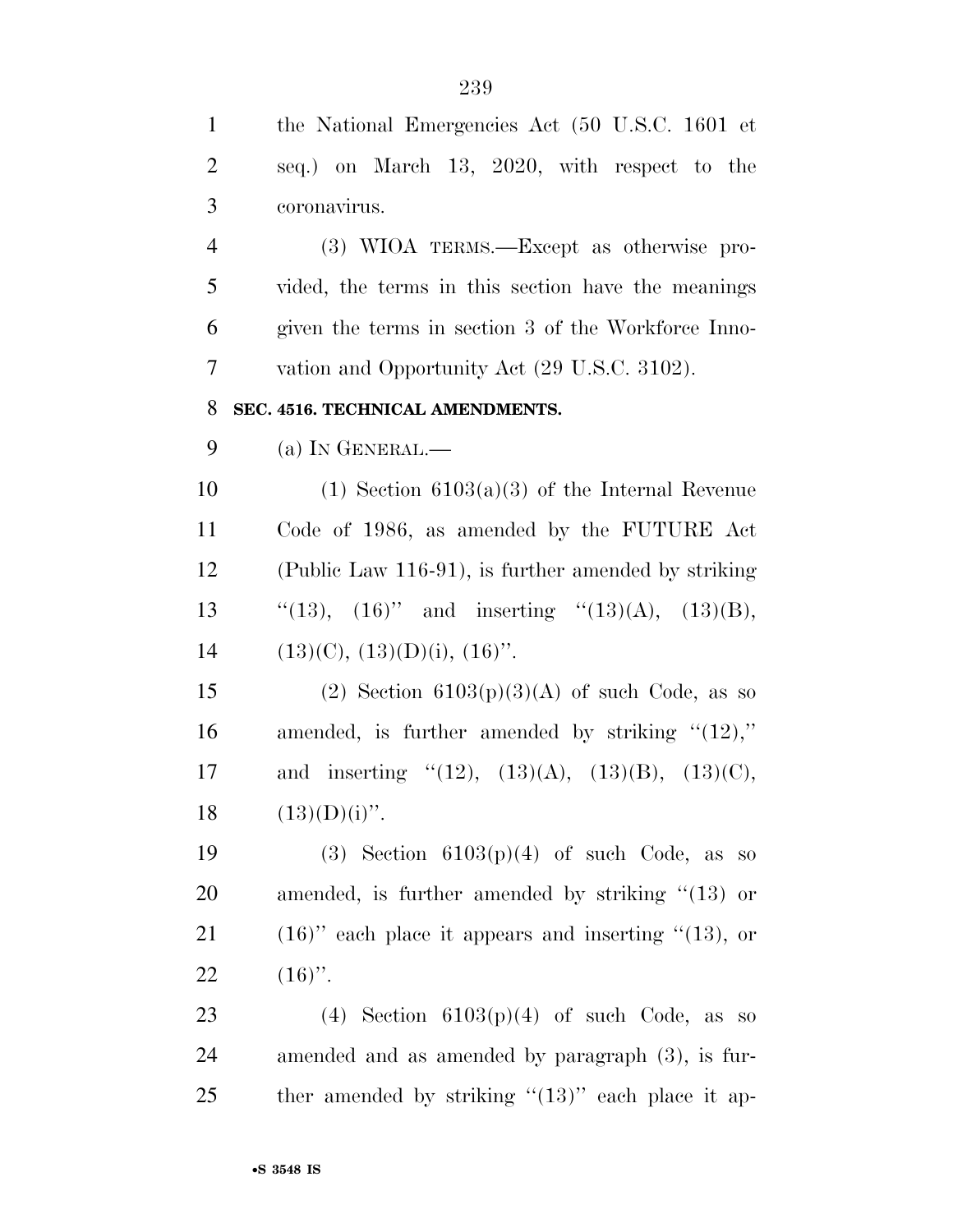the National Emergencies Act (50 U.S.C. 1601 et seq.) on March 13, 2020, with respect to the coronavirus.

(3) WIOA TERMS.—Except as otherwise provided, the terms in this section have the meanings given the terms in section 3 of the Workforce Innovation and Opportunity Act (29 U.S.C. 3102).

**SEC. 4516. TECHNICAL AMENDMENTS.**

(a) IN GENERAL.—

(1) Section 6103(a)(3) of the Internal Revenue Code of 1986, as amended by the FUTURE Act (Public Law 116-91), is further amended by striking "(13), (16)" and inserting "(13)(A), (13)(B), (13)(C), (13)(D)(i), (16)".

(2) Section 6103(p)(3)(A) of such Code, as so amended, is further amended by striking "(12)," and inserting "(12), (13)(A), (13)(B), (13)(C), (13)(D)(i)".

(3) Section 6103(p)(4) of such Code, as so amended, is further amended by striking "(13) or (16)" each place it appears and inserting "(13), or (16)".

(4) Section 6103(p)(4) of such Code, as so amended and as amended by paragraph (3), is further amended by striking "(13)" each place it ap-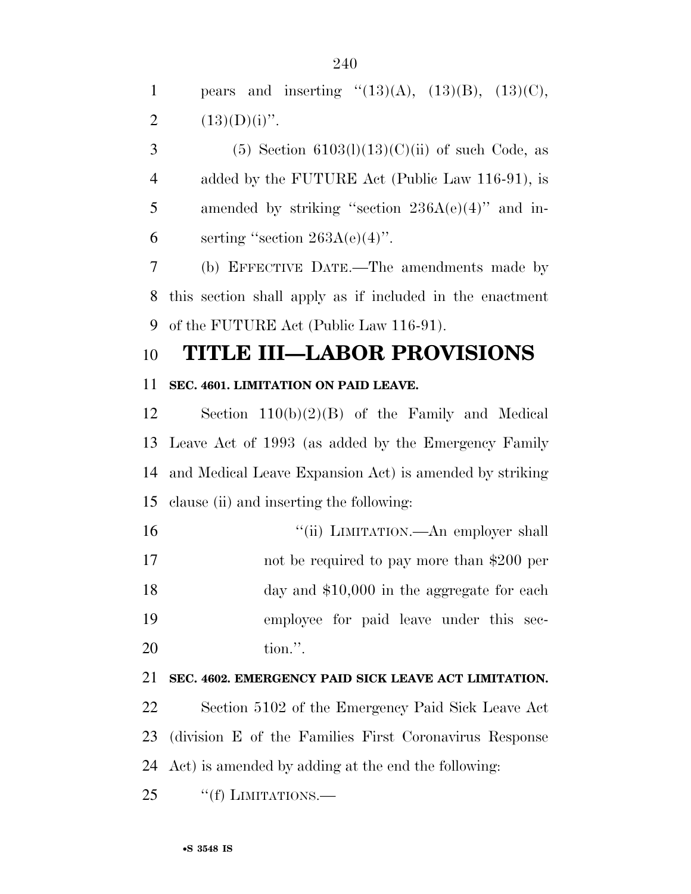pears and inserting ''(13)(A), (13)(B), (13)(C), (13)(D)(i)''.

(5) Section 6103(l)(13)(C)(ii) of such Code, as added by the FUTURE Act (Public Law 116-91), is amended by striking ''section 236A(e)(4)'' and inserting ''section 263A(e)(4)''.

(b) EFFECTIVE DATE.—The amendments made by this section shall apply as if included in the enactment of the FUTURE Act (Public Law 116-91).

# TITLE III—LABOR PROVISIONS

**SEC. 4601. LIMITATION ON PAID LEAVE.**

Section 110(b)(2)(B) of the Family and Medical Leave Act of 1993 (as added by the Emergency Family and Medical Leave Expansion Act) is amended by striking clause (ii) and inserting the following:

''(ii) LIMITATION.—An employer shall not be required to pay more than $200 per day and $10,000 in the aggregate for each employee for paid leave under this section.''.

**SEC. 4602. EMERGENCY PAID SICK LEAVE ACT LIMITATION.**

Section 5102 of the Emergency Paid Sick Leave Act (division E of the Families First Coronavirus Response Act) is amended by adding at the end the following:

''(f) LIMITATIONS.—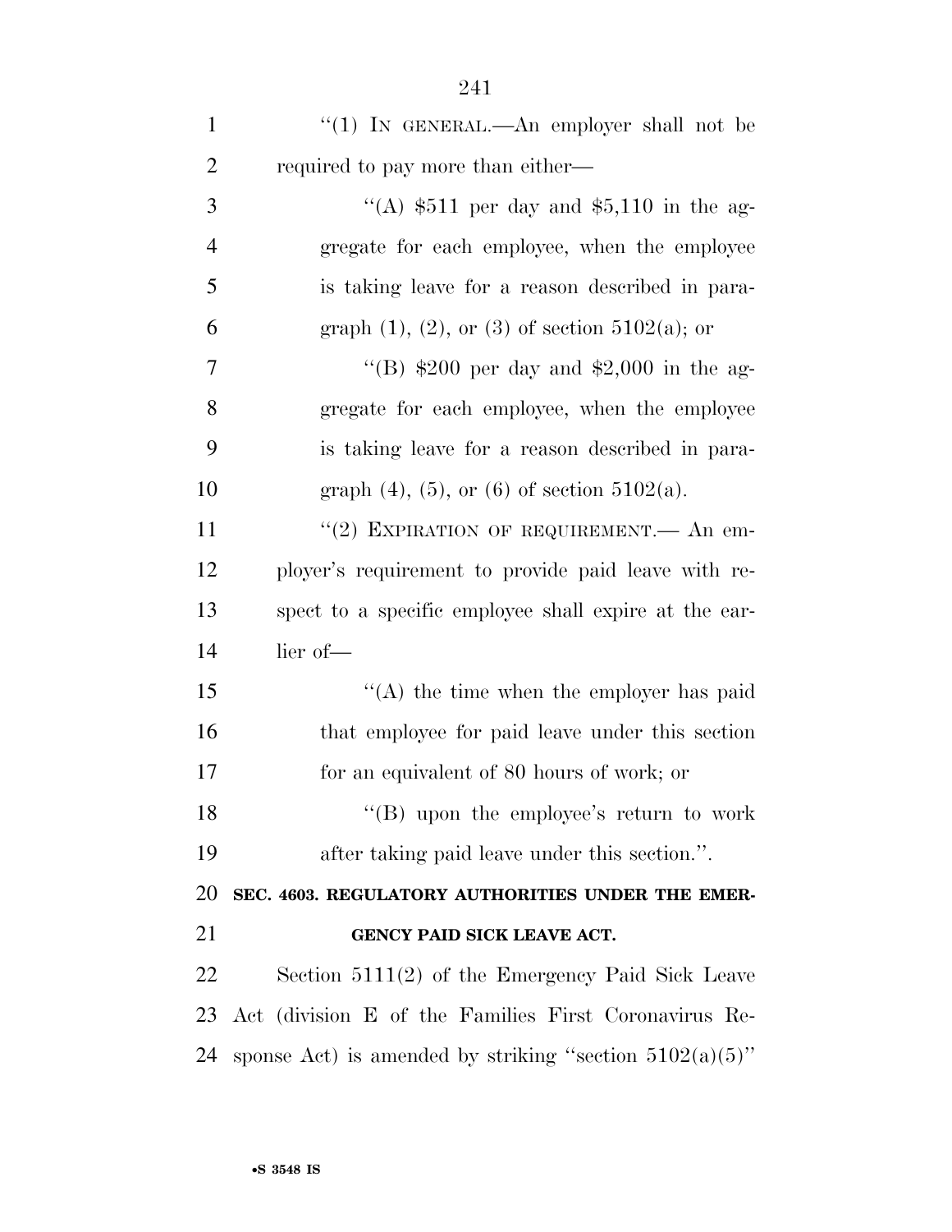''(1) IN GENERAL.—An employer shall not be required to pay more than either—

''(A) $511 per day and $5,110 in the aggregate for each employee, when the employee is taking leave for a reason described in paragraph (1), (2), or (3) of section 5102(a); or

''(B) $200 per day and $2,000 in the aggregate for each employee, when the employee is taking leave for a reason described in paragraph (4), (5), or (6) of section 5102(a).

''(2) EXPIRATION OF REQUIREMENT.— An employer's requirement to provide paid leave with respect to a specific employee shall expire at the earlier of—

''(A) the time when the employer has paid that employee for paid leave under this section for an equivalent of 80 hours of work; or

''(B) upon the employee's return to work after taking paid leave under this section.''.

**SEC. 4603. REGULATORY AUTHORITIES UNDER THE EMERGENCY PAID SICK LEAVE ACT.**

Section 5111(2) of the Emergency Paid Sick Leave Act (division E of the Families First Coronavirus Response Act) is amended by striking ''section 5102(a)(5)''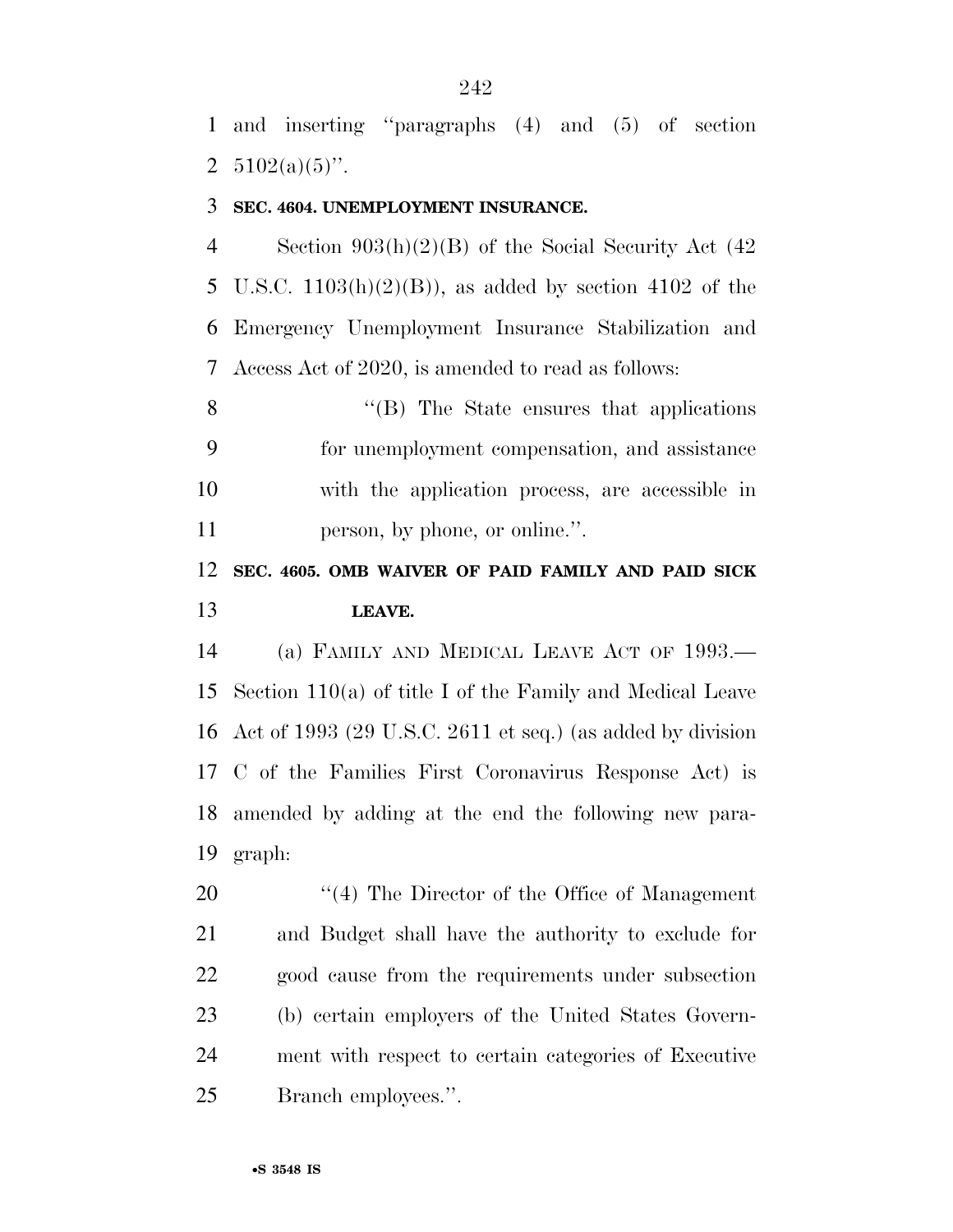and inserting "paragraphs (4) and (5) of section 5102(a)(5)".

**SEC. 4604. UNEMPLOYMENT INSURANCE.**

Section 903(h)(2)(B) of the Social Security Act (42 U.S.C. 1103(h)(2)(B)), as added by section 4102 of the Emergency Unemployment Insurance Stabilization and Access Act of 2020, is amended to read as follows:

"(B) The State ensures that applications for unemployment compensation, and assistance with the application process, are accessible in person, by phone, or online.".

**SEC. 4605. OMB WAIVER OF PAID FAMILY AND PAID SICK LEAVE.**

(a) FAMILY AND MEDICAL LEAVE ACT OF 1993.—Section 110(a) of title I of the Family and Medical Leave Act of 1993 (29 U.S.C. 2611 et seq.) (as added by division C of the Families First Coronavirus Response Act) is amended by adding at the end the following new paragraph:

"(4) The Director of the Office of Management and Budget shall have the authority to exclude for good cause from the requirements under subsection (b) certain employers of the United States Government with respect to certain categories of Executive Branch employees.".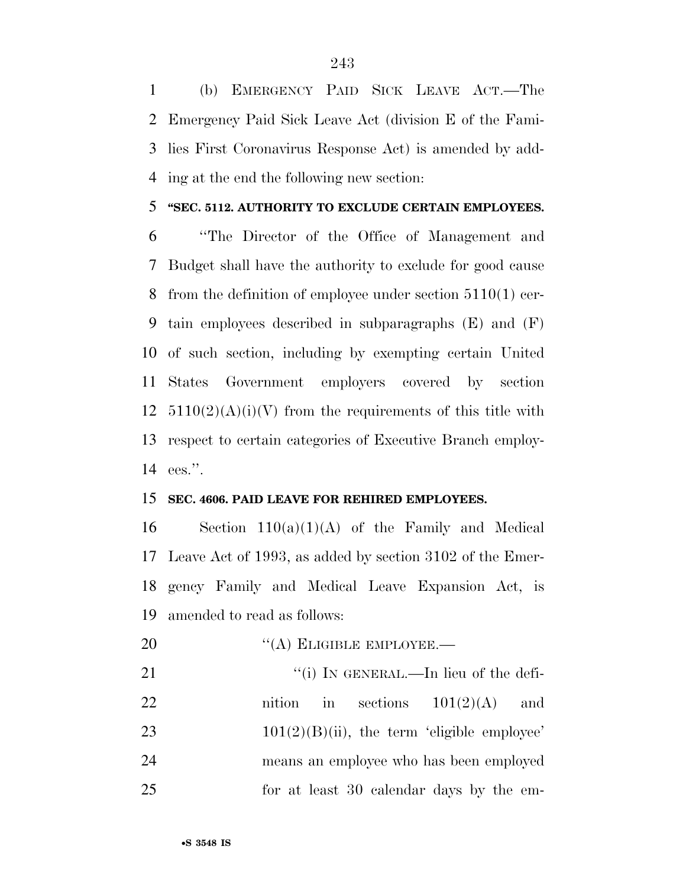(b) EMERGENCY PAID SICK LEAVE ACT.—The Emergency Paid Sick Leave Act (division E of the Families First Coronavirus Response Act) is amended by adding at the end the following new section:

**"SEC. 5112. AUTHORITY TO EXCLUDE CERTAIN EMPLOYEES.**

"The Director of the Office of Management and Budget shall have the authority to exclude for good cause from the definition of employee under section 5110(1) certain employees described in subparagraphs (E) and (F) of such section, including by exempting certain United States Government employers covered by section 5110(2)(A)(i)(V) from the requirements of this title with respect to certain categories of Executive Branch employees.".

**SEC. 4606. PAID LEAVE FOR REHIRED EMPLOYEES.**

Section 110(a)(1)(A) of the Family and Medical Leave Act of 1993, as added by section 3102 of the Emergency Family and Medical Leave Expansion Act, is amended to read as follows:

"(A) ELIGIBLE EMPLOYEE.—

"(i) IN GENERAL.—In lieu of the definition in sections 101(2)(A) and 101(2)(B)(ii), the term 'eligible employee' means an employee who has been employed for at least 30 calendar days by the em-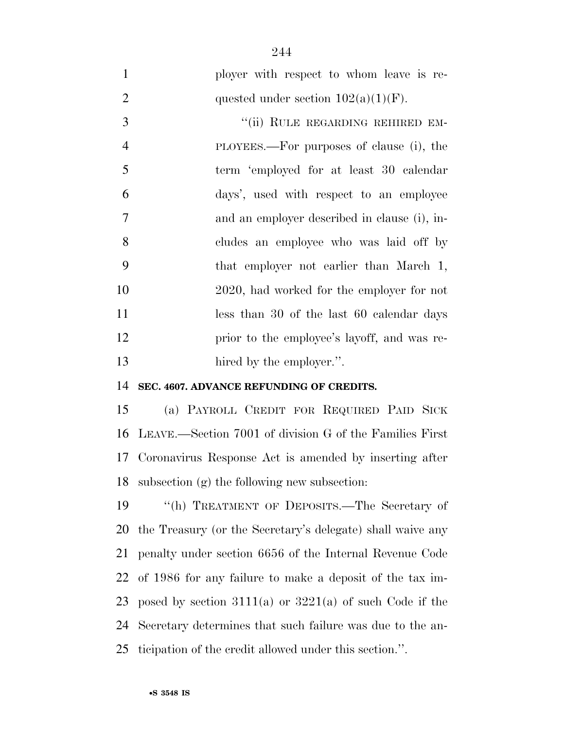ployer with respect to whom leave is requested under section 102(a)(1)(F).

"(ii) RULE REGARDING REHIRED EMPLOYEES.—For purposes of clause (i), the term 'employed for at least 30 calendar days', used with respect to an employee and an employer described in clause (i), includes an employee who was laid off by that employer not earlier than March 1, 2020, had worked for the employer for not less than 30 of the last 60 calendar days prior to the employee's layoff, and was rehired by the employer.".

**SEC. 4607. ADVANCE REFUNDING OF CREDITS.**

(a) PAYROLL CREDIT FOR REQUIRED PAID SICK LEAVE.—Section 7001 of division G of the Families First Coronavirus Response Act is amended by inserting after subsection (g) the following new subsection:

"(h) TREATMENT OF DEPOSITS.—The Secretary of the Treasury (or the Secretary's delegate) shall waive any penalty under section 6656 of the Internal Revenue Code of 1986 for any failure to make a deposit of the tax imposed by section 3111(a) or 3221(a) of such Code if the Secretary determines that such failure was due to the anticipation of the credit allowed under this section.".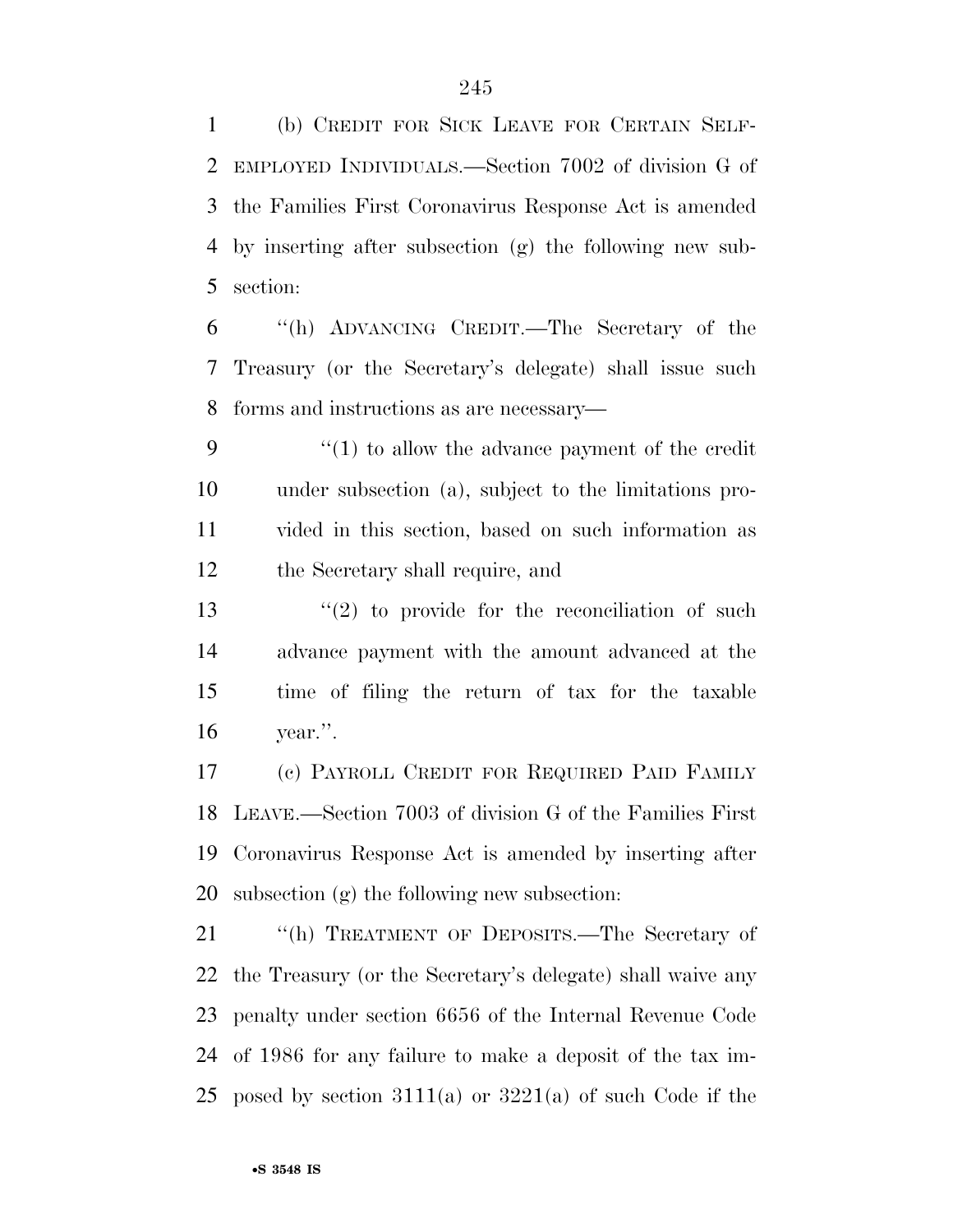(b) CREDIT FOR SICK LEAVE FOR CERTAIN SELF-EMPLOYED INDIVIDUALS.—Section 7002 of division G of the Families First Coronavirus Response Act is amended by inserting after subsection (g) the following new subsection:

"(h) ADVANCING CREDIT.—The Secretary of the Treasury (or the Secretary's delegate) shall issue such forms and instructions as are necessary—

"(1) to allow the advance payment of the credit under subsection (a), subject to the limitations provided in this section, based on such information as the Secretary shall require, and

"(2) to provide for the reconciliation of such advance payment with the amount advanced at the time of filing the return of tax for the taxable year.".

(c) PAYROLL CREDIT FOR REQUIRED PAID FAMILY LEAVE.—Section 7003 of division G of the Families First Coronavirus Response Act is amended by inserting after subsection (g) the following new subsection:

"(h) TREATMENT OF DEPOSITS.—The Secretary of the Treasury (or the Secretary's delegate) shall waive any penalty under section 6656 of the Internal Revenue Code of 1986 for any failure to make a deposit of the tax imposed by section 3111(a) or 3221(a) of such Code if the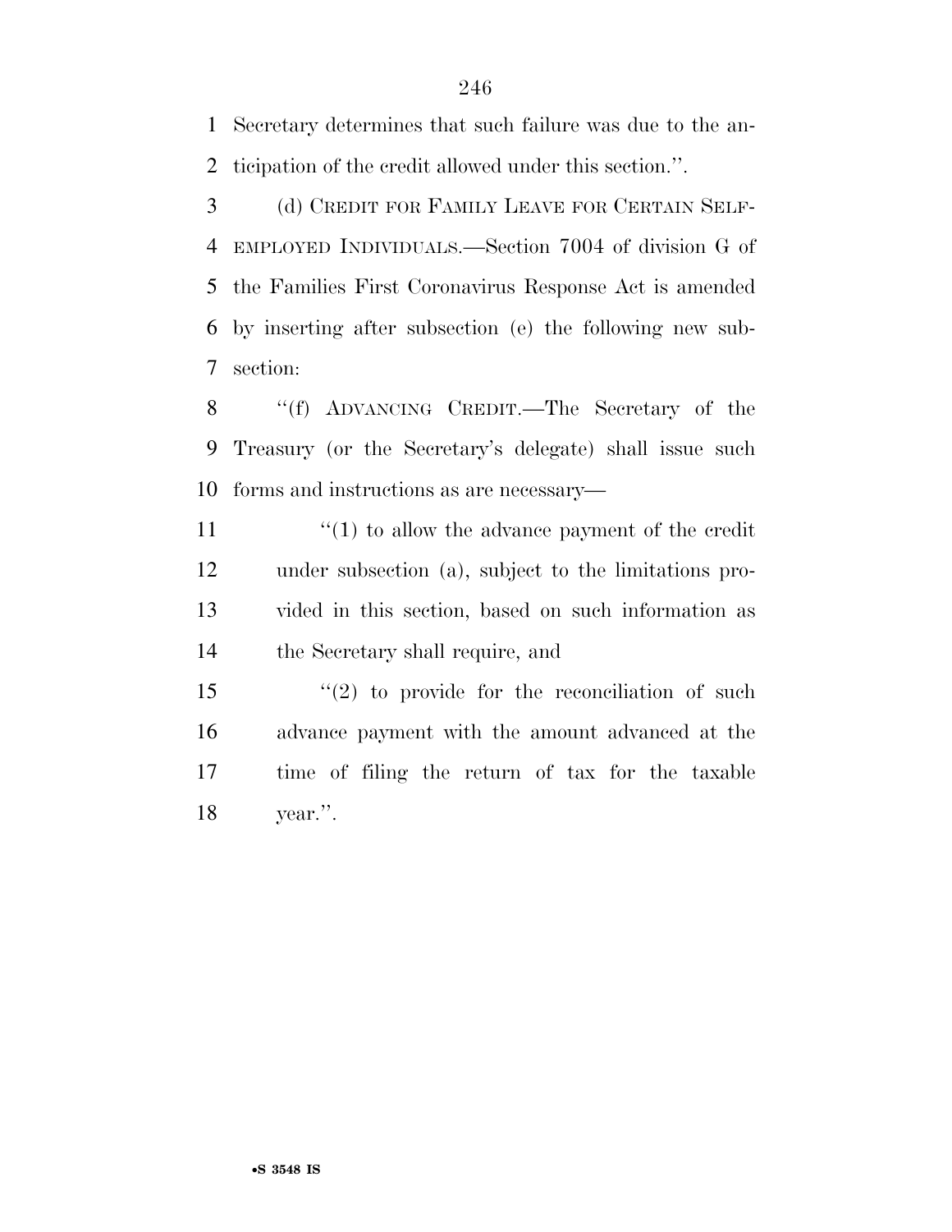Secretary determines that such failure was due to the anticipation of the credit allowed under this section.''.

(d) CREDIT FOR FAMILY LEAVE FOR CERTAIN SELF-EMPLOYED INDIVIDUALS.—Section 7004 of division G of the Families First Coronavirus Response Act is amended by inserting after subsection (e) the following new subsection:

''(f) ADVANCING CREDIT.—The Secretary of the Treasury (or the Secretary's delegate) shall issue such forms and instructions as are necessary—

''(1) to allow the advance payment of the credit under subsection (a), subject to the limitations provided in this section, based on such information as the Secretary shall require, and

''(2) to provide for the reconciliation of such advance payment with the amount advanced at the time of filing the return of tax for the taxable year.''.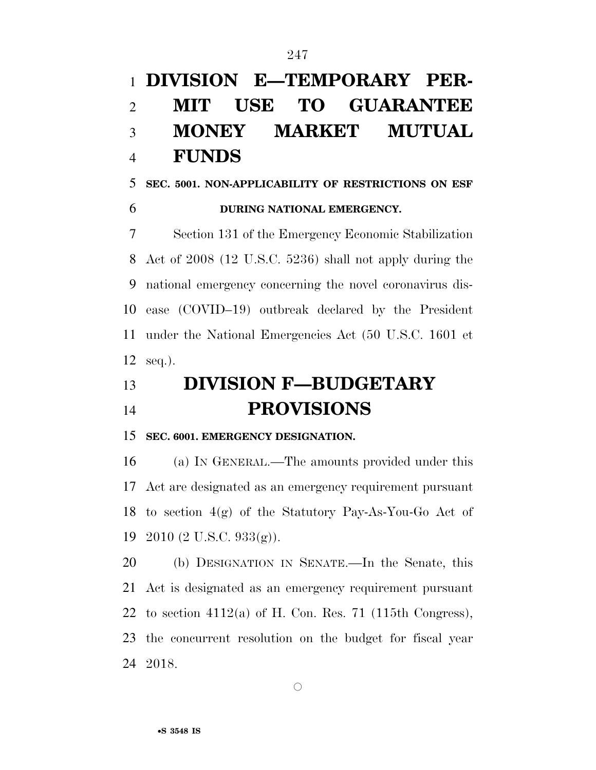# DIVISION E—TEMPORARY PERMIT USE TO GUARANTEE MONEY MARKET MUTUAL FUNDS

### SEC. 5001. NON-APPLICABILITY OF RESTRICTIONS ON ESF DURING NATIONAL EMERGENCY.

Section 131 of the Emergency Economic Stabilization Act of 2008 (12 U.S.C. 5236) shall not apply during the national emergency concerning the novel coronavirus disease (COVID–19) outbreak declared by the President under the National Emergencies Act (50 U.S.C. 1601 et seq.).

# DIVISION F—BUDGETARY PROVISIONS

### SEC. 6001. EMERGENCY DESIGNATION.

(a) IN GENERAL.—The amounts provided under this Act are designated as an emergency requirement pursuant to section 4(g) of the Statutory Pay-As-You-Go Act of 2010 (2 U.S.C. 933(g)).

(b) DESIGNATION IN SENATE.—In the Senate, this Act is designated as an emergency requirement pursuant to section 4112(a) of H. Con. Res. 71 (115th Congress), the concurrent resolution on the budget for fiscal year 2018.

○

•S 3548 IS